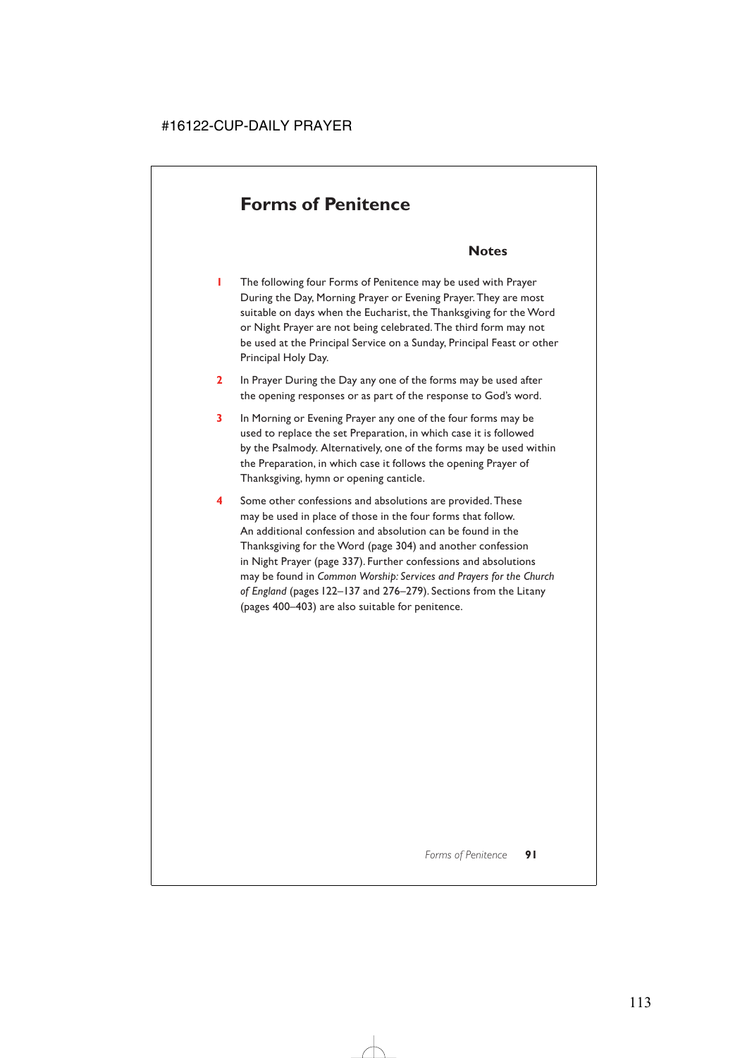# Forms of Penitence

## Notes

1. The following four Forms of Penitence may be used with Prayer During the Day, Morning Prayer or Evening Prayer. They are most suitable on days when the Eucharist, the Thanksgiving for the Word or Night Prayer are not being celebrated. The third form may not be used at the Principal Service on a Sunday, Principal Feast or other Principal Holy Day.

2. In Prayer During the Day any one of the forms may be used after the opening responses or as part of the response to God's word.

3. In Morning or Evening Prayer any one of the four forms may be used to replace the set Preparation, in which case it is followed by the Psalmody. Alternatively, one of the forms may be used within the Preparation, in which case it follows the opening Prayer of Thanksgiving, hymn or opening canticle.

4. Some other confessions and absolutions are provided. These may be used in place of those in the four forms that follow. An additional confession and absolution can be found in the Thanksgiving for the Word (page 304) and another confession in Night Prayer (page 337). Further confessions and absolutions may be found in *Common Worship: Services and Prayers for the Church of England* (pages 122–137 and 276–279). Sections from the Litany (pages 400–403) are also suitable for penitence.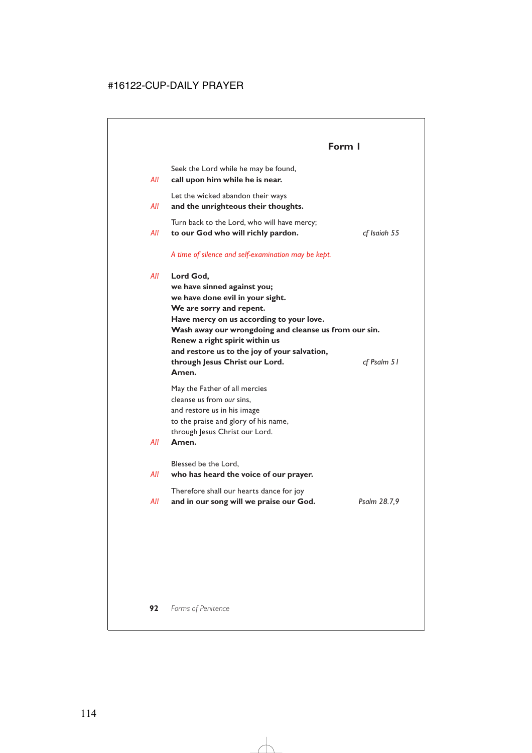## Form 1

Seek the Lord while he may be found,

*All* **call upon him while he is near.**

Let the wicked abandon their ways

*All* **and the unrighteous their thoughts.**

Turn back to the Lord, who will have mercy;

*All* **to our God who will richly pardon.** *cf Isaiah 55*

*A time of silence and self-examination may be kept.*

*All* **Lord God,**
**we have sinned against you;**
**we have done evil in your sight.**
**We are sorry and repent.**
**Have mercy on us according to your love.**
**Wash away our wrongdoing and cleanse us from our sin.**
**Renew a right spirit within us**
**and restore us to the joy of your salvation,**
**through Jesus Christ our Lord.** *cf Psalm 51*
**Amen.**

May the Father of all mercies
cleanse *us* from *our* sins,
and restore *us* in his image
to the praise and glory of his name,
through Jesus Christ our Lord.

*All* **Amen.**

Blessed be the Lord,

*All* **who has heard the voice of our prayer.**

Therefore shall our hearts dance for joy

*All* **and in our song will we praise our God.** *Psalm 28.7,9*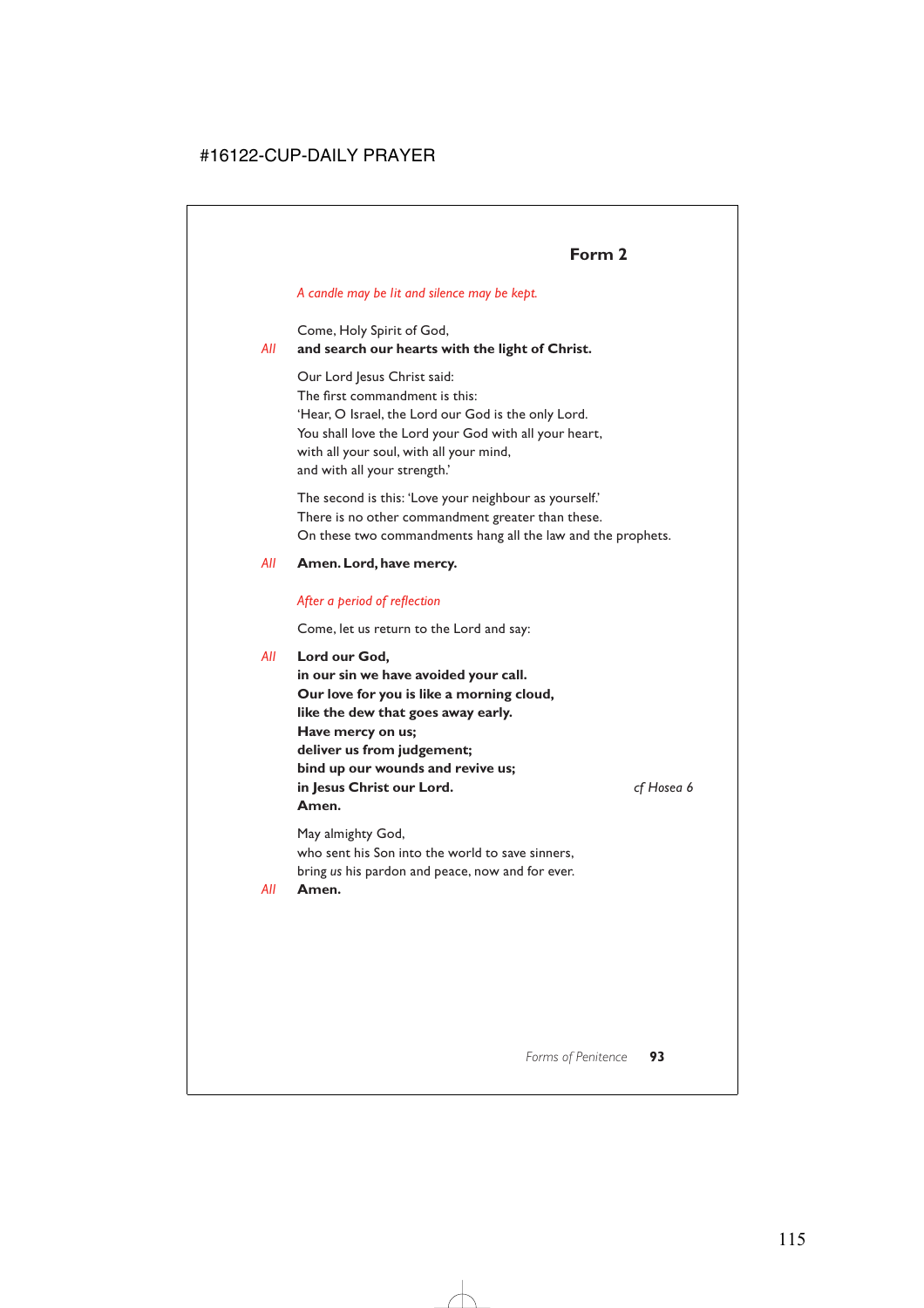## Form 2

*A candle may be lit and silence may be kept.*

Come, Holy Spirit of God,

*All* **and search our hearts with the light of Christ.**

Our Lord Jesus Christ said:
The first commandment is this:
'Hear, O Israel, the Lord our God is the only Lord.
You shall love the Lord your God with all your heart,
with all your soul, with all your mind,
and with all your strength.'

The second is this: 'Love your neighbour as yourself.'
There is no other commandment greater than these.
On these two commandments hang all the law and the prophets.

*All* **Amen. Lord, have mercy.**

*After a period of reflection*

Come, let us return to the Lord and say:

*All* **Lord our God,**
**in our sin we have avoided your call.**
**Our love for you is like a morning cloud,**
**like the dew that goes away early.**
**Have mercy on us;**
**deliver us from judgement;**
**bind up our wounds and revive us;**
**in Jesus Christ our Lord.** *cf Hosea 6*
**Amen.**

May almighty God,
who sent his Son into the world to save sinners,
bring *us* his pardon and peace, now and for ever.

*All* **Amen.**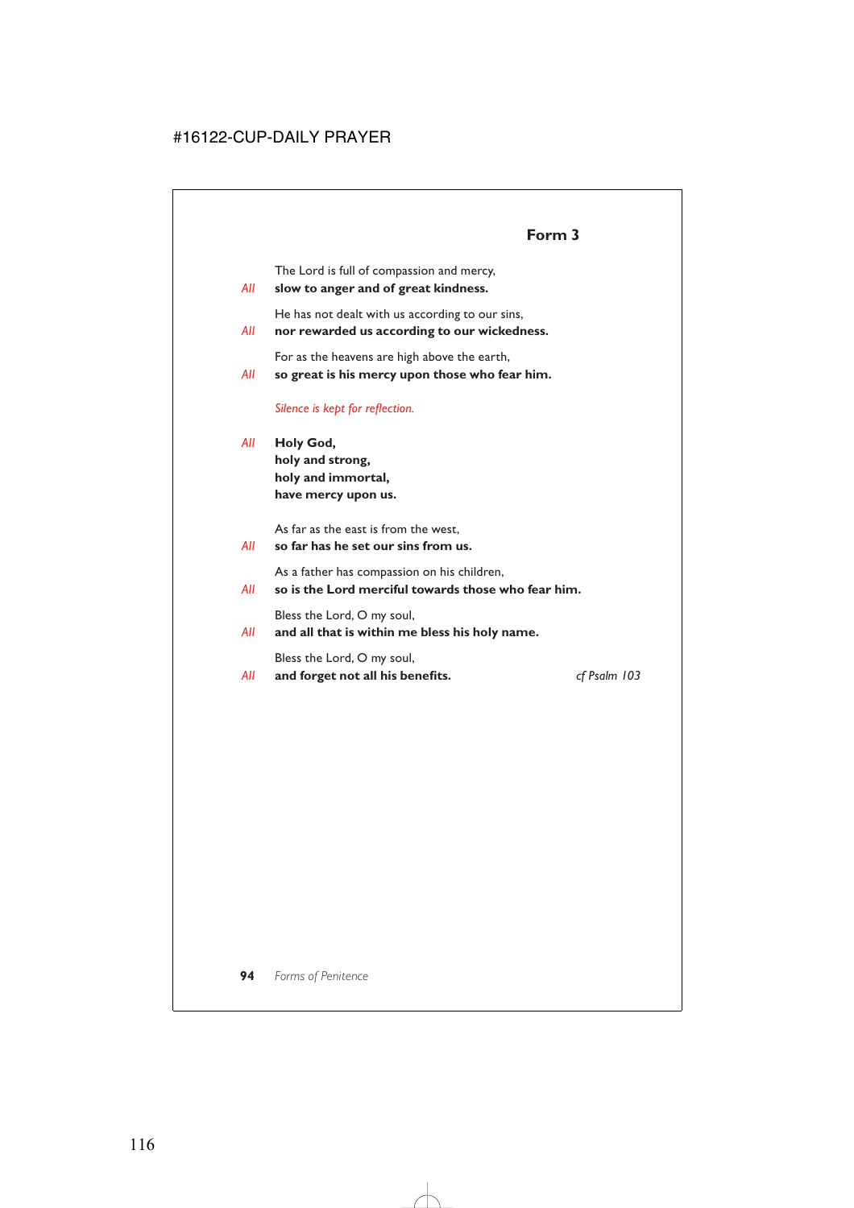## Form 3

The Lord is full of compassion and mercy,
*All* **slow to anger and of great kindness.**

He has not dealt with us according to our sins,
*All* **nor rewarded us according to our wickedness.**

For as the heavens are high above the earth,
*All* **so great is his mercy upon those who fear him.**

*Silence is kept for reflection.*

*All* **Holy God,**
**holy and strong,**
**holy and immortal,**
**have mercy upon us.**

As far as the east is from the west,
*All* **so far has he set our sins from us.**

As a father has compassion on his children,
*All* **so is the Lord merciful towards those who fear him.**

Bless the Lord, O my soul,
*All* **and all that is within me bless his holy name.**

Bless the Lord, O my soul,
*All* **and forget not all his benefits.**

*cf Psalm 103*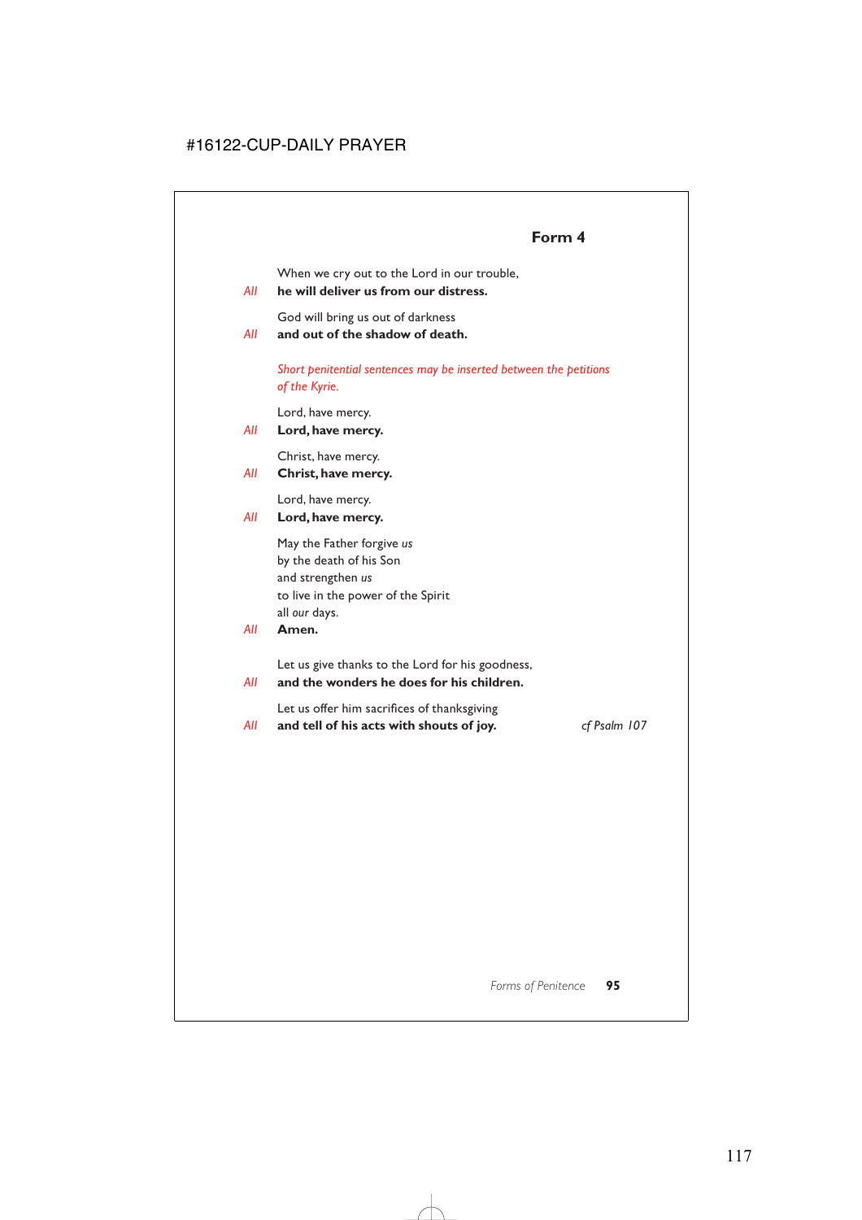## Form 4

When we cry out to the Lord in our trouble,

*All* **he will deliver us from our distress.**

God will bring us out of darkness

*All* **and out of the shadow of death.**

*Short penitential sentences may be inserted between the petitions of the Kyrie.*

Lord, have mercy.

*All* **Lord, have mercy.**

Christ, have mercy.

*All* **Christ, have mercy.**

Lord, have mercy.

*All* **Lord, have mercy.**

May the Father forgive *us*
by the death of his Son
and strengthen *us*
to live in the power of the Spirit
all *our* days.

*All* **Amen.**

Let us give thanks to the Lord for his goodness,

*All* **and the wonders he does for his children.**

Let us offer him sacrifices of thanksgiving

*All* **and tell of his acts with shouts of joy.** *cf Psalm 107*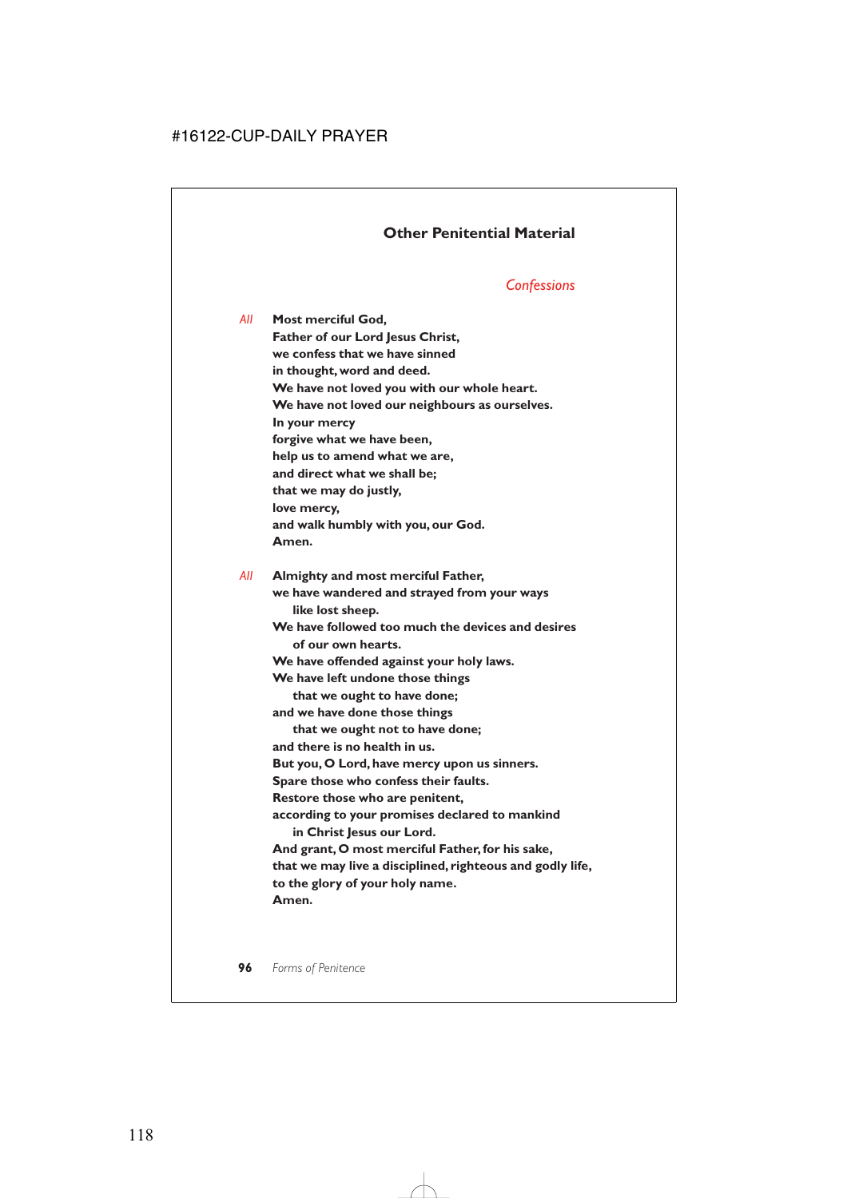## Other Penitential Material

### *Confessions*

*All* **Most merciful God,**
**Father of our Lord Jesus Christ,**
**we confess that we have sinned**
**in thought, word and deed.**
**We have not loved you with our whole heart.**
**We have not loved our neighbours as ourselves.**
**In your mercy**
**forgive what we have been,**
**help us to amend what we are,**
**and direct what we shall be;**
**that we may do justly,**
**love mercy,**
**and walk humbly with you, our God.**
**Amen.**

*All* **Almighty and most merciful Father,**
**we have wandered and strayed from your ways**
    **like lost sheep.**
**We have followed too much the devices and desires**
    **of our own hearts.**
**We have offended against your holy laws.**
**We have left undone those things**
    **that we ought to have done;**
**and we have done those things**
    **that we ought not to have done;**
**and there is no health in us.**
**But you, O Lord, have mercy upon us sinners.**
**Spare those who confess their faults.**
**Restore those who are penitent,**
**according to your promises declared to mankind**
    **in Christ Jesus our Lord.**
**And grant, O most merciful Father, for his sake,**
**that we may live a disciplined, righteous and godly life,**
**to the glory of your holy name.**
**Amen.**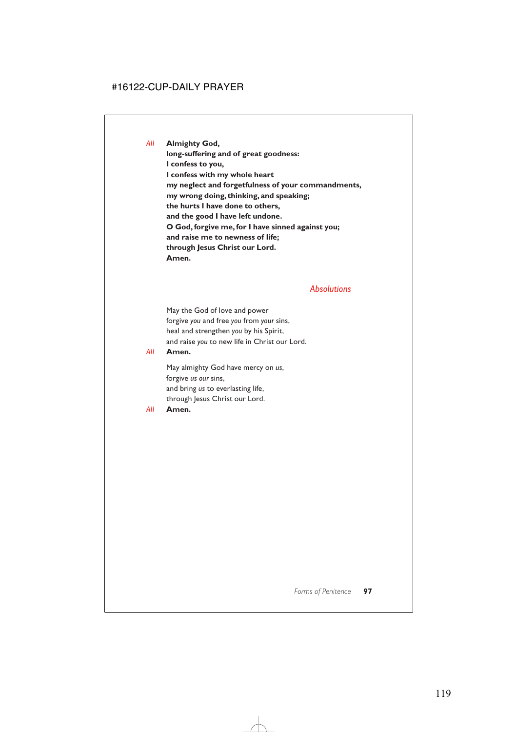*All* **Almighty God,**
**long-suffering and of great goodness:**
**I confess to you,**
**I confess with my whole heart**
**my neglect and forgetfulness of your commandments,**
**my wrong doing, thinking, and speaking;**
**the hurts I have done to others,**
**and the good I have left undone.**
**O God, forgive me, for I have sinned against you;**
**and raise me to newness of life;**
**through Jesus Christ our Lord.**
**Amen.**

## *Absolutions*

May the God of love and power
forgive *you* and free *you* from *your* sins,
heal and strengthen *you* by his Spirit,
and raise *you* to new life in Christ our Lord.

*All* **Amen.**

May almighty God have mercy on *us*,
forgive *us our* sins,
and bring *us* to everlasting life,
through Jesus Christ our Lord.

*All* **Amen.**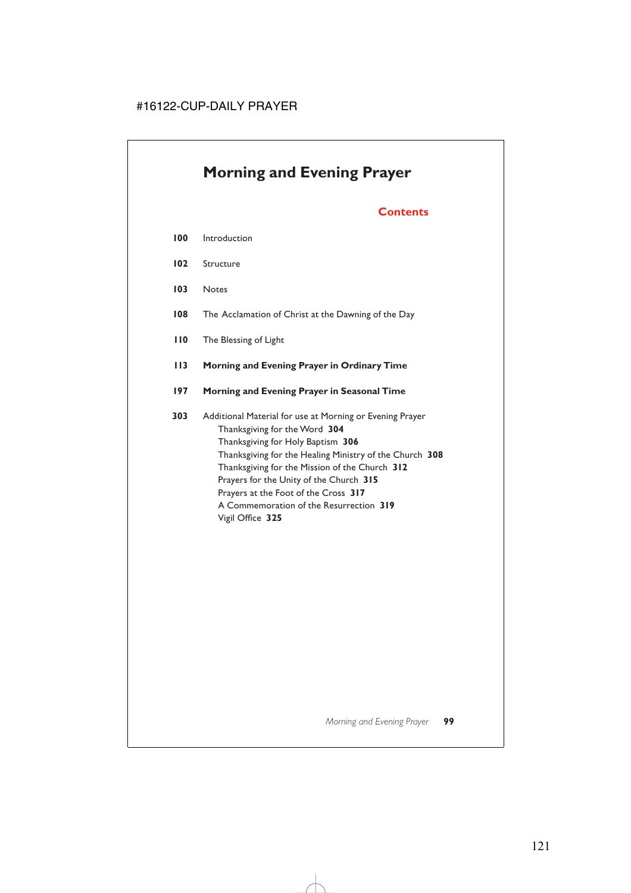# Morning and Evening Prayer

## Contents

**100** Introduction

**102** Structure

**103** Notes

**108** The Acclamation of Christ at the Dawning of the Day

**110** The Blessing of Light

**113** **Morning and Evening Prayer in Ordinary Time**

**197** **Morning and Evening Prayer in Seasonal Time**

**303** Additional Material for use at Morning or Evening Prayer
- Thanksgiving for the Word **304**
- Thanksgiving for Holy Baptism **306**
- Thanksgiving for the Healing Ministry of the Church **308**
- Thanksgiving for the Mission of the Church **312**
- Prayers for the Unity of the Church **315**
- Prayers at the Foot of the Cross **317**
- A Commemoration of the Resurrection **319**
- Vigil Office **325**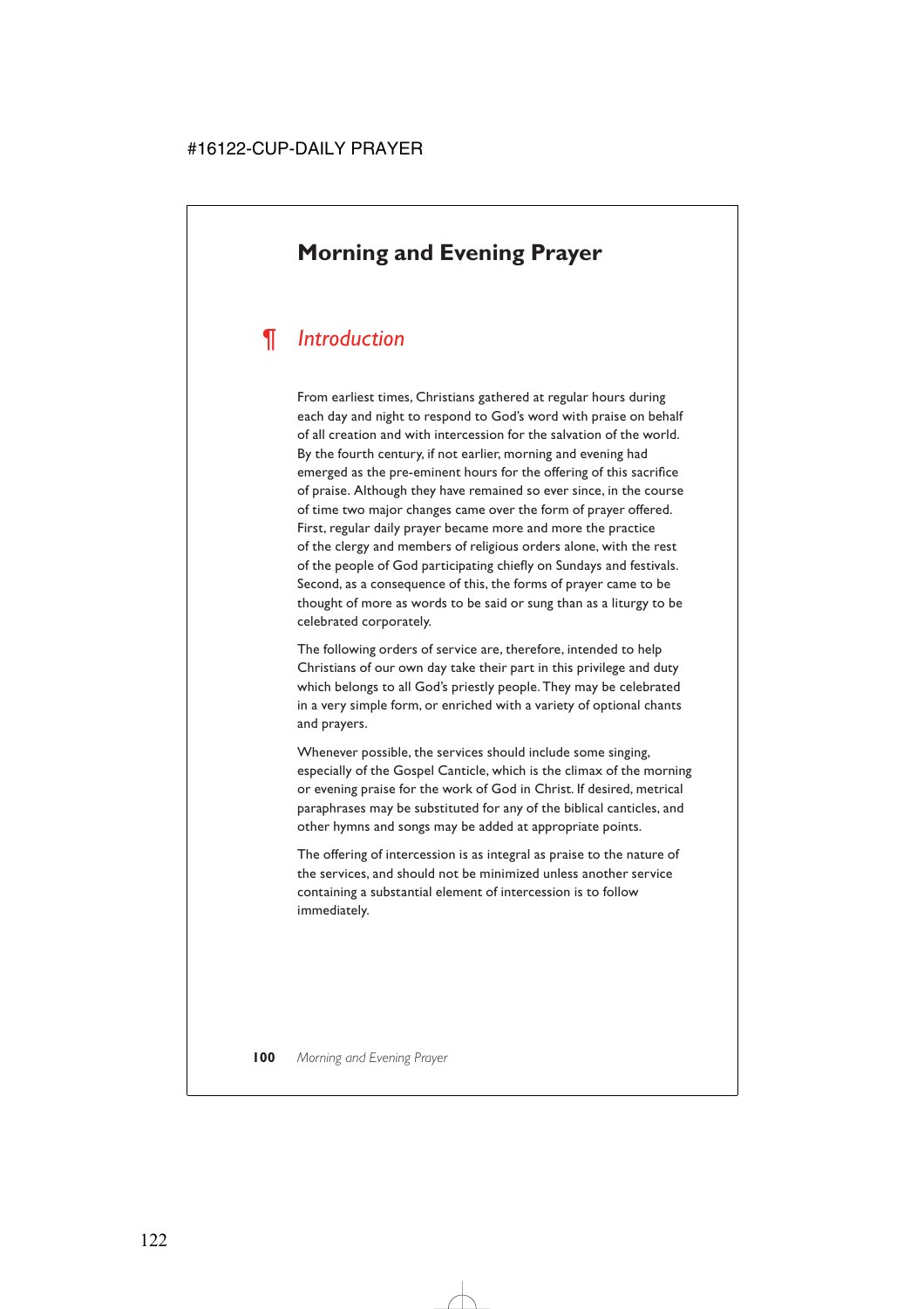# Morning and Evening Prayer

## ¶ *Introduction*

From earliest times, Christians gathered at regular hours during each day and night to respond to God's word with praise on behalf of all creation and with intercession for the salvation of the world. By the fourth century, if not earlier, morning and evening had emerged as the pre-eminent hours for the offering of this sacrifice of praise. Although they have remained so ever since, in the course of time two major changes came over the form of prayer offered. First, regular daily prayer became more and more the practice of the clergy and members of religious orders alone, with the rest of the people of God participating chiefly on Sundays and festivals. Second, as a consequence of this, the forms of prayer came to be thought of more as words to be said or sung than as a liturgy to be celebrated corporately.

The following orders of service are, therefore, intended to help Christians of our own day take their part in this privilege and duty which belongs to all God's priestly people. They may be celebrated in a very simple form, or enriched with a variety of optional chants and prayers.

Whenever possible, the services should include some singing, especially of the Gospel Canticle, which is the climax of the morning or evening praise for the work of God in Christ. If desired, metrical paraphrases may be substituted for any of the biblical canticles, and other hymns and songs may be added at appropriate points.

The offering of intercession is as integral as praise to the nature of the services, and should not be minimized unless another service containing a substantial element of intercession is to follow immediately.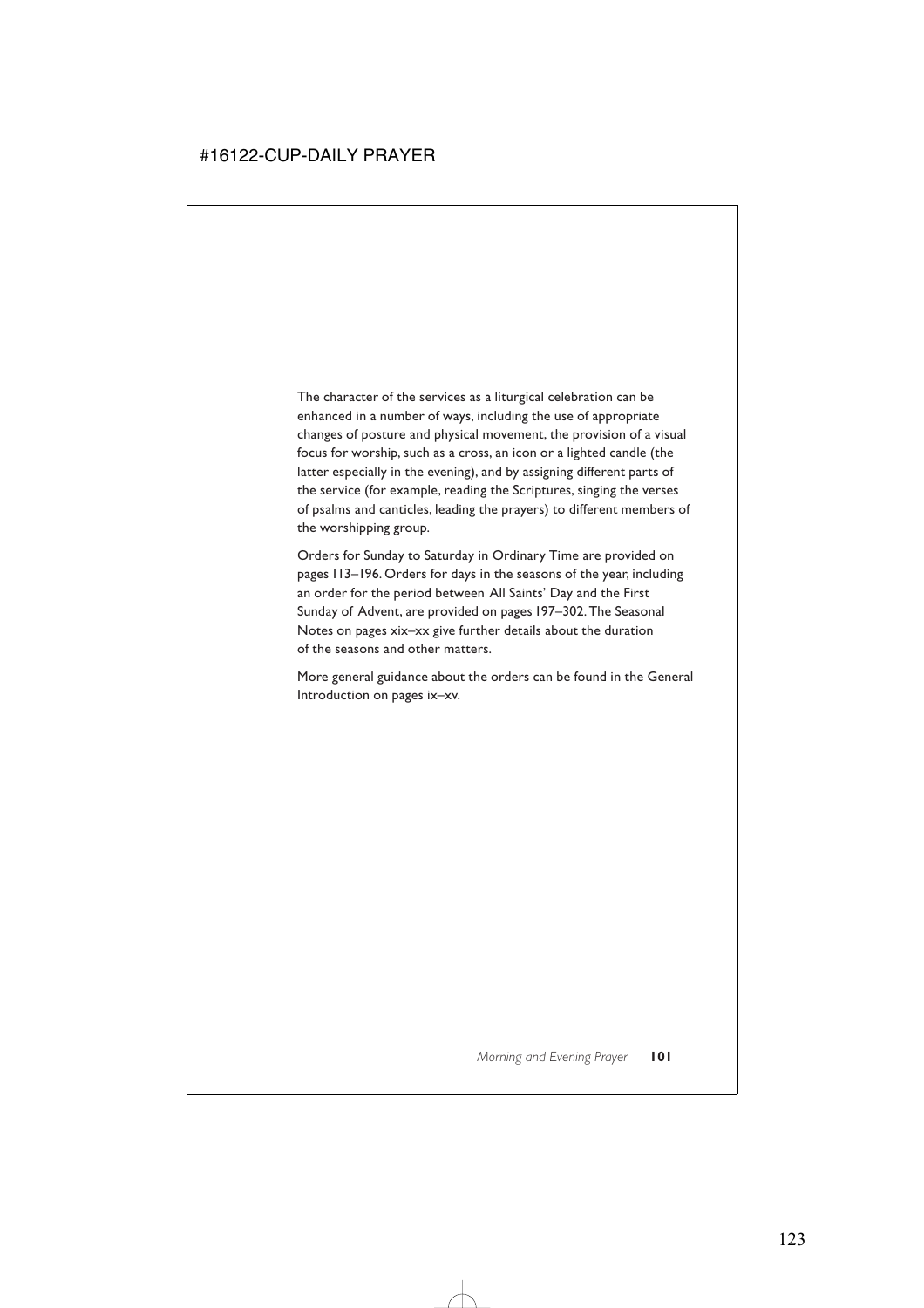The character of the services as a liturgical celebration can be enhanced in a number of ways, including the use of appropriate changes of posture and physical movement, the provision of a visual focus for worship, such as a cross, an icon or a lighted candle (the latter especially in the evening), and by assigning different parts of the service (for example, reading the Scriptures, singing the verses of psalms and canticles, leading the prayers) to different members of the worshipping group.

Orders for Sunday to Saturday in Ordinary Time are provided on pages 113–196. Orders for days in the seasons of the year, including an order for the period between All Saints' Day and the First Sunday of Advent, are provided on pages 197–302. The Seasonal Notes on pages xix–xx give further details about the duration of the seasons and other matters.

More general guidance about the orders can be found in the General Introduction on pages ix–xv.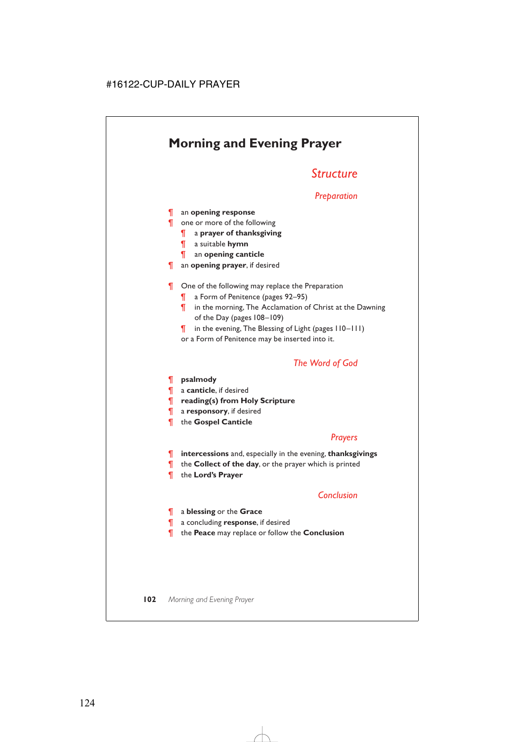# Morning and Evening Prayer

## *Structure*

### *Preparation*

¶ an **opening response**
¶ one or more of the following
  ¶ a **prayer of thanksgiving**
  ¶ a suitable **hymn**
  ¶ an **opening canticle**
¶ an **opening prayer**, if desired

¶ One of the following may replace the Preparation
  ¶ a Form of Penitence (pages 92–95)
  ¶ in the morning, The Acclamation of Christ at the Dawning of the Day (pages 108–109)
  ¶ in the evening, The Blessing of Light (pages 110–111)
  or a Form of Penitence may be inserted into it.

### *The Word of God*

¶ **psalmody**
¶ a **canticle**, if desired
¶ **reading(s) from Holy Scripture**
¶ a **responsory**, if desired
¶ the **Gospel Canticle**

### *Prayers*

¶ **intercessions** and, especially in the evening, **thanksgivings**
¶ the **Collect of the day**, or the prayer which is printed
¶ the **Lord's Prayer**

### *Conclusion*

¶ a **blessing** or the **Grace**
¶ a concluding **response**, if desired
¶ the **Peace** may replace or follow the **Conclusion**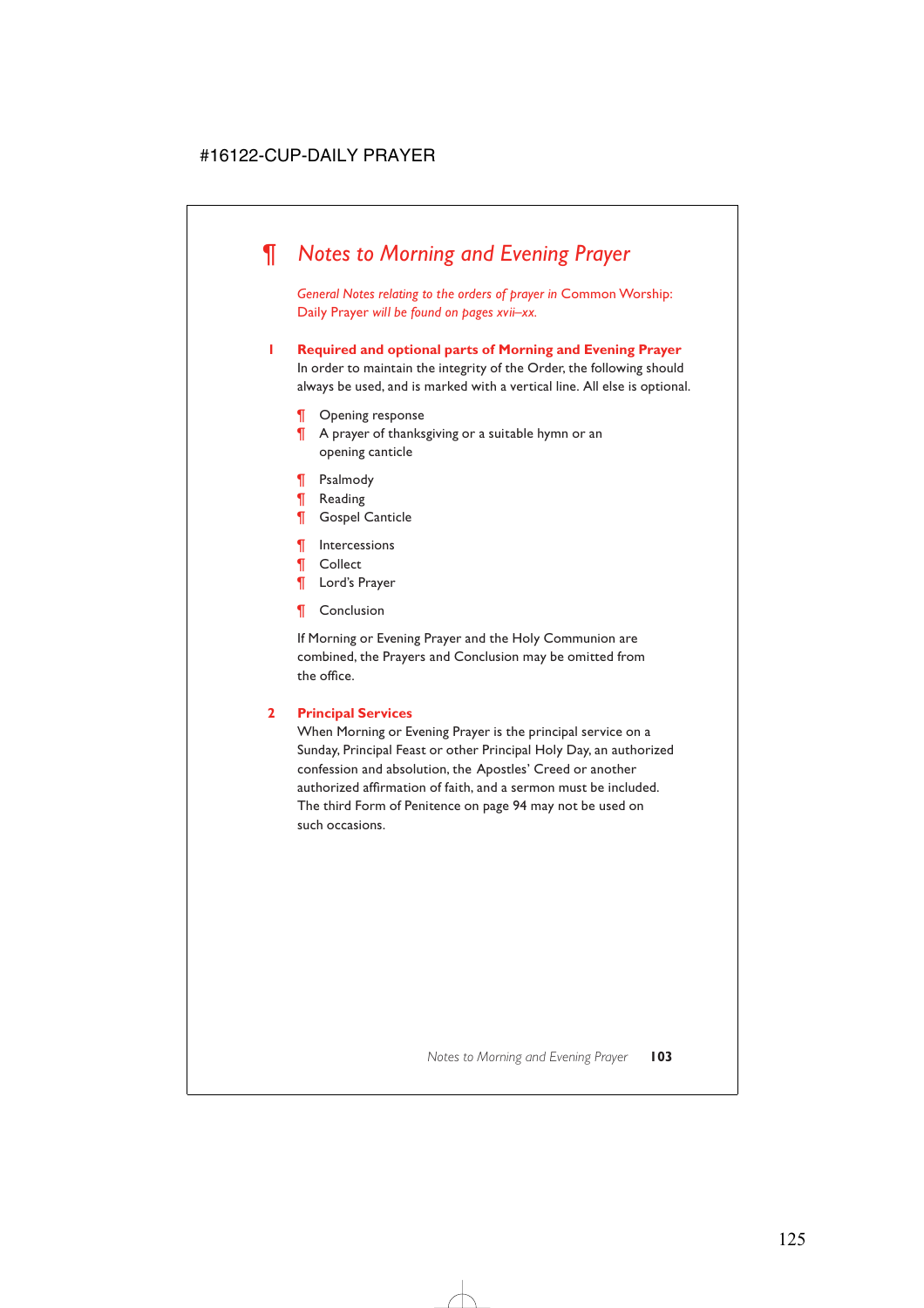# ¶ *Notes to Morning and Evening Prayer*

*General Notes relating to the orders of prayer in* Common Worship: Daily Prayer *will be found on pages xvii–xx.*

## 1 Required and optional parts of Morning and Evening Prayer

In order to maintain the integrity of the Order, the following should always be used, and is marked with a vertical line. All else is optional.

¶ Opening response
¶ A prayer of thanksgiving or a suitable hymn or an opening canticle

¶ Psalmody
¶ Reading
¶ Gospel Canticle

¶ Intercessions
¶ Collect
¶ Lord's Prayer

¶ Conclusion

If Morning or Evening Prayer and the Holy Communion are combined, the Prayers and Conclusion may be omitted from the office.

## 2 Principal Services

When Morning or Evening Prayer is the principal service on a Sunday, Principal Feast or other Principal Holy Day, an authorized confession and absolution, the Apostles' Creed or another authorized affirmation of faith, and a sermon must be included. The third Form of Penitence on page 94 may not be used on such occasions.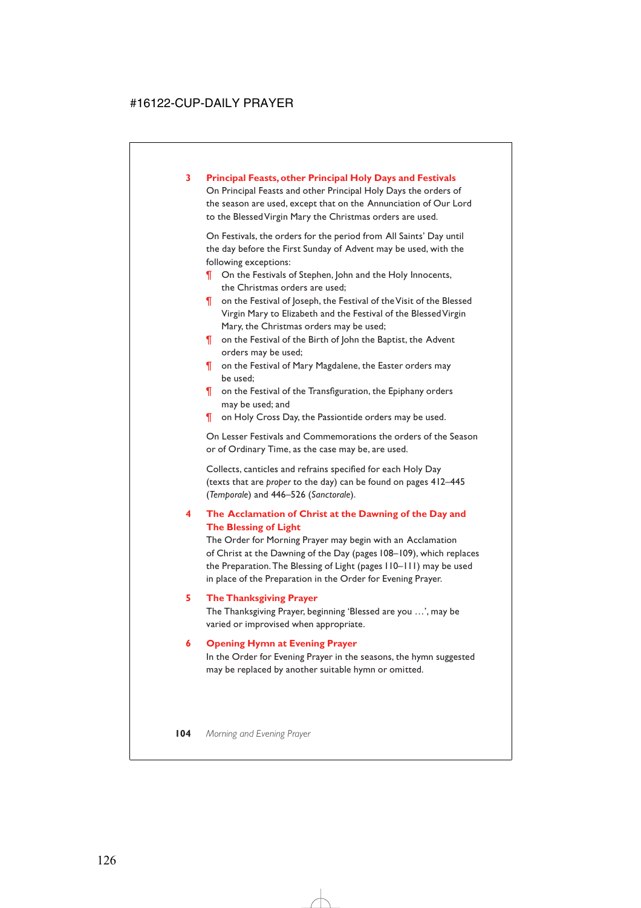## 3 Principal Feasts, other Principal Holy Days and Festivals

On Principal Feasts and other Principal Holy Days the orders of the season are used, except that on the Annunciation of Our Lord to the Blessed Virgin Mary the Christmas orders are used.

On Festivals, the orders for the period from All Saints' Day until the day before the First Sunday of Advent may be used, with the following exceptions:

¶ On the Festivals of Stephen, John and the Holy Innocents, the Christmas orders are used;

¶ on the Festival of Joseph, the Festival of the Visit of the Blessed Virgin Mary to Elizabeth and the Festival of the Blessed Virgin Mary, the Christmas orders may be used;

¶ on the Festival of the Birth of John the Baptist, the Advent orders may be used;

¶ on the Festival of Mary Magdalene, the Easter orders may be used;

¶ on the Festival of the Transfiguration, the Epiphany orders may be used; and

¶ on Holy Cross Day, the Passiontide orders may be used.

On Lesser Festivals and Commemorations the orders of the Season or of Ordinary Time, as the case may be, are used.

Collects, canticles and refrains specified for each Holy Day (texts that are *proper* to the day) can be found on pages 412–445 (*Temporale*) and 446–526 (*Sanctorale*).

## 4 The Acclamation of Christ at the Dawning of the Day and The Blessing of Light

The Order for Morning Prayer may begin with an Acclamation of Christ at the Dawning of the Day (pages 108–109), which replaces the Preparation. The Blessing of Light (pages 110–111) may be used in place of the Preparation in the Order for Evening Prayer.

## 5 The Thanksgiving Prayer

The Thanksgiving Prayer, beginning 'Blessed are you …', may be varied or improvised when appropriate.

## 6 Opening Hymn at Evening Prayer

In the Order for Evening Prayer in the seasons, the hymn suggested may be replaced by another suitable hymn or omitted.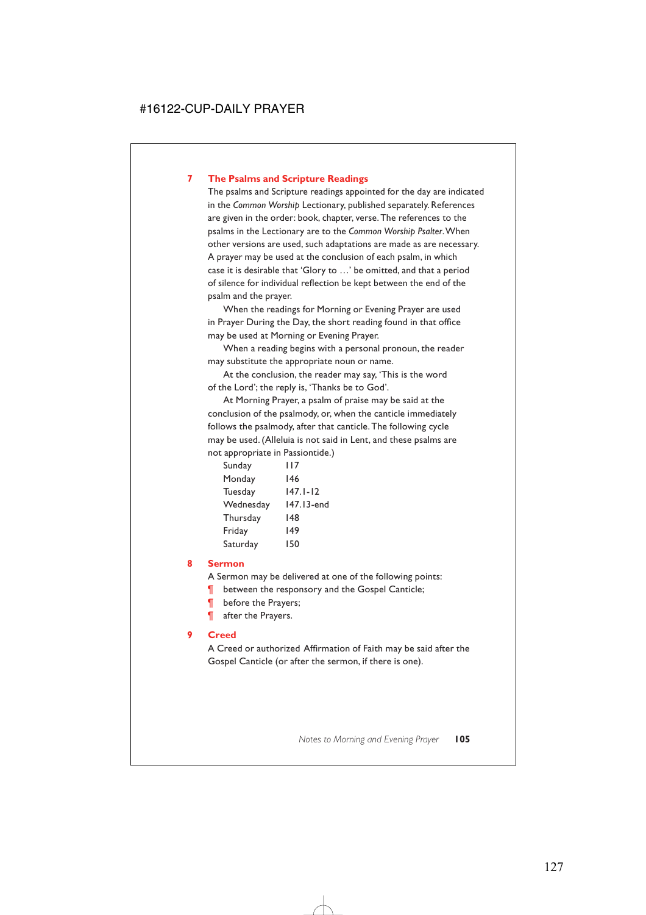## 7 The Psalms and Scripture Readings

The psalms and Scripture readings appointed for the day are indicated in the *Common Worship* Lectionary, published separately. References are given in the order: book, chapter, verse. The references to the psalms in the Lectionary are to the *Common Worship Psalter*. When other versions are used, such adaptations are made as are necessary. A prayer may be used at the conclusion of each psalm, in which case it is desirable that 'Glory to …' be omitted, and that a period of silence for individual reflection be kept between the end of the psalm and the prayer.

When the readings for Morning or Evening Prayer are used in Prayer During the Day, the short reading found in that office may be used at Morning or Evening Prayer.

When a reading begins with a personal pronoun, the reader may substitute the appropriate noun or name.

At the conclusion, the reader may say, 'This is the word of the Lord'; the reply is, 'Thanks be to God'.

At Morning Prayer, a psalm of praise may be said at the conclusion of the psalmody, or, when the canticle immediately follows the psalmody, after that canticle. The following cycle may be used. (Alleluia is not said in Lent, and these psalms are not appropriate in Passiontide.)

| | |
|---|---|
| Sunday | 117 |
| Monday | 146 |
| Tuesday | 147.1-12 |
| Wednesday | 147.13-end |
| Thursday | 148 |
| Friday | 149 |
| Saturday | 150 |

## 8 Sermon

A Sermon may be delivered at one of the following points:

¶ between the responsory and the Gospel Canticle;
¶ before the Prayers;
¶ after the Prayers.

## 9 Creed

A Creed or authorized Affirmation of Faith may be said after the Gospel Canticle (or after the sermon, if there is one).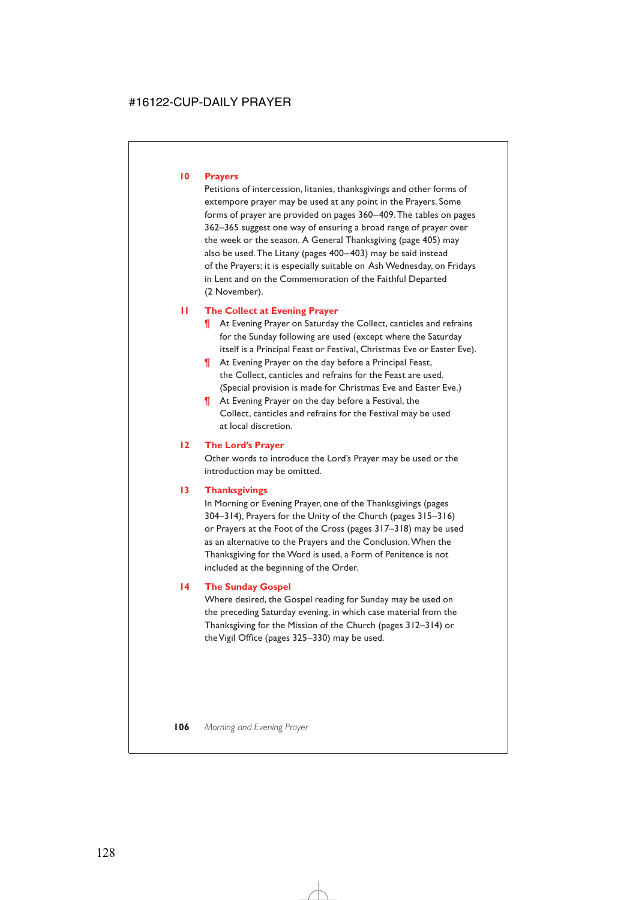### 10 Prayers

Petitions of intercession, litanies, thanksgivings and other forms of extempore prayer may be used at any point in the Prayers. Some forms of prayer are provided on pages 360–409. The tables on pages 362–365 suggest one way of ensuring a broad range of prayer over the week or the season. A General Thanksgiving (page 405) may also be used. The Litany (pages 400–403) may be said instead of the Prayers; it is especially suitable on Ash Wednesday, on Fridays in Lent and on the Commemoration of the Faithful Departed (2 November).

### 11 The Collect at Evening Prayer

¶ At Evening Prayer on Saturday the Collect, canticles and refrains for the Sunday following are used (except where the Saturday itself is a Principal Feast or Festival, Christmas Eve or Easter Eve).

¶ At Evening Prayer on the day before a Principal Feast, the Collect, canticles and refrains for the Feast are used. (Special provision is made for Christmas Eve and Easter Eve.)

¶ At Evening Prayer on the day before a Festival, the Collect, canticles and refrains for the Festival may be used at local discretion.

### 12 The Lord's Prayer

Other words to introduce the Lord's Prayer may be used or the introduction may be omitted.

### 13 Thanksgivings

In Morning or Evening Prayer, one of the Thanksgivings (pages 304–314), Prayers for the Unity of the Church (pages 315–316) or Prayers at the Foot of the Cross (pages 317–318) may be used as an alternative to the Prayers and the Conclusion. When the Thanksgiving for the Word is used, a Form of Penitence is not included at the beginning of the Order.

### 14 The Sunday Gospel

Where desired, the Gospel reading for Sunday may be used on the preceding Saturday evening, in which case material from the Thanksgiving for the Mission of the Church (pages 312–314) or the Vigil Office (pages 325–330) may be used.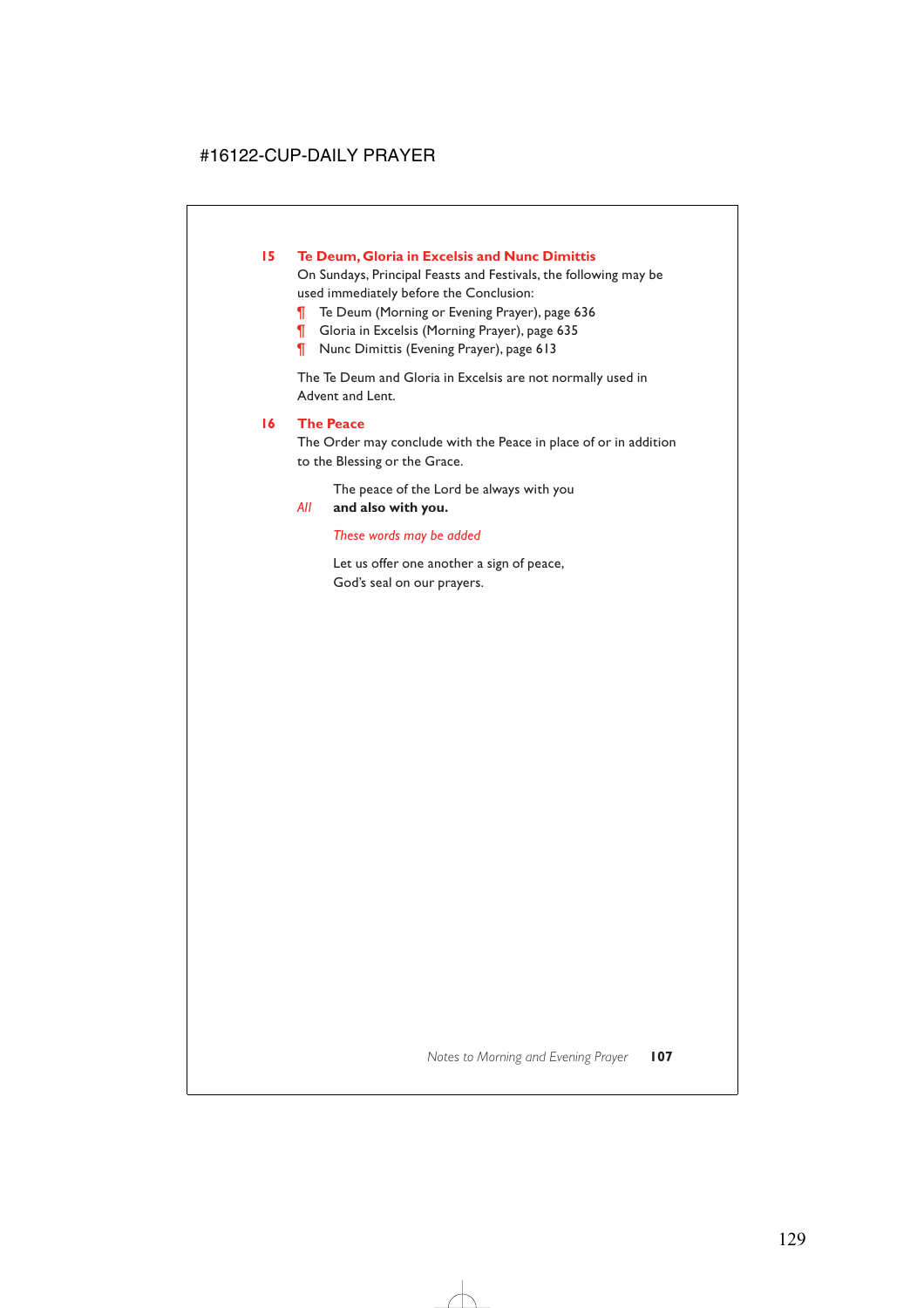## 15 Te Deum, Gloria in Excelsis and Nunc Dimittis

On Sundays, Principal Feasts and Festivals, the following may be used immediately before the Conclusion:

¶ Te Deum (Morning or Evening Prayer), page 636
¶ Gloria in Excelsis (Morning Prayer), page 635
¶ Nunc Dimittis (Evening Prayer), page 613

The Te Deum and Gloria in Excelsis are not normally used in Advent and Lent.

## 16 The Peace

The Order may conclude with the Peace in place of or in addition to the Blessing or the Grace.

The peace of the Lord be always with you
*All* **and also with you.**

*These words may be added*

Let us offer one another a sign of peace,
God's seal on our prayers.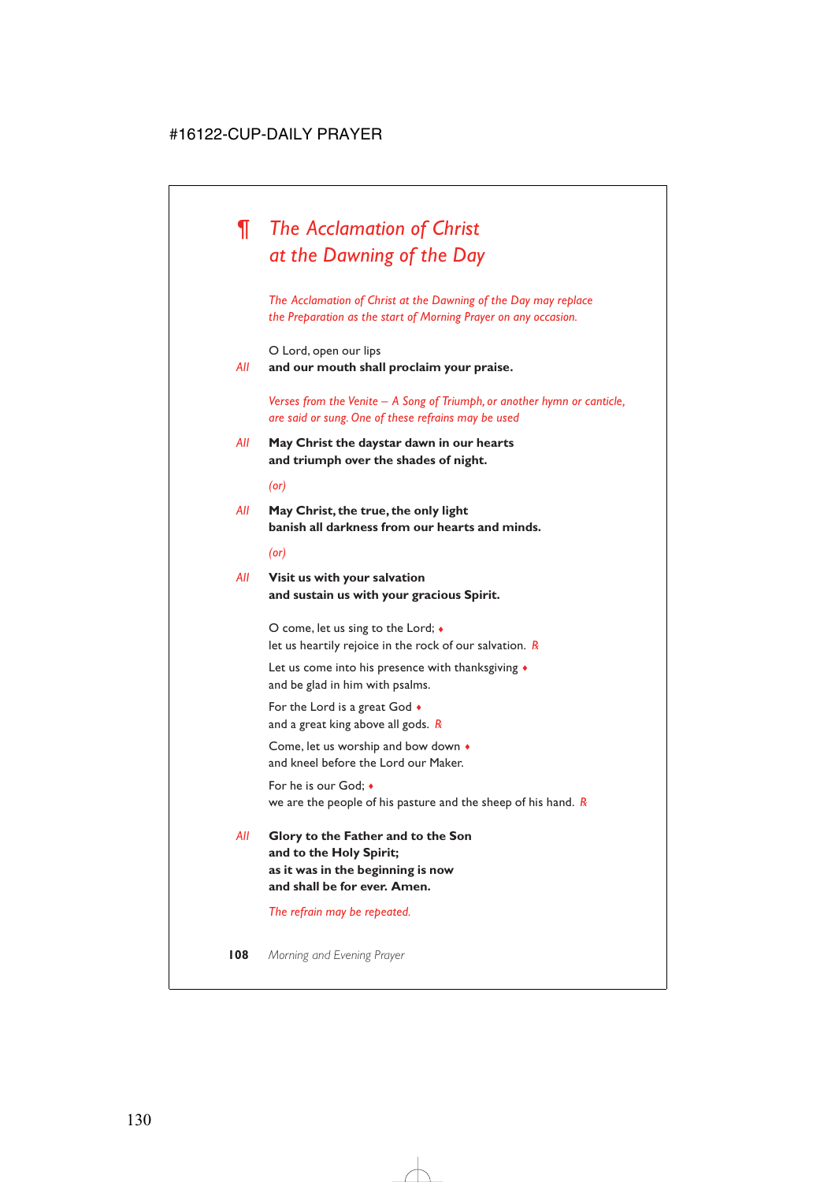## ¶ *The Acclamation of Christ at the Dawning of the Day*

*The Acclamation of Christ at the Dawning of the Day may replace the Preparation as the start of Morning Prayer on any occasion.*

O Lord, open our lips

*All* **and our mouth shall proclaim your praise.**

*Verses from the Venite – A Song of Triumph, or another hymn or canticle, are said or sung. One of these refrains may be used*

*All* **May Christ the daystar dawn in our hearts
and triumph over the shades of night.**

*(or)*

*All* **May Christ, the true, the only light
banish all darkness from our hearts and minds.**

*(or)*

*All* **Visit us with your salvation
and sustain us with your gracious Spirit.**

O come, let us sing to the Lord; ♦
let us heartily rejoice in the rock of our salvation. *R*

Let us come into his presence with thanksgiving ♦
and be glad in him with psalms.

For the Lord is a great God ♦
and a great king above all gods. *R*

Come, let us worship and bow down ♦
and kneel before the Lord our Maker.

For he is our God; ♦
we are the people of his pasture and the sheep of his hand. *R*

*All* **Glory to the Father and to the Son
and to the Holy Spirit;
as it was in the beginning is now
and shall be for ever. Amen.**

*The refrain may be repeated.*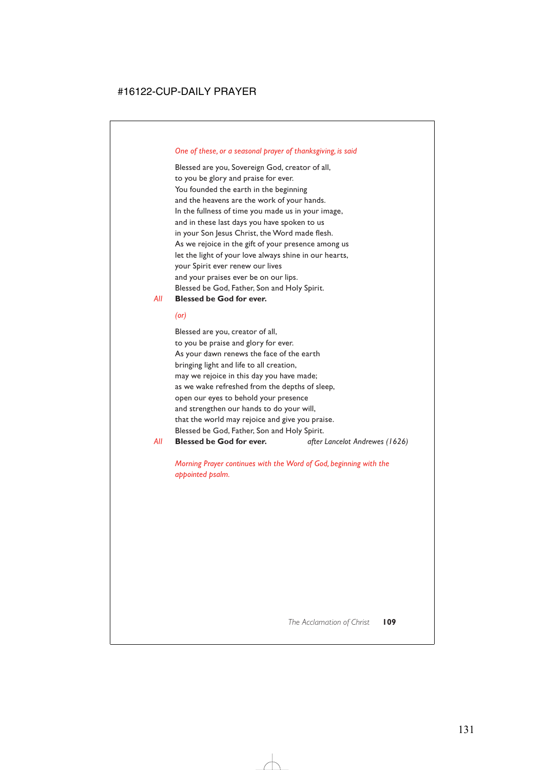*One of these, or a seasonal prayer of thanksgiving, is said*

Blessed are you, Sovereign God, creator of all,
to you be glory and praise for ever.
You founded the earth in the beginning
and the heavens are the work of your hands.
In the fullness of time you made us in your image,
and in these last days you have spoken to us
in your Son Jesus Christ, the Word made flesh.
As we rejoice in the gift of your presence among us
let the light of your love always shine in our hearts,
your Spirit ever renew our lives
and your praises ever be on our lips.
Blessed be God, Father, Son and Holy Spirit.

*All* **Blessed be God for ever.**

*(or)*

Blessed are you, creator of all,
to you be praise and glory for ever.
As your dawn renews the face of the earth
bringing light and life to all creation,
may we rejoice in this day you have made;
as we wake refreshed from the depths of sleep,
open our eyes to behold your presence
and strengthen our hands to do your will,
that the world may rejoice and give you praise.
Blessed be God, Father, Son and Holy Spirit.

*All* **Blessed be God for ever.** *after Lancelot Andrewes (1626)*

*Morning Prayer continues with the Word of God, beginning with the appointed psalm.*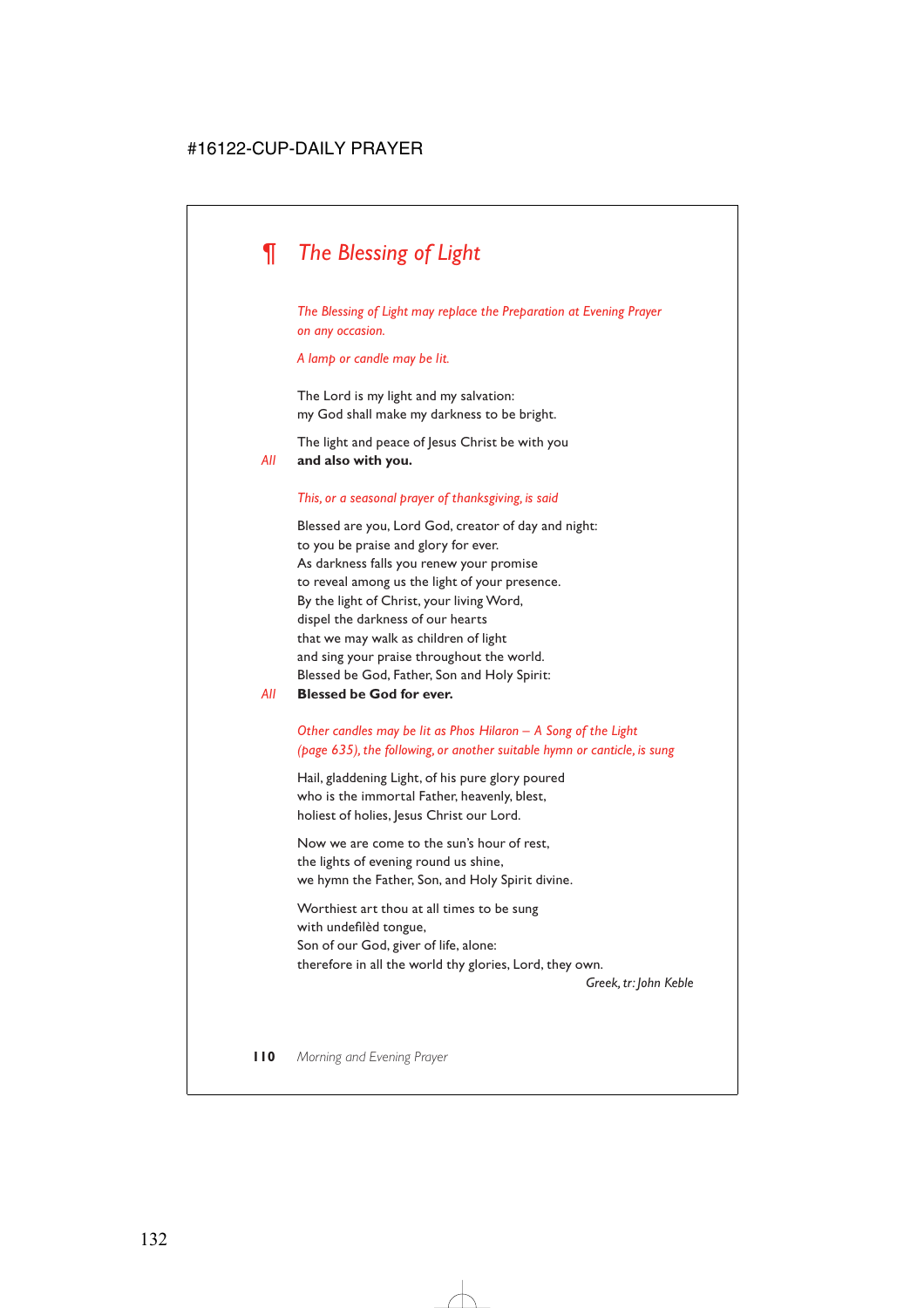## ¶ *The Blessing of Light*

*The Blessing of Light may replace the Preparation at Evening Prayer on any occasion.*

*A lamp or candle may be lit.*

The Lord is my light and my salvation:
my God shall make my darkness to be bright.

The light and peace of Jesus Christ be with you

*All* **and also with you.**

*This, or a seasonal prayer of thanksgiving, is said*

Blessed are you, Lord God, creator of day and night:
to you be praise and glory for ever.
As darkness falls you renew your promise
to reveal among us the light of your presence.
By the light of Christ, your living Word,
dispel the darkness of our hearts
that we may walk as children of light
and sing your praise throughout the world.
Blessed be God, Father, Son and Holy Spirit:

*All* **Blessed be God for ever.**

*Other candles may be lit as Phos Hilaron – A Song of the Light (page 635), the following, or another suitable hymn or canticle, is sung*

Hail, gladdening Light, of his pure glory poured
who is the immortal Father, heavenly, blest,
holiest of holies, Jesus Christ our Lord.

Now we are come to the sun's hour of rest,
the lights of evening round us shine,
we hymn the Father, Son, and Holy Spirit divine.

Worthiest art thou at all times to be sung
with undefilèd tongue,
Son of our God, giver of life, alone:
therefore in all the world thy glories, Lord, they own.

*Greek, tr: John Keble*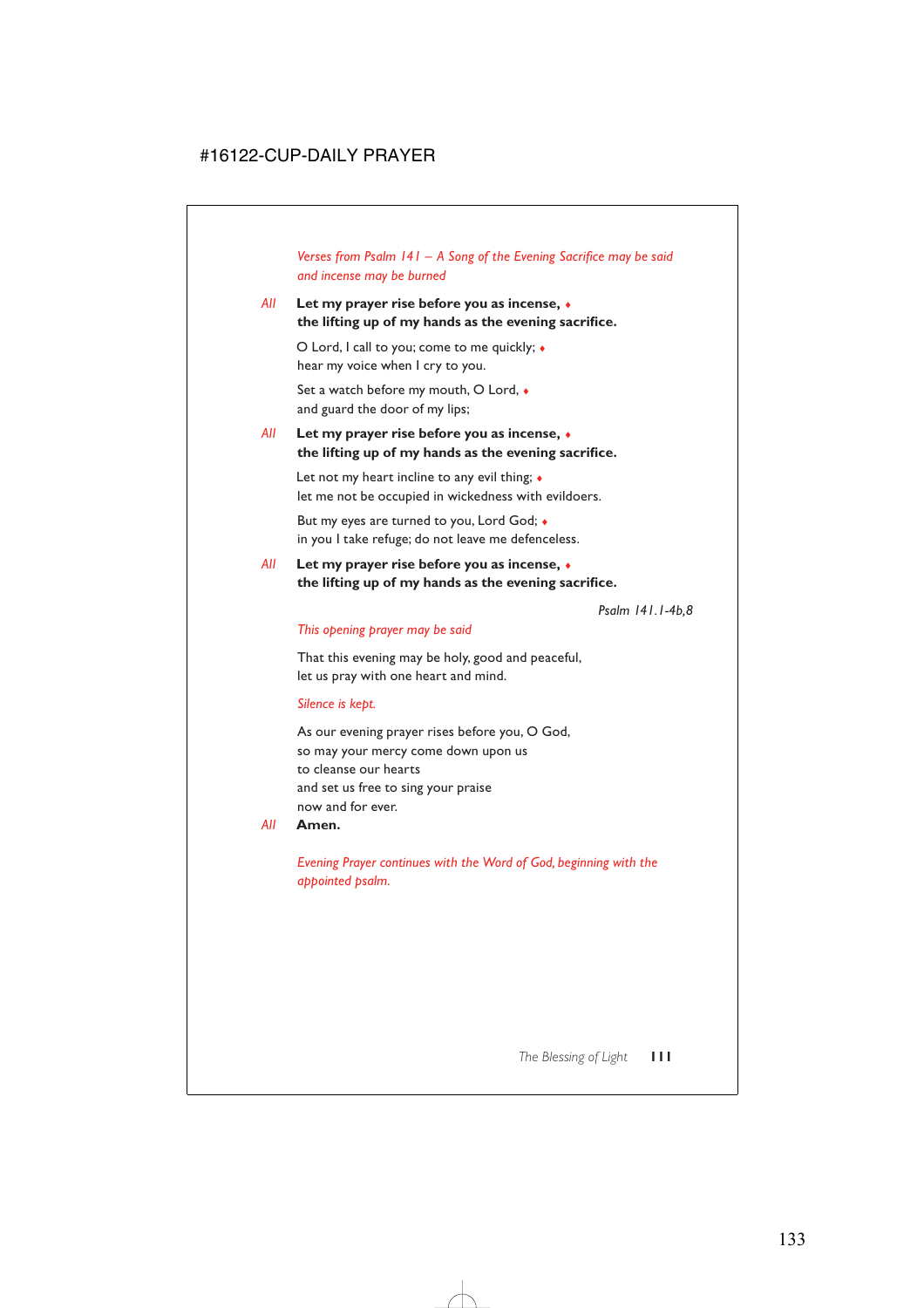*Verses from Psalm 141 – A Song of the Evening Sacrifice may be said and incense may be burned*

*All* **Let my prayer rise before you as incense, ♦**
**the lifting up of my hands as the evening sacrifice.**

O Lord, I call to you; come to me quickly; ♦
hear my voice when I cry to you.

Set a watch before my mouth, O Lord, ♦
and guard the door of my lips;

*All* **Let my prayer rise before you as incense, ♦**
**the lifting up of my hands as the evening sacrifice.**

Let not my heart incline to any evil thing; ♦
let me not be occupied in wickedness with evildoers.

But my eyes are turned to you, Lord God; ♦
in you I take refuge; do not leave me defenceless.

*All* **Let my prayer rise before you as incense, ♦**
**the lifting up of my hands as the evening sacrifice.**

*Psalm 141.1-4b,8*

*This opening prayer may be said*

That this evening may be holy, good and peaceful,
let us pray with one heart and mind.

*Silence is kept.*

As our evening prayer rises before you, O God,
so may your mercy come down upon us
to cleanse our hearts
and set us free to sing your praise
now and for ever.

*All* **Amen.**

*Evening Prayer continues with the Word of God, beginning with the appointed psalm.*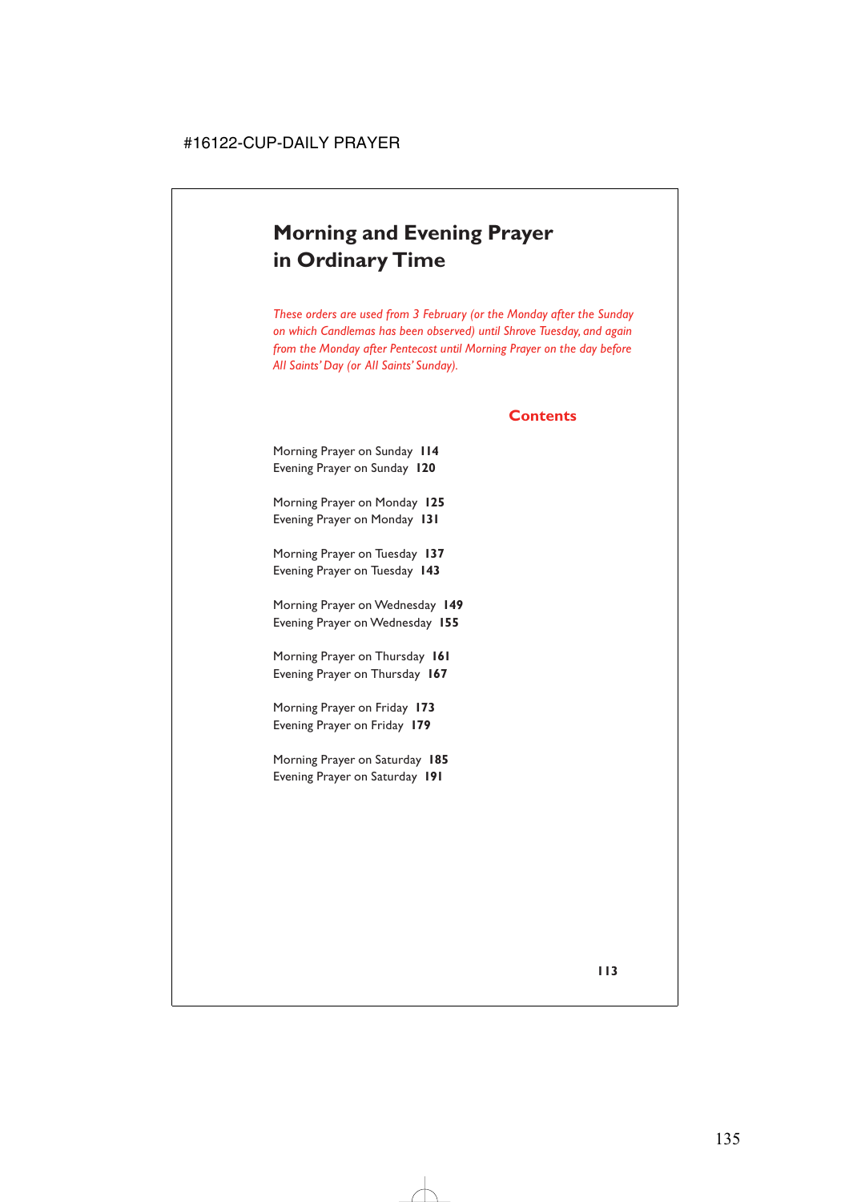# Morning and Evening Prayer in Ordinary Time

*These orders are used from 3 February (or the Monday after the Sunday on which Candlemas has been observed) until Shrove Tuesday, and again from the Monday after Pentecost until Morning Prayer on the day before All Saints' Day (or All Saints' Sunday).*

## Contents

Morning Prayer on Sunday **114**
Evening Prayer on Sunday **120**

Morning Prayer on Monday **125**
Evening Prayer on Monday **131**

Morning Prayer on Tuesday **137**
Evening Prayer on Tuesday **143**

Morning Prayer on Wednesday **149**
Evening Prayer on Wednesday **155**

Morning Prayer on Thursday **161**
Evening Prayer on Thursday **167**

Morning Prayer on Friday **173**
Evening Prayer on Friday **179**

Morning Prayer on Saturday **185**
Evening Prayer on Saturday **191**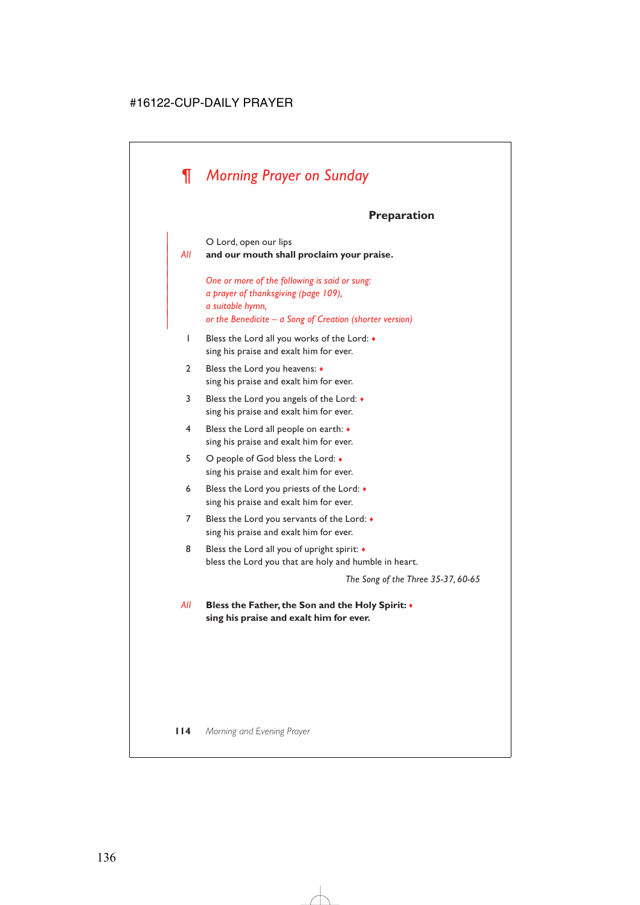# ¶ *Morning Prayer on Sunday*

### Preparation

O Lord, open our lips

*All* **and our mouth shall proclaim your praise.**

*One or more of the following is said or sung:*
*a prayer of thanksgiving (page 109),*
*a suitable hymn,*
*or the Benedicite – a Song of Creation (shorter version)*

1 Bless the Lord all you works of the Lord: ♦
sing his praise and exalt him for ever.

2 Bless the Lord you heavens: ♦
sing his praise and exalt him for ever.

3 Bless the Lord you angels of the Lord: ♦
sing his praise and exalt him for ever.

4 Bless the Lord all people on earth: ♦
sing his praise and exalt him for ever.

5 O people of God bless the Lord: ♦
sing his praise and exalt him for ever.

6 Bless the Lord you priests of the Lord: ♦
sing his praise and exalt him for ever.

7 Bless the Lord you servants of the Lord: ♦
sing his praise and exalt him for ever.

8 Bless the Lord all you of upright spirit: ♦
bless the Lord you that are holy and humble in heart.

*The Song of the Three 35-37, 60-65*

*All* **Bless the Father, the Son and the Holy Spirit: ♦**
**sing his praise and exalt him for ever.**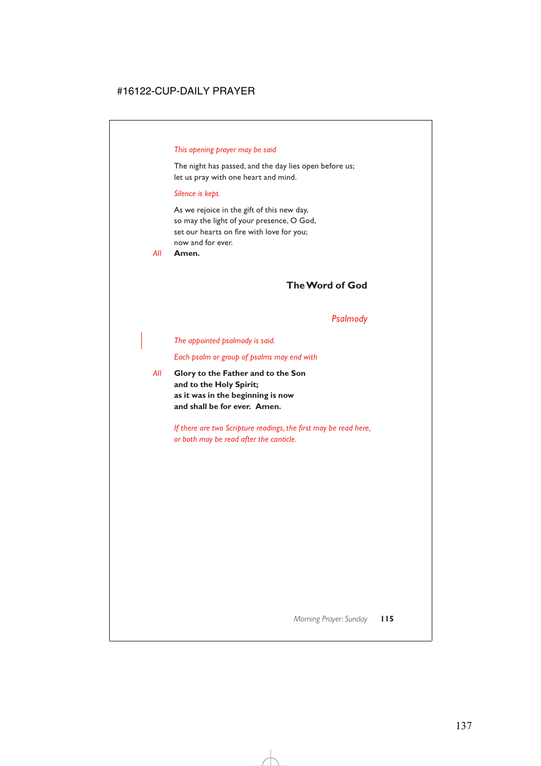*This opening prayer may be said*

The night has passed, and the day lies open before us;
let us pray with one heart and mind.

*Silence is kept.*

As we rejoice in the gift of this new day,
so may the light of your presence, O God,
set our hearts on fire with love for you;
now and for ever.

*All* **Amen.**

## The Word of God

### *Psalmody*

*The appointed psalmody is said.*

*Each psalm or group of psalms may end with*

*All* **Glory to the Father and to the Son**
**and to the Holy Spirit;**
**as it was in the beginning is now**
**and shall be for ever. Amen.**

*If there are two Scripture readings, the first may be read here, or both may be read after the canticle.*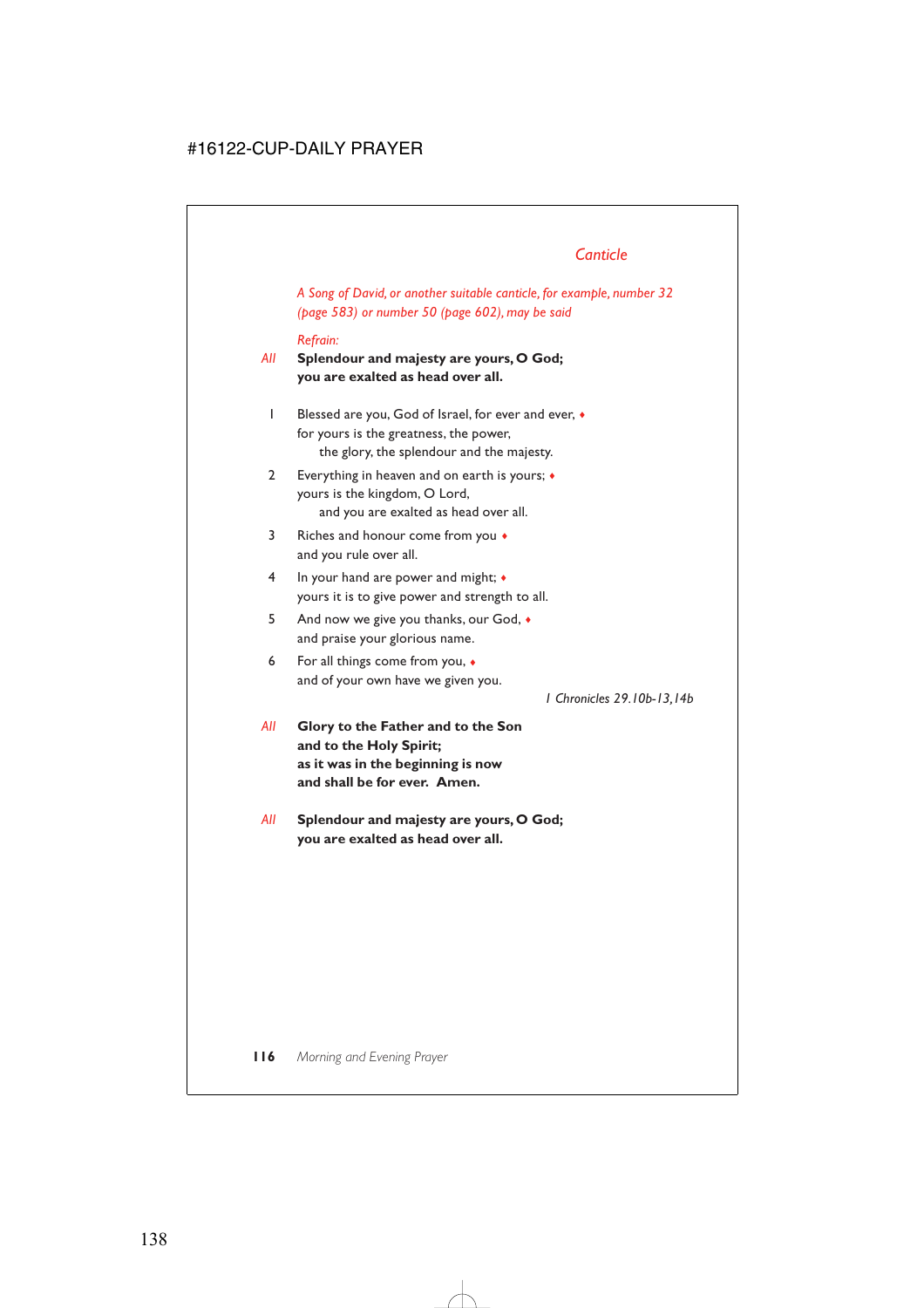## *Canticle*

*A Song of David, or another suitable canticle, for example, number 32 (page 583) or number 50 (page 602), may be said*

*Refrain:*

*All* **Splendour and majesty are yours, O God;**
**you are exalted as head over all.**

1 Blessed are you, God of Israel, for ever and ever, ♦
for yours is the greatness, the power,
the glory, the splendour and the majesty.

2 Everything in heaven and on earth is yours; ♦
yours is the kingdom, O Lord,
and you are exalted as head over all.

3 Riches and honour come from you ♦
and you rule over all.

4 In your hand are power and might; ♦
yours it is to give power and strength to all.

5 And now we give you thanks, our God, ♦
and praise your glorious name.

6 For all things come from you, ♦
and of your own have we given you.

*1 Chronicles 29.10b-13,14b*

*All* **Glory to the Father and to the Son**
**and to the Holy Spirit;**
**as it was in the beginning is now**
**and shall be for ever. Amen.**

*All* **Splendour and majesty are yours, O God;**
**you are exalted as head over all.**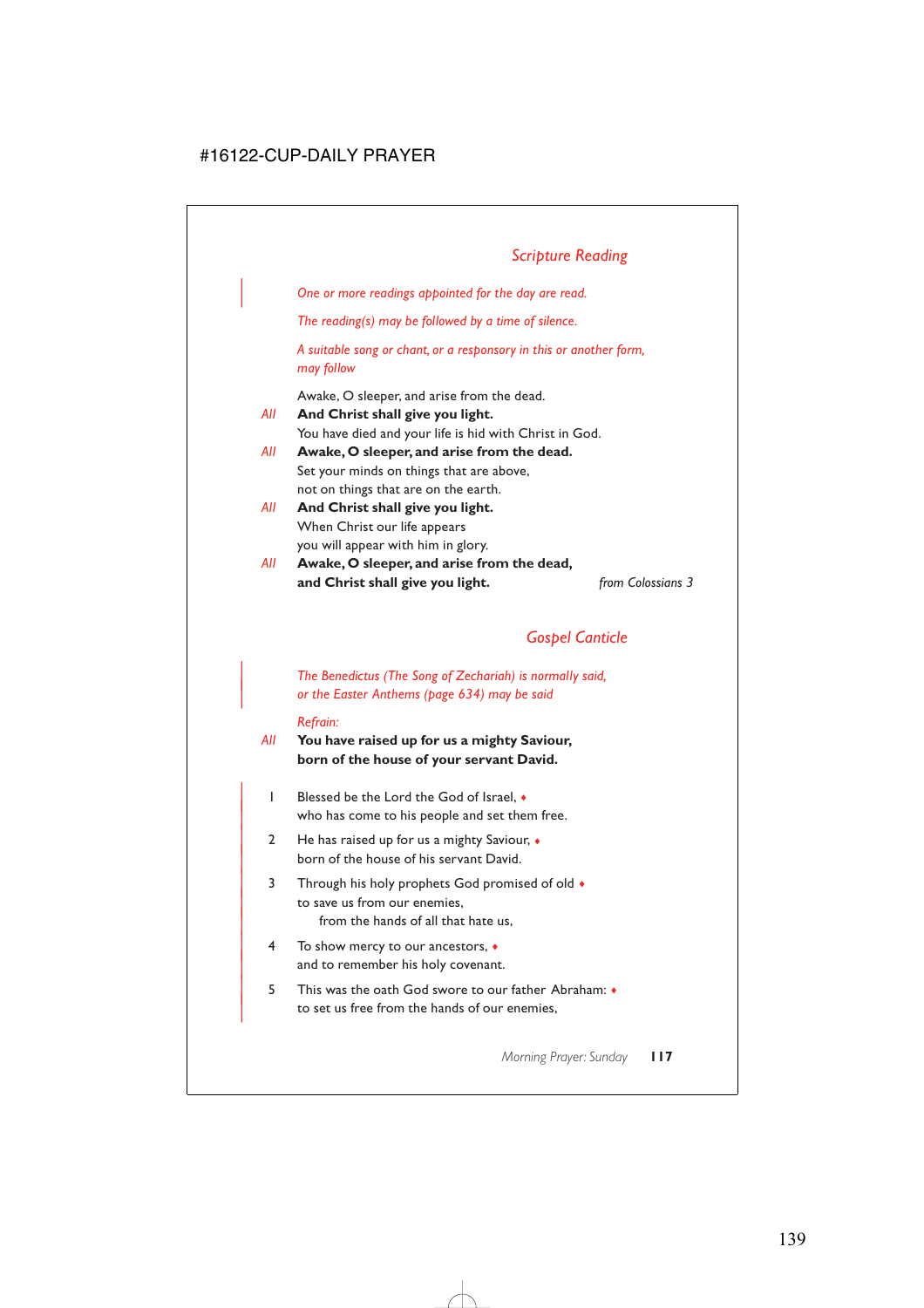## *Scripture Reading*

*One or more readings appointed for the day are read.*

*The reading(s) may be followed by a time of silence.*

*A suitable song or chant, or a responsory in this or another form, may follow*

Awake, O sleeper, and arise from the dead.
*All* **And Christ shall give you light.**
You have died and your life is hid with Christ in God.
*All* **Awake, O sleeper, and arise from the dead.**
Set your minds on things that are above,
not on things that are on the earth.
*All* **And Christ shall give you light.**
When Christ our life appears
you will appear with him in glory.
*All* **Awake, O sleeper, and arise from the dead,**
**and Christ shall give you light.** *from Colossians 3*

## *Gospel Canticle*

*The Benedictus (The Song of Zechariah) is normally said, or the Easter Anthems (page 634) may be said*

*Refrain:*
*All* **You have raised up for us a mighty Saviour,**
**born of the house of your servant David.**

1 Blessed be the Lord the God of Israel, ♦
who has come to his people and set them free.

2 He has raised up for us a mighty Saviour, ♦
born of the house of his servant David.

3 Through his holy prophets God promised of old ♦
to save us from our enemies,
from the hands of all that hate us,

4 To show mercy to our ancestors, ♦
and to remember his holy covenant.

5 This was the oath God swore to our father Abraham: ♦
to set us free from the hands of our enemies,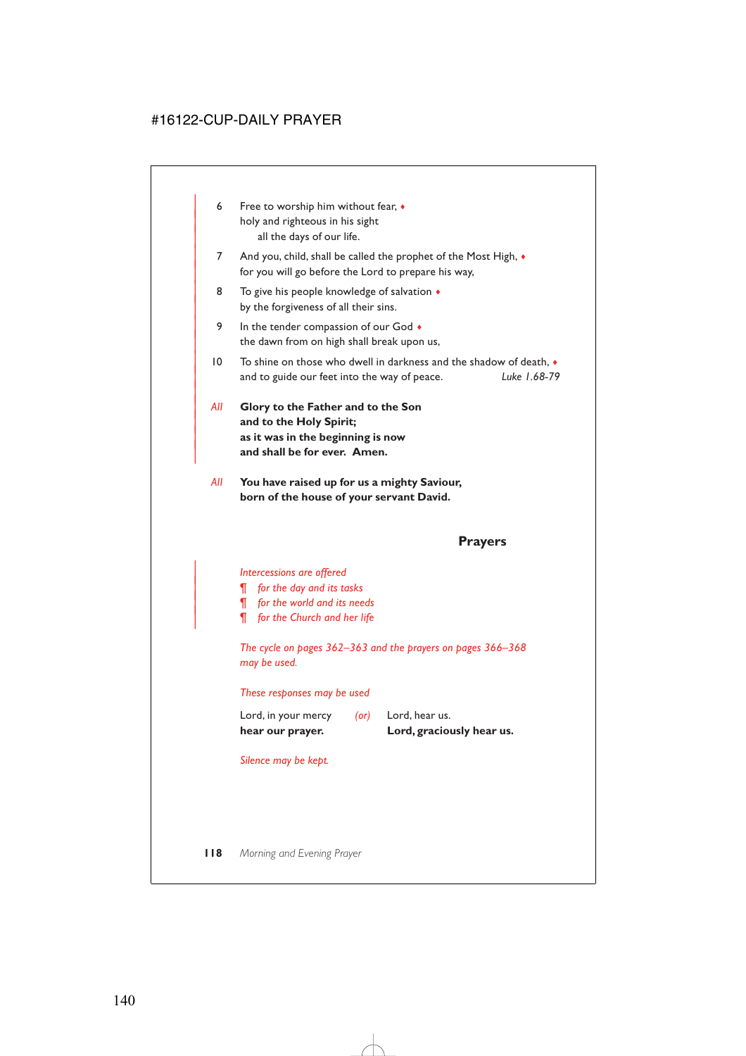6 Free to worship him without fear, ♦
holy and righteous in his sight
  all the days of our life.

7 And you, child, shall be called the prophet of the Most High, ♦
for you will go before the Lord to prepare his way,

8 To give his people knowledge of salvation ♦
by the forgiveness of all their sins.

9 In the tender compassion of our God ♦
the dawn from on high shall break upon us,

10 To shine on those who dwell in darkness and the shadow of death, ♦
and to guide our feet into the way of peace. *Luke 1.68-79*

*All* **Glory to the Father and to the Son**
**and to the Holy Spirit;**
**as it was in the beginning is now**
**and shall be for ever. Amen.**

*All* **You have raised up for us a mighty Saviour,**
**born of the house of your servant David.**

## Prayers

*Intercessions are offered*
¶ *for the day and its tasks*
¶ *for the world and its needs*
¶ *for the Church and her life*

*The cycle on pages 362–363 and the prayers on pages 366–368 may be used.*

*These responses may be used*

Lord, in your mercy
**hear our prayer.**

*(or)*

Lord, hear us.
**Lord, graciously hear us.**

*Silence may be kept.*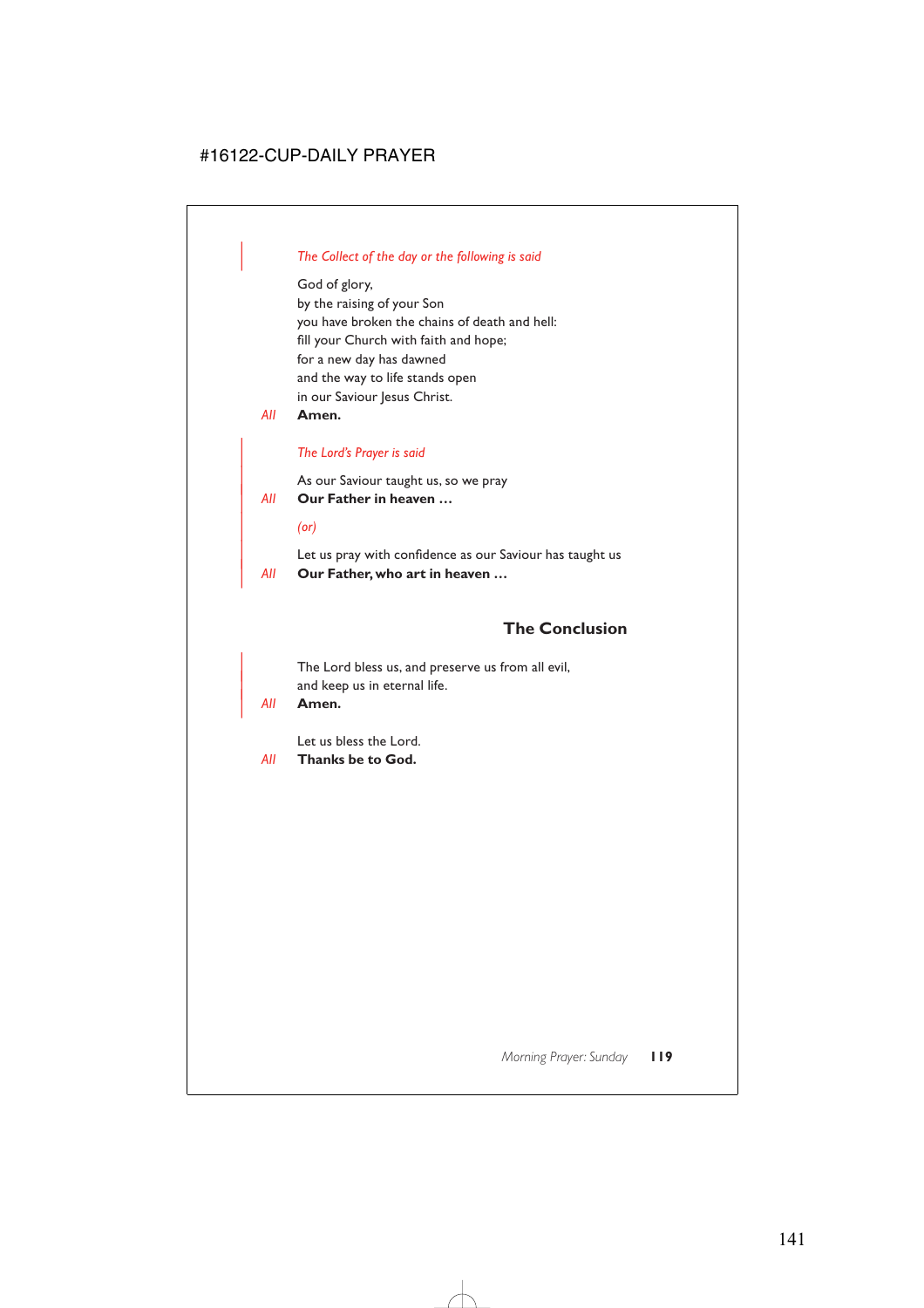*The Collect of the day or the following is said*

God of glory,
by the raising of your Son
you have broken the chains of death and hell:
fill your Church with faith and hope;
for a new day has dawned
and the way to life stands open
in our Saviour Jesus Christ.

*All* **Amen.**

*The Lord's Prayer is said*

As our Saviour taught us, so we pray

*All* **Our Father in heaven …**

*(or)*

Let us pray with confidence as our Saviour has taught us

*All* **Our Father, who art in heaven …**

## The Conclusion

The Lord bless us, and preserve us from all evil,
and keep us in eternal life.

*All* **Amen.**

Let us bless the Lord.

*All* **Thanks be to God.**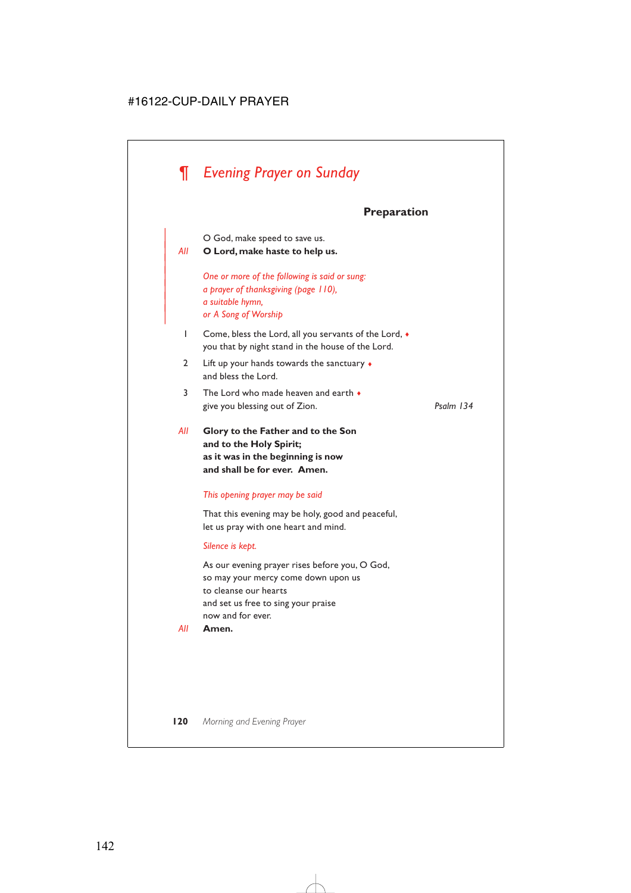# ¶ *Evening Prayer on Sunday*

## Preparation

O God, make speed to save us.

*All* **O Lord, make haste to help us.**

*One or more of the following is said or sung:*
*a prayer of thanksgiving (page 110),*
*a suitable hymn,*
*or A Song of Worship*

1 Come, bless the Lord, all you servants of the Lord, ♦
you that by night stand in the house of the Lord.

2 Lift up your hands towards the sanctuary ♦
and bless the Lord.

3 The Lord who made heaven and earth ♦
give you blessing out of Zion. *Psalm 134*

*All* **Glory to the Father and to the Son**
**and to the Holy Spirit;**
**as it was in the beginning is now**
**and shall be for ever. Amen.**

*This opening prayer may be said*

That this evening may be holy, good and peaceful,
let us pray with one heart and mind.

*Silence is kept.*

As our evening prayer rises before you, O God,
so may your mercy come down upon us
to cleanse our hearts
and set us free to sing your praise
now and for ever.

*All* **Amen.**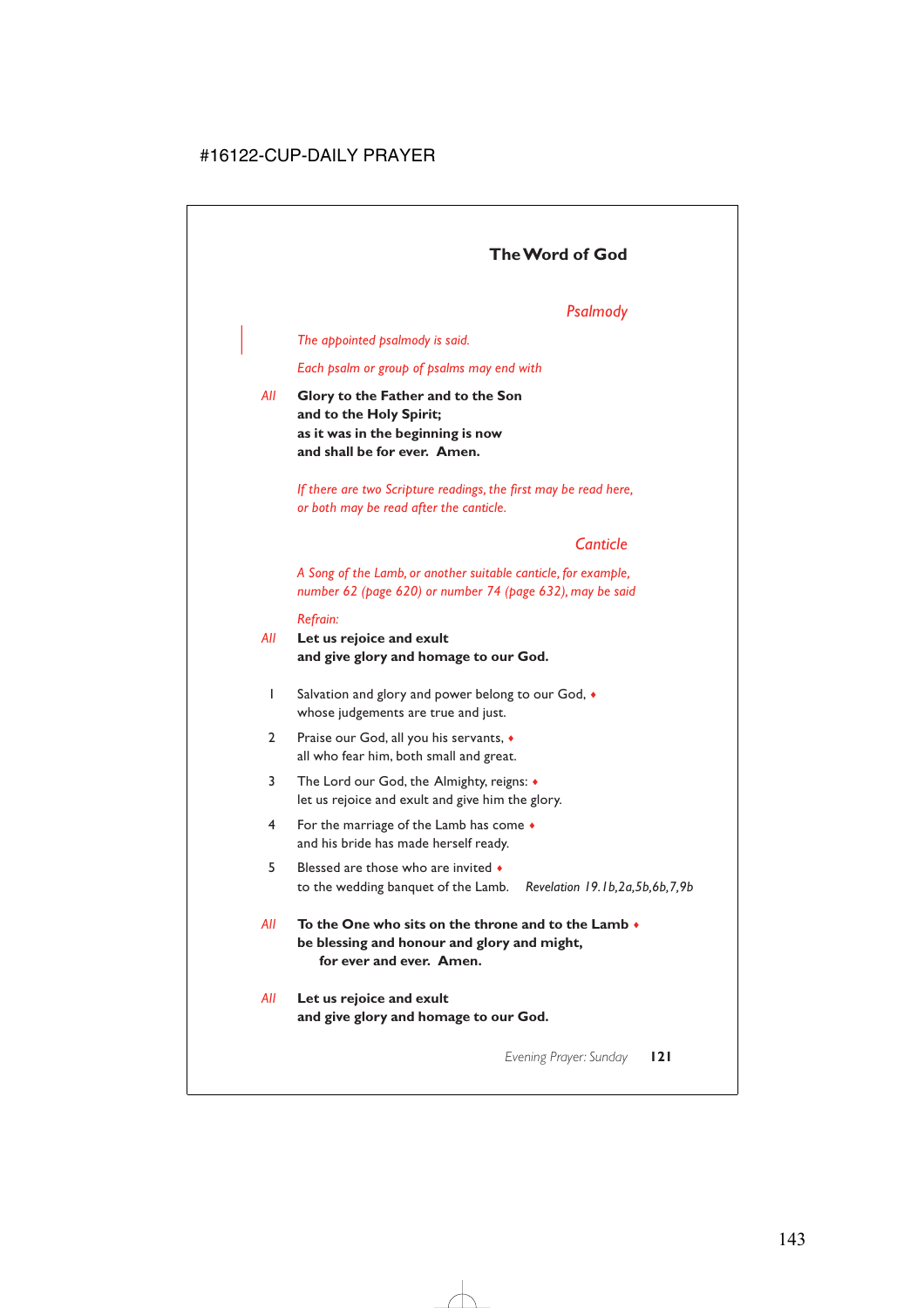## The Word of God

### *Psalmody*

*The appointed psalmody is said.*

*Each psalm or group of psalms may end with*

*All* **Glory to the Father and to the Son**
**and to the Holy Spirit;**
**as it was in the beginning is now**
**and shall be for ever. Amen.**

*If there are two Scripture readings, the first may be read here, or both may be read after the canticle.*

### *Canticle*

*A Song of the Lamb, or another suitable canticle, for example, number 62 (page 620) or number 74 (page 632), may be said*

*Refrain:*

*All* **Let us rejoice and exult**
**and give glory and homage to our God.**

1 Salvation and glory and power belong to our God, ♦
whose judgements are true and just.

2 Praise our God, all you his servants, ♦
all who fear him, both small and great.

3 The Lord our God, the Almighty, reigns: ♦
let us rejoice and exult and give him the glory.

4 For the marriage of the Lamb has come ♦
and his bride has made herself ready.

5 Blessed are those who are invited ♦
to the wedding banquet of the Lamb. *Revelation 19.1b,2a,5b,6b,7,9b*

*All* **To the One who sits on the throne and to the Lamb ♦**
**be blessing and honour and glory and might,**
**for ever and ever. Amen.**

*All* **Let us rejoice and exult**
**and give glory and homage to our God.**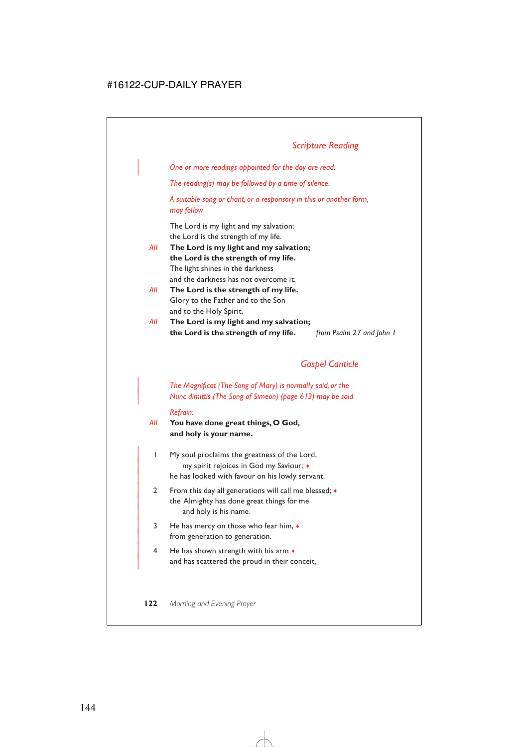## *Scripture Reading*

*One or more readings appointed for the day are read.*

*The reading(s) may be followed by a time of silence.*

*A suitable song or chant, or a responsory in this or another form, may follow*

The Lord is my light and my salvation;
the Lord is the strength of my life.

*All* **The Lord is my light and my salvation;**
**the Lord is the strength of my life.**

The light shines in the darkness
and the darkness has not overcome it.

*All* **The Lord is the strength of my life.**

Glory to the Father and to the Son
and to the Holy Spirit.

*All* **The Lord is my light and my salvation;**
**the Lord is the strength of my life.** *from Psalm 27 and John 1*

## *Gospel Canticle*

*The Magnificat (The Song of Mary) is normally said, or the Nunc dimittis (The Song of Simeon) (page 613) may be said*

*Refrain:*

*All* **You have done great things, O God,**
**and holy is your name.**

1 My soul proclaims the greatness of the Lord,
  my spirit rejoices in God my Saviour; ♦
he has looked with favour on his lowly servant.

2 From this day all generations will call me blessed; ♦
the Almighty has done great things for me
  and holy is his name.

3 He has mercy on those who fear him, ♦
from generation to generation.

4 He has shown strength with his arm ♦
and has scattered the proud in their conceit,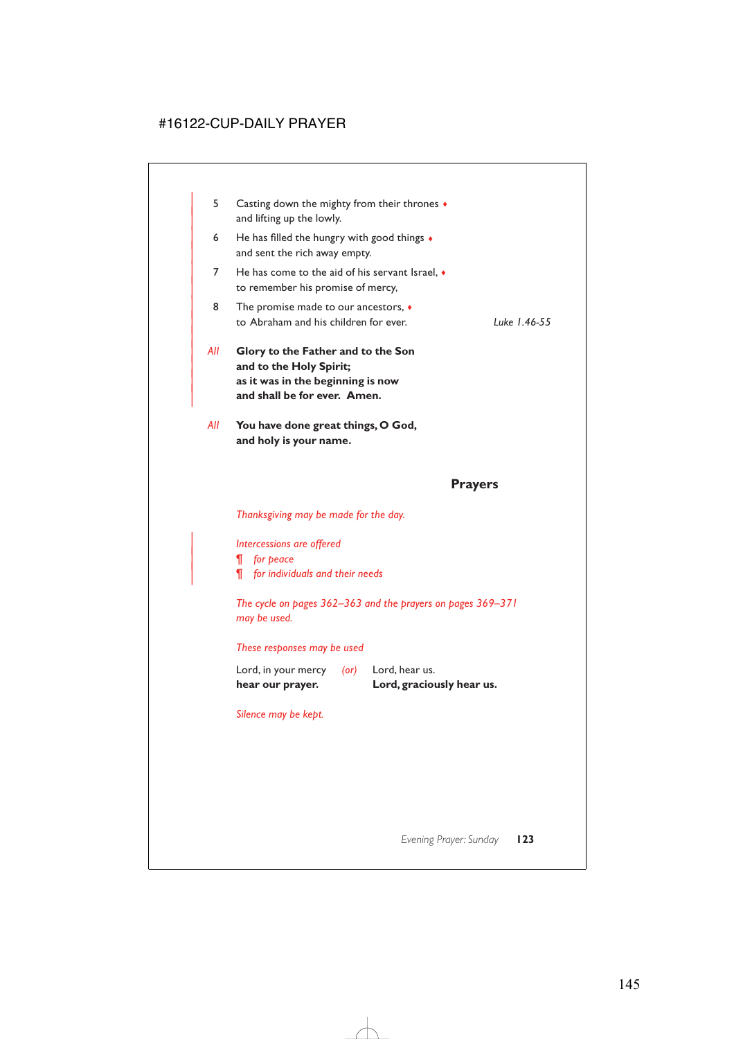5 Casting down the mighty from their thrones ♦
and lifting up the lowly.

6 He has filled the hungry with good things ♦
and sent the rich away empty.

7 He has come to the aid of his servant Israel, ♦
to remember his promise of mercy,

8 The promise made to our ancestors, ♦
to Abraham and his children for ever. *Luke 1.46-55*

*All* **Glory to the Father and to the Son**
**and to the Holy Spirit;**
**as it was in the beginning is now**
**and shall be for ever. Amen.**

*All* **You have done great things, O God,**
**and holy is your name.**

## Prayers

*Thanksgiving may be made for the day.*

*Intercessions are offered*
¶ *for peace*
¶ *for individuals and their needs*

*The cycle on pages 362–363 and the prayers on pages 369–371 may be used.*

*These responses may be used*

Lord, in your mercy
**hear our prayer.**

*(or)*

Lord, hear us.
**Lord, graciously hear us.**

*Silence may be kept.*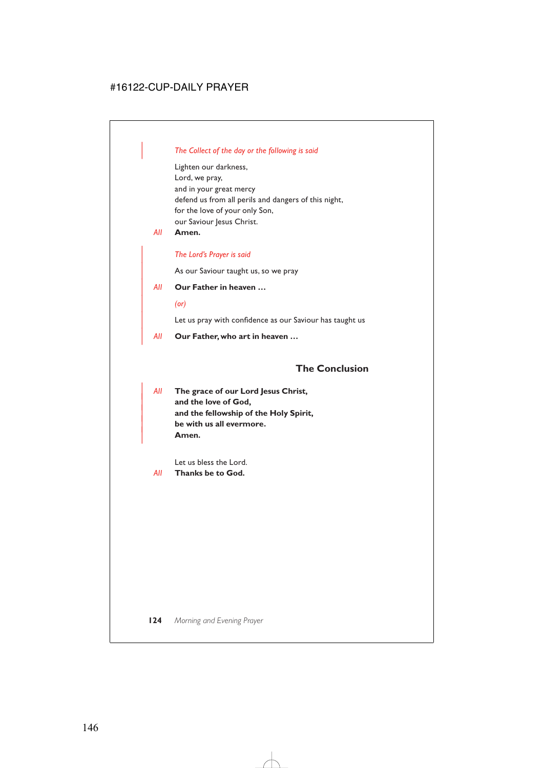*The Collect of the day or the following is said*

Lighten our darkness,  
Lord, we pray,  
and in your great mercy  
defend us from all perils and dangers of this night,  
for the love of your only Son,  
our Saviour Jesus Christ.

*All* **Amen.**

*The Lord's Prayer is said*

As our Saviour taught us, so we pray

*All* **Our Father in heaven …**

*(or)*

Let us pray with confidence as our Saviour has taught us

*All* **Our Father, who art in heaven …**

## The Conclusion

*All* **The grace of our Lord Jesus Christ,**  
**and the love of God,**  
**and the fellowship of the Holy Spirit,**  
**be with us all evermore.**  
**Amen.**

Let us bless the Lord.

*All* **Thanks be to God.**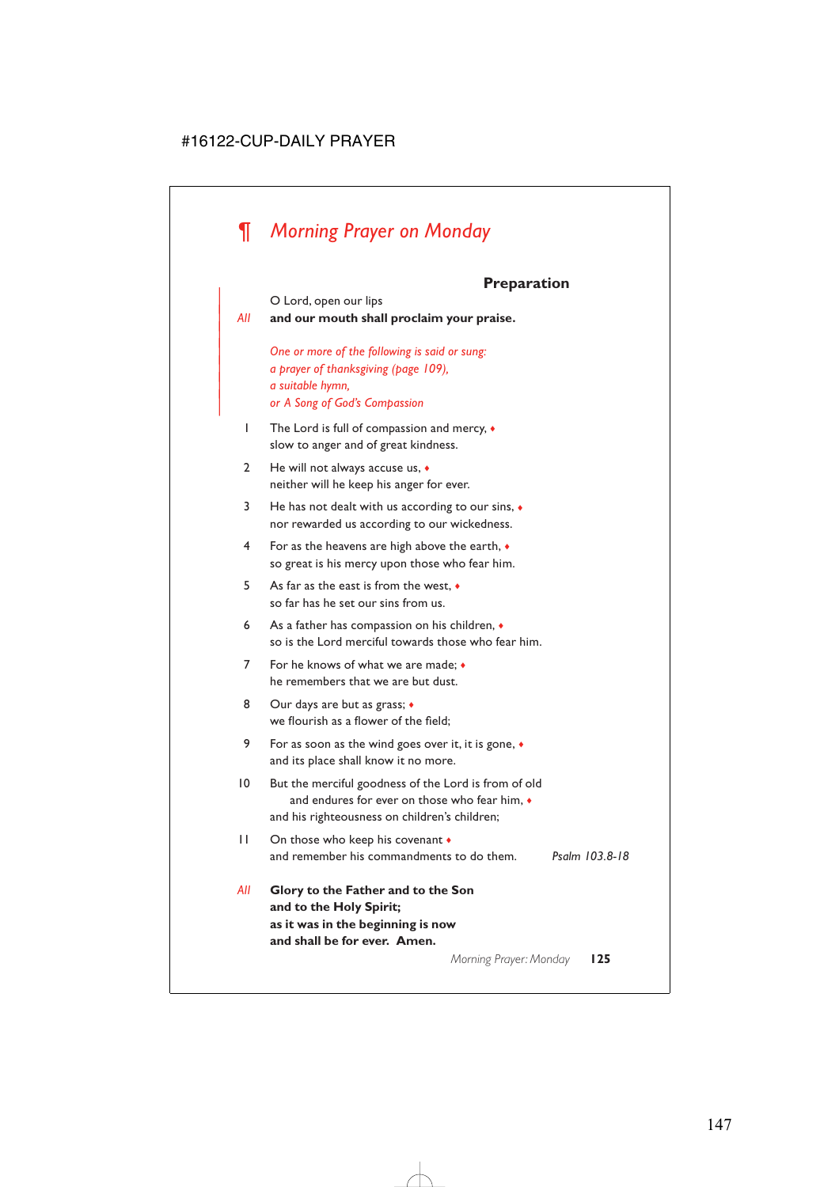# ¶ *Morning Prayer on Monday*

## Preparation

O Lord, open our lips

*All* **and our mouth shall proclaim your praise.**

*One or more of the following is said or sung:*
*a prayer of thanksgiving (page 109),*
*a suitable hymn,*
*or A Song of God's Compassion*

1 The Lord is full of compassion and mercy, ♦
slow to anger and of great kindness.

2 He will not always accuse us, ♦
neither will he keep his anger for ever.

3 He has not dealt with us according to our sins, ♦
nor rewarded us according to our wickedness.

4 For as the heavens are high above the earth, ♦
so great is his mercy upon those who fear him.

5 As far as the east is from the west, ♦
so far has he set our sins from us.

6 As a father has compassion on his children, ♦
so is the Lord merciful towards those who fear him.

7 For he knows of what we are made; ♦
he remembers that we are but dust.

8 Our days are but as grass; ♦
we flourish as a flower of the field;

9 For as soon as the wind goes over it, it is gone, ♦
and its place shall know it no more.

10 But the merciful goodness of the Lord is from of old
and endures for ever on those who fear him, ♦
and his righteousness on children's children;

11 On those who keep his covenant ♦
and remember his commandments to do them. *Psalm 103.8-18*

*All* **Glory to the Father and to the Son**
**and to the Holy Spirit;**
**as it was in the beginning is now**
**and shall be for ever. Amen.**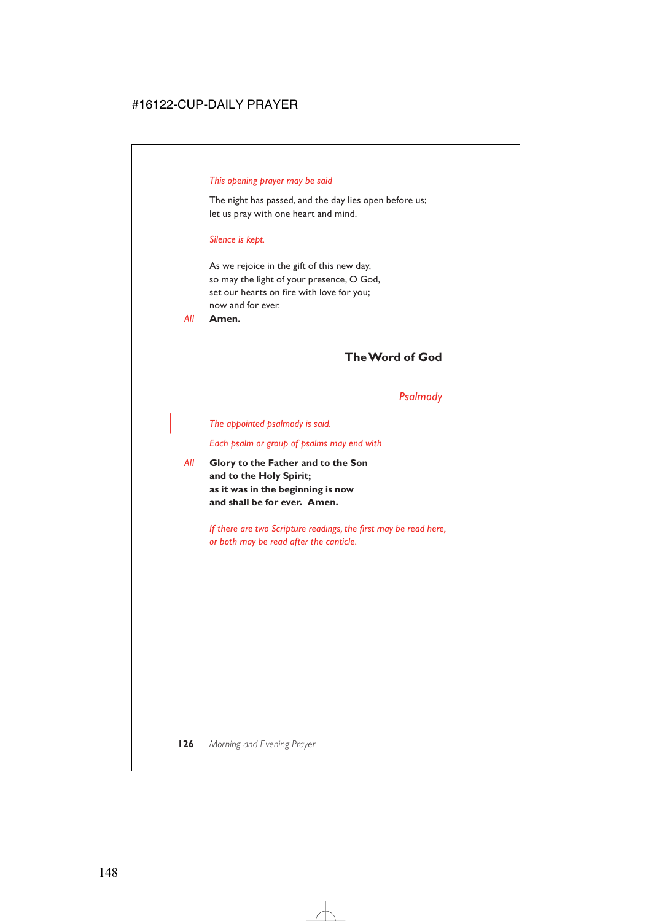*This opening prayer may be said*

The night has passed, and the day lies open before us;
let us pray with one heart and mind.

*Silence is kept.*

As we rejoice in the gift of this new day,
so may the light of your presence, O God,
set our hearts on fire with love for you;
now and for ever.

*All* **Amen.**

## The Word of God

### *Psalmody*

*The appointed psalmody is said.*

*Each psalm or group of psalms may end with*

*All* **Glory to the Father and to the Son**
**and to the Holy Spirit;**
**as it was in the beginning is now**
**and shall be for ever. Amen.**

*If there are two Scripture readings, the first may be read here,*
*or both may be read after the canticle.*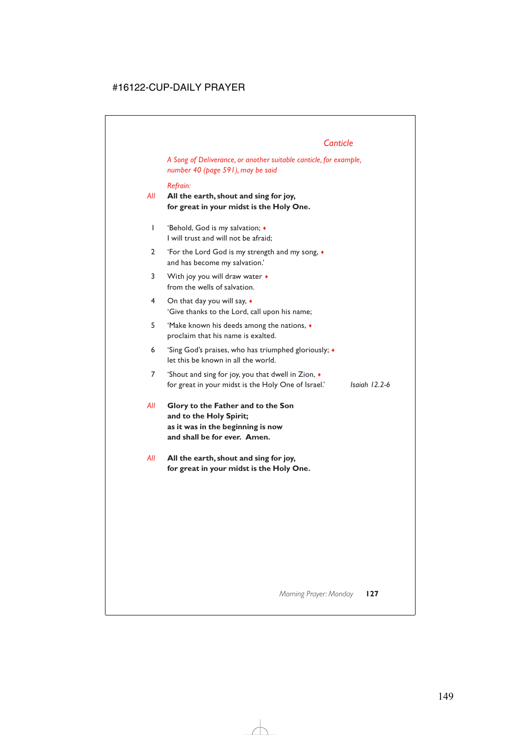## *Canticle*

*A Song of Deliverance, or another suitable canticle, for example, number 40 (page 591), may be said*

*Refrain:*

*All* **All the earth, shout and sing for joy,**
**for great in your midst is the Holy One.**

1 'Behold, God is my salvation; ♦
I will trust and will not be afraid;

2 'For the Lord God is my strength and my song, ♦
and has become my salvation.'

3 With joy you will draw water ♦
from the wells of salvation.

4 On that day you will say, ♦
'Give thanks to the Lord, call upon his name;

5 'Make known his deeds among the nations, ♦
proclaim that his name is exalted.

6 'Sing God's praises, who has triumphed gloriously; ♦
let this be known in all the world.

7 'Shout and sing for joy, you that dwell in Zion, ♦
for great in your midst is the Holy One of Israel.' *Isaiah 12.2-6*

*All* **Glory to the Father and to the Son**
**and to the Holy Spirit;**
**as it was in the beginning is now**
**and shall be for ever. Amen.**

*All* **All the earth, shout and sing for joy,**
**for great in your midst is the Holy One.**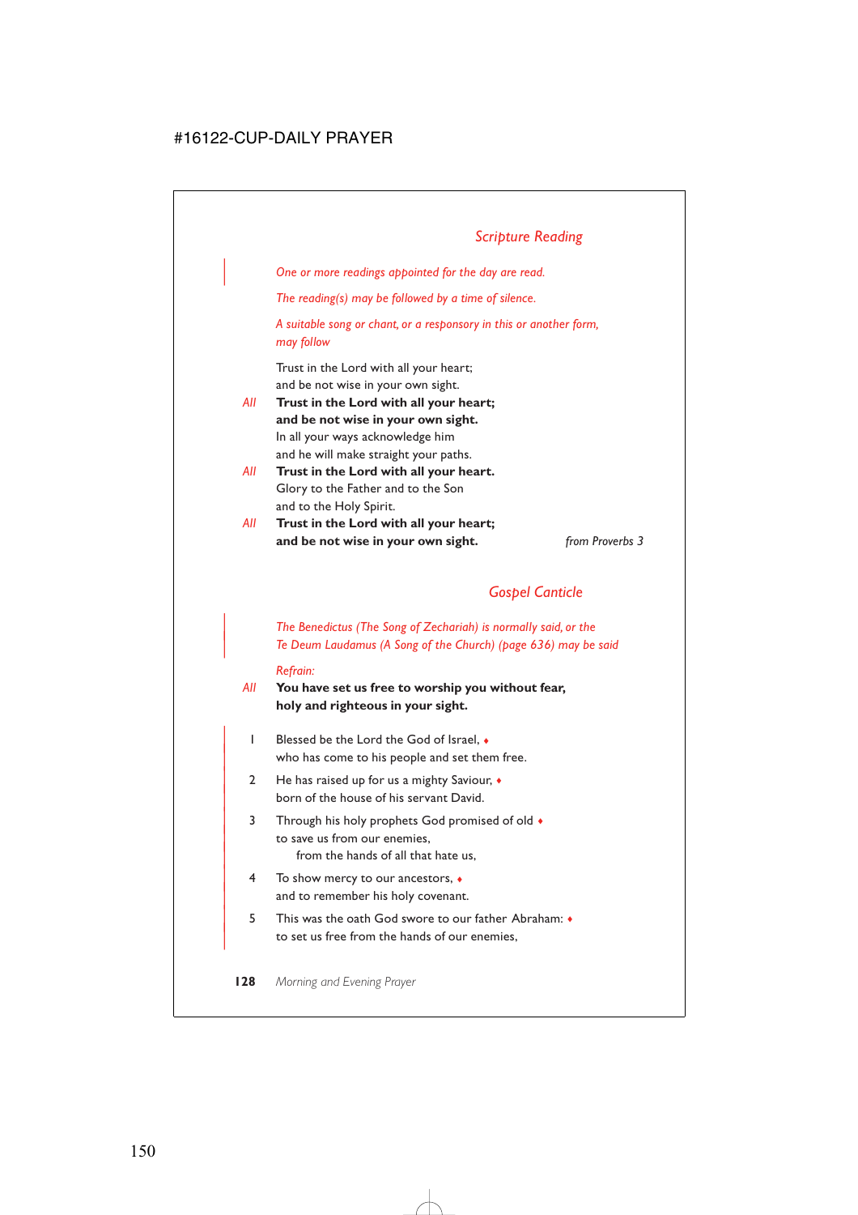## *Scripture Reading*

*One or more readings appointed for the day are read.*

*The reading(s) may be followed by a time of silence.*

*A suitable song or chant, or a responsory in this or another form, may follow*

Trust in the Lord with all your heart;
and be not wise in your own sight.

*All* **Trust in the Lord with all your heart;**
**and be not wise in your own sight.**

In all your ways acknowledge him
and he will make straight your paths.

*All* **Trust in the Lord with all your heart.**

Glory to the Father and to the Son
and to the Holy Spirit.

*All* **Trust in the Lord with all your heart;**
**and be not wise in your own sight.**

*from Proverbs 3*

## *Gospel Canticle*

*The Benedictus (The Song of Zechariah) is normally said, or the Te Deum Laudamus (A Song of the Church) (page 636) may be said*

*Refrain:*

*All* **You have set us free to worship you without fear,**
**holy and righteous in your sight.**

1 Blessed be the Lord the God of Israel, ♦
who has come to his people and set them free.

2 He has raised up for us a mighty Saviour, ♦
born of the house of his servant David.

3 Through his holy prophets God promised of old ♦
to save us from our enemies,
from the hands of all that hate us,

4 To show mercy to our ancestors, ♦
and to remember his holy covenant.

5 This was the oath God swore to our father Abraham: ♦
to set us free from the hands of our enemies,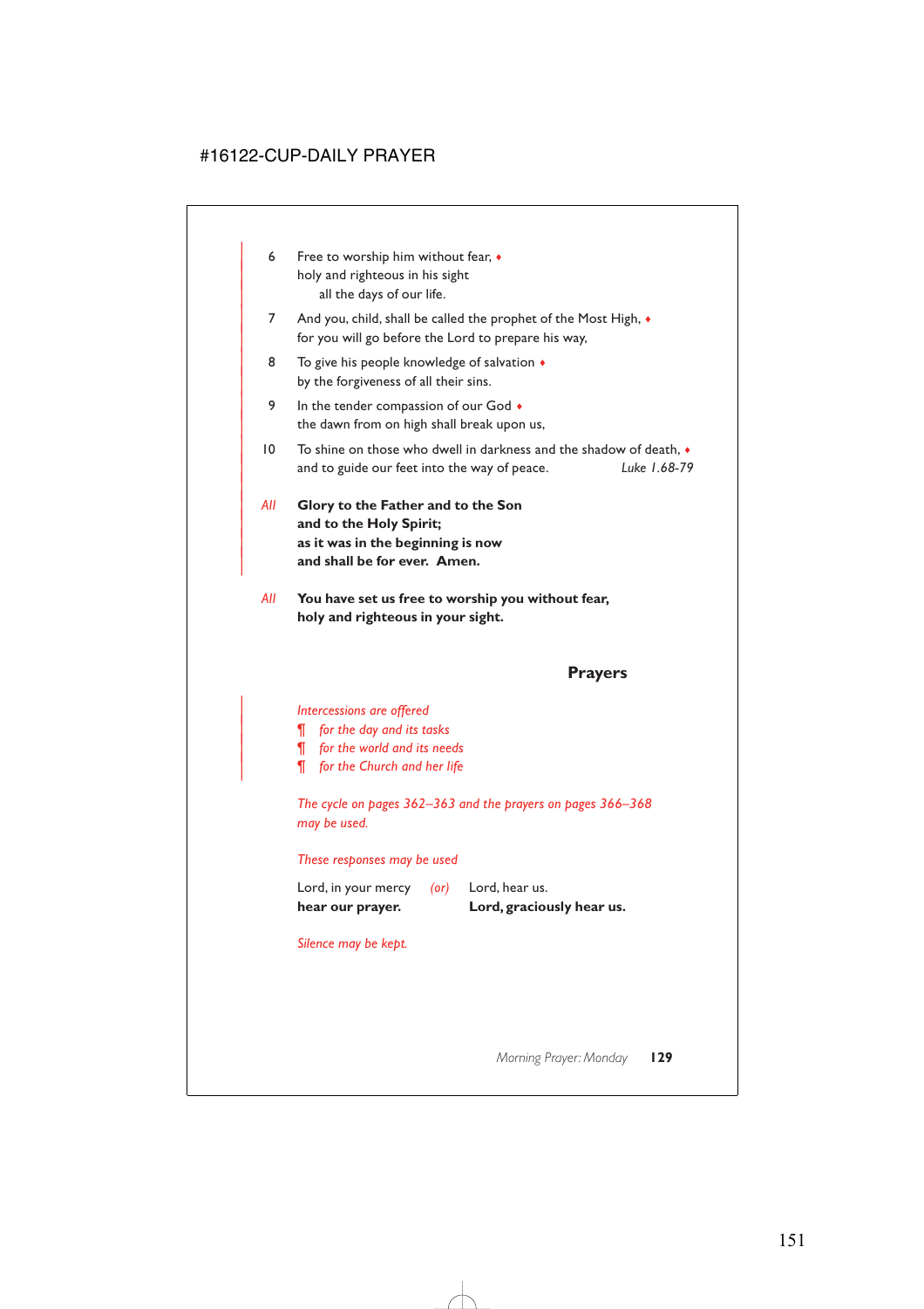6 Free to worship him without fear, ♦
holy and righteous in his sight
all the days of our life.

7 And you, child, shall be called the prophet of the Most High, ♦
for you will go before the Lord to prepare his way,

8 To give his people knowledge of salvation ♦
by the forgiveness of all their sins.

9 In the tender compassion of our God ♦
the dawn from on high shall break upon us,

10 To shine on those who dwell in darkness and the shadow of death, ♦
and to guide our feet into the way of peace. *Luke 1.68-79*

*All* **Glory to the Father and to the Son**
**and to the Holy Spirit;**
**as it was in the beginning is now**
**and shall be for ever. Amen.**

*All* **You have set us free to worship you without fear,**
**holy and righteous in your sight.**

## Prayers

*Intercessions are offered*
¶ *for the day and its tasks*
¶ *for the world and its needs*
¶ *for the Church and her life*

*The cycle on pages 362–363 and the prayers on pages 366–368 may be used.*

*These responses may be used*

Lord, in your mercy *(or)* Lord, hear us.
**hear our prayer.** **Lord, graciously hear us.**

*Silence may be kept.*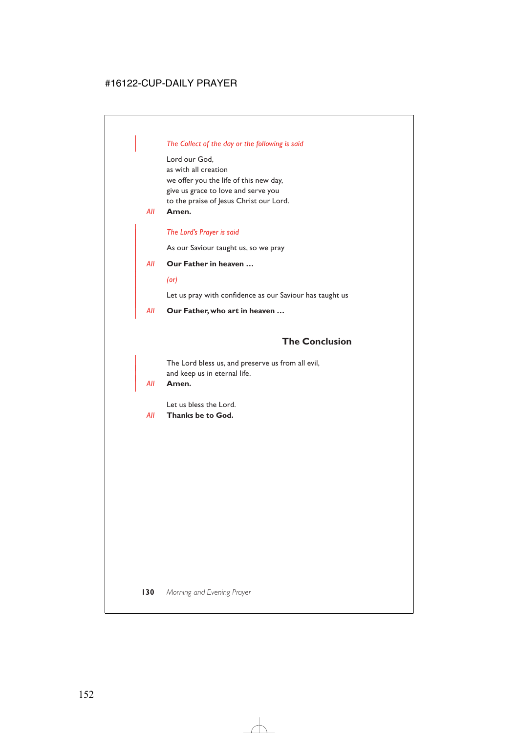*The Collect of the day or the following is said*

Lord our God,
as with all creation
we offer you the life of this new day,
give us grace to love and serve you
to the praise of Jesus Christ our Lord.

*All* **Amen.**

*The Lord's Prayer is said*

As our Saviour taught us, so we pray

*All* **Our Father in heaven …**

*(or)*

Let us pray with confidence as our Saviour has taught us

*All* **Our Father, who art in heaven …**

## The Conclusion

The Lord bless us, and preserve us from all evil,
and keep us in eternal life.

*All* **Amen.**

Let us bless the Lord.

*All* **Thanks be to God.**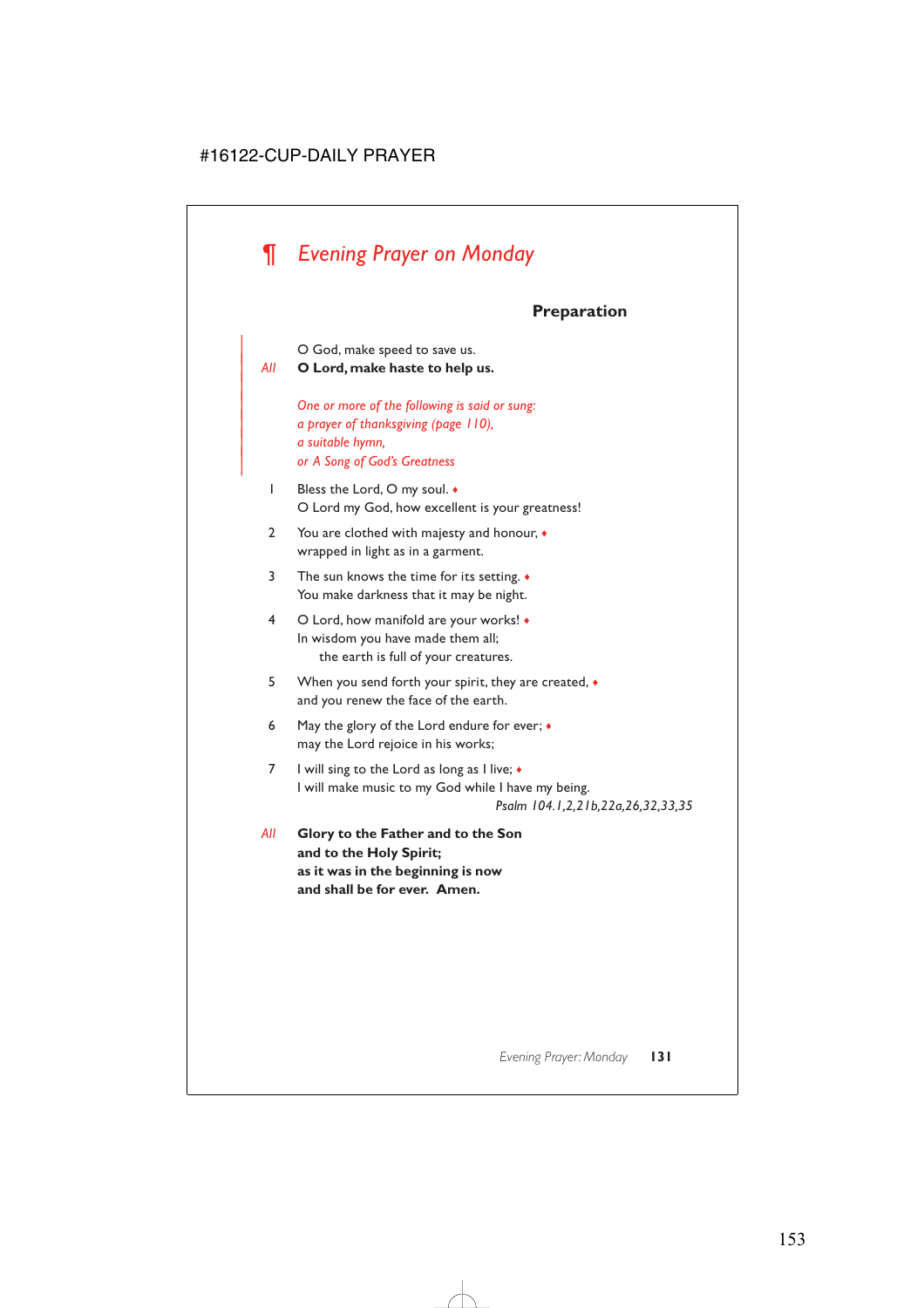# ¶ *Evening Prayer on Monday*

### Preparation

O God, make speed to save us.

*All* **O Lord, make haste to help us.**

*One or more of the following is said or sung:*
*a prayer of thanksgiving (page 110),*
*a suitable hymn,*
*or A Song of God's Greatness*

1 Bless the Lord, O my soul. ♦
O Lord my God, how excellent is your greatness!

2 You are clothed with majesty and honour, ♦
wrapped in light as in a garment.

3 The sun knows the time for its setting. ♦
You make darkness that it may be night.

4 O Lord, how manifold are your works! ♦
In wisdom you have made them all;
the earth is full of your creatures.

5 When you send forth your spirit, they are created, ♦
and you renew the face of the earth.

6 May the glory of the Lord endure for ever; ♦
may the Lord rejoice in his works;

7 I will sing to the Lord as long as I live; ♦
I will make music to my God while I have my being.

*Psalm 104.1,2,21b,22a,26,32,33,35*

*All* **Glory to the Father and to the Son**
**and to the Holy Spirit;**
**as it was in the beginning is now**
**and shall be for ever. Amen.**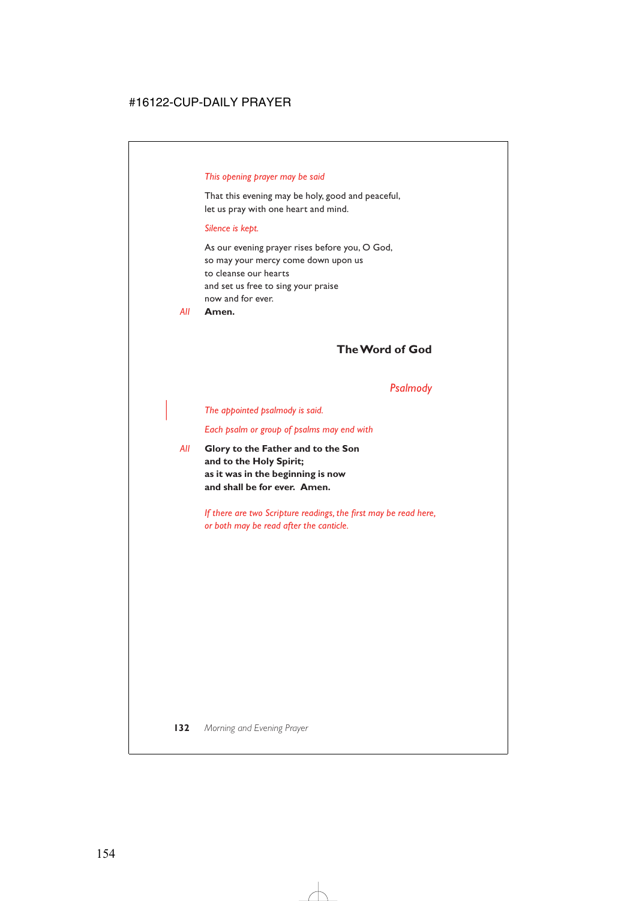*This opening prayer may be said*

That this evening may be holy, good and peaceful,
let us pray with one heart and mind.

*Silence is kept.*

As our evening prayer rises before you, O God,
so may your mercy come down upon us
to cleanse our hearts
and set us free to sing your praise
now and for ever.

*All* **Amen.**

## The Word of God

### *Psalmody*

*The appointed psalmody is said.*

*Each psalm or group of psalms may end with*

*All* **Glory to the Father and to the Son
and to the Holy Spirit;
as it was in the beginning is now
and shall be for ever. Amen.**

*If there are two Scripture readings, the first may be read here, or both may be read after the canticle.*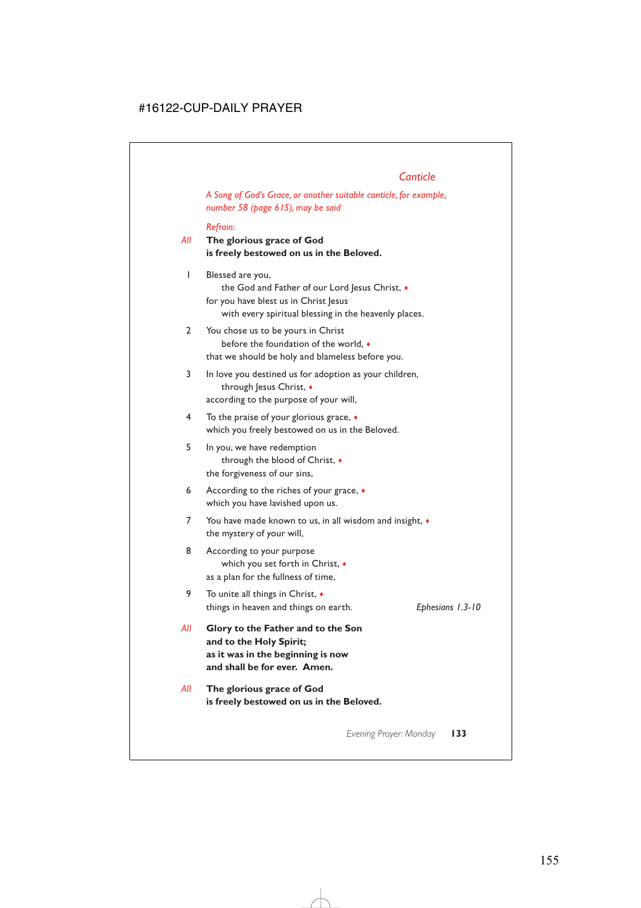## Canticle

*A Song of God's Grace, or another suitable canticle, for example, number 58 (page 615), may be said*

*Refrain:*

*All* **The glorious grace of God**
**is freely bestowed on us in the Beloved.**

1 Blessed are you,
  the God and Father of our Lord Jesus Christ, ♦
for you have blest us in Christ Jesus
  with every spiritual blessing in the heavenly places.

2 You chose us to be yours in Christ
  before the foundation of the world, ♦
that we should be holy and blameless before you.

3 In love you destined us for adoption as your children,
  through Jesus Christ, ♦
according to the purpose of your will,

4 To the praise of your glorious grace, ♦
which you freely bestowed on us in the Beloved.

5 In you, we have redemption
  through the blood of Christ, ♦
the forgiveness of our sins,

6 According to the riches of your grace, ♦
which you have lavished upon us.

7 You have made known to us, in all wisdom and insight, ♦
the mystery of your will,

8 According to your purpose
  which you set forth in Christ, ♦
as a plan for the fullness of time,

9 To unite all things in Christ, ♦
things in heaven and things on earth.

*Ephesians 1.3-10*

*All* **Glory to the Father and to the Son**
**and to the Holy Spirit;**
**as it was in the beginning is now**
**and shall be for ever. Amen.**

*All* **The glorious grace of God**
**is freely bestowed on us in the Beloved.**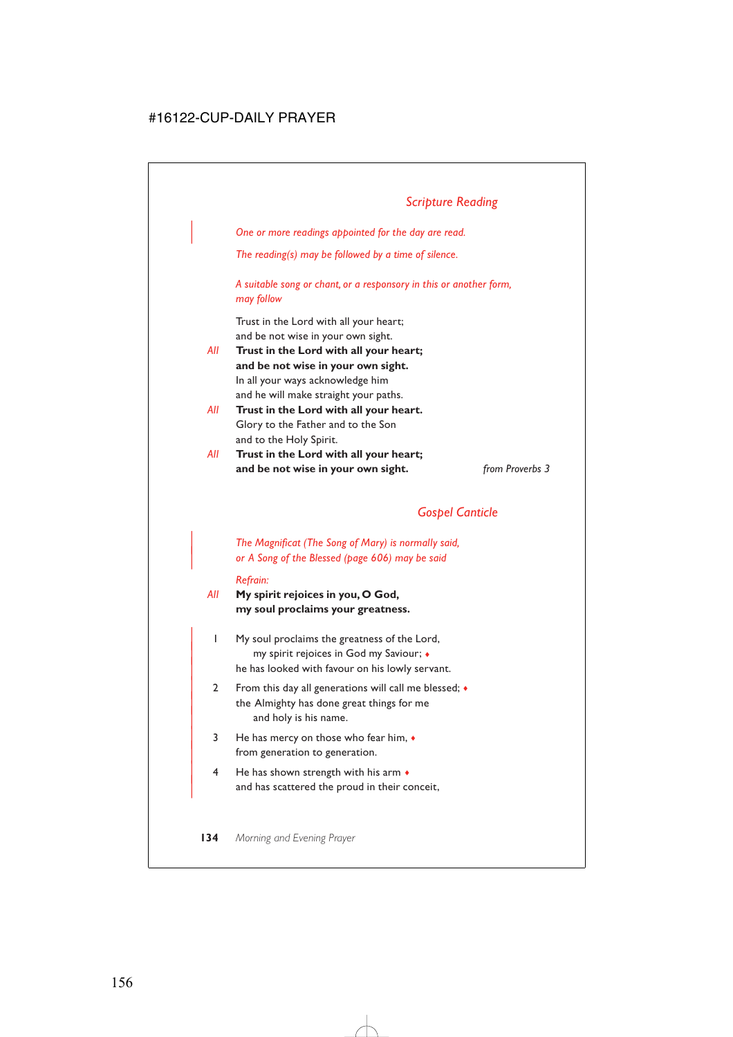## *Scripture Reading*

*One or more readings appointed for the day are read.*

*The reading(s) may be followed by a time of silence.*

*A suitable song or chant, or a responsory in this or another form, may follow*

Trust in the Lord with all your heart;  
and be not wise in your own sight.

*All* **Trust in the Lord with all your heart;**  
**and be not wise in your own sight.**

In all your ways acknowledge him  
and he will make straight your paths.

*All* **Trust in the Lord with all your heart.**

Glory to the Father and to the Son  
and to the Holy Spirit.

*All* **Trust in the Lord with all your heart;**  
**and be not wise in your own sight.**

*from Proverbs 3*

## *Gospel Canticle*

*The Magnificat (The Song of Mary) is normally said, or A Song of the Blessed (page 606) may be said*

*Refrain:*

*All* **My spirit rejoices in you, O God,**  
**my soul proclaims your greatness.**

1 My soul proclaims the greatness of the Lord,  
my spirit rejoices in God my Saviour; ♦  
he has looked with favour on his lowly servant.

2 From this day all generations will call me blessed; ♦  
the Almighty has done great things for me  
and holy is his name.

3 He has mercy on those who fear him, ♦  
from generation to generation.

4 He has shown strength with his arm ♦  
and has scattered the proud in their conceit,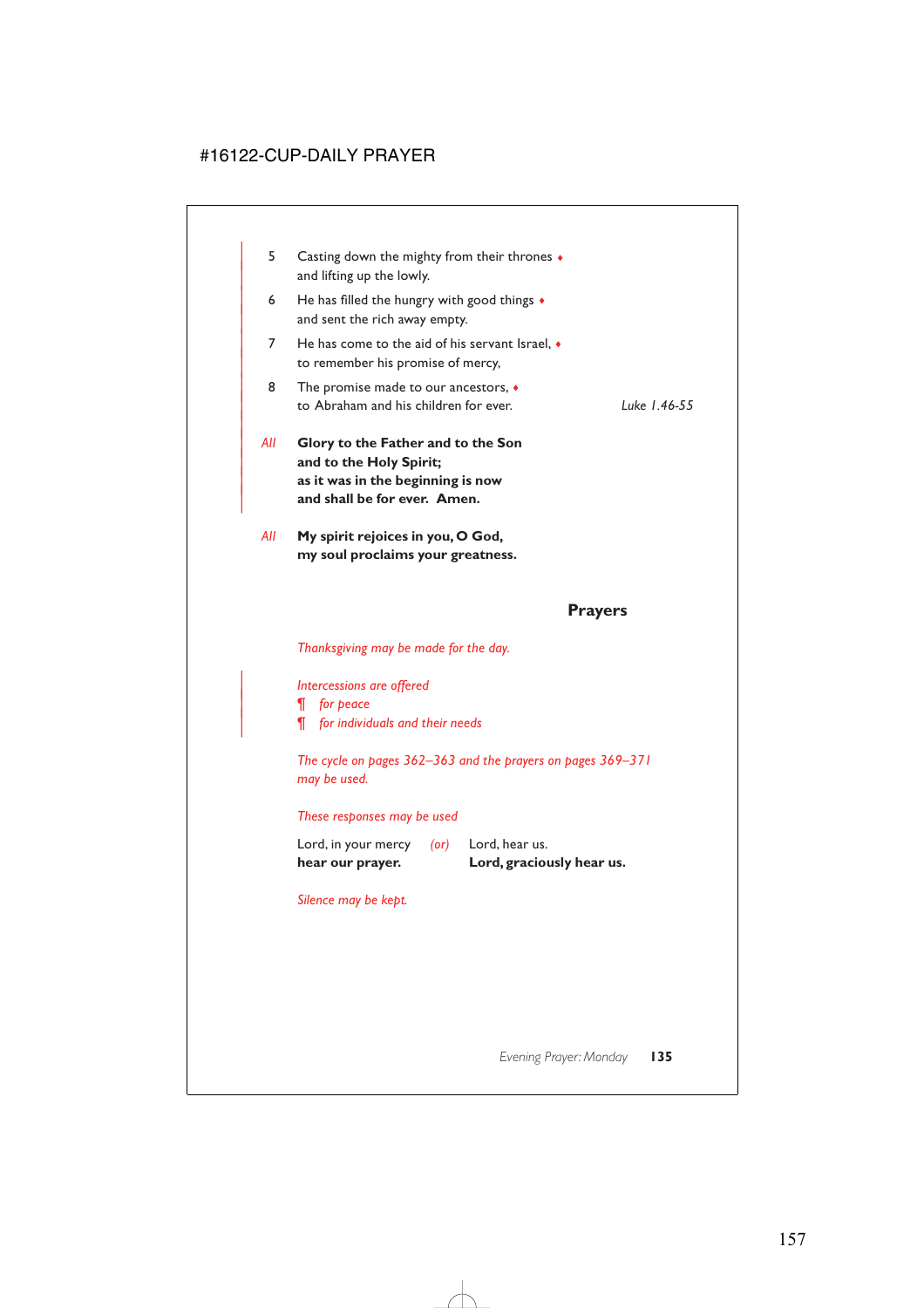5 Casting down the mighty from their thrones ♦
and lifting up the lowly.

6 He has filled the hungry with good things ♦
and sent the rich away empty.

7 He has come to the aid of his servant Israel, ♦
to remember his promise of mercy,

8 The promise made to our ancestors, ♦
to Abraham and his children for ever. *Luke 1.46-55*

*All* **Glory to the Father and to the Son**
**and to the Holy Spirit;**
**as it was in the beginning is now**
**and shall be for ever. Amen.**

*All* **My spirit rejoices in you, O God,**
**my soul proclaims your greatness.**

## Prayers

*Thanksgiving may be made for the day.*

*Intercessions are offered*
¶ *for peace*
¶ *for individuals and their needs*

*The cycle on pages 362–363 and the prayers on pages 369–371 may be used.*

*These responses may be used*

Lord, in your mercy *(or)* Lord, hear us.
**hear our prayer.** **Lord, graciously hear us.**

*Silence may be kept.*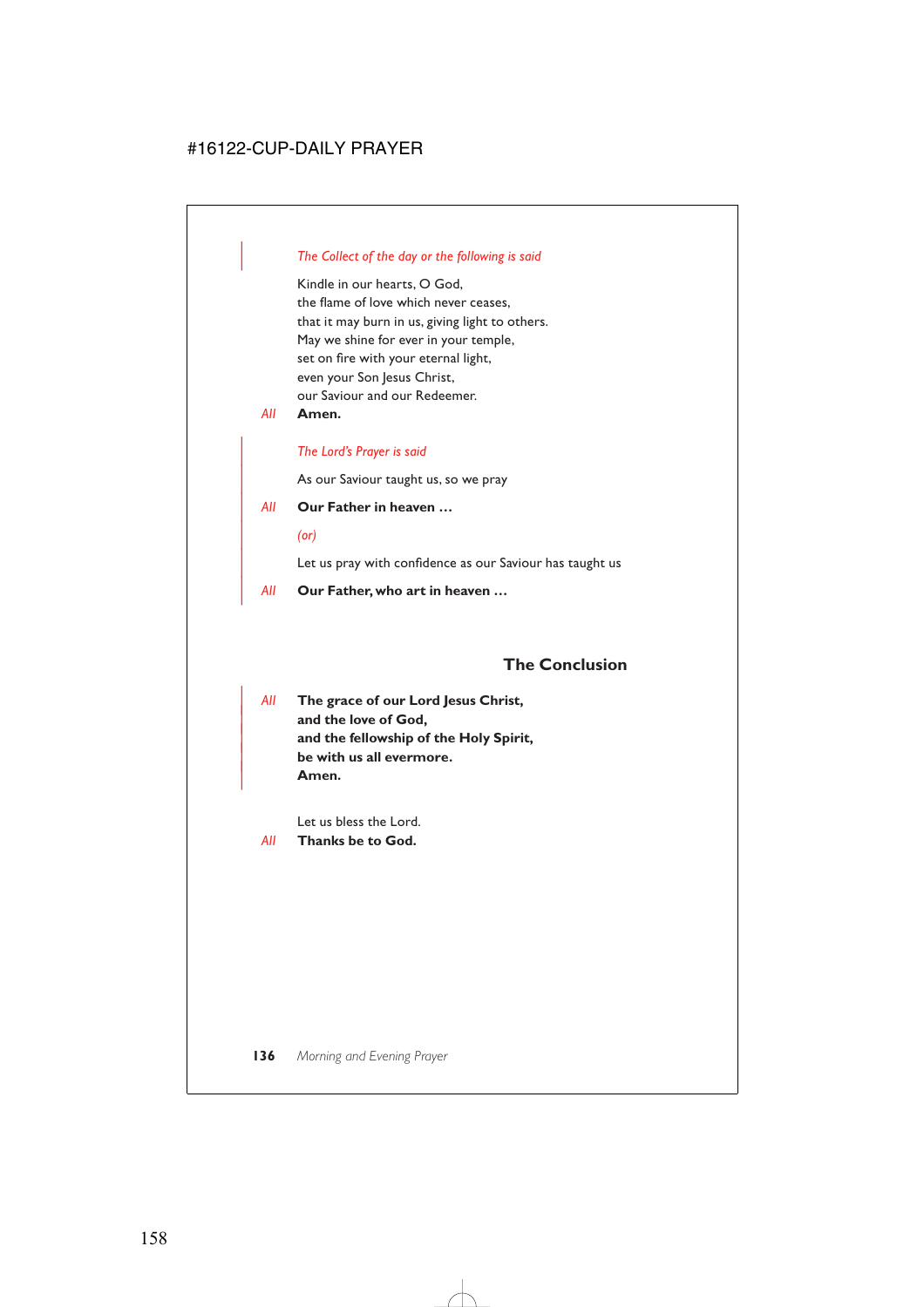*The Collect of the day or the following is said*

Kindle in our hearts, O God,
the flame of love which never ceases,
that it may burn in us, giving light to others.
May we shine for ever in your temple,
set on fire with your eternal light,
even your Son Jesus Christ,
our Saviour and our Redeemer.

*All* **Amen.**

*The Lord's Prayer is said*

As our Saviour taught us, so we pray

*All* **Our Father in heaven …**

*(or)*

Let us pray with confidence as our Saviour has taught us

*All* **Our Father, who art in heaven …**

## The Conclusion

*All* **The grace of our Lord Jesus Christ,
and the love of God,
and the fellowship of the Holy Spirit,
be with us all evermore.
Amen.**

Let us bless the Lord.

*All* **Thanks be to God.**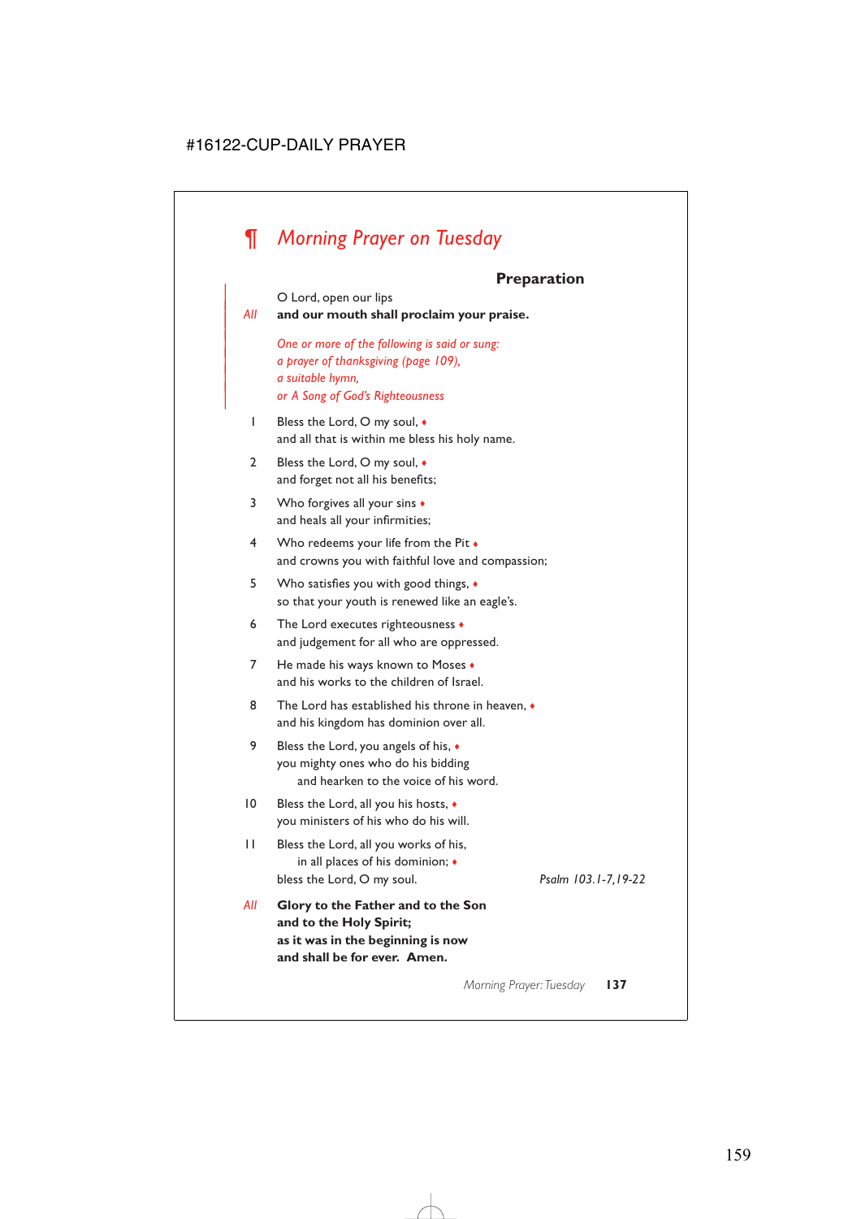# ¶ *Morning Prayer on Tuesday*

## Preparation

O Lord, open our lips

*All* **and our mouth shall proclaim your praise.**

*One or more of the following is said or sung:*
*a prayer of thanksgiving (page 109),*
*a suitable hymn,*
*or A Song of God's Righteousness*

1 Bless the Lord, O my soul, ♦
and all that is within me bless his holy name.

2 Bless the Lord, O my soul, ♦
and forget not all his benefits;

3 Who forgives all your sins ♦
and heals all your infirmities;

4 Who redeems your life from the Pit ♦
and crowns you with faithful love and compassion;

5 Who satisfies you with good things, ♦
so that your youth is renewed like an eagle's.

6 The Lord executes righteousness ♦
and judgement for all who are oppressed.

7 He made his ways known to Moses ♦
and his works to the children of Israel.

8 The Lord has established his throne in heaven, ♦
and his kingdom has dominion over all.

9 Bless the Lord, you angels of his, ♦
you mighty ones who do his bidding
and hearken to the voice of his word.

10 Bless the Lord, all you his hosts, ♦
you ministers of his who do his will.

11 Bless the Lord, all you works of his,
in all places of his dominion; ♦
bless the Lord, O my soul.

*Psalm 103.1-7,19-22*

*All* **Glory to the Father and to the Son**
**and to the Holy Spirit;**
**as it was in the beginning is now**
**and shall be for ever. Amen.**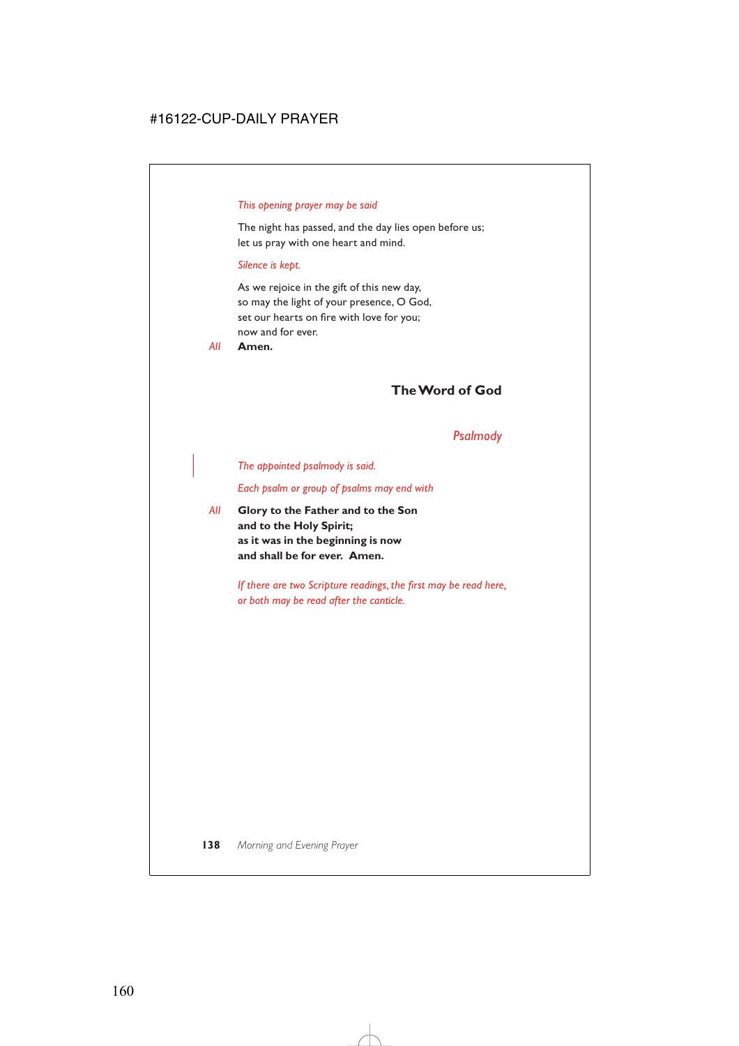*This opening prayer may be said*

The night has passed, and the day lies open before us;
let us pray with one heart and mind.

*Silence is kept.*

As we rejoice in the gift of this new day,
so may the light of your presence, O God,
set our hearts on fire with love for you;
now and for ever.

*All* **Amen.**

## The Word of God

### *Psalmody*

*The appointed psalmody is said.*

*Each psalm or group of psalms may end with*

*All* **Glory to the Father and to the Son**
**and to the Holy Spirit;**
**as it was in the beginning is now**
**and shall be for ever. Amen.**

*If there are two Scripture readings, the first may be read here, or both may be read after the canticle.*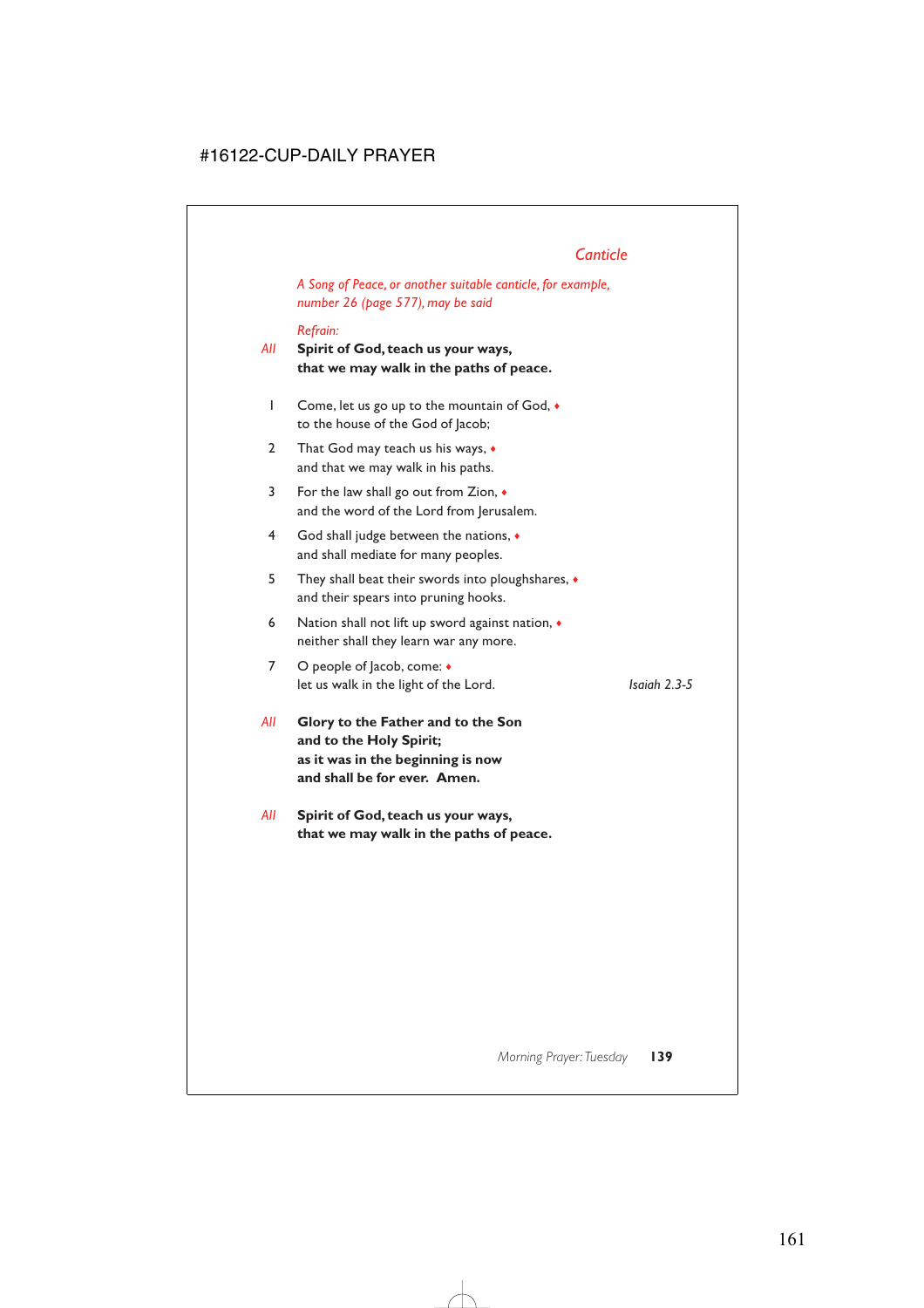## *Canticle*

*A Song of Peace, or another suitable canticle, for example, number 26 (page 577), may be said*

*Refrain:*

*All* **Spirit of God, teach us your ways,**
**that we may walk in the paths of peace.**

1 Come, let us go up to the mountain of God, ♦
to the house of the God of Jacob;

2 That God may teach us his ways, ♦
and that we may walk in his paths.

3 For the law shall go out from Zion, ♦
and the word of the Lord from Jerusalem.

4 God shall judge between the nations, ♦
and shall mediate for many peoples.

5 They shall beat their swords into ploughshares, ♦
and their spears into pruning hooks.

6 Nation shall not lift up sword against nation, ♦
neither shall they learn war any more.

7 O people of Jacob, come: ♦
let us walk in the light of the Lord. *Isaiah 2.3-5*

*All* **Glory to the Father and to the Son**
**and to the Holy Spirit;**
**as it was in the beginning is now**
**and shall be for ever. Amen.**

*All* **Spirit of God, teach us your ways,**
**that we may walk in the paths of peace.**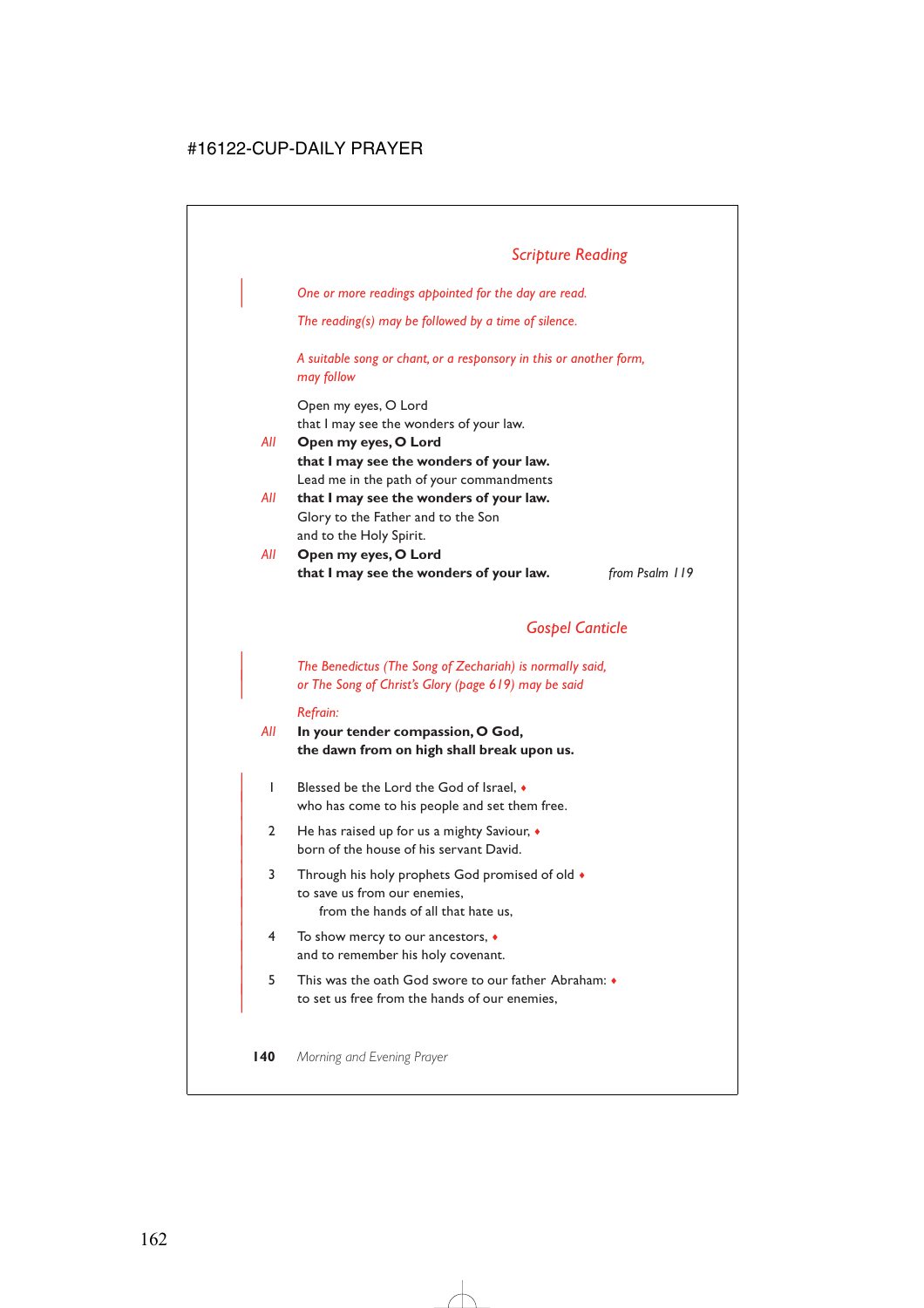## *Scripture Reading*

*One or more readings appointed for the day are read.*

*The reading(s) may be followed by a time of silence.*

*A suitable song or chant, or a responsory in this or another form, may follow*

Open my eyes, O Lord
that I may see the wonders of your law.

*All* **Open my eyes, O Lord**
**that I may see the wonders of your law.**

Lead me in the path of your commandments

*All* **that I may see the wonders of your law.**

Glory to the Father and to the Son
and to the Holy Spirit.

*All* **Open my eyes, O Lord**
**that I may see the wonders of your law.** *from Psalm 119*

## *Gospel Canticle*

*The Benedictus (The Song of Zechariah) is normally said, or The Song of Christ's Glory (page 619) may be said*

*Refrain:*

*All* **In your tender compassion, O God,**
**the dawn from on high shall break upon us.**

1 Blessed be the Lord the God of Israel, ♦
who has come to his people and set them free.

2 He has raised up for us a mighty Saviour, ♦
born of the house of his servant David.

3 Through his holy prophets God promised of old ♦
to save us from our enemies,
from the hands of all that hate us,

4 To show mercy to our ancestors, ♦
and to remember his holy covenant.

5 This was the oath God swore to our father Abraham: ♦
to set us free from the hands of our enemies,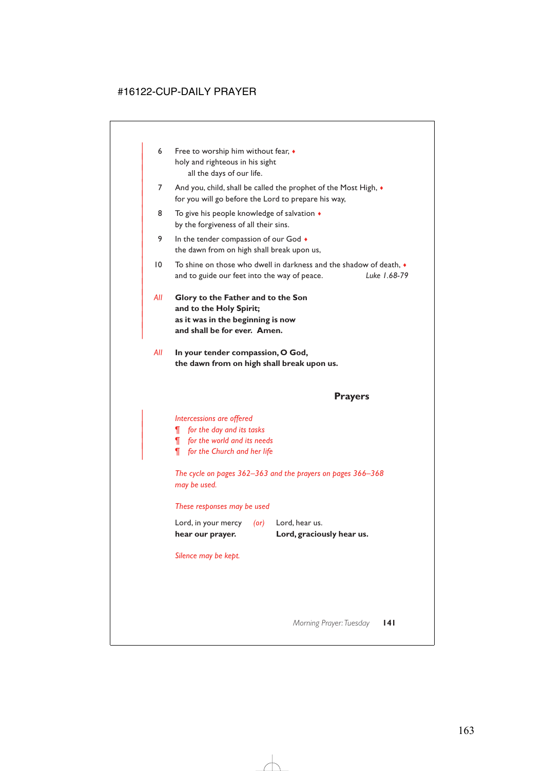6 Free to worship him without fear, ♦
holy and righteous in his sight
all the days of our life.

7 And you, child, shall be called the prophet of the Most High, ♦
for you will go before the Lord to prepare his way,

8 To give his people knowledge of salvation ♦
by the forgiveness of all their sins.

9 In the tender compassion of our God ♦
the dawn from on high shall break upon us,

10 To shine on those who dwell in darkness and the shadow of death, ♦
and to guide our feet into the way of peace. *Luke 1.68-79*

*All* **Glory to the Father and to the Son**
**and to the Holy Spirit;**
**as it was in the beginning is now**
**and shall be for ever. Amen.**

*All* **In your tender compassion, O God,**
**the dawn from on high shall break upon us.**

## Prayers

*Intercessions are offered*
¶ *for the day and its tasks*
¶ *for the world and its needs*
¶ *for the Church and her life*

*The cycle on pages 362–363 and the prayers on pages 366–368 may be used.*

*These responses may be used*

Lord, in your mercy *(or)* Lord, hear us.
**hear our prayer.** **Lord, graciously hear us.**

*Silence may be kept.*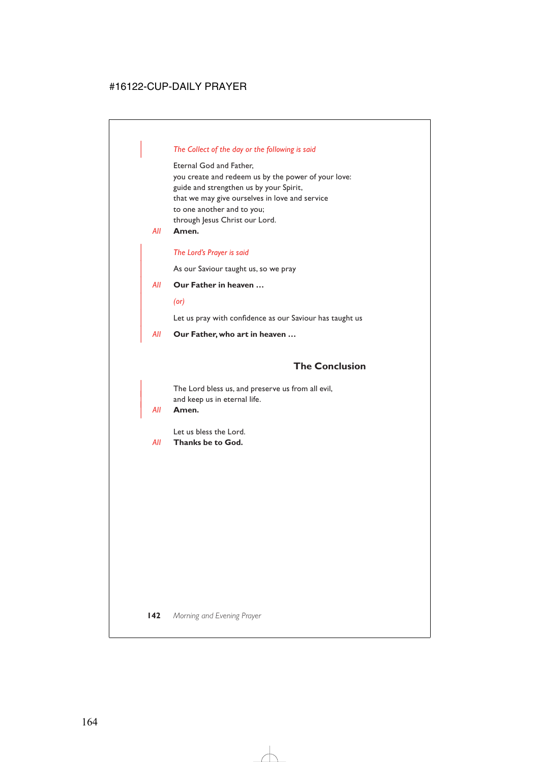*The Collect of the day or the following is said*

Eternal God and Father,
you create and redeem us by the power of your love:
guide and strengthen us by your Spirit,
that we may give ourselves in love and service
to one another and to you;
through Jesus Christ our Lord.

*All* **Amen.**

*The Lord's Prayer is said*

As our Saviour taught us, so we pray

*All* **Our Father in heaven …**

*(or)*

Let us pray with confidence as our Saviour has taught us

*All* **Our Father, who art in heaven …**

## The Conclusion

The Lord bless us, and preserve us from all evil,
and keep us in eternal life.

*All* **Amen.**

Let us bless the Lord.

*All* **Thanks be to God.**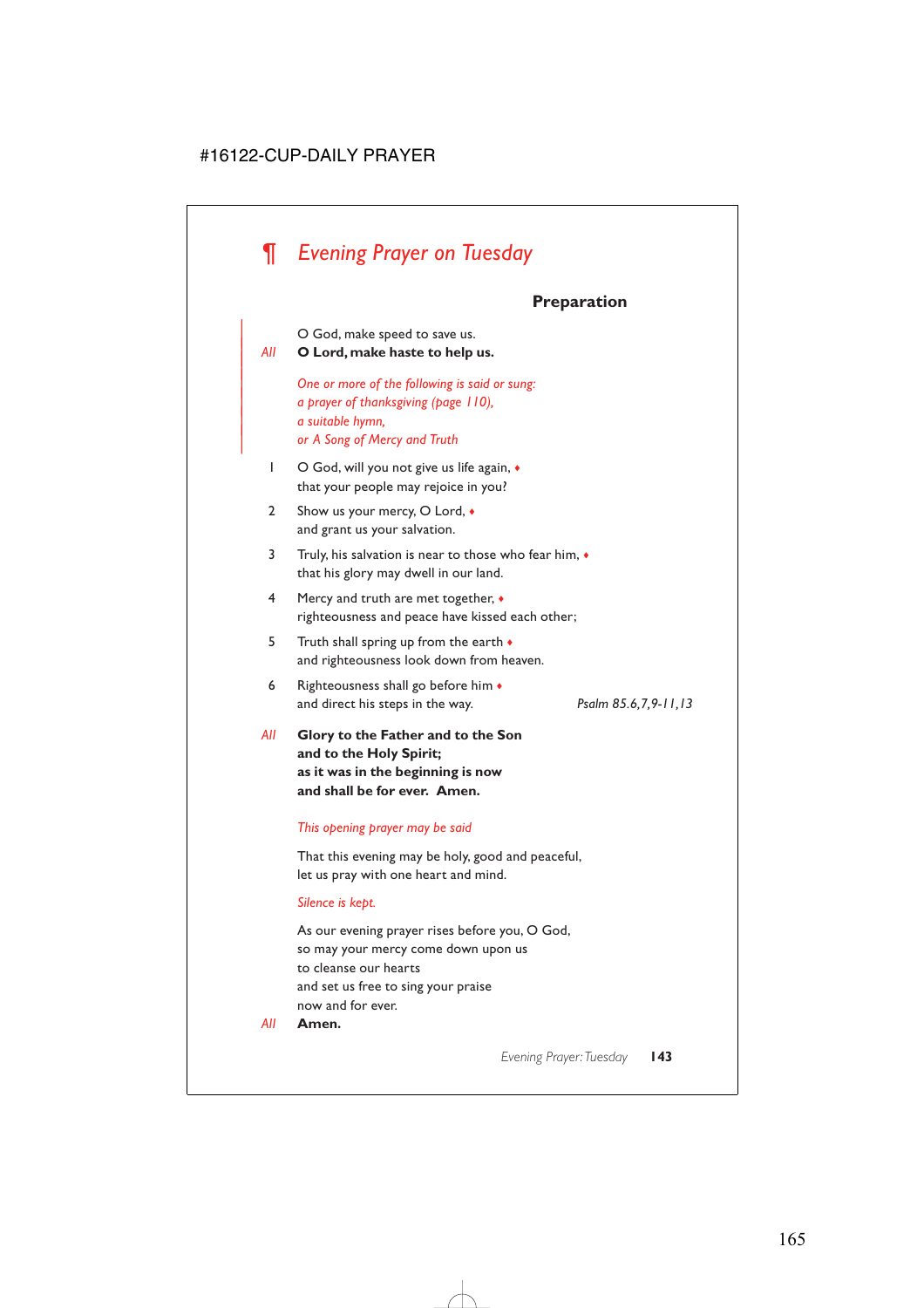# ¶ *Evening Prayer on Tuesday*

### Preparation

O God, make speed to save us.

*All* **O Lord, make haste to help us.**

*One or more of the following is said or sung:*
*a prayer of thanksgiving (page 110),*
*a suitable hymn,*
*or A Song of Mercy and Truth*

1 O God, will you not give us life again, ♦
that your people may rejoice in you?

2 Show us your mercy, O Lord, ♦
and grant us your salvation.

3 Truly, his salvation is near to those who fear him, ♦
that his glory may dwell in our land.

4 Mercy and truth are met together, ♦
righteousness and peace have kissed each other;

5 Truth shall spring up from the earth ♦
and righteousness look down from heaven.

6 Righteousness shall go before him ♦
and direct his steps in the way.

*Psalm 85.6,7,9-11,13*

*All* **Glory to the Father and to the Son**
**and to the Holy Spirit;**
**as it was in the beginning is now**
**and shall be for ever. Amen.**

*This opening prayer may be said*

That this evening may be holy, good and peaceful,
let us pray with one heart and mind.

*Silence is kept.*

As our evening prayer rises before you, O God,
so may your mercy come down upon us
to cleanse our hearts
and set us free to sing your praise
now and for ever.

*All* **Amen.**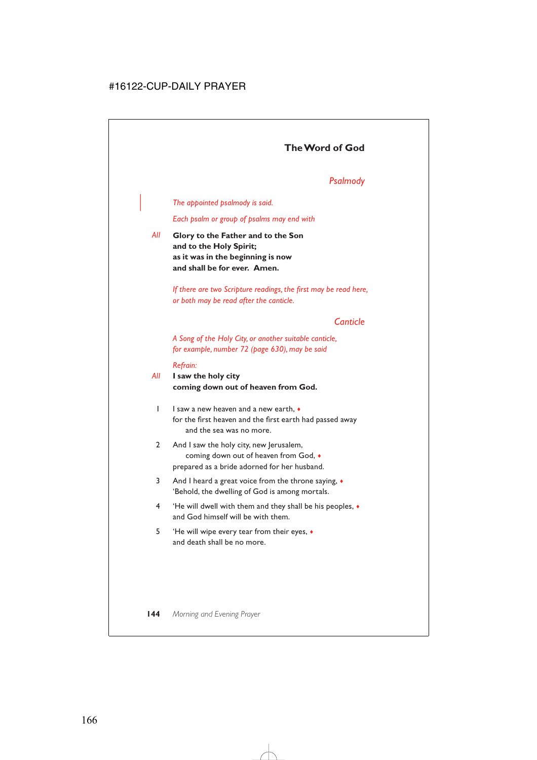## The Word of God

### *Psalmody*

*The appointed psalmody is said.*

*Each psalm or group of psalms may end with*

*All* **Glory to the Father and to the Son**
**and to the Holy Spirit;**
**as it was in the beginning is now**
**and shall be for ever. Amen.**

*If there are two Scripture readings, the first may be read here, or both may be read after the canticle.*

### *Canticle*

*A Song of the Holy City, or another suitable canticle, for example, number 72 (page 630), may be said*

*Refrain:*

*All* **I saw the holy city**
**coming down out of heaven from God.**

1 I saw a new heaven and a new earth, ♦
for the first heaven and the first earth had passed away
and the sea was no more.

2 And I saw the holy city, new Jerusalem,
coming down out of heaven from God, ♦
prepared as a bride adorned for her husband.

3 And I heard a great voice from the throne saying, ♦
'Behold, the dwelling of God is among mortals.

4 'He will dwell with them and they shall be his peoples, ♦
and God himself will be with them.

5 'He will wipe every tear from their eyes, ♦
and death shall be no more.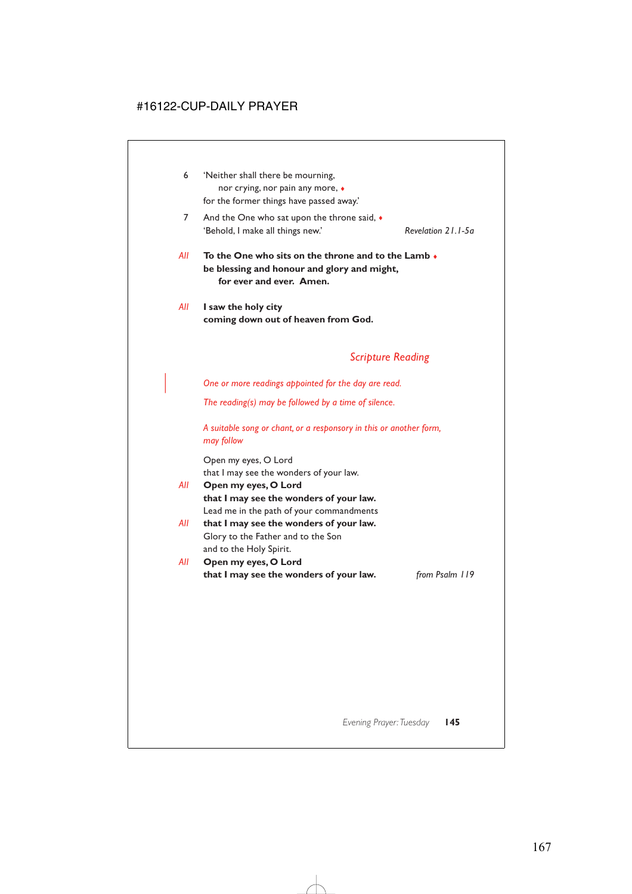6 ‘Neither shall there be mourning,
  nor crying, nor pain any more, ♦
for the former things have passed away.’

7 And the One who sat upon the throne said, ♦
‘Behold, I make all things new.’ *Revelation 21.1-5a*

*All* **To the One who sits on the throne and to the Lamb ♦**
**be blessing and honour and glory and might,**
  **for ever and ever. Amen.**

*All* **I saw the holy city**
**coming down out of heaven from God.**

## *Scripture Reading*

*One or more readings appointed for the day are read.*

*The reading(s) may be followed by a time of silence.*

*A suitable song or chant, or a responsory in this or another form, may follow*

Open my eyes, O Lord
that I may see the wonders of your law.

*All* **Open my eyes, O Lord**
**that I may see the wonders of your law.**

Lead me in the path of your commandments

*All* **that I may see the wonders of your law.**

Glory to the Father and to the Son
and to the Holy Spirit.

*All* **Open my eyes, O Lord**
**that I may see the wonders of your law.** *from Psalm 119*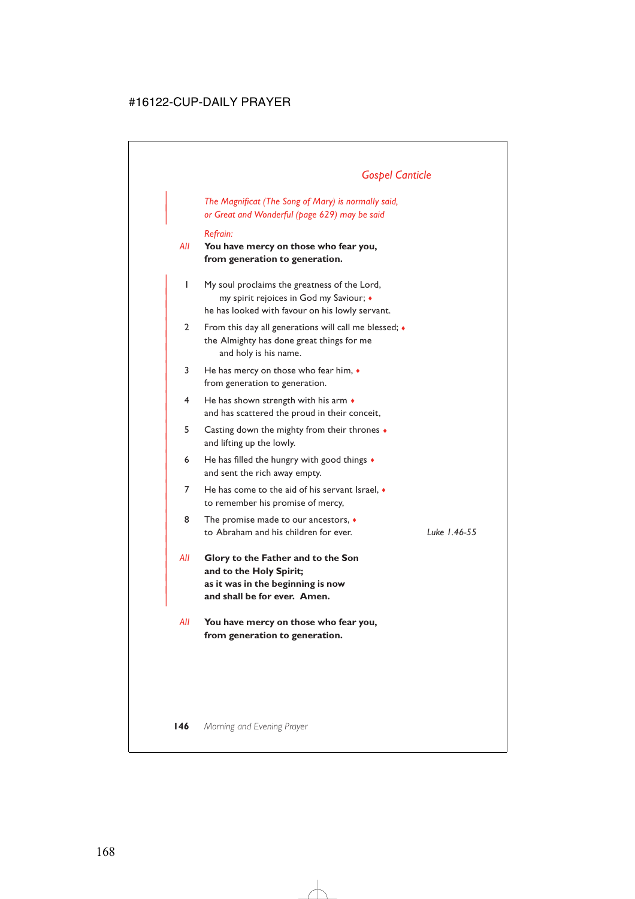## *Gospel Canticle*

*The Magnificat (The Song of Mary) is normally said, or Great and Wonderful (page 629) may be said*

*Refrain:*

*All* **You have mercy on those who fear you, from generation to generation.**

1 My soul proclaims the greatness of the Lord,
  my spirit rejoices in God my Saviour; ♦
he has looked with favour on his lowly servant.

2 From this day all generations will call me blessed; ♦
the Almighty has done great things for me
  and holy is his name.

3 He has mercy on those who fear him, ♦
from generation to generation.

4 He has shown strength with his arm ♦
and has scattered the proud in their conceit,

5 Casting down the mighty from their thrones ♦
and lifting up the lowly.

6 He has filled the hungry with good things ♦
and sent the rich away empty.

7 He has come to the aid of his servant Israel, ♦
to remember his promise of mercy,

8 The promise made to our ancestors, ♦
to Abraham and his children for ever.

*Luke 1.46-55*

*All* **Glory to the Father and to the Son and to the Holy Spirit; as it was in the beginning is now and shall be for ever. Amen.**

*All* **You have mercy on those who fear you, from generation to generation.**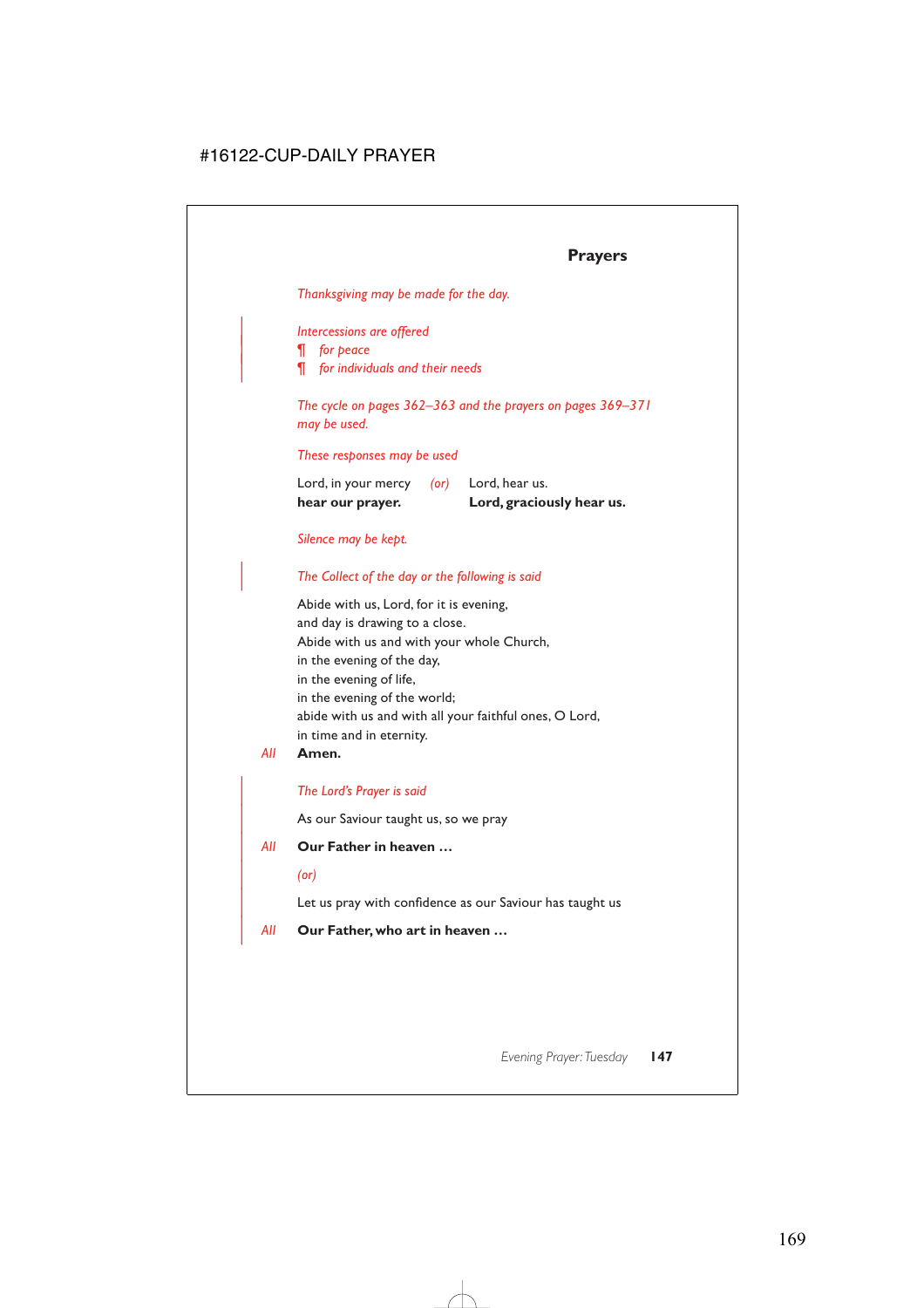## Prayers

*Thanksgiving may be made for the day.*

*Intercessions are offered*
*¶ for peace*
*¶ for individuals and their needs*

*The cycle on pages 362–363 and the prayers on pages 369–371 may be used.*

*These responses may be used*

| | | |
|---|---|---|
| Lord, in your mercy | *(or)* | Lord, hear us. |
| **hear our prayer.** | | **Lord, graciously hear us.** |

*Silence may be kept.*

*The Collect of the day or the following is said*

Abide with us, Lord, for it is evening,
and day is drawing to a close.
Abide with us and with your whole Church,
in the evening of the day,
in the evening of life,
in the evening of the world;
abide with us and with all your faithful ones, O Lord,
in time and in eternity.

*All* **Amen.**

*The Lord's Prayer is said*

As our Saviour taught us, so we pray

*All* **Our Father in heaven …**

*(or)*

Let us pray with confidence as our Saviour has taught us

*All* **Our Father, who art in heaven …**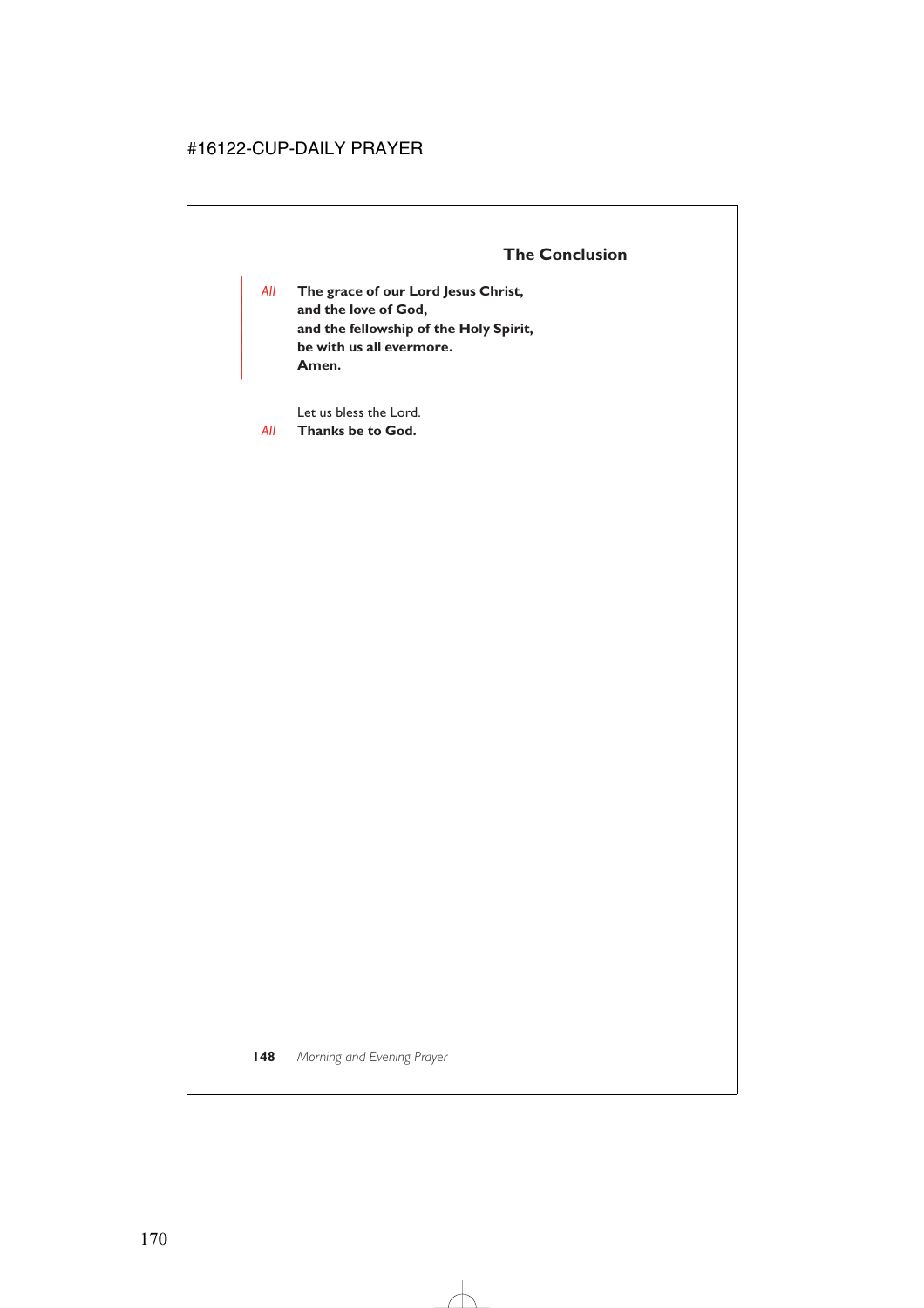## The Conclusion

*All* **The grace of our Lord Jesus Christ,**
**and the love of God,**
**and the fellowship of the Holy Spirit,**
**be with us all evermore.**
**Amen.**

Let us bless the Lord.

*All* **Thanks be to God.**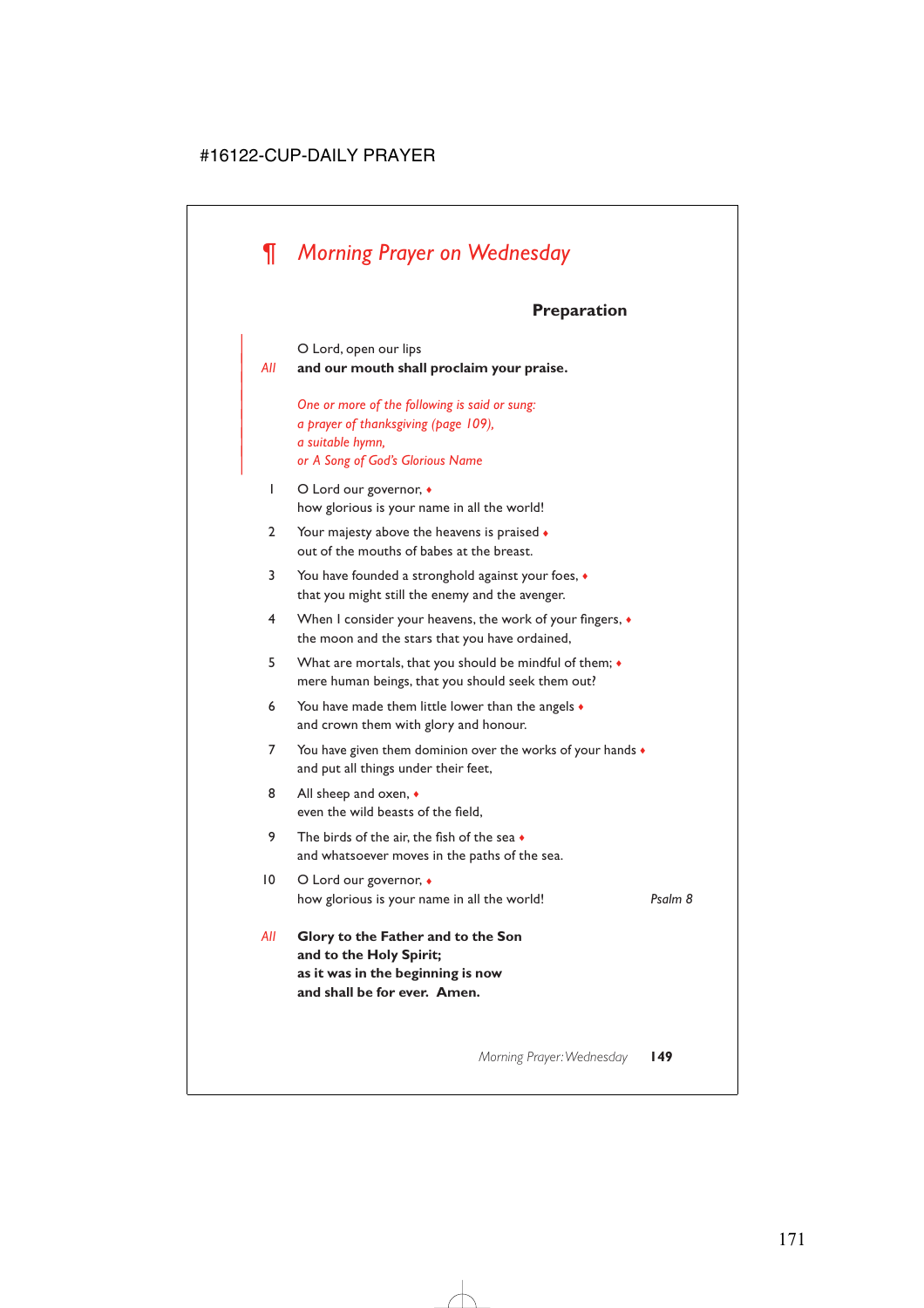# ¶ *Morning Prayer on Wednesday*

### Preparation

O Lord, open our lips
*All* **and our mouth shall proclaim your praise.**

*One or more of the following is said or sung:*
*a prayer of thanksgiving (page 109),*
*a suitable hymn,*
*or A Song of God's Glorious Name*

1 O Lord our governor, ♦
how glorious is your name in all the world!

2 Your majesty above the heavens is praised ♦
out of the mouths of babes at the breast.

3 You have founded a stronghold against your foes, ♦
that you might still the enemy and the avenger.

4 When I consider your heavens, the work of your fingers, ♦
the moon and the stars that you have ordained,

5 What are mortals, that you should be mindful of them; ♦
mere human beings, that you should seek them out?

6 You have made them little lower than the angels ♦
and crown them with glory and honour.

7 You have given them dominion over the works of your hands ♦
and put all things under their feet,

8 All sheep and oxen, ♦
even the wild beasts of the field,

9 The birds of the air, the fish of the sea ♦
and whatsoever moves in the paths of the sea.

10 O Lord our governor, ♦
how glorious is your name in all the world! *Psalm 8*

*All* **Glory to the Father and to the Son**
**and to the Holy Spirit;**
**as it was in the beginning is now**
**and shall be for ever. Amen.**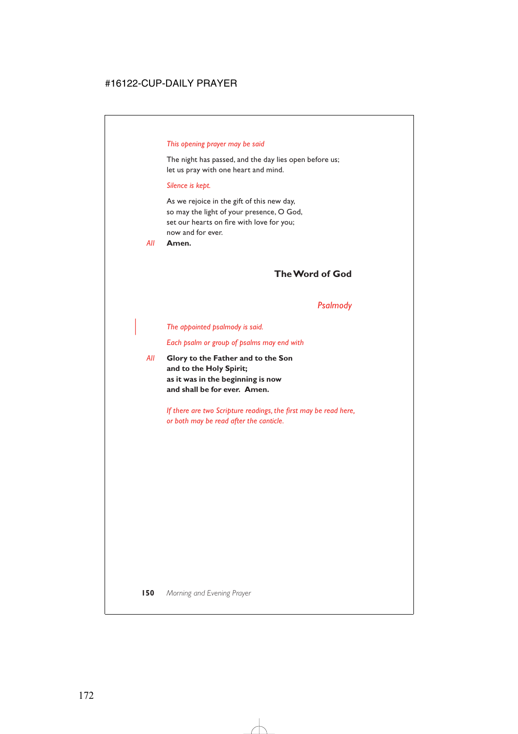*This opening prayer may be said*

The night has passed, and the day lies open before us;
let us pray with one heart and mind.

*Silence is kept.*

As we rejoice in the gift of this new day,
so may the light of your presence, O God,
set our hearts on fire with love for you;
now and for ever.

*All* **Amen.**

## The Word of God

### *Psalmody*

*The appointed psalmody is said.*

*Each psalm or group of psalms may end with*

*All* **Glory to the Father and to the Son**
**and to the Holy Spirit;**
**as it was in the beginning is now**
**and shall be for ever. Amen.**

*If there are two Scripture readings, the first may be read here, or both may be read after the canticle.*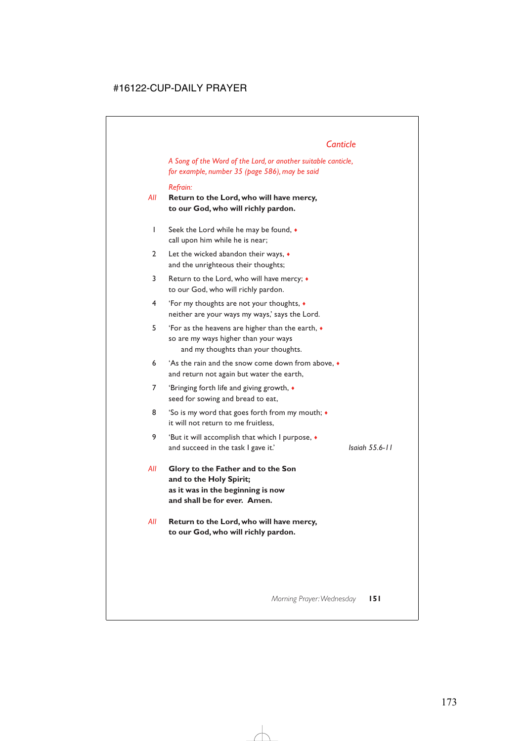## Canticle

*A Song of the Word of the Lord, or another suitable canticle, for example, number 35 (page 586), may be said*

*Refrain:*

*All* **Return to the Lord, who will have mercy,**
**to our God, who will richly pardon.**

1 Seek the Lord while he may be found, ♦
call upon him while he is near;

2 Let the wicked abandon their ways, ♦
and the unrighteous their thoughts;

3 Return to the Lord, who will have mercy; ♦
to our God, who will richly pardon.

4 'For my thoughts are not your thoughts, ♦
neither are your ways my ways,' says the Lord.

5 'For as the heavens are higher than the earth, ♦
so are my ways higher than your ways
and my thoughts than your thoughts.

6 'As the rain and the snow come down from above, ♦
and return not again but water the earth,

7 'Bringing forth life and giving growth, ♦
seed for sowing and bread to eat,

8 'So is my word that goes forth from my mouth; ♦
it will not return to me fruitless,

9 'But it will accomplish that which I purpose, ♦
and succeed in the task I gave it.' *Isaiah 55.6-11*

*All* **Glory to the Father and to the Son**
**and to the Holy Spirit;**
**as it was in the beginning is now**
**and shall be for ever. Amen.**

*All* **Return to the Lord, who will have mercy,**
**to our God, who will richly pardon.**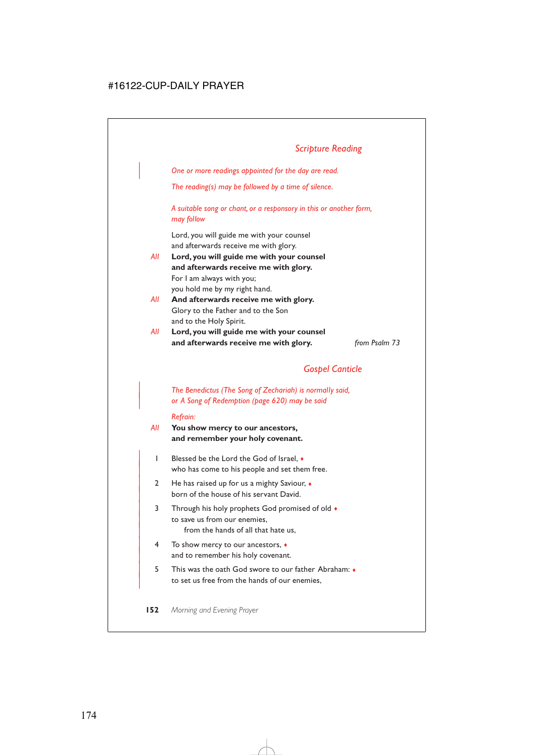## *Scripture Reading*

*One or more readings appointed for the day are read.*

*The reading(s) may be followed by a time of silence.*

*A suitable song or chant, or a responsory in this or another form, may follow*

Lord, you will guide me with your counsel
and afterwards receive me with glory.

*All* **Lord, you will guide me with your counsel**
**and afterwards receive me with glory.**

For I am always with you;
you hold me by my right hand.

*All* **And afterwards receive me with glory.**

Glory to the Father and to the Son
and to the Holy Spirit.

*All* **Lord, you will guide me with your counsel**
**and afterwards receive me with glory.**

*from Psalm 73*

## *Gospel Canticle*

*The Benedictus (The Song of Zechariah) is normally said, or A Song of Redemption (page 620) may be said*

*Refrain:*

*All* **You show mercy to our ancestors,**
**and remember your holy covenant.**

1 Blessed be the Lord the God of Israel, ♦
who has come to his people and set them free.

2 He has raised up for us a mighty Saviour, ♦
born of the house of his servant David.

3 Through his holy prophets God promised of old ♦
to save us from our enemies,
from the hands of all that hate us,

4 To show mercy to our ancestors, ♦
and to remember his holy covenant.

5 This was the oath God swore to our father Abraham: ♦
to set us free from the hands of our enemies,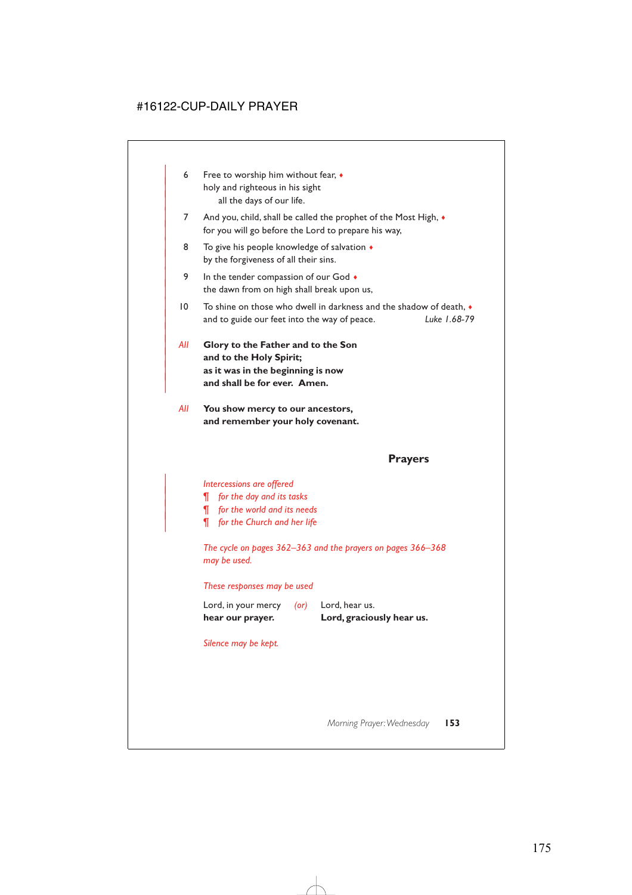6 Free to worship him without fear, ♦
holy and righteous in his sight
all the days of our life.

7 And you, child, shall be called the prophet of the Most High, ♦
for you will go before the Lord to prepare his way,

8 To give his people knowledge of salvation ♦
by the forgiveness of all their sins.

9 In the tender compassion of our God ♦
the dawn from on high shall break upon us,

10 To shine on those who dwell in darkness and the shadow of death, ♦
and to guide our feet into the way of peace. *Luke 1.68-79*

*All* **Glory to the Father and to the Son**
**and to the Holy Spirit;**
**as it was in the beginning is now**
**and shall be for ever. Amen.**

*All* **You show mercy to our ancestors,**
**and remember your holy covenant.**

## Prayers

*Intercessions are offered*
¶ *for the day and its tasks*
¶ *for the world and its needs*
¶ *for the Church and her life*

*The cycle on pages 362–363 and the prayers on pages 366–368 may be used.*

*These responses may be used*

Lord, in your mercy
**hear our prayer.**

*(or)*

Lord, hear us.
**Lord, graciously hear us.**

*Silence may be kept.*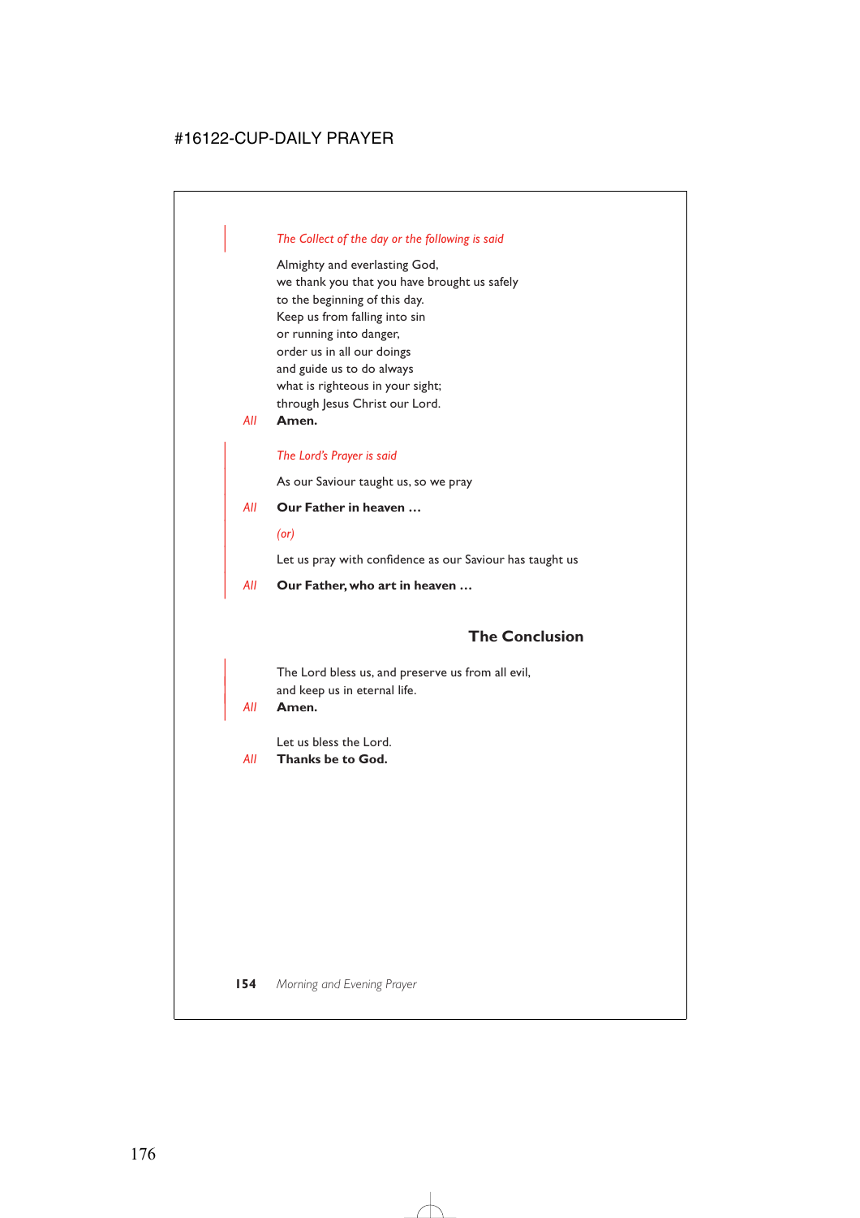*The Collect of the day or the following is said*

Almighty and everlasting God,
we thank you that you have brought us safely
to the beginning of this day.
Keep us from falling into sin
or running into danger,
order us in all our doings
and guide us to do always
what is righteous in your sight;
through Jesus Christ our Lord.

*All* **Amen.**

*The Lord's Prayer is said*

As our Saviour taught us, so we pray

*All* **Our Father in heaven …**

*(or)*

Let us pray with confidence as our Saviour has taught us

*All* **Our Father, who art in heaven …**

## The Conclusion

The Lord bless us, and preserve us from all evil,
and keep us in eternal life.

*All* **Amen.**

Let us bless the Lord.

*All* **Thanks be to God.**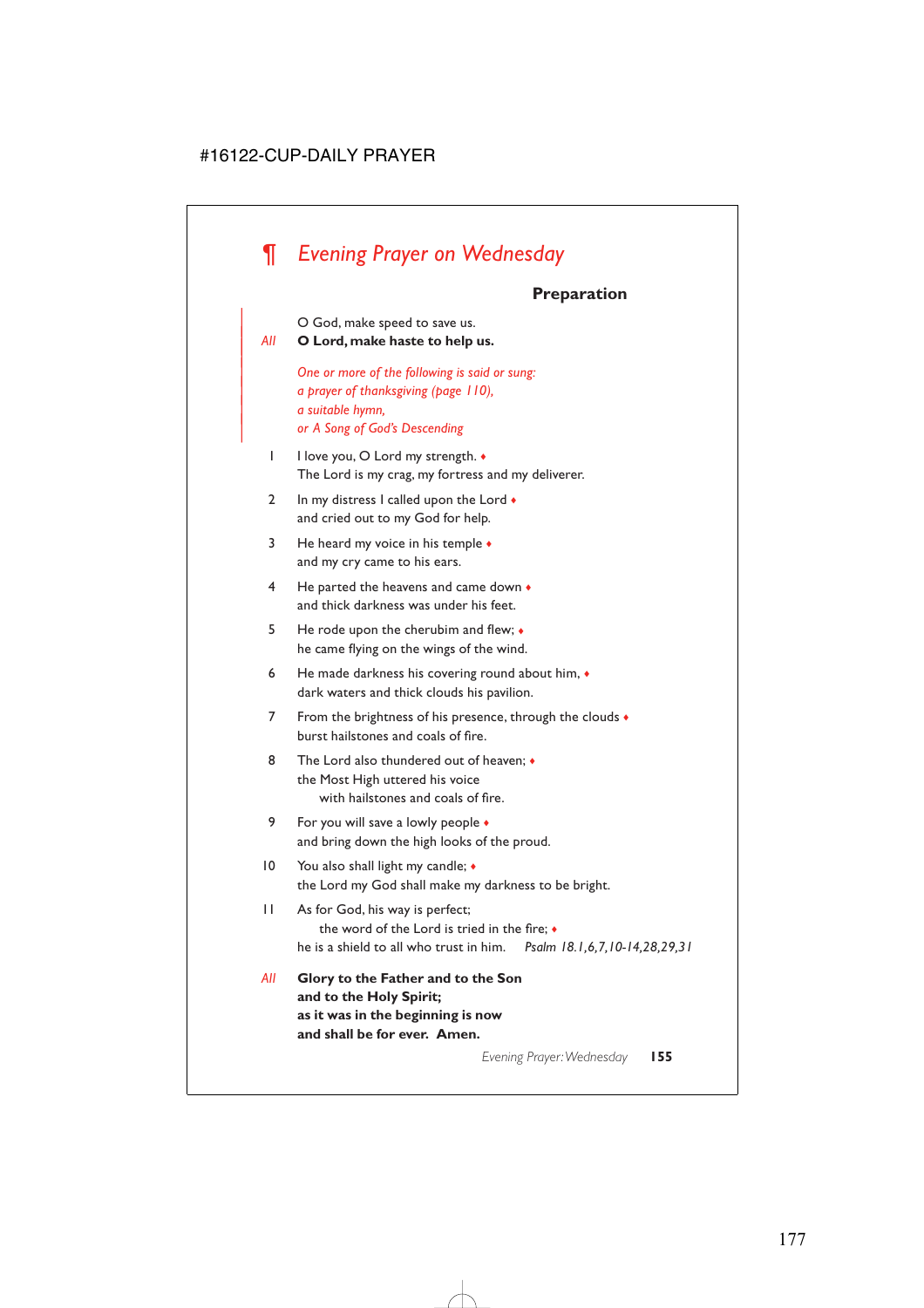## ¶ *Evening Prayer on Wednesday*

### Preparation

O God, make speed to save us.

*All* **O Lord, make haste to help us.**

*One or more of the following is said or sung:*
*a prayer of thanksgiving (page 110),*
*a suitable hymn,*
*or A Song of God's Descending*

1 I love you, O Lord my strength. ♦
The Lord is my crag, my fortress and my deliverer.

2 In my distress I called upon the Lord ♦
and cried out to my God for help.

3 He heard my voice in his temple ♦
and my cry came to his ears.

4 He parted the heavens and came down ♦
and thick darkness was under his feet.

5 He rode upon the cherubim and flew; ♦
he came flying on the wings of the wind.

6 He made darkness his covering round about him, ♦
dark waters and thick clouds his pavilion.

7 From the brightness of his presence, through the clouds ♦
burst hailstones and coals of fire.

8 The Lord also thundered out of heaven; ♦
the Most High uttered his voice
with hailstones and coals of fire.

9 For you will save a lowly people ♦
and bring down the high looks of the proud.

10 You also shall light my candle; ♦
the Lord my God shall make my darkness to be bright.

11 As for God, his way is perfect;
the word of the Lord is tried in the fire; ♦
he is a shield to all who trust in him. *Psalm 18.1,6,7,10-14,28,29,31*

*All* **Glory to the Father and to the Son**
**and to the Holy Spirit;**
**as it was in the beginning is now**
**and shall be for ever. Amen.**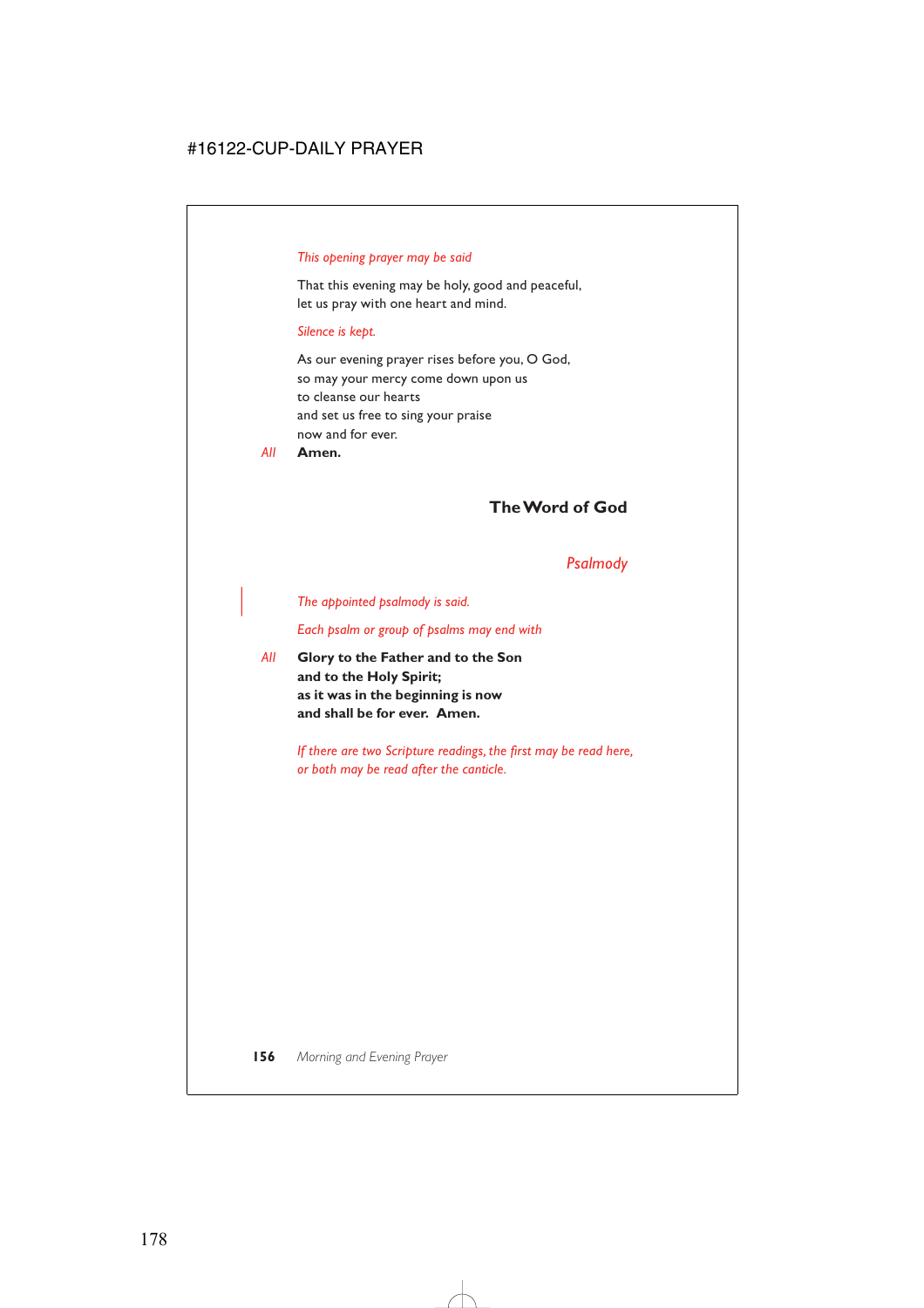*This opening prayer may be said*

That this evening may be holy, good and peaceful,
let us pray with one heart and mind.

*Silence is kept.*

As our evening prayer rises before you, O God,
so may your mercy come down upon us
to cleanse our hearts
and set us free to sing your praise
now and for ever.

*All* **Amen.**

## The Word of God

### *Psalmody*

*The appointed psalmody is said.*

*Each psalm or group of psalms may end with*

*All* **Glory to the Father and to the Son**
**and to the Holy Spirit;**
**as it was in the beginning is now**
**and shall be for ever. Amen.**

*If there are two Scripture readings, the first may be read here,*
*or both may be read after the canticle.*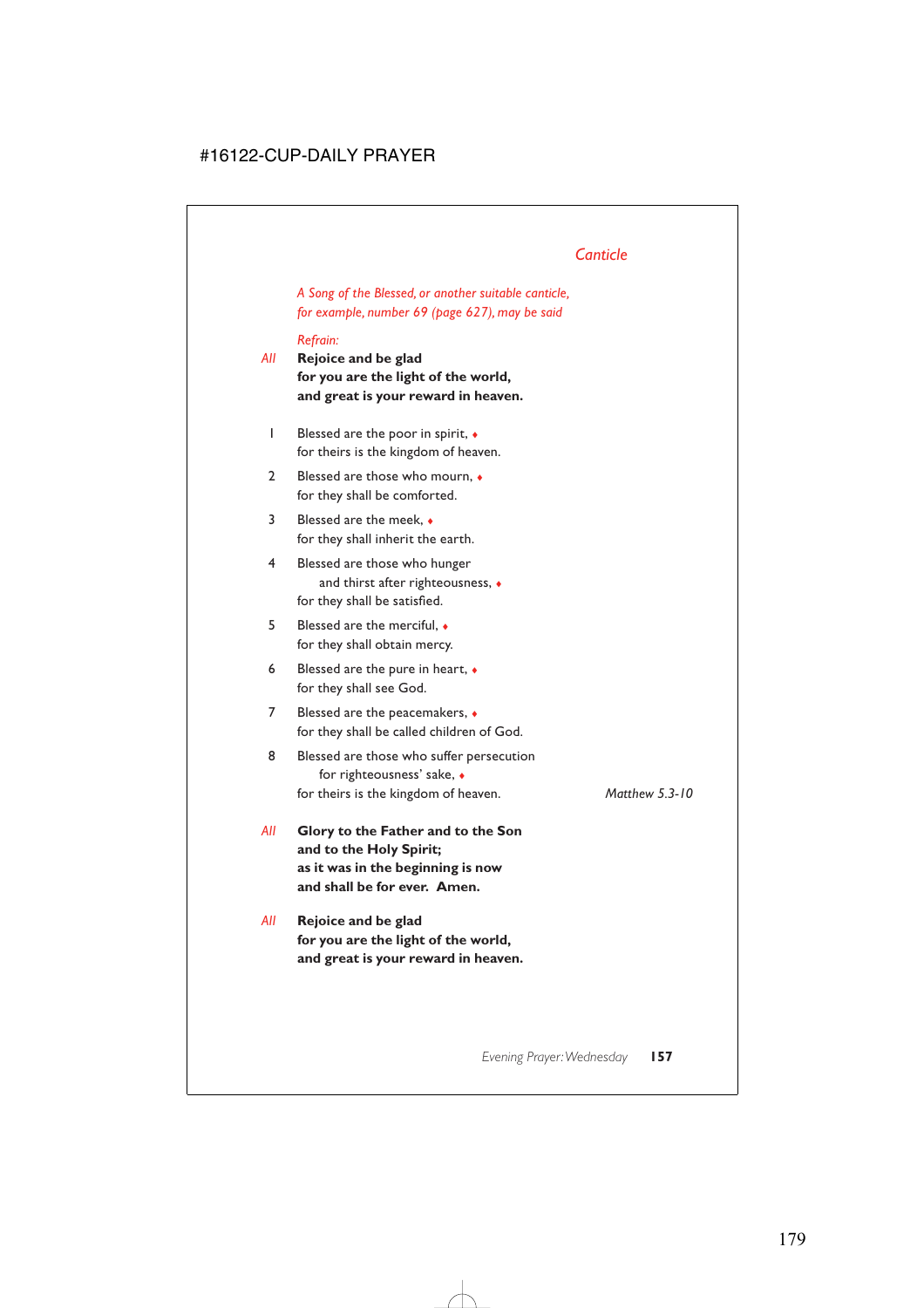## *Canticle*

*A Song of the Blessed, or another suitable canticle, for example, number 69 (page 627), may be said*

*Refrain:*

*All* **Rejoice and be glad**
**for you are the light of the world,**
**and great is your reward in heaven.**

1 Blessed are the poor in spirit, ♦
for theirs is the kingdom of heaven.

2 Blessed are those who mourn, ♦
for they shall be comforted.

3 Blessed are the meek, ♦
for they shall inherit the earth.

4 Blessed are those who hunger
and thirst after righteousness, ♦
for they shall be satisfied.

5 Blessed are the merciful, ♦
for they shall obtain mercy.

6 Blessed are the pure in heart, ♦
for they shall see God.

7 Blessed are the peacemakers, ♦
for they shall be called children of God.

8 Blessed are those who suffer persecution
for righteousness' sake, ♦
for theirs is the kingdom of heaven.

*Matthew 5.3-10*

*All* **Glory to the Father and to the Son**
**and to the Holy Spirit;**
**as it was in the beginning is now**
**and shall be for ever. Amen.**

*All* **Rejoice and be glad**
**for you are the light of the world,**
**and great is your reward in heaven.**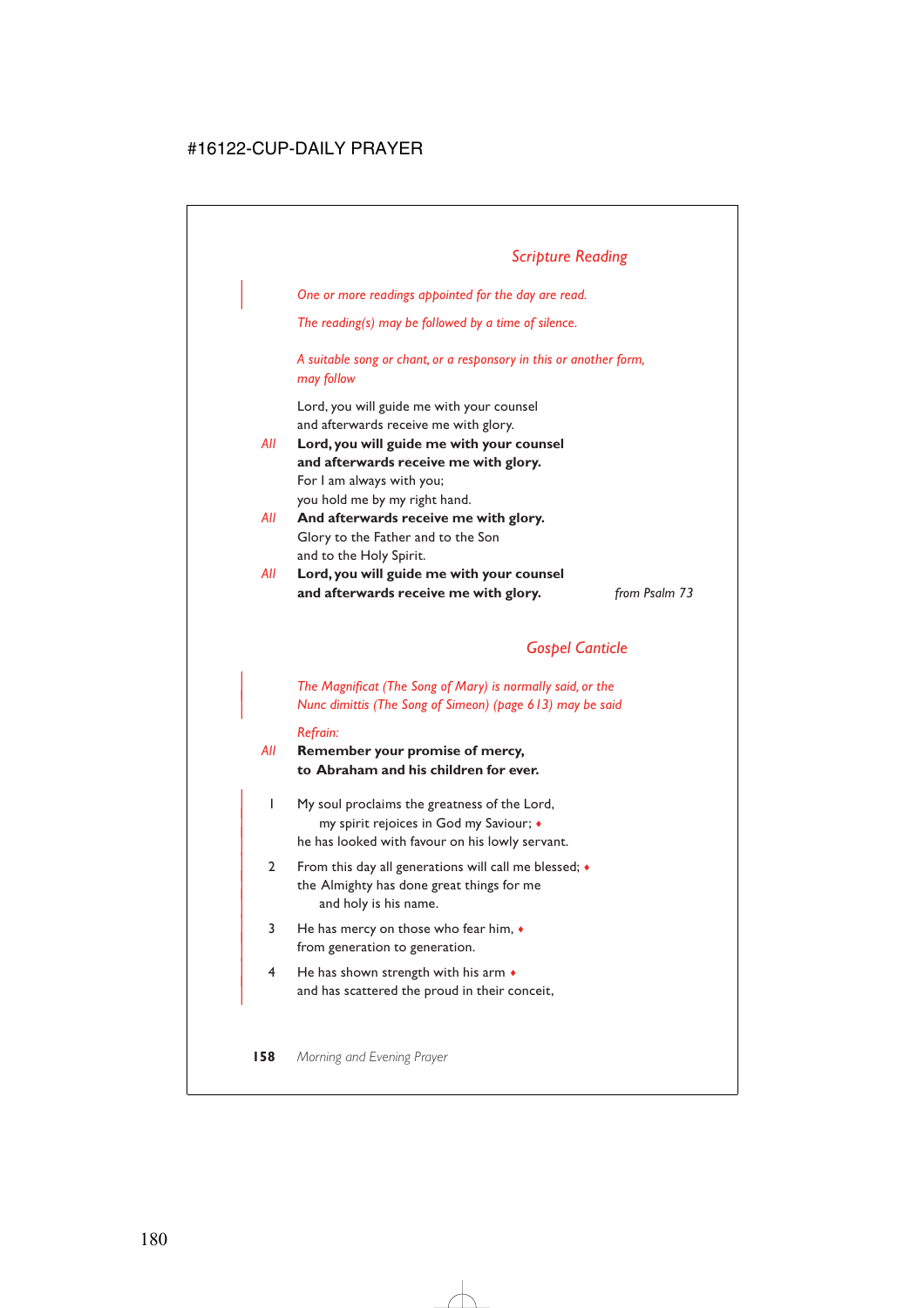## *Scripture Reading*

*One or more readings appointed for the day are read.*

*The reading(s) may be followed by a time of silence.*

*A suitable song or chant, or a responsory in this or another form, may follow*

Lord, you will guide me with your counsel
and afterwards receive me with glory.

*All* **Lord, you will guide me with your counsel**
**and afterwards receive me with glory.**

For I am always with you;
you hold me by my right hand.

*All* **And afterwards receive me with glory.**

Glory to the Father and to the Son
and to the Holy Spirit.

*All* **Lord, you will guide me with your counsel**
**and afterwards receive me with glory.**

*from Psalm 73*

## *Gospel Canticle*

*The Magnificat (The Song of Mary) is normally said, or the Nunc dimittis (The Song of Simeon) (page 613) may be said*

*Refrain:*

*All* **Remember your promise of mercy,**
**to Abraham and his children for ever.**

1 My soul proclaims the greatness of the Lord,
  my spirit rejoices in God my Saviour; ♦
he has looked with favour on his lowly servant.

2 From this day all generations will call me blessed; ♦
the Almighty has done great things for me
  and holy is his name.

3 He has mercy on those who fear him, ♦
from generation to generation.

4 He has shown strength with his arm ♦
and has scattered the proud in their conceit,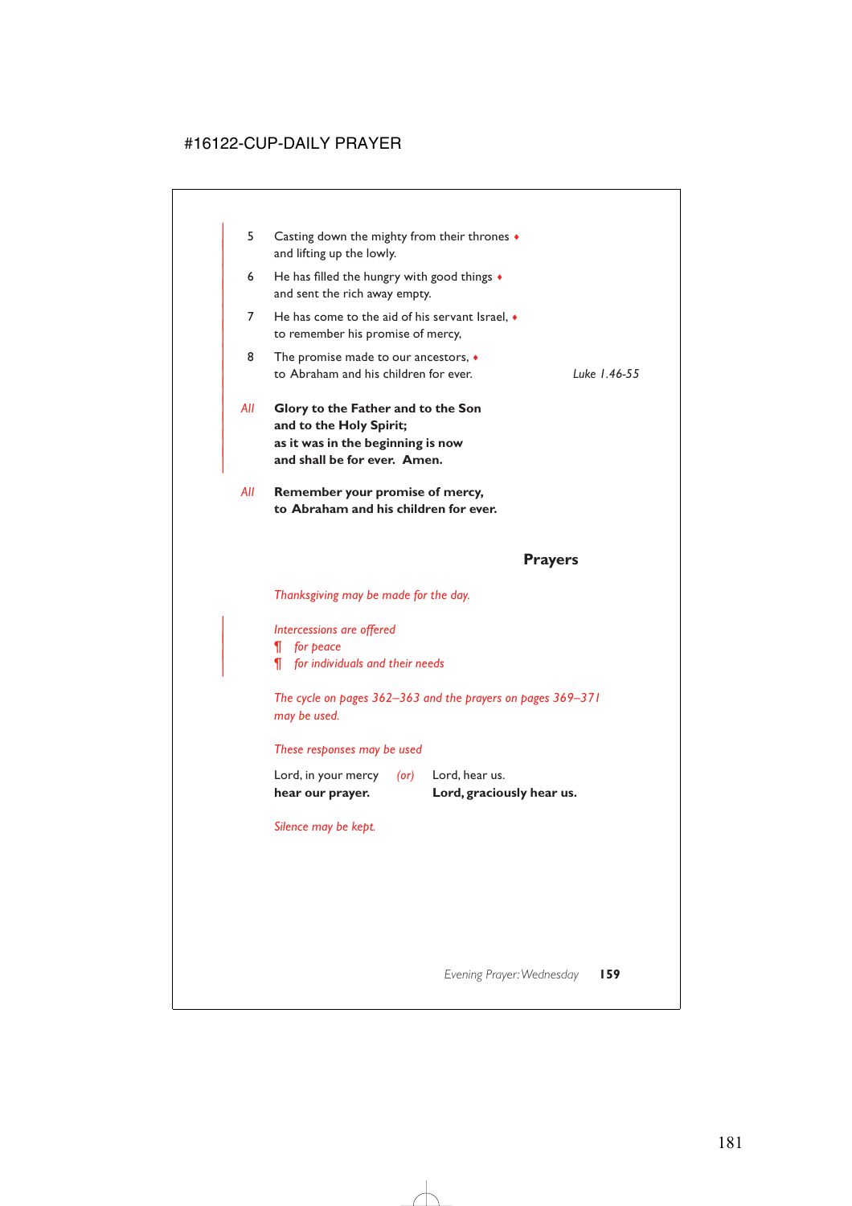5 Casting down the mighty from their thrones ♦
and lifting up the lowly.

6 He has filled the hungry with good things ♦
and sent the rich away empty.

7 He has come to the aid of his servant Israel, ♦
to remember his promise of mercy,

8 The promise made to our ancestors, ♦
to Abraham and his children for ever. *Luke 1.46-55*

*All* **Glory to the Father and to the Son**
**and to the Holy Spirit;**
**as it was in the beginning is now**
**and shall be for ever. Amen.**

*All* **Remember your promise of mercy,**
**to Abraham and his children for ever.**

## Prayers

*Thanksgiving may be made for the day.*

*Intercessions are offered*
*¶ for peace*
*¶ for individuals and their needs*

*The cycle on pages 362–363 and the prayers on pages 369–371 may be used.*

*These responses may be used*

Lord, in your mercy
**hear our prayer.**

*(or)*

Lord, hear us.
**Lord, graciously hear us.**

*Silence may be kept.*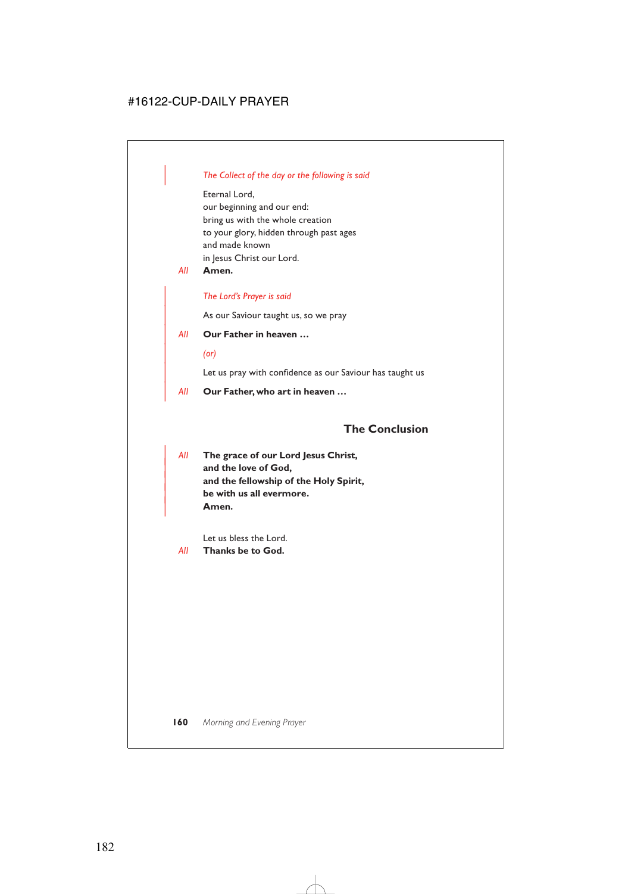*The Collect of the day or the following is said*

Eternal Lord,
our beginning and our end:
bring us with the whole creation
to your glory, hidden through past ages
and made known
in Jesus Christ our Lord.

*All* **Amen.**

*The Lord's Prayer is said*

As our Saviour taught us, so we pray

*All* **Our Father in heaven …**

*(or)*

Let us pray with confidence as our Saviour has taught us

*All* **Our Father, who art in heaven …**

## The Conclusion

*All* **The grace of our Lord Jesus Christ,**
**and the love of God,**
**and the fellowship of the Holy Spirit,**
**be with us all evermore.**
**Amen.**

Let us bless the Lord.

*All* **Thanks be to God.**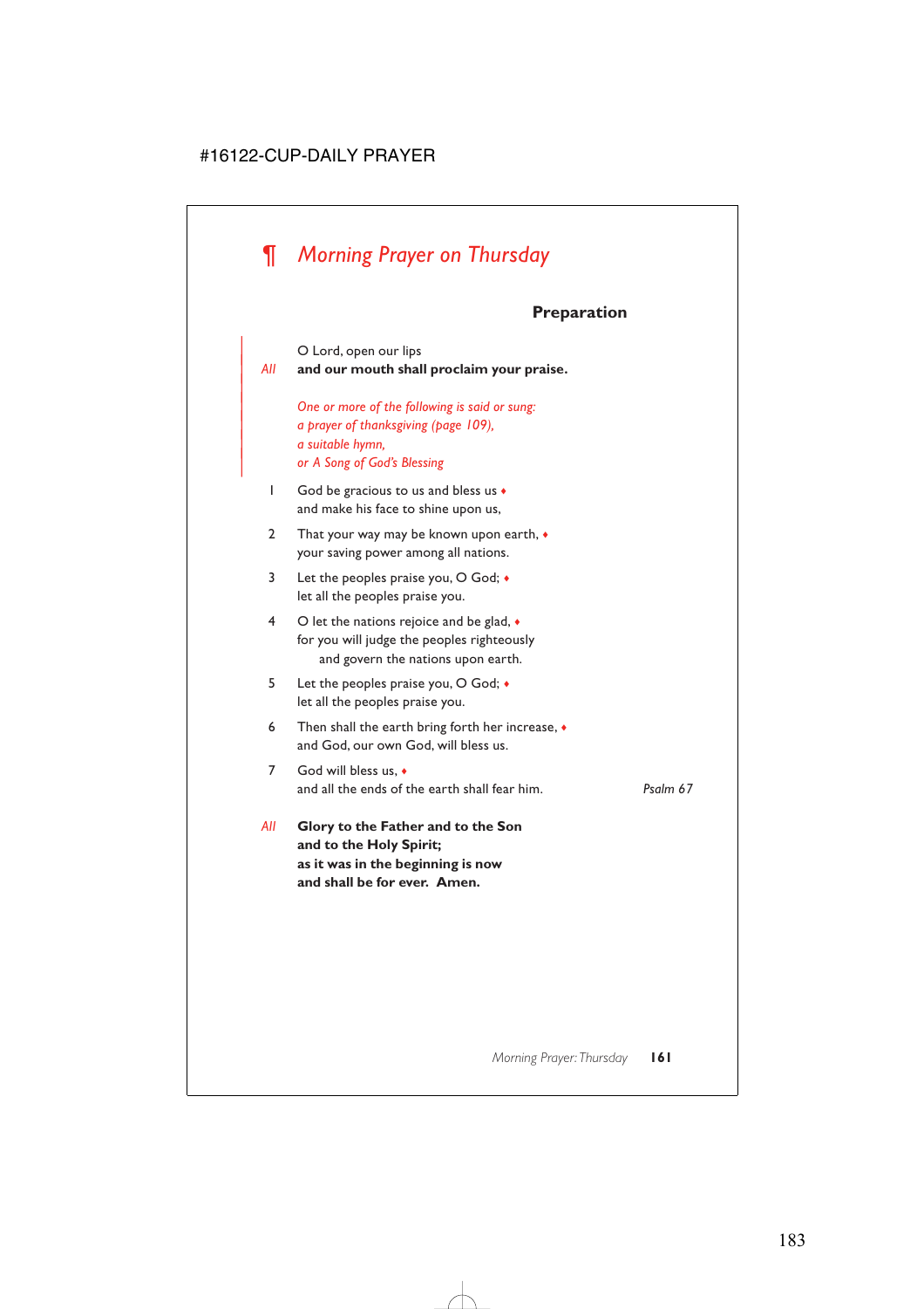# ¶ *Morning Prayer on Thursday*

### Preparation

O Lord, open our lips
*All* **and our mouth shall proclaim your praise.**

*One or more of the following is said or sung:*
*a prayer of thanksgiving (page 109),*
*a suitable hymn,*
*or A Song of God's Blessing*

1 God be gracious to us and bless us ♦
and make his face to shine upon us,

2 That your way may be known upon earth, ♦
your saving power among all nations.

3 Let the peoples praise you, O God; ♦
let all the peoples praise you.

4 O let the nations rejoice and be glad, ♦
for you will judge the peoples righteously
and govern the nations upon earth.

5 Let the peoples praise you, O God; ♦
let all the peoples praise you.

6 Then shall the earth bring forth her increase, ♦
and God, our own God, will bless us.

7 God will bless us, ♦
and all the ends of the earth shall fear him. *Psalm 67*

*All* **Glory to the Father and to the Son**
**and to the Holy Spirit;**
**as it was in the beginning is now**
**and shall be for ever. Amen.**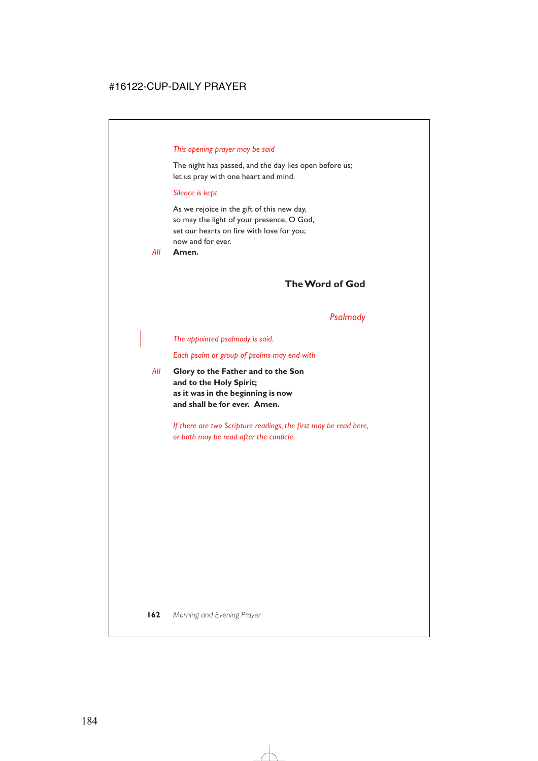*This opening prayer may be said*

The night has passed, and the day lies open before us;
let us pray with one heart and mind.

*Silence is kept.*

As we rejoice in the gift of this new day,
so may the light of your presence, O God,
set our hearts on fire with love for you;
now and for ever.

*All* **Amen.**

## The Word of God

### *Psalmody*

*The appointed psalmody is said.*

*Each psalm or group of psalms may end with*

*All* **Glory to the Father and to the Son**
**and to the Holy Spirit;**
**as it was in the beginning is now**
**and shall be for ever. Amen.**

*If there are two Scripture readings, the first may be read here, or both may be read after the canticle.*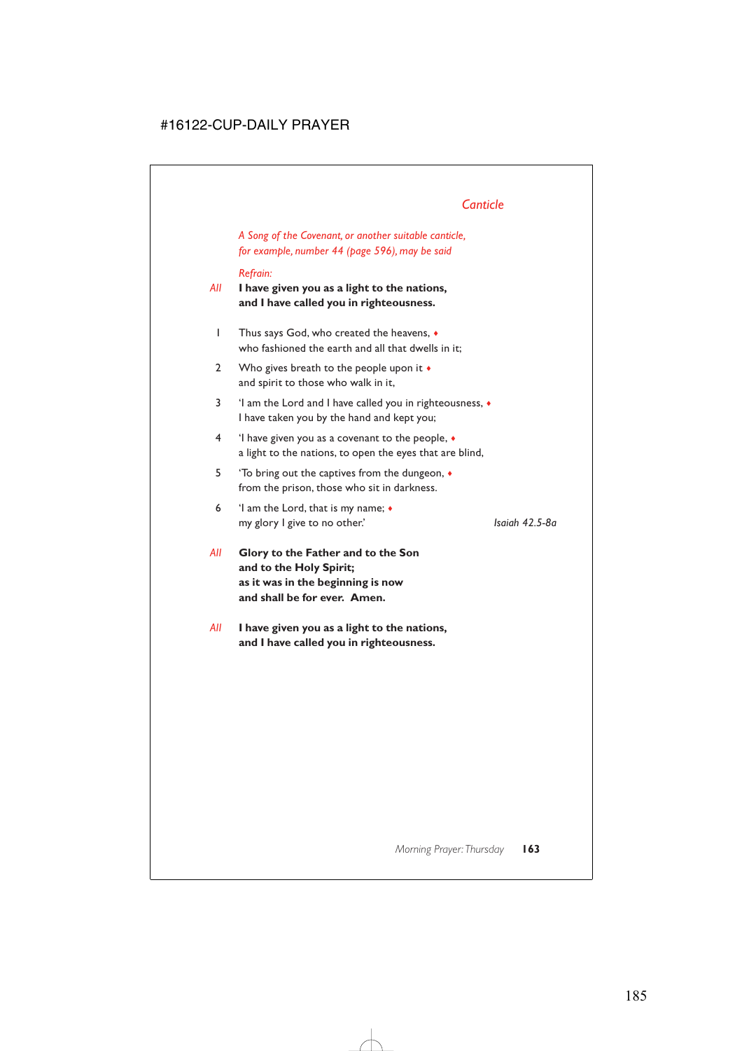## *Canticle*

*A Song of the Covenant, or another suitable canticle, for example, number 44 (page 596), may be said*

*Refrain:*

*All* **I have given you as a light to the nations, and I have called you in righteousness.**

1 Thus says God, who created the heavens, ♦
who fashioned the earth and all that dwells in it;

2 Who gives breath to the people upon it ♦
and spirit to those who walk in it,

3 'I am the Lord and I have called you in righteousness, ♦
I have taken you by the hand and kept you;

4 'I have given you as a covenant to the people, ♦
a light to the nations, to open the eyes that are blind,

5 'To bring out the captives from the dungeon, ♦
from the prison, those who sit in darkness.

6 'I am the Lord, that is my name; ♦
my glory I give to no other.' *Isaiah 42.5-8a*

*All* **Glory to the Father and to the Son
and to the Holy Spirit;
as it was in the beginning is now
and shall be for ever. Amen.**

*All* **I have given you as a light to the nations,
and I have called you in righteousness.**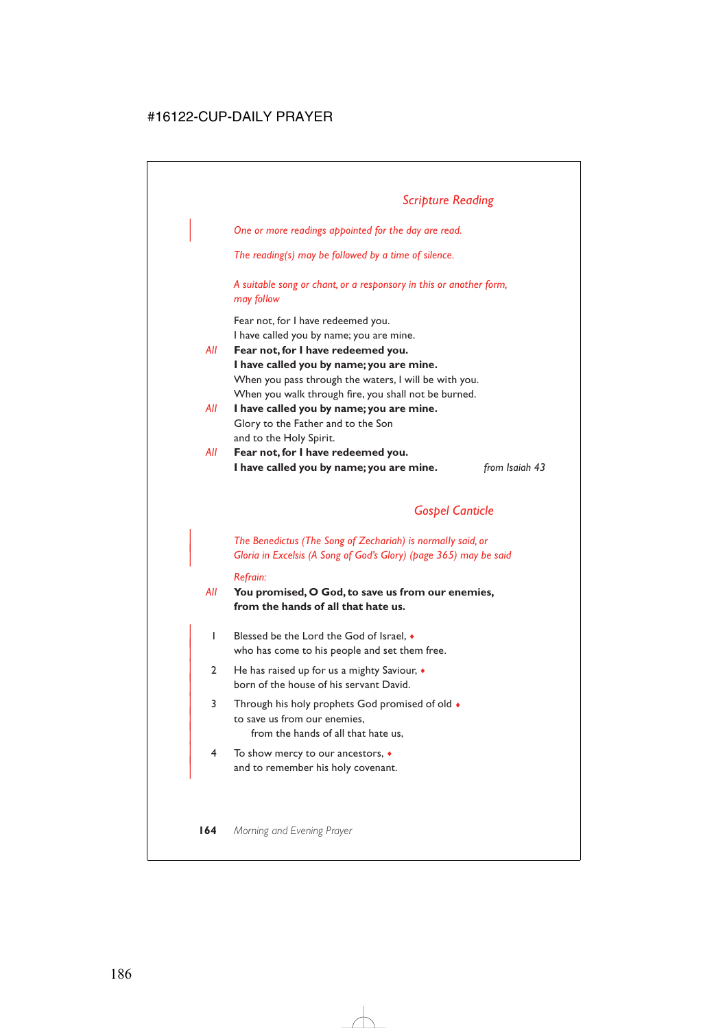## *Scripture Reading*

*One or more readings appointed for the day are read.*

*The reading(s) may be followed by a time of silence.*

*A suitable song or chant, or a responsory in this or another form, may follow*

Fear not, for I have redeemed you.
I have called you by name; you are mine.

*All* **Fear not, for I have redeemed you.**
**I have called you by name; you are mine.**

When you pass through the waters, I will be with you.
When you walk through fire, you shall not be burned.

*All* **I have called you by name; you are mine.**

Glory to the Father and to the Son
and to the Holy Spirit.

*All* **Fear not, for I have redeemed you.**
**I have called you by name; you are mine.** *from Isaiah 43*

## *Gospel Canticle*

*The Benedictus (The Song of Zechariah) is normally said, or Gloria in Excelsis (A Song of God's Glory) (page 365) may be said*

*Refrain:*

*All* **You promised, O God, to save us from our enemies,**
**from the hands of all that hate us.**

1 Blessed be the Lord the God of Israel, ♦
who has come to his people and set them free.

2 He has raised up for us a mighty Saviour, ♦
born of the house of his servant David.

3 Through his holy prophets God promised of old ♦
to save us from our enemies,
from the hands of all that hate us,

4 To show mercy to our ancestors, ♦
and to remember his holy covenant.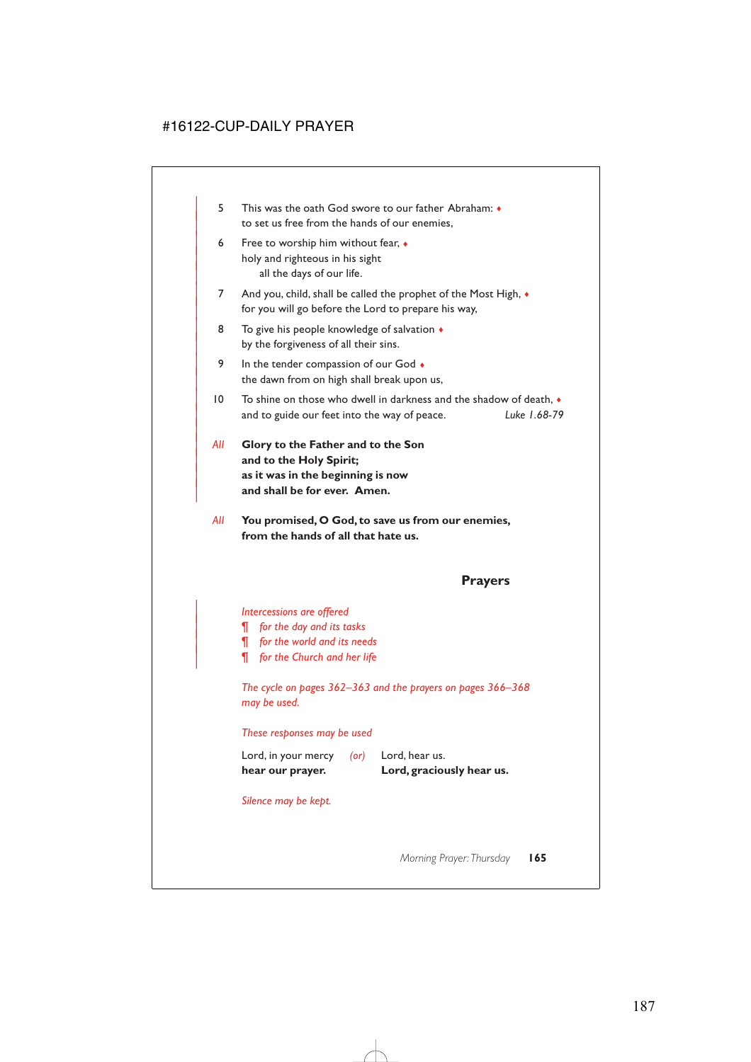5 This was the oath God swore to our father Abraham: ♦
to set us free from the hands of our enemies,

6 Free to worship him without fear, ♦
holy and righteous in his sight
all the days of our life.

7 And you, child, shall be called the prophet of the Most High, ♦
for you will go before the Lord to prepare his way,

8 To give his people knowledge of salvation ♦
by the forgiveness of all their sins.

9 In the tender compassion of our God ♦
the dawn from on high shall break upon us,

10 To shine on those who dwell in darkness and the shadow of death, ♦
and to guide our feet into the way of peace. *Luke 1.68-79*

*All* **Glory to the Father and to the Son**
**and to the Holy Spirit;**
**as it was in the beginning is now**
**and shall be for ever. Amen.**

*All* **You promised, O God, to save us from our enemies,**
**from the hands of all that hate us.**

## Prayers

*Intercessions are offered*
¶ *for the day and its tasks*
¶ *for the world and its needs*
¶ *for the Church and her life*

*The cycle on pages 362–363 and the prayers on pages 366–368 may be used.*

*These responses may be used*

Lord, in your mercy *(or)* Lord, hear us.
**hear our prayer.** **Lord, graciously hear us.**

*Silence may be kept.*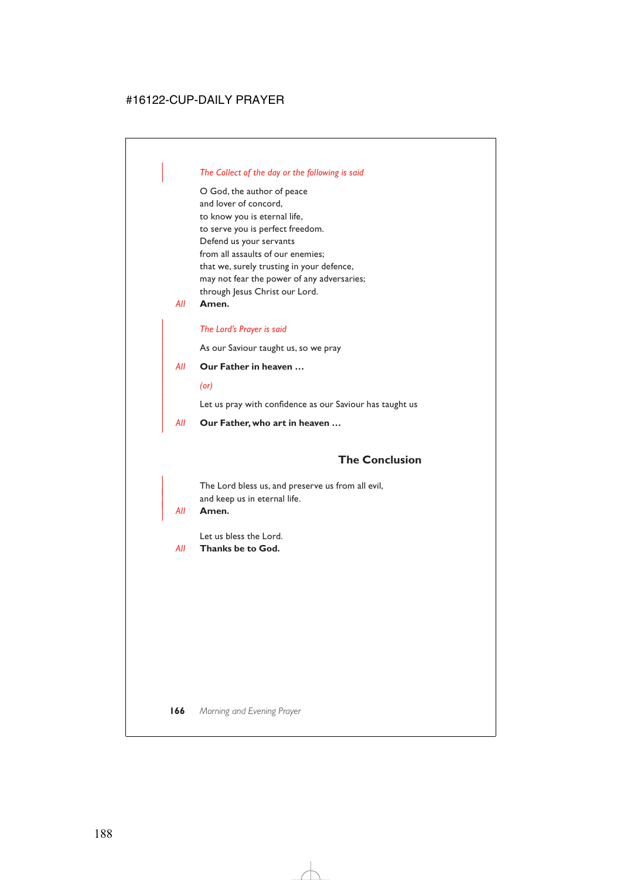*The Collect of the day or the following is said*

O God, the author of peace
and lover of concord,
to know you is eternal life,
to serve you is perfect freedom.
Defend us your servants
from all assaults of our enemies;
that we, surely trusting in your defence,
may not fear the power of any adversaries;
through Jesus Christ our Lord.

*All* **Amen.**

*The Lord's Prayer is said*

As our Saviour taught us, so we pray

*All* **Our Father in heaven …**

*(or)*

Let us pray with confidence as our Saviour has taught us

*All* **Our Father, who art in heaven …**

## The Conclusion

The Lord bless us, and preserve us from all evil,
and keep us in eternal life.

*All* **Amen.**

Let us bless the Lord.

*All* **Thanks be to God.**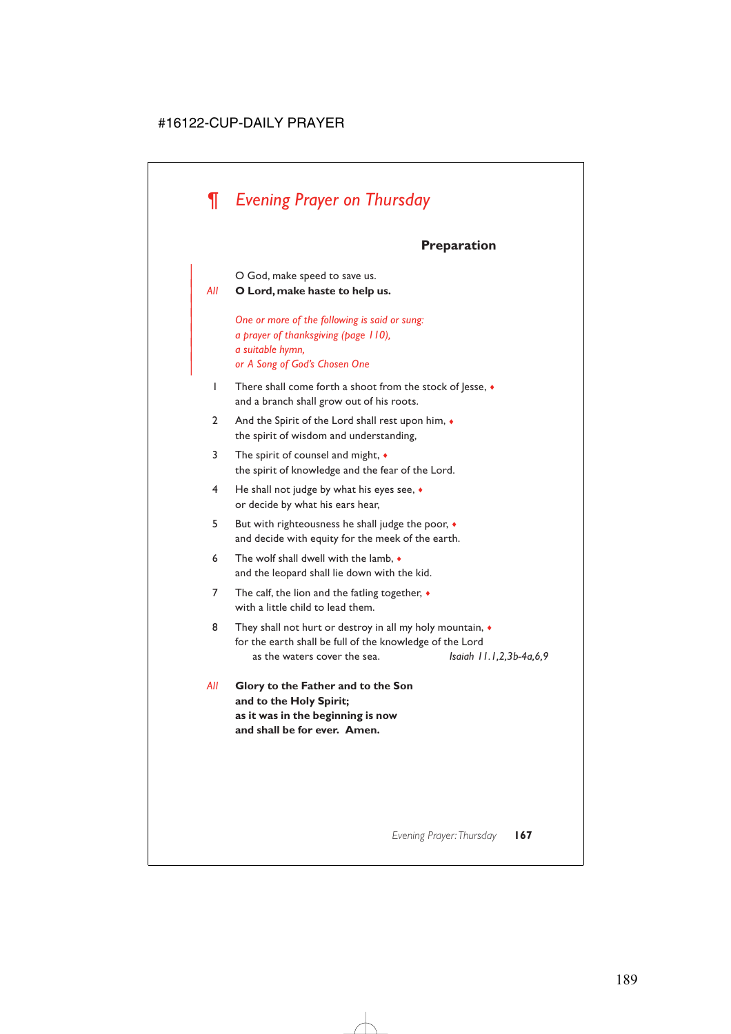# ¶ *Evening Prayer on Thursday*

### Preparation

O God, make speed to save us.

*All* **O Lord, make haste to help us.**

*One or more of the following is said or sung:*
*a prayer of thanksgiving (page 110),*
*a suitable hymn,*
*or A Song of God's Chosen One*

1 There shall come forth a shoot from the stock of Jesse, ♦
and a branch shall grow out of his roots.

2 And the Spirit of the Lord shall rest upon him, ♦
the spirit of wisdom and understanding,

3 The spirit of counsel and might, ♦
the spirit of knowledge and the fear of the Lord.

4 He shall not judge by what his eyes see, ♦
or decide by what his ears hear,

5 But with righteousness he shall judge the poor, ♦
and decide with equity for the meek of the earth.

6 The wolf shall dwell with the lamb, ♦
and the leopard shall lie down with the kid.

7 The calf, the lion and the fatling together, ♦
with a little child to lead them.

8 They shall not hurt or destroy in all my holy mountain, ♦
for the earth shall be full of the knowledge of the Lord
as the waters cover the sea. *Isaiah 11.1,2,3b-4a,6,9*

*All* **Glory to the Father and to the Son**
**and to the Holy Spirit;**
**as it was in the beginning is now**
**and shall be for ever. Amen.**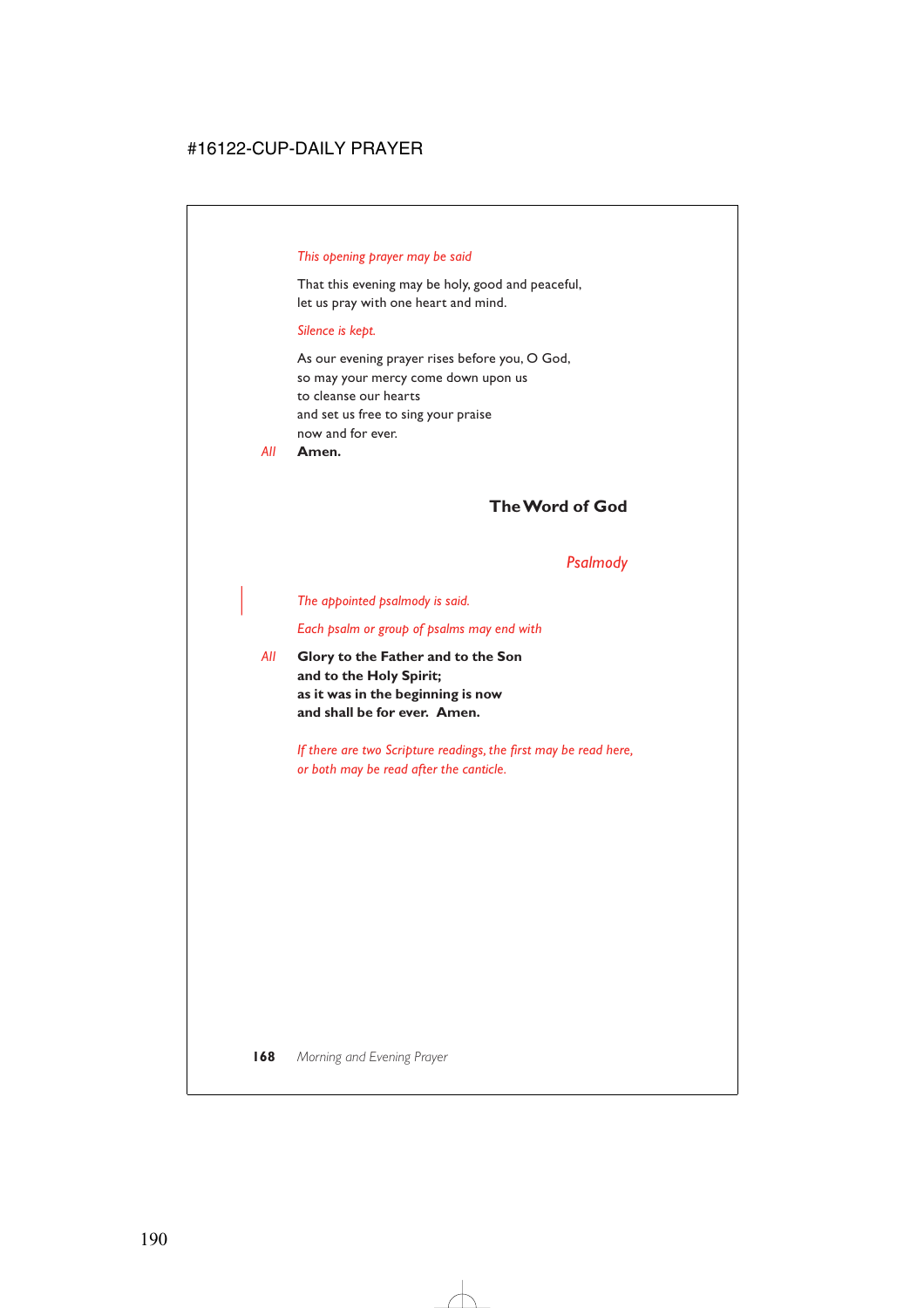*This opening prayer may be said*

That this evening may be holy, good and peaceful,
let us pray with one heart and mind.

*Silence is kept.*

As our evening prayer rises before you, O God,
so may your mercy come down upon us
to cleanse our hearts
and set us free to sing your praise
now and for ever.

*All* **Amen.**

## The Word of God

### *Psalmody*

*The appointed psalmody is said.*

*Each psalm or group of psalms may end with*

*All* **Glory to the Father and to the Son**
**and to the Holy Spirit;**
**as it was in the beginning is now**
**and shall be for ever. Amen.**

*If there are two Scripture readings, the first may be read here, or both may be read after the canticle.*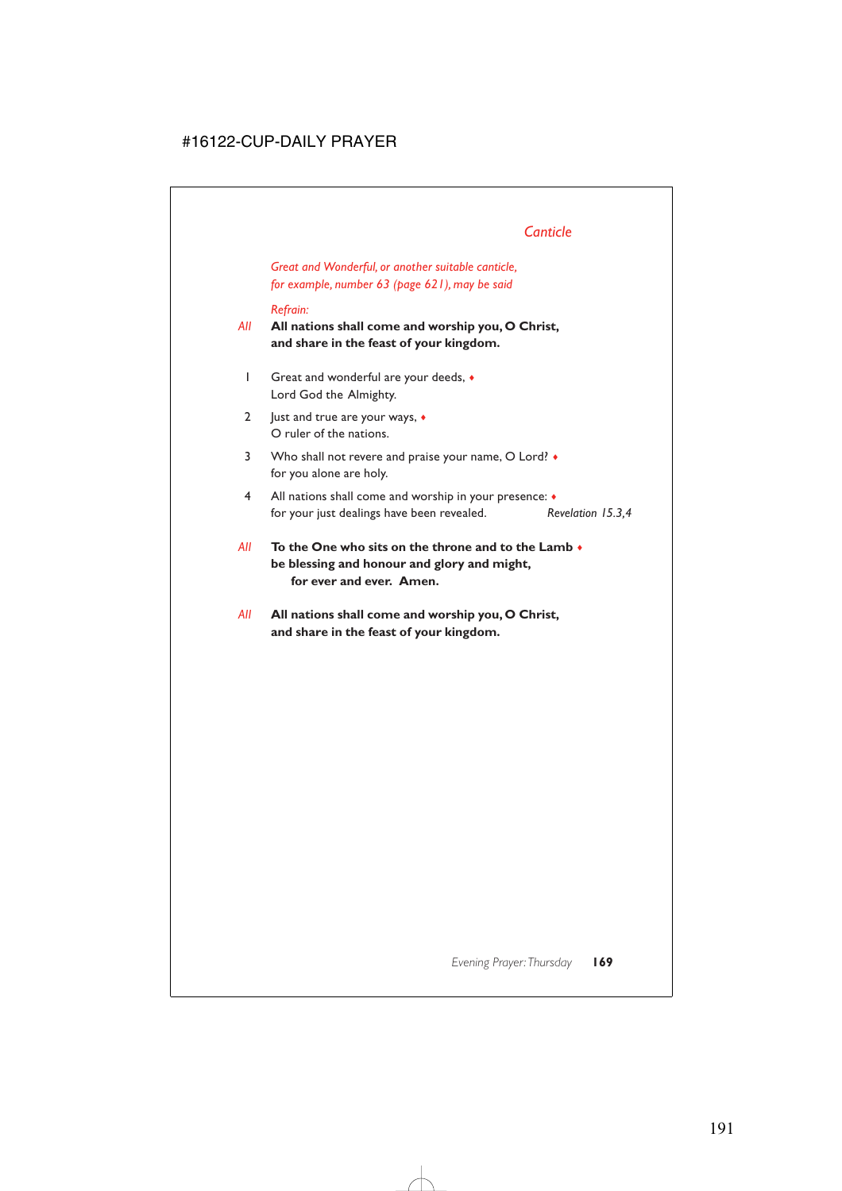## Canticle

*Great and Wonderful, or another suitable canticle, for example, number 63 (page 621), may be said*

*Refrain:*

*All* **All nations shall come and worship you, O Christ, and share in the feast of your kingdom.**

1. Great and wonderful are your deeds, ♦
   Lord God the Almighty.

2. Just and true are your ways, ♦
   O ruler of the nations.

3. Who shall not revere and praise your name, O Lord? ♦
   for you alone are holy.

4. All nations shall come and worship in your presence: ♦
   for your just dealings have been revealed. *Revelation 15.3,4*

*All* **To the One who sits on the throne and to the Lamb ♦**
**be blessing and honour and glory and might,**
**for ever and ever. Amen.**

*All* **All nations shall come and worship you, O Christ, and share in the feast of your kingdom.**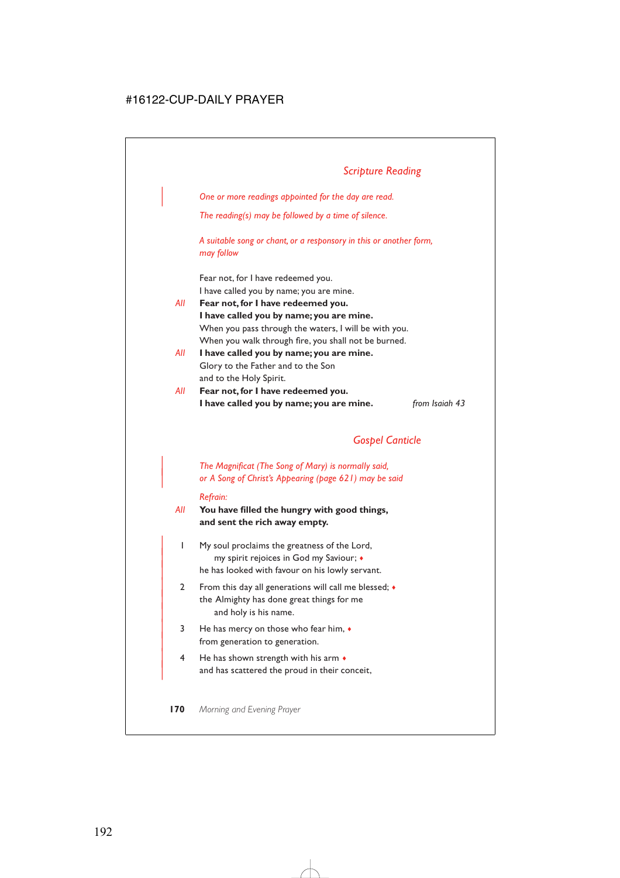## *Scripture Reading*

*One or more readings appointed for the day are read.*

*The reading(s) may be followed by a time of silence.*

*A suitable song or chant, or a responsory in this or another form, may follow*

Fear not, for I have redeemed you.
I have called you by name; you are mine.

*All* **Fear not, for I have redeemed you.**
**I have called you by name; you are mine.**

When you pass through the waters, I will be with you.
When you walk through fire, you shall not be burned.

*All* **I have called you by name; you are mine.**

Glory to the Father and to the Son
and to the Holy Spirit.

*All* **Fear not, for I have redeemed you.**
**I have called you by name; you are mine.** *from Isaiah 43*

## *Gospel Canticle*

*The Magnificat (The Song of Mary) is normally said, or A Song of Christ's Appearing (page 621) may be said*

*Refrain:*

*All* **You have filled the hungry with good things,**
**and sent the rich away empty.**

1 My soul proclaims the greatness of the Lord,
  my spirit rejoices in God my Saviour; ♦
he has looked with favour on his lowly servant.

2 From this day all generations will call me blessed; ♦
the Almighty has done great things for me
  and holy is his name.

3 He has mercy on those who fear him, ♦
from generation to generation.

4 He has shown strength with his arm ♦
and has scattered the proud in their conceit,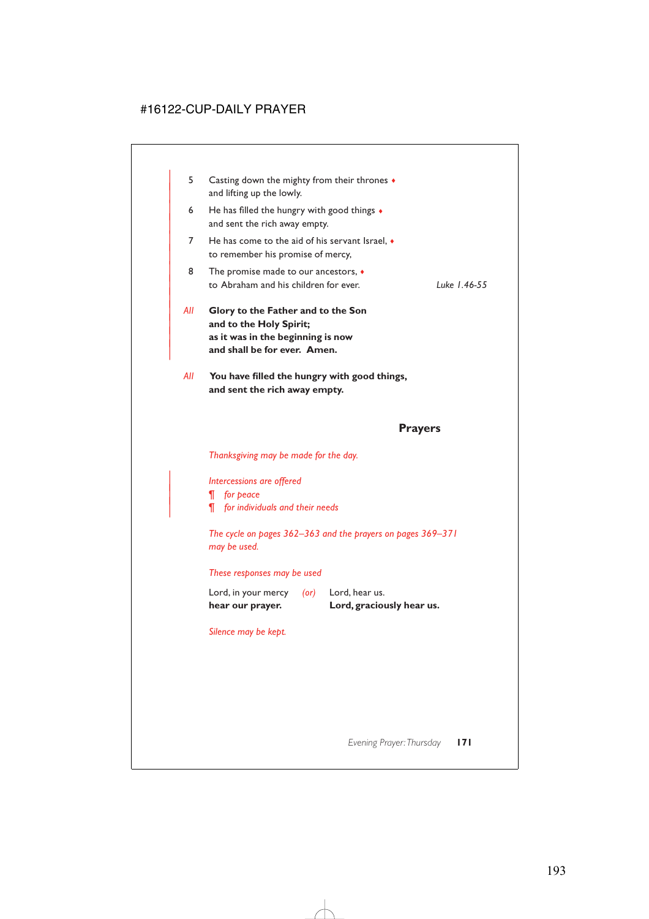5 Casting down the mighty from their thrones ♦
and lifting up the lowly.

6 He has filled the hungry with good things ♦
and sent the rich away empty.

7 He has come to the aid of his servant Israel, ♦
to remember his promise of mercy,

8 The promise made to our ancestors, ♦
to Abraham and his children for ever. *Luke 1.46-55*

*All* **Glory to the Father and to the Son
and to the Holy Spirit;
as it was in the beginning is now
and shall be for ever. Amen.**

*All* **You have filled the hungry with good things,
and sent the rich away empty.**

## Prayers

*Thanksgiving may be made for the day.*

*Intercessions are offered*
¶ *for peace*
¶ *for individuals and their needs*

*The cycle on pages 362–363 and the prayers on pages 369–371 may be used.*

*These responses may be used*

Lord, in your mercy
**hear our prayer.**

*(or)*

Lord, hear us.
**Lord, graciously hear us.**

*Silence may be kept.*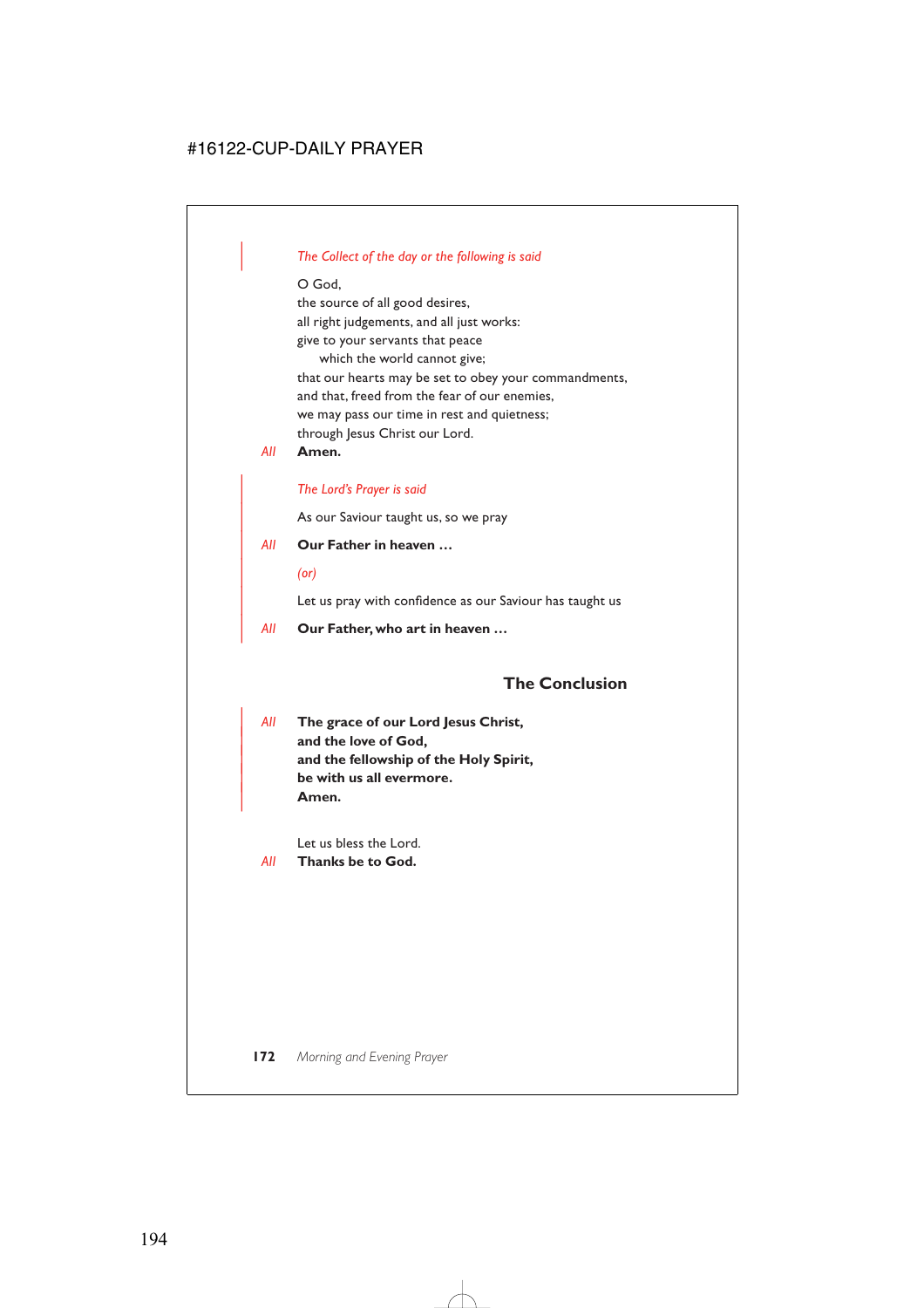*The Collect of the day or the following is said*

O God,
the source of all good desires,
all right judgements, and all just works:
give to your servants that peace
which the world cannot give;
that our hearts may be set to obey your commandments,
and that, freed from the fear of our enemies,
we may pass our time in rest and quietness;
through Jesus Christ our Lord.

*All* **Amen.**

*The Lord's Prayer is said*

As our Saviour taught us, so we pray

*All* **Our Father in heaven …**

*(or)*

Let us pray with confidence as our Saviour has taught us

*All* **Our Father, who art in heaven …**

## The Conclusion

*All* **The grace of our Lord Jesus Christ,**
**and the love of God,**
**and the fellowship of the Holy Spirit,**
**be with us all evermore.**
**Amen.**

Let us bless the Lord.

*All* **Thanks be to God.**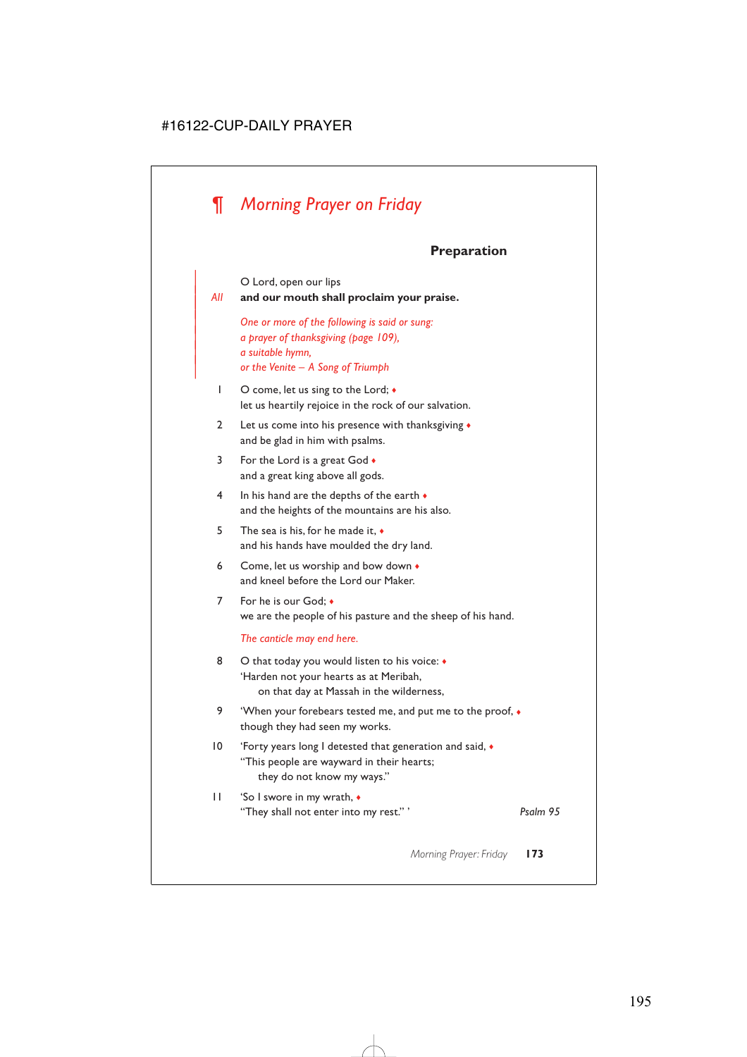# ¶ *Morning Prayer on Friday*

### Preparation

O Lord, open our lips

*All* **and our mouth shall proclaim your praise.**

*One or more of the following is said or sung:*
*a prayer of thanksgiving (page 109),*
*a suitable hymn,*
*or the Venite – A Song of Triumph*

1 O come, let us sing to the Lord; ♦
let us heartily rejoice in the rock of our salvation.

2 Let us come into his presence with thanksgiving ♦
and be glad in him with psalms.

3 For the Lord is a great God ♦
and a great king above all gods.

4 In his hand are the depths of the earth ♦
and the heights of the mountains are his also.

5 The sea is his, for he made it, ♦
and his hands have moulded the dry land.

6 Come, let us worship and bow down ♦
and kneel before the Lord our Maker.

7 For he is our God; ♦
we are the people of his pasture and the sheep of his hand.

*The canticle may end here.*

8 O that today you would listen to his voice: ♦
'Harden not your hearts as at Meribah,
  on that day at Massah in the wilderness,

9 'When your forebears tested me, and put me to the proof, ♦
though they had seen my works.

10 'Forty years long I detested that generation and said, ♦
"This people are wayward in their hearts;
  they do not know my ways."

11 'So I swore in my wrath, ♦
"They shall not enter into my rest." ' *Psalm 95*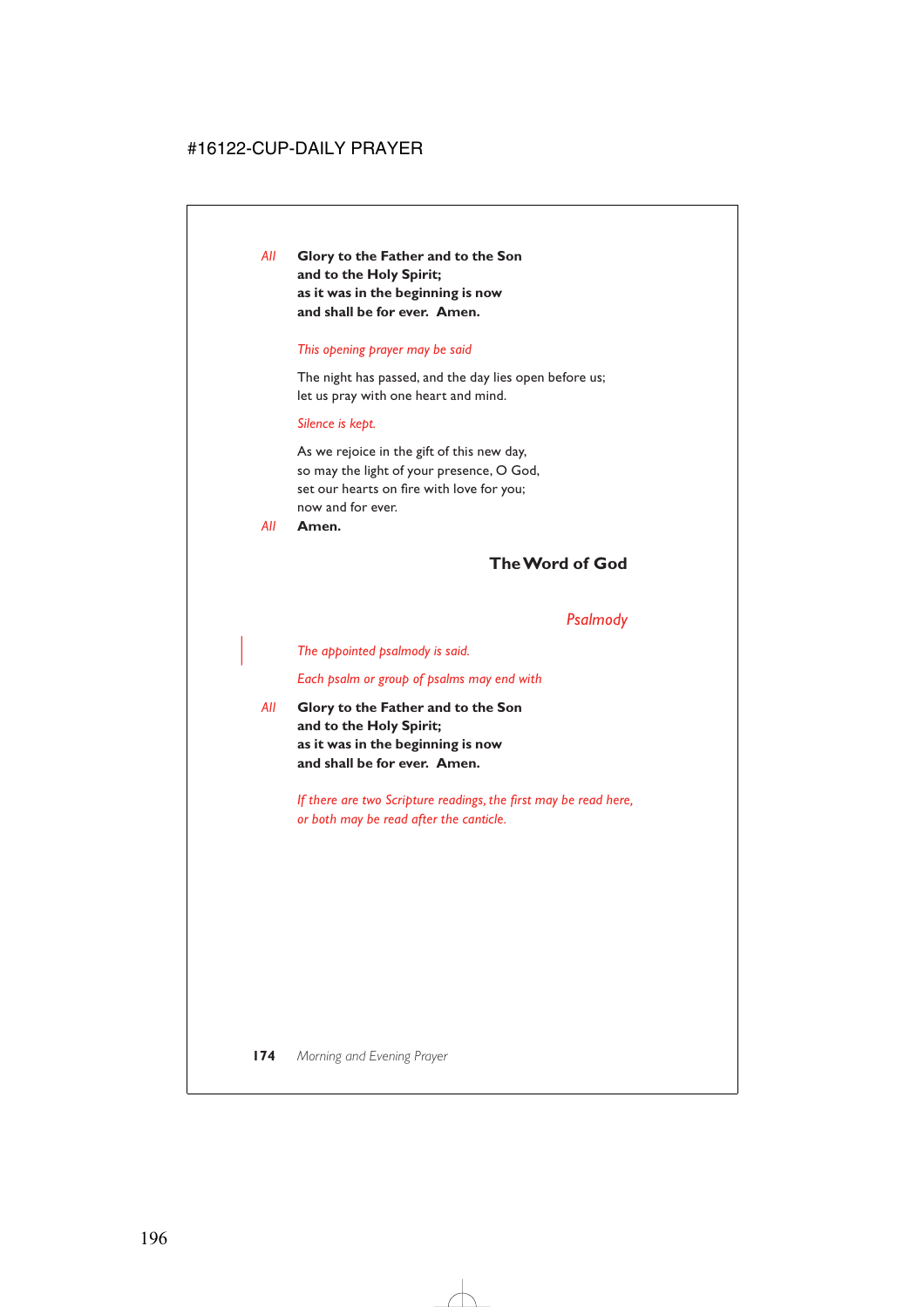*All* **Glory to the Father and to the Son**
**and to the Holy Spirit;**
**as it was in the beginning is now**
**and shall be for ever. Amen.**

*This opening prayer may be said*

The night has passed, and the day lies open before us;
let us pray with one heart and mind.

*Silence is kept.*

As we rejoice in the gift of this new day,
so may the light of your presence, O God,
set our hearts on fire with love for you;
now and for ever.

*All* **Amen.**

## The Word of God

### *Psalmody*

*The appointed psalmody is said.*

*Each psalm or group of psalms may end with*

*All* **Glory to the Father and to the Son**
**and to the Holy Spirit;**
**as it was in the beginning is now**
**and shall be for ever. Amen.**

*If there are two Scripture readings, the first may be read here, or both may be read after the canticle.*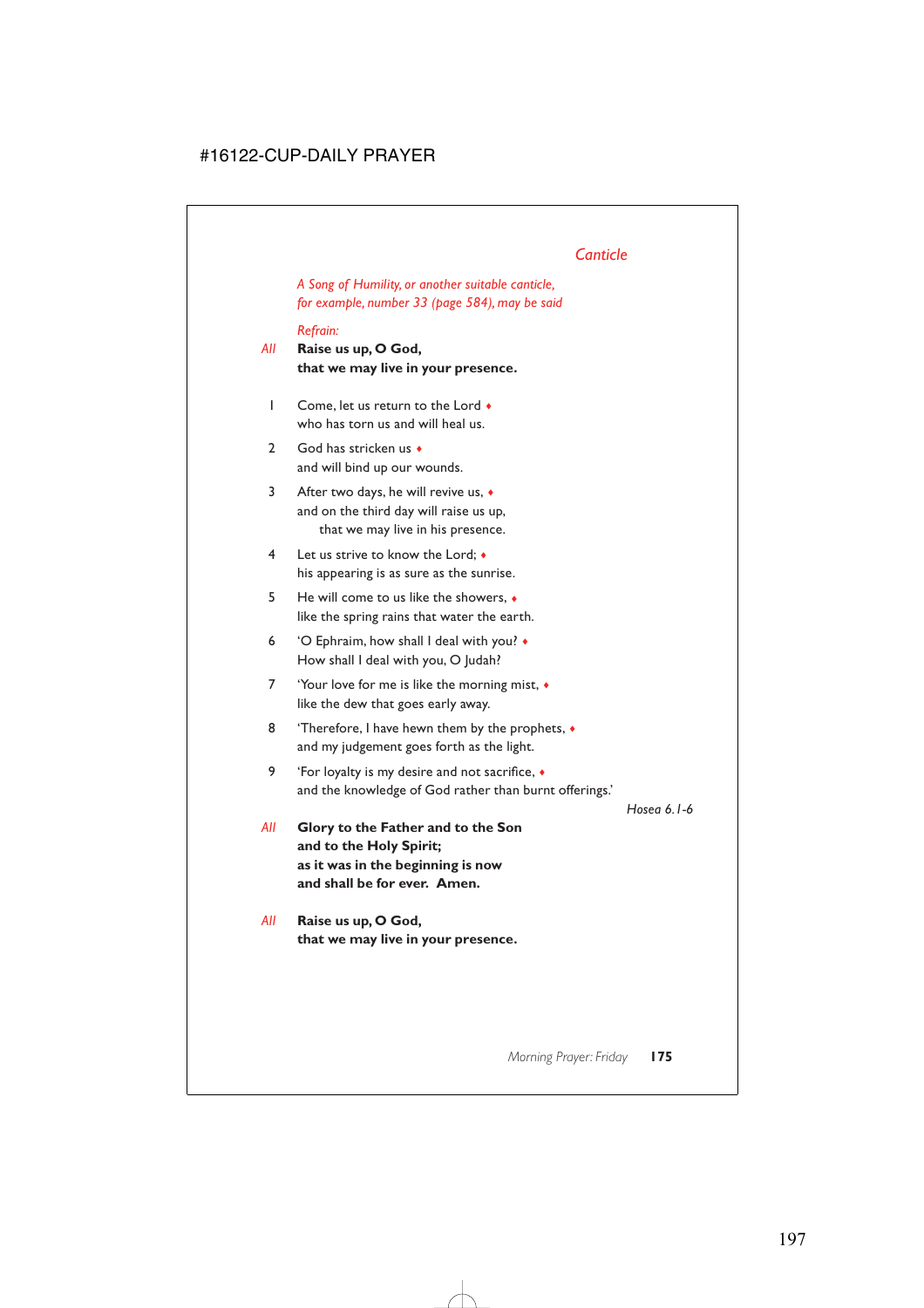## *Canticle*

*A Song of Humility, or another suitable canticle, for example, number 33 (page 584), may be said*

*Refrain:*

*All* **Raise us up, O God,**
**that we may live in your presence.**

1 Come, let us return to the Lord ♦
who has torn us and will heal us.

2 God has stricken us ♦
and will bind up our wounds.

3 After two days, he will revive us, ♦
and on the third day will raise us up,
that we may live in his presence.

4 Let us strive to know the Lord; ♦
his appearing is as sure as the sunrise.

5 He will come to us like the showers, ♦
like the spring rains that water the earth.

6 'O Ephraim, how shall I deal with you? ♦
How shall I deal with you, O Judah?

7 'Your love for me is like the morning mist, ♦
like the dew that goes early away.

8 'Therefore, I have hewn them by the prophets, ♦
and my judgement goes forth as the light.

9 'For loyalty is my desire and not sacrifice, ♦
and the knowledge of God rather than burnt offerings.'

*Hosea 6.1-6*

*All* **Glory to the Father and to the Son**
**and to the Holy Spirit;**
**as it was in the beginning is now**
**and shall be for ever. Amen.**

*All* **Raise us up, O God,**
**that we may live in your presence.**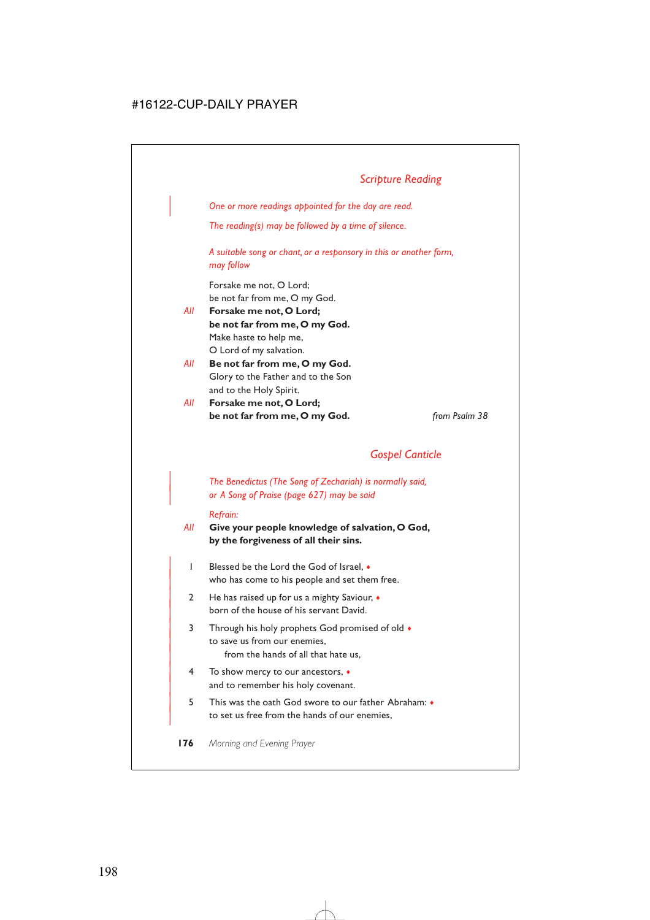## *Scripture Reading*

*One or more readings appointed for the day are read.*

*The reading(s) may be followed by a time of silence.*

*A suitable song or chant, or a responsory in this or another form, may follow*

Forsake me not, O Lord;
be not far from me, O my God.

*All* **Forsake me not, O Lord;**
**be not far from me, O my God.**

Make haste to help me,
O Lord of my salvation.

*All* **Be not far from me, O my God.**

Glory to the Father and to the Son
and to the Holy Spirit.

*All* **Forsake me not, O Lord;**
**be not far from me, O my God.**

*from Psalm 38*

## *Gospel Canticle*

*The Benedictus (The Song of Zechariah) is normally said, or A Song of Praise (page 627) may be said*

*Refrain:*

*All* **Give your people knowledge of salvation, O God,**
**by the forgiveness of all their sins.**

1 Blessed be the Lord the God of Israel, ♦
who has come to his people and set them free.

2 He has raised up for us a mighty Saviour, ♦
born of the house of his servant David.

3 Through his holy prophets God promised of old ♦
to save us from our enemies,
from the hands of all that hate us,

4 To show mercy to our ancestors, ♦
and to remember his holy covenant.

5 This was the oath God swore to our father Abraham: ♦
to set us free from the hands of our enemies,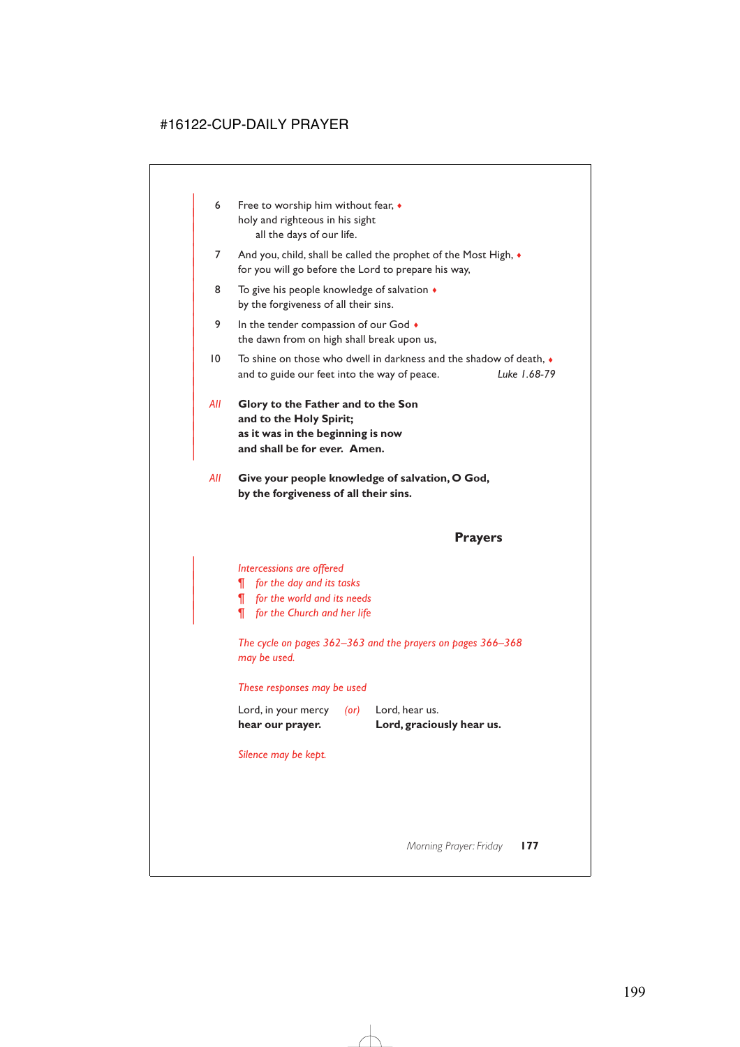6 Free to worship him without fear, ♦
holy and righteous in his sight
all the days of our life.

7 And you, child, shall be called the prophet of the Most High, ♦
for you will go before the Lord to prepare his way,

8 To give his people knowledge of salvation ♦
by the forgiveness of all their sins.

9 In the tender compassion of our God ♦
the dawn from on high shall break upon us,

10 To shine on those who dwell in darkness and the shadow of death, ♦
and to guide our feet into the way of peace. *Luke 1.68-79*

*All* **Glory to the Father and to the Son**
**and to the Holy Spirit;**
**as it was in the beginning is now**
**and shall be for ever. Amen.**

*All* **Give your people knowledge of salvation, O God,**
**by the forgiveness of all their sins.**

## Prayers

*Intercessions are offered*
*¶ for the day and its tasks*
*¶ for the world and its needs*
*¶ for the Church and her life*

*The cycle on pages 362–363 and the prayers on pages 366–368 may be used.*

*These responses may be used*

Lord, in your mercy
**hear our prayer.**

*(or)*

Lord, hear us.
**Lord, graciously hear us.**

*Silence may be kept.*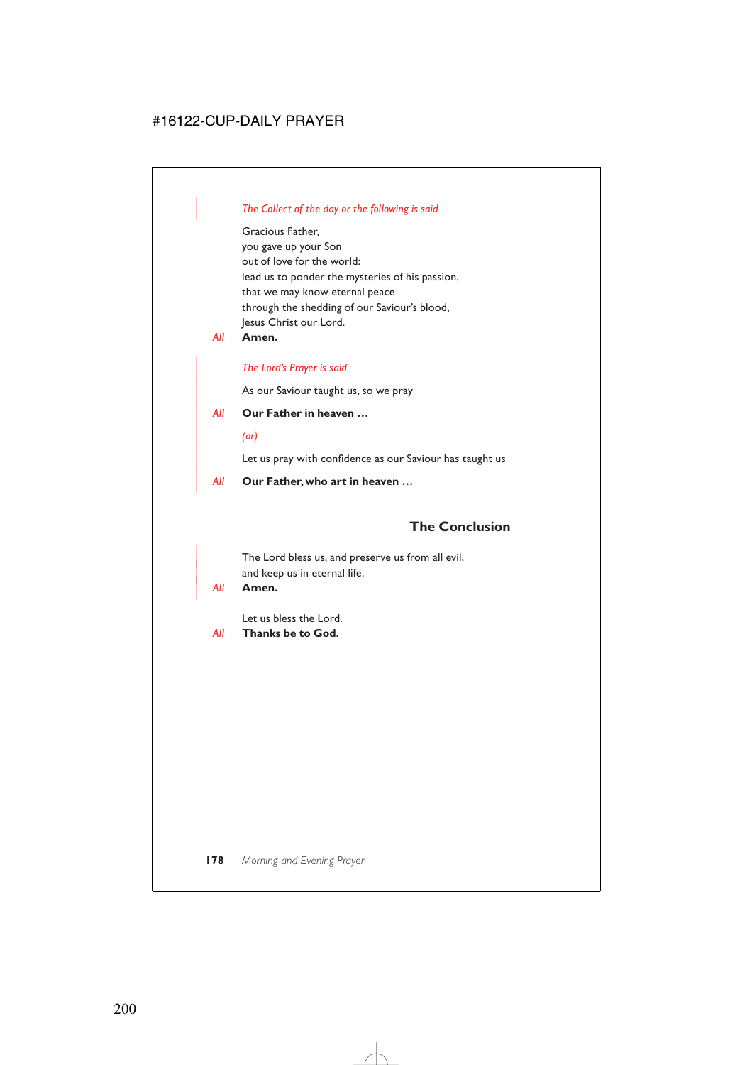*The Collect of the day or the following is said*

Gracious Father,  
you gave up your Son  
out of love for the world:  
lead us to ponder the mysteries of his passion,  
that we may know eternal peace  
through the shedding of our Saviour's blood,  
Jesus Christ our Lord.

*All* **Amen.**

*The Lord's Prayer is said*

As our Saviour taught us, so we pray

*All* **Our Father in heaven …**

*(or)*

Let us pray with confidence as our Saviour has taught us

*All* **Our Father, who art in heaven …**

## The Conclusion

The Lord bless us, and preserve us from all evil,  
and keep us in eternal life.

*All* **Amen.**

Let us bless the Lord.

*All* **Thanks be to God.**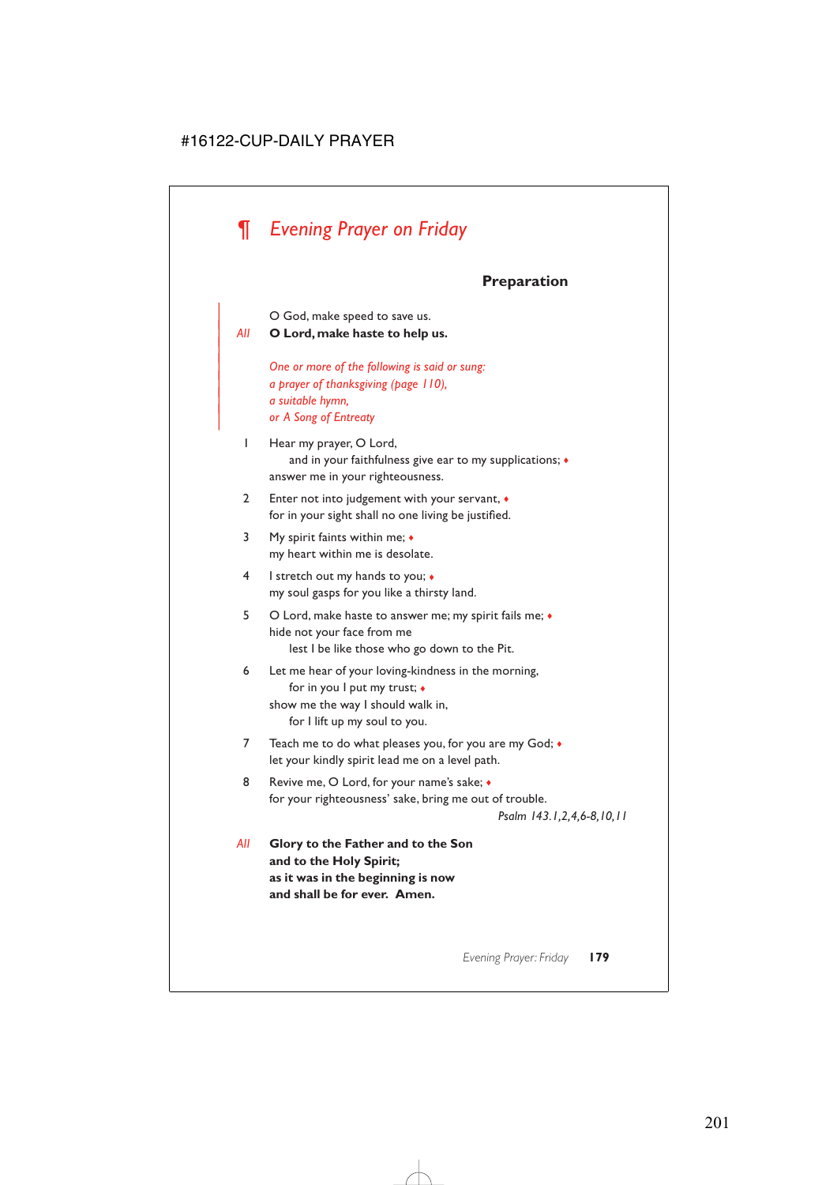# ¶ *Evening Prayer on Friday*

### Preparation

O God, make speed to save us.

*All* **O Lord, make haste to help us.**

*One or more of the following is said or sung:*
*a prayer of thanksgiving (page 110),*
*a suitable hymn,*
*or A Song of Entreaty*

1 Hear my prayer, O Lord,
  and in your faithfulness give ear to my supplications; ♦
answer me in your righteousness.

2 Enter not into judgement with your servant, ♦
for in your sight shall no one living be justified.

3 My spirit faints within me; ♦
my heart within me is desolate.

4 I stretch out my hands to you; ♦
my soul gasps for you like a thirsty land.

5 O Lord, make haste to answer me; my spirit fails me; ♦
hide not your face from me
  lest I be like those who go down to the Pit.

6 Let me hear of your loving-kindness in the morning,
  for in you I put my trust; ♦
show me the way I should walk in,
  for I lift up my soul to you.

7 Teach me to do what pleases you, for you are my God; ♦
let your kindly spirit lead me on a level path.

8 Revive me, O Lord, for your name's sake; ♦
for your righteousness' sake, bring me out of trouble.

*Psalm 143.1,2,4,6-8,10,11*

*All* **Glory to the Father and to the Son**
**and to the Holy Spirit;**
**as it was in the beginning is now**
**and shall be for ever. Amen.**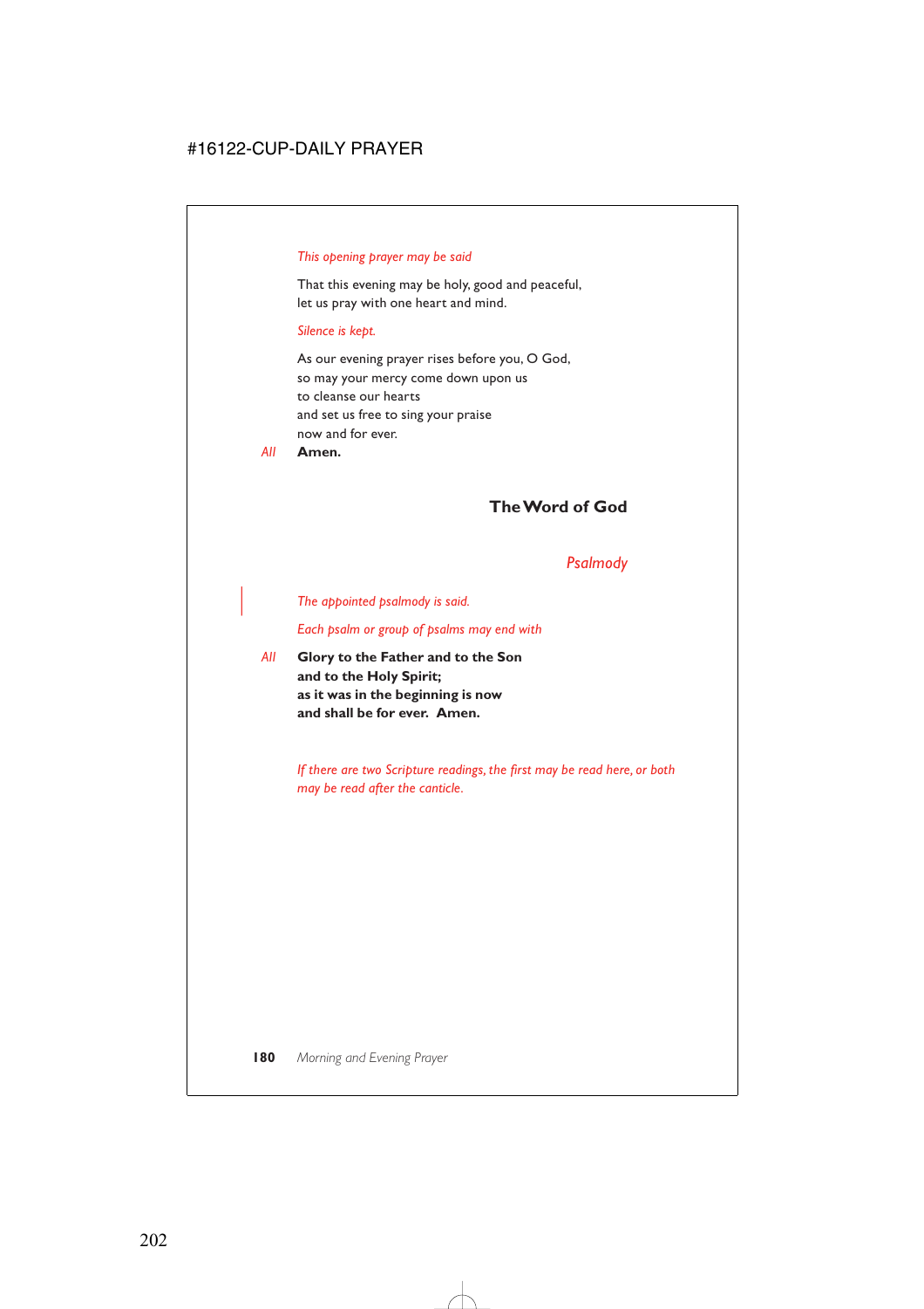*This opening prayer may be said*

That this evening may be holy, good and peaceful,
let us pray with one heart and mind.

*Silence is kept.*

As our evening prayer rises before you, O God,
so may your mercy come down upon us
to cleanse our hearts
and set us free to sing your praise
now and for ever.

*All* **Amen.**

## The Word of God

### *Psalmody*

*The appointed psalmody is said.*

*Each psalm or group of psalms may end with*

*All* **Glory to the Father and to the Son**
**and to the Holy Spirit;**
**as it was in the beginning is now**
**and shall be for ever. Amen.**

*If there are two Scripture readings, the first may be read here, or both may be read after the canticle.*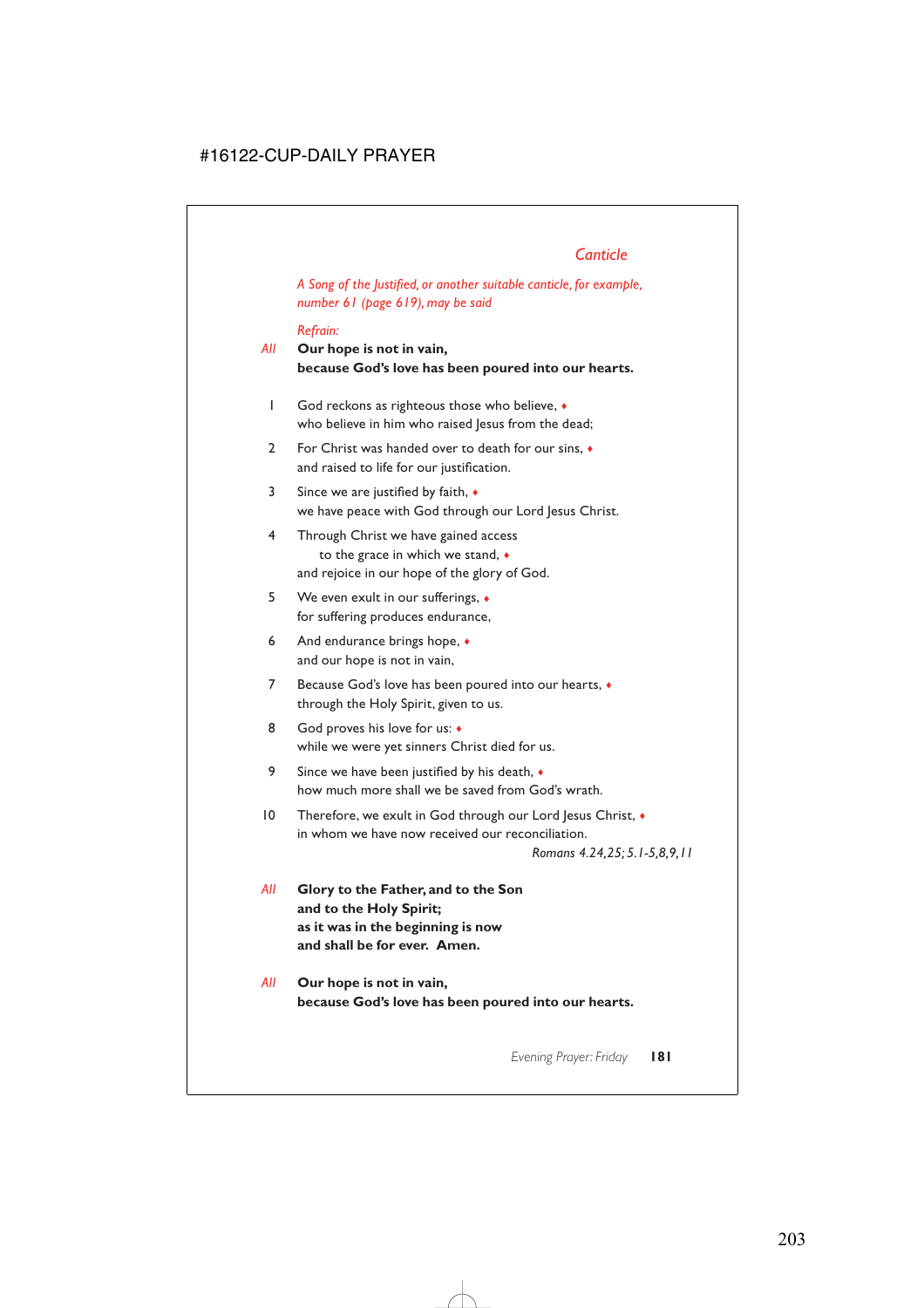## Canticle

*A Song of the Justified, or another suitable canticle, for example, number 61 (page 619), may be said*

*Refrain:*

*All* **Our hope is not in vain,**
**because God's love has been poured into our hearts.**

1 God reckons as righteous those who believe, ♦
who believe in him who raised Jesus from the dead;

2 For Christ was handed over to death for our sins, ♦
and raised to life for our justification.

3 Since we are justified by faith, ♦
we have peace with God through our Lord Jesus Christ.

4 Through Christ we have gained access
to the grace in which we stand, ♦
and rejoice in our hope of the glory of God.

5 We even exult in our sufferings, ♦
for suffering produces endurance,

6 And endurance brings hope, ♦
and our hope is not in vain,

7 Because God's love has been poured into our hearts, ♦
through the Holy Spirit, given to us.

8 God proves his love for us: ♦
while we were yet sinners Christ died for us.

9 Since we have been justified by his death, ♦
how much more shall we be saved from God's wrath.

10 Therefore, we exult in God through our Lord Jesus Christ, ♦
in whom we have now received our reconciliation.

*Romans 4.24,25; 5.1-5,8,9,11*

*All* **Glory to the Father, and to the Son**
**and to the Holy Spirit;**
**as it was in the beginning is now**
**and shall be for ever. Amen.**

*All* **Our hope is not in vain,**
**because God's love has been poured into our hearts.**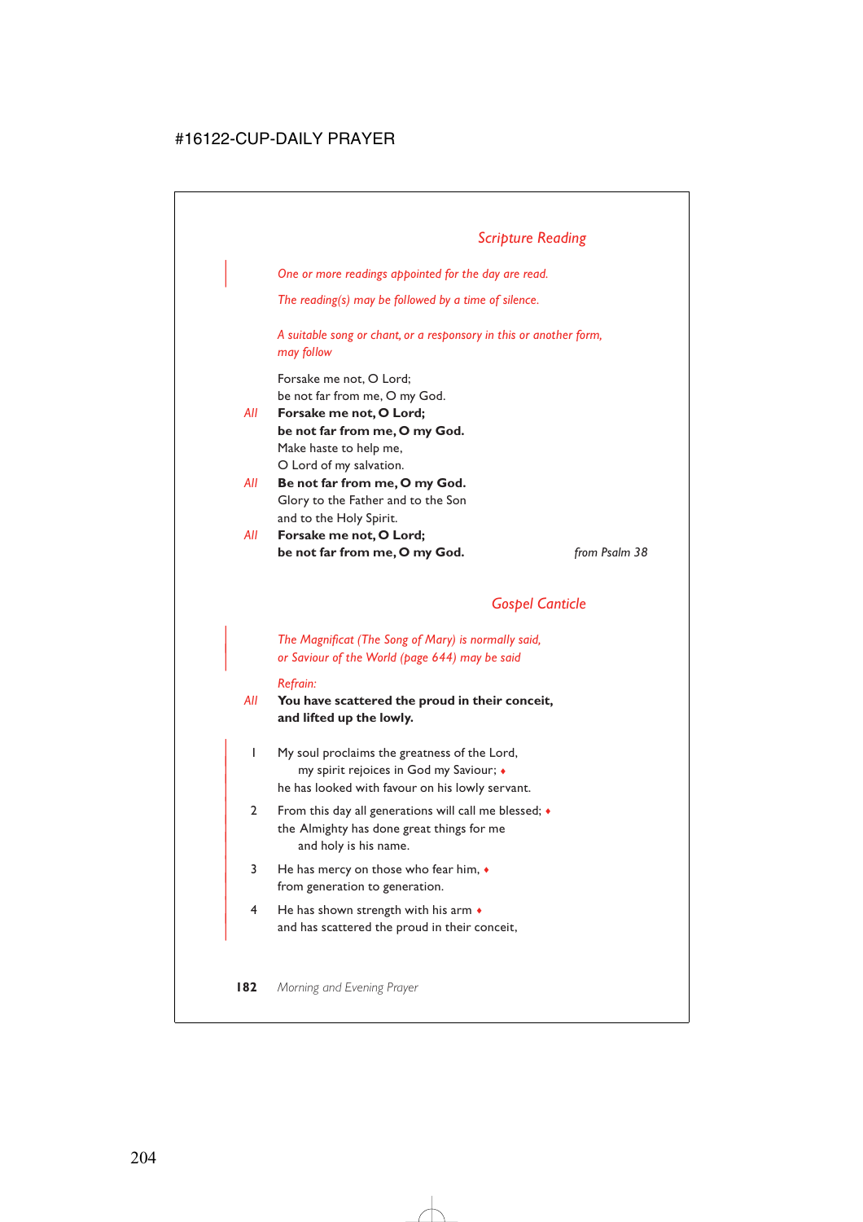## *Scripture Reading*

*One or more readings appointed for the day are read.*

*The reading(s) may be followed by a time of silence.*

*A suitable song or chant, or a responsory in this or another form, may follow*

Forsake me not, O Lord;
be not far from me, O my God.

*All* **Forsake me not, O Lord;**
**be not far from me, O my God.**

Make haste to help me,
O Lord of my salvation.

*All* **Be not far from me, O my God.**

Glory to the Father and to the Son
and to the Holy Spirit.

*All* **Forsake me not, O Lord;**
**be not far from me, O my God.**

*from Psalm 38*

## *Gospel Canticle*

*The Magnificat (The Song of Mary) is normally said, or Saviour of the World (page 644) may be said*

*Refrain:*

*All* **You have scattered the proud in their conceit,**
**and lifted up the lowly.**

1 My soul proclaims the greatness of the Lord,
 my spirit rejoices in God my Saviour; ♦
he has looked with favour on his lowly servant.

2 From this day all generations will call me blessed; ♦
the Almighty has done great things for me
 and holy is his name.

3 He has mercy on those who fear him, ♦
from generation to generation.

4 He has shown strength with his arm ♦
and has scattered the proud in their conceit,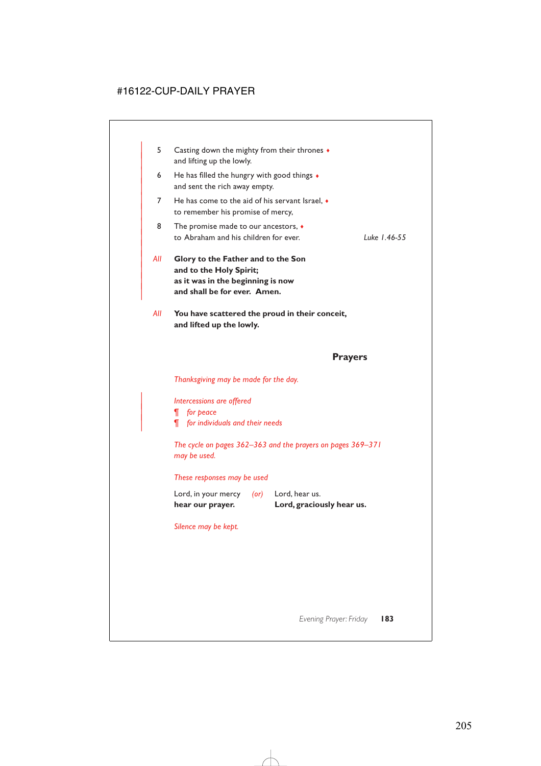5 Casting down the mighty from their thrones ♦
and lifting up the lowly.

6 He has filled the hungry with good things ♦
and sent the rich away empty.

7 He has come to the aid of his servant Israel, ♦
to remember his promise of mercy,

8 The promise made to our ancestors, ♦
to Abraham and his children for ever. *Luke 1.46-55*

*All* **Glory to the Father and to the Son**
**and to the Holy Spirit;**
**as it was in the beginning is now**
**and shall be for ever. Amen.**

*All* **You have scattered the proud in their conceit,**
**and lifted up the lowly.**

## Prayers

*Thanksgiving may be made for the day.*

*Intercessions are offered*
*¶ for peace*
*¶ for individuals and their needs*

*The cycle on pages 362–363 and the prayers on pages 369–371 may be used.*

*These responses may be used*

Lord, in your mercy *(or)* Lord, hear us.
**hear our prayer.** **Lord, graciously hear us.**

*Silence may be kept.*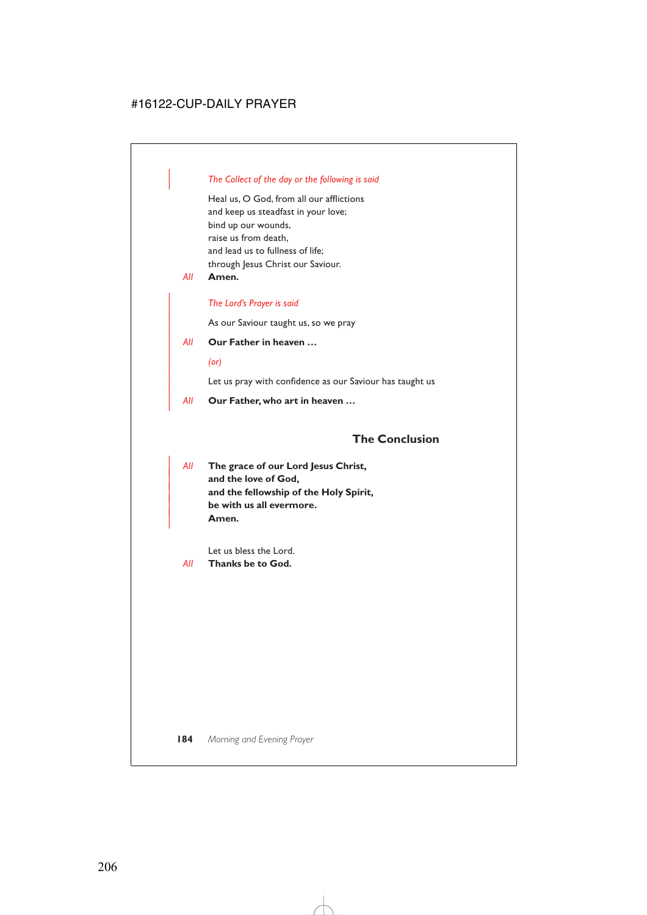*The Collect of the day or the following is said*

Heal us, O God, from all our afflictions
and keep us steadfast in your love;
bind up our wounds,
raise us from death,
and lead us to fullness of life;
through Jesus Christ our Saviour.

*All* **Amen.**

*The Lord's Prayer is said*

As our Saviour taught us, so we pray

*All* **Our Father in heaven …**

*(or)*

Let us pray with confidence as our Saviour has taught us

*All* **Our Father, who art in heaven …**

## The Conclusion

*All* **The grace of our Lord Jesus Christ,**
**and the love of God,**
**and the fellowship of the Holy Spirit,**
**be with us all evermore.**
**Amen.**

Let us bless the Lord.

*All* **Thanks be to God.**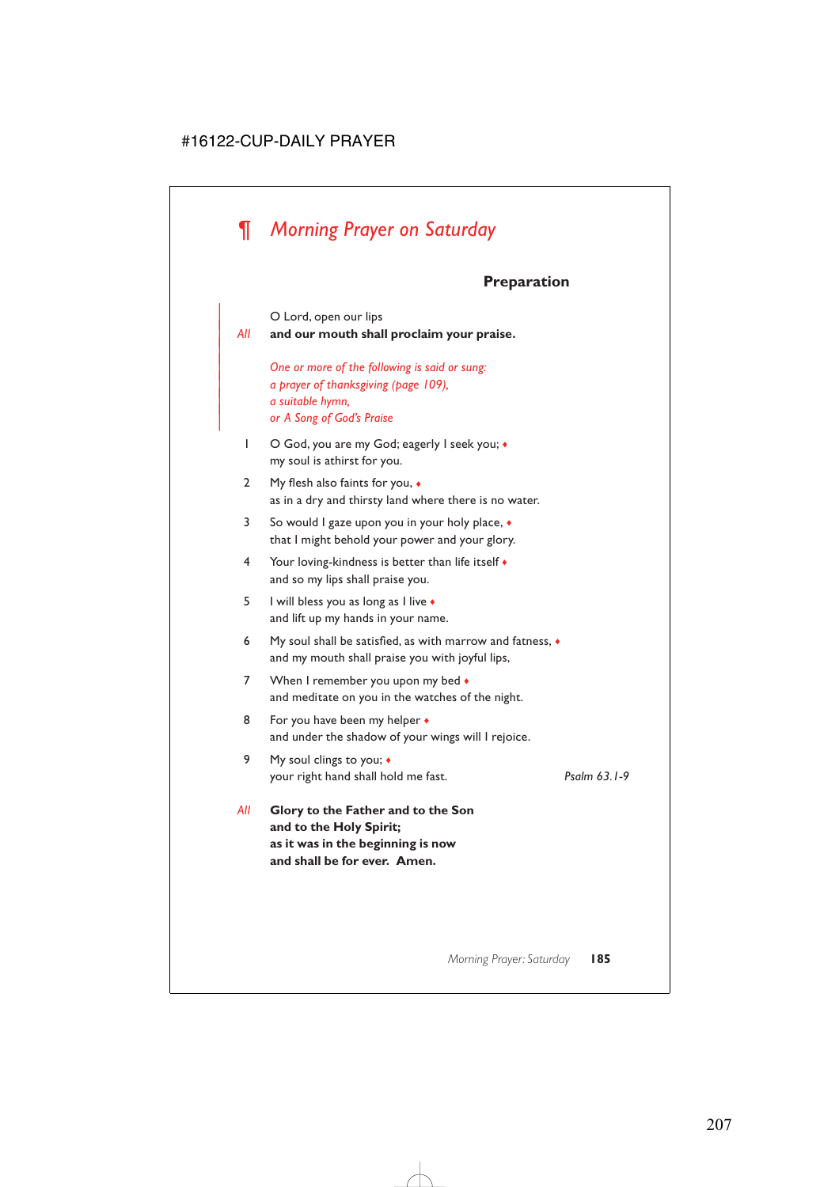# ¶ *Morning Prayer on Saturday*

### Preparation

O Lord, open our lips

*All* **and our mouth shall proclaim your praise.**

*One or more of the following is said or sung:*
*a prayer of thanksgiving (page 109),*
*a suitable hymn,*
*or A Song of God's Praise*

1 O God, you are my God; eagerly I seek you; ♦
my soul is athirst for you.

2 My flesh also faints for you, ♦
as in a dry and thirsty land where there is no water.

3 So would I gaze upon you in your holy place, ♦
that I might behold your power and your glory.

4 Your loving-kindness is better than life itself ♦
and so my lips shall praise you.

5 I will bless you as long as I live ♦
and lift up my hands in your name.

6 My soul shall be satisfied, as with marrow and fatness, ♦
and my mouth shall praise you with joyful lips,

7 When I remember you upon my bed ♦
and meditate on you in the watches of the night.

8 For you have been my helper ♦
and under the shadow of your wings will I rejoice.

9 My soul clings to you; ♦
your right hand shall hold me fast. *Psalm 63.1-9*

*All* **Glory to the Father and to the Son**
**and to the Holy Spirit;**
**as it was in the beginning is now**
**and shall be for ever. Amen.**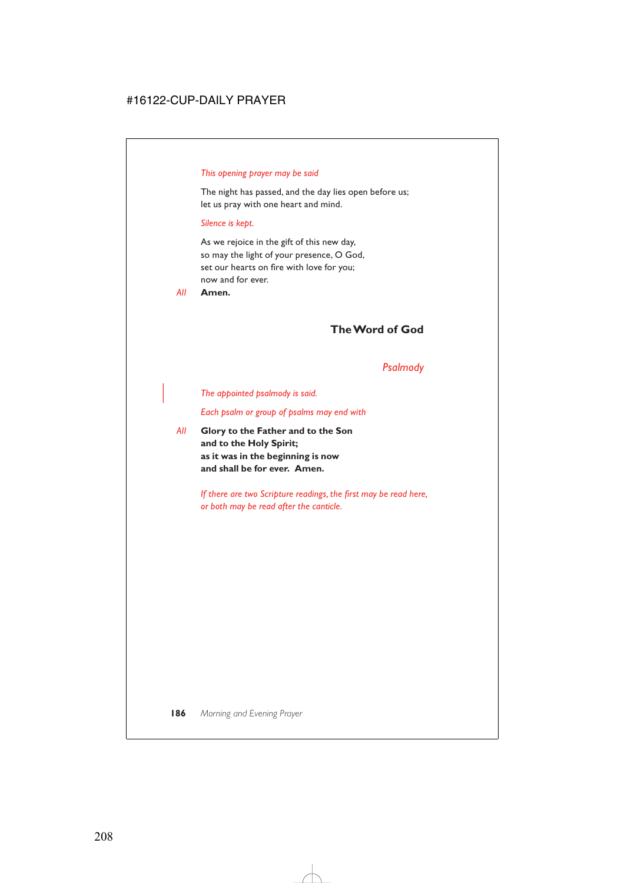*This opening prayer may be said*

The night has passed, and the day lies open before us;
let us pray with one heart and mind.

*Silence is kept.*

As we rejoice in the gift of this new day,
so may the light of your presence, O God,
set our hearts on fire with love for you;
now and for ever.

*All* **Amen.**

## The Word of God

### *Psalmody*

*The appointed psalmody is said.*

*Each psalm or group of psalms may end with*

*All* **Glory to the Father and to the Son**
**and to the Holy Spirit;**
**as it was in the beginning is now**
**and shall be for ever. Amen.**

*If there are two Scripture readings, the first may be read here, or both may be read after the canticle.*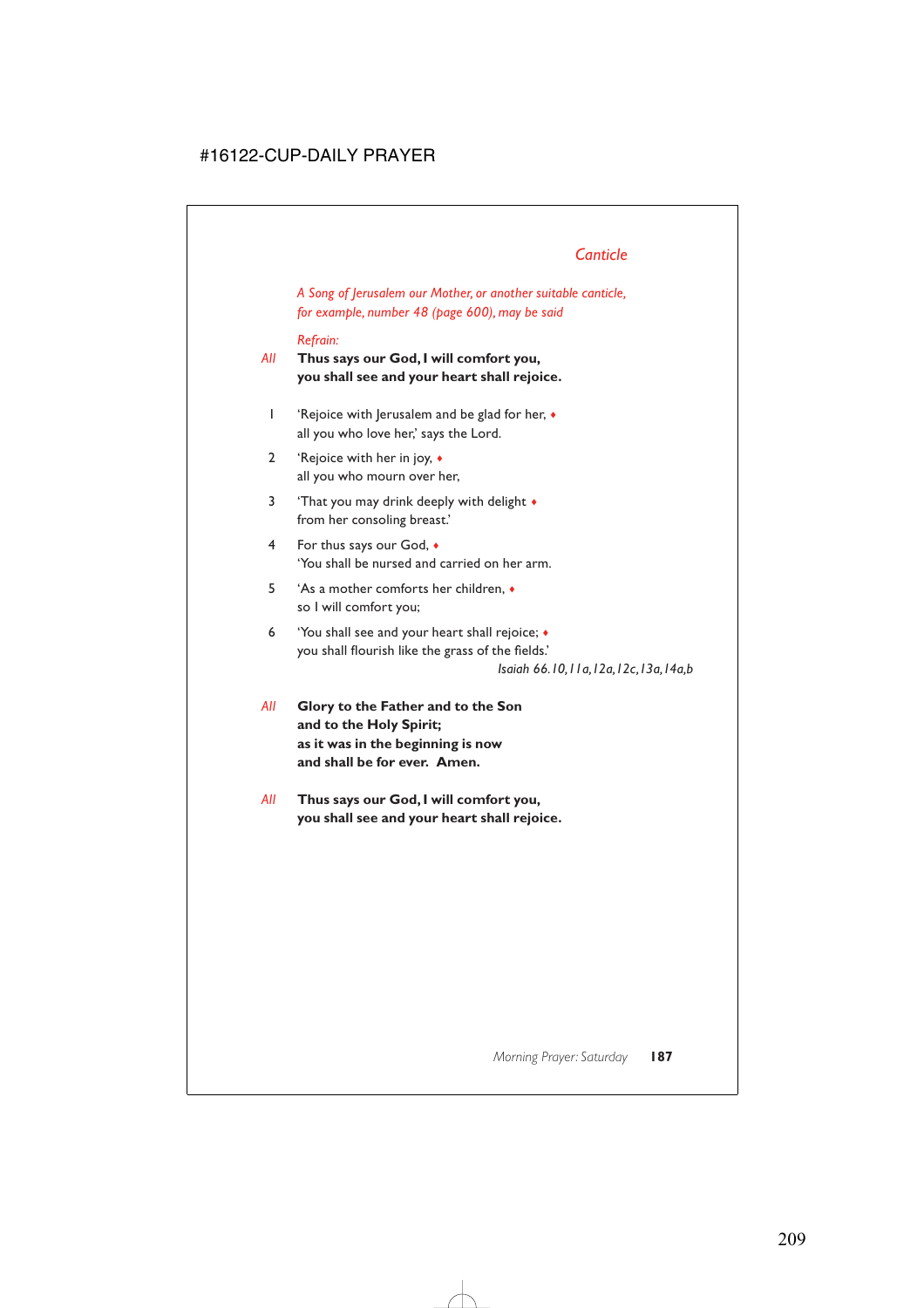## *Canticle*

*A Song of Jerusalem our Mother, or another suitable canticle, for example, number 48 (page 600), may be said*

*Refrain:*

*All* **Thus says our God, I will comfort you, you shall see and your heart shall rejoice.**

1 'Rejoice with Jerusalem and be glad for her, ♦
all you who love her,' says the Lord.

2 'Rejoice with her in joy, ♦
all you who mourn over her,

3 'That you may drink deeply with delight ♦
from her consoling breast.'

4 For thus says our God, ♦
'You shall be nursed and carried on her arm.

5 'As a mother comforts her children, ♦
so I will comfort you;

6 'You shall see and your heart shall rejoice; ♦
you shall flourish like the grass of the fields.'

*Isaiah 66.10,11a,12a,12c,13a,14a,b*

*All* **Glory to the Father and to the Son and to the Holy Spirit; as it was in the beginning is now and shall be for ever. Amen.**

*All* **Thus says our God, I will comfort you, you shall see and your heart shall rejoice.**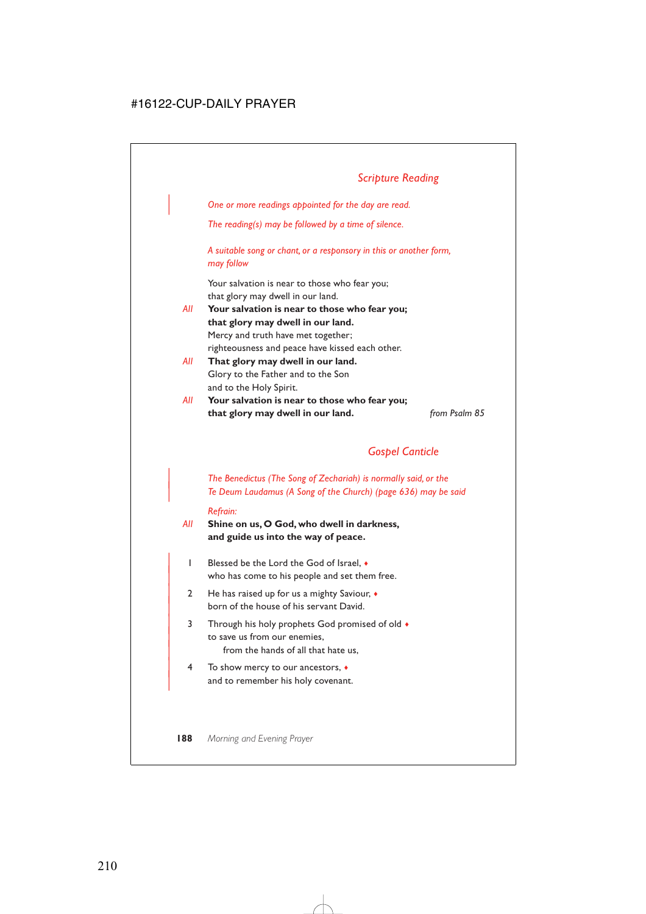## *Scripture Reading*

*One or more readings appointed for the day are read.*

*The reading(s) may be followed by a time of silence.*

*A suitable song or chant, or a responsory in this or another form, may follow*

Your salvation is near to those who fear you;
that glory may dwell in our land.

*All* **Your salvation is near to those who fear you;**
**that glory may dwell in our land.**

Mercy and truth have met together;
righteousness and peace have kissed each other.

*All* **That glory may dwell in our land.**

Glory to the Father and to the Son
and to the Holy Spirit.

*All* **Your salvation is near to those who fear you;**
**that glory may dwell in our land.**

*from Psalm 85*

## *Gospel Canticle*

*The Benedictus (The Song of Zechariah) is normally said, or the Te Deum Laudamus (A Song of the Church) (page 636) may be said*

*Refrain:*

*All* **Shine on us, O God, who dwell in darkness,**
**and guide us into the way of peace.**

1 Blessed be the Lord the God of Israel, ♦
who has come to his people and set them free.

2 He has raised up for us a mighty Saviour, ♦
born of the house of his servant David.

3 Through his holy prophets God promised of old ♦
to save us from our enemies,
from the hands of all that hate us,

4 To show mercy to our ancestors, ♦
and to remember his holy covenant.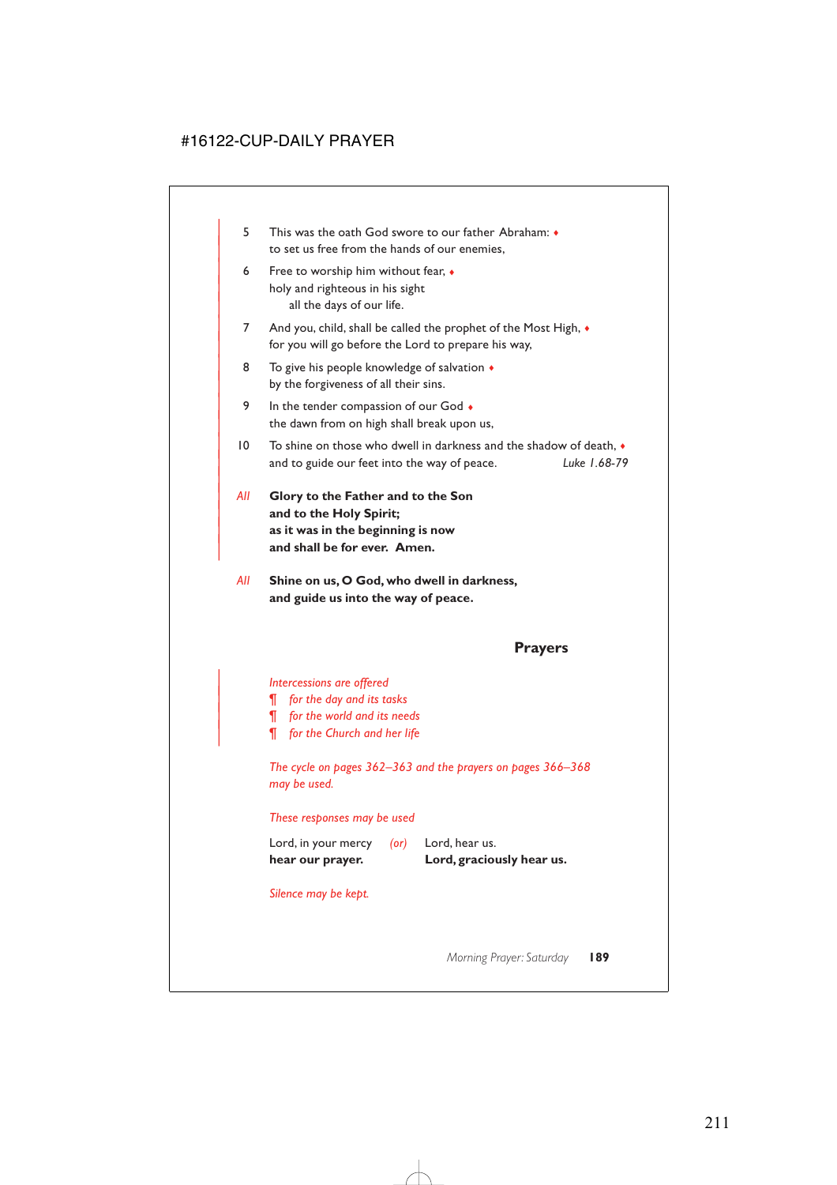5 This was the oath God swore to our father Abraham: ♦
to set us free from the hands of our enemies,

6 Free to worship him without fear, ♦
holy and righteous in his sight
all the days of our life.

7 And you, child, shall be called the prophet of the Most High, ♦
for you will go before the Lord to prepare his way,

8 To give his people knowledge of salvation ♦
by the forgiveness of all their sins.

9 In the tender compassion of our God ♦
the dawn from on high shall break upon us,

10 To shine on those who dwell in darkness and the shadow of death, ♦
and to guide our feet into the way of peace. *Luke 1.68-79*

*All* **Glory to the Father and to the Son**
**and to the Holy Spirit;**
**as it was in the beginning is now**
**and shall be for ever. Amen.**

*All* **Shine on us, O God, who dwell in darkness,**
**and guide us into the way of peace.**

## Prayers

*Intercessions are offered*
*¶ for the day and its tasks*
*¶ for the world and its needs*
*¶ for the Church and her life*

*The cycle on pages 362–363 and the prayers on pages 366–368 may be used.*

*These responses may be used*

Lord, in your mercy *(or)* Lord, hear us.
**hear our prayer.** **Lord, graciously hear us.**

*Silence may be kept.*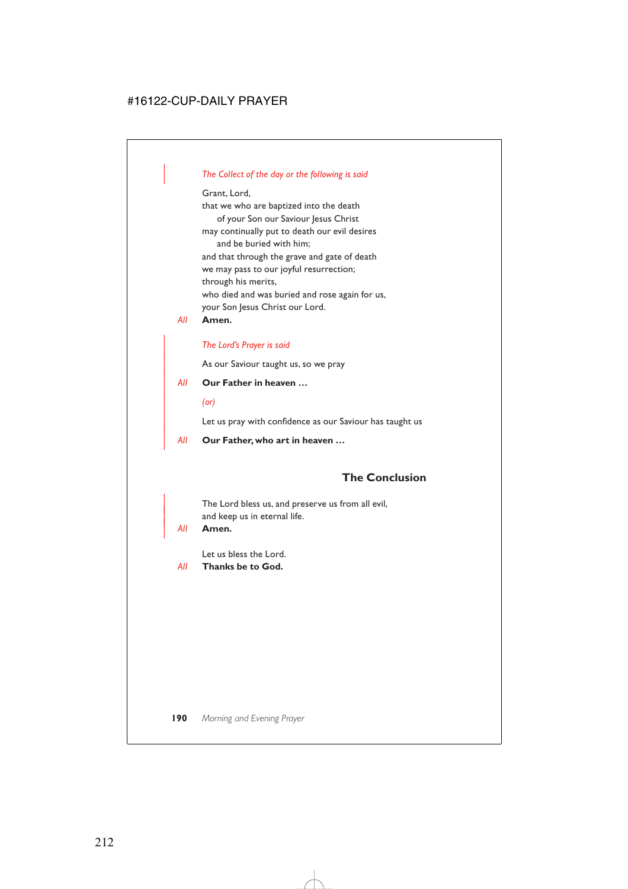*The Collect of the day or the following is said*

Grant, Lord,
that we who are baptized into the death
  of your Son our Saviour Jesus Christ
may continually put to death our evil desires
  and be buried with him;
and that through the grave and gate of death
we may pass to our joyful resurrection;
through his merits,
who died and was buried and rose again for us,
your Son Jesus Christ our Lord.

*All* **Amen.**

*The Lord's Prayer is said*

As our Saviour taught us, so we pray

*All* **Our Father in heaven …**

*(or)*

Let us pray with confidence as our Saviour has taught us

*All* **Our Father, who art in heaven …**

## The Conclusion

The Lord bless us, and preserve us from all evil,
and keep us in eternal life.

*All* **Amen.**

Let us bless the Lord.

*All* **Thanks be to God.**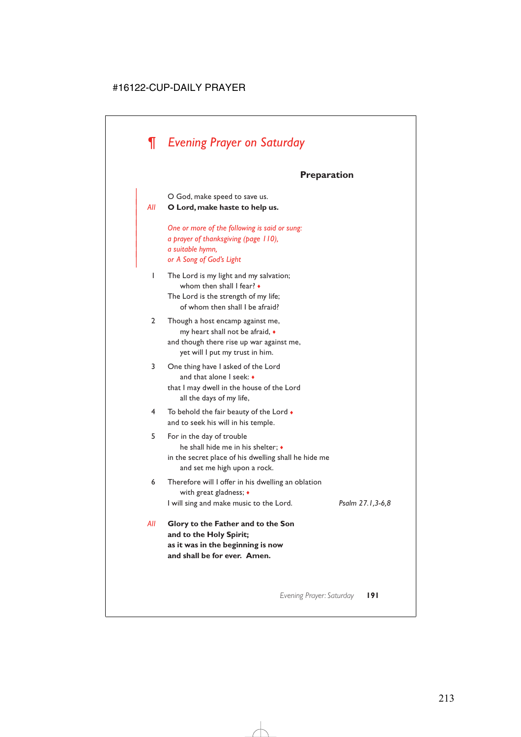# ¶ *Evening Prayer on Saturday*

### Preparation

O God, make speed to save us.
*All* **O Lord, make haste to help us.**

*One or more of the following is said or sung:*
*a prayer of thanksgiving (page 110),*
*a suitable hymn,*
*or A Song of God's Light*

1 The Lord is my light and my salvation;
  whom then shall I fear? ♦
The Lord is the strength of my life;
  of whom then shall I be afraid?

2 Though a host encamp against me,
  my heart shall not be afraid, ♦
and though there rise up war against me,
  yet will I put my trust in him.

3 One thing have I asked of the Lord
  and that alone I seek: ♦
that I may dwell in the house of the Lord
  all the days of my life,

4 To behold the fair beauty of the Lord ♦
and to seek his will in his temple.

5 For in the day of trouble
  he shall hide me in his shelter; ♦
in the secret place of his dwelling shall he hide me
  and set me high upon a rock.

6 Therefore will I offer in his dwelling an oblation
  with great gladness; ♦
I will sing and make music to the Lord.

*Psalm 27.1,3-6,8*

*All* **Glory to the Father and to the Son**
**and to the Holy Spirit;**
**as it was in the beginning is now**
**and shall be for ever. Amen.**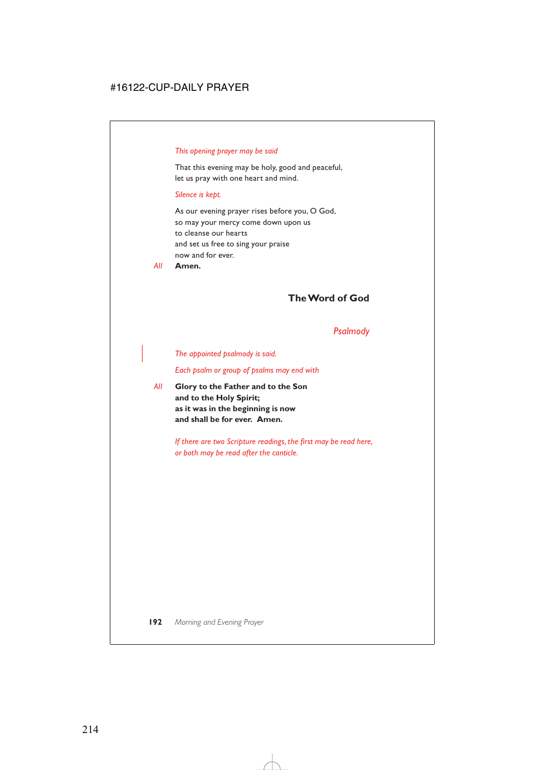*This opening prayer may be said*

That this evening may be holy, good and peaceful,
let us pray with one heart and mind.

*Silence is kept.*

As our evening prayer rises before you, O God,
so may your mercy come down upon us
to cleanse our hearts
and set us free to sing your praise
now and for ever.

*All* **Amen.**

## The Word of God

### *Psalmody*

*The appointed psalmody is said.*

*Each psalm or group of psalms may end with*

*All* **Glory to the Father and to the Son**
**and to the Holy Spirit;**
**as it was in the beginning is now**
**and shall be for ever. Amen.**

*If there are two Scripture readings, the first may be read here,*
*or both may be read after the canticle.*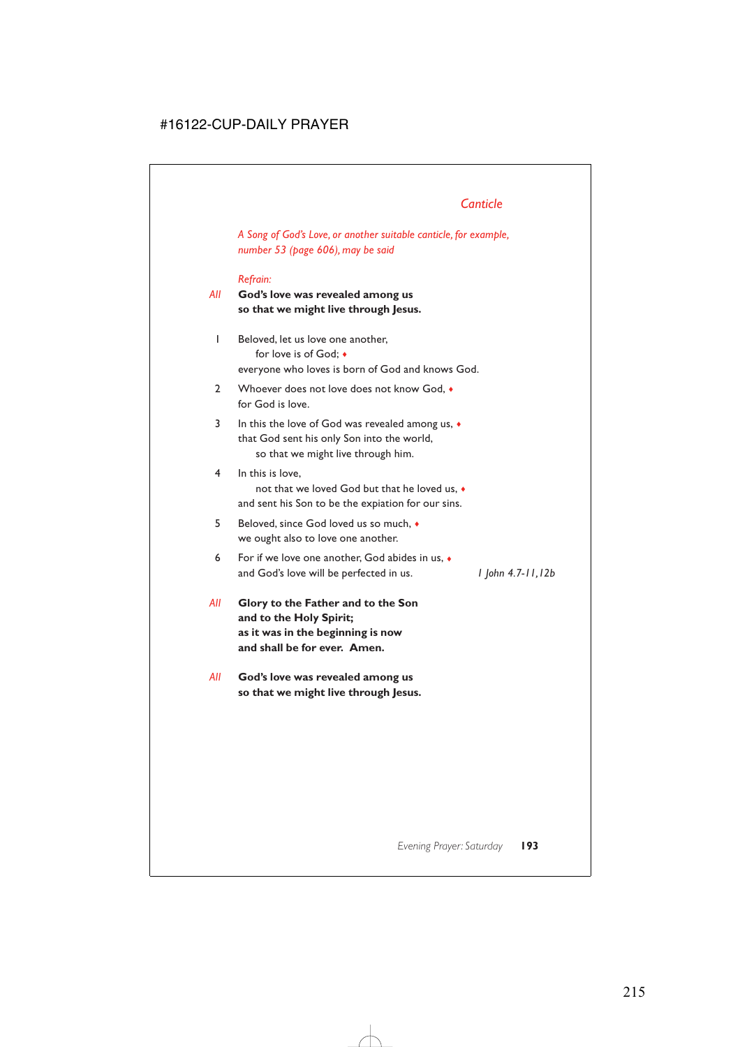## Canticle

*A Song of God's Love, or another suitable canticle, for example, number 53 (page 606), may be said*

*Refrain:*

*All* **God's love was revealed among us**
**so that we might live through Jesus.**

1 Beloved, let us love one another,
  for love is of God; ♦
everyone who loves is born of God and knows God.

2 Whoever does not love does not know God, ♦
for God is love.

3 In this the love of God was revealed among us, ♦
that God sent his only Son into the world,
  so that we might live through him.

4 In this is love,
  not that we loved God but that he loved us, ♦
and sent his Son to be the expiation for our sins.

5 Beloved, since God loved us so much, ♦
we ought also to love one another.

6 For if we love one another, God abides in us, ♦
and God's love will be perfected in us. *1 John 4.7-11,12b*

*All* **Glory to the Father and to the Son**
**and to the Holy Spirit;**
**as it was in the beginning is now**
**and shall be for ever. Amen.**

*All* **God's love was revealed among us**
**so that we might live through Jesus.**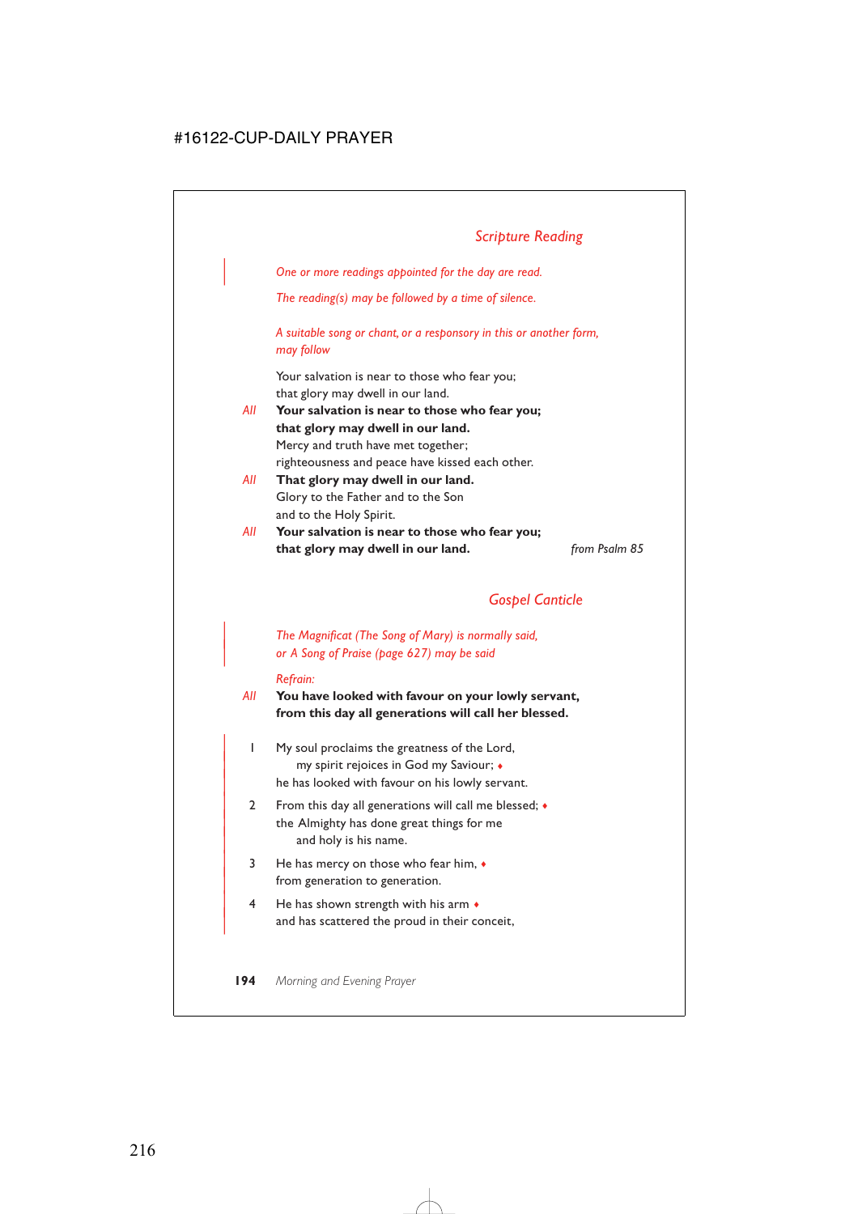## *Scripture Reading*

*One or more readings appointed for the day are read.*

*The reading(s) may be followed by a time of silence.*

*A suitable song or chant, or a responsory in this or another form, may follow*

Your salvation is near to those who fear you;
that glory may dwell in our land.

*All* **Your salvation is near to those who fear you;**
**that glory may dwell in our land.**

Mercy and truth have met together;
righteousness and peace have kissed each other.

*All* **That glory may dwell in our land.**

Glory to the Father and to the Son
and to the Holy Spirit.

*All* **Your salvation is near to those who fear you;**
**that glory may dwell in our land.**

*from Psalm 85*

## *Gospel Canticle*

*The Magnificat (The Song of Mary) is normally said, or A Song of Praise (page 627) may be said*

*Refrain:*

*All* **You have looked with favour on your lowly servant,**
**from this day all generations will call her blessed.**

1 My soul proclaims the greatness of the Lord,
my spirit rejoices in God my Saviour; ♦
he has looked with favour on his lowly servant.

2 From this day all generations will call me blessed; ♦
the Almighty has done great things for me
and holy is his name.

3 He has mercy on those who fear him, ♦
from generation to generation.

4 He has shown strength with his arm ♦
and has scattered the proud in their conceit,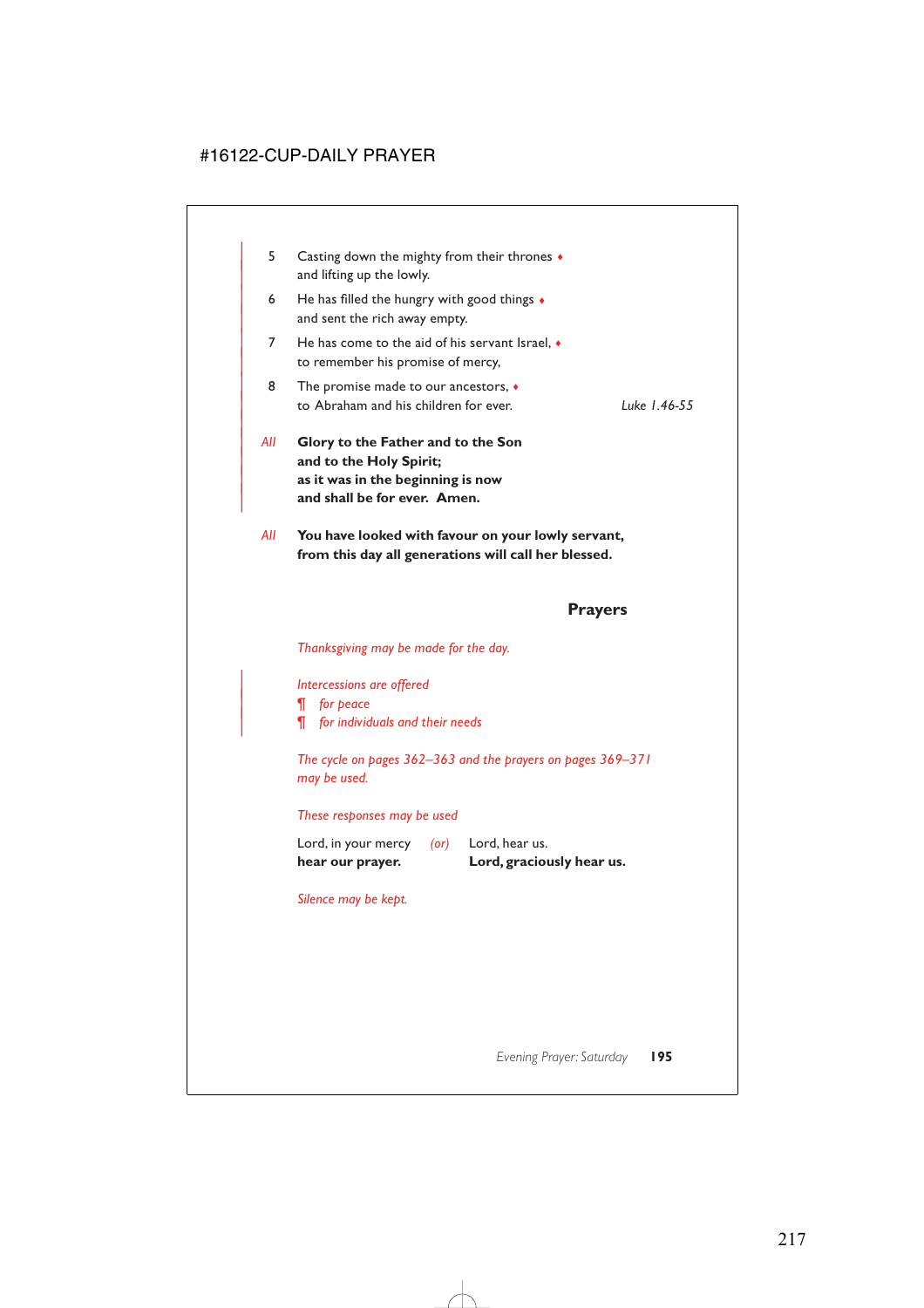5 Casting down the mighty from their thrones ♦
and lifting up the lowly.

6 He has filled the hungry with good things ♦
and sent the rich away empty.

7 He has come to the aid of his servant Israel, ♦
to remember his promise of mercy,

8 The promise made to our ancestors, ♦
to Abraham and his children for ever. *Luke 1.46-55*

*All* **Glory to the Father and to the Son**
**and to the Holy Spirit;**
**as it was in the beginning is now**
**and shall be for ever. Amen.**

*All* **You have looked with favour on your lowly servant,**
**from this day all generations will call her blessed.**

## Prayers

*Thanksgiving may be made for the day.*

*Intercessions are offered*
¶ *for peace*
¶ *for individuals and their needs*

*The cycle on pages 362–363 and the prayers on pages 369–371 may be used.*

*These responses may be used*

Lord, in your mercy *(or)* Lord, hear us.
**hear our prayer.** **Lord, graciously hear us.**

*Silence may be kept.*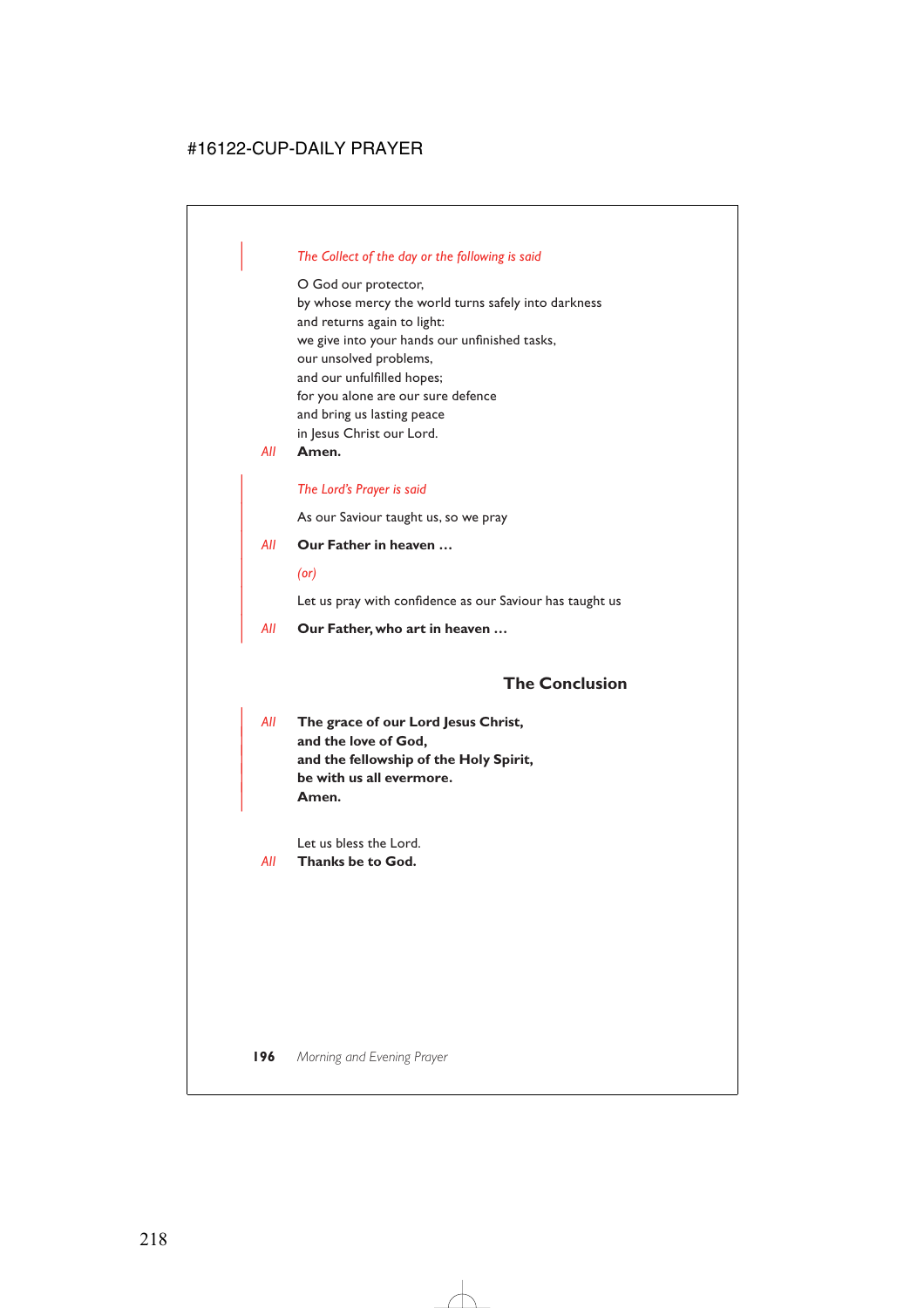*The Collect of the day or the following is said*

O God our protector,
by whose mercy the world turns safely into darkness
and returns again to light:
we give into your hands our unfinished tasks,
our unsolved problems,
and our unfulfilled hopes;
for you alone are our sure defence
and bring us lasting peace
in Jesus Christ our Lord.

*All* **Amen.**

*The Lord's Prayer is said*

As our Saviour taught us, so we pray

*All* **Our Father in heaven …**

*(or)*

Let us pray with confidence as our Saviour has taught us

*All* **Our Father, who art in heaven …**

## The Conclusion

*All* **The grace of our Lord Jesus Christ,**
**and the love of God,**
**and the fellowship of the Holy Spirit,**
**be with us all evermore.**
**Amen.**

Let us bless the Lord.

*All* **Thanks be to God.**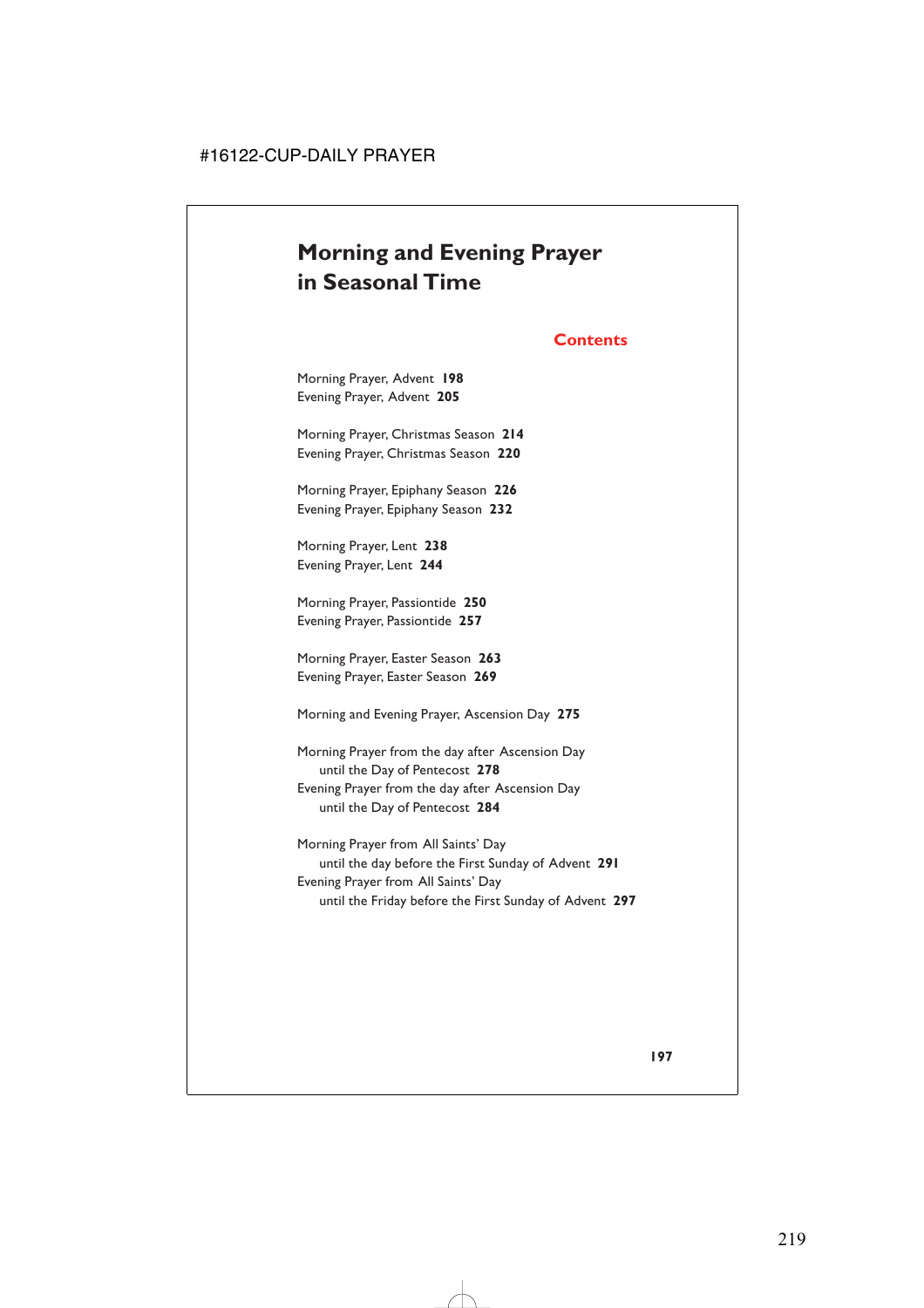# Morning and Evening Prayer in Seasonal Time

## Contents

Morning Prayer, Advent **198**
Evening Prayer, Advent **205**

Morning Prayer, Christmas Season **214**
Evening Prayer, Christmas Season **220**

Morning Prayer, Epiphany Season **226**
Evening Prayer, Epiphany Season **232**

Morning Prayer, Lent **238**
Evening Prayer, Lent **244**

Morning Prayer, Passiontide **250**
Evening Prayer, Passiontide **257**

Morning Prayer, Easter Season **263**
Evening Prayer, Easter Season **269**

Morning and Evening Prayer, Ascension Day **275**

Morning Prayer from the day after Ascension Day
until the Day of Pentecost **278**
Evening Prayer from the day after Ascension Day
until the Day of Pentecost **284**

Morning Prayer from All Saints' Day
until the day before the First Sunday of Advent **291**
Evening Prayer from All Saints' Day
until the Friday before the First Sunday of Advent **297**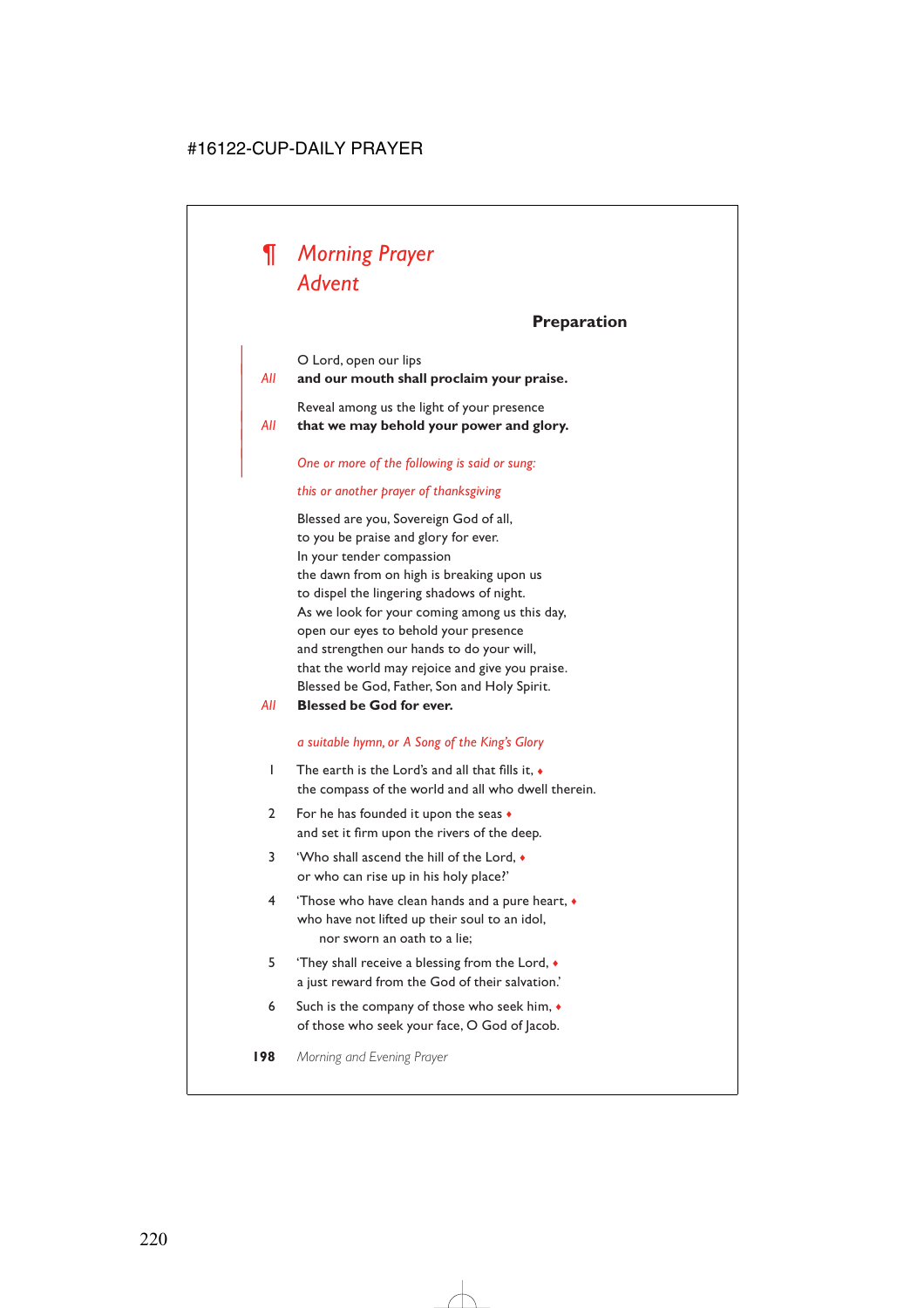# ¶ *Morning Prayer*
# *Advent*

### Preparation

O Lord, open our lips
*All* **and our mouth shall proclaim your praise.**

Reveal among us the light of your presence
*All* **that we may behold your power and glory.**

*One or more of the following is said or sung:*

*this or another prayer of thanksgiving*

Blessed are you, Sovereign God of all,
to you be praise and glory for ever.
In your tender compassion
the dawn from on high is breaking upon us
to dispel the lingering shadows of night.
As we look for your coming among us this day,
open our eyes to behold your presence
and strengthen our hands to do your will,
that the world may rejoice and give you praise.
Blessed be God, Father, Son and Holy Spirit.
*All* **Blessed be God for ever.**

*a suitable hymn, or A Song of the King's Glory*

1 The earth is the Lord's and all that fills it, ♦
the compass of the world and all who dwell therein.

2 For he has founded it upon the seas ♦
and set it firm upon the rivers of the deep.

3 'Who shall ascend the hill of the Lord, ♦
or who can rise up in his holy place?'

4 'Those who have clean hands and a pure heart, ♦
who have not lifted up their soul to an idol,
nor sworn an oath to a lie;

5 'They shall receive a blessing from the Lord, ♦
a just reward from the God of their salvation.'

6 Such is the company of those who seek him, ♦
of those who seek your face, O God of Jacob.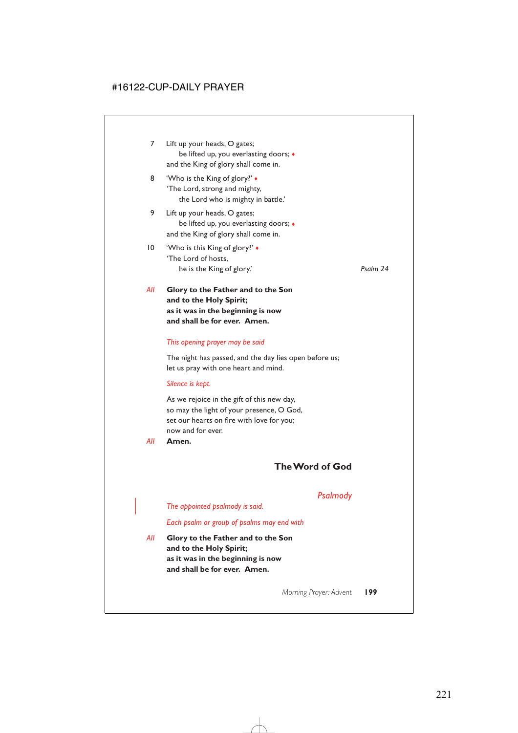7 Lift up your heads, O gates;
  be lifted up, you everlasting doors; ♦
and the King of glory shall come in.

8 'Who is the King of glory?' ♦
'The Lord, strong and mighty,
  the Lord who is mighty in battle.'

9 Lift up your heads, O gates;
  be lifted up, you everlasting doors; ♦
and the King of glory shall come in.

10 'Who is this King of glory?' ♦
'The Lord of hosts,
  he is the King of glory.' *Psalm 24*

*All* **Glory to the Father and to the Son**
**and to the Holy Spirit;**
**as it was in the beginning is now**
**and shall be for ever. Amen.**

*This opening prayer may be said*

The night has passed, and the day lies open before us;
let us pray with one heart and mind.

*Silence is kept.*

As we rejoice in the gift of this new day,
so may the light of your presence, O God,
set our hearts on fire with love for you;
now and for ever.

*All* **Amen.**

## The Word of God

### *Psalmody*

*The appointed psalmody is said.*

*Each psalm or group of psalms may end with*

*All* **Glory to the Father and to the Son**
**and to the Holy Spirit;**
**as it was in the beginning is now**
**and shall be for ever. Amen.**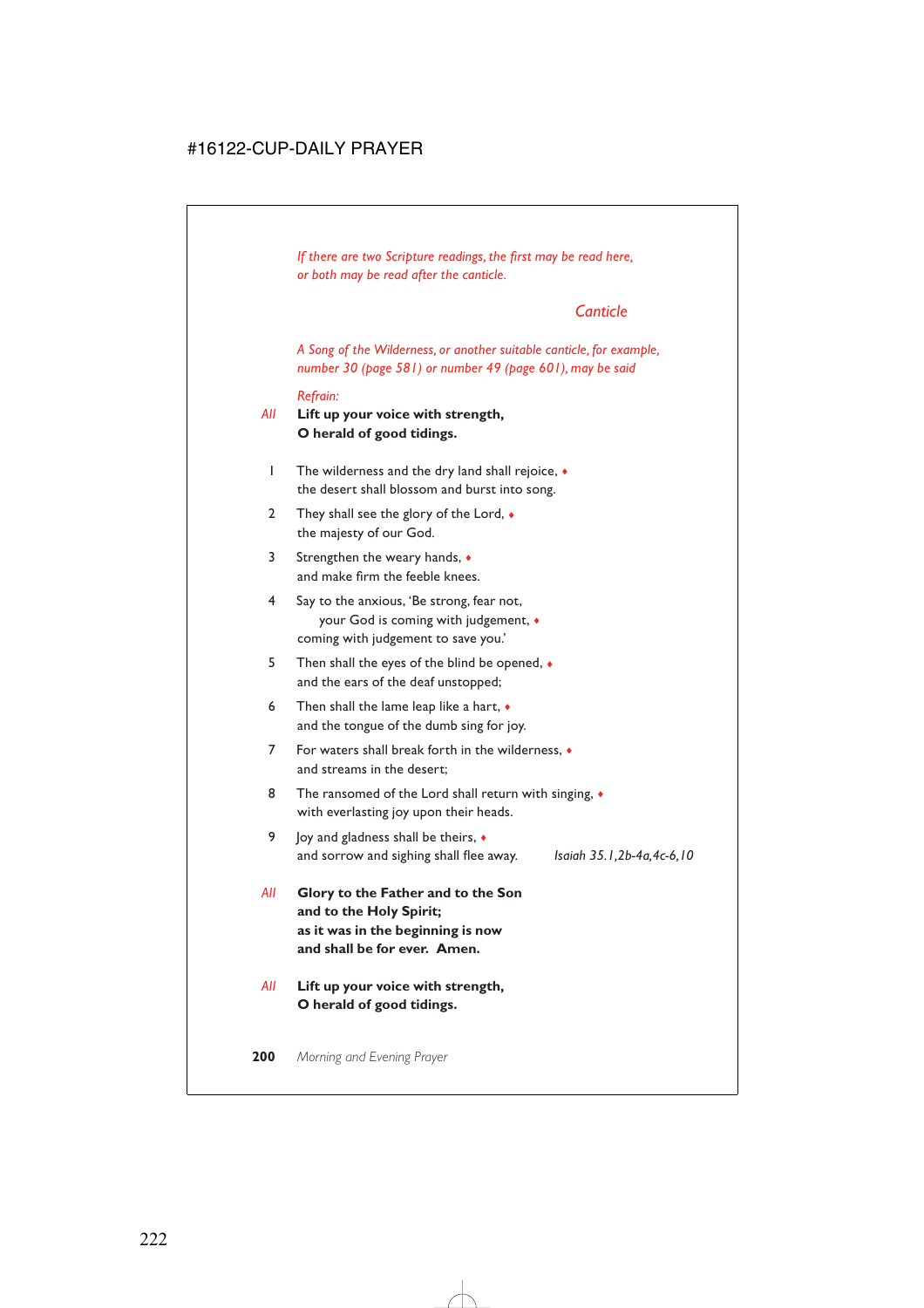*If there are two Scripture readings, the first may be read here, or both may be read after the canticle.*

## *Canticle*

*A Song of the Wilderness, or another suitable canticle, for example, number 30 (page 581) or number 49 (page 601), may be said*

*Refrain:*

*All* **Lift up your voice with strength,**
**O herald of good tidings.**

1 The wilderness and the dry land shall rejoice, ♦
the desert shall blossom and burst into song.

2 They shall see the glory of the Lord, ♦
the majesty of our God.

3 Strengthen the weary hands, ♦
and make firm the feeble knees.

4 Say to the anxious, 'Be strong, fear not,
your God is coming with judgement, ♦
coming with judgement to save you.'

5 Then shall the eyes of the blind be opened, ♦
and the ears of the deaf unstopped;

6 Then shall the lame leap like a hart, ♦
and the tongue of the dumb sing for joy.

7 For waters shall break forth in the wilderness, ♦
and streams in the desert;

8 The ransomed of the Lord shall return with singing, ♦
with everlasting joy upon their heads.

9 Joy and gladness shall be theirs, ♦
and sorrow and sighing shall flee away. *Isaiah 35.1,2b-4a,4c-6,10*

*All* **Glory to the Father and to the Son**
**and to the Holy Spirit;**
**as it was in the beginning is now**
**and shall be for ever. Amen.**

*All* **Lift up your voice with strength,**
**O herald of good tidings.**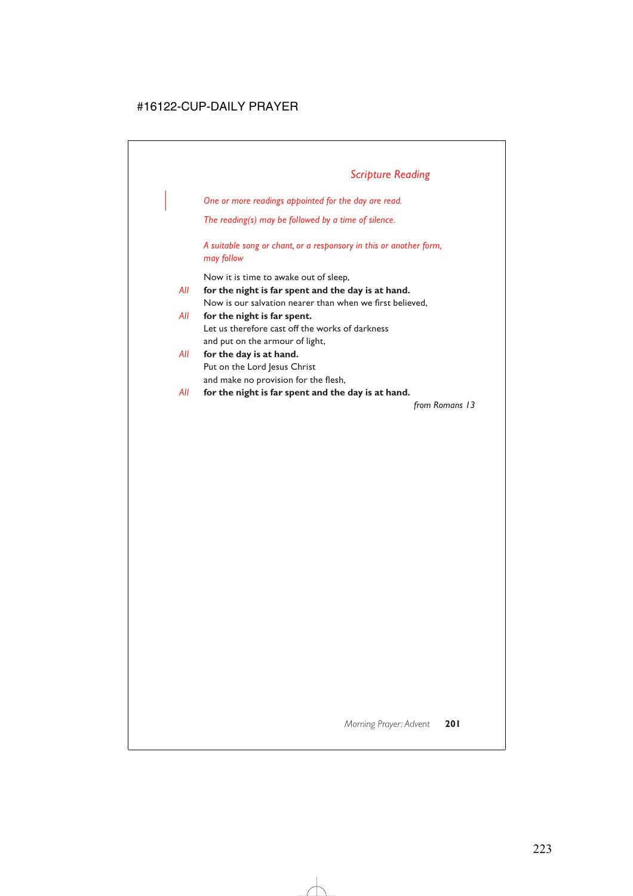## *Scripture Reading*

*One or more readings appointed for the day are read.*

*The reading(s) may be followed by a time of silence.*

*A suitable song or chant, or a responsory in this or another form, may follow*

Now it is time to awake out of sleep,

*All* **for the night is far spent and the day is at hand.**

Now is our salvation nearer than when we first believed,

*All* **for the night is far spent.**

Let us therefore cast off the works of darkness
and put on the armour of light,

*All* **for the day is at hand.**

Put on the Lord Jesus Christ
and make no provision for the flesh,

*All* **for the night is far spent and the day is at hand.**

*from Romans 13*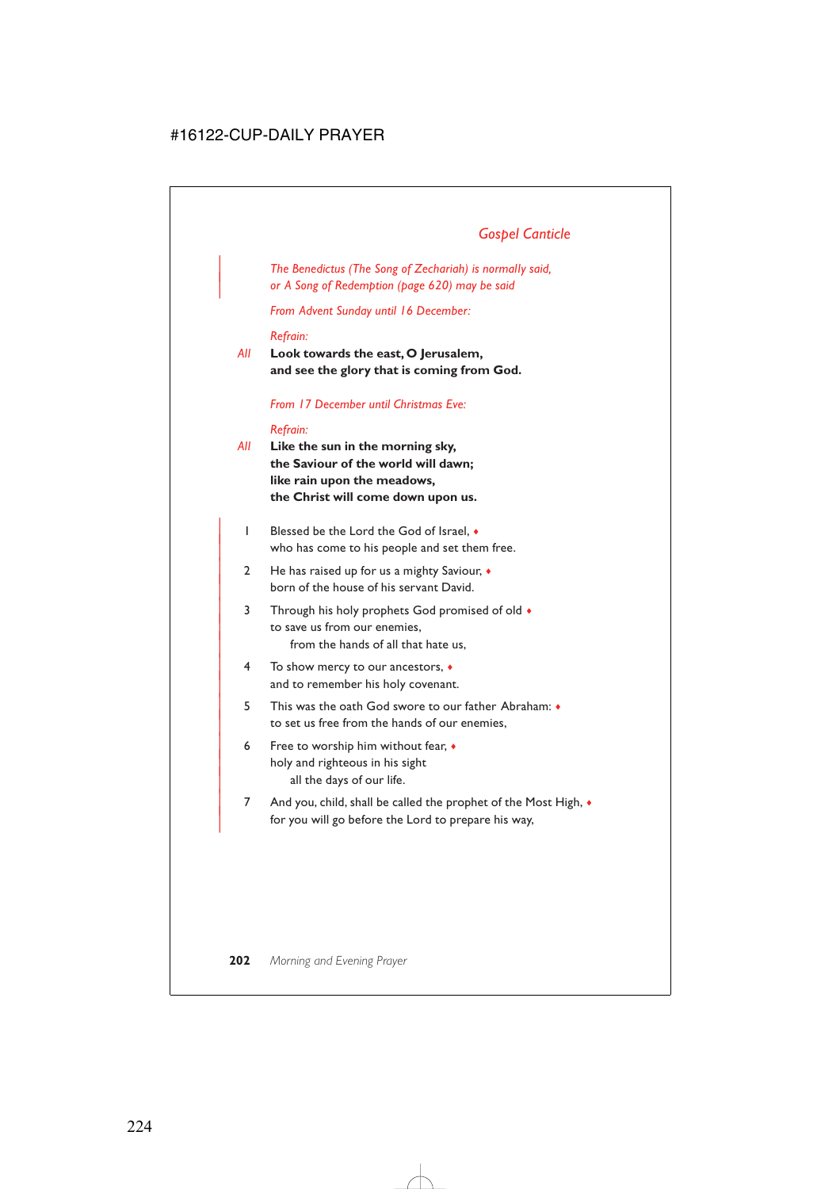## *Gospel Canticle*

*The Benedictus (The Song of Zechariah) is normally said, or A Song of Redemption (page 620) may be said*

*From Advent Sunday until 16 December:*

*Refrain:*

*All* **Look towards the east, O Jerusalem,**
**and see the glory that is coming from God.**

*From 17 December until Christmas Eve:*

*Refrain:*

*All* **Like the sun in the morning sky,**
**the Saviour of the world will dawn;**
**like rain upon the meadows,**
**the Christ will come down upon us.**

1 Blessed be the Lord the God of Israel, ♦
who has come to his people and set them free.

2 He has raised up for us a mighty Saviour, ♦
born of the house of his servant David.

3 Through his holy prophets God promised of old ♦
to save us from our enemies,
from the hands of all that hate us,

4 To show mercy to our ancestors, ♦
and to remember his holy covenant.

5 This was the oath God swore to our father Abraham: ♦
to set us free from the hands of our enemies,

6 Free to worship him without fear, ♦
holy and righteous in his sight
all the days of our life.

7 And you, child, shall be called the prophet of the Most High, ♦
for you will go before the Lord to prepare his way,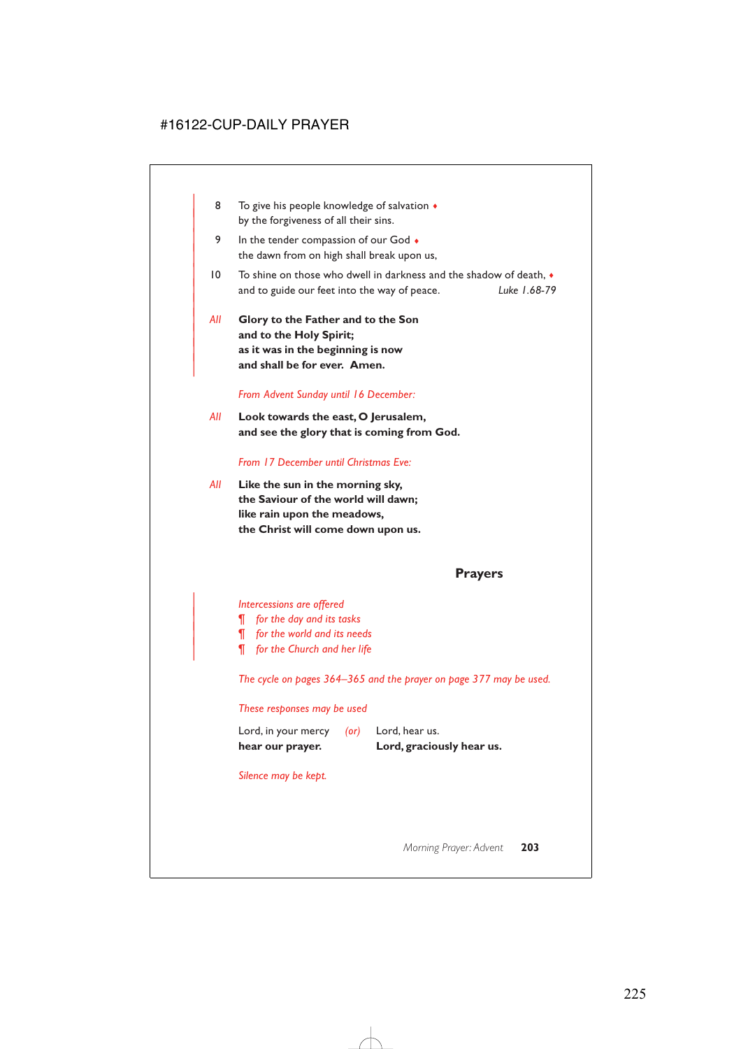8 To give his people knowledge of salvation ♦
by the forgiveness of all their sins.

9 In the tender compassion of our God ♦
the dawn from on high shall break upon us,

10 To shine on those who dwell in darkness and the shadow of death, ♦
and to guide our feet into the way of peace. *Luke 1.68-79*

*All* **Glory to the Father and to the Son**
**and to the Holy Spirit;**
**as it was in the beginning is now**
**and shall be for ever. Amen.**

*From Advent Sunday until 16 December:*

*All* **Look towards the east, O Jerusalem,**
**and see the glory that is coming from God.**

*From 17 December until Christmas Eve:*

*All* **Like the sun in the morning sky,**
**the Saviour of the world will dawn;**
**like rain upon the meadows,**
**the Christ will come down upon us.**

## Prayers

*Intercessions are offered*
¶ *for the day and its tasks*
¶ *for the world and its needs*
¶ *for the Church and her life*

*The cycle on pages 364–365 and the prayer on page 377 may be used.*

*These responses may be used*

Lord, in your mercy *(or)* Lord, hear us.
**hear our prayer.** **Lord, graciously hear us.**

*Silence may be kept.*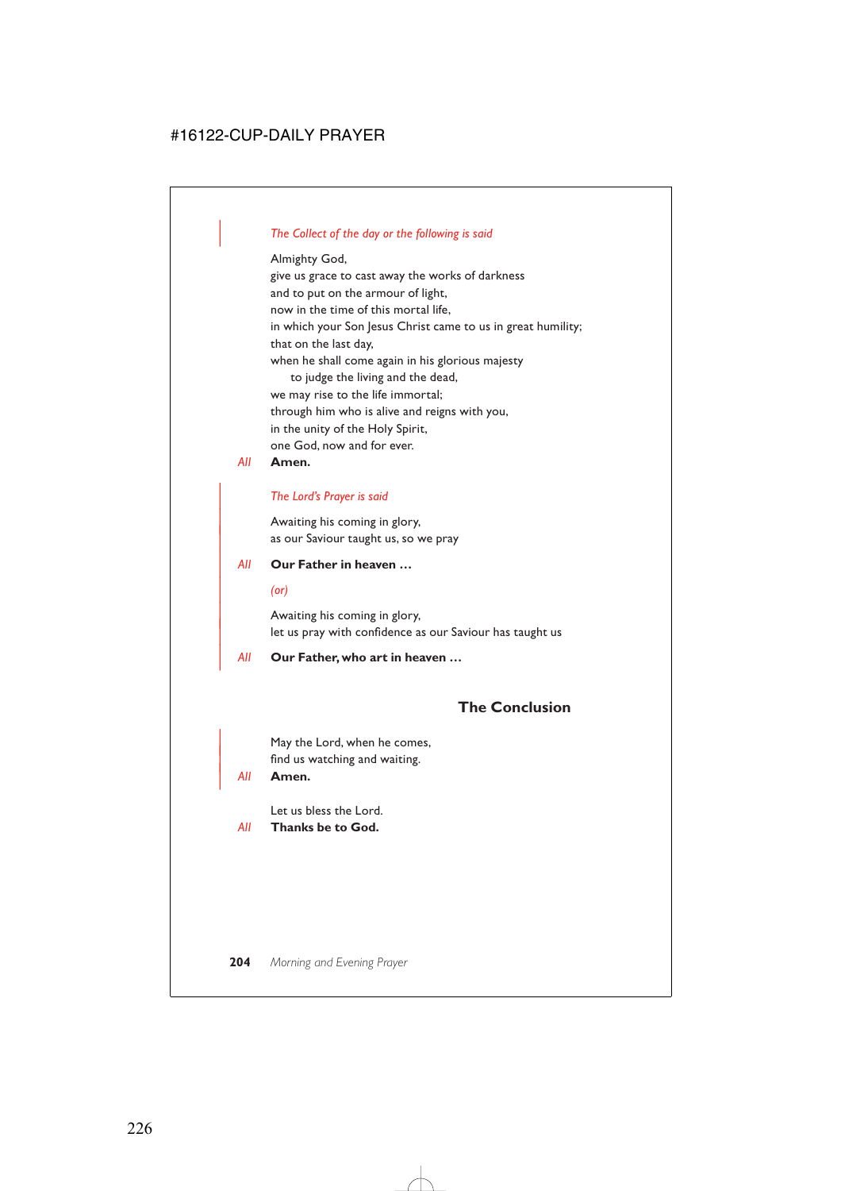*The Collect of the day or the following is said*

Almighty God,
give us grace to cast away the works of darkness
and to put on the armour of light,
now in the time of this mortal life,
in which your Son Jesus Christ came to us in great humility;
that on the last day,
when he shall come again in his glorious majesty
to judge the living and the dead,
we may rise to the life immortal;
through him who is alive and reigns with you,
in the unity of the Holy Spirit,
one God, now and for ever.

*All* **Amen.**

*The Lord's Prayer is said*

Awaiting his coming in glory,
as our Saviour taught us, so we pray

*All* **Our Father in heaven …**

*(or)*

Awaiting his coming in glory,
let us pray with confidence as our Saviour has taught us

*All* **Our Father, who art in heaven …**

## The Conclusion

May the Lord, when he comes,
find us watching and waiting.

*All* **Amen.**

Let us bless the Lord.

*All* **Thanks be to God.**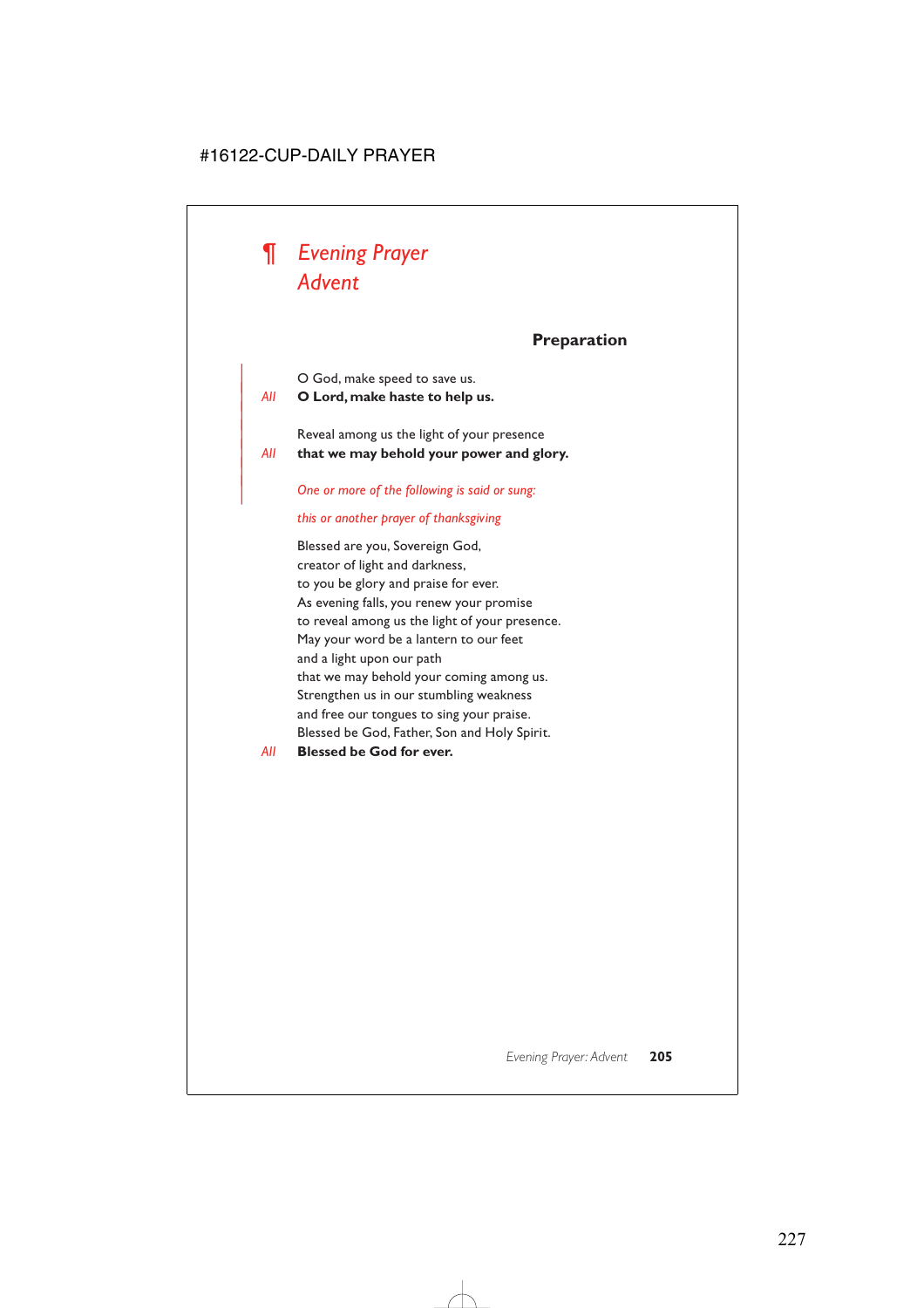# ¶ *Evening Prayer*
# *Advent*

## Preparation

O God, make speed to save us.
*All* **O Lord, make haste to help us.**

Reveal among us the light of your presence
*All* **that we may behold your power and glory.**

*One or more of the following is said or sung:*

*this or another prayer of thanksgiving*

Blessed are you, Sovereign God,
creator of light and darkness,
to you be glory and praise for ever.
As evening falls, you renew your promise
to reveal among us the light of your presence.
May your word be a lantern to our feet
and a light upon our path
that we may behold your coming among us.
Strengthen us in our stumbling weakness
and free our tongues to sing your praise.
Blessed be God, Father, Son and Holy Spirit.
*All* **Blessed be God for ever.**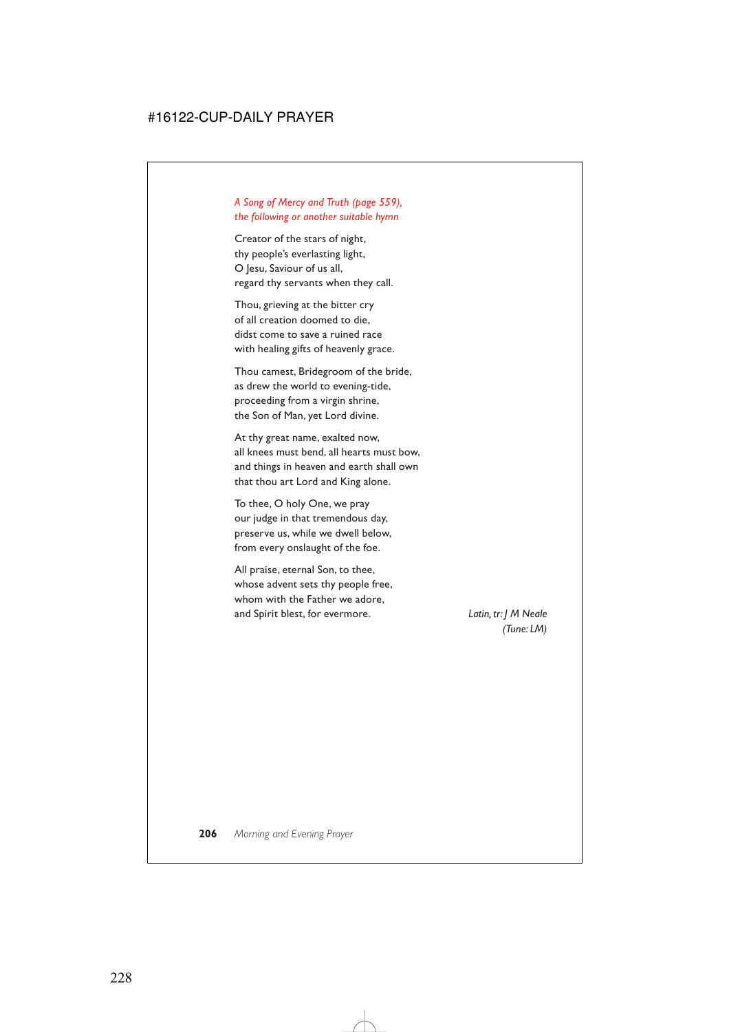*A Song of Mercy and Truth (page 559),*
*the following or another suitable hymn*

Creator of the stars of night,
thy people's everlasting light,
O Jesu, Saviour of us all,
regard thy servants when they call.

Thou, grieving at the bitter cry
of all creation doomed to die,
didst come to save a ruined race
with healing gifts of heavenly grace.

Thou camest, Bridegroom of the bride,
as drew the world to evening-tide,
proceeding from a virgin shrine,
the Son of Man, yet Lord divine.

At thy great name, exalted now,
all knees must bend, all hearts must bow,
and things in heaven and earth shall own
that thou art Lord and King alone.

To thee, O holy One, we pray
our judge in that tremendous day,
preserve us, while we dwell below,
from every onslaught of the foe.

All praise, eternal Son, to thee,
whose advent sets thy people free,
whom with the Father we adore,
and Spirit blest, for evermore.

*Latin, tr: J M Neale*
*(Tune: LM)*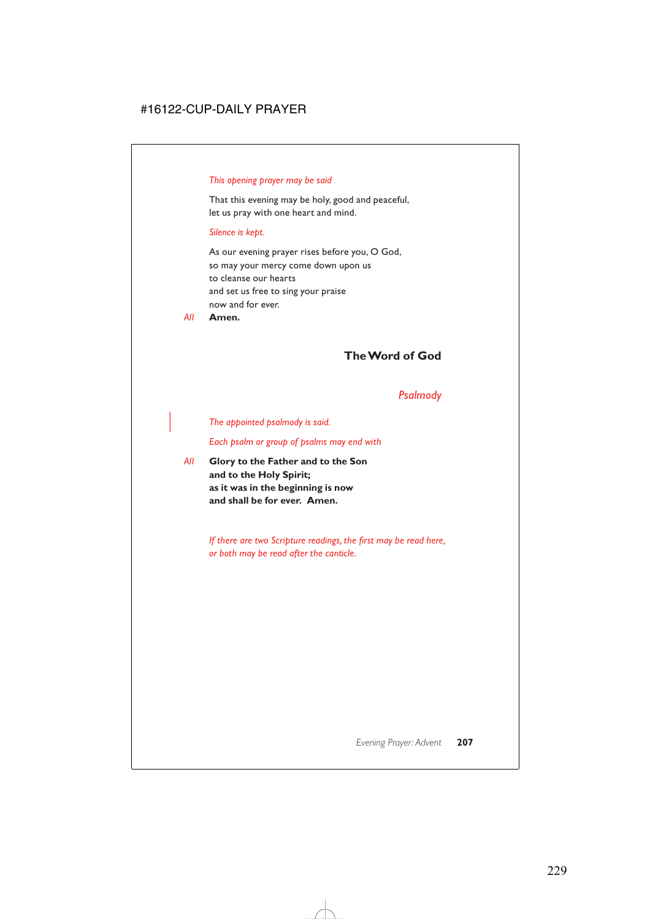*This opening prayer may be said*

That this evening may be holy, good and peaceful,
let us pray with one heart and mind.

*Silence is kept.*

As our evening prayer rises before you, O God,
so may your mercy come down upon us
to cleanse our hearts
and set us free to sing your praise
now and for ever.

*All* **Amen.**

## The Word of God

### *Psalmody*

*The appointed psalmody is said.*

*Each psalm or group of psalms may end with*

*All* **Glory to the Father and to the Son**
**and to the Holy Spirit;**
**as it was in the beginning is now**
**and shall be for ever. Amen.**

*If there are two Scripture readings, the first may be read here, or both may be read after the canticle.*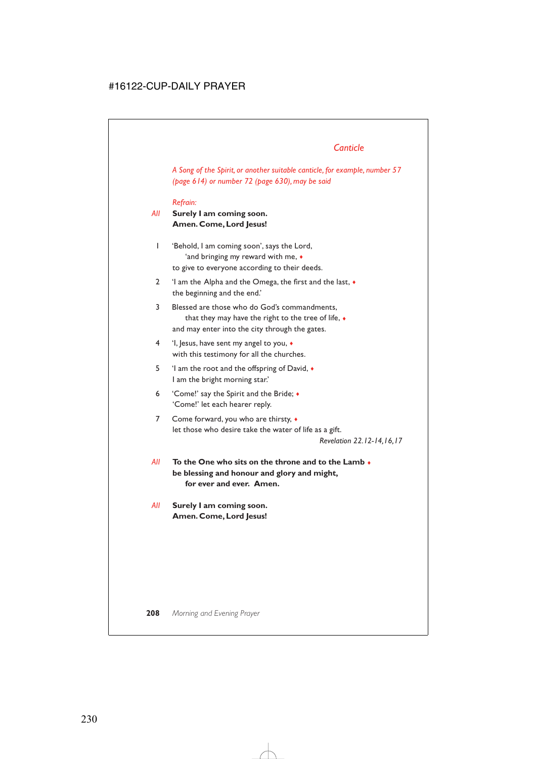## *Canticle*

*A Song of the Spirit, or another suitable canticle, for example, number 57 (page 614) or number 72 (page 630), may be said*

*Refrain:*

*All* **Surely I am coming soon.**
**Amen. Come, Lord Jesus!**

1 'Behold, I am coming soon', says the Lord,
 'and bringing my reward with me, ♦
to give to everyone according to their deeds.

2 'I am the Alpha and the Omega, the first and the last, ♦
the beginning and the end.'

3 Blessed are those who do God's commandments,
 that they may have the right to the tree of life, ♦
and may enter into the city through the gates.

4 'I, Jesus, have sent my angel to you, ♦
with this testimony for all the churches.

5 'I am the root and the offspring of David, ♦
I am the bright morning star.'

6 'Come!' say the Spirit and the Bride; ♦
'Come!' let each hearer reply.

7 Come forward, you who are thirsty, ♦
let those who desire take the water of life as a gift.

*Revelation 22.12-14,16,17*

*All* **To the One who sits on the throne and to the Lamb** ♦
**be blessing and honour and glory and might,**
 **for ever and ever. Amen.**

*All* **Surely I am coming soon.**
**Amen. Come, Lord Jesus!**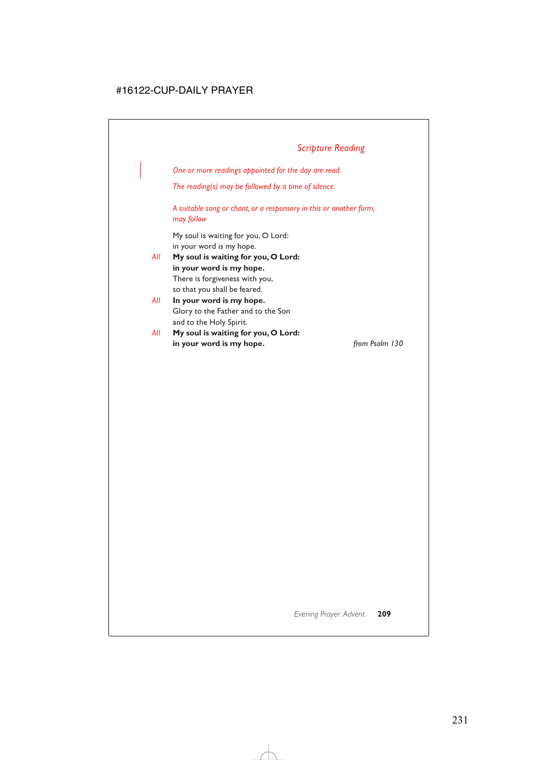## *Scripture Reading*

*One or more readings appointed for the day are read.*

*The reading(s) may be followed by a time of silence.*

*A suitable song or chant, or a responsory in this or another form, may follow*

My soul is waiting for you, O Lord:
in your word is my hope.

*All* **My soul is waiting for you, O Lord:**
**in your word is my hope.**

There is forgiveness with you,
so that you shall be feared.

*All* **In your word is my hope.**

Glory to the Father and to the Son
and to the Holy Spirit.

*All* **My soul is waiting for you, O Lord:**
**in your word is my hope.**

*from Psalm 130*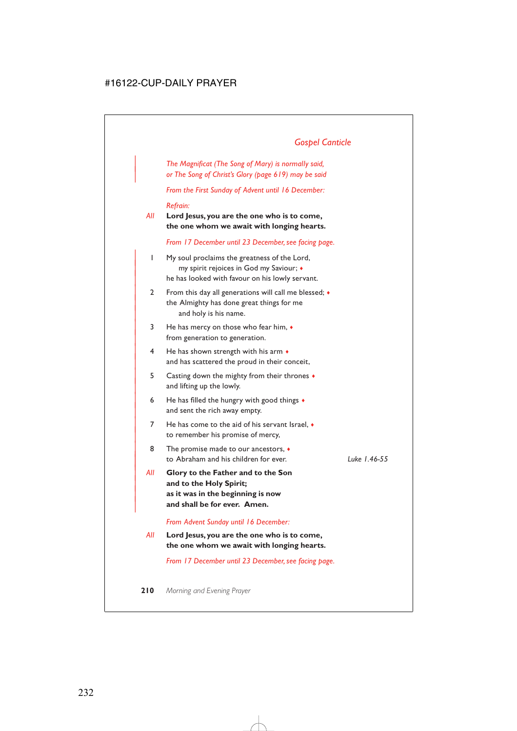## *Gospel Canticle*

*The Magnificat (The Song of Mary) is normally said, or The Song of Christ's Glory (page 619) may be said*

*From the First Sunday of Advent until 16 December:*

*Refrain:*

*All* **Lord Jesus, you are the one who is to come, the one whom we await with longing hearts.**

*From 17 December until 23 December, see facing page.*

1 My soul proclaims the greatness of the Lord,
  my spirit rejoices in God my Saviour; ♦
  he has looked with favour on his lowly servant.

2 From this day all generations will call me blessed; ♦
  the Almighty has done great things for me
  and holy is his name.

3 He has mercy on those who fear him, ♦
  from generation to generation.

4 He has shown strength with his arm ♦
  and has scattered the proud in their conceit,

5 Casting down the mighty from their thrones ♦
  and lifting up the lowly.

6 He has filled the hungry with good things ♦
  and sent the rich away empty.

7 He has come to the aid of his servant Israel, ♦
  to remember his promise of mercy,

8 The promise made to our ancestors, ♦
  to Abraham and his children for ever. *Luke 1.46-55*

*All* **Glory to the Father and to the Son and to the Holy Spirit; as it was in the beginning is now and shall be for ever. Amen.**

*From Advent Sunday until 16 December:*

*All* **Lord Jesus, you are the one who is to come, the one whom we await with longing hearts.**

*From 17 December until 23 December, see facing page.*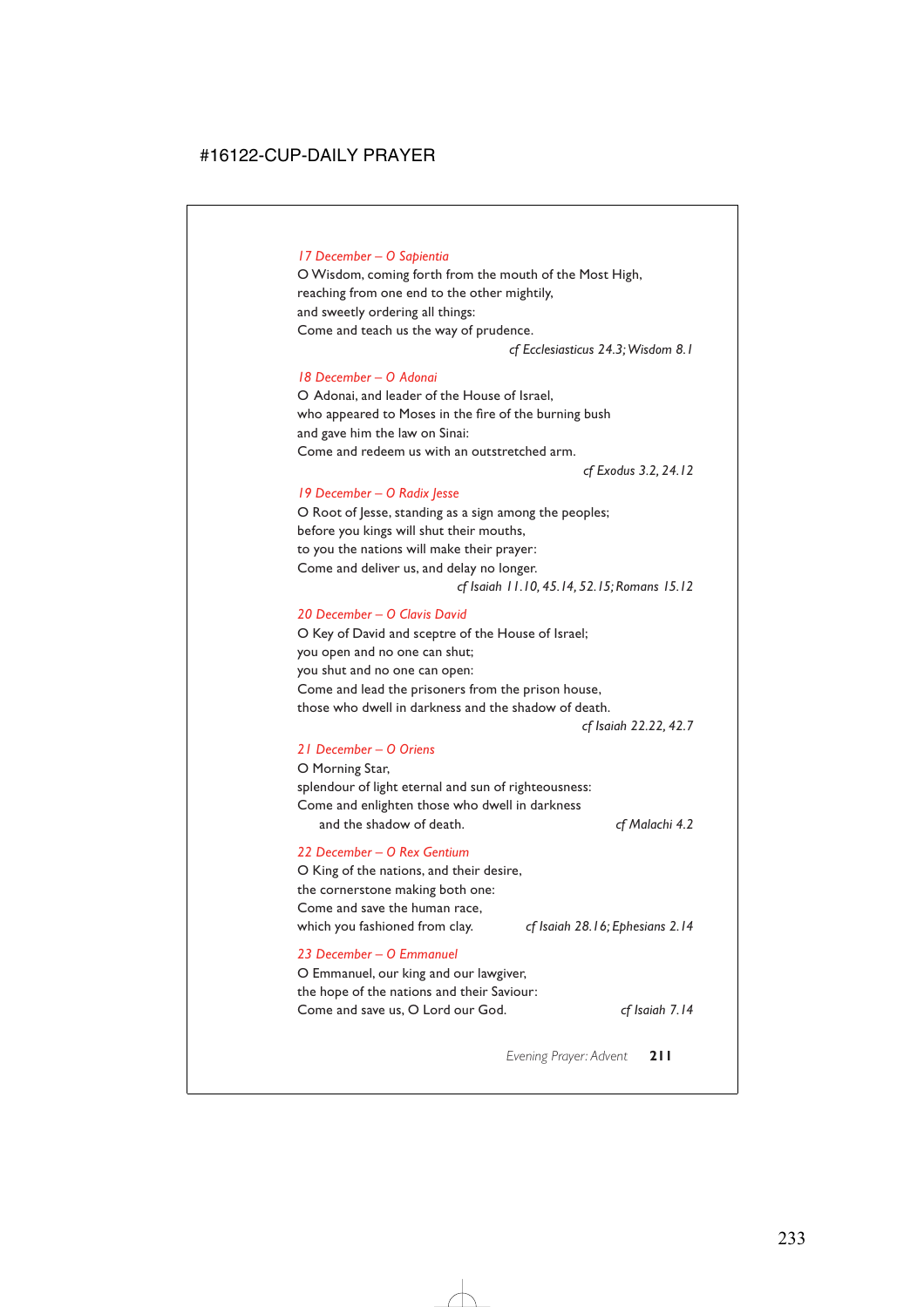*17 December – O Sapientia*

O Wisdom, coming forth from the mouth of the Most High,
reaching from one end to the other mightily,
and sweetly ordering all things:
Come and teach us the way of prudence.

*cf Ecclesiasticus 24.3; Wisdom 8.1*

*18 December – O Adonai*

O Adonai, and leader of the House of Israel,
who appeared to Moses in the fire of the burning bush
and gave him the law on Sinai:
Come and redeem us with an outstretched arm.

*cf Exodus 3.2, 24.12*

*19 December – O Radix Jesse*

O Root of Jesse, standing as a sign among the peoples;
before you kings will shut their mouths,
to you the nations will make their prayer:
Come and deliver us, and delay no longer.

*cf Isaiah 11.10, 45.14, 52.15; Romans 15.12*

*20 December – O Clavis David*

O Key of David and sceptre of the House of Israel;
you open and no one can shut;
you shut and no one can open:
Come and lead the prisoners from the prison house,
those who dwell in darkness and the shadow of death.

*cf Isaiah 22.22, 42.7*

*21 December – O Oriens*

O Morning Star,
splendour of light eternal and sun of righteousness:
Come and enlighten those who dwell in darkness
and the shadow of death.

*cf Malachi 4.2*

*22 December – O Rex Gentium*

O King of the nations, and their desire,
the cornerstone making both one:
Come and save the human race,
which you fashioned from clay.

*cf Isaiah 28.16; Ephesians 2.14*

*23 December – O Emmanuel*

O Emmanuel, our king and our lawgiver,
the hope of the nations and their Saviour:
Come and save us, O Lord our God.

*cf Isaiah 7.14*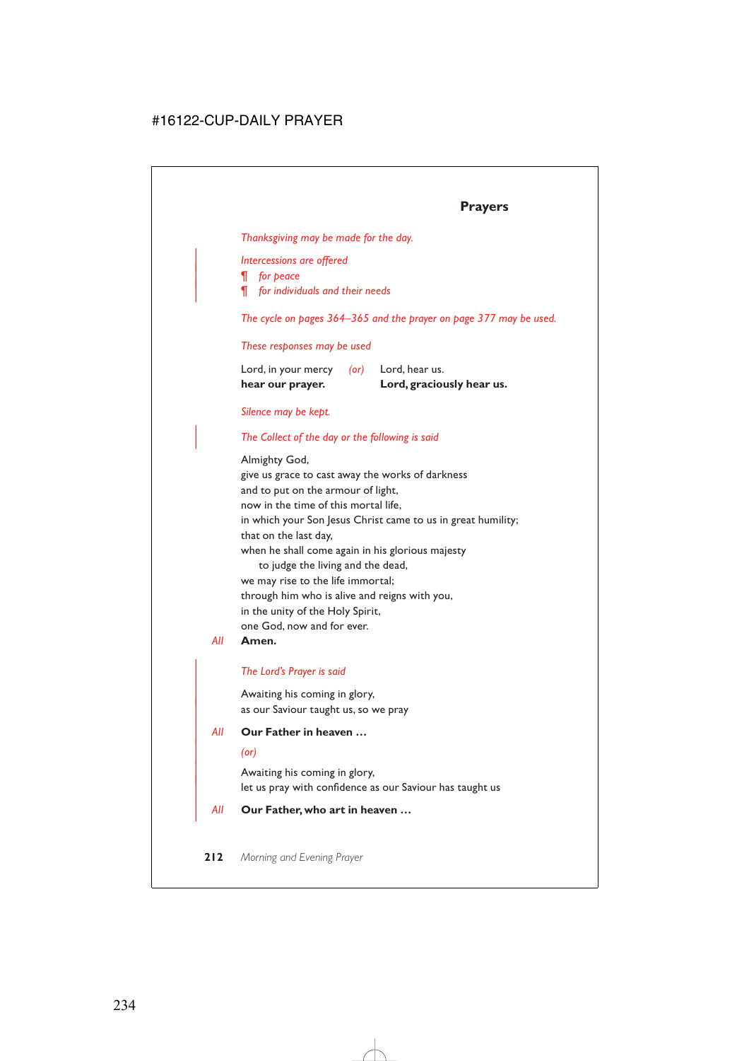## Prayers

*Thanksgiving may be made for the day.*

*Intercessions are offered*
¶ *for peace*
¶ *for individuals and their needs*

*The cycle on pages 364–365 and the prayer on page 377 may be used.*

*These responses may be used*

Lord, in your mercy *(or)* Lord, hear us.
**hear our prayer.** **Lord, graciously hear us.**

*Silence may be kept.*

*The Collect of the day or the following is said*

Almighty God,
give us grace to cast away the works of darkness
and to put on the armour of light,
now in the time of this mortal life,
in which your Son Jesus Christ came to us in great humility;
that on the last day,
when he shall come again in his glorious majesty
  to judge the living and the dead,
we may rise to the life immortal;
through him who is alive and reigns with you,
in the unity of the Holy Spirit,
one God, now and for ever.

*All* **Amen.**

*The Lord's Prayer is said*

Awaiting his coming in glory,
as our Saviour taught us, so we pray

*All* **Our Father in heaven …**

*(or)*

Awaiting his coming in glory,
let us pray with confidence as our Saviour has taught us

*All* **Our Father, who art in heaven …**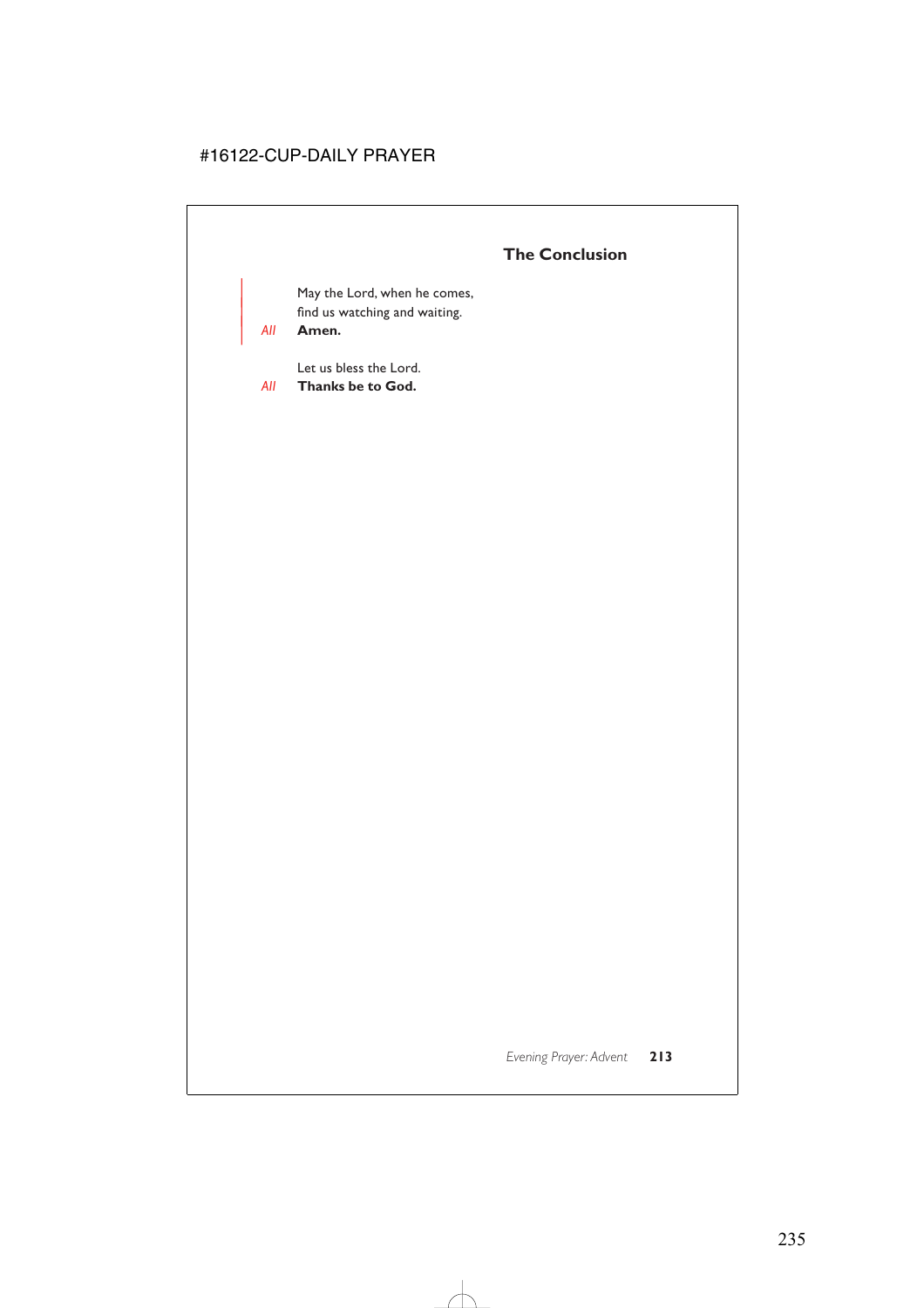## The Conclusion

May the Lord, when he comes,
find us watching and waiting.

*All* **Amen.**

Let us bless the Lord.

*All* **Thanks be to God.**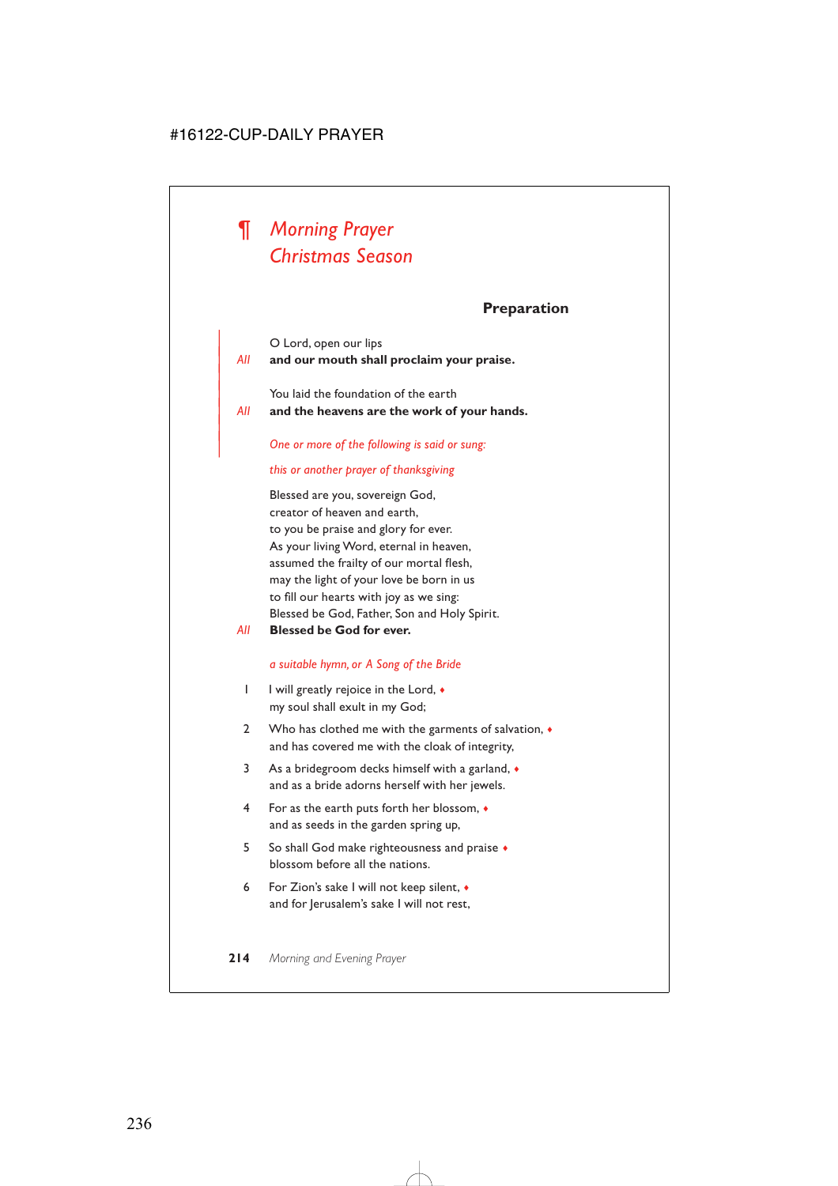# ¶ *Morning Prayer*
# *Christmas Season*

### Preparation

O Lord, open our lips

*All* **and our mouth shall proclaim your praise.**

You laid the foundation of the earth

*All* **and the heavens are the work of your hands.**

*One or more of the following is said or sung:*

*this or another prayer of thanksgiving*

Blessed are you, sovereign God,
creator of heaven and earth,
to you be praise and glory for ever.
As your living Word, eternal in heaven,
assumed the frailty of our mortal flesh,
may the light of your love be born in us
to fill our hearts with joy as we sing:
Blessed be God, Father, Son and Holy Spirit.

*All* **Blessed be God for ever.**

*a suitable hymn, or A Song of the Bride*

1 I will greatly rejoice in the Lord, ♦
my soul shall exult in my God;

2 Who has clothed me with the garments of salvation, ♦
and has covered me with the cloak of integrity,

3 As a bridegroom decks himself with a garland, ♦
and as a bride adorns herself with her jewels.

4 For as the earth puts forth her blossom, ♦
and as seeds in the garden spring up,

5 So shall God make righteousness and praise ♦
blossom before all the nations.

6 For Zion's sake I will not keep silent, ♦
and for Jerusalem's sake I will not rest,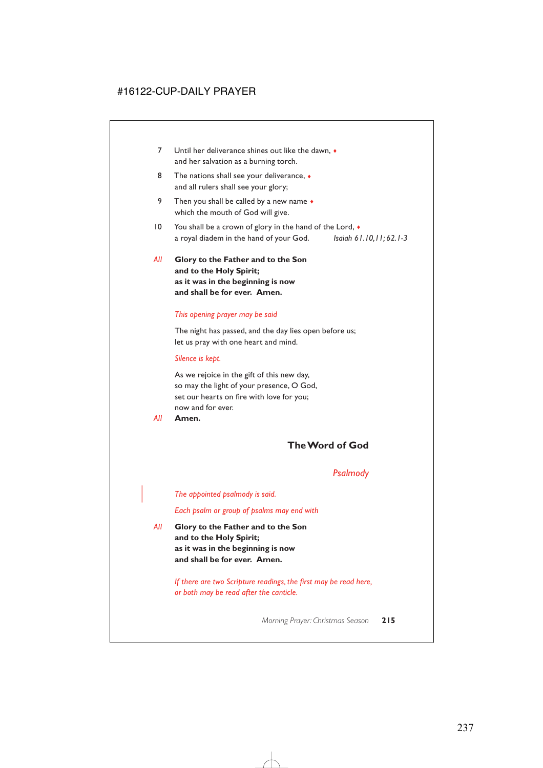7 Until her deliverance shines out like the dawn, ♦
and her salvation as a burning torch.

8 The nations shall see your deliverance, ♦
and all rulers shall see your glory;

9 Then you shall be called by a new name ♦
which the mouth of God will give.

10 You shall be a crown of glory in the hand of the Lord, ♦
a royal diadem in the hand of your God. *Isaiah 61.10,11; 62.1-3*

*All* **Glory to the Father and to the Son**
**and to the Holy Spirit;**
**as it was in the beginning is now**
**and shall be for ever. Amen.**

*This opening prayer may be said*

The night has passed, and the day lies open before us;
let us pray with one heart and mind.

*Silence is kept.*

As we rejoice in the gift of this new day,
so may the light of your presence, O God,
set our hearts on fire with love for you;
now and for ever.

*All* **Amen.**

## The Word of God

### *Psalmody*

*The appointed psalmody is said.*

*Each psalm or group of psalms may end with*

*All* **Glory to the Father and to the Son**
**and to the Holy Spirit;**
**as it was in the beginning is now**
**and shall be for ever. Amen.**

*If there are two Scripture readings, the first may be read here, or both may be read after the canticle.*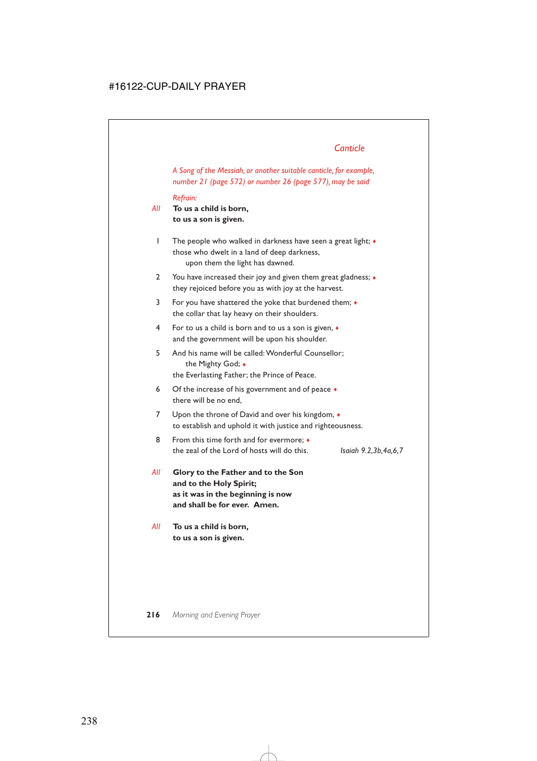## Canticle

*A Song of the Messiah, or another suitable canticle, for example, number 21 (page 572) or number 26 (page 577), may be said*

*Refrain:*

*All* **To us a child is born,**
**to us a son is given.**

1 The people who walked in darkness have seen a great light; ♦
those who dwelt in a land of deep darkness,
upon them the light has dawned.

2 You have increased their joy and given them great gladness; ♦
they rejoiced before you as with joy at the harvest.

3 For you have shattered the yoke that burdened them; ♦
the collar that lay heavy on their shoulders.

4 For to us a child is born and to us a son is given, ♦
and the government will be upon his shoulder.

5 And his name will be called: Wonderful Counsellor;
the Mighty God; ♦
the Everlasting Father; the Prince of Peace.

6 Of the increase of his government and of peace ♦
there will be no end,

7 Upon the throne of David and over his kingdom, ♦
to establish and uphold it with justice and righteousness.

8 From this time forth and for evermore; ♦
the zeal of the Lord of hosts will do this. *Isaiah 9.2,3b,4a,6,7*

*All* **Glory to the Father and to the Son**
**and to the Holy Spirit;**
**as it was in the beginning is now**
**and shall be for ever. Amen.**

*All* **To us a child is born,**
**to us a son is given.**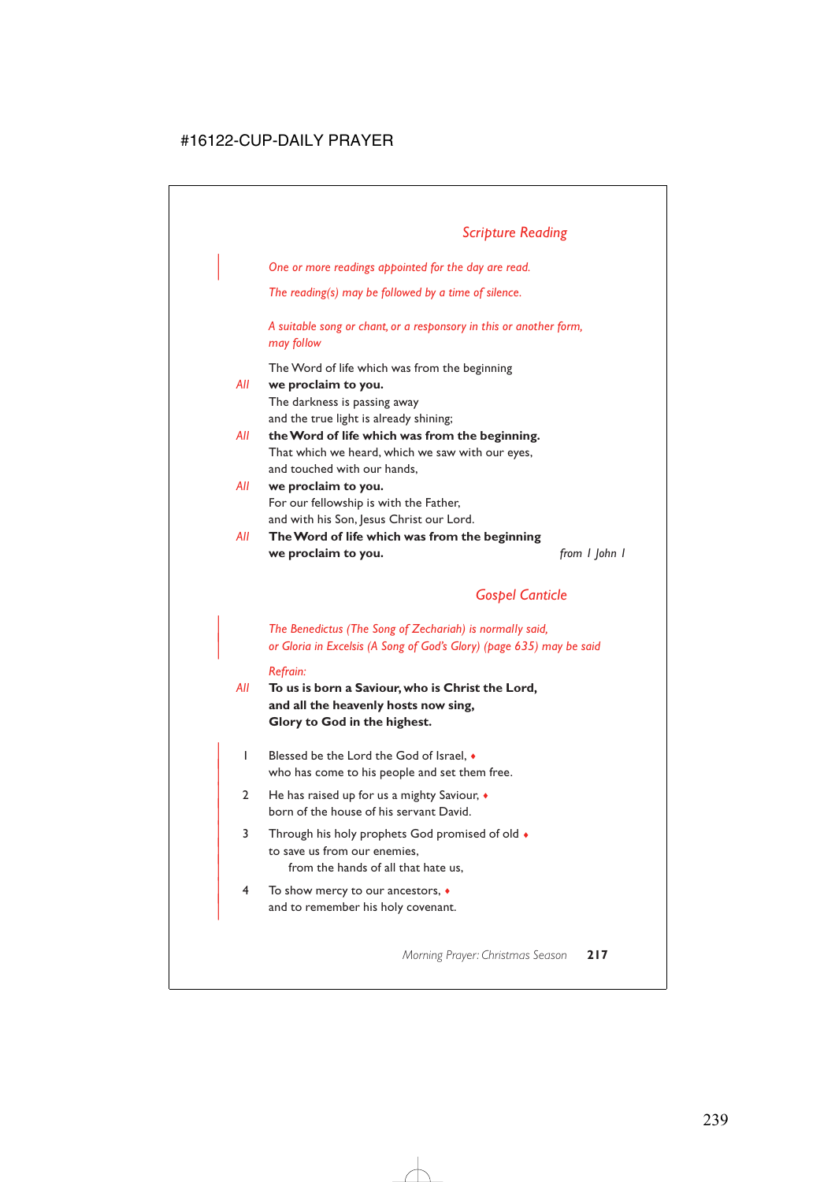## *Scripture Reading*

*One or more readings appointed for the day are read.*

*The reading(s) may be followed by a time of silence.*

*A suitable song or chant, or a responsory in this or another form, may follow*

The Word of life which was from the beginning
*All* **we proclaim to you.**
The darkness is passing away
and the true light is already shining;
*All* **the Word of life which was from the beginning.**
That which we heard, which we saw with our eyes,
and touched with our hands,
*All* **we proclaim to you.**
For our fellowship is with the Father,
and with his Son, Jesus Christ our Lord.
*All* **The Word of life which was from the beginning
we proclaim to you.** *from 1 John 1*

## *Gospel Canticle*

*The Benedictus (The Song of Zechariah) is normally said, or Gloria in Excelsis (A Song of God's Glory) (page 635) may be said*

*Refrain:*
*All* **To us is born a Saviour, who is Christ the Lord,
and all the heavenly hosts now sing,
Glory to God in the highest.**

1 Blessed be the Lord the God of Israel, ♦
who has come to his people and set them free.

2 He has raised up for us a mighty Saviour, ♦
born of the house of his servant David.

3 Through his holy prophets God promised of old ♦
to save us from our enemies,
from the hands of all that hate us,

4 To show mercy to our ancestors, ♦
and to remember his holy covenant.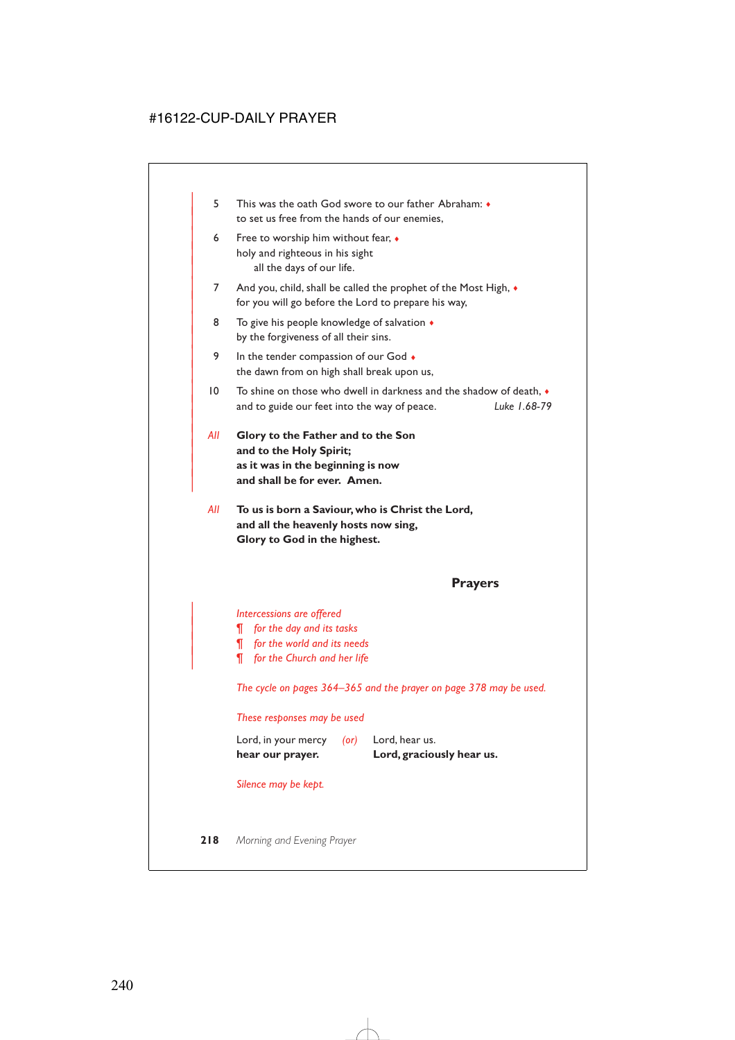5 This was the oath God swore to our father Abraham: ♦
to set us free from the hands of our enemies,

6 Free to worship him without fear, ♦
holy and righteous in his sight
all the days of our life.

7 And you, child, shall be called the prophet of the Most High, ♦
for you will go before the Lord to prepare his way,

8 To give his people knowledge of salvation ♦
by the forgiveness of all their sins.

9 In the tender compassion of our God ♦
the dawn from on high shall break upon us,

10 To shine on those who dwell in darkness and the shadow of death, ♦
and to guide our feet into the way of peace. *Luke 1.68-79*

*All* **Glory to the Father and to the Son**
**and to the Holy Spirit;**
**as it was in the beginning is now**
**and shall be for ever. Amen.**

*All* **To us is born a Saviour, who is Christ the Lord,**
**and all the heavenly hosts now sing,**
**Glory to God in the highest.**

## Prayers

*Intercessions are offered*
¶ *for the day and its tasks*
¶ *for the world and its needs*
¶ *for the Church and her life*

*The cycle on pages 364–365 and the prayer on page 378 may be used.*

*These responses may be used*

Lord, in your mercy
**hear our prayer.**

*(or)*

Lord, hear us.
**Lord, graciously hear us.**

*Silence may be kept.*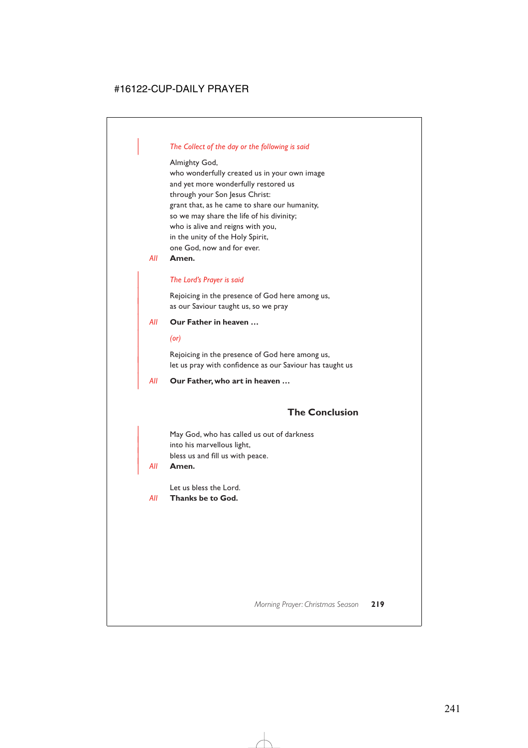*The Collect of the day or the following is said*

Almighty God,
who wonderfully created us in your own image
and yet more wonderfully restored us
through your Son Jesus Christ:
grant that, as he came to share our humanity,
so we may share the life of his divinity;
who is alive and reigns with you,
in the unity of the Holy Spirit,
one God, now and for ever.

*All* **Amen.**

*The Lord's Prayer is said*

Rejoicing in the presence of God here among us,
as our Saviour taught us, so we pray

*All* **Our Father in heaven …**

*(or)*

Rejoicing in the presence of God here among us,
let us pray with confidence as our Saviour has taught us

*All* **Our Father, who art in heaven …**

## The Conclusion

May God, who has called us out of darkness
into his marvellous light,
bless us and fill us with peace.

*All* **Amen.**

Let us bless the Lord.

*All* **Thanks be to God.**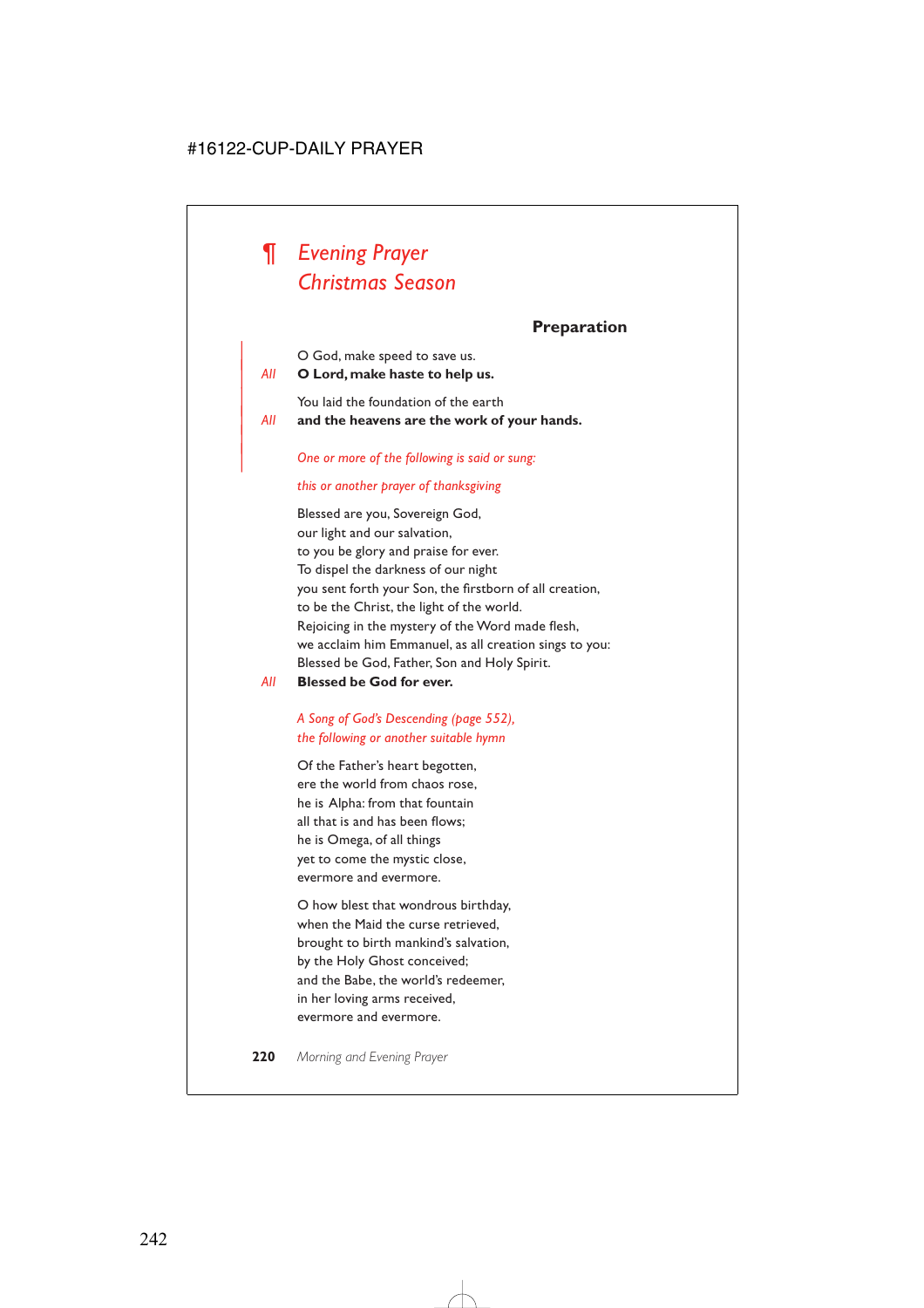# ¶ *Evening Prayer*
# *Christmas Season*

## Preparation

O God, make speed to save us.
*All* **O Lord, make haste to help us.**

You laid the foundation of the earth
*All* **and the heavens are the work of your hands.**

*One or more of the following is said or sung:*

*this or another prayer of thanksgiving*

Blessed are you, Sovereign God,
our light and our salvation,
to you be glory and praise for ever.
To dispel the darkness of our night
you sent forth your Son, the firstborn of all creation,
to be the Christ, the light of the world.
Rejoicing in the mystery of the Word made flesh,
we acclaim him Emmanuel, as all creation sings to you:
Blessed be God, Father, Son and Holy Spirit.
*All* **Blessed be God for ever.**

*A Song of God's Descending (page 552),*
*the following or another suitable hymn*

Of the Father's heart begotten,
ere the world from chaos rose,
he is Alpha: from that fountain
all that is and has been flows;
he is Omega, of all things
yet to come the mystic close,
evermore and evermore.

O how blest that wondrous birthday,
when the Maid the curse retrieved,
brought to birth mankind's salvation,
by the Holy Ghost conceived;
and the Babe, the world's redeemer,
in her loving arms received,
evermore and evermore.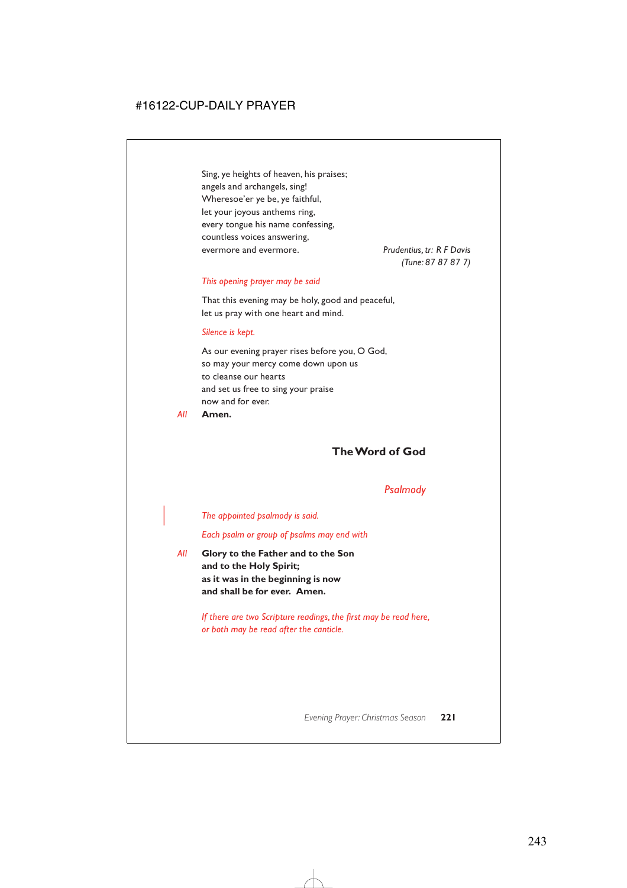Sing, ye heights of heaven, his praises;
angels and archangels, sing!
Wheresoe'er ye be, ye faithful,
let your joyous anthems ring,
every tongue his name confessing,
countless voices answering,
evermore and evermore.

*Prudentius, tr: R F Davis*
*(Tune: 87 87 87 7)*

*This opening prayer may be said*

That this evening may be holy, good and peaceful,
let us pray with one heart and mind.

*Silence is kept.*

As our evening prayer rises before you, O God,
so may your mercy come down upon us
to cleanse our hearts
and set us free to sing your praise
now and for ever.

*All* **Amen.**

## The Word of God

### *Psalmody*

*The appointed psalmody is said.*

*Each psalm or group of psalms may end with*

*All* **Glory to the Father and to the Son**
**and to the Holy Spirit;**
**as it was in the beginning is now**
**and shall be for ever. Amen.**

*If there are two Scripture readings, the first may be read here, or both may be read after the canticle.*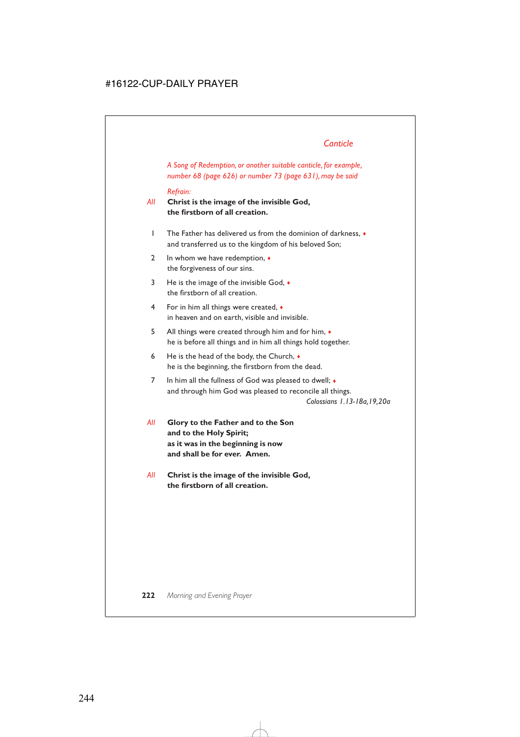## *Canticle*

*A Song of Redemption, or another suitable canticle, for example, number 68 (page 626) or number 73 (page 631), may be said*

*Refrain:*

*All* **Christ is the image of the invisible God,**
**the firstborn of all creation.**

1 The Father has delivered us from the dominion of darkness, ♦
and transferred us to the kingdom of his beloved Son;

2 In whom we have redemption, ♦
the forgiveness of our sins.

3 He is the image of the invisible God, ♦
the firstborn of all creation.

4 For in him all things were created, ♦
in heaven and on earth, visible and invisible.

5 All things were created through him and for him, ♦
he is before all things and in him all things hold together.

6 He is the head of the body, the Church, ♦
he is the beginning, the firstborn from the dead.

7 In him all the fullness of God was pleased to dwell; ♦
and through him God was pleased to reconcile all things.

*Colossians 1.13-18a,19,20a*

*All* **Glory to the Father and to the Son**
**and to the Holy Spirit;**
**as it was in the beginning is now**
**and shall be for ever. Amen.**

*All* **Christ is the image of the invisible God,**
**the firstborn of all creation.**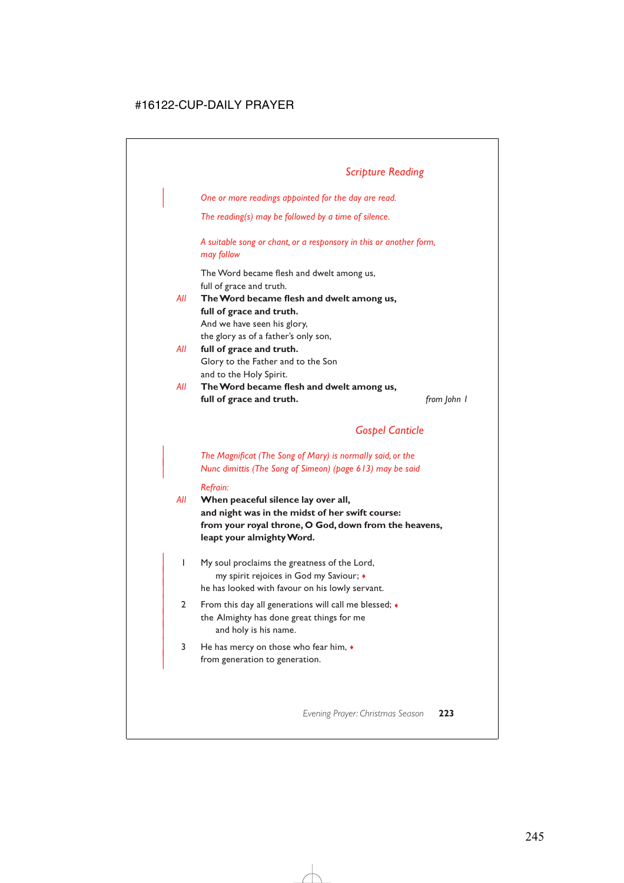## *Scripture Reading*

*One or more readings appointed for the day are read.*

*The reading(s) may be followed by a time of silence.*

*A suitable song or chant, or a responsory in this or another form, may follow*

The Word became flesh and dwelt among us,
full of grace and truth.

*All* **The Word became flesh and dwelt among us,**
**full of grace and truth.**

And we have seen his glory,
the glory as of a father's only son,

*All* **full of grace and truth.**

Glory to the Father and to the Son
and to the Holy Spirit.

*All* **The Word became flesh and dwelt among us,**
**full of grace and truth.** *from John 1*

## *Gospel Canticle*

*The Magnificat (The Song of Mary) is normally said, or the Nunc dimittis (The Song of Simeon) (page 613) may be said*

*Refrain:*

*All* **When peaceful silence lay over all,**
**and night was in the midst of her swift course:**
**from your royal throne, O God, down from the heavens,**
**leapt your almighty Word.**

1 My soul proclaims the greatness of the Lord,
 my spirit rejoices in God my Saviour; ♦
he has looked with favour on his lowly servant.

2 From this day all generations will call me blessed; ♦
the Almighty has done great things for me
 and holy is his name.

3 He has mercy on those who fear him, ♦
from generation to generation.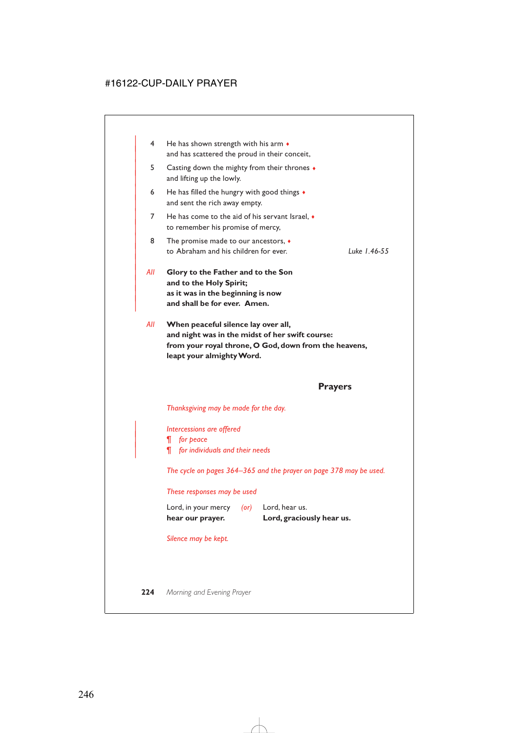4 He has shown strength with his arm ♦
and has scattered the proud in their conceit,

5 Casting down the mighty from their thrones ♦
and lifting up the lowly.

6 He has filled the hungry with good things ♦
and sent the rich away empty.

7 He has come to the aid of his servant Israel, ♦
to remember his promise of mercy,

8 The promise made to our ancestors, ♦
to Abraham and his children for ever. *Luke 1.46-55*

*All* **Glory to the Father and to the Son**
**and to the Holy Spirit;**
**as it was in the beginning is now**
**and shall be for ever. Amen.**

*All* **When peaceful silence lay over all,**
**and night was in the midst of her swift course:**
**from your royal throne, O God, down from the heavens,**
**leapt your almighty Word.**

## Prayers

*Thanksgiving may be made for the day.*

*Intercessions are offered*
¶ *for peace*
¶ *for individuals and their needs*

*The cycle on pages 364–365 and the prayer on page 378 may be used.*

*These responses may be used*

Lord, in your mercy *(or)* Lord, hear us.
**hear our prayer.** **Lord, graciously hear us.**

*Silence may be kept.*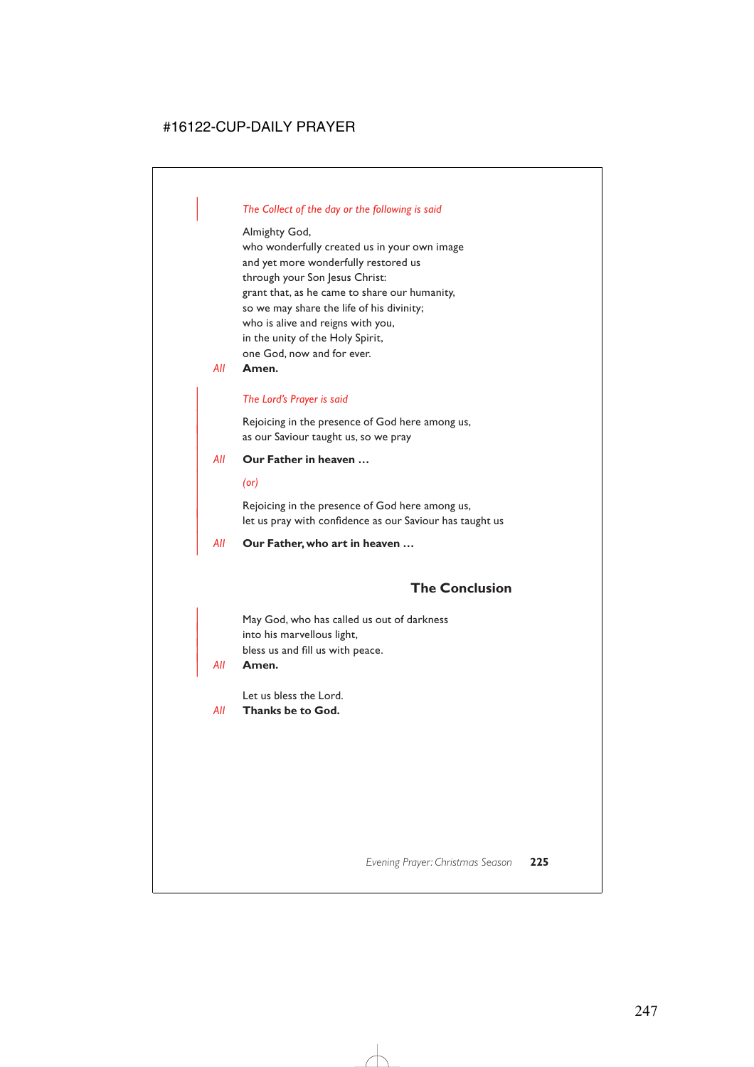*The Collect of the day or the following is said*

Almighty God,
who wonderfully created us in your own image
and yet more wonderfully restored us
through your Son Jesus Christ:
grant that, as he came to share our humanity,
so we may share the life of his divinity;
who is alive and reigns with you,
in the unity of the Holy Spirit,
one God, now and for ever.

*All* **Amen.**

*The Lord's Prayer is said*

Rejoicing in the presence of God here among us,
as our Saviour taught us, so we pray

*All* **Our Father in heaven …**

*(or)*

Rejoicing in the presence of God here among us,
let us pray with confidence as our Saviour has taught us

*All* **Our Father, who art in heaven …**

## The Conclusion

May God, who has called us out of darkness
into his marvellous light,
bless us and fill us with peace.

*All* **Amen.**

Let us bless the Lord.

*All* **Thanks be to God.**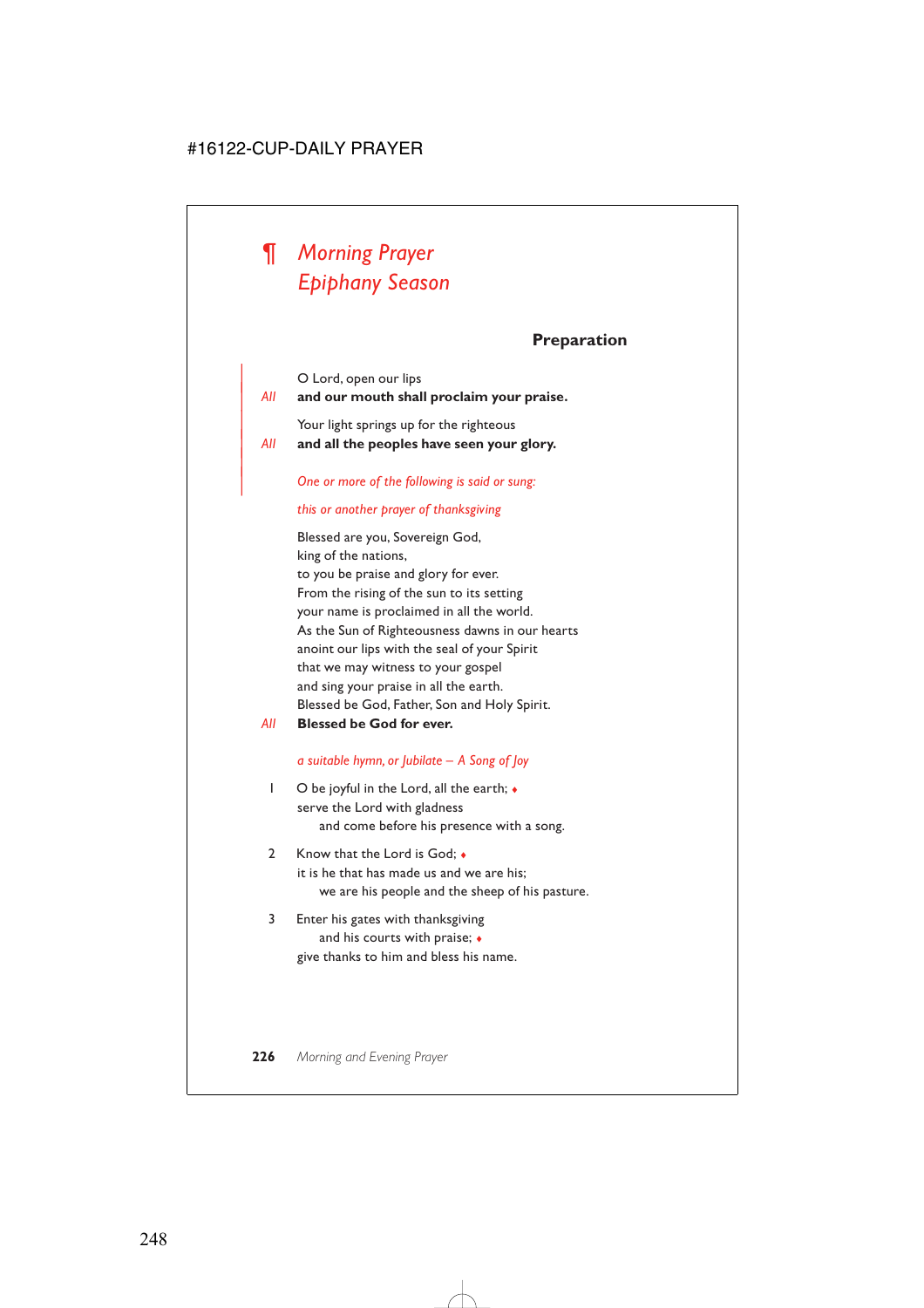# ¶ *Morning Prayer*
# *Epiphany Season*

## Preparation

O Lord, open our lips
*All* **and our mouth shall proclaim your praise.**

Your light springs up for the righteous
*All* **and all the peoples have seen your glory.**

*One or more of the following is said or sung:*

*this or another prayer of thanksgiving*

Blessed are you, Sovereign God,
king of the nations,
to you be praise and glory for ever.
From the rising of the sun to its setting
your name is proclaimed in all the world.
As the Sun of Righteousness dawns in our hearts
anoint our lips with the seal of your Spirit
that we may witness to your gospel
and sing your praise in all the earth.
Blessed be God, Father, Son and Holy Spirit.
*All* **Blessed be God for ever.**

*a suitable hymn, or Jubilate – A Song of Joy*

1 O be joyful in the Lord, all the earth; ♦
serve the Lord with gladness
  and come before his presence with a song.

2 Know that the Lord is God; ♦
it is he that has made us and we are his;
  we are his people and the sheep of his pasture.

3 Enter his gates with thanksgiving
  and his courts with praise; ♦
give thanks to him and bless his name.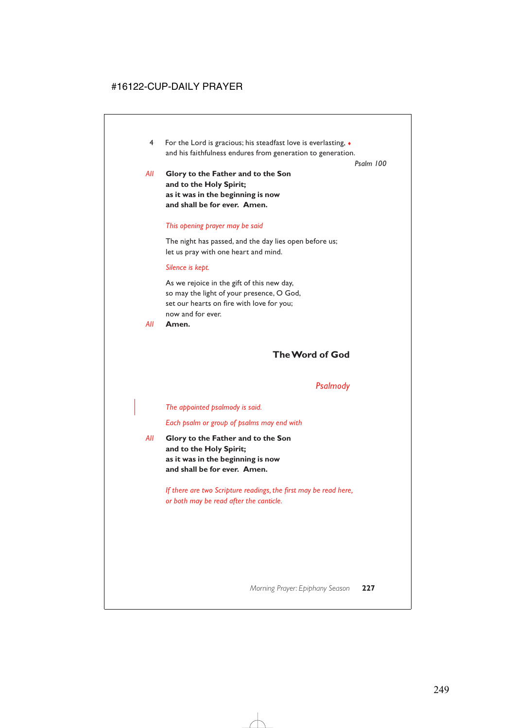4 For the Lord is gracious; his steadfast love is everlasting, ♦
and his faithfulness endures from generation to generation.

*Psalm 100*

*All* **Glory to the Father and to the Son**
**and to the Holy Spirit;**
**as it was in the beginning is now**
**and shall be for ever. Amen.**

*This opening prayer may be said*

The night has passed, and the day lies open before us;
let us pray with one heart and mind.

*Silence is kept.*

As we rejoice in the gift of this new day,
so may the light of your presence, O God,
set our hearts on fire with love for you;
now and for ever.

*All* **Amen.**

## The Word of God

### *Psalmody*

*The appointed psalmody is said.*

*Each psalm or group of psalms may end with*

*All* **Glory to the Father and to the Son**
**and to the Holy Spirit;**
**as it was in the beginning is now**
**and shall be for ever. Amen.**

*If there are two Scripture readings, the first may be read here, or both may be read after the canticle.*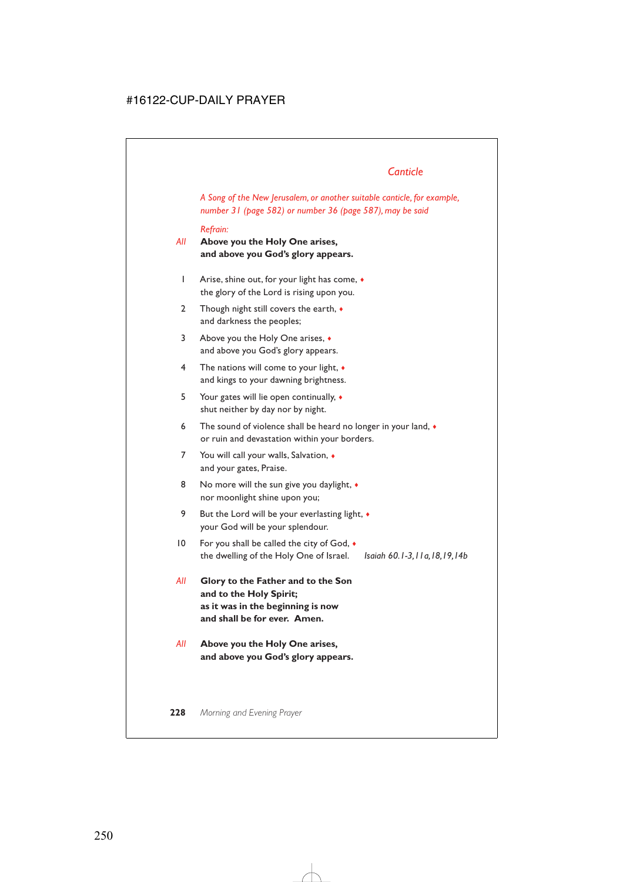## *Canticle*

*A Song of the New Jerusalem, or another suitable canticle, for example, number 31 (page 582) or number 36 (page 587), may be said*

*Refrain:*

*All* **Above you the Holy One arises, and above you God's glory appears.**

1 Arise, shine out, for your light has come, ♦
the glory of the Lord is rising upon you.

2 Though night still covers the earth, ♦
and darkness the peoples;

3 Above you the Holy One arises, ♦
and above you God's glory appears.

4 The nations will come to your light, ♦
and kings to your dawning brightness.

5 Your gates will lie open continually, ♦
shut neither by day nor by night.

6 The sound of violence shall be heard no longer in your land, ♦
or ruin and devastation within your borders.

7 You will call your walls, Salvation, ♦
and your gates, Praise.

8 No more will the sun give you daylight, ♦
nor moonlight shine upon you;

9 But the Lord will be your everlasting light, ♦
your God will be your splendour.

10 For you shall be called the city of God, ♦
the dwelling of the Holy One of Israel. *Isaiah 60.1-3,11a,18,19,14b*

*All* **Glory to the Father and to the Son and to the Holy Spirit; as it was in the beginning is now and shall be for ever. Amen.**

*All* **Above you the Holy One arises, and above you God's glory appears.**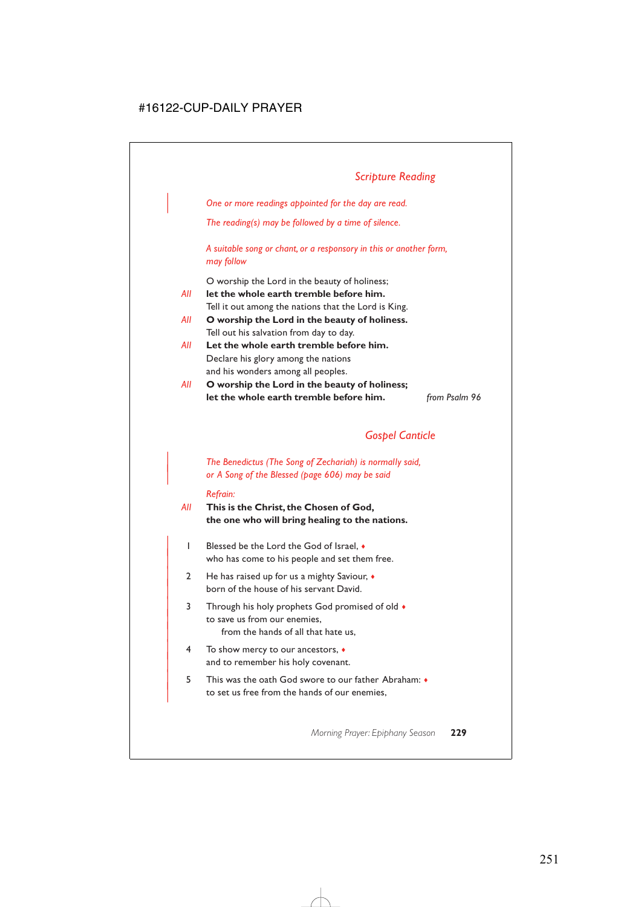## *Scripture Reading*

*One or more readings appointed for the day are read.*

*The reading(s) may be followed by a time of silence.*

*A suitable song or chant, or a responsory in this or another form, may follow*

O worship the Lord in the beauty of holiness;
*All* **let the whole earth tremble before him.**
Tell it out among the nations that the Lord is King.
*All* **O worship the Lord in the beauty of holiness.**
Tell out his salvation from day to day.
*All* **Let the whole earth tremble before him.**
Declare his glory among the nations
and his wonders among all peoples.
*All* **O worship the Lord in the beauty of holiness;**
**let the whole earth tremble before him.** *from Psalm 96*

## *Gospel Canticle*

*The Benedictus (The Song of Zechariah) is normally said, or A Song of the Blessed (page 606) may be said*

*Refrain:*
*All* **This is the Christ, the Chosen of God,**
**the one who will bring healing to the nations.**

1 Blessed be the Lord the God of Israel, ♦
who has come to his people and set them free.

2 He has raised up for us a mighty Saviour, ♦
born of the house of his servant David.

3 Through his holy prophets God promised of old ♦
to save us from our enemies,
from the hands of all that hate us,

4 To show mercy to our ancestors, ♦
and to remember his holy covenant.

5 This was the oath God swore to our father Abraham: ♦
to set us free from the hands of our enemies,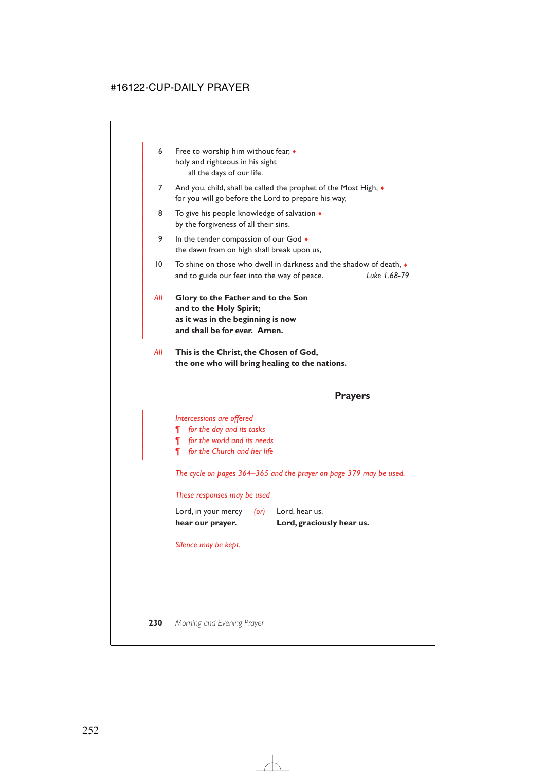6 Free to worship him without fear, ♦
holy and righteous in his sight
all the days of our life.

7 And you, child, shall be called the prophet of the Most High, ♦
for you will go before the Lord to prepare his way,

8 To give his people knowledge of salvation ♦
by the forgiveness of all their sins.

9 In the tender compassion of our God ♦
the dawn from on high shall break upon us,

10 To shine on those who dwell in darkness and the shadow of death, ♦
and to guide our feet into the way of peace. *Luke 1.68-79*

*All* **Glory to the Father and to the Son**
**and to the Holy Spirit;**
**as it was in the beginning is now**
**and shall be for ever. Amen.**

*All* **This is the Christ, the Chosen of God,**
**the one who will bring healing to the nations.**

## Prayers

*Intercessions are offered*

¶ *for the day and its tasks*
¶ *for the world and its needs*
¶ *for the Church and her life*

*The cycle on pages 364–365 and the prayer on page 379 may be used.*

*These responses may be used*

Lord, in your mercy *(or)* Lord, hear us.
**hear our prayer.** **Lord, graciously hear us.**

*Silence may be kept.*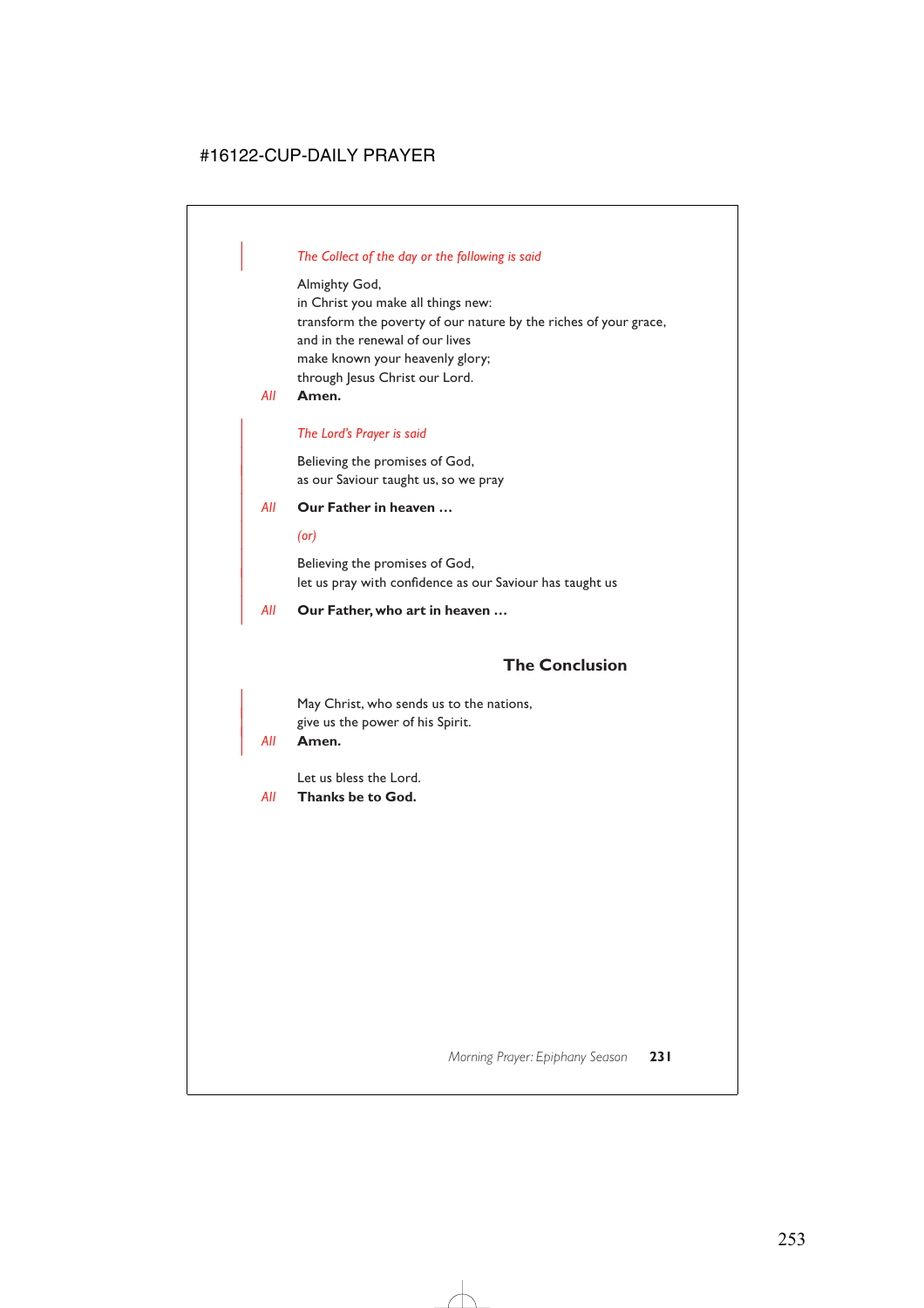*The Collect of the day or the following is said*

Almighty God,
in Christ you make all things new:
transform the poverty of our nature by the riches of your grace,
and in the renewal of our lives
make known your heavenly glory;
through Jesus Christ our Lord.

*All* **Amen.**

*The Lord's Prayer is said*

Believing the promises of God,
as our Saviour taught us, so we pray

*All* **Our Father in heaven …**

*(or)*

Believing the promises of God,
let us pray with confidence as our Saviour has taught us

*All* **Our Father, who art in heaven …**

## The Conclusion

May Christ, who sends us to the nations,
give us the power of his Spirit.

*All* **Amen.**

Let us bless the Lord.

*All* **Thanks be to God.**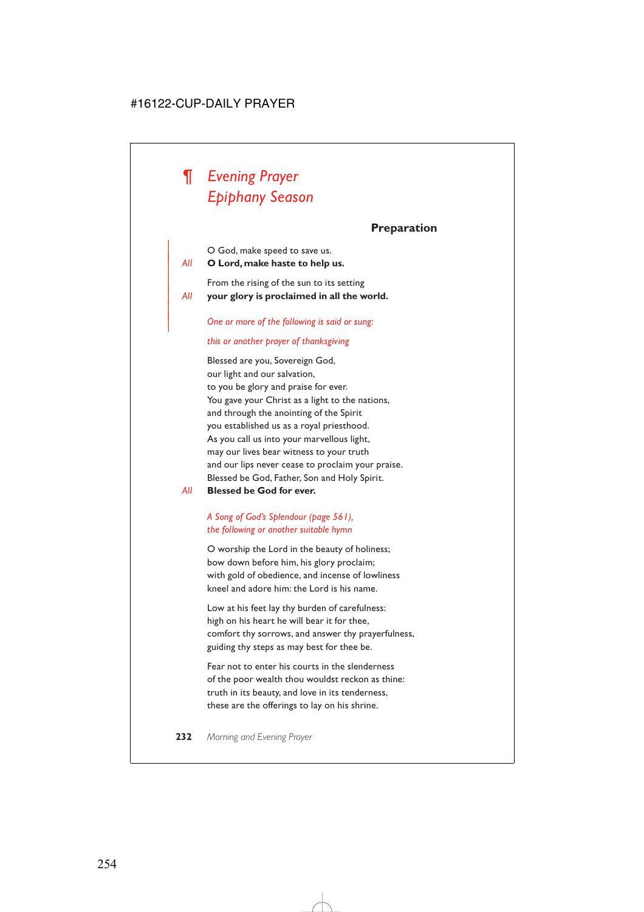# ¶ *Evening Prayer*
# *Epiphany Season*

## Preparation

O God, make speed to save us.

*All* **O Lord, make haste to help us.**

From the rising of the sun to its setting

*All* **your glory is proclaimed in all the world.**

*One or more of the following is said or sung:*

*this or another prayer of thanksgiving*

Blessed are you, Sovereign God,
our light and our salvation,
to you be glory and praise for ever.
You gave your Christ as a light to the nations,
and through the anointing of the Spirit
you established us as a royal priesthood.
As you call us into your marvellous light,
may our lives bear witness to your truth
and our lips never cease to proclaim your praise.
Blessed be God, Father, Son and Holy Spirit.

*All* **Blessed be God for ever.**

*A Song of God's Splendour (page 561),*
*the following or another suitable hymn*

O worship the Lord in the beauty of holiness;
bow down before him, his glory proclaim;
with gold of obedience, and incense of lowliness
kneel and adore him: the Lord is his name.

Low at his feet lay thy burden of carefulness:
high on his heart he will bear it for thee,
comfort thy sorrows, and answer thy prayerfulness,
guiding thy steps as may best for thee be.

Fear not to enter his courts in the slenderness
of the poor wealth thou wouldst reckon as thine:
truth in its beauty, and love in its tenderness,
these are the offerings to lay on his shrine.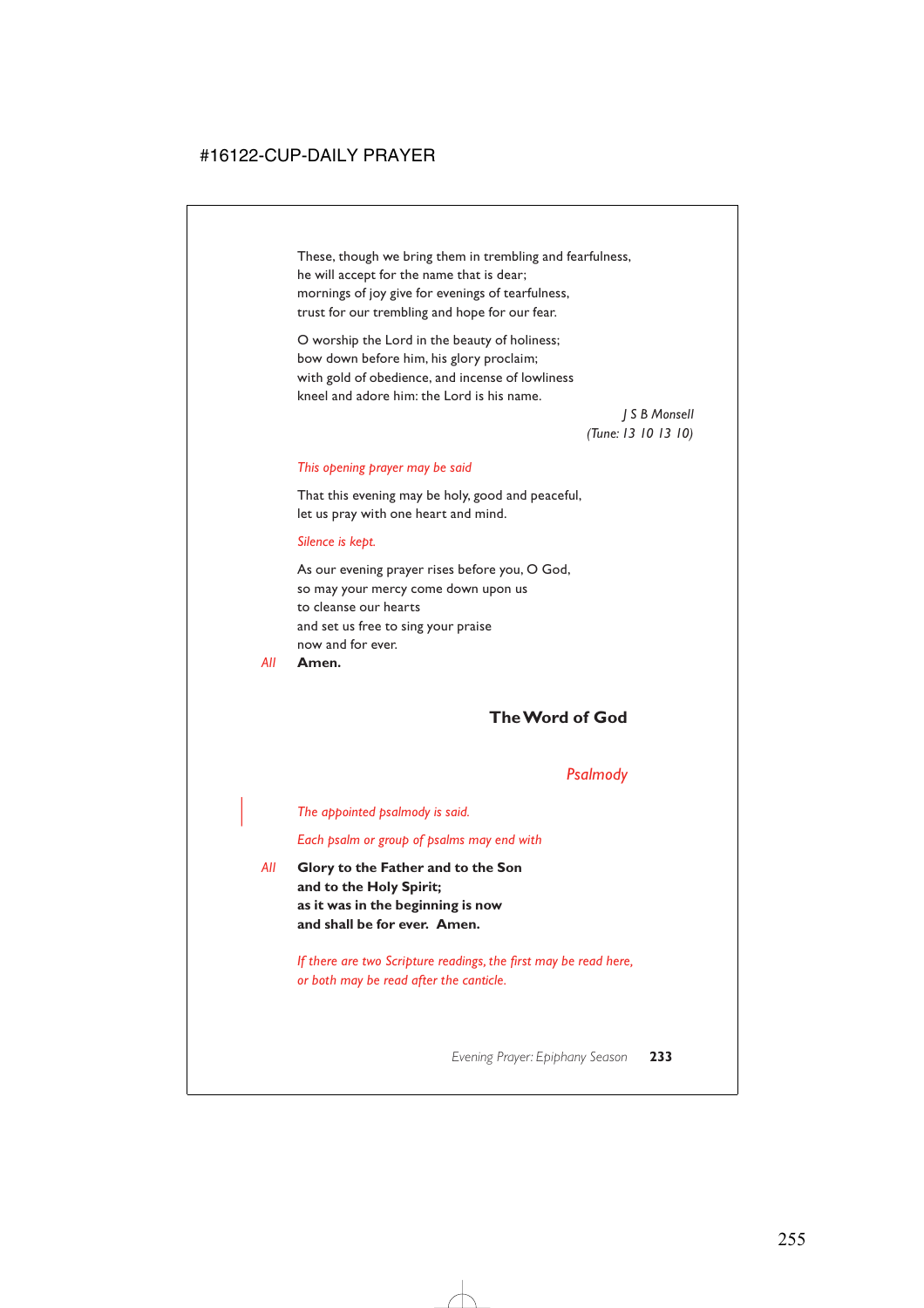These, though we bring them in trembling and fearfulness,
he will accept for the name that is dear;
mornings of joy give for evenings of tearfulness,
trust for our trembling and hope for our fear.

O worship the Lord in the beauty of holiness;
bow down before him, his glory proclaim;
with gold of obedience, and incense of lowliness
kneel and adore him: the Lord is his name.

*J S B Monsell*
*(Tune: 13 10 13 10)*

*This opening prayer may be said*

That this evening may be holy, good and peaceful,
let us pray with one heart and mind.

*Silence is kept.*

As our evening prayer rises before you, O God,
so may your mercy come down upon us
to cleanse our hearts
and set us free to sing your praise
now and for ever.

*All* **Amen.**

## The Word of God

### *Psalmody*

*The appointed psalmody is said.*

*Each psalm or group of psalms may end with*

*All* **Glory to the Father and to the Son**
**and to the Holy Spirit;**
**as it was in the beginning is now**
**and shall be for ever. Amen.**

*If there are two Scripture readings, the first may be read here, or both may be read after the canticle.*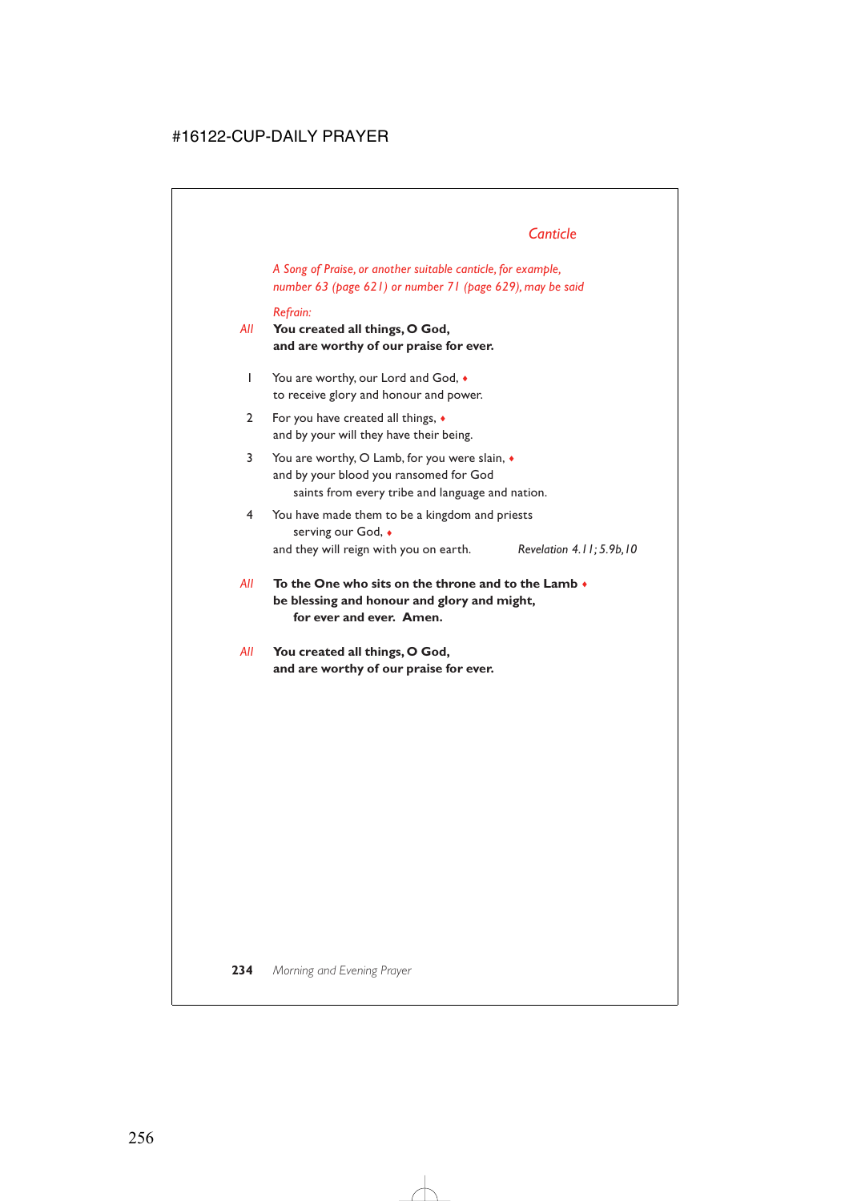## *Canticle*

*A Song of Praise, or another suitable canticle, for example, number 63 (page 621) or number 71 (page 629), may be said*

*Refrain:*

*All* **You created all things, O God,**
**and are worthy of our praise for ever.**

1 You are worthy, our Lord and God, ♦
to receive glory and honour and power.

2 For you have created all things, ♦
and by your will they have their being.

3 You are worthy, O Lamb, for you were slain, ♦
and by your blood you ransomed for God
saints from every tribe and language and nation.

4 You have made them to be a kingdom and priests
serving our God, ♦
and they will reign with you on earth. *Revelation 4.11; 5.9b,10*

*All* **To the One who sits on the throne and to the Lamb ♦**
**be blessing and honour and glory and might,**
**for ever and ever. Amen.**

*All* **You created all things, O God,**
**and are worthy of our praise for ever.**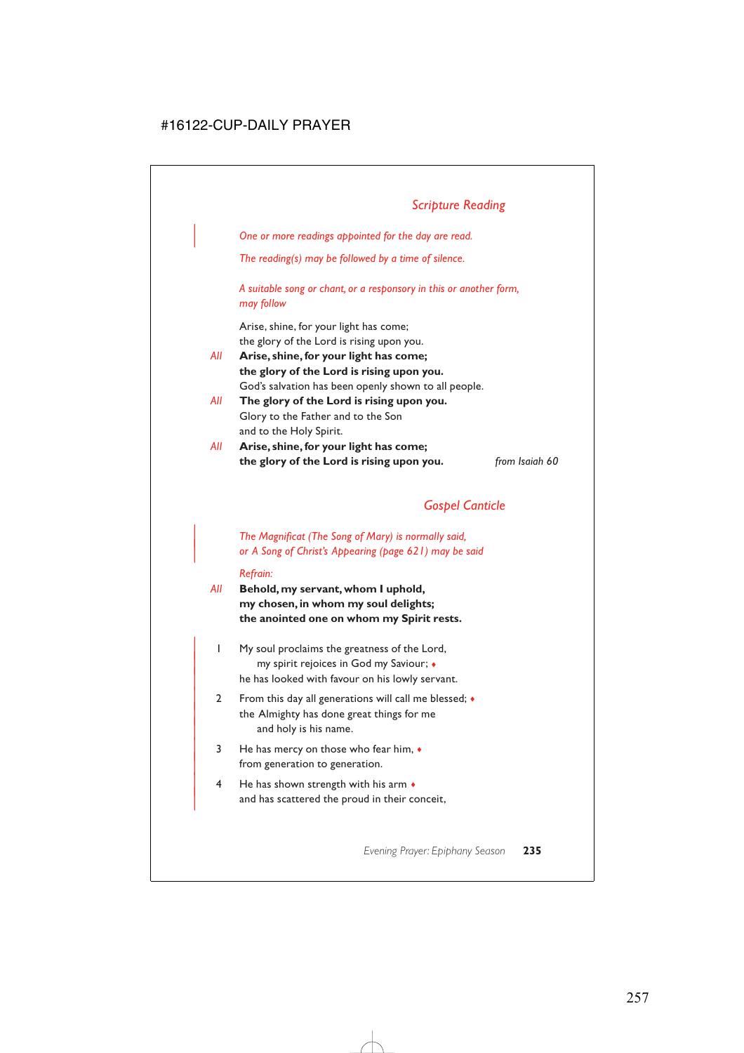## *Scripture Reading*

*One or more readings appointed for the day are read.*

*The reading(s) may be followed by a time of silence.*

*A suitable song or chant, or a responsory in this or another form, may follow*

Arise, shine, for your light has come;
the glory of the Lord is rising upon you.

*All* **Arise, shine, for your light has come;**
**the glory of the Lord is rising upon you.**

God's salvation has been openly shown to all people.

*All* **The glory of the Lord is rising upon you.**

Glory to the Father and to the Son
and to the Holy Spirit.

*All* **Arise, shine, for your light has come;**
**the glory of the Lord is rising upon you.** *from Isaiah 60*

## *Gospel Canticle*

*The Magnificat (The Song of Mary) is normally said, or A Song of Christ's Appearing (page 621) may be said*

*Refrain:*

*All* **Behold, my servant, whom I uphold,**
**my chosen, in whom my soul delights;**
**the anointed one on whom my Spirit rests.**

1 My soul proclaims the greatness of the Lord,
    my spirit rejoices in God my Saviour; ♦
he has looked with favour on his lowly servant.

2 From this day all generations will call me blessed; ♦
the Almighty has done great things for me
    and holy is his name.

3 He has mercy on those who fear him, ♦
from generation to generation.

4 He has shown strength with his arm ♦
and has scattered the proud in their conceit,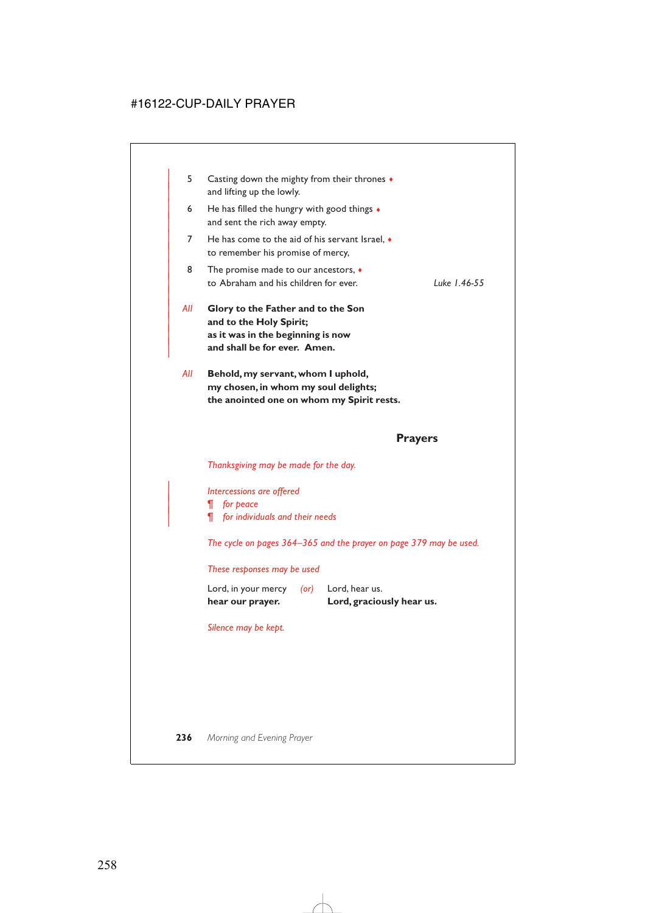5 Casting down the mighty from their thrones ♦
and lifting up the lowly.

6 He has filled the hungry with good things ♦
and sent the rich away empty.

7 He has come to the aid of his servant Israel, ♦
to remember his promise of mercy,

8 The promise made to our ancestors, ♦
to Abraham and his children for ever. *Luke 1.46-55*

*All* **Glory to the Father and to the Son**
**and to the Holy Spirit;**
**as it was in the beginning is now**
**and shall be for ever. Amen.**

*All* **Behold, my servant, whom I uphold,**
**my chosen, in whom my soul delights;**
**the anointed one on whom my Spirit rests.**

## Prayers

*Thanksgiving may be made for the day.*

*Intercessions are offered*
¶ *for peace*
¶ *for individuals and their needs*

*The cycle on pages 364–365 and the prayer on page 379 may be used.*

*These responses may be used*

Lord, in your mercy
**hear our prayer.**

*(or)*

Lord, hear us.
**Lord, graciously hear us.**

*Silence may be kept.*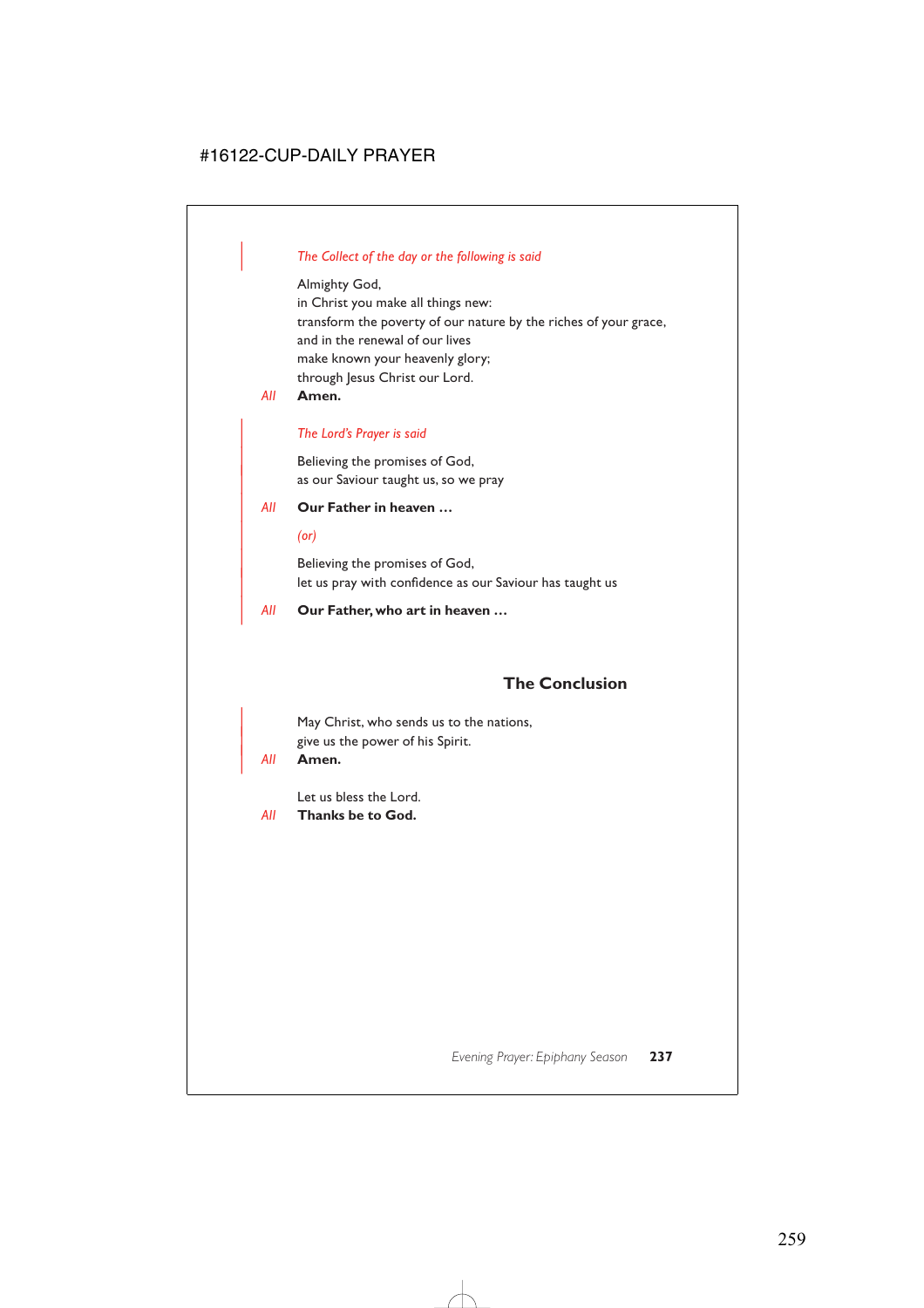*The Collect of the day or the following is said*

Almighty God,
in Christ you make all things new:
transform the poverty of our nature by the riches of your grace,
and in the renewal of our lives
make known your heavenly glory;
through Jesus Christ our Lord.

*All* **Amen.**

*The Lord's Prayer is said*

Believing the promises of God,
as our Saviour taught us, so we pray

*All* **Our Father in heaven …**

*(or)*

Believing the promises of God,
let us pray with confidence as our Saviour has taught us

*All* **Our Father, who art in heaven …**

## The Conclusion

May Christ, who sends us to the nations,
give us the power of his Spirit.

*All* **Amen.**

Let us bless the Lord.

*All* **Thanks be to God.**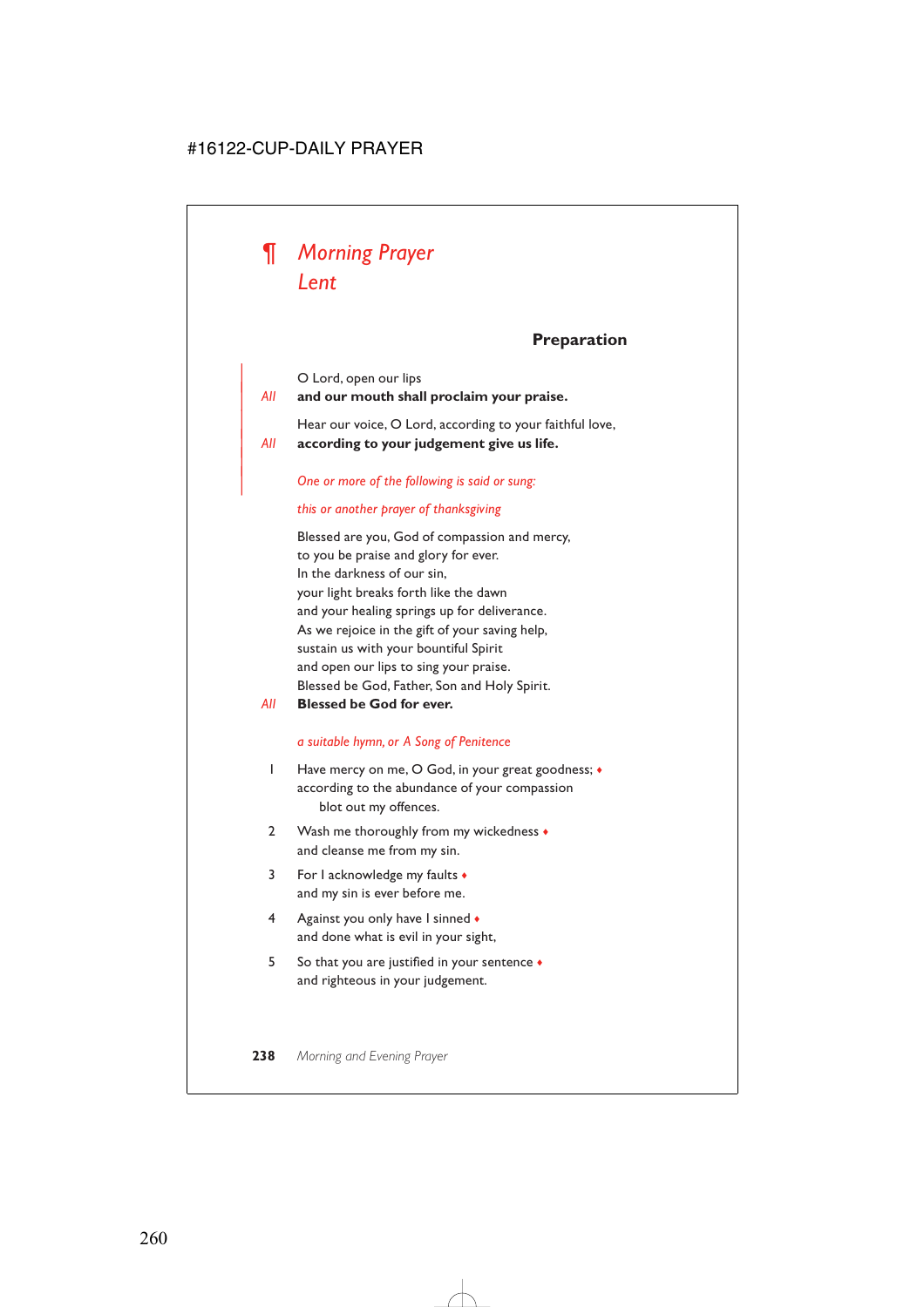# ¶ *Morning Prayer Lent*

## Preparation

O Lord, open our lips

*All* **and our mouth shall proclaim your praise.**

Hear our voice, O Lord, according to your faithful love,

*All* **according to your judgement give us life.**

*One or more of the following is said or sung:*

*this or another prayer of thanksgiving*

Blessed are you, God of compassion and mercy,
to you be praise and glory for ever.
In the darkness of our sin,
your light breaks forth like the dawn
and your healing springs up for deliverance.
As we rejoice in the gift of your saving help,
sustain us with your bountiful Spirit
and open our lips to sing your praise.
Blessed be God, Father, Son and Holy Spirit.

*All* **Blessed be God for ever.**

*a suitable hymn, or A Song of Penitence*

1 Have mercy on me, O God, in your great goodness; ♦
according to the abundance of your compassion
blot out my offences.

2 Wash me thoroughly from my wickedness ♦
and cleanse me from my sin.

3 For I acknowledge my faults ♦
and my sin is ever before me.

4 Against you only have I sinned ♦
and done what is evil in your sight,

5 So that you are justified in your sentence ♦
and righteous in your judgement.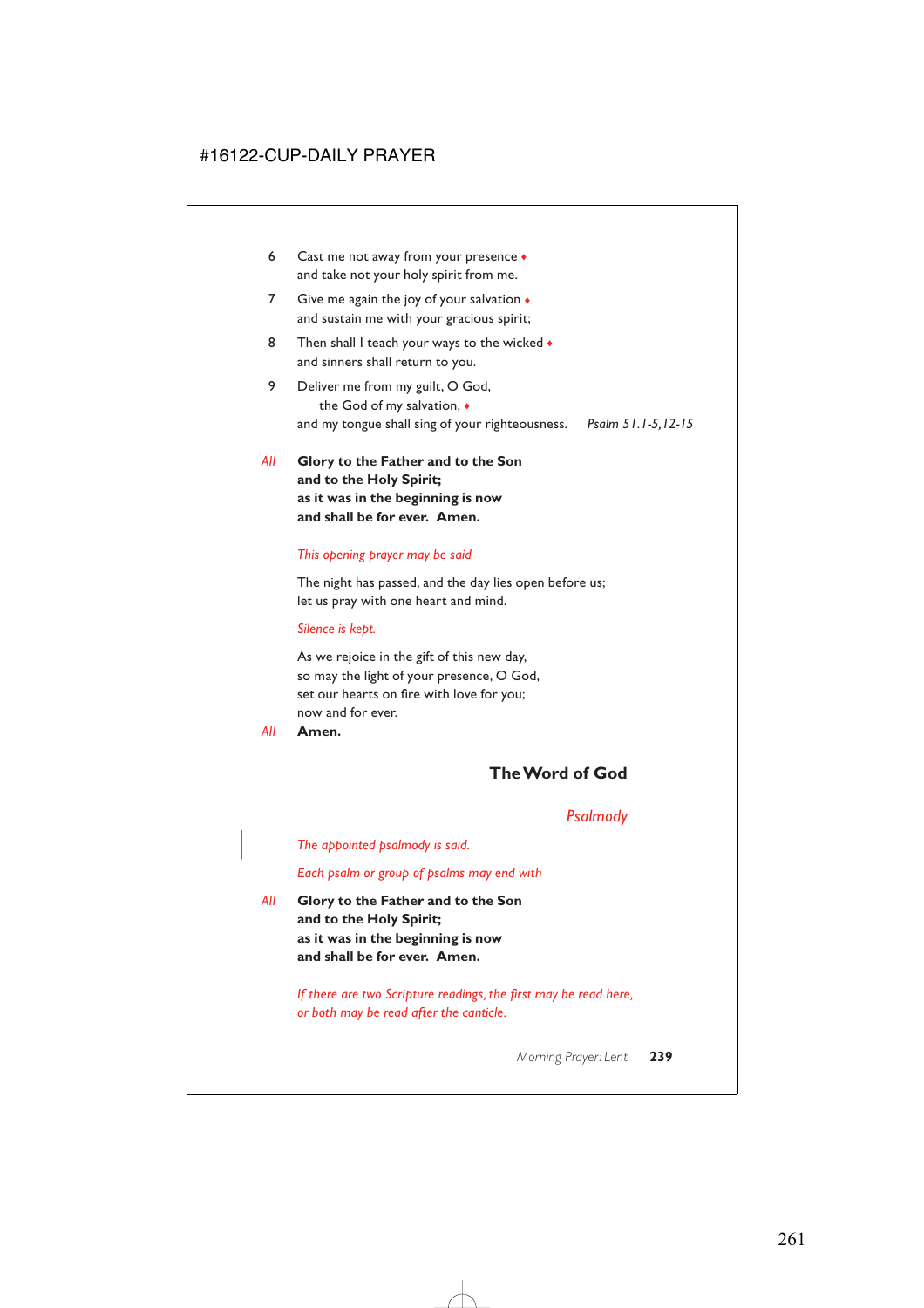6 Cast me not away from your presence ♦
and take not your holy spirit from me.

7 Give me again the joy of your salvation ♦
and sustain me with your gracious spirit;

8 Then shall I teach your ways to the wicked ♦
and sinners shall return to you.

9 Deliver me from my guilt, O God,
the God of my salvation, ♦
and my tongue shall sing of your righteousness. *Psalm 51.1-5,12-15*

*All* **Glory to the Father and to the Son**
**and to the Holy Spirit;**
**as it was in the beginning is now**
**and shall be for ever. Amen.**

*This opening prayer may be said*

The night has passed, and the day lies open before us;
let us pray with one heart and mind.

*Silence is kept.*

As we rejoice in the gift of this new day,
so may the light of your presence, O God,
set our hearts on fire with love for you;
now and for ever.

*All* **Amen.**

## The Word of God

### *Psalmody*

*The appointed psalmody is said.*

*Each psalm or group of psalms may end with*

*All* **Glory to the Father and to the Son**
**and to the Holy Spirit;**
**as it was in the beginning is now**
**and shall be for ever. Amen.**

*If there are two Scripture readings, the first may be read here, or both may be read after the canticle.*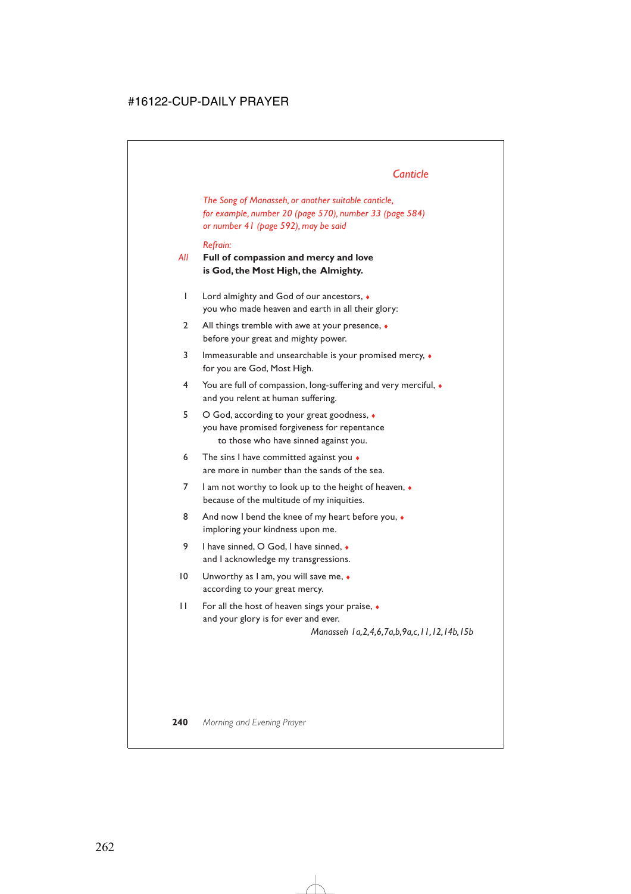## *Canticle*

*The Song of Manasseh, or another suitable canticle, for example, number 20 (page 570), number 33 (page 584) or number 41 (page 592), may be said*

*Refrain:*

*All* **Full of compassion and mercy and love is God, the Most High, the Almighty.**

1 Lord almighty and God of our ancestors, ♦
you who made heaven and earth in all their glory:

2 All things tremble with awe at your presence, ♦
before your great and mighty power.

3 Immeasurable and unsearchable is your promised mercy, ♦
for you are God, Most High.

4 You are full of compassion, long-suffering and very merciful, ♦
and you relent at human suffering.

5 O God, according to your great goodness, ♦
you have promised forgiveness for repentance
to those who have sinned against you.

6 The sins I have committed against you ♦
are more in number than the sands of the sea.

7 I am not worthy to look up to the height of heaven, ♦
because of the multitude of my iniquities.

8 And now I bend the knee of my heart before you, ♦
imploring your kindness upon me.

9 I have sinned, O God, I have sinned, ♦
and I acknowledge my transgressions.

10 Unworthy as I am, you will save me, ♦
according to your great mercy.

11 For all the host of heaven sings your praise, ♦
and your glory is for ever and ever.

*Manasseh 1a,2,4,6,7a,b,9a,c,11,12,14b,15b*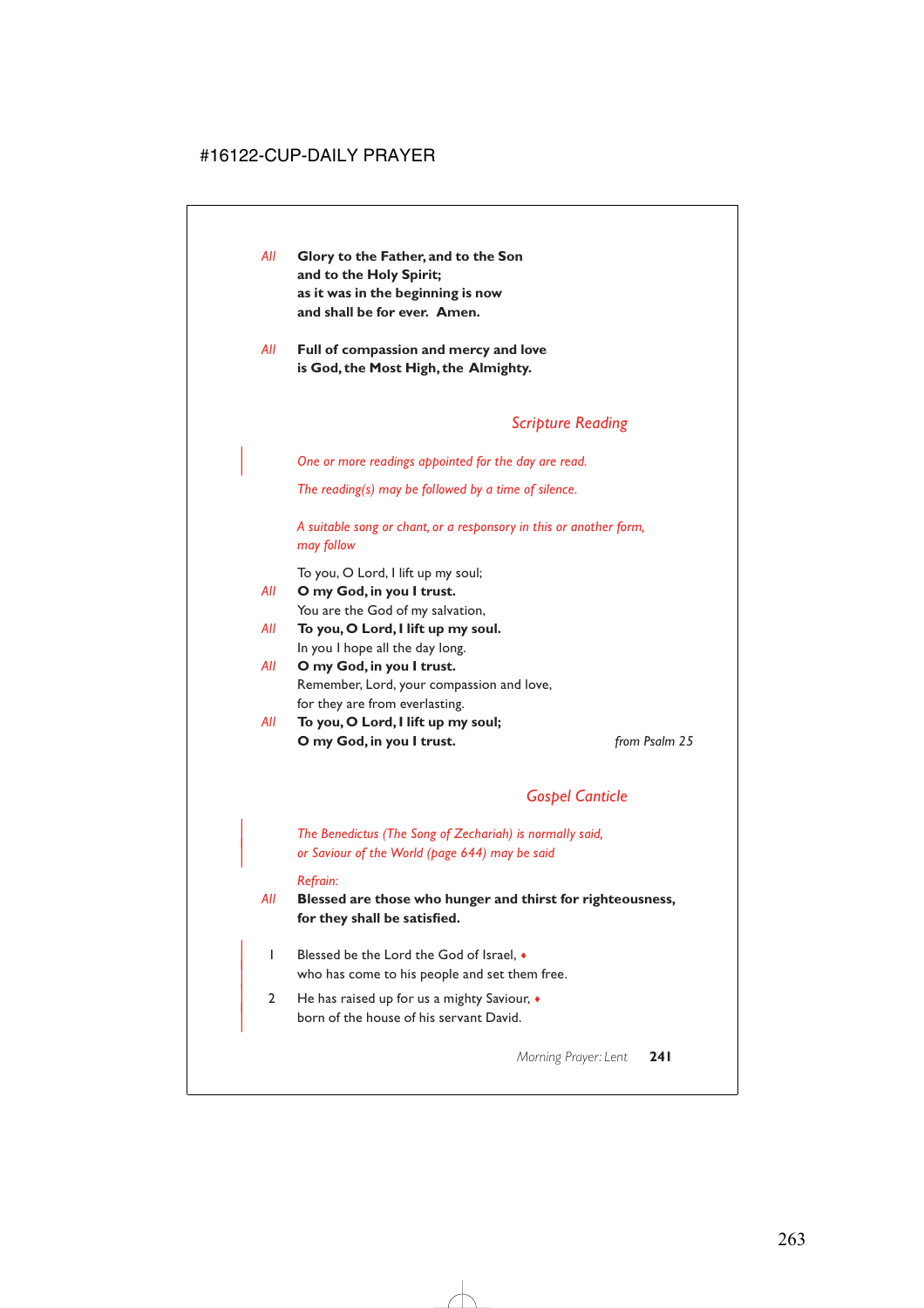*All* **Glory to the Father, and to the Son**
**and to the Holy Spirit;**
**as it was in the beginning is now**
**and shall be for ever. Amen.**

*All* **Full of compassion and mercy and love**
**is God, the Most High, the Almighty.**

## *Scripture Reading*

*One or more readings appointed for the day are read.*

*The reading(s) may be followed by a time of silence.*

*A suitable song or chant, or a responsory in this or another form, may follow*

To you, O Lord, I lift up my soul;
*All* **O my God, in you I trust.**
You are the God of my salvation,
*All* **To you, O Lord, I lift up my soul.**
In you I hope all the day long.
*All* **O my God, in you I trust.**
Remember, Lord, your compassion and love,
for they are from everlasting.
*All* **To you, O Lord, I lift up my soul;**
**O my God, in you I trust.**

*from Psalm 25*

## *Gospel Canticle*

*The Benedictus (The Song of Zechariah) is normally said, or Saviour of the World (page 644) may be said*

*Refrain:*
*All* **Blessed are those who hunger and thirst for righteousness, for they shall be satisfied.**

1 Blessed be the Lord the God of Israel, ♦
who has come to his people and set them free.

2 He has raised up for us a mighty Saviour, ♦
born of the house of his servant David.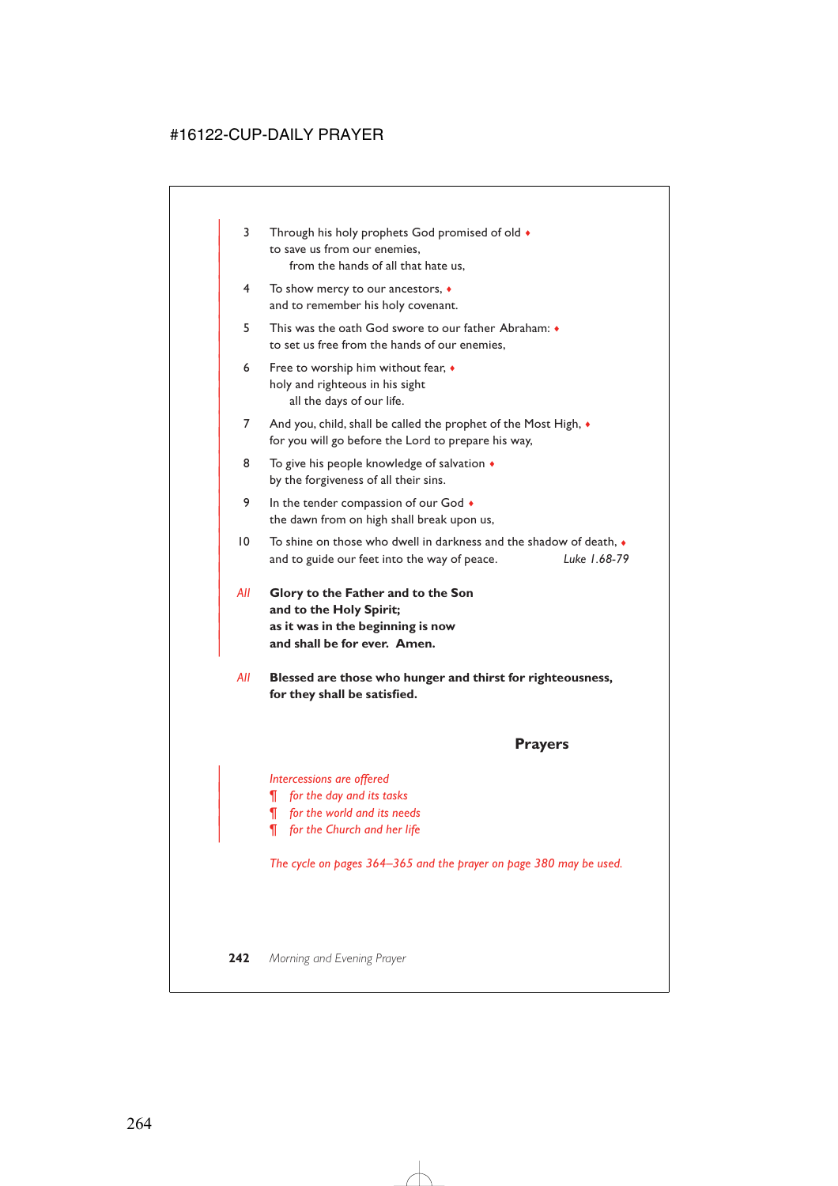3 Through his holy prophets God promised of old ♦
to save us from our enemies,
from the hands of all that hate us,

4 To show mercy to our ancestors, ♦
and to remember his holy covenant.

5 This was the oath God swore to our father Abraham: ♦
to set us free from the hands of our enemies,

6 Free to worship him without fear, ♦
holy and righteous in his sight
all the days of our life.

7 And you, child, shall be called the prophet of the Most High, ♦
for you will go before the Lord to prepare his way,

8 To give his people knowledge of salvation ♦
by the forgiveness of all their sins.

9 In the tender compassion of our God ♦
the dawn from on high shall break upon us,

10 To shine on those who dwell in darkness and the shadow of death, ♦
and to guide our feet into the way of peace. *Luke 1.68-79*

*All* **Glory to the Father and to the Son**
**and to the Holy Spirit;**
**as it was in the beginning is now**
**and shall be for ever. Amen.**

*All* **Blessed are those who hunger and thirst for righteousness,**
**for they shall be satisfied.**

## Prayers

*Intercessions are offered*
¶ *for the day and its tasks*
¶ *for the world and its needs*
¶ *for the Church and her life*

*The cycle on pages 364–365 and the prayer on page 380 may be used.*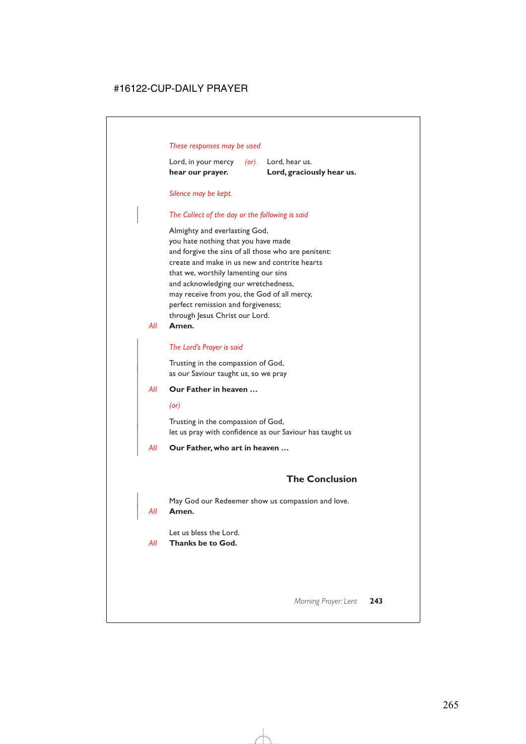*These responses may be used*

Lord, in your mercy *(or)* Lord, hear us.
**hear our prayer.** **Lord, graciously hear us.**

*Silence may be kept.*

*The Collect of the day or the following is said*

Almighty and everlasting God,
you hate nothing that you have made
and forgive the sins of all those who are penitent:
create and make in us new and contrite hearts
that we, worthily lamenting our sins
and acknowledging our wretchedness,
may receive from you, the God of all mercy,
perfect remission and forgiveness;
through Jesus Christ our Lord.

*All* **Amen.**

*The Lord's Prayer is said*

Trusting in the compassion of God,
as our Saviour taught us, so we pray

*All* **Our Father in heaven …**

*(or)*

Trusting in the compassion of God,
let us pray with confidence as our Saviour has taught us

*All* **Our Father, who art in heaven …**

## The Conclusion

May God our Redeemer show us compassion and love.

*All* **Amen.**

Let us bless the Lord.

*All* **Thanks be to God.**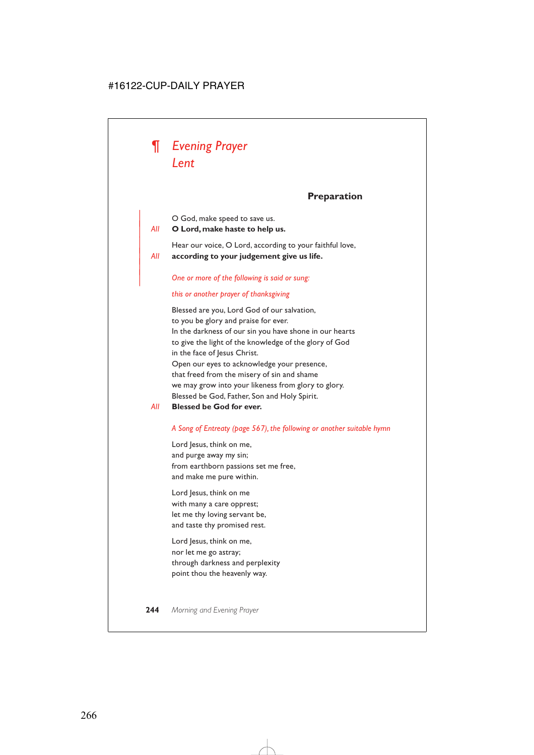# ¶ *Evening Prayer*
## *Lent*

### Preparation

O God, make speed to save us.

*All* **O Lord, make haste to help us.**

Hear our voice, O Lord, according to your faithful love,

*All* **according to your judgement give us life.**

*One or more of the following is said or sung:*

*this or another prayer of thanksgiving*

Blessed are you, Lord God of our salvation,
to you be glory and praise for ever.
In the darkness of our sin you have shone in our hearts
to give the light of the knowledge of the glory of God
in the face of Jesus Christ.
Open our eyes to acknowledge your presence,
that freed from the misery of sin and shame
we may grow into your likeness from glory to glory.
Blessed be God, Father, Son and Holy Spirit.

*All* **Blessed be God for ever.**

*A Song of Entreaty (page 567), the following or another suitable hymn*

Lord Jesus, think on me,
and purge away my sin;
from earthborn passions set me free,
and make me pure within.

Lord Jesus, think on me
with many a care opprest;
let me thy loving servant be,
and taste thy promised rest.

Lord Jesus, think on me,
nor let me go astray;
through darkness and perplexity
point thou the heavenly way.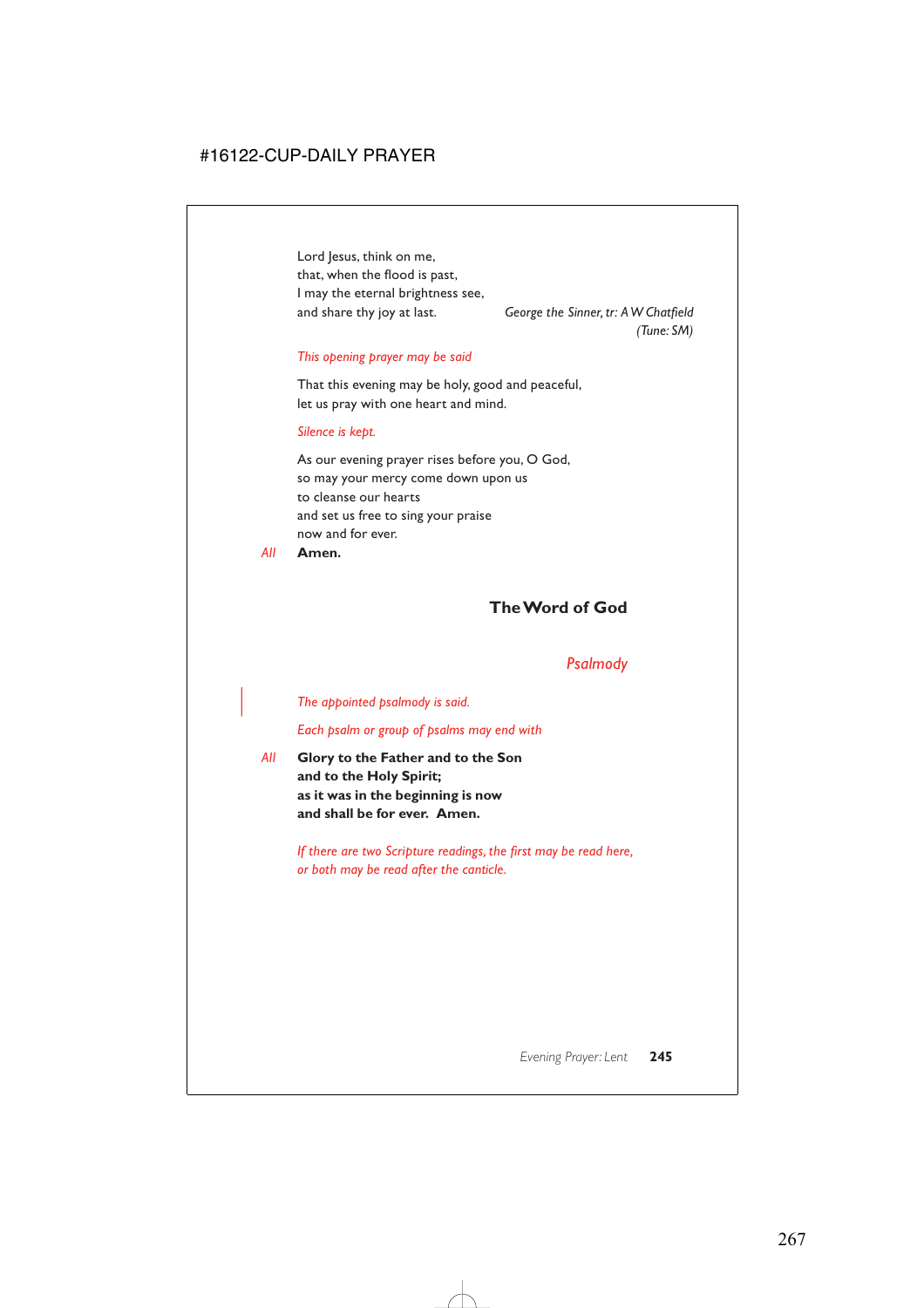Lord Jesus, think on me,
that, when the flood is past,
I may the eternal brightness see,
and share thy joy at last.

*George the Sinner, tr: A W Chatfield*
*(Tune: SM)*

*This opening prayer may be said*

That this evening may be holy, good and peaceful,
let us pray with one heart and mind.

*Silence is kept.*

As our evening prayer rises before you, O God,
so may your mercy come down upon us
to cleanse our hearts
and set us free to sing your praise
now and for ever.

*All* **Amen.**

## The Word of God

### *Psalmody*

*The appointed psalmody is said.*

*Each psalm or group of psalms may end with*

*All* **Glory to the Father and to the Son**
**and to the Holy Spirit;**
**as it was in the beginning is now**
**and shall be for ever. Amen.**

*If there are two Scripture readings, the first may be read here, or both may be read after the canticle.*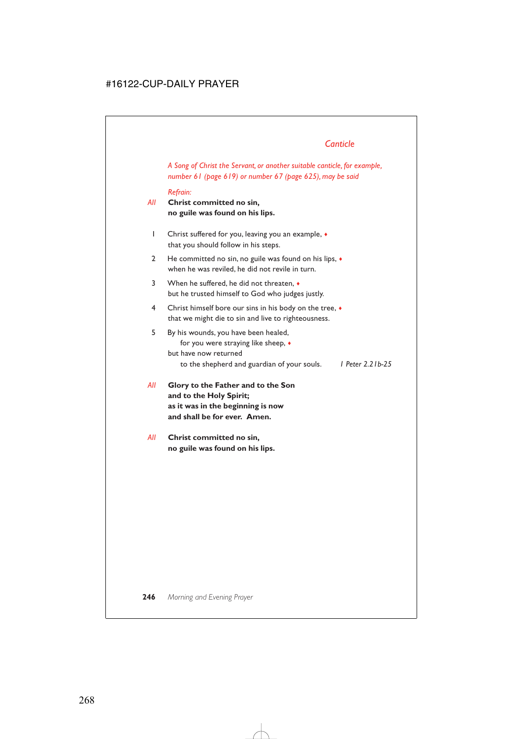## *Canticle*

*A Song of Christ the Servant, or another suitable canticle, for example, number 61 (page 619) or number 67 (page 625), may be said*

*Refrain:*

*All* **Christ committed no sin,**
**no guile was found on his lips.**

1 Christ suffered for you, leaving you an example, ♦
that you should follow in his steps.

2 He committed no sin, no guile was found on his lips, ♦
when he was reviled, he did not revile in turn.

3 When he suffered, he did not threaten, ♦
but he trusted himself to God who judges justly.

4 Christ himself bore our sins in his body on the tree, ♦
that we might die to sin and live to righteousness.

5 By his wounds, you have been healed,
for you were straying like sheep, ♦
but have now returned
to the shepherd and guardian of your souls. *1 Peter 2.21b-25*

*All* **Glory to the Father and to the Son**
**and to the Holy Spirit;**
**as it was in the beginning is now**
**and shall be for ever. Amen.**

*All* **Christ committed no sin,**
**no guile was found on his lips.**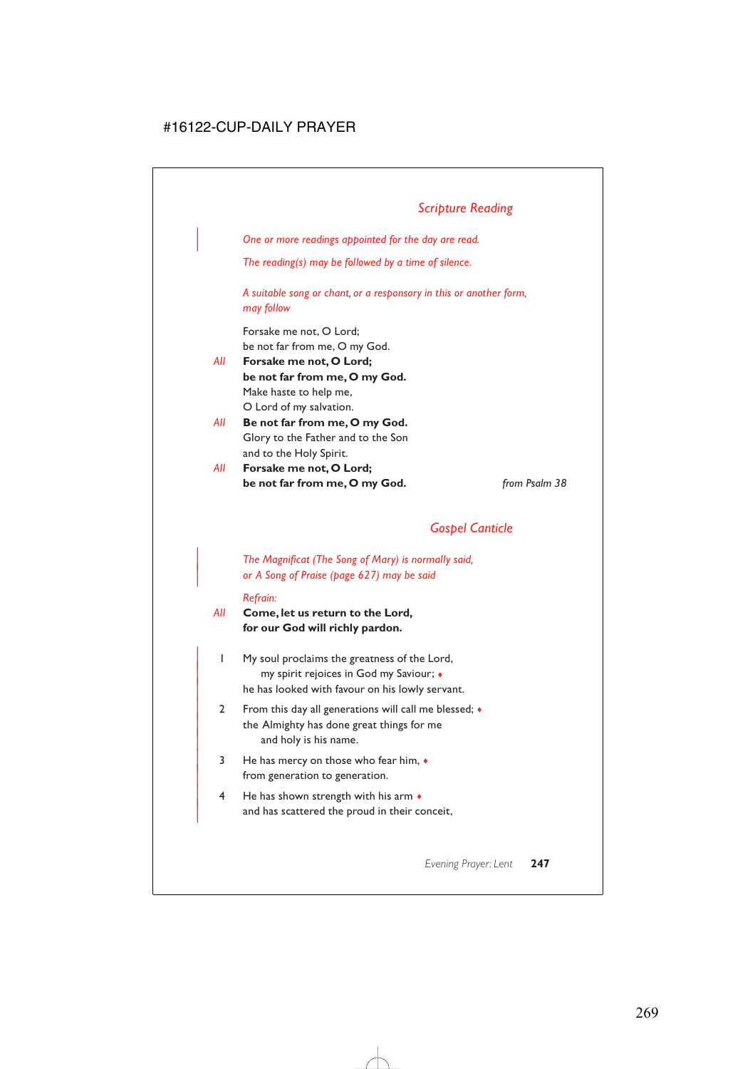## *Scripture Reading*

*One or more readings appointed for the day are read.*

*The reading(s) may be followed by a time of silence.*

*A suitable song or chant, or a responsory in this or another form, may follow*

Forsake me not, O Lord;
be not far from me, O my God.

*All* **Forsake me not, O Lord;**
**be not far from me, O my God.**

Make haste to help me,
O Lord of my salvation.

*All* **Be not far from me, O my God.**

Glory to the Father and to the Son
and to the Holy Spirit.

*All* **Forsake me not, O Lord;**
**be not far from me, O my God.**

*from Psalm 38*

## *Gospel Canticle*

*The Magnificat (The Song of Mary) is normally said, or A Song of Praise (page 627) may be said*

*Refrain:*

*All* **Come, let us return to the Lord,**
**for our God will richly pardon.**

1 My soul proclaims the greatness of the Lord,
  my spirit rejoices in God my Saviour; ♦
  he has looked with favour on his lowly servant.

2 From this day all generations will call me blessed; ♦
  the Almighty has done great things for me
  and holy is his name.

3 He has mercy on those who fear him, ♦
  from generation to generation.

4 He has shown strength with his arm ♦
  and has scattered the proud in their conceit,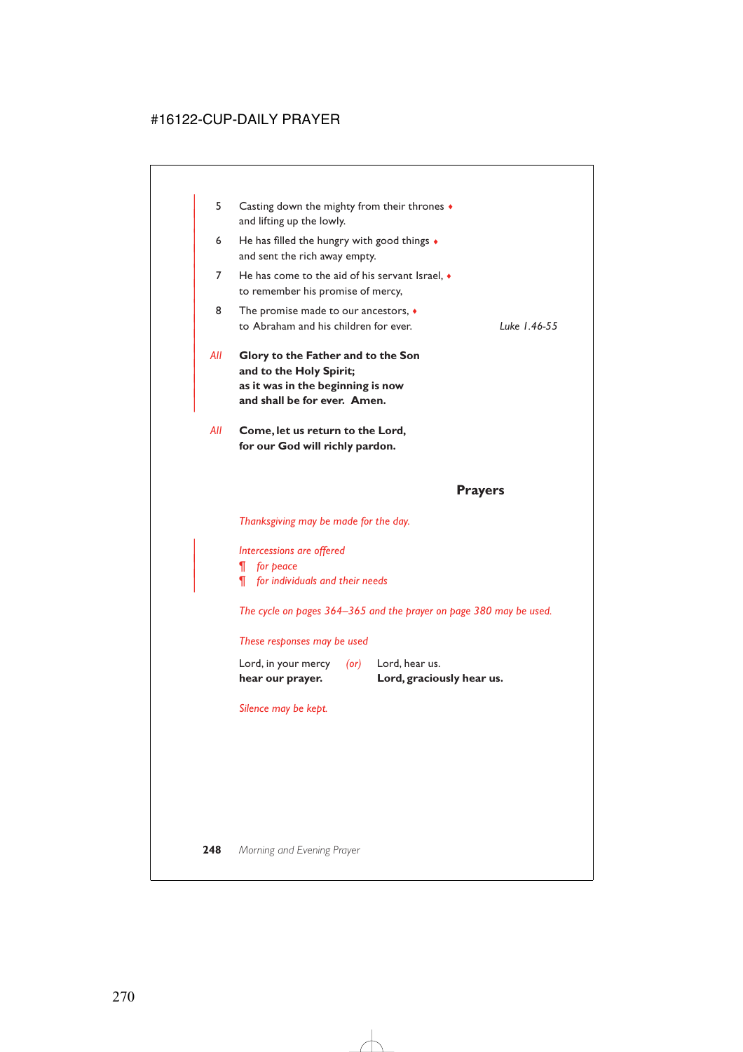5 Casting down the mighty from their thrones ♦
and lifting up the lowly.

6 He has filled the hungry with good things ♦
and sent the rich away empty.

7 He has come to the aid of his servant Israel, ♦
to remember his promise of mercy,

8 The promise made to our ancestors, ♦
to Abraham and his children for ever. *Luke 1.46-55*

*All* **Glory to the Father and to the Son**
**and to the Holy Spirit;**
**as it was in the beginning is now**
**and shall be for ever. Amen.**

*All* **Come, let us return to the Lord,**
**for our God will richly pardon.**

## Prayers

*Thanksgiving may be made for the day.*

*Intercessions are offered*
¶ *for peace*
¶ *for individuals and their needs*

*The cycle on pages 364–365 and the prayer on page 380 may be used.*

*These responses may be used*

Lord, in your mercy *(or)* Lord, hear us.
**hear our prayer.** **Lord, graciously hear us.**

*Silence may be kept.*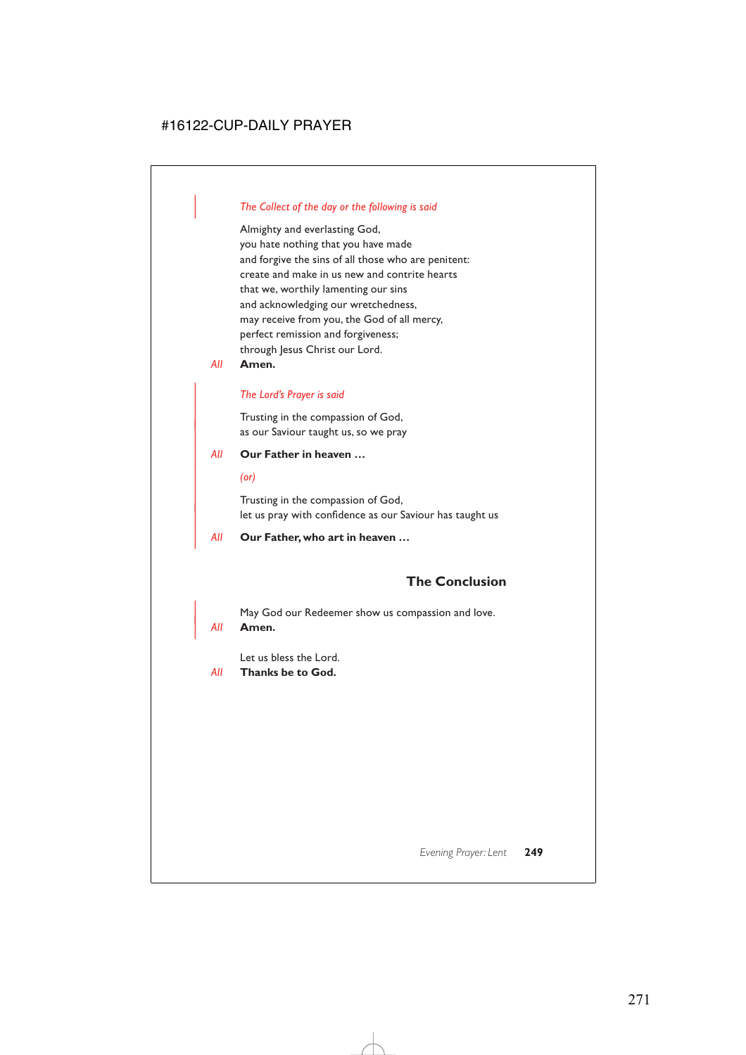*The Collect of the day or the following is said*

Almighty and everlasting God,
you hate nothing that you have made
and forgive the sins of all those who are penitent:
create and make in us new and contrite hearts
that we, worthily lamenting our sins
and acknowledging our wretchedness,
may receive from you, the God of all mercy,
perfect remission and forgiveness;
through Jesus Christ our Lord.

*All* **Amen.**

*The Lord's Prayer is said*

Trusting in the compassion of God,
as our Saviour taught us, so we pray

*All* **Our Father in heaven …**

*(or)*

Trusting in the compassion of God,
let us pray with confidence as our Saviour has taught us

*All* **Our Father, who art in heaven …**

## The Conclusion

May God our Redeemer show us compassion and love.

*All* **Amen.**

Let us bless the Lord.

*All* **Thanks be to God.**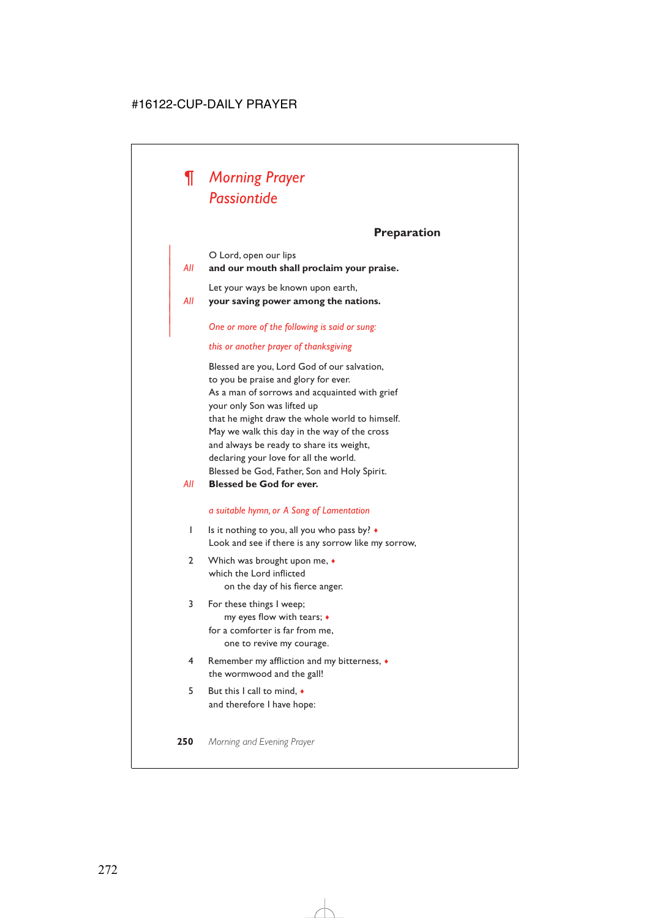# ¶ *Morning Prayer*
# *Passiontide*

## Preparation

O Lord, open our lips
*All* **and our mouth shall proclaim your praise.**

Let your ways be known upon earth,
*All* **your saving power among the nations.**

*One or more of the following is said or sung:*

*this or another prayer of thanksgiving*

Blessed are you, Lord God of our salvation,
to you be praise and glory for ever.
As a man of sorrows and acquainted with grief
your only Son was lifted up
that he might draw the whole world to himself.
May we walk this day in the way of the cross
and always be ready to share its weight,
declaring your love for all the world.
Blessed be God, Father, Son and Holy Spirit.
*All* **Blessed be God for ever.**

*a suitable hymn, or A Song of Lamentation*

1 Is it nothing to you, all you who pass by? ♦
Look and see if there is any sorrow like my sorrow,

2 Which was brought upon me, ♦
which the Lord inflicted
  on the day of his fierce anger.

3 For these things I weep;
  my eyes flow with tears; ♦
for a comforter is far from me,
  one to revive my courage.

4 Remember my affliction and my bitterness, ♦
the wormwood and the gall!

5 But this I call to mind, ♦
and therefore I have hope: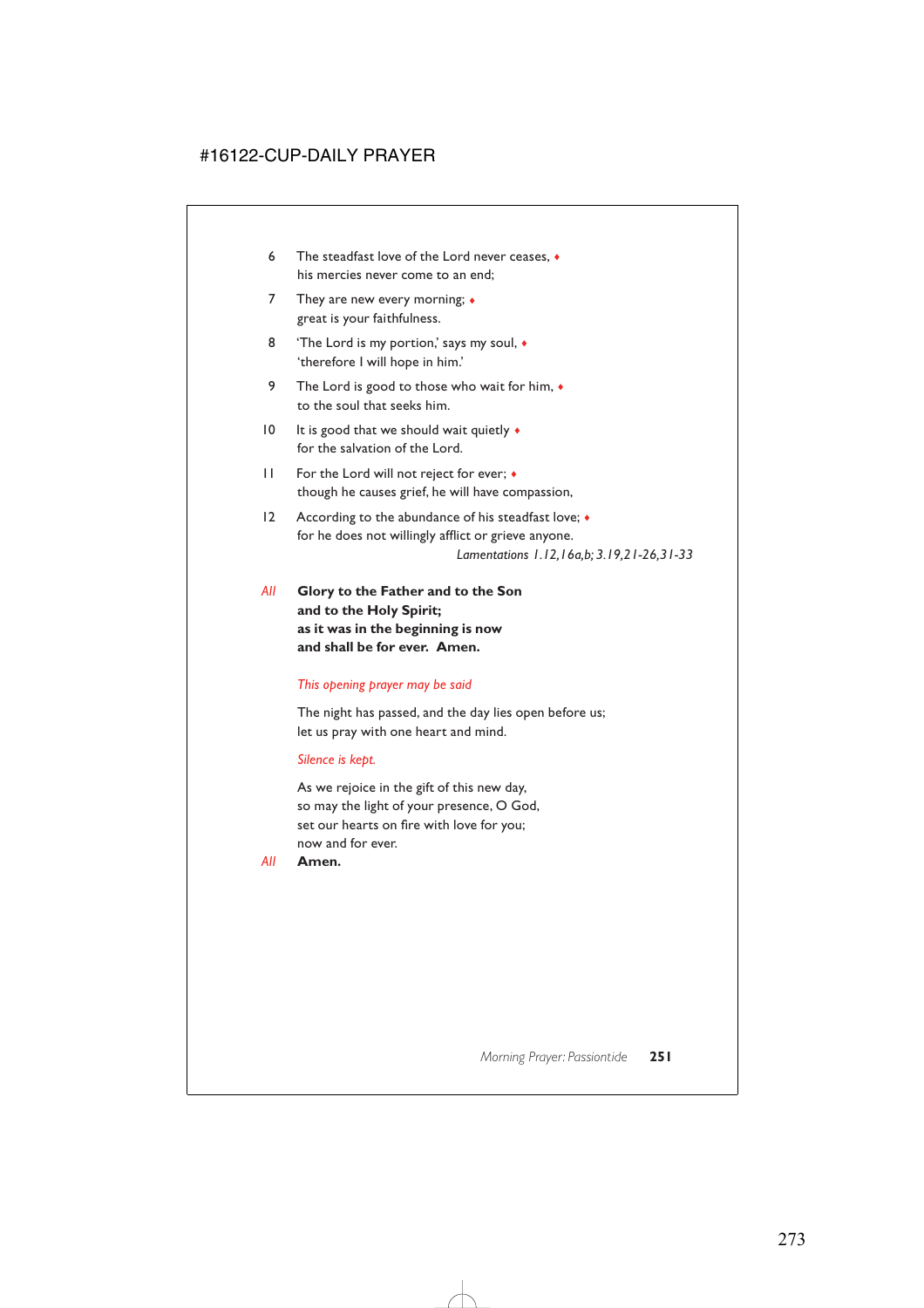6 The steadfast love of the Lord never ceases, ♦
his mercies never come to an end;

7 They are new every morning; ♦
great is your faithfulness.

8 'The Lord is my portion,' says my soul, ♦
'therefore I will hope in him.'

9 The Lord is good to those who wait for him, ♦
to the soul that seeks him.

10 It is good that we should wait quietly ♦
for the salvation of the Lord.

11 For the Lord will not reject for ever; ♦
though he causes grief, he will have compassion,

12 According to the abundance of his steadfast love; ♦
for he does not willingly afflict or grieve anyone.

*Lamentations 1.12,16a,b; 3.19,21-26,31-33*

*All* **Glory to the Father and to the Son**
**and to the Holy Spirit;**
**as it was in the beginning is now**
**and shall be for ever. Amen.**

*This opening prayer may be said*

The night has passed, and the day lies open before us;
let us pray with one heart and mind.

*Silence is kept.*

As we rejoice in the gift of this new day,
so may the light of your presence, O God,
set our hearts on fire with love for you;
now and for ever.

*All* **Amen.**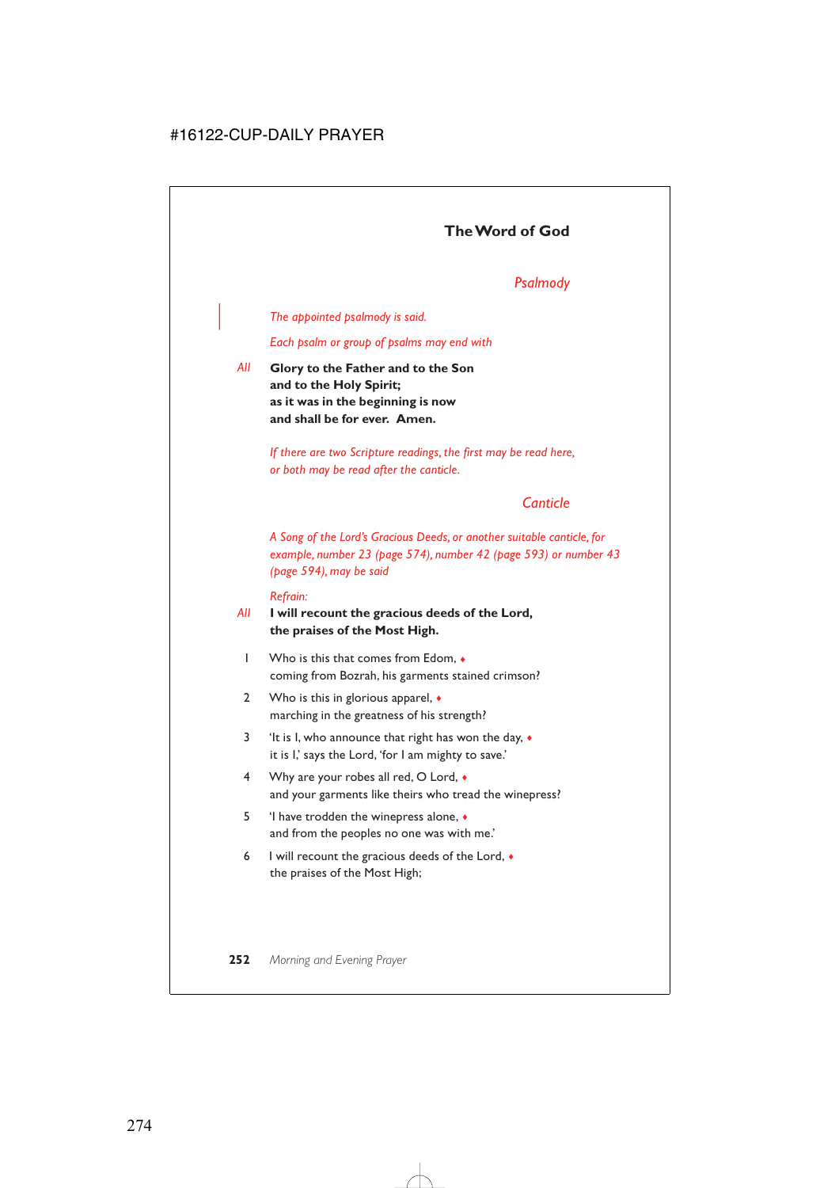## The Word of God

### *Psalmody*

*The appointed psalmody is said.*

*Each psalm or group of psalms may end with*

*All* **Glory to the Father and to the Son**
**and to the Holy Spirit;**
**as it was in the beginning is now**
**and shall be for ever. Amen.**

*If there are two Scripture readings, the first may be read here, or both may be read after the canticle.*

### *Canticle*

*A Song of the Lord's Gracious Deeds, or another suitable canticle, for example, number 23 (page 574), number 42 (page 593) or number 43 (page 594), may be said*

*Refrain:*

*All* **I will recount the gracious deeds of the Lord,**
**the praises of the Most High.**

1 Who is this that comes from Edom, ♦
coming from Bozrah, his garments stained crimson?

2 Who is this in glorious apparel, ♦
marching in the greatness of his strength?

3 'It is I, who announce that right has won the day, ♦
it is I,' says the Lord, 'for I am mighty to save.'

4 Why are your robes all red, O Lord, ♦
and your garments like theirs who tread the winepress?

5 'I have trodden the winepress alone, ♦
and from the peoples no one was with me.'

6 I will recount the gracious deeds of the Lord, ♦
the praises of the Most High;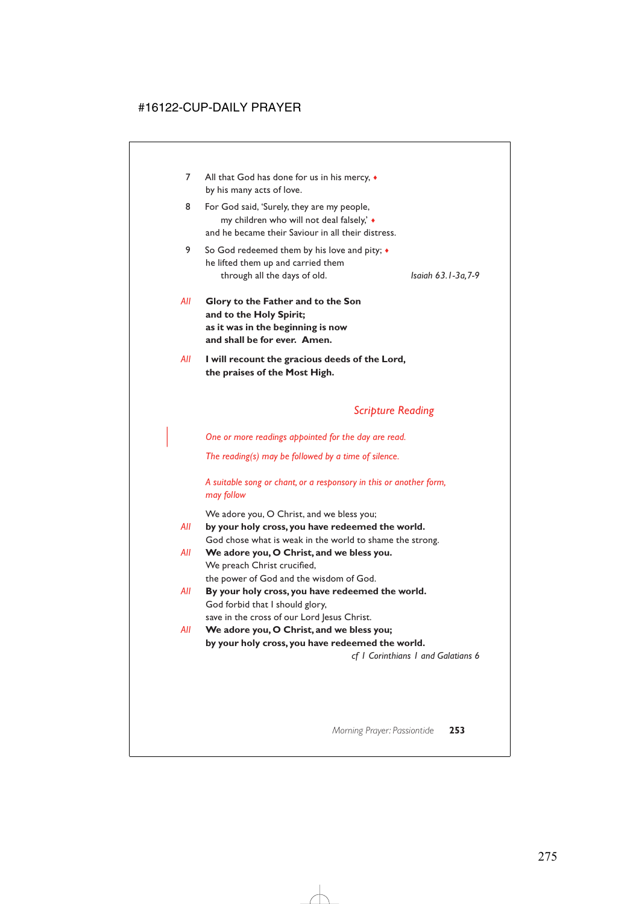7 All that God has done for us in his mercy, ♦
by his many acts of love.

8 For God said, 'Surely, they are my people,
my children who will not deal falsely,' ♦
and he became their Saviour in all their distress.

9 So God redeemed them by his love and pity; ♦
he lifted them up and carried them
through all the days of old. *Isaiah 63.1-3a,7-9*

*All* **Glory to the Father and to the Son**
**and to the Holy Spirit;**
**as it was in the beginning is now**
**and shall be for ever. Amen.**

*All* **I will recount the gracious deeds of the Lord,**
**the praises of the Most High.**

## *Scripture Reading*

*One or more readings appointed for the day are read.*

*The reading(s) may be followed by a time of silence.*

*A suitable song or chant, or a responsory in this or another form, may follow*

We adore you, O Christ, and we bless you;
*All* **by your holy cross, you have redeemed the world.**
God chose what is weak in the world to shame the strong.
*All* **We adore you, O Christ, and we bless you.**
We preach Christ crucified,
the power of God and the wisdom of God.
*All* **By your holy cross, you have redeemed the world.**
God forbid that I should glory,
save in the cross of our Lord Jesus Christ.
*All* **We adore you, O Christ, and we bless you;**
**by your holy cross, you have redeemed the world.**
*cf 1 Corinthians 1 and Galatians 6*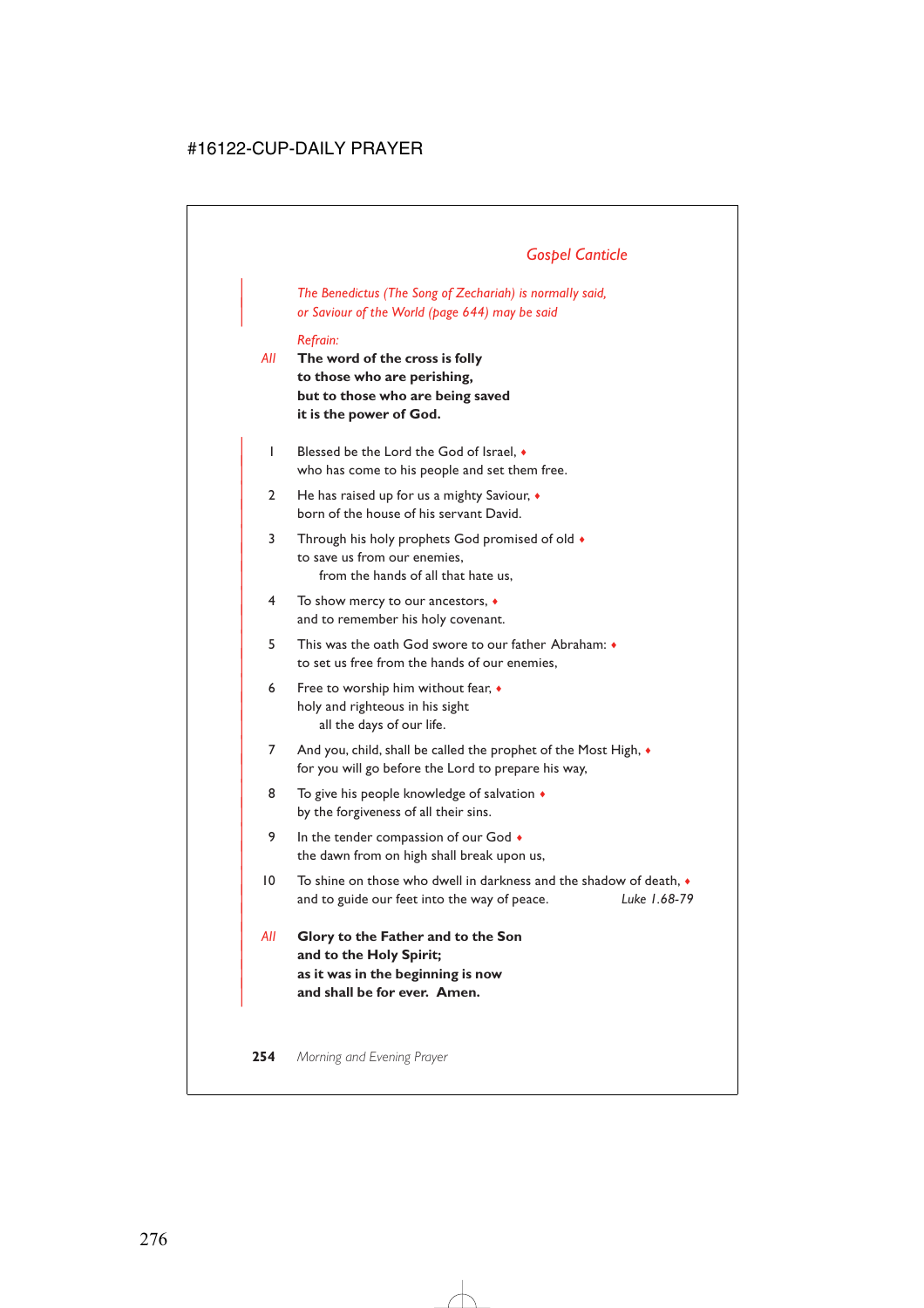## *Gospel Canticle*

*The Benedictus (The Song of Zechariah) is normally said, or Saviour of the World (page 644) may be said*

*Refrain:*

*All* **The word of the cross is folly**
**to those who are perishing,**
**but to those who are being saved**
**it is the power of God.**

1. Blessed be the Lord the God of Israel, ♦
who has come to his people and set them free.

2. He has raised up for us a mighty Saviour, ♦
born of the house of his servant David.

3. Through his holy prophets God promised of old ♦
to save us from our enemies,
from the hands of all that hate us,

4. To show mercy to our ancestors, ♦
and to remember his holy covenant.

5. This was the oath God swore to our father Abraham: ♦
to set us free from the hands of our enemies,

6. Free to worship him without fear, ♦
holy and righteous in his sight
all the days of our life.

7. And you, child, shall be called the prophet of the Most High, ♦
for you will go before the Lord to prepare his way,

8. To give his people knowledge of salvation ♦
by the forgiveness of all their sins.

9. In the tender compassion of our God ♦
the dawn from on high shall break upon us,

10. To shine on those who dwell in darkness and the shadow of death, ♦
and to guide our feet into the way of peace. *Luke 1.68-79*

*All* **Glory to the Father and to the Son**
**and to the Holy Spirit;**
**as it was in the beginning is now**
**and shall be for ever. Amen.**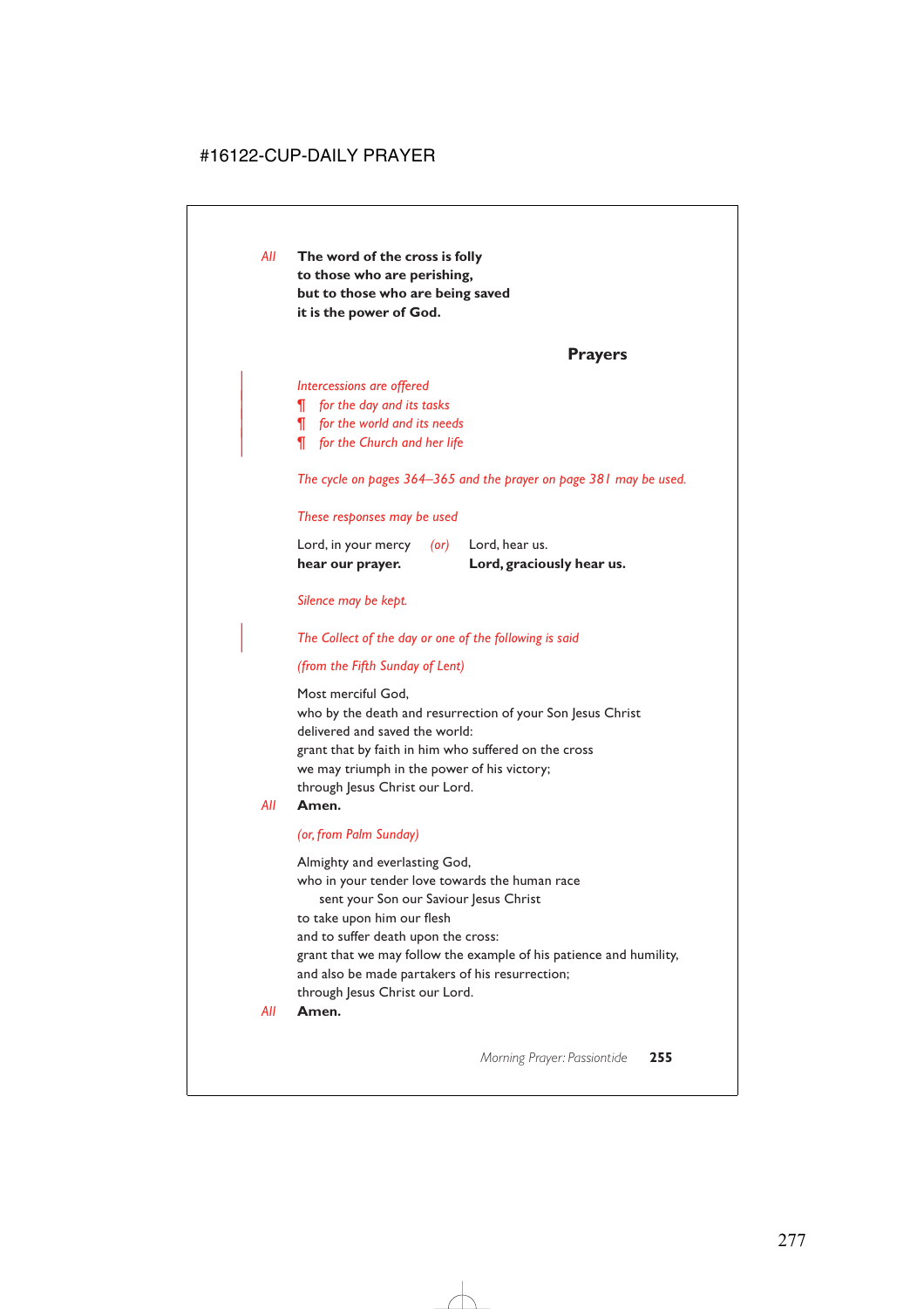*All* **The word of the cross is folly**
**to those who are perishing,**
**but to those who are being saved**
**it is the power of God.**

## Prayers

*Intercessions are offered*

¶ *for the day and its tasks*
¶ *for the world and its needs*
¶ *for the Church and her life*

*The cycle on pages 364–365 and the prayer on page 381 may be used.*

*These responses may be used*

Lord, in your mercy *(or)* Lord, hear us.
**hear our prayer.** **Lord, graciously hear us.**

*Silence may be kept.*

*The Collect of the day or one of the following is said*

*(from the Fifth Sunday of Lent)*

Most merciful God,
who by the death and resurrection of your Son Jesus Christ
delivered and saved the world:
grant that by faith in him who suffered on the cross
we may triumph in the power of his victory;
through Jesus Christ our Lord.
*All* **Amen.**

*(or, from Palm Sunday)*

Almighty and everlasting God,
who in your tender love towards the human race
sent your Son our Saviour Jesus Christ
to take upon him our flesh
and to suffer death upon the cross:
grant that we may follow the example of his patience and humility,
and also be made partakers of his resurrection;
through Jesus Christ our Lord.
*All* **Amen.**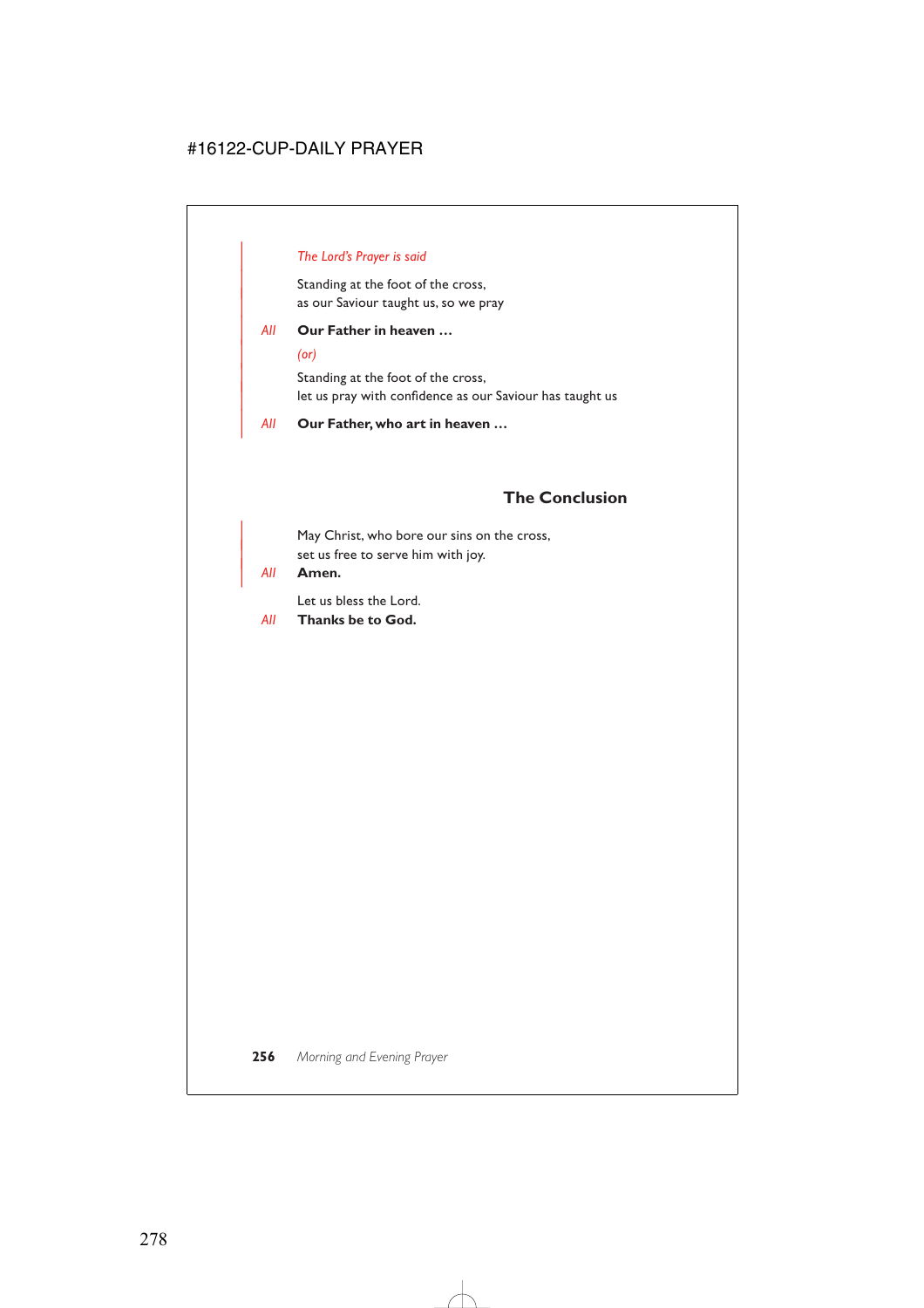*The Lord's Prayer is said*

Standing at the foot of the cross,
as our Saviour taught us, so we pray

*All* **Our Father in heaven …**

*(or)*

Standing at the foot of the cross,
let us pray with confidence as our Saviour has taught us

*All* **Our Father, who art in heaven …**

## The Conclusion

May Christ, who bore our sins on the cross,
set us free to serve him with joy.

*All* **Amen.**

Let us bless the Lord.

*All* **Thanks be to God.**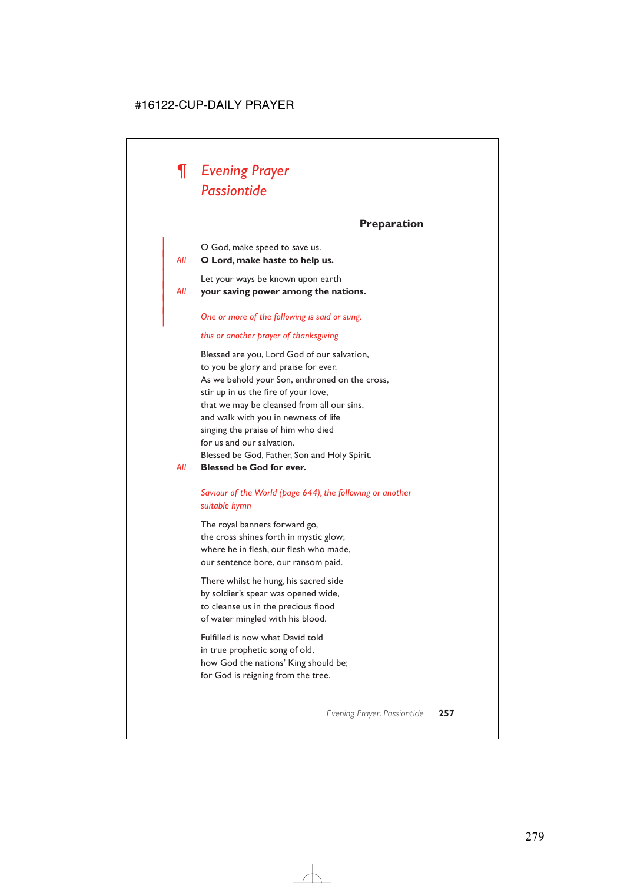# ¶ *Evening Prayer Passiontide*

## Preparation

O God, make speed to save us.
*All* **O Lord, make haste to help us.**

Let your ways be known upon earth
*All* **your saving power among the nations.**

*One or more of the following is said or sung:*

*this or another prayer of thanksgiving*

Blessed are you, Lord God of our salvation,
to you be glory and praise for ever.
As we behold your Son, enthroned on the cross,
stir up in us the fire of your love,
that we may be cleansed from all our sins,
and walk with you in newness of life
singing the praise of him who died
for us and our salvation.
Blessed be God, Father, Son and Holy Spirit.
*All* **Blessed be God for ever.**

*Saviour of the World (page 644), the following or another suitable hymn*

The royal banners forward go,
the cross shines forth in mystic glow;
where he in flesh, our flesh who made,
our sentence bore, our ransom paid.

There whilst he hung, his sacred side
by soldier's spear was opened wide,
to cleanse us in the precious flood
of water mingled with his blood.

Fulfilled is now what David told
in true prophetic song of old,
how God the nations' King should be;
for God is reigning from the tree.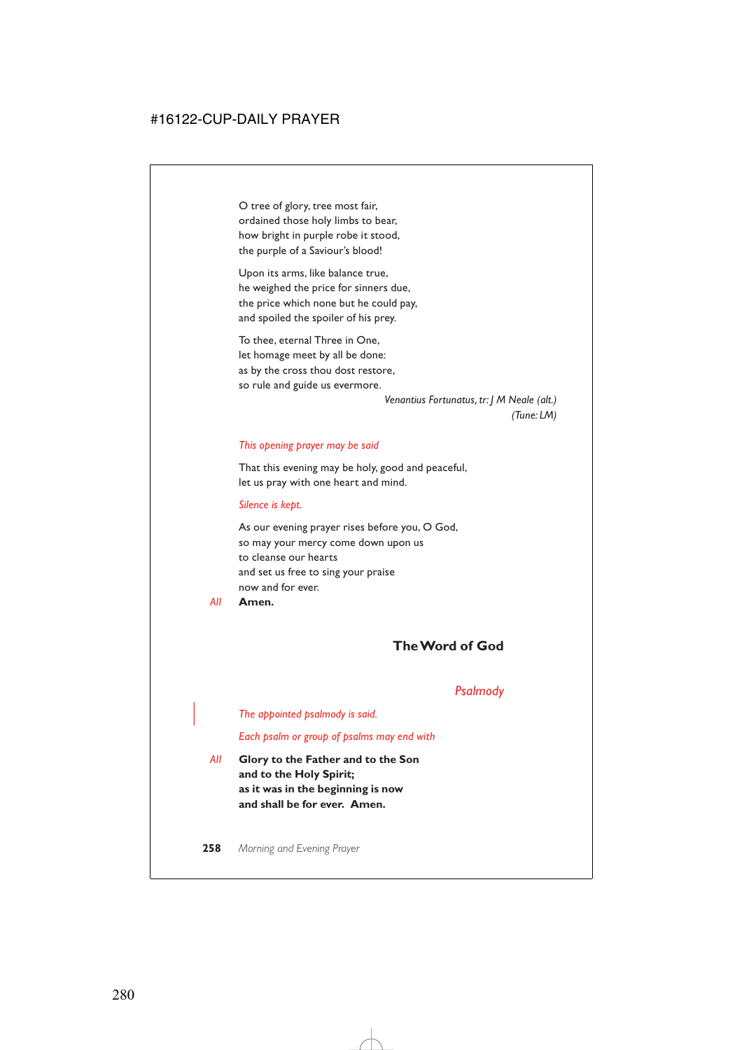O tree of glory, tree most fair,
ordained those holy limbs to bear,
how bright in purple robe it stood,
the purple of a Saviour's blood!

Upon its arms, like balance true,
he weighed the price for sinners due,
the price which none but he could pay,
and spoiled the spoiler of his prey.

To thee, eternal Three in One,
let homage meet by all be done:
as by the cross thou dost restore,
so rule and guide us evermore.

*Venantius Fortunatus, tr: J M Neale (alt.)*
*(Tune: LM)*

*This opening prayer may be said*

That this evening may be holy, good and peaceful,
let us pray with one heart and mind.

*Silence is kept.*

As our evening prayer rises before you, O God,
so may your mercy come down upon us
to cleanse our hearts
and set us free to sing your praise
now and for ever.

*All* **Amen.**

## The Word of God

### *Psalmody*

*The appointed psalmody is said.*

*Each psalm or group of psalms may end with*

*All* **Glory to the Father and to the Son**
**and to the Holy Spirit;**
**as it was in the beginning is now**
**and shall be for ever. Amen.**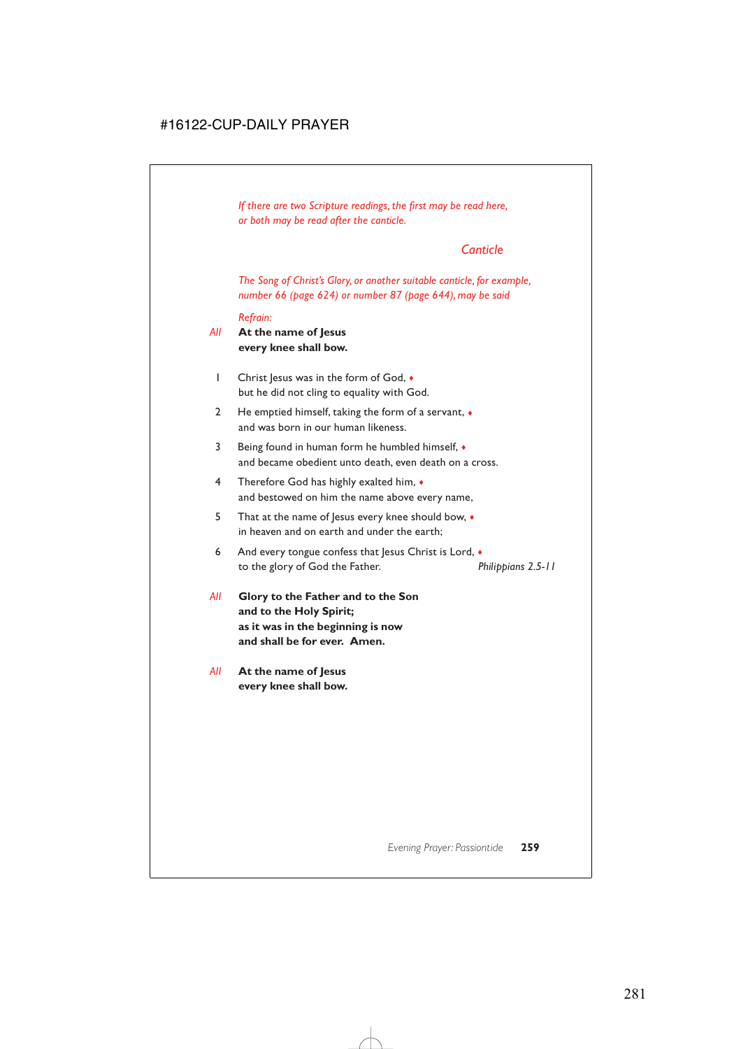*If there are two Scripture readings, the first may be read here, or both may be read after the canticle.*

## *Canticle*

*The Song of Christ's Glory, or another suitable canticle, for example, number 66 (page 624) or number 87 (page 644), may be said*

*Refrain:*

*All* **At the name of Jesus**
**every knee shall bow.**

1 Christ Jesus was in the form of God, ♦
but he did not cling to equality with God.

2 He emptied himself, taking the form of a servant, ♦
and was born in our human likeness.

3 Being found in human form he humbled himself, ♦
and became obedient unto death, even death on a cross.

4 Therefore God has highly exalted him, ♦
and bestowed on him the name above every name,

5 That at the name of Jesus every knee should bow, ♦
in heaven and on earth and under the earth;

6 And every tongue confess that Jesus Christ is Lord, ♦
to the glory of God the Father. *Philippians 2.5-11*

*All* **Glory to the Father and to the Son**
**and to the Holy Spirit;**
**as it was in the beginning is now**
**and shall be for ever. Amen.**

*All* **At the name of Jesus**
**every knee shall bow.**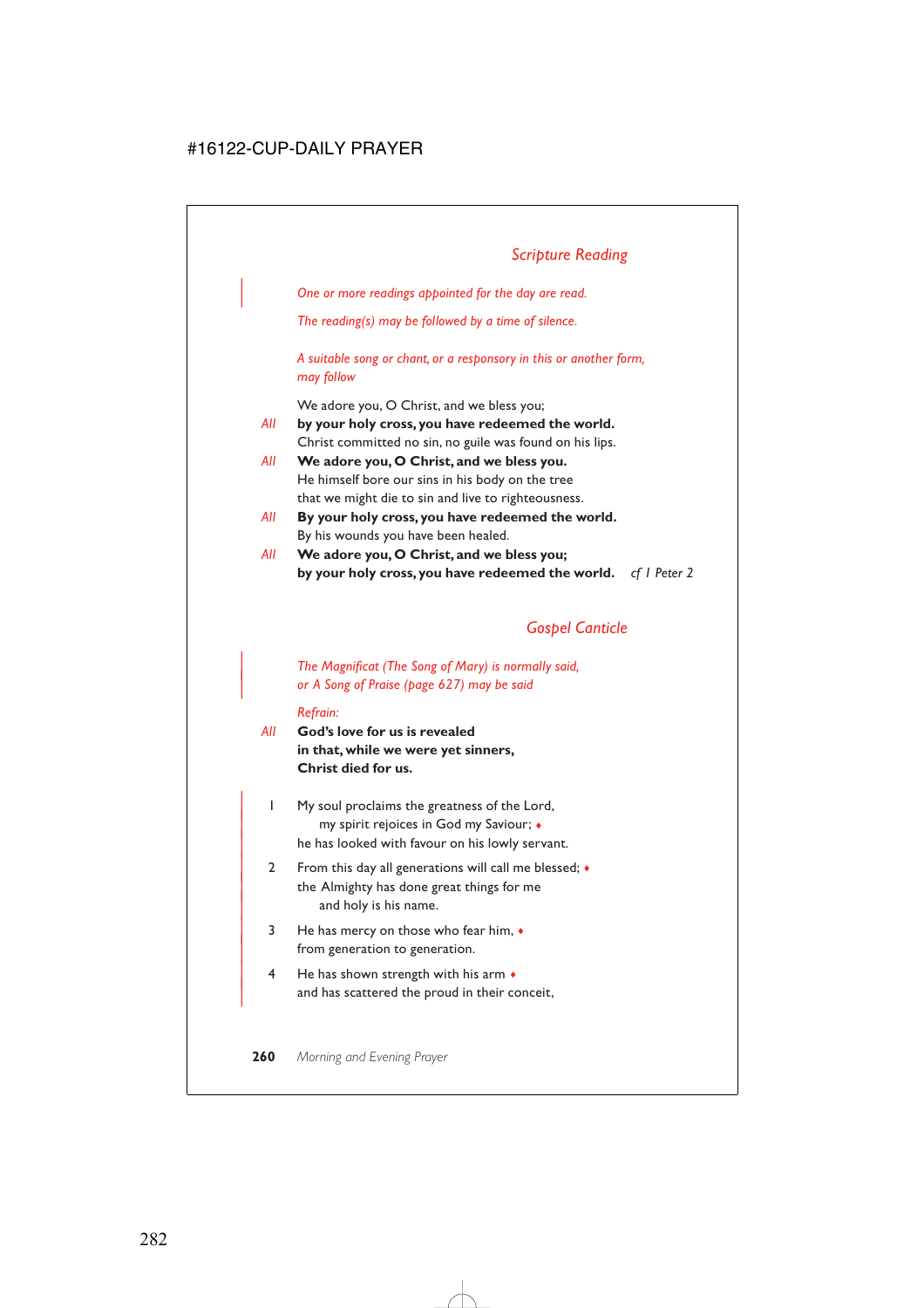## Scripture Reading

*One or more readings appointed for the day are read.*

*The reading(s) may be followed by a time of silence.*

*A suitable song or chant, or a responsory in this or another form, may follow*

We adore you, O Christ, and we bless you;
*All* **by your holy cross, you have redeemed the world.**
Christ committed no sin, no guile was found on his lips.
*All* **We adore you, O Christ, and we bless you.**
He himself bore our sins in his body on the tree
that we might die to sin and live to righteousness.
*All* **By your holy cross, you have redeemed the world.**
By his wounds you have been healed.
*All* **We adore you, O Christ, and we bless you;**
**by your holy cross, you have redeemed the world.** *cf 1 Peter 2*

## Gospel Canticle

*The Magnificat (The Song of Mary) is normally said, or A Song of Praise (page 627) may be said*

*Refrain:*

*All* **God's love for us is revealed**
**in that, while we were yet sinners,**
**Christ died for us.**

1 My soul proclaims the greatness of the Lord,
my spirit rejoices in God my Saviour; ♦
he has looked with favour on his lowly servant.

2 From this day all generations will call me blessed; ♦
the Almighty has done great things for me
and holy is his name.

3 He has mercy on those who fear him, ♦
from generation to generation.

4 He has shown strength with his arm ♦
and has scattered the proud in their conceit,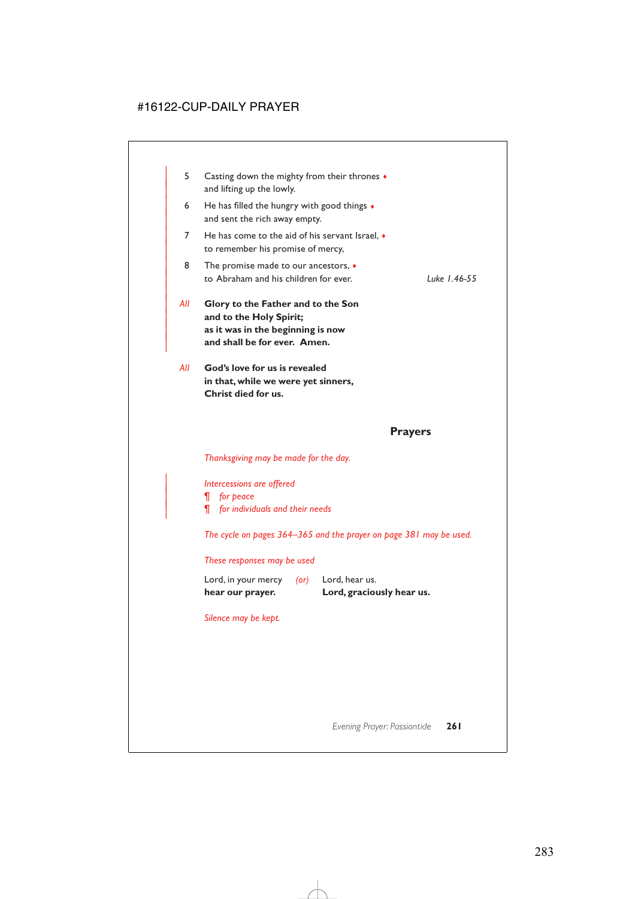5 Casting down the mighty from their thrones ♦
and lifting up the lowly.

6 He has filled the hungry with good things ♦
and sent the rich away empty.

7 He has come to the aid of his servant Israel, ♦
to remember his promise of mercy,

8 The promise made to our ancestors, ♦
to Abraham and his children for ever. *Luke 1.46-55*

*All* **Glory to the Father and to the Son**
**and to the Holy Spirit;**
**as it was in the beginning is now**
**and shall be for ever. Amen.**

*All* **God's love for us is revealed**
**in that, while we were yet sinners,**
**Christ died for us.**

## Prayers

*Thanksgiving may be made for the day.*

*Intercessions are offered*
¶ *for peace*
¶ *for individuals and their needs*

*The cycle on pages 364–365 and the prayer on page 381 may be used.*

*These responses may be used*

Lord, in your mercy *(or)* Lord, hear us.
**hear our prayer.** **Lord, graciously hear us.**

*Silence may be kept.*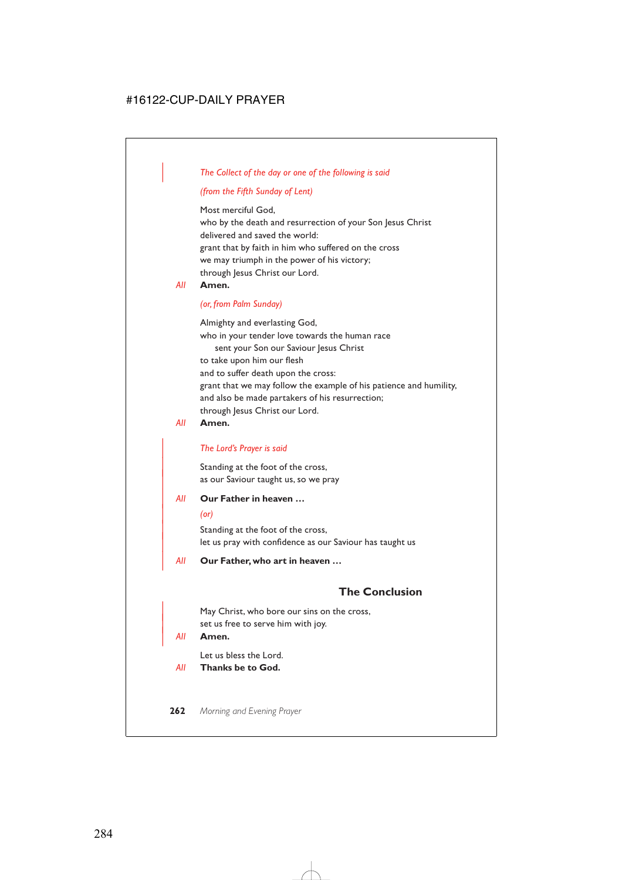*The Collect of the day or one of the following is said*

*(from the Fifth Sunday of Lent)*

Most merciful God,
who by the death and resurrection of your Son Jesus Christ
delivered and saved the world:
grant that by faith in him who suffered on the cross
we may triumph in the power of his victory;
through Jesus Christ our Lord.

*All* **Amen.**

*(or, from Palm Sunday)*

Almighty and everlasting God,
who in your tender love towards the human race
sent your Son our Saviour Jesus Christ
to take upon him our flesh
and to suffer death upon the cross:
grant that we may follow the example of his patience and humility,
and also be made partakers of his resurrection;
through Jesus Christ our Lord.

*All* **Amen.**

*The Lord's Prayer is said*

Standing at the foot of the cross,
as our Saviour taught us, so we pray

*All* **Our Father in heaven …**

*(or)*

Standing at the foot of the cross,
let us pray with confidence as our Saviour has taught us

*All* **Our Father, who art in heaven …**

## The Conclusion

May Christ, who bore our sins on the cross,
set us free to serve him with joy.

*All* **Amen.**

Let us bless the Lord.

*All* **Thanks be to God.**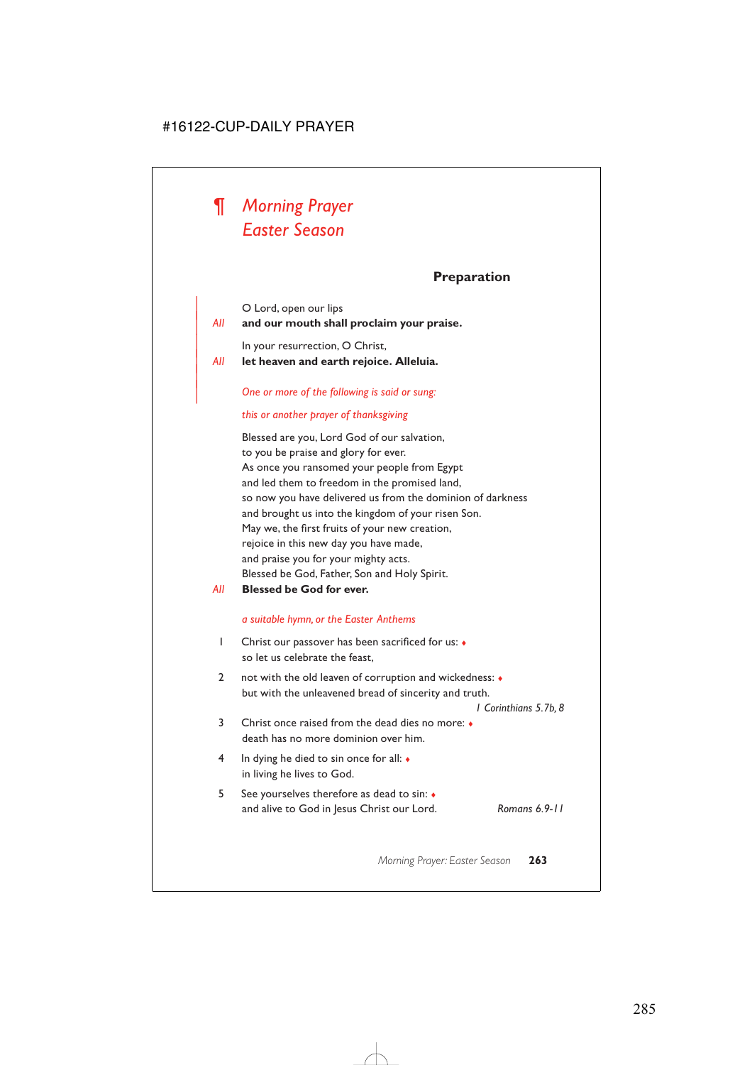# ¶ *Morning Prayer*
# *Easter Season*

## Preparation

O Lord, open our lips
*All* **and our mouth shall proclaim your praise.**

In your resurrection, O Christ,
*All* **let heaven and earth rejoice. Alleluia.**

*One or more of the following is said or sung:*

*this or another prayer of thanksgiving*

Blessed are you, Lord God of our salvation,
to you be praise and glory for ever.
As once you ransomed your people from Egypt
and led them to freedom in the promised land,
so now you have delivered us from the dominion of darkness
and brought us into the kingdom of your risen Son.
May we, the first fruits of your new creation,
rejoice in this new day you have made,
and praise you for your mighty acts.
Blessed be God, Father, Son and Holy Spirit.
*All* **Blessed be God for ever.**

*a suitable hymn, or the Easter Anthems*

1 Christ our passover has been sacrificed for us: ♦
so let us celebrate the feast,

2 not with the old leaven of corruption and wickedness: ♦
but with the unleavened bread of sincerity and truth.
*1 Corinthians 5.7b, 8*

3 Christ once raised from the dead dies no more: ♦
death has no more dominion over him.

4 In dying he died to sin once for all: ♦
in living he lives to God.

5 See yourselves therefore as dead to sin: ♦
and alive to God in Jesus Christ our Lord. *Romans 6.9-11*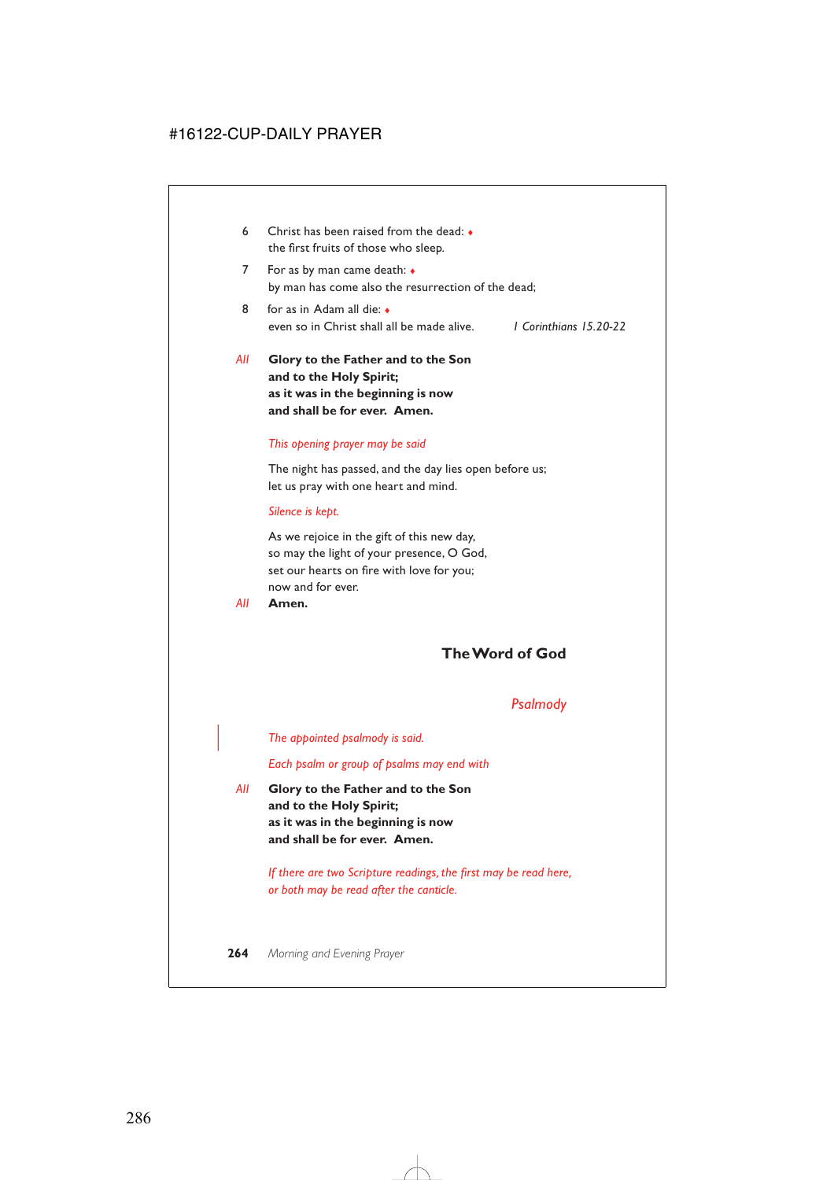6 Christ has been raised from the dead: ♦
the first fruits of those who sleep.

7 For as by man came death: ♦
by man has come also the resurrection of the dead;

8 for as in Adam all die: ♦
even so in Christ shall all be made alive. *1 Corinthians 15.20-22*

*All* **Glory to the Father and to the Son
and to the Holy Spirit;
as it was in the beginning is now
and shall be for ever. Amen.**

*This opening prayer may be said*

The night has passed, and the day lies open before us;
let us pray with one heart and mind.

*Silence is kept.*

As we rejoice in the gift of this new day,
so may the light of your presence, O God,
set our hearts on fire with love for you;
now and for ever.

*All* **Amen.**

## The Word of God

### *Psalmody*

*The appointed psalmody is said.*

*Each psalm or group of psalms may end with*

*All* **Glory to the Father and to the Son
and to the Holy Spirit;
as it was in the beginning is now
and shall be for ever. Amen.**

*If there are two Scripture readings, the first may be read here, or both may be read after the canticle.*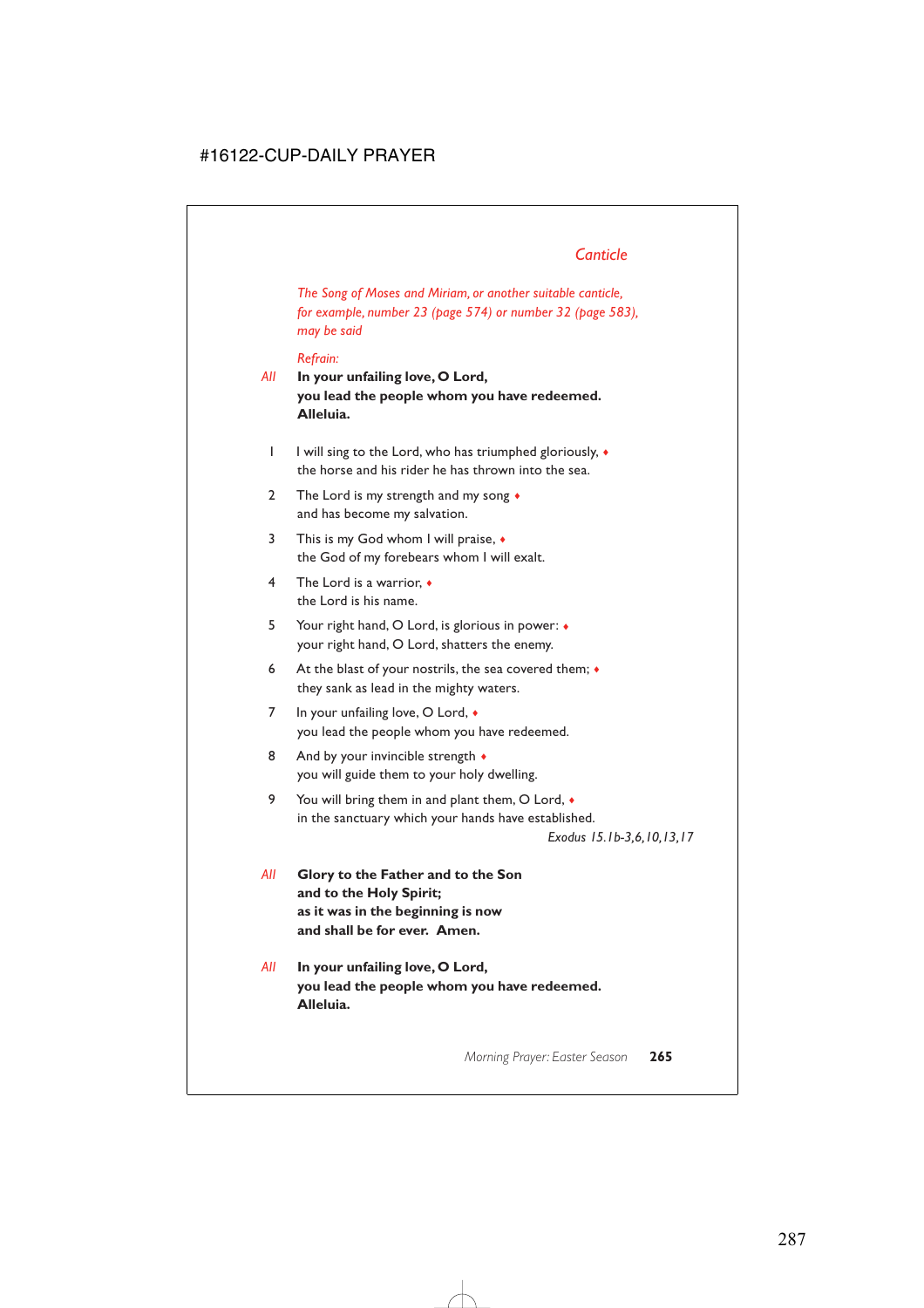## *Canticle*

*The Song of Moses and Miriam, or another suitable canticle, for example, number 23 (page 574) or number 32 (page 583), may be said*

*Refrain:*

*All* **In your unfailing love, O Lord,**
**you lead the people whom you have redeemed.**
**Alleluia.**

1 I will sing to the Lord, who has triumphed gloriously, ♦
the horse and his rider he has thrown into the sea.

2 The Lord is my strength and my song ♦
and has become my salvation.

3 This is my God whom I will praise, ♦
the God of my forebears whom I will exalt.

4 The Lord is a warrior, ♦
the Lord is his name.

5 Your right hand, O Lord, is glorious in power: ♦
your right hand, O Lord, shatters the enemy.

6 At the blast of your nostrils, the sea covered them; ♦
they sank as lead in the mighty waters.

7 In your unfailing love, O Lord, ♦
you lead the people whom you have redeemed.

8 And by your invincible strength ♦
you will guide them to your holy dwelling.

9 You will bring them in and plant them, O Lord, ♦
in the sanctuary which your hands have established.

*Exodus 15.1b-3,6,10,13,17*

*All* **Glory to the Father and to the Son**
**and to the Holy Spirit;**
**as it was in the beginning is now**
**and shall be for ever. Amen.**

*All* **In your unfailing love, O Lord,**
**you lead the people whom you have redeemed.**
**Alleluia.**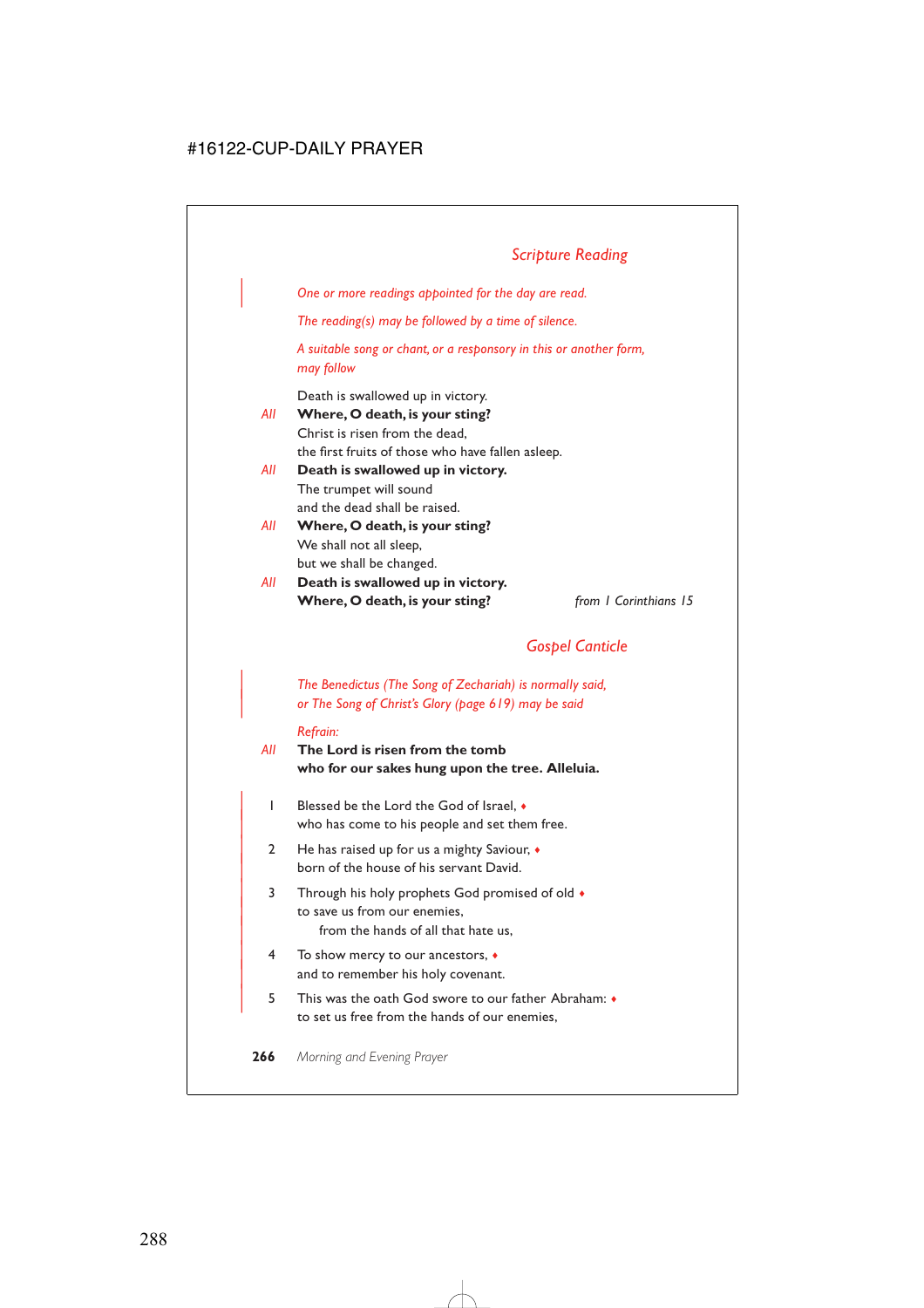## *Scripture Reading*

*One or more readings appointed for the day are read.*

*The reading(s) may be followed by a time of silence.*

*A suitable song or chant, or a responsory in this or another form, may follow*

Death is swallowed up in victory.
*All* **Where, O death, is your sting?**
Christ is risen from the dead,
the first fruits of those who have fallen asleep.
*All* **Death is swallowed up in victory.**
The trumpet will sound
and the dead shall be raised.
*All* **Where, O death, is your sting?**
We shall not all sleep,
but we shall be changed.
*All* **Death is swallowed up in victory.**
**Where, O death, is your sting?** *from 1 Corinthians 15*

## *Gospel Canticle*

*The Benedictus (The Song of Zechariah) is normally said, or The Song of Christ's Glory (page 619) may be said*

*Refrain:*

*All* **The Lord is risen from the tomb**
**who for our sakes hung upon the tree. Alleluia.**

1 Blessed be the Lord the God of Israel, ♦
who has come to his people and set them free.

2 He has raised up for us a mighty Saviour, ♦
born of the house of his servant David.

3 Through his holy prophets God promised of old ♦
to save us from our enemies,
from the hands of all that hate us,

4 To show mercy to our ancestors, ♦
and to remember his holy covenant.

5 This was the oath God swore to our father Abraham: ♦
to set us free from the hands of our enemies,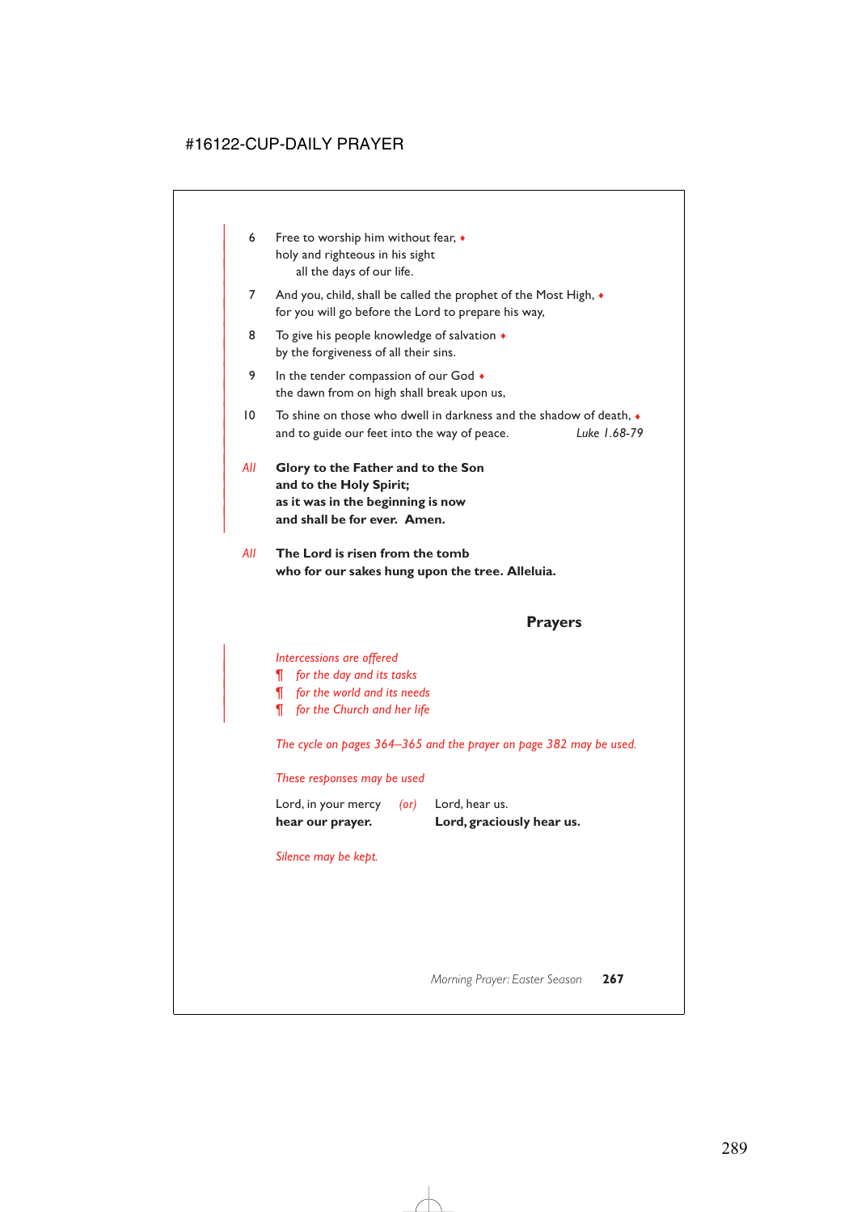6 Free to worship him without fear, ♦
holy and righteous in his sight
all the days of our life.

7 And you, child, shall be called the prophet of the Most High, ♦
for you will go before the Lord to prepare his way,

8 To give his people knowledge of salvation ♦
by the forgiveness of all their sins.

9 In the tender compassion of our God ♦
the dawn from on high shall break upon us,

10 To shine on those who dwell in darkness and the shadow of death, ♦
and to guide our feet into the way of peace. *Luke 1.68-79*

*All* **Glory to the Father and to the Son
and to the Holy Spirit;
as it was in the beginning is now
and shall be for ever. Amen.**

*All* **The Lord is risen from the tomb
who for our sakes hung upon the tree. Alleluia.**

## Prayers

*Intercessions are offered*
¶ *for the day and its tasks*
¶ *for the world and its needs*
¶ *for the Church and her life*

*The cycle on pages 364–365 and the prayer on page 382 may be used.*

*These responses may be used*

Lord, in your mercy *(or)* Lord, hear us.
**hear our prayer.** **Lord, graciously hear us.**

*Silence may be kept.*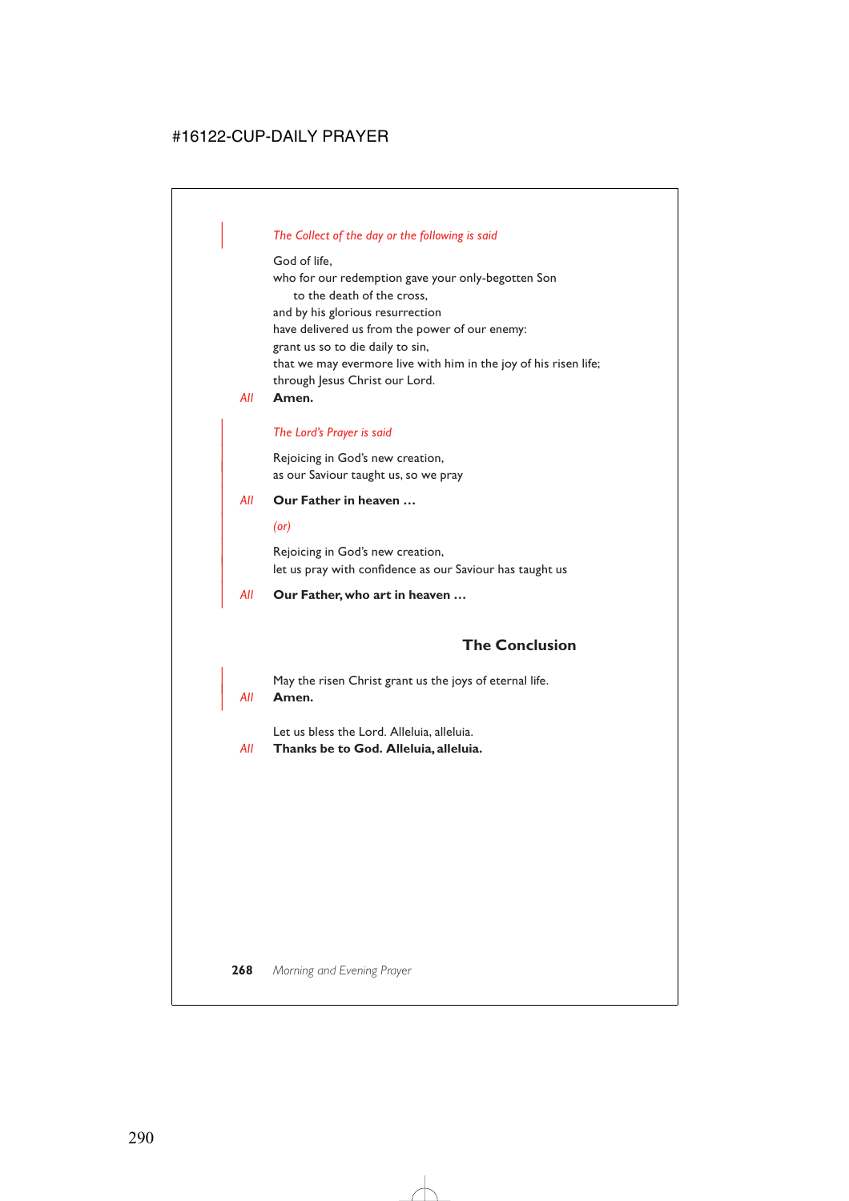*The Collect of the day or the following is said*

God of life,
who for our redemption gave your only-begotten Son
to the death of the cross,
and by his glorious resurrection
have delivered us from the power of our enemy:
grant us so to die daily to sin,
that we may evermore live with him in the joy of his risen life;
through Jesus Christ our Lord.

*All* **Amen.**

*The Lord's Prayer is said*

Rejoicing in God's new creation,
as our Saviour taught us, so we pray

*All* **Our Father in heaven …**

*(or)*

Rejoicing in God's new creation,
let us pray with confidence as our Saviour has taught us

*All* **Our Father, who art in heaven …**

## The Conclusion

May the risen Christ grant us the joys of eternal life.

*All* **Amen.**

Let us bless the Lord. Alleluia, alleluia.

*All* **Thanks be to God. Alleluia, alleluia.**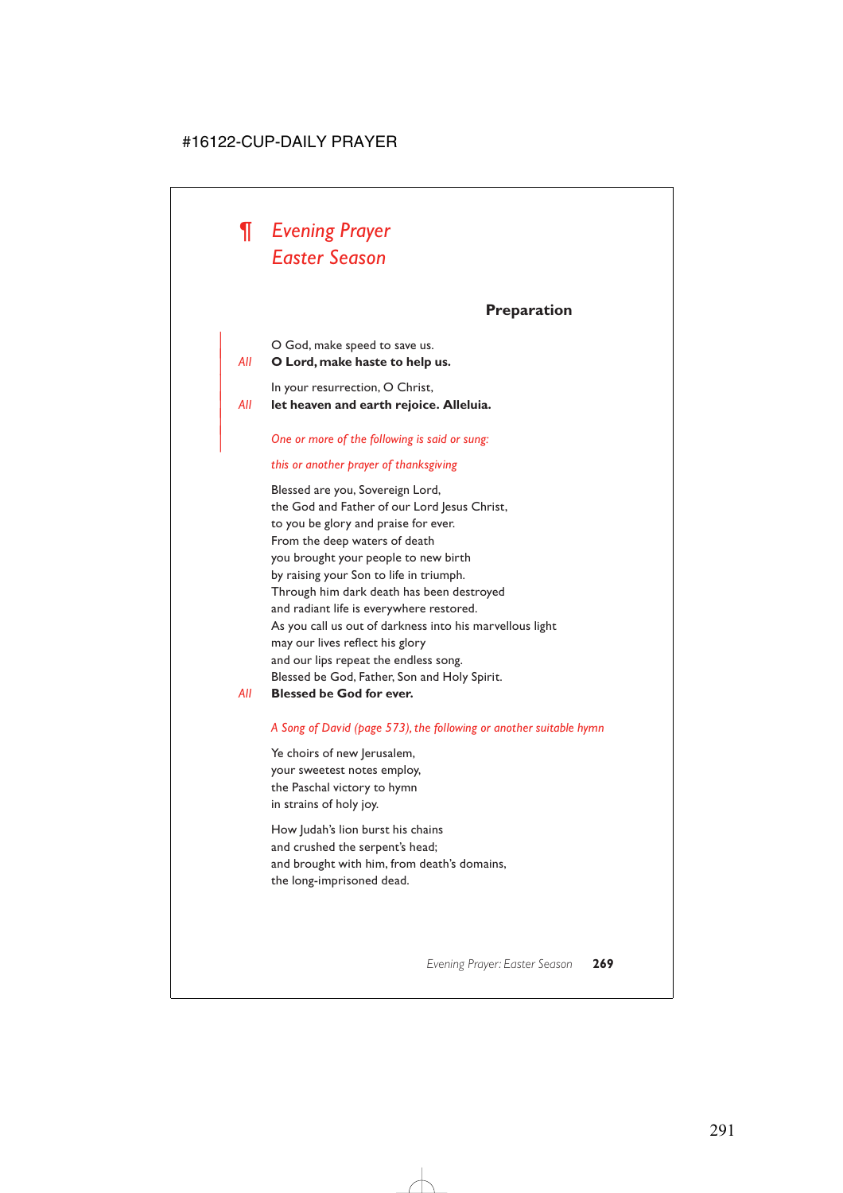# ¶ *Evening Prayer*
# *Easter Season*

### Preparation

O God, make speed to save us.
*All* **O Lord, make haste to help us.**

In your resurrection, O Christ,
*All* **let heaven and earth rejoice. Alleluia.**

*One or more of the following is said or sung:*

*this or another prayer of thanksgiving*

Blessed are you, Sovereign Lord,
the God and Father of our Lord Jesus Christ,
to you be glory and praise for ever.
From the deep waters of death
you brought your people to new birth
by raising your Son to life in triumph.
Through him dark death has been destroyed
and radiant life is everywhere restored.
As you call us out of darkness into his marvellous light
may our lives reflect his glory
and our lips repeat the endless song.
Blessed be God, Father, Son and Holy Spirit.
*All* **Blessed be God for ever.**

*A Song of David (page 573), the following or another suitable hymn*

Ye choirs of new Jerusalem,
your sweetest notes employ,
the Paschal victory to hymn
in strains of holy joy.

How Judah's lion burst his chains
and crushed the serpent's head;
and brought with him, from death's domains,
the long-imprisoned dead.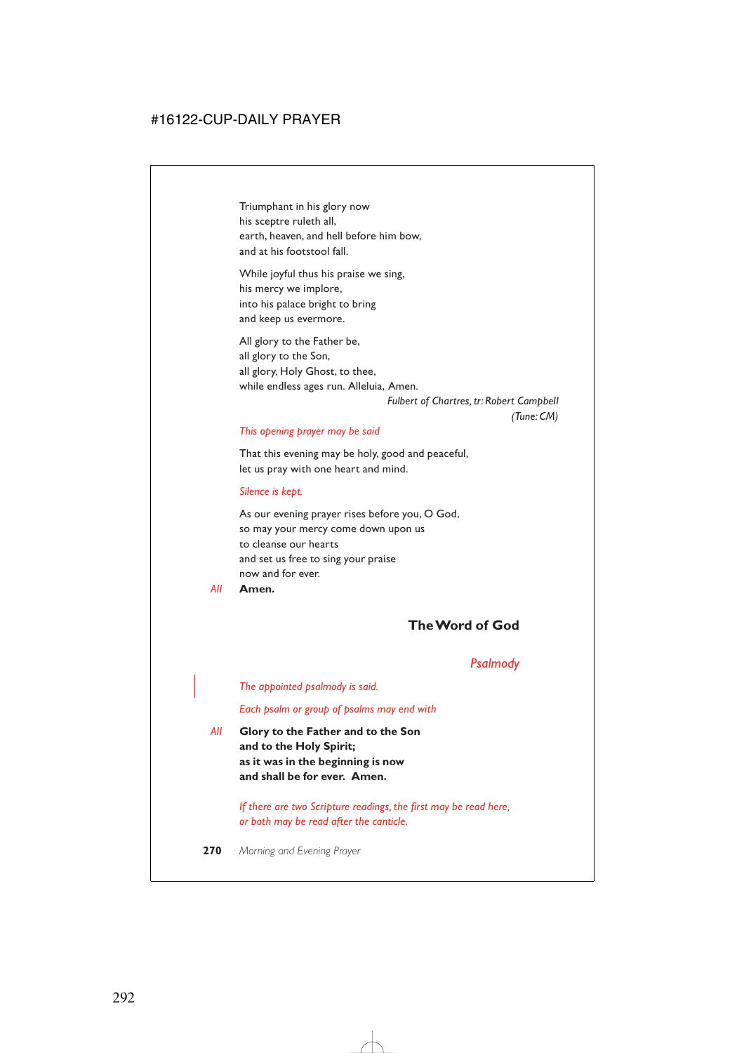Triumphant in his glory now
his sceptre ruleth all,
earth, heaven, and hell before him bow,
and at his footstool fall.

While joyful thus his praise we sing,
his mercy we implore,
into his palace bright to bring
and keep us evermore.

All glory to the Father be,
all glory to the Son,
all glory, Holy Ghost, to thee,
while endless ages run. Alleluia, Amen.

*Fulbert of Chartres, tr: Robert Campbell*
*(Tune: CM)*

*This opening prayer may be said*

That this evening may be holy, good and peaceful,
let us pray with one heart and mind.

*Silence is kept.*

As our evening prayer rises before you, O God,
so may your mercy come down upon us
to cleanse our hearts
and set us free to sing your praise
now and for ever.

*All* **Amen.**

## The Word of God

### *Psalmody*

*The appointed psalmody is said.*

*Each psalm or group of psalms may end with*

*All* **Glory to the Father and to the Son**
**and to the Holy Spirit;**
**as it was in the beginning is now**
**and shall be for ever. Amen.**

*If there are two Scripture readings, the first may be read here, or both may be read after the canticle.*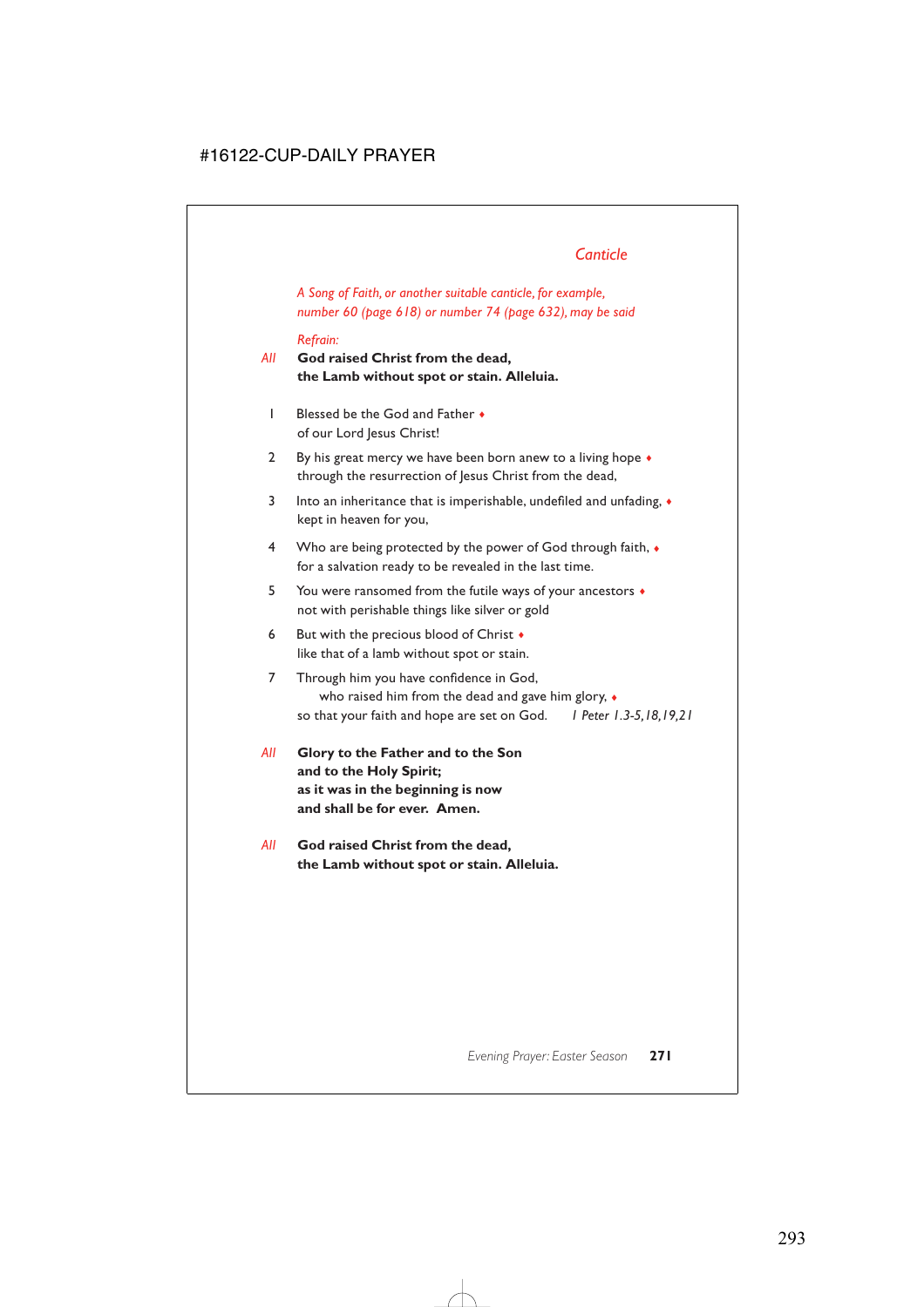## *Canticle*

*A Song of Faith, or another suitable canticle, for example, number 60 (page 618) or number 74 (page 632), may be said*

*Refrain:*

*All* **God raised Christ from the dead, the Lamb without spot or stain. Alleluia.**

1 Blessed be the God and Father ♦
of our Lord Jesus Christ!

2 By his great mercy we have been born anew to a living hope ♦
through the resurrection of Jesus Christ from the dead,

3 Into an inheritance that is imperishable, undefiled and unfading, ♦
kept in heaven for you,

4 Who are being protected by the power of God through faith, ♦
for a salvation ready to be revealed in the last time.

5 You were ransomed from the futile ways of your ancestors ♦
not with perishable things like silver or gold

6 But with the precious blood of Christ ♦
like that of a lamb without spot or stain.

7 Through him you have confidence in God,
who raised him from the dead and gave him glory, ♦
so that your faith and hope are set on God. *1 Peter 1.3-5,18,19,21*

*All* **Glory to the Father and to the Son
and to the Holy Spirit;
as it was in the beginning is now
and shall be for ever. Amen.**

*All* **God raised Christ from the dead,
the Lamb without spot or stain. Alleluia.**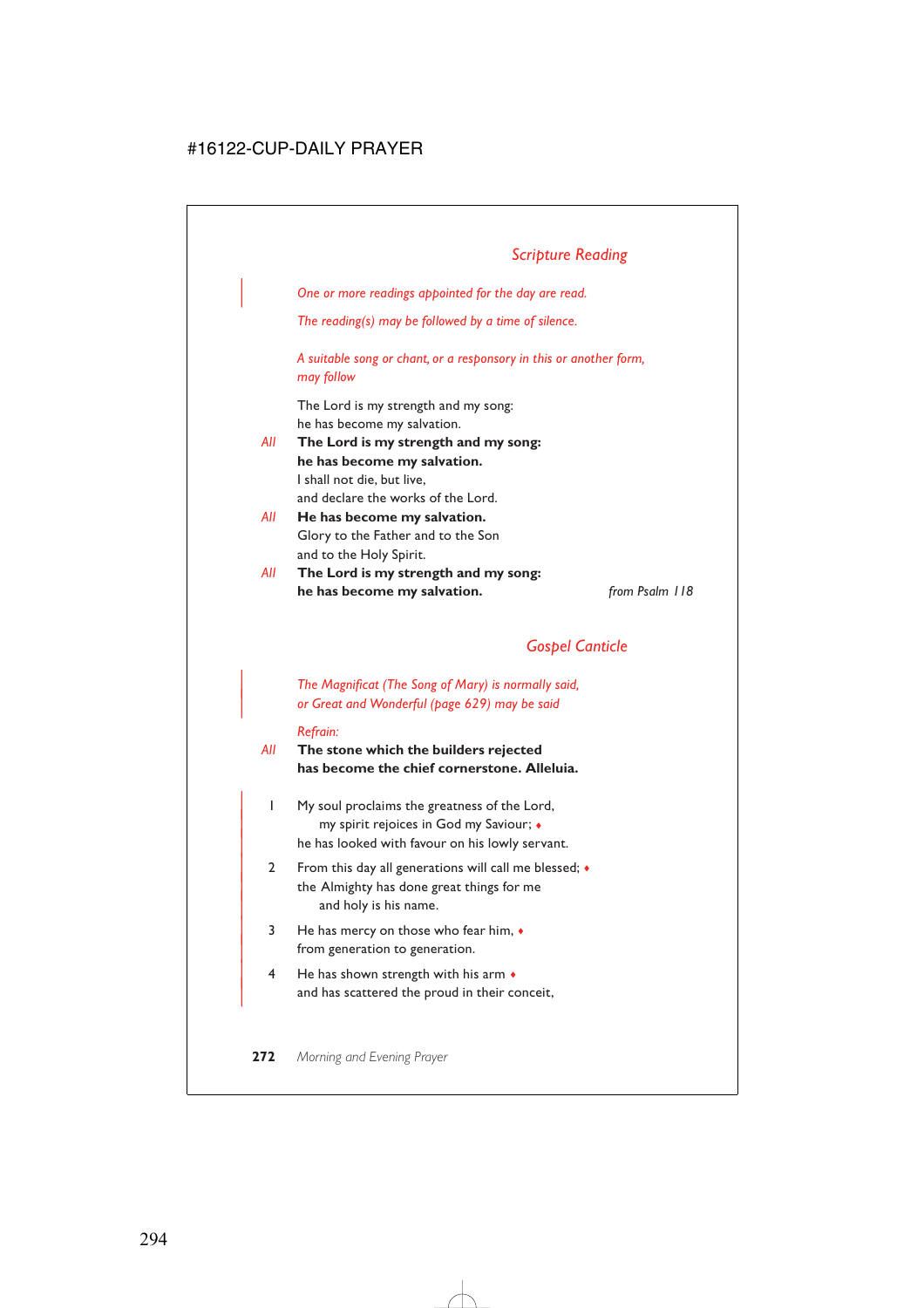## *Scripture Reading*

*One or more readings appointed for the day are read.*

*The reading(s) may be followed by a time of silence.*

*A suitable song or chant, or a responsory in this or another form, may follow*

The Lord is my strength and my song:
he has become my salvation.

*All* **The Lord is my strength and my song:**
**he has become my salvation.**

I shall not die, but live,
and declare the works of the Lord.

*All* **He has become my salvation.**

Glory to the Father and to the Son
and to the Holy Spirit.

*All* **The Lord is my strength and my song:**
**he has become my salvation.** *from Psalm 118*

## *Gospel Canticle*

*The Magnificat (The Song of Mary) is normally said, or Great and Wonderful (page 629) may be said*

*Refrain:*

*All* **The stone which the builders rejected**
**has become the chief cornerstone. Alleluia.**

1 My soul proclaims the greatness of the Lord,
 my spirit rejoices in God my Saviour; ♦
he has looked with favour on his lowly servant.

2 From this day all generations will call me blessed; ♦
the Almighty has done great things for me
 and holy is his name.

3 He has mercy on those who fear him, ♦
from generation to generation.

4 He has shown strength with his arm ♦
and has scattered the proud in their conceit,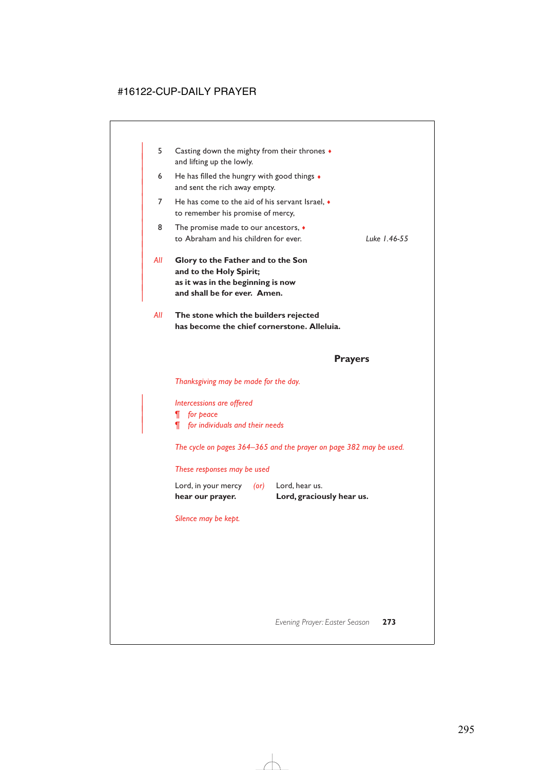5 Casting down the mighty from their thrones ♦
and lifting up the lowly.

6 He has filled the hungry with good things ♦
and sent the rich away empty.

7 He has come to the aid of his servant Israel, ♦
to remember his promise of mercy,

8 The promise made to our ancestors, ♦
to Abraham and his children for ever. *Luke 1.46-55*

*All* **Glory to the Father and to the Son**
**and to the Holy Spirit;**
**as it was in the beginning is now**
**and shall be for ever. Amen.**

*All* **The stone which the builders rejected**
**has become the chief cornerstone. Alleluia.**

## Prayers

*Thanksgiving may be made for the day.*

*Intercessions are offered*
*¶ for peace*
*¶ for individuals and their needs*

*The cycle on pages 364–365 and the prayer on page 382 may be used.*

*These responses may be used*

Lord, in your mercy
**hear our prayer.**

*(or)*

Lord, hear us.
**Lord, graciously hear us.**

*Silence may be kept.*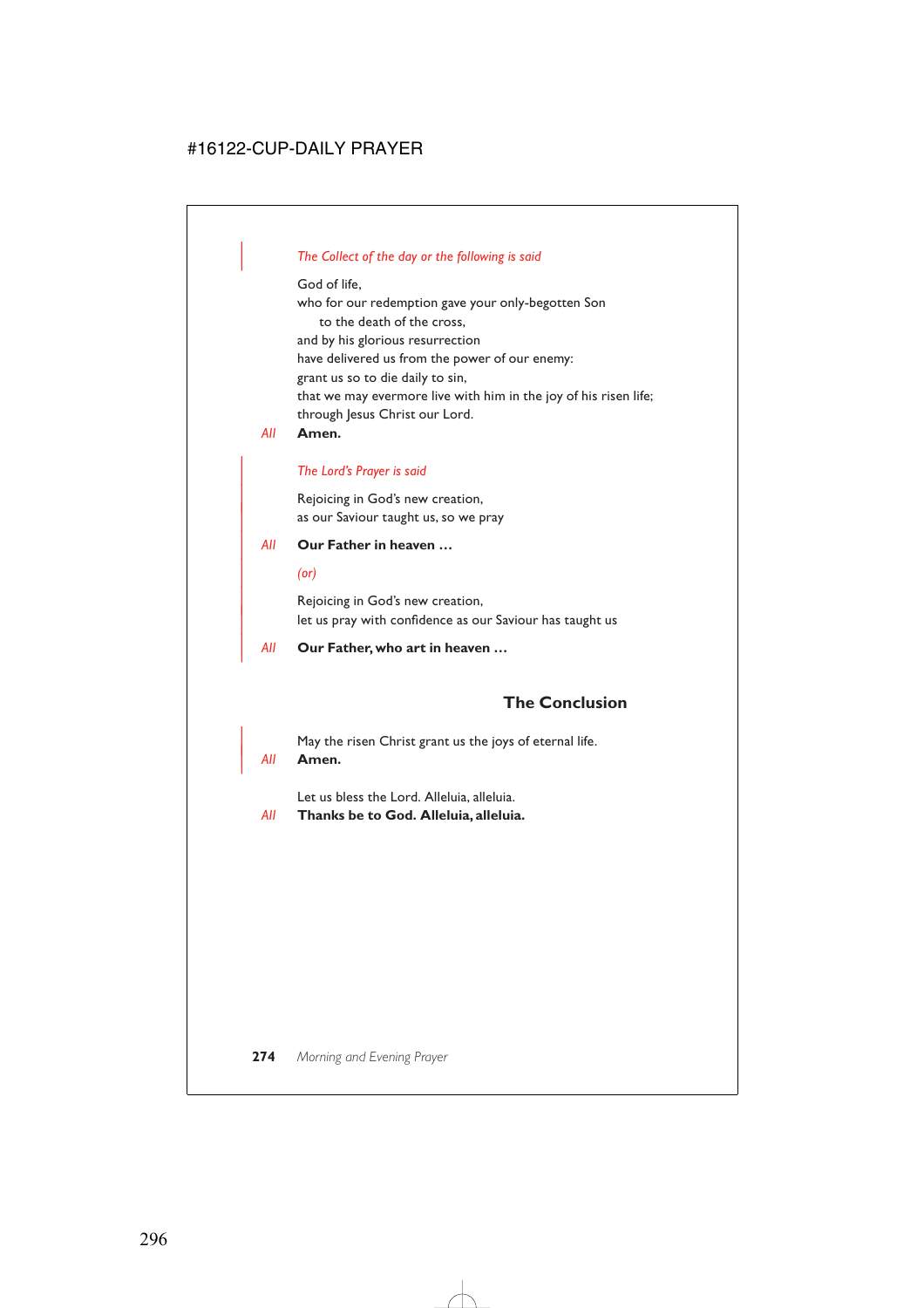*The Collect of the day or the following is said*

God of life,
who for our redemption gave your only-begotten Son
to the death of the cross,
and by his glorious resurrection
have delivered us from the power of our enemy:
grant us so to die daily to sin,
that we may evermore live with him in the joy of his risen life;
through Jesus Christ our Lord.

*All* **Amen.**

*The Lord's Prayer is said*

Rejoicing in God's new creation,
as our Saviour taught us, so we pray

*All* **Our Father in heaven …**

*(or)*

Rejoicing in God's new creation,
let us pray with confidence as our Saviour has taught us

*All* **Our Father, who art in heaven …**

## The Conclusion

May the risen Christ grant us the joys of eternal life.

*All* **Amen.**

Let us bless the Lord. Alleluia, alleluia.

*All* **Thanks be to God. Alleluia, alleluia.**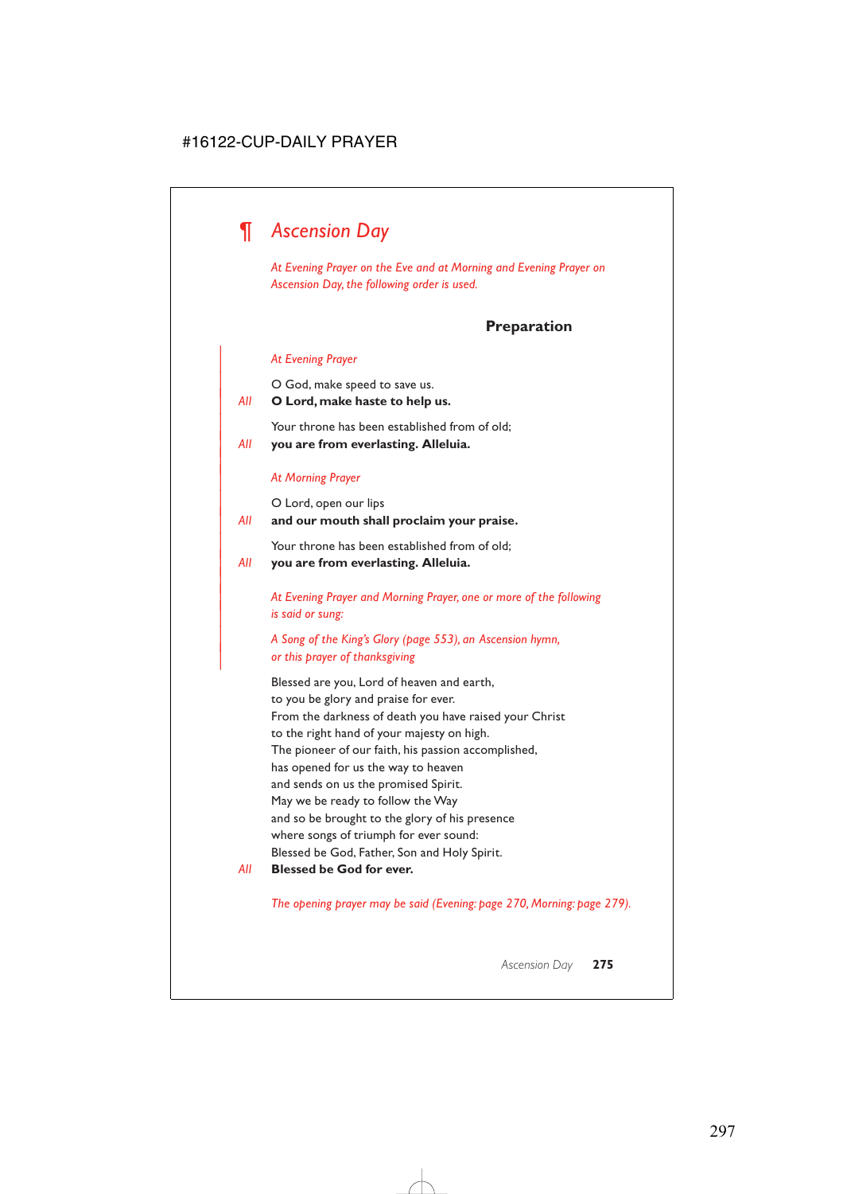# ¶ *Ascension Day*

*At Evening Prayer on the Eve and at Morning and Evening Prayer on Ascension Day, the following order is used.*

## Preparation

*At Evening Prayer*

O God, make speed to save us.

*All* **O Lord, make haste to help us.**

Your throne has been established from of old;

*All* **you are from everlasting. Alleluia.**

*At Morning Prayer*

O Lord, open our lips

*All* **and our mouth shall proclaim your praise.**

Your throne has been established from of old;

*All* **you are from everlasting. Alleluia.**

*At Evening Prayer and Morning Prayer, one or more of the following is said or sung:*

*A Song of the King's Glory (page 553), an Ascension hymn, or this prayer of thanksgiving*

Blessed are you, Lord of heaven and earth,
to you be glory and praise for ever.
From the darkness of death you have raised your Christ
to the right hand of your majesty on high.
The pioneer of our faith, his passion accomplished,
has opened for us the way to heaven
and sends on us the promised Spirit.
May we be ready to follow the Way
and so be brought to the glory of his presence
where songs of triumph for ever sound:
Blessed be God, Father, Son and Holy Spirit.

*All* **Blessed be God for ever.**

*The opening prayer may be said (Evening: page 270, Morning: page 279).*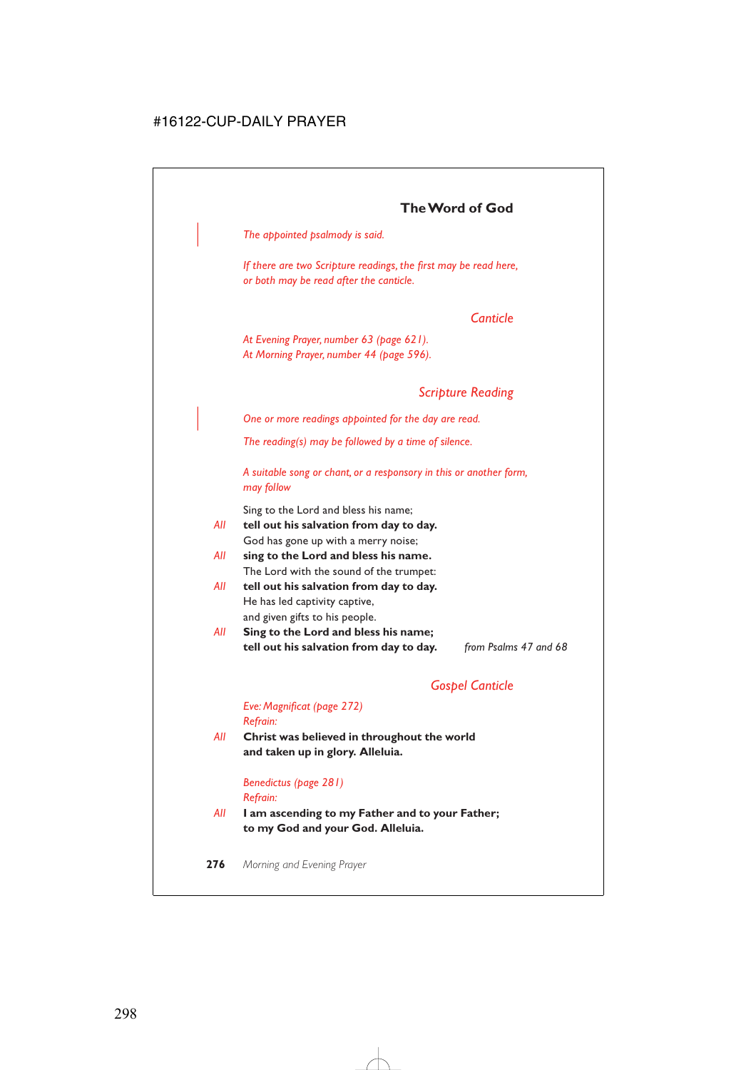## The Word of God

*The appointed psalmody is said.*

*If there are two Scripture readings, the first may be read here, or both may be read after the canticle.*

### *Canticle*

*At Evening Prayer, number 63 (page 621).*
*At Morning Prayer, number 44 (page 596).*

### *Scripture Reading*

*One or more readings appointed for the day are read.*

*The reading(s) may be followed by a time of silence.*

*A suitable song or chant, or a responsory in this or another form, may follow*

Sing to the Lord and bless his name;
*All* **tell out his salvation from day to day.**
God has gone up with a merry noise;
*All* **sing to the Lord and bless his name.**
The Lord with the sound of the trumpet:
*All* **tell out his salvation from day to day.**
He has led captivity captive,
and given gifts to his people.
*All* **Sing to the Lord and bless his name;**
**tell out his salvation from day to day.** *from Psalms 47 and 68*

### *Gospel Canticle*

*Eve: Magnificat (page 272)*
*Refrain:*
*All* **Christ was believed in throughout the world**
**and taken up in glory. Alleluia.**

*Benedictus (page 281)*
*Refrain:*
*All* **I am ascending to my Father and to your Father;**
**to my God and your God. Alleluia.**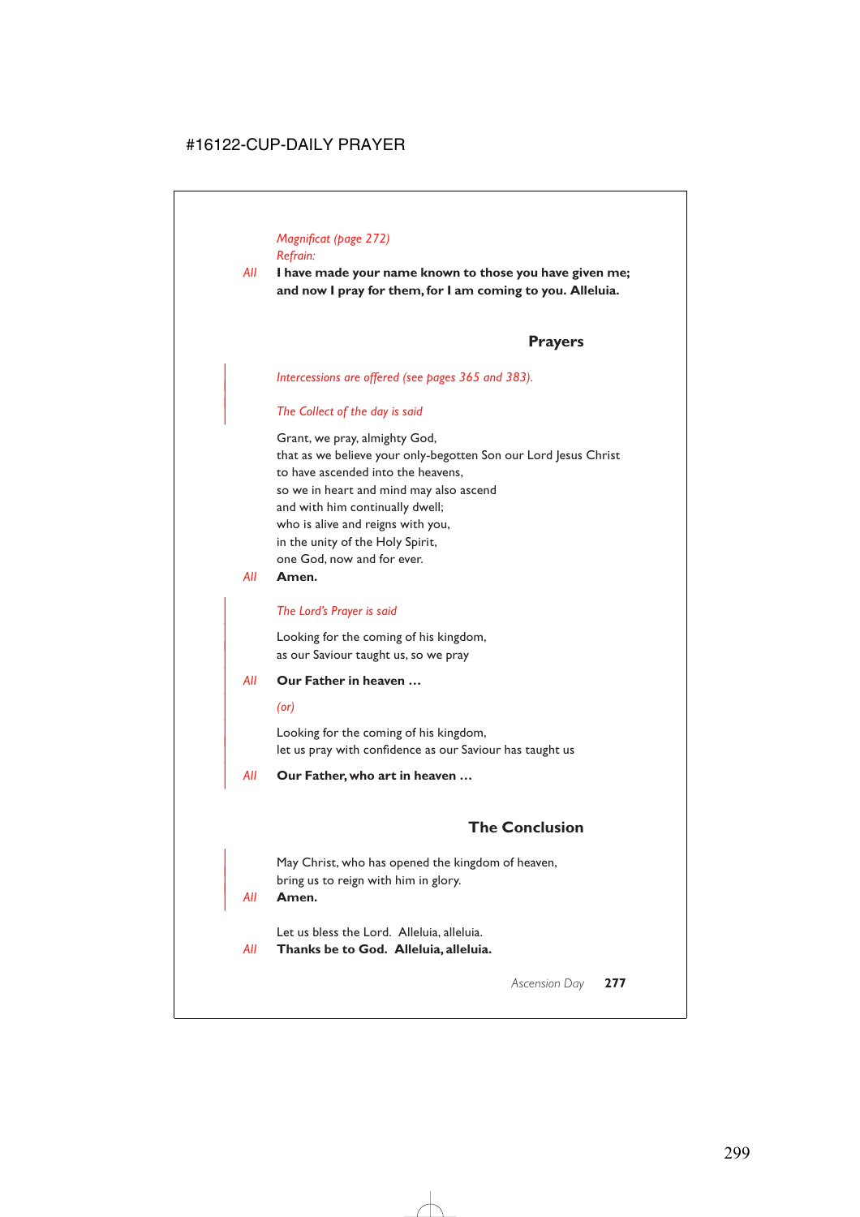*Magnificat (page 272)*
*Refrain:*

*All* **I have made your name known to those you have given me; and now I pray for them, for I am coming to you. Alleluia.**

## Prayers

*Intercessions are offered (see pages 365 and 383).*

*The Collect of the day is said*

Grant, we pray, almighty God,
that as we believe your only-begotten Son our Lord Jesus Christ
to have ascended into the heavens,
so we in heart and mind may also ascend
and with him continually dwell;
who is alive and reigns with you,
in the unity of the Holy Spirit,
one God, now and for ever.

*All* **Amen.**

*The Lord's Prayer is said*

Looking for the coming of his kingdom,
as our Saviour taught us, so we pray

*All* **Our Father in heaven …**

*(or)*

Looking for the coming of his kingdom,
let us pray with confidence as our Saviour has taught us

*All* **Our Father, who art in heaven …**

## The Conclusion

May Christ, who has opened the kingdom of heaven,
bring us to reign with him in glory.

*All* **Amen.**

Let us bless the Lord. Alleluia, alleluia.

*All* **Thanks be to God. Alleluia, alleluia.**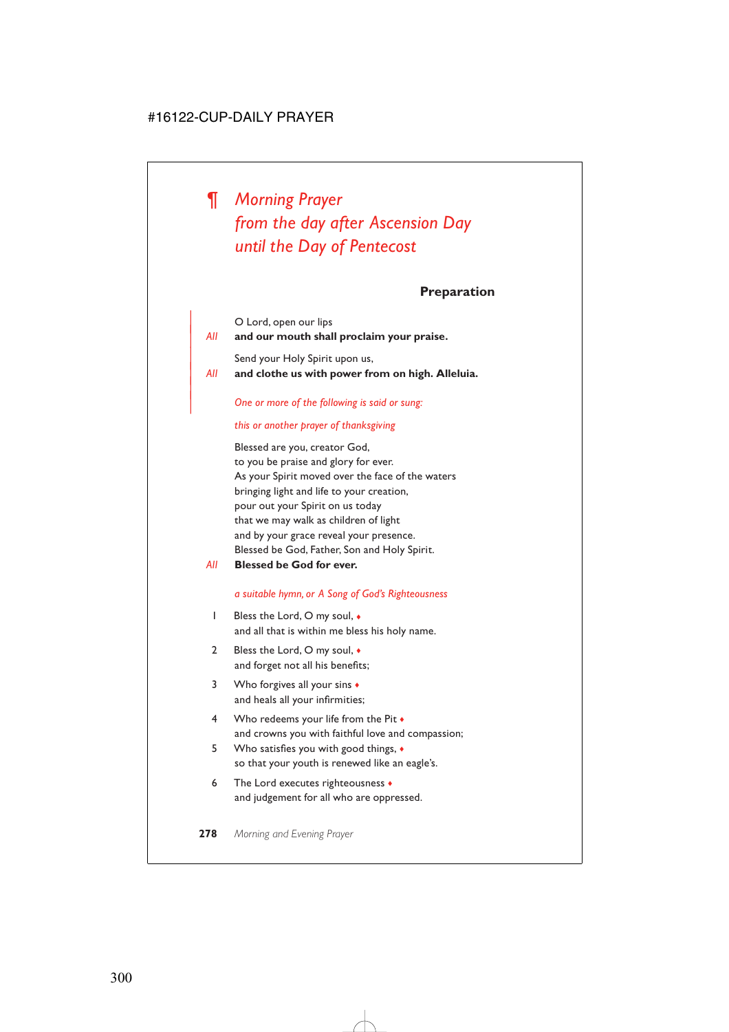# ¶ *Morning Prayer from the day after Ascension Day until the Day of Pentecost*

## Preparation

O Lord, open our lips

*All* **and our mouth shall proclaim your praise.**

Send your Holy Spirit upon us,

*All* **and clothe us with power from on high. Alleluia.**

*One or more of the following is said or sung:*

*this or another prayer of thanksgiving*

Blessed are you, creator God,
to you be praise and glory for ever.
As your Spirit moved over the face of the waters
bringing light and life to your creation,
pour out your Spirit on us today
that we may walk as children of light
and by your grace reveal your presence.
Blessed be God, Father, Son and Holy Spirit.

*All* **Blessed be God for ever.**

*a suitable hymn, or A Song of God's Righteousness*

1 Bless the Lord, O my soul, ♦
and all that is within me bless his holy name.

2 Bless the Lord, O my soul, ♦
and forget not all his benefits;

3 Who forgives all your sins ♦
and heals all your infirmities;

4 Who redeems your life from the Pit ♦
and crowns you with faithful love and compassion;

5 Who satisfies you with good things, ♦
so that your youth is renewed like an eagle's.

6 The Lord executes righteousness ♦
and judgement for all who are oppressed.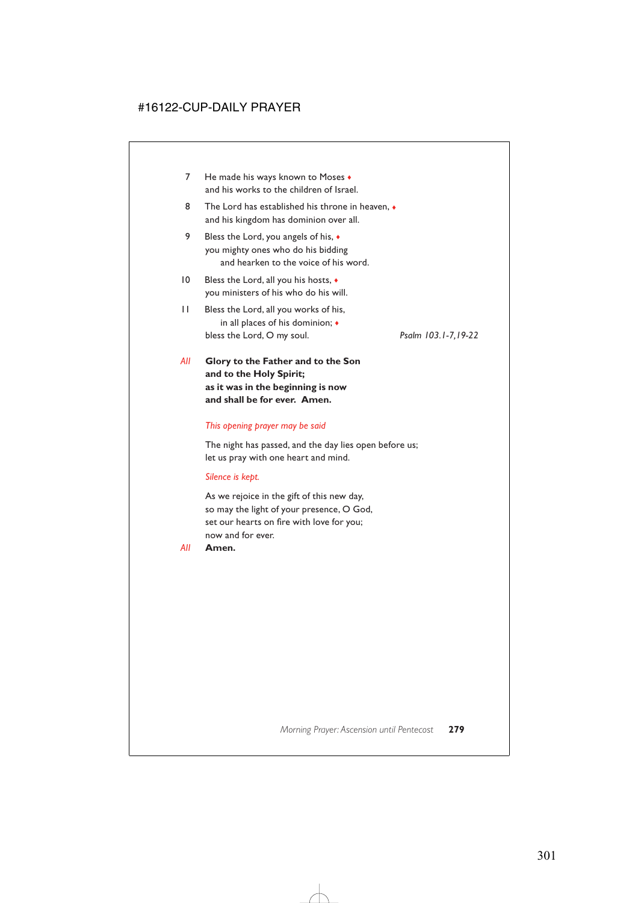7 He made his ways known to Moses ♦
and his works to the children of Israel.

8 The Lord has established his throne in heaven, ♦
and his kingdom has dominion over all.

9 Bless the Lord, you angels of his, ♦
you mighty ones who do his bidding
  and hearken to the voice of his word.

10 Bless the Lord, all you his hosts, ♦
you ministers of his who do his will.

11 Bless the Lord, all you works of his,
  in all places of his dominion; ♦
bless the Lord, O my soul.

*Psalm 103.1-7,19-22*

*All* **Glory to the Father and to the Son**
**and to the Holy Spirit;**
**as it was in the beginning is now**
**and shall be for ever. Amen.**

*This opening prayer may be said*

The night has passed, and the day lies open before us;
let us pray with one heart and mind.

*Silence is kept.*

As we rejoice in the gift of this new day,
so may the light of your presence, O God,
set our hearts on fire with love for you;
now and for ever.

*All* **Amen.**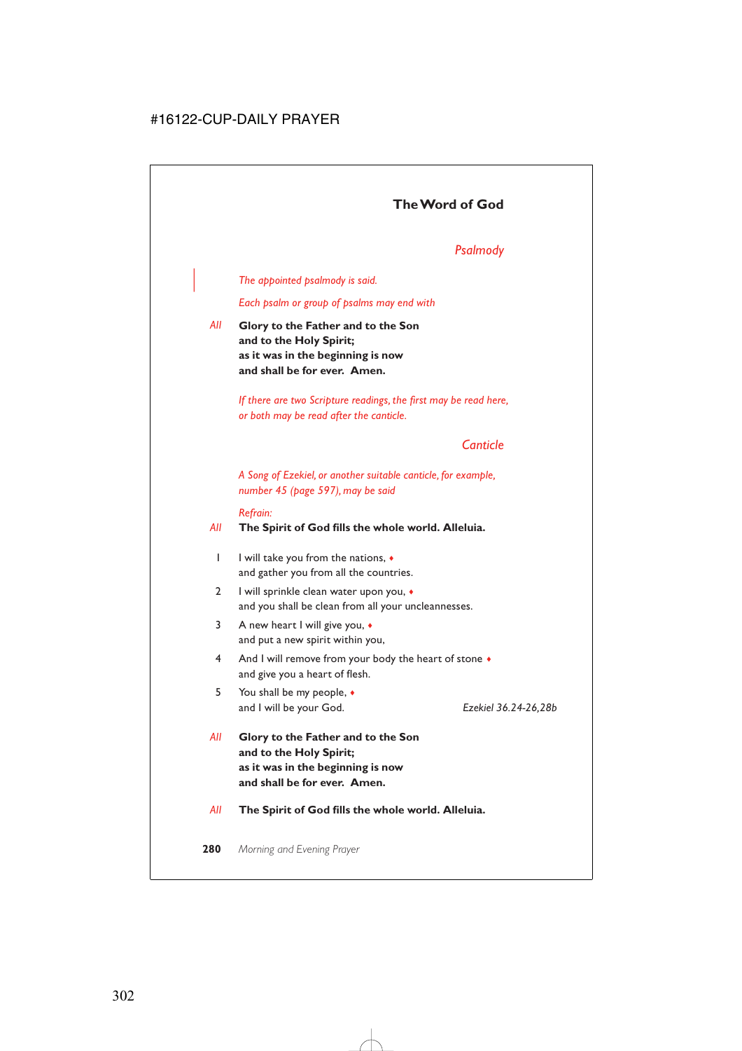## The Word of God

### *Psalmody*

*The appointed psalmody is said.*

*Each psalm or group of psalms may end with*

*All* **Glory to the Father and to the Son**
**and to the Holy Spirit;**
**as it was in the beginning is now**
**and shall be for ever. Amen.**

*If there are two Scripture readings, the first may be read here, or both may be read after the canticle.*

### *Canticle*

*A Song of Ezekiel, or another suitable canticle, for example, number 45 (page 597), may be said*

*Refrain:*

*All* **The Spirit of God fills the whole world. Alleluia.**

1 I will take you from the nations, ♦
and gather you from all the countries.

2 I will sprinkle clean water upon you, ♦
and you shall be clean from all your uncleannesses.

3 A new heart I will give you, ♦
and put a new spirit within you,

4 And I will remove from your body the heart of stone ♦
and give you a heart of flesh.

5 You shall be my people, ♦
and I will be your God. *Ezekiel 36.24-26,28b*

*All* **Glory to the Father and to the Son**
**and to the Holy Spirit;**
**as it was in the beginning is now**
**and shall be for ever. Amen.**

*All* **The Spirit of God fills the whole world. Alleluia.**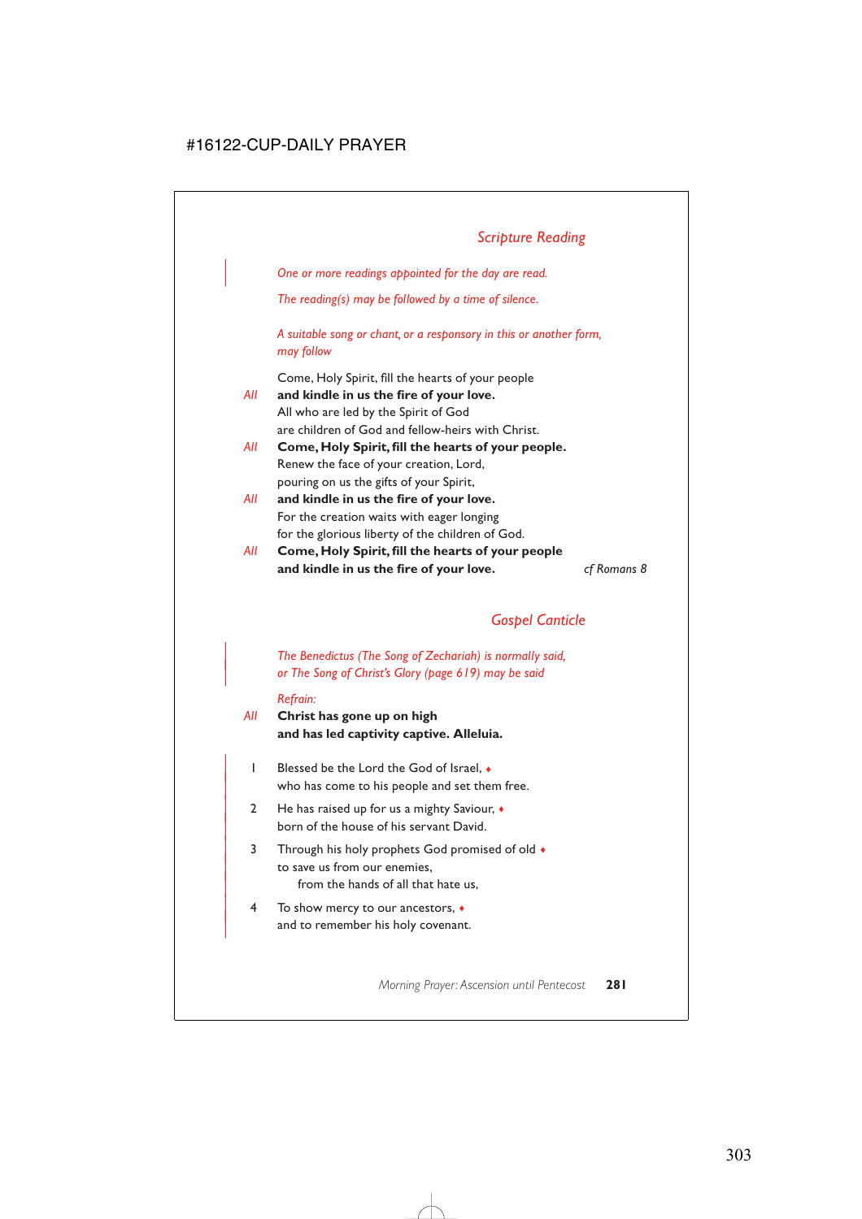## *Scripture Reading*

*One or more readings appointed for the day are read.*

*The reading(s) may be followed by a time of silence.*

*A suitable song or chant, or a responsory in this or another form, may follow*

Come, Holy Spirit, fill the hearts of your people
*All* **and kindle in us the fire of your love.**
All who are led by the Spirit of God
are children of God and fellow-heirs with Christ.
*All* **Come, Holy Spirit, fill the hearts of your people.**
Renew the face of your creation, Lord,
pouring on us the gifts of your Spirit,
*All* **and kindle in us the fire of your love.**
For the creation waits with eager longing
for the glorious liberty of the children of God.
*All* **Come, Holy Spirit, fill the hearts of your people**
**and kindle in us the fire of your love.** *cf Romans 8*

## *Gospel Canticle*

*The Benedictus (The Song of Zechariah) is normally said, or The Song of Christ's Glory (page 619) may be said*

*Refrain:*

*All* **Christ has gone up on high**
**and has led captivity captive. Alleluia.**

1 Blessed be the Lord the God of Israel, ♦
who has come to his people and set them free.

2 He has raised up for us a mighty Saviour, ♦
born of the house of his servant David.

3 Through his holy prophets God promised of old ♦
to save us from our enemies,
from the hands of all that hate us,

4 To show mercy to our ancestors, ♦
and to remember his holy covenant.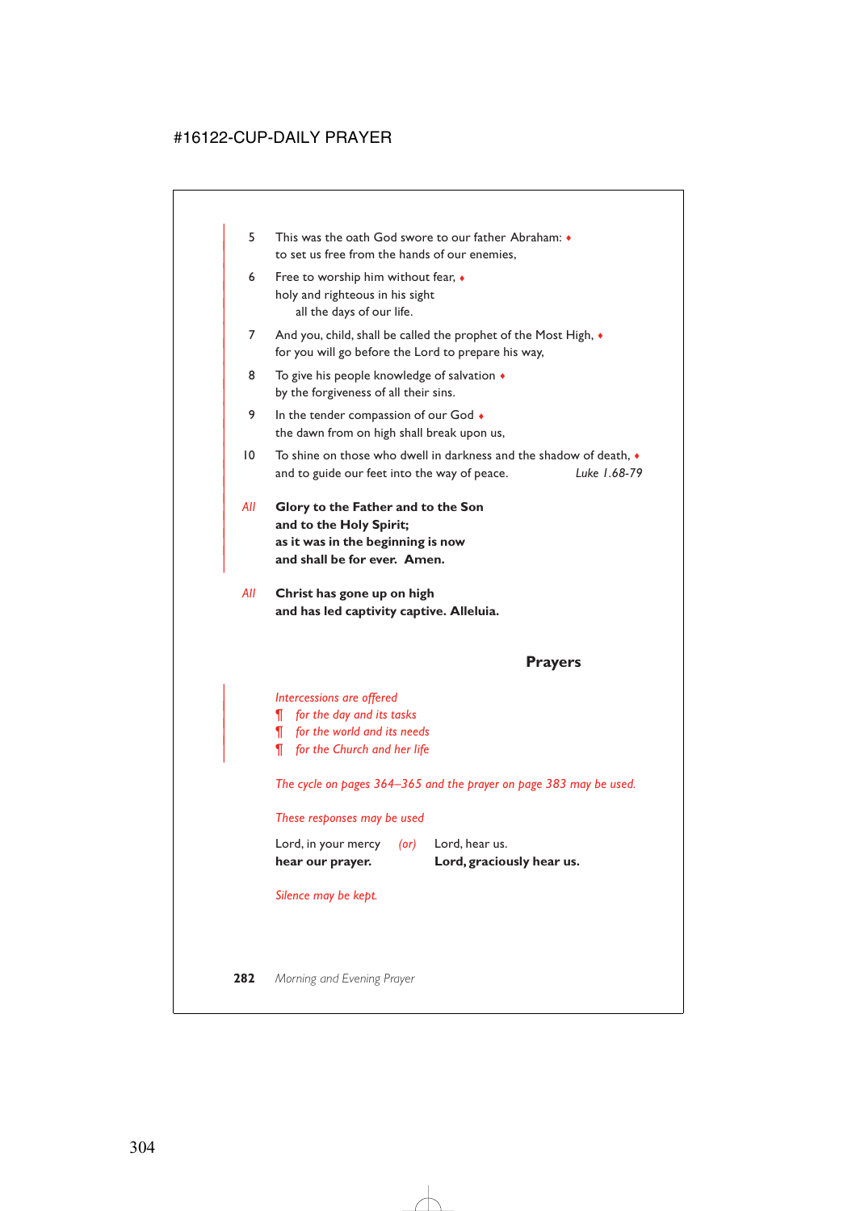5 This was the oath God swore to our father Abraham: ♦
to set us free from the hands of our enemies,

6 Free to worship him without fear, ♦
holy and righteous in his sight
all the days of our life.

7 And you, child, shall be called the prophet of the Most High, ♦
for you will go before the Lord to prepare his way,

8 To give his people knowledge of salvation ♦
by the forgiveness of all their sins.

9 In the tender compassion of our God ♦
the dawn from on high shall break upon us,

10 To shine on those who dwell in darkness and the shadow of death, ♦
and to guide our feet into the way of peace. *Luke 1.68-79*

*All* **Glory to the Father and to the Son**
**and to the Holy Spirit;**
**as it was in the beginning is now**
**and shall be for ever. Amen.**

*All* **Christ has gone up on high**
**and has led captivity captive. Alleluia.**

## Prayers

*Intercessions are offered*
¶ *for the day and its tasks*
¶ *for the world and its needs*
¶ *for the Church and her life*

*The cycle on pages 364–365 and the prayer on page 383 may be used.*

*These responses may be used*

Lord, in your mercy *(or)* Lord, hear us.
**hear our prayer.** **Lord, graciously hear us.**

*Silence may be kept.*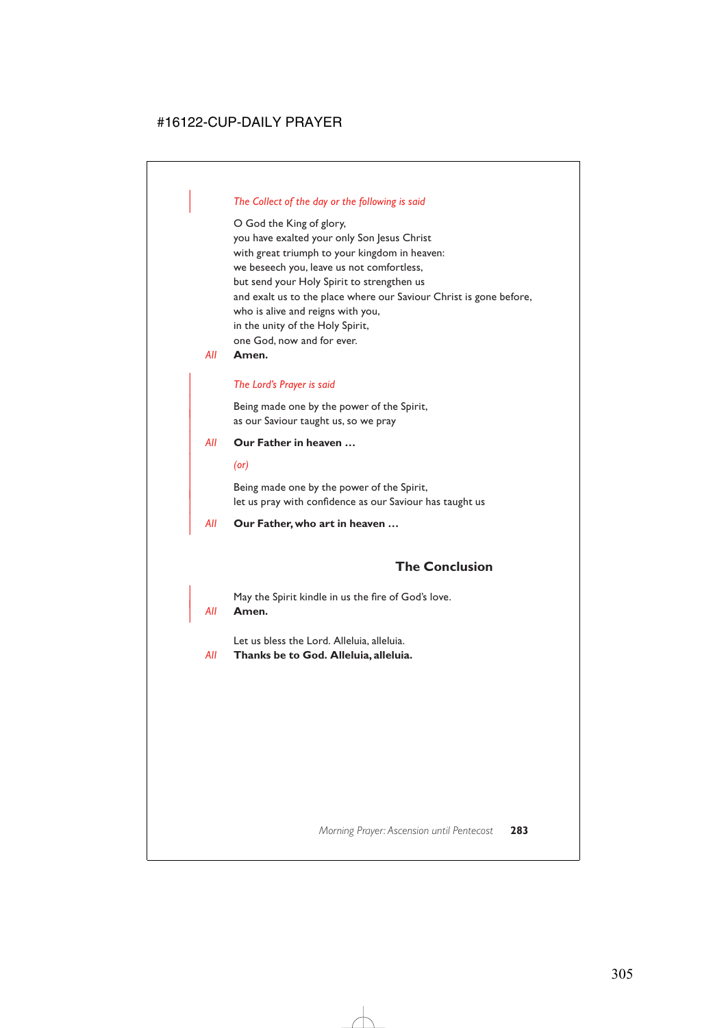*The Collect of the day or the following is said*

O God the King of glory,
you have exalted your only Son Jesus Christ
with great triumph to your kingdom in heaven:
we beseech you, leave us not comfortless,
but send your Holy Spirit to strengthen us
and exalt us to the place where our Saviour Christ is gone before,
who is alive and reigns with you,
in the unity of the Holy Spirit,
one God, now and for ever.

*All* **Amen.**

*The Lord's Prayer is said*

Being made one by the power of the Spirit,
as our Saviour taught us, so we pray

*All* **Our Father in heaven …**

*(or)*

Being made one by the power of the Spirit,
let us pray with confidence as our Saviour has taught us

*All* **Our Father, who art in heaven …**

## The Conclusion

May the Spirit kindle in us the fire of God's love.

*All* **Amen.**

Let us bless the Lord. Alleluia, alleluia.

*All* **Thanks be to God. Alleluia, alleluia.**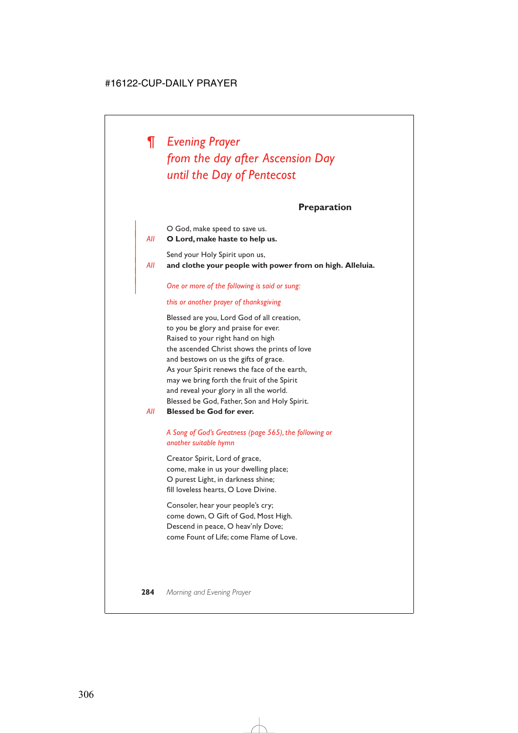# ¶ *Evening Prayer from the day after Ascension Day until the Day of Pentecost*

## Preparation

O God, make speed to save us.
*All* **O Lord, make haste to help us.**

Send your Holy Spirit upon us,
*All* **and clothe your people with power from on high. Alleluia.**

*One or more of the following is said or sung:*

*this or another prayer of thanksgiving*

Blessed are you, Lord God of all creation,
to you be glory and praise for ever.
Raised to your right hand on high
the ascended Christ shows the prints of love
and bestows on us the gifts of grace.
As your Spirit renews the face of the earth,
may we bring forth the fruit of the Spirit
and reveal your glory in all the world.
Blessed be God, Father, Son and Holy Spirit.
*All* **Blessed be God for ever.**

*A Song of God's Greatness (page 565), the following or another suitable hymn*

Creator Spirit, Lord of grace,
come, make in us your dwelling place;
O purest Light, in darkness shine;
fill loveless hearts, O Love Divine.

Consoler, hear your people's cry;
come down, O Gift of God, Most High.
Descend in peace, O heav'nly Dove;
come Fount of Life; come Flame of Love.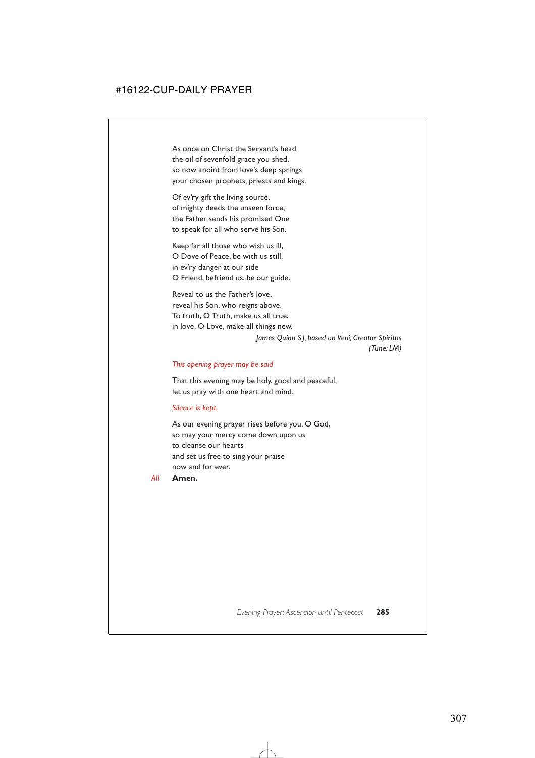As once on Christ the Servant's head
the oil of sevenfold grace you shed,
so now anoint from love's deep springs
your chosen prophets, priests and kings.

Of ev'ry gift the living source,
of mighty deeds the unseen force,
the Father sends his promised One
to speak for all who serve his Son.

Keep far all those who wish us ill,
O Dove of Peace, be with us still,
in ev'ry danger at our side
O Friend, befriend us; be our guide.

Reveal to us the Father's love,
reveal his Son, who reigns above.
To truth, O Truth, make us all true;
in love, O Love, make all things new.

*James Quinn SJ, based on Veni, Creator Spiritus*
*(Tune: LM)*

*This opening prayer may be said*

That this evening may be holy, good and peaceful,
let us pray with one heart and mind.

*Silence is kept.*

As our evening prayer rises before you, O God,
so may your mercy come down upon us
to cleanse our hearts
and set us free to sing your praise
now and for ever.

*All* **Amen.**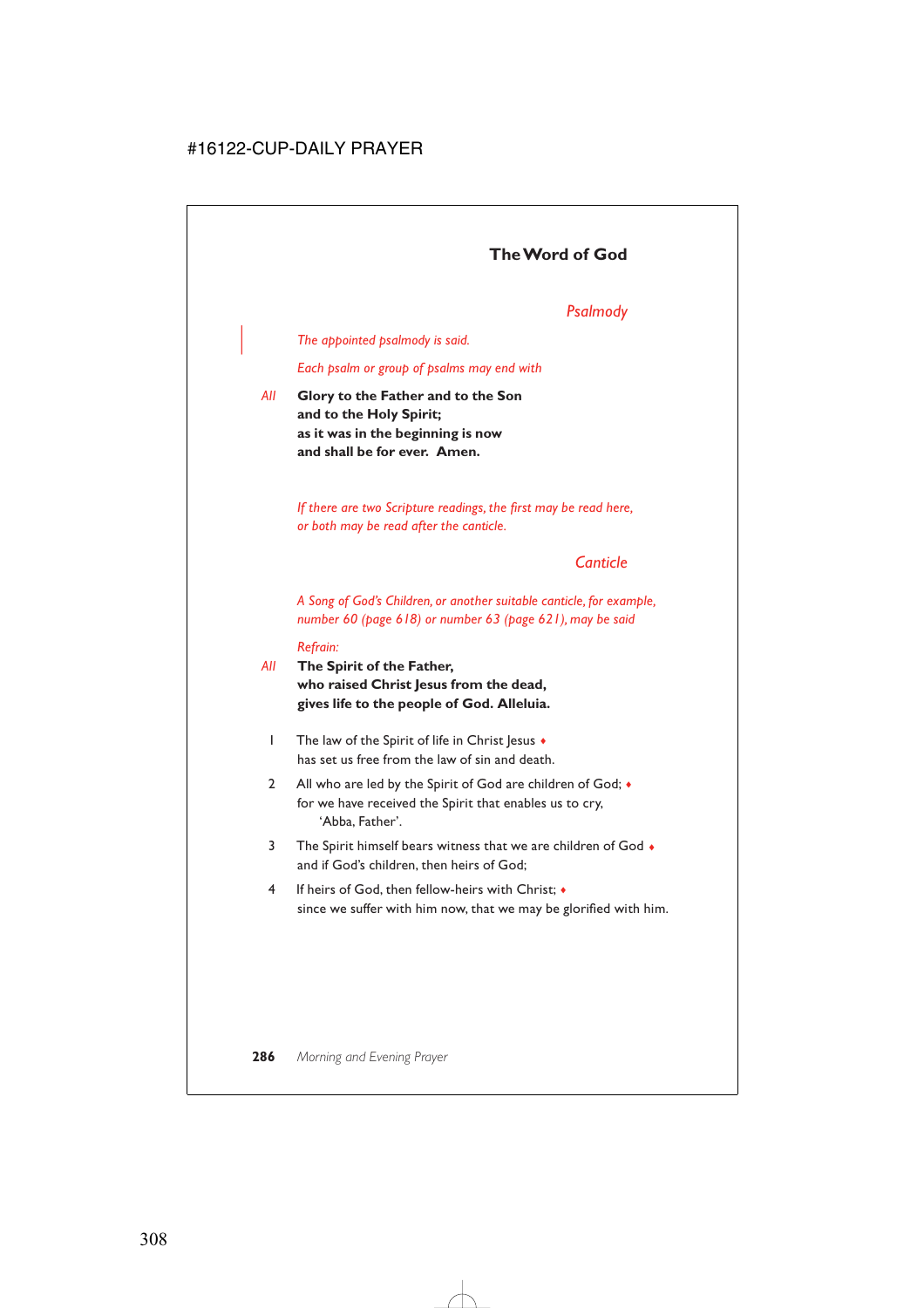## The Word of God

### *Psalmody*

*The appointed psalmody is said.*

*Each psalm or group of psalms may end with*

*All* **Glory to the Father and to the Son
and to the Holy Spirit;
as it was in the beginning is now
and shall be for ever. Amen.**

*If there are two Scripture readings, the first may be read here, or both may be read after the canticle.*

### *Canticle*

*A Song of God's Children, or another suitable canticle, for example, number 60 (page 618) or number 63 (page 621), may be said*

*Refrain:*

*All* **The Spirit of the Father,
who raised Christ Jesus from the dead,
gives life to the people of God. Alleluia.**

1 The law of the Spirit of life in Christ Jesus ♦
has set us free from the law of sin and death.

2 All who are led by the Spirit of God are children of God; ♦
for we have received the Spirit that enables us to cry,
'Abba, Father'.

3 The Spirit himself bears witness that we are children of God ♦
and if God's children, then heirs of God;

4 If heirs of God, then fellow-heirs with Christ; ♦
since we suffer with him now, that we may be glorified with him.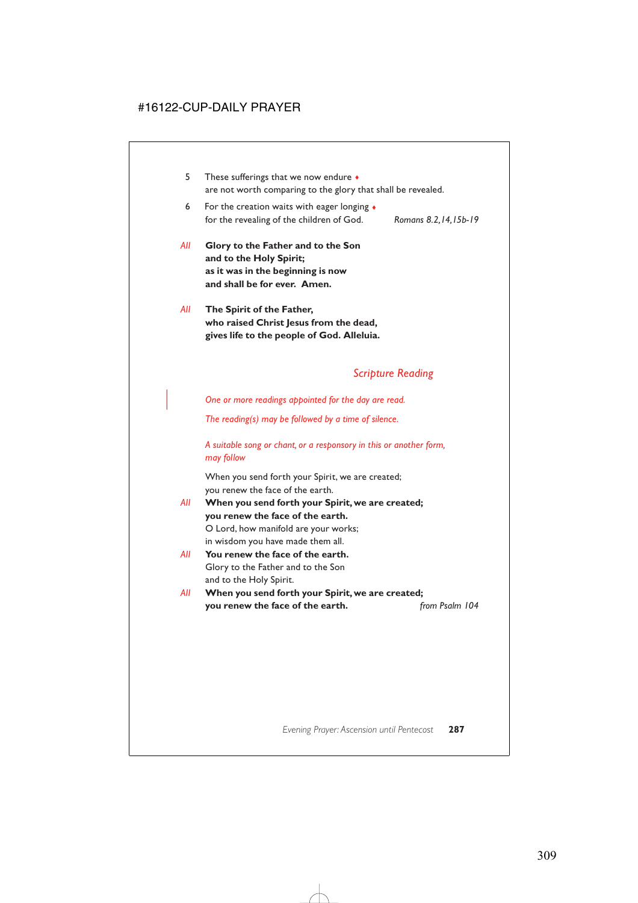5 These sufferings that we now endure ♦
are not worth comparing to the glory that shall be revealed.

6 For the creation waits with eager longing ♦
for the revealing of the children of God. *Romans 8.2,14,15b-19*

*All* **Glory to the Father and to the Son
and to the Holy Spirit;
as it was in the beginning is now
and shall be for ever. Amen.**

*All* **The Spirit of the Father,
who raised Christ Jesus from the dead,
gives life to the people of God. Alleluia.**

## *Scripture Reading*

*One or more readings appointed for the day are read.*

*The reading(s) may be followed by a time of silence.*

*A suitable song or chant, or a responsory in this or another form, may follow*

When you send forth your Spirit, we are created;
you renew the face of the earth.

*All* **When you send forth your Spirit, we are created;
you renew the face of the earth.**

O Lord, how manifold are your works;
in wisdom you have made them all.

*All* **You renew the face of the earth.**

Glory to the Father and to the Son
and to the Holy Spirit.

*All* **When you send forth your Spirit, we are created;
you renew the face of the earth.** *from Psalm 104*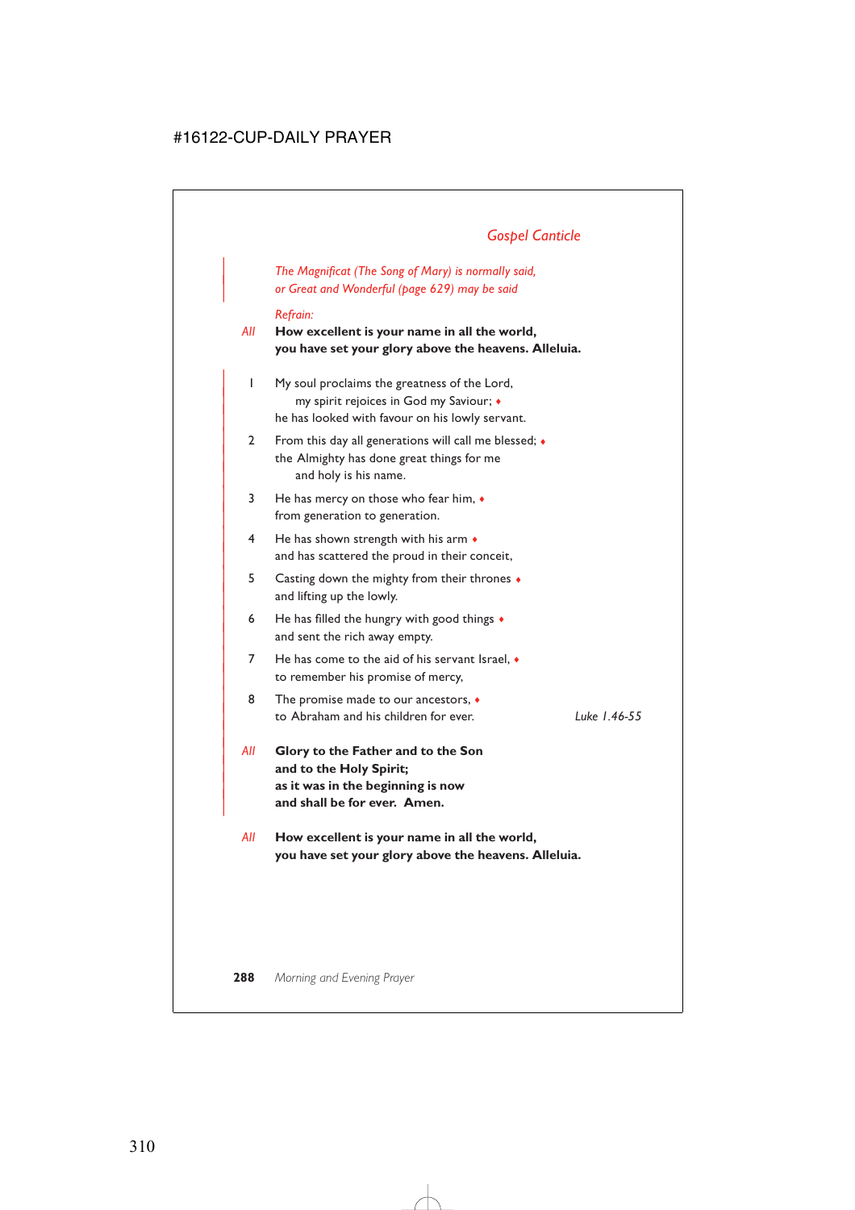## *Gospel Canticle*

*The Magnificat (The Song of Mary) is normally said, or Great and Wonderful (page 629) may be said*

*Refrain:*

*All* **How excellent is your name in all the world, you have set your glory above the heavens. Alleluia.**

1 My soul proclaims the greatness of the Lord,
   my spirit rejoices in God my Saviour; ♦
 he has looked with favour on his lowly servant.

2 From this day all generations will call me blessed; ♦
 the Almighty has done great things for me
   and holy is his name.

3 He has mercy on those who fear him, ♦
 from generation to generation.

4 He has shown strength with his arm ♦
 and has scattered the proud in their conceit,

5 Casting down the mighty from their thrones ♦
 and lifting up the lowly.

6 He has filled the hungry with good things ♦
 and sent the rich away empty.

7 He has come to the aid of his servant Israel, ♦
 to remember his promise of mercy,

8 The promise made to our ancestors, ♦
 to Abraham and his children for ever.

*Luke 1.46-55*

*All* **Glory to the Father and to the Son
and to the Holy Spirit;
as it was in the beginning is now
and shall be for ever. Amen.**

*All* **How excellent is your name in all the world, you have set your glory above the heavens. Alleluia.**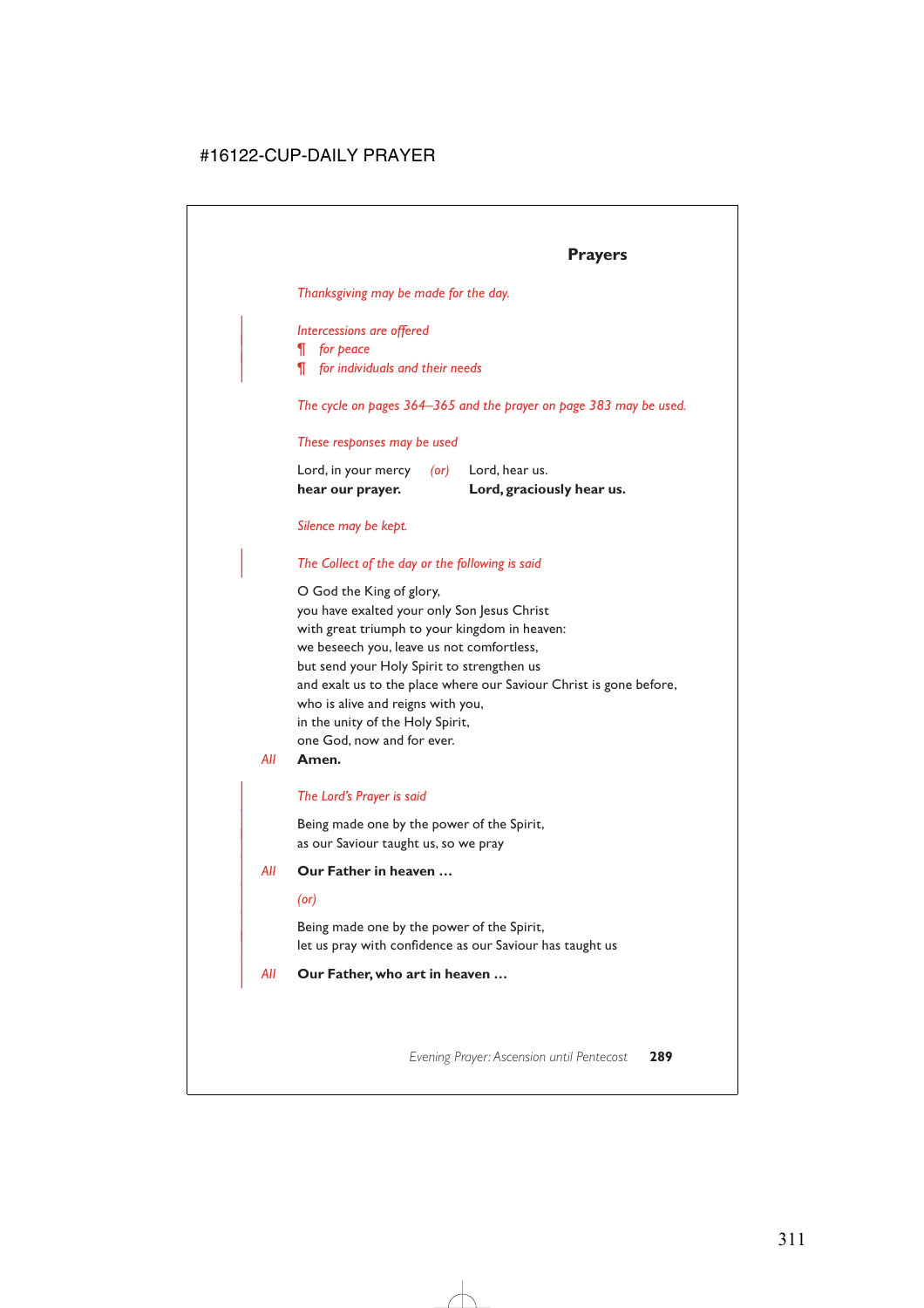## Prayers

*Thanksgiving may be made for the day.*

*Intercessions are offered*

- *for peace*
- *for individuals and their needs*

*The cycle on pages 364–365 and the prayer on page 383 may be used.*

*These responses may be used*

Lord, in your mercy *(or)* Lord, hear us.
**hear our prayer.** **Lord, graciously hear us.**

*Silence may be kept.*

*The Collect of the day or the following is said*

O God the King of glory,
you have exalted your only Son Jesus Christ
with great triumph to your kingdom in heaven:
we beseech you, leave us not comfortless,
but send your Holy Spirit to strengthen us
and exalt us to the place where our Saviour Christ is gone before,
who is alive and reigns with you,
in the unity of the Holy Spirit,
one God, now and for ever.

*All* **Amen.**

*The Lord's Prayer is said*

Being made one by the power of the Spirit,
as our Saviour taught us, so we pray

*All* **Our Father in heaven …**

*(or)*

Being made one by the power of the Spirit,
let us pray with confidence as our Saviour has taught us

*All* **Our Father, who art in heaven …**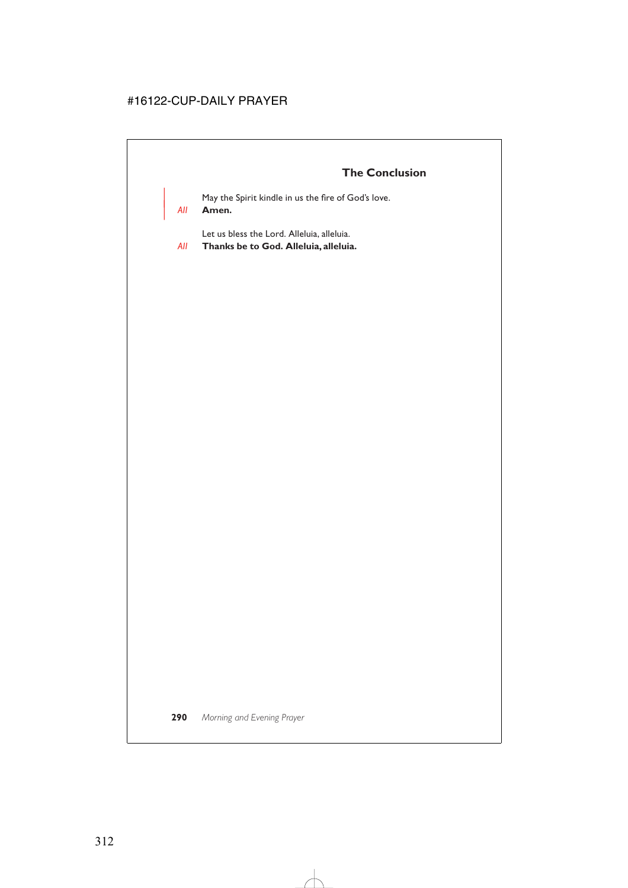## The Conclusion

May the Spirit kindle in us the fire of God's love.

*All* **Amen.**

Let us bless the Lord. Alleluia, alleluia.

*All* **Thanks be to God. Alleluia, alleluia.**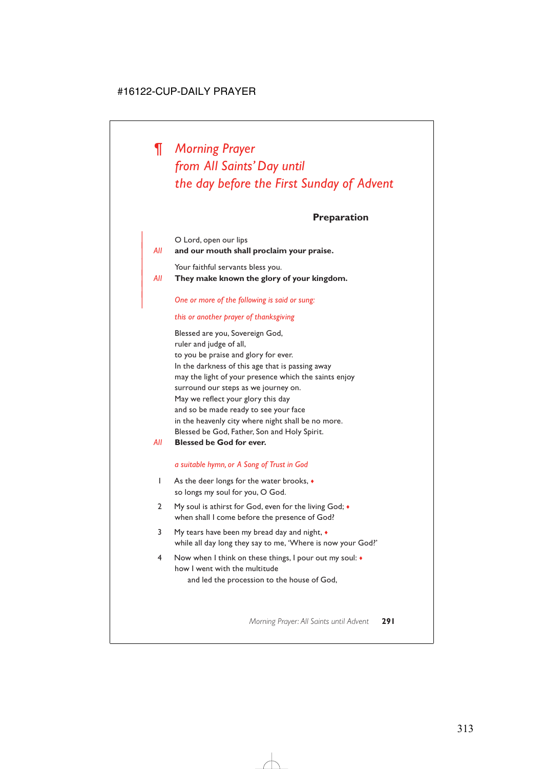# ¶ *Morning Prayer from All Saints' Day until the day before the First Sunday of Advent*

## Preparation

O Lord, open our lips

*All* **and our mouth shall proclaim your praise.**

Your faithful servants bless you.

*All* **They make known the glory of your kingdom.**

*One or more of the following is said or sung:*

*this or another prayer of thanksgiving*

Blessed are you, Sovereign God,
ruler and judge of all,
to you be praise and glory for ever.
In the darkness of this age that is passing away
may the light of your presence which the saints enjoy
surround our steps as we journey on.
May we reflect your glory this day
and so be made ready to see your face
in the heavenly city where night shall be no more.
Blessed be God, Father, Son and Holy Spirit.

*All* **Blessed be God for ever.**

*a suitable hymn, or A Song of Trust in God*

1 As the deer longs for the water brooks, ♦
so longs my soul for you, O God.

2 My soul is athirst for God, even for the living God; ♦
when shall I come before the presence of God?

3 My tears have been my bread day and night, ♦
while all day long they say to me, 'Where is now your God?'

4 Now when I think on these things, I pour out my soul: ♦
how I went with the multitude
and led the procession to the house of God,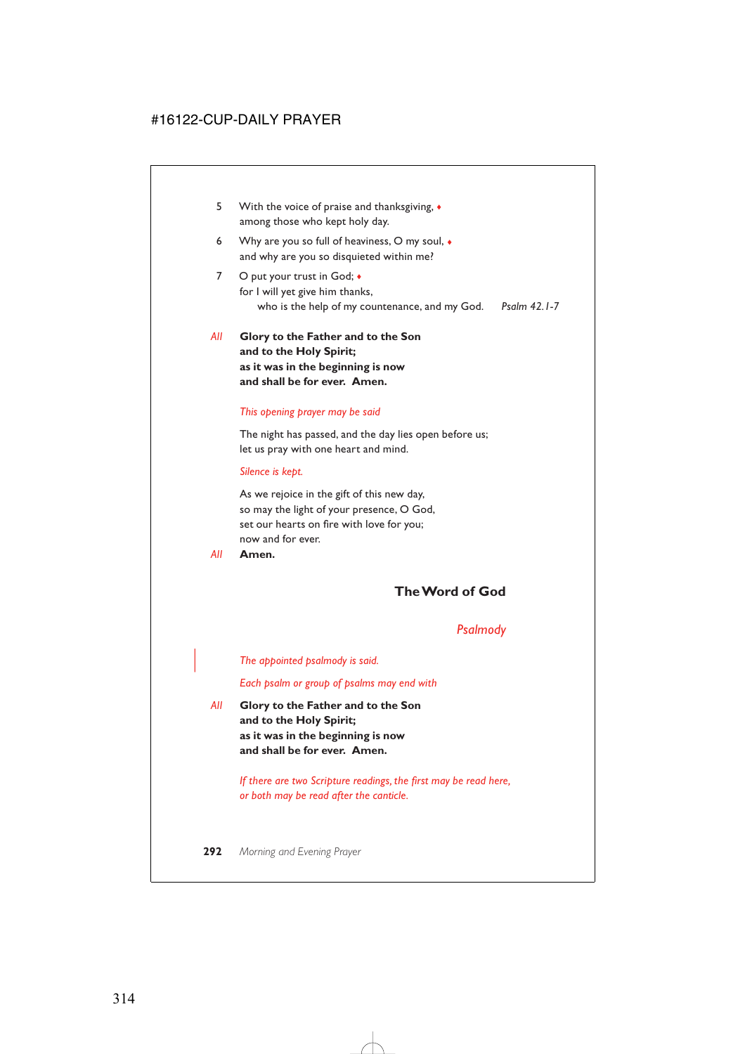5 With the voice of praise and thanksgiving, ♦
among those who kept holy day.

6 Why are you so full of heaviness, O my soul, ♦
and why are you so disquieted within me?

7 O put your trust in God; ♦
for I will yet give him thanks,
who is the help of my countenance, and my God. *Psalm 42.1-7*

*All* **Glory to the Father and to the Son**
**and to the Holy Spirit;**
**as it was in the beginning is now**
**and shall be for ever. Amen.**

*This opening prayer may be said*

The night has passed, and the day lies open before us;
let us pray with one heart and mind.

*Silence is kept.*

As we rejoice in the gift of this new day,
so may the light of your presence, O God,
set our hearts on fire with love for you;
now and for ever.

*All* **Amen.**

## The Word of God

### *Psalmody*

*The appointed psalmody is said.*

*Each psalm or group of psalms may end with*

*All* **Glory to the Father and to the Son**
**and to the Holy Spirit;**
**as it was in the beginning is now**
**and shall be for ever. Amen.**

*If there are two Scripture readings, the first may be read here, or both may be read after the canticle.*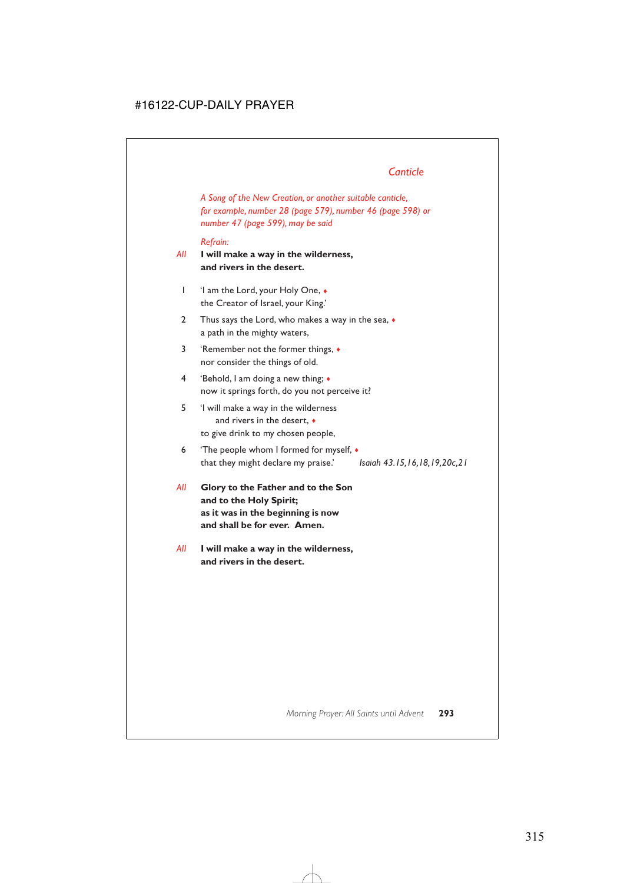## Canticle

*A Song of the New Creation, or another suitable canticle, for example, number 28 (page 579), number 46 (page 598) or number 47 (page 599), may be said*

*Refrain:*

*All* **I will make a way in the wilderness, and rivers in the desert.**

1 'I am the Lord, your Holy One, ♦
the Creator of Israel, your King.'

2 Thus says the Lord, who makes a way in the sea, ♦
a path in the mighty waters,

3 'Remember not the former things, ♦
nor consider the things of old.

4 'Behold, I am doing a new thing; ♦
now it springs forth, do you not perceive it?

5 'I will make a way in the wilderness
and rivers in the desert, ♦
to give drink to my chosen people,

6 'The people whom I formed for myself, ♦
that they might declare my praise.' *Isaiah 43.15,16,18,19,20c,21*

*All* **Glory to the Father and to the Son and to the Holy Spirit; as it was in the beginning is now and shall be for ever. Amen.**

*All* **I will make a way in the wilderness, and rivers in the desert.**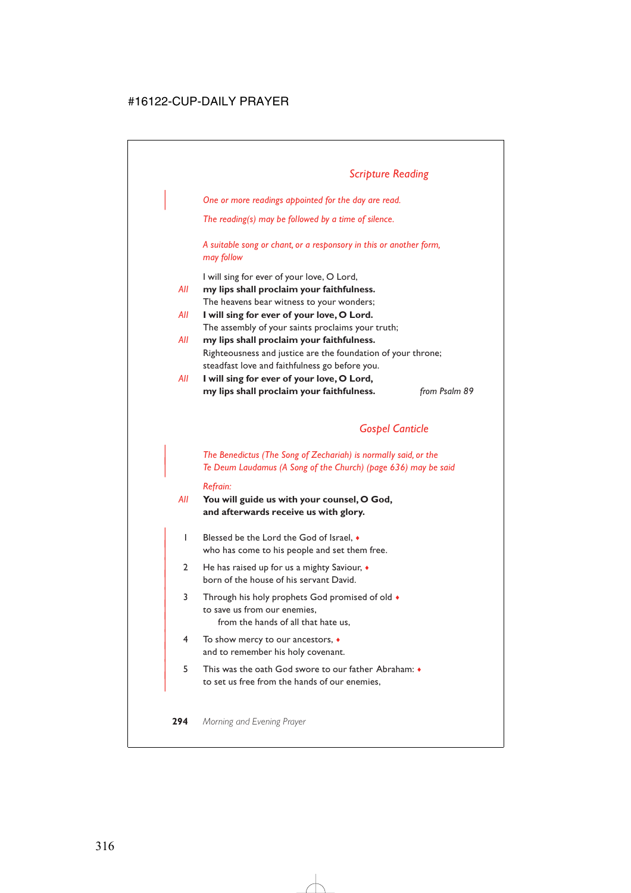## Scripture Reading

*One or more readings appointed for the day are read.*

*The reading(s) may be followed by a time of silence.*

*A suitable song or chant, or a responsory in this or another form, may follow*

I will sing for ever of your love, O Lord,
*All* **my lips shall proclaim your faithfulness.**
The heavens bear witness to your wonders;
*All* **I will sing for ever of your love, O Lord.**
The assembly of your saints proclaims your truth;
*All* **my lips shall proclaim your faithfulness.**
Righteousness and justice are the foundation of your throne;
steadfast love and faithfulness go before you.
*All* **I will sing for ever of your love, O Lord,**
**my lips shall proclaim your faithfulness.** *from Psalm 89*

## Gospel Canticle

*The Benedictus (The Song of Zechariah) is normally said, or the Te Deum Laudamus (A Song of the Church) (page 636) may be said*

*Refrain:*

*All* **You will guide us with your counsel, O God,**
**and afterwards receive us with glory.**

1 Blessed be the Lord the God of Israel, ♦
who has come to his people and set them free.

2 He has raised up for us a mighty Saviour, ♦
born of the house of his servant David.

3 Through his holy prophets God promised of old ♦
to save us from our enemies,
from the hands of all that hate us,

4 To show mercy to our ancestors, ♦
and to remember his holy covenant.

5 This was the oath God swore to our father Abraham: ♦
to set us free from the hands of our enemies,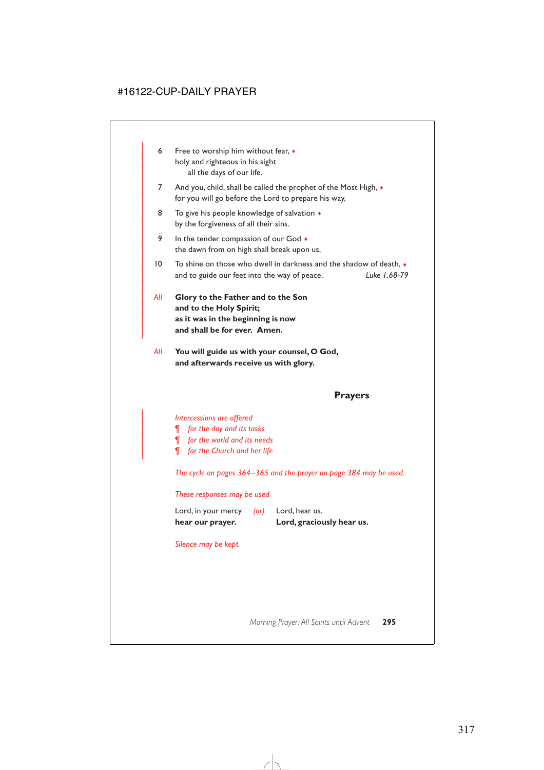6 Free to worship him without fear, ♦
holy and righteous in his sight
all the days of our life.

7 And you, child, shall be called the prophet of the Most High, ♦
for you will go before the Lord to prepare his way,

8 To give his people knowledge of salvation ♦
by the forgiveness of all their sins.

9 In the tender compassion of our God ♦
the dawn from on high shall break upon us,

10 To shine on those who dwell in darkness and the shadow of death, ♦
and to guide our feet into the way of peace. *Luke 1.68-79*

*All* **Glory to the Father and to the Son
and to the Holy Spirit;
as it was in the beginning is now
and shall be for ever. Amen.**

*All* **You will guide us with your counsel, O God,
and afterwards receive us with glory.**

## Prayers

*Intercessions are offered*
¶ *for the day and its tasks*
¶ *for the world and its needs*
¶ *for the Church and her life*

*The cycle on pages 364–365 and the prayer on page 384 may be used.*

*These responses may be used*

Lord, in your mercy *(or)* Lord, hear us.
**hear our prayer.** **Lord, graciously hear us.**

*Silence may be kept.*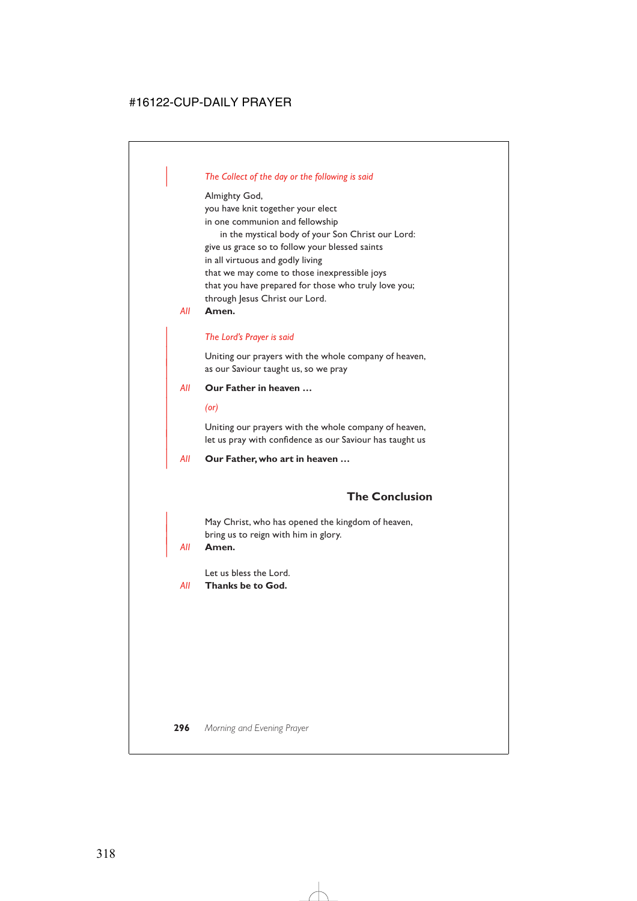*The Collect of the day or the following is said*

Almighty God,
you have knit together your elect
in one communion and fellowship
in the mystical body of your Son Christ our Lord:
give us grace so to follow your blessed saints
in all virtuous and godly living
that we may come to those inexpressible joys
that you have prepared for those who truly love you;
through Jesus Christ our Lord.

*All* **Amen.**

*The Lord's Prayer is said*

Uniting our prayers with the whole company of heaven,
as our Saviour taught us, so we pray

*All* **Our Father in heaven …**

*(or)*

Uniting our prayers with the whole company of heaven,
let us pray with confidence as our Saviour has taught us

*All* **Our Father, who art in heaven …**

## The Conclusion

May Christ, who has opened the kingdom of heaven,
bring us to reign with him in glory.

*All* **Amen.**

Let us bless the Lord.

*All* **Thanks be to God.**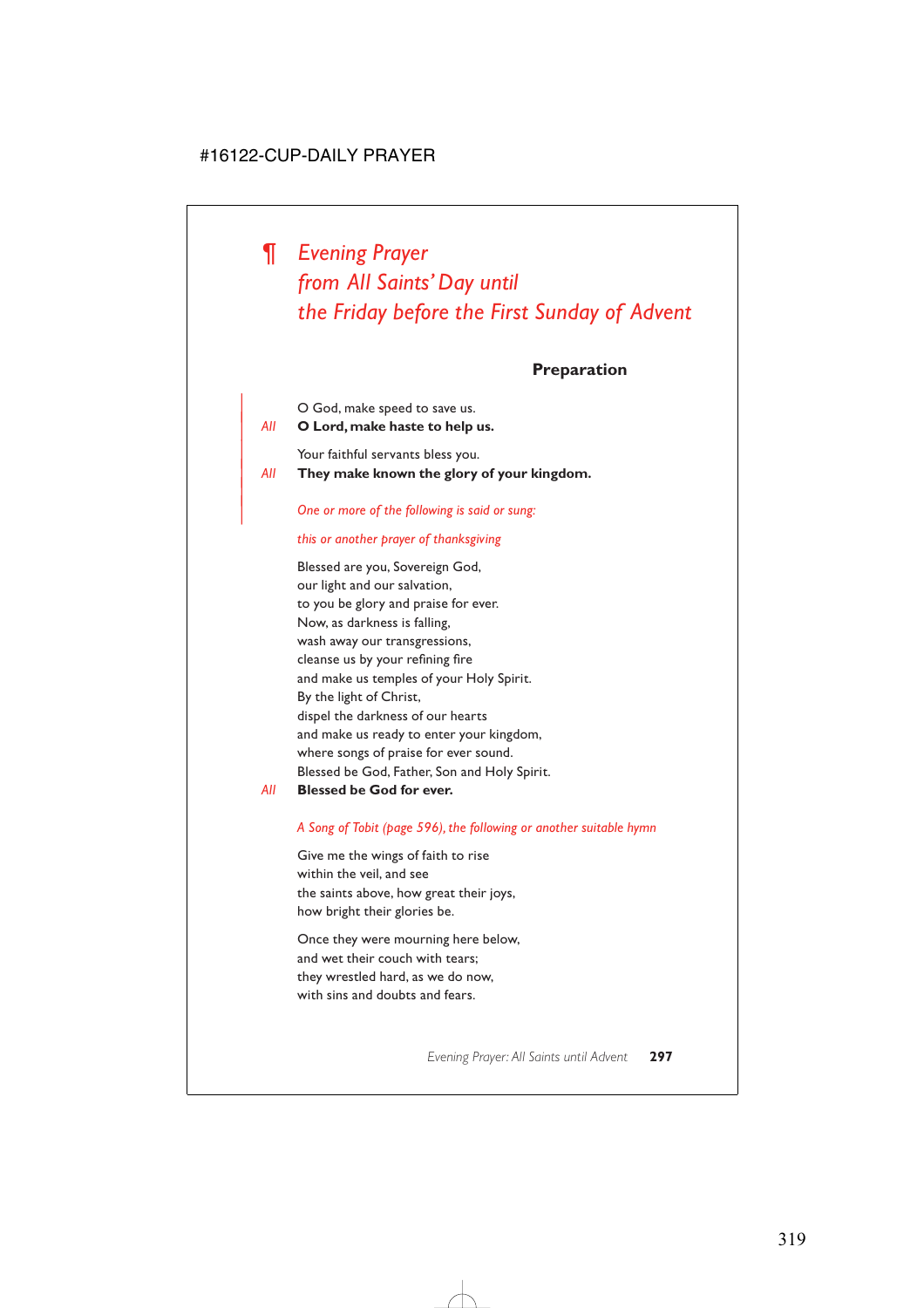# ¶ *Evening Prayer from All Saints' Day until the Friday before the First Sunday of Advent*

### Preparation

O God, make speed to save us.

*All* **O Lord, make haste to help us.**

Your faithful servants bless you.

*All* **They make known the glory of your kingdom.**

*One or more of the following is said or sung:*

*this or another prayer of thanksgiving*

Blessed are you, Sovereign God,
our light and our salvation,
to you be glory and praise for ever.
Now, as darkness is falling,
wash away our transgressions,
cleanse us by your refining fire
and make us temples of your Holy Spirit.
By the light of Christ,
dispel the darkness of our hearts
and make us ready to enter your kingdom,
where songs of praise for ever sound.
Blessed be God, Father, Son and Holy Spirit.

*All* **Blessed be God for ever.**

*A Song of Tobit (page 596), the following or another suitable hymn*

Give me the wings of faith to rise
within the veil, and see
the saints above, how great their joys,
how bright their glories be.

Once they were mourning here below,
and wet their couch with tears;
they wrestled hard, as we do now,
with sins and doubts and fears.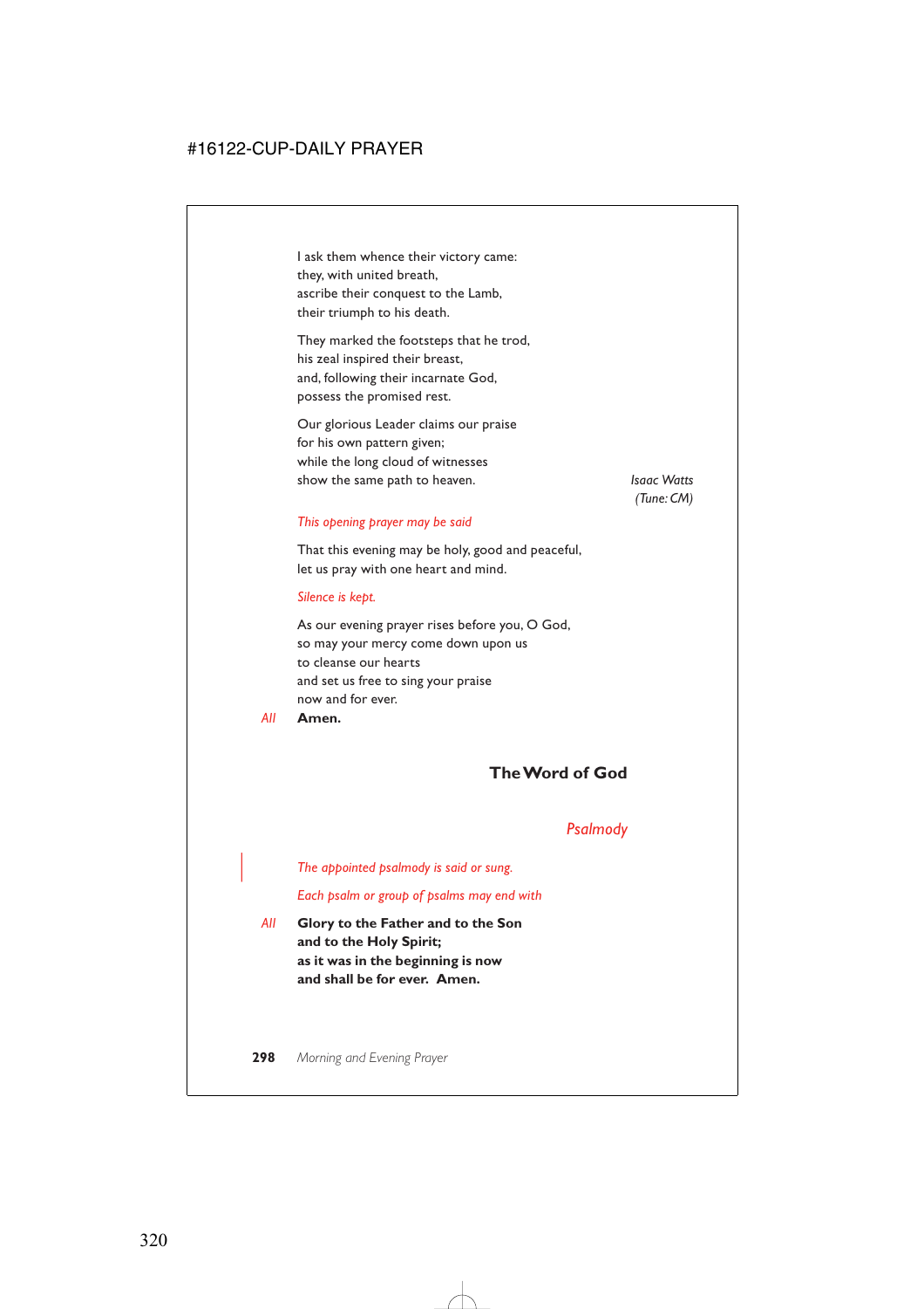I ask them whence their victory came:
they, with united breath,
ascribe their conquest to the Lamb,
their triumph to his death.

They marked the footsteps that he trod,
his zeal inspired their breast,
and, following their incarnate God,
possess the promised rest.

Our glorious Leader claims our praise
for his own pattern given;
while the long cloud of witnesses
show the same path to heaven.

*Isaac Watts*
*(Tune: CM)*

*This opening prayer may be said*

That this evening may be holy, good and peaceful,
let us pray with one heart and mind.

*Silence is kept.*

As our evening prayer rises before you, O God,
so may your mercy come down upon us
to cleanse our hearts
and set us free to sing your praise
now and for ever.

*All* **Amen.**

## The Word of God

### *Psalmody*

*The appointed psalmody is said or sung.*

*Each psalm or group of psalms may end with*

*All* **Glory to the Father and to the Son**
**and to the Holy Spirit;**
**as it was in the beginning is now**
**and shall be for ever. Amen.**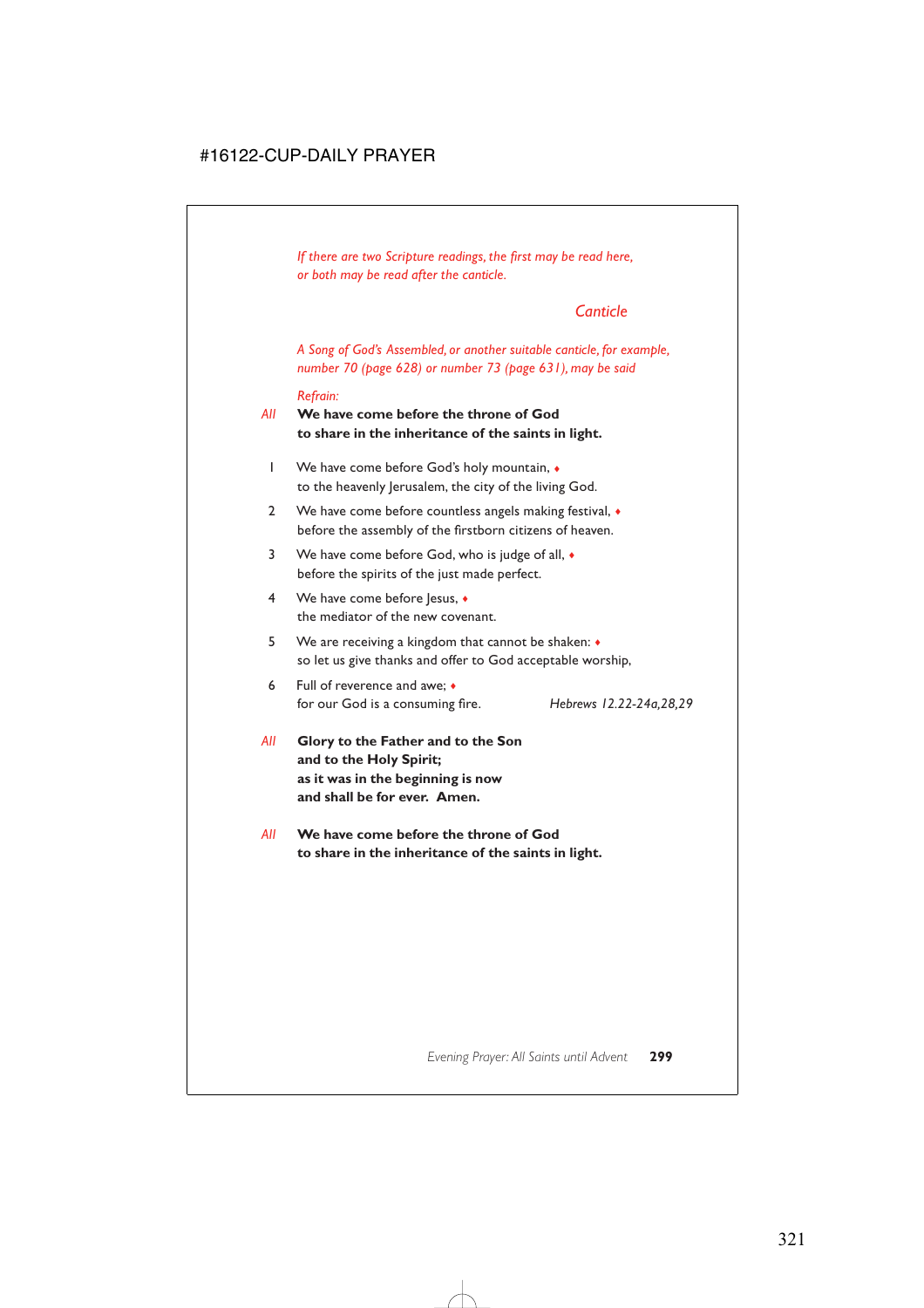*If there are two Scripture readings, the first may be read here, or both may be read after the canticle.*

## *Canticle*

*A Song of God's Assembled, or another suitable canticle, for example, number 70 (page 628) or number 73 (page 631), may be said*

*Refrain:*

*All* **We have come before the throne of God to share in the inheritance of the saints in light.**

1 We have come before God's holy mountain, ♦
to the heavenly Jerusalem, the city of the living God.

2 We have come before countless angels making festival, ♦
before the assembly of the firstborn citizens of heaven.

3 We have come before God, who is judge of all, ♦
before the spirits of the just made perfect.

4 We have come before Jesus, ♦
the mediator of the new covenant.

5 We are receiving a kingdom that cannot be shaken: ♦
so let us give thanks and offer to God acceptable worship,

6 Full of reverence and awe; ♦
for our God is a consuming fire. *Hebrews 12.22-24a,28,29*

*All* **Glory to the Father and to the Son
and to the Holy Spirit;
as it was in the beginning is now
and shall be for ever. Amen.**

*All* **We have come before the throne of God
to share in the inheritance of the saints in light.**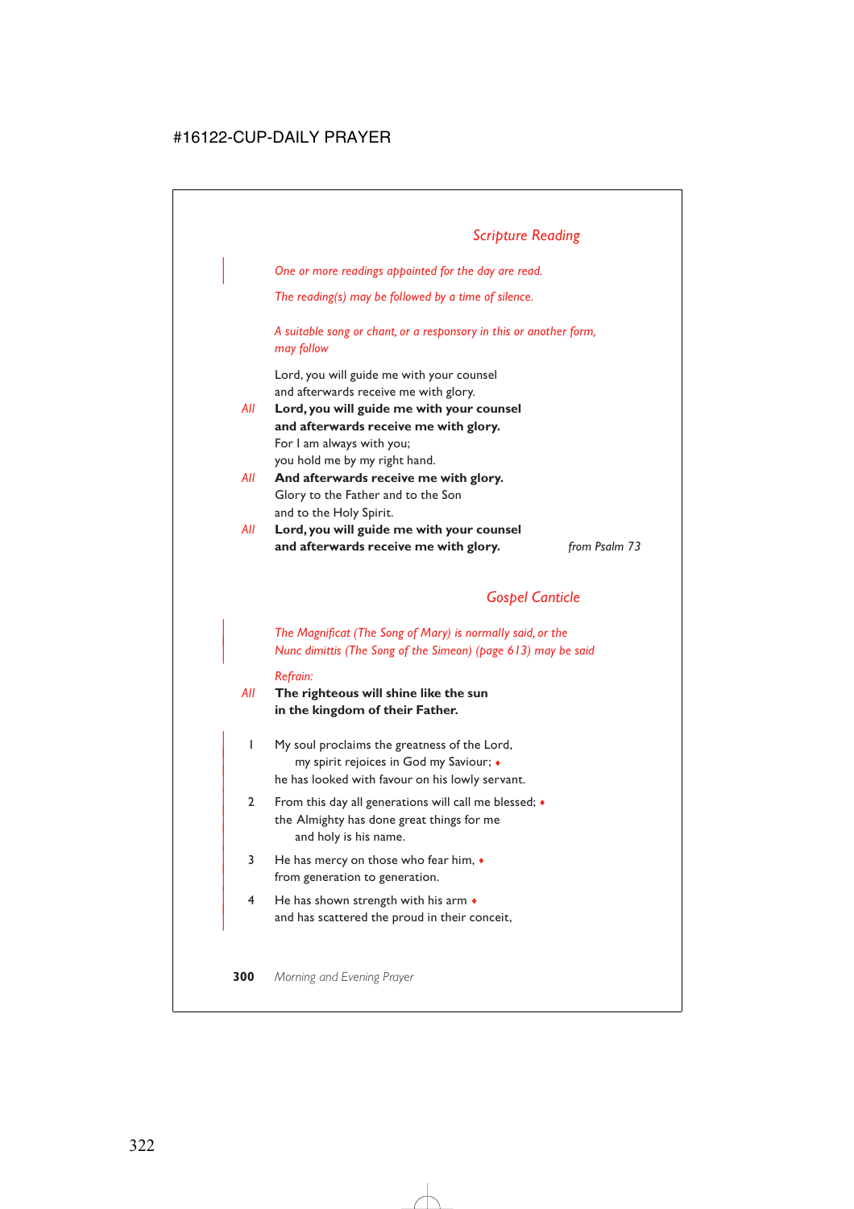## *Scripture Reading*

*One or more readings appointed for the day are read.*

*The reading(s) may be followed by a time of silence.*

*A suitable song or chant, or a responsory in this or another form, may follow*

Lord, you will guide me with your counsel
and afterwards receive me with glory.

*All* **Lord, you will guide me with your counsel**
**and afterwards receive me with glory.**

For I am always with you;
you hold me by my right hand.

*All* **And afterwards receive me with glory.**

Glory to the Father and to the Son
and to the Holy Spirit.

*All* **Lord, you will guide me with your counsel**
**and afterwards receive me with glory.**

*from Psalm 73*

## *Gospel Canticle*

*The Magnificat (The Song of Mary) is normally said, or the Nunc dimittis (The Song of the Simeon) (page 613) may be said*

*Refrain:*

*All* **The righteous will shine like the sun**
**in the kingdom of their Father.**

1 My soul proclaims the greatness of the Lord,
my spirit rejoices in God my Saviour; ♦
he has looked with favour on his lowly servant.

2 From this day all generations will call me blessed; ♦
the Almighty has done great things for me
and holy is his name.

3 He has mercy on those who fear him, ♦
from generation to generation.

4 He has shown strength with his arm ♦
and has scattered the proud in their conceit,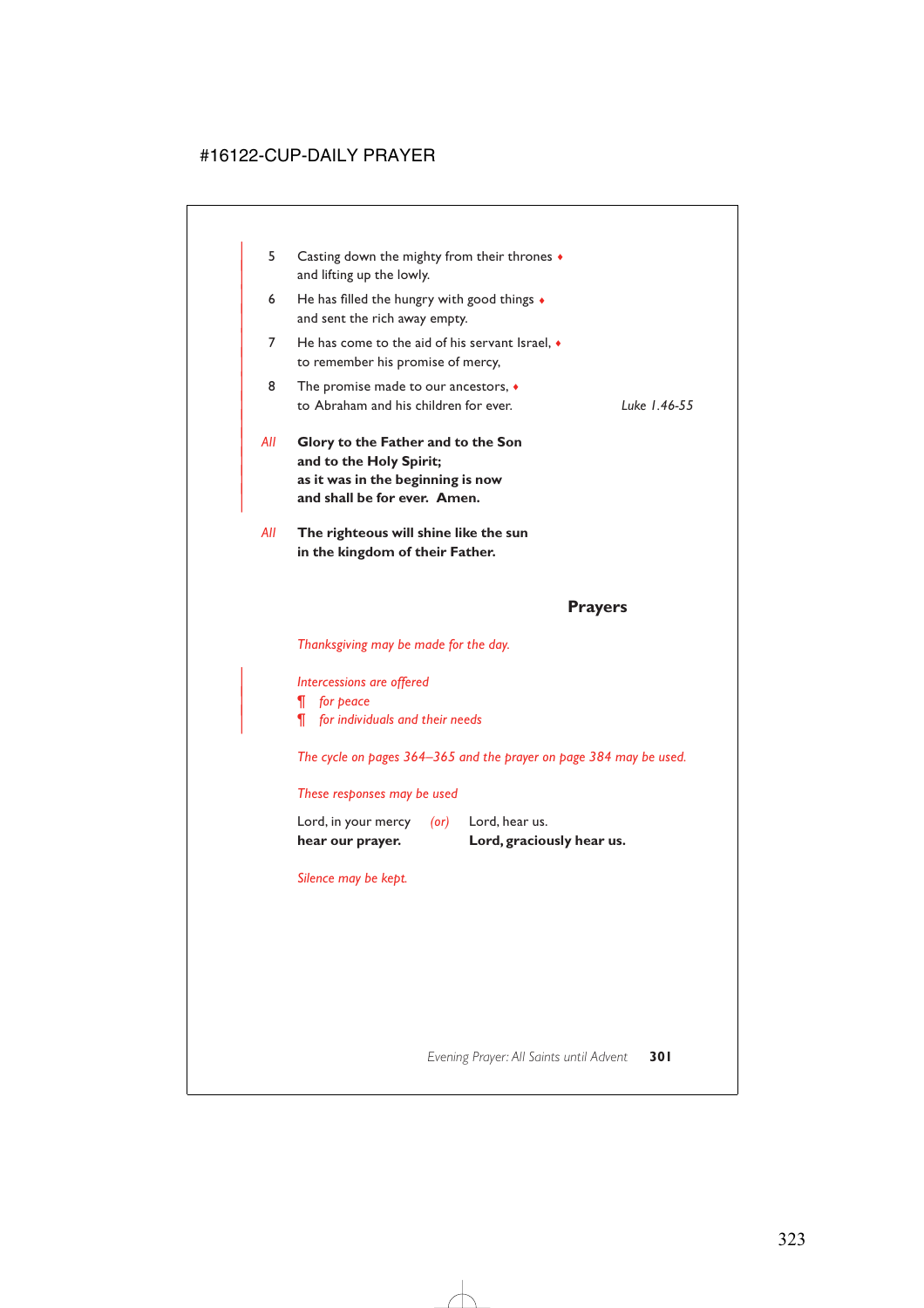5 Casting down the mighty from their thrones ♦
and lifting up the lowly.

6 He has filled the hungry with good things ♦
and sent the rich away empty.

7 He has come to the aid of his servant Israel, ♦
to remember his promise of mercy,

8 The promise made to our ancestors, ♦
to Abraham and his children for ever. *Luke 1.46-55*

*All* **Glory to the Father and to the Son**
**and to the Holy Spirit;**
**as it was in the beginning is now**
**and shall be for ever. Amen.**

*All* **The righteous will shine like the sun**
**in the kingdom of their Father.**

## Prayers

*Thanksgiving may be made for the day.*

*Intercessions are offered*
¶ *for peace*
¶ *for individuals and their needs*

*The cycle on pages 364–365 and the prayer on page 384 may be used.*

*These responses may be used*

Lord, in your mercy *(or)* Lord, hear us.
**hear our prayer.** **Lord, graciously hear us.**

*Silence may be kept.*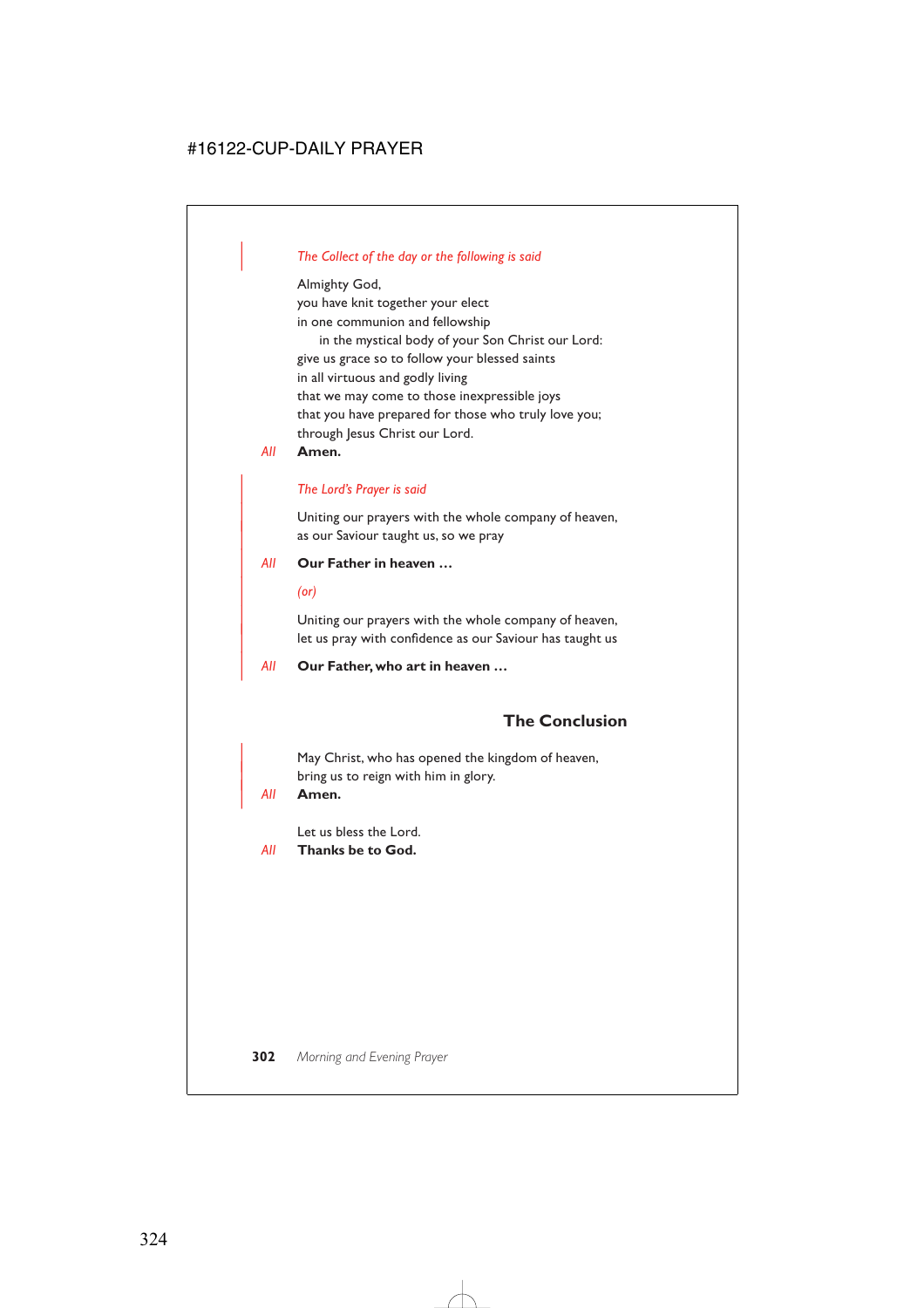*The Collect of the day or the following is said*

Almighty God,
you have knit together your elect
in one communion and fellowship
  in the mystical body of your Son Christ our Lord:
give us grace so to follow your blessed saints
in all virtuous and godly living
that we may come to those inexpressible joys
that you have prepared for those who truly love you;
through Jesus Christ our Lord.

*All* **Amen.**

*The Lord's Prayer is said*

Uniting our prayers with the whole company of heaven,
as our Saviour taught us, so we pray

*All* **Our Father in heaven …**

*(or)*

Uniting our prayers with the whole company of heaven,
let us pray with confidence as our Saviour has taught us

*All* **Our Father, who art in heaven …**

## The Conclusion

May Christ, who has opened the kingdom of heaven,
bring us to reign with him in glory.

*All* **Amen.**

Let us bless the Lord.

*All* **Thanks be to God.**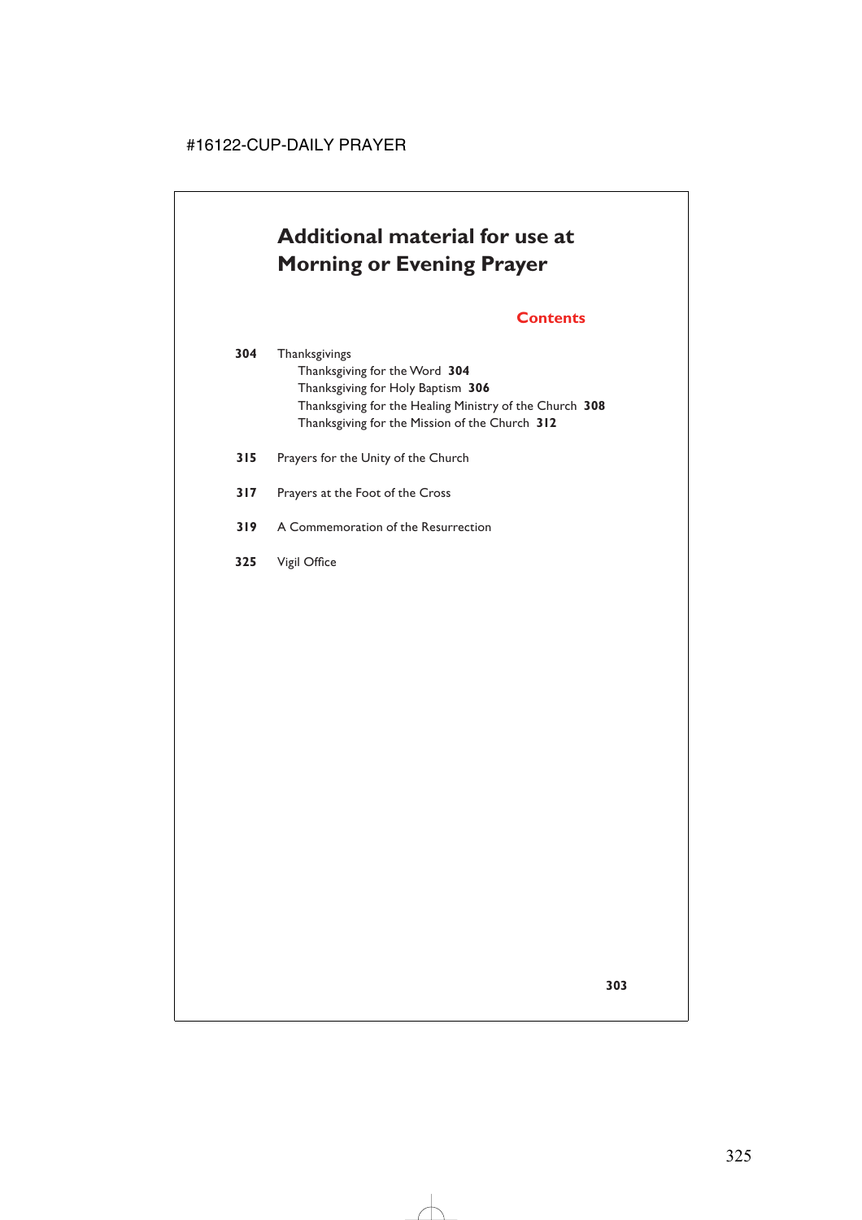# Additional material for use at Morning or Evening Prayer

## Contents

**304** Thanksgivings
- Thanksgiving for the Word **304**
- Thanksgiving for Holy Baptism **306**
- Thanksgiving for the Healing Ministry of the Church **308**
- Thanksgiving for the Mission of the Church **312**

**315** Prayers for the Unity of the Church

**317** Prayers at the Foot of the Cross

**319** A Commemoration of the Resurrection

**325** Vigil Office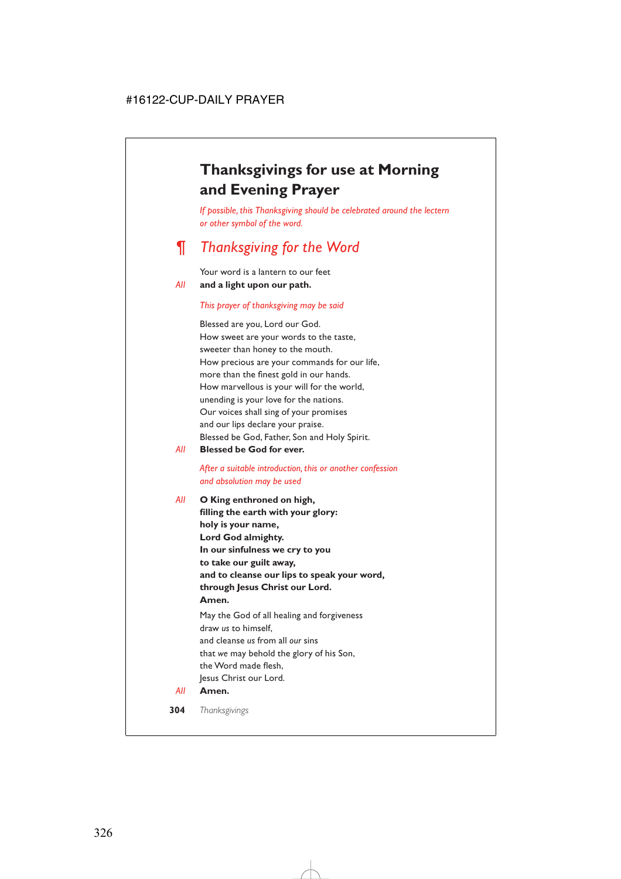# Thanksgivings for use at Morning and Evening Prayer

*If possible, this Thanksgiving should be celebrated around the lectern or other symbol of the word.*

## ¶ *Thanksgiving for the Word*

Your word is a lantern to our feet
*All* **and a light upon our path.**

*This prayer of thanksgiving may be said*

Blessed are you, Lord our God.
How sweet are your words to the taste,
sweeter than honey to the mouth.
How precious are your commands for our life,
more than the finest gold in our hands.
How marvellous is your will for the world,
unending is your love for the nations.
Our voices shall sing of your promises
and our lips declare your praise.
Blessed be God, Father, Son and Holy Spirit.
*All* **Blessed be God for ever.**

*After a suitable introduction, this or another confession and absolution may be used*

*All* **O King enthroned on high,**
**filling the earth with your glory:**
**holy is your name,**
**Lord God almighty.**
**In our sinfulness we cry to you**
**to take our guilt away,**
**and to cleanse our lips to speak your word,**
**through Jesus Christ our Lord.**
**Amen.**

May the God of all healing and forgiveness
draw *us* to himself,
and cleanse *us* from all *our* sins
that *we* may behold the glory of his Son,
the Word made flesh,
Jesus Christ our Lord.
*All* **Amen.**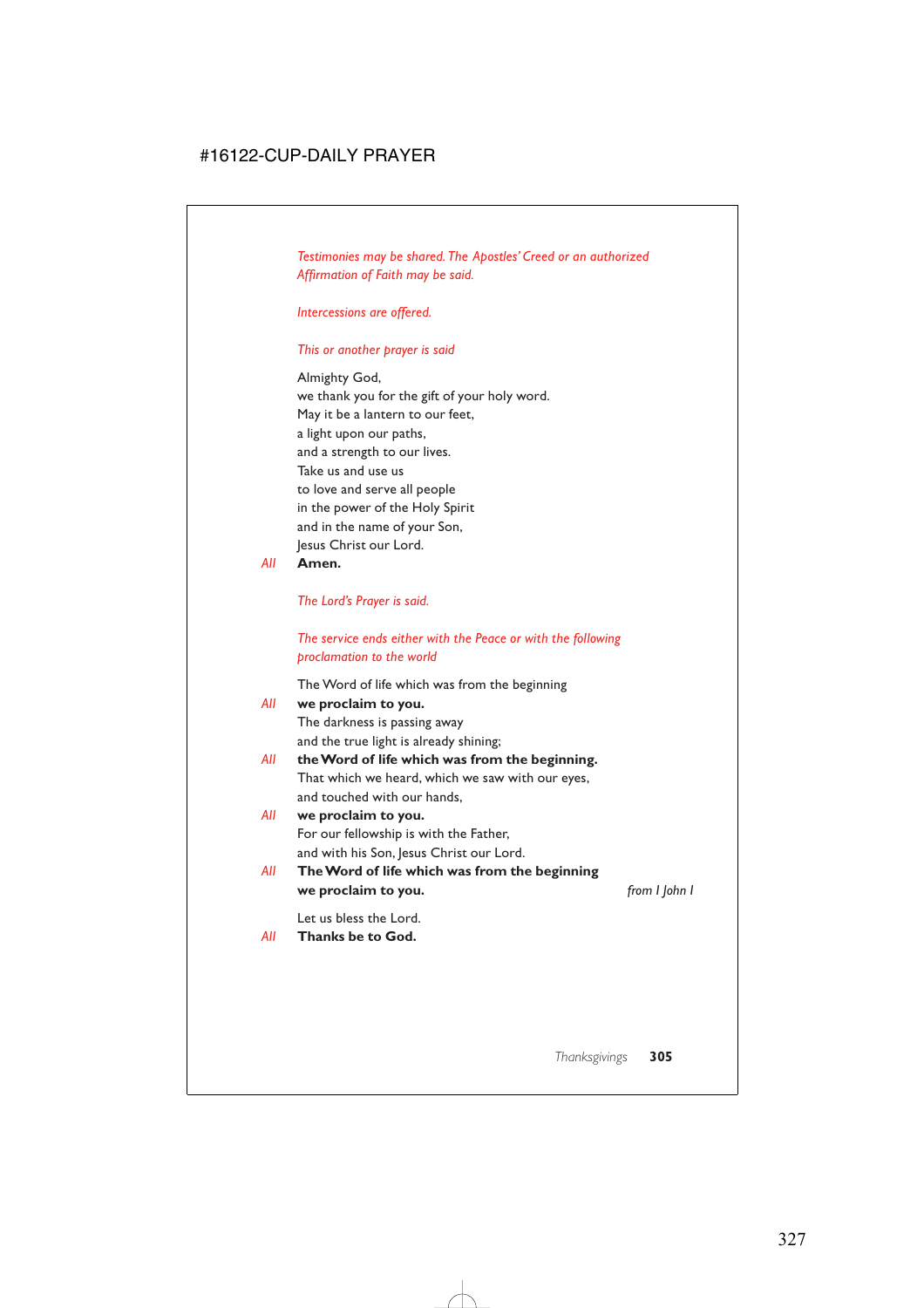*Testimonies may be shared. The Apostles' Creed or an authorized Affirmation of Faith may be said.*

*Intercessions are offered.*

*This or another prayer is said*

Almighty God,  
we thank you for the gift of your holy word.  
May it be a lantern to our feet,  
a light upon our paths,  
and a strength to our lives.  
Take us and use us  
to love and serve all people  
in the power of the Holy Spirit  
and in the name of your Son,  
Jesus Christ our Lord.

*All* **Amen.**

*The Lord's Prayer is said.*

*The service ends either with the Peace or with the following proclamation to the world*

The Word of life which was from the beginning

*All* **we proclaim to you.**

The darkness is passing away  
and the true light is already shining;

*All* **the Word of life which was from the beginning.**

That which we heard, which we saw with our eyes,  
and touched with our hands,

*All* **we proclaim to you.**

For our fellowship is with the Father,  
and with his Son, Jesus Christ our Lord.

*All* **The Word of life which was from the beginning**  
**we proclaim to you.**

*from 1 John 1*

Let us bless the Lord.

*All* **Thanks be to God.**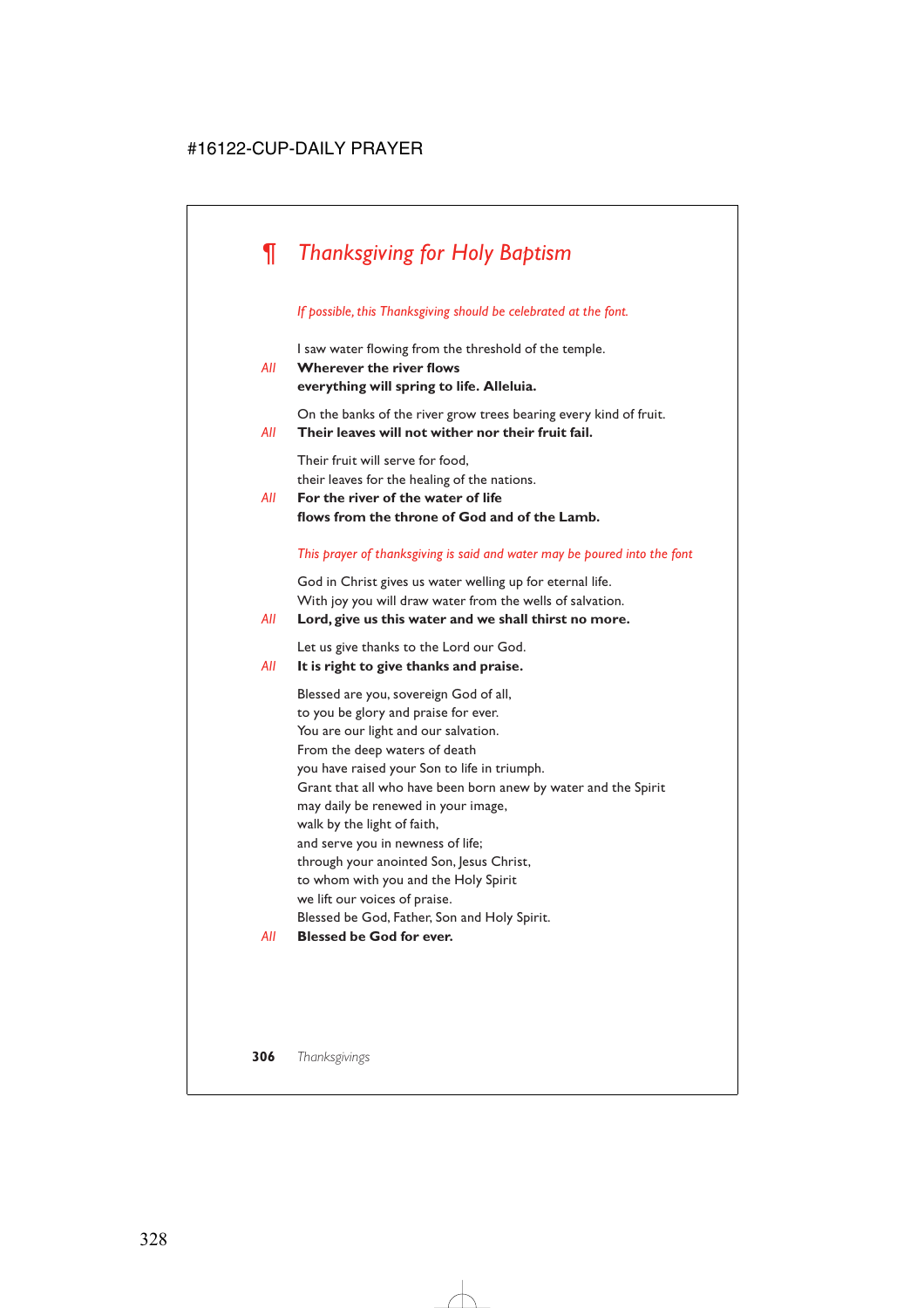## ¶ *Thanksgiving for Holy Baptism*

*If possible, this Thanksgiving should be celebrated at the font.*

I saw water flowing from the threshold of the temple.

*All* **Wherever the river flows**
**everything will spring to life. Alleluia.**

On the banks of the river grow trees bearing every kind of fruit.

*All* **Their leaves will not wither nor their fruit fail.**

Their fruit will serve for food,
their leaves for the healing of the nations.

*All* **For the river of the water of life**
**flows from the throne of God and of the Lamb.**

*This prayer of thanksgiving is said and water may be poured into the font*

God in Christ gives us water welling up for eternal life.
With joy you will draw water from the wells of salvation.

*All* **Lord, give us this water and we shall thirst no more.**

Let us give thanks to the Lord our God.

*All* **It is right to give thanks and praise.**

Blessed are you, sovereign God of all,
to you be glory and praise for ever.
You are our light and our salvation.
From the deep waters of death
you have raised your Son to life in triumph.
Grant that all who have been born anew by water and the Spirit
may daily be renewed in your image,
walk by the light of faith,
and serve you in newness of life;
through your anointed Son, Jesus Christ,
to whom with you and the Holy Spirit
we lift our voices of praise.
Blessed be God, Father, Son and Holy Spirit.

*All* **Blessed be God for ever.**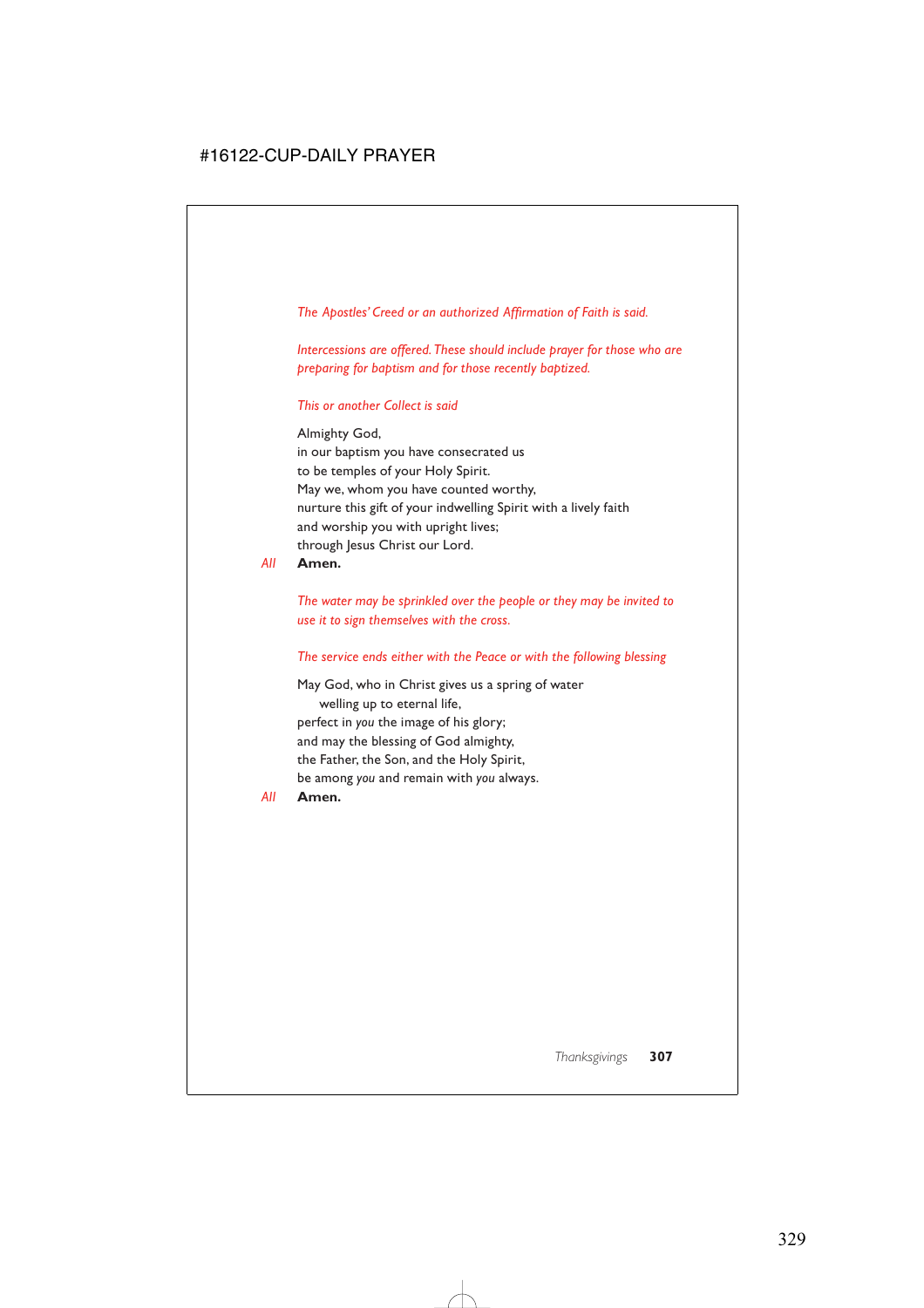*The Apostles' Creed or an authorized Affirmation of Faith is said.*

*Intercessions are offered. These should include prayer for those who are preparing for baptism and for those recently baptized.*

*This or another Collect is said*

Almighty God,  
in our baptism you have consecrated us  
to be temples of your Holy Spirit.  
May we, whom you have counted worthy,  
nurture this gift of your indwelling Spirit with a lively faith  
and worship you with upright lives;  
through Jesus Christ our Lord.

*All* **Amen.**

*The water may be sprinkled over the people or they may be invited to use it to sign themselves with the cross.*

*The service ends either with the Peace or with the following blessing*

May God, who in Christ gives us a spring of water  
  welling up to eternal life,  
perfect in *you* the image of his glory;  
and may the blessing of God almighty,  
the Father, the Son, and the Holy Spirit,  
be among *you* and remain with *you* always.

*All* **Amen.**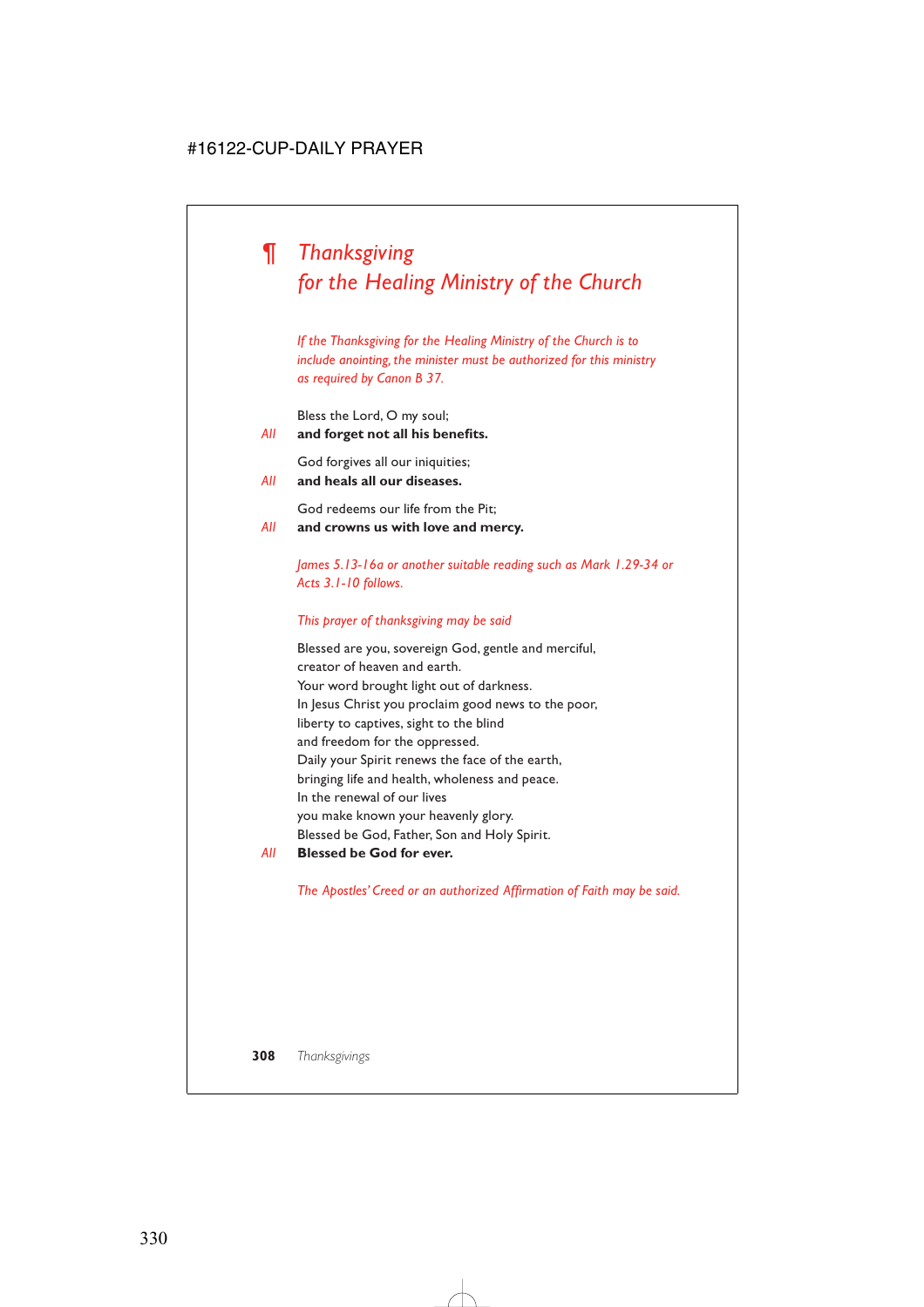# ¶ *Thanksgiving for the Healing Ministry of the Church*

*If the Thanksgiving for the Healing Ministry of the Church is to include anointing, the minister must be authorized for this ministry as required by Canon B 37.*

Bless the Lord, O my soul;
*All* **and forget not all his benefits.**

God forgives all our iniquities;
*All* **and heals all our diseases.**

God redeems our life from the Pit;
*All* **and crowns us with love and mercy.**

*James 5.13-16a or another suitable reading such as Mark 1.29-34 or Acts 3.1-10 follows.*

*This prayer of thanksgiving may be said*

Blessed are you, sovereign God, gentle and merciful,
creator of heaven and earth.
Your word brought light out of darkness.
In Jesus Christ you proclaim good news to the poor,
liberty to captives, sight to the blind
and freedom for the oppressed.
Daily your Spirit renews the face of the earth,
bringing life and health, wholeness and peace.
In the renewal of our lives
you make known your heavenly glory.
Blessed be God, Father, Son and Holy Spirit.
*All* **Blessed be God for ever.**

*The Apostles' Creed or an authorized Affirmation of Faith may be said.*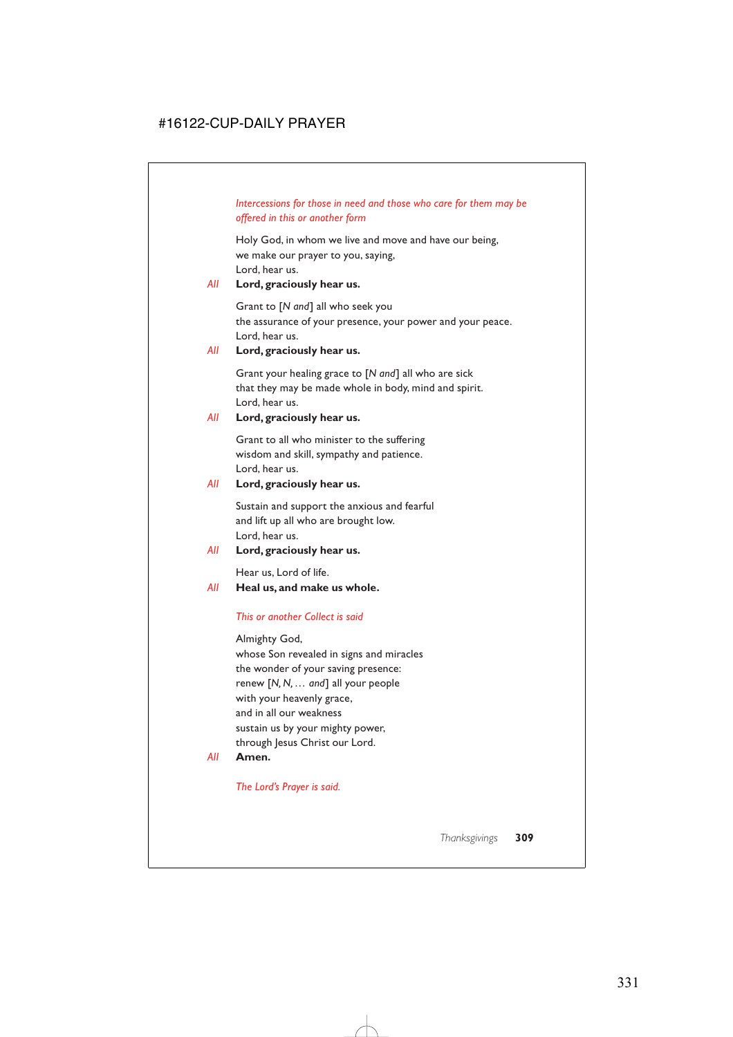*Intercessions for those in need and those who care for them may be offered in this or another form*

Holy God, in whom we live and move and have our being,
we make our prayer to you, saying,
Lord, hear us.

*All* **Lord, graciously hear us.**

Grant to [*N and*] all who seek you
the assurance of your presence, your power and your peace.
Lord, hear us.

*All* **Lord, graciously hear us.**

Grant your healing grace to [*N and*] all who are sick
that they may be made whole in body, mind and spirit.
Lord, hear us.

*All* **Lord, graciously hear us.**

Grant to all who minister to the suffering
wisdom and skill, sympathy and patience.
Lord, hear us.

*All* **Lord, graciously hear us.**

Sustain and support the anxious and fearful
and lift up all who are brought low.
Lord, hear us.

*All* **Lord, graciously hear us.**

Hear us, Lord of life.

*All* **Heal us, and make us whole.**

*This or another Collect is said*

Almighty God,
whose Son revealed in signs and miracles
the wonder of your saving presence:
renew [*N, N, … and*] all your people
with your heavenly grace,
and in all our weakness
sustain us by your mighty power,
through Jesus Christ our Lord.

*All* **Amen.**

*The Lord's Prayer is said.*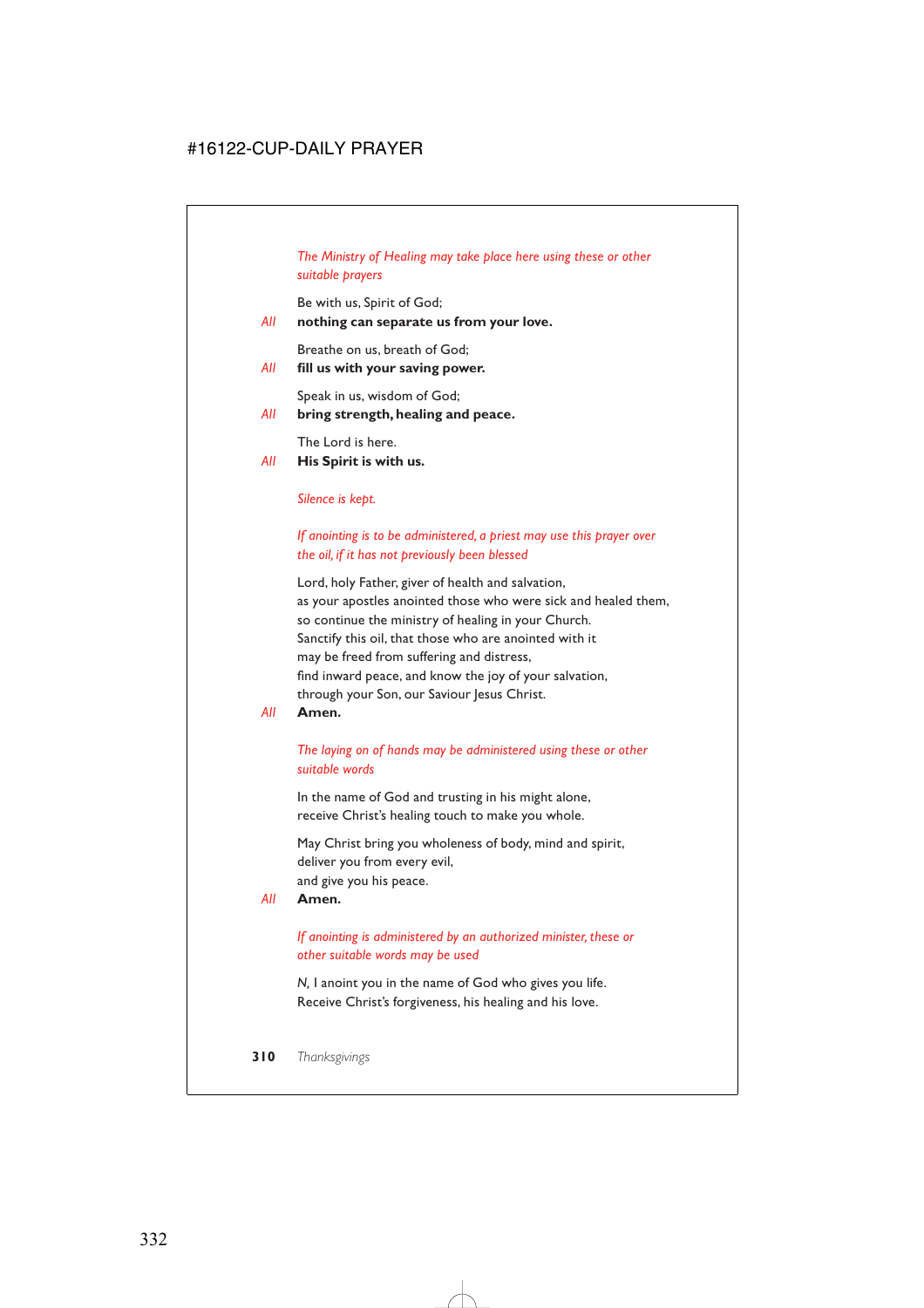*The Ministry of Healing may take place here using these or other suitable prayers*

Be with us, Spirit of God;

*All* **nothing can separate us from your love.**

Breathe on us, breath of God;

*All* **fill us with your saving power.**

Speak in us, wisdom of God;

*All* **bring strength, healing and peace.**

The Lord is here.

*All* **His Spirit is with us.**

*Silence is kept.*

*If anointing is to be administered, a priest may use this prayer over the oil, if it has not previously been blessed*

Lord, holy Father, giver of health and salvation,
as your apostles anointed those who were sick and healed them,
so continue the ministry of healing in your Church.
Sanctify this oil, that those who are anointed with it
may be freed from suffering and distress,
find inward peace, and know the joy of your salvation,
through your Son, our Saviour Jesus Christ.

*All* **Amen.**

*The laying on of hands may be administered using these or other suitable words*

In the name of God and trusting in his might alone,
receive Christ's healing touch to make you whole.

May Christ bring you wholeness of body, mind and spirit,
deliver you from every evil,
and give you his peace.

*All* **Amen.**

*If anointing is administered by an authorized minister, these or other suitable words may be used*

*N,* I anoint you in the name of God who gives you life.
Receive Christ's forgiveness, his healing and his love.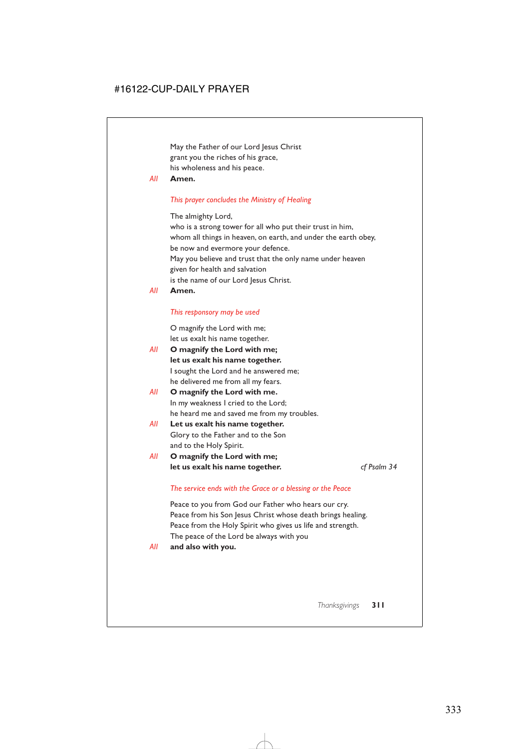May the Father of our Lord Jesus Christ
grant you the riches of his grace,
his wholeness and his peace.

*All* **Amen.**

*This prayer concludes the Ministry of Healing*

The almighty Lord,
who is a strong tower for all who put their trust in him,
whom all things in heaven, on earth, and under the earth obey,
be now and evermore your defence.
May you believe and trust that the only name under heaven
given for health and salvation
is the name of our Lord Jesus Christ.

*All* **Amen.**

*This responsory may be used*

O magnify the Lord with me;
let us exalt his name together.

*All* **O magnify the Lord with me;**
**let us exalt his name together.**

I sought the Lord and he answered me;
he delivered me from all my fears.

*All* **O magnify the Lord with me.**

In my weakness I cried to the Lord;
he heard me and saved me from my troubles.

*All* **Let us exalt his name together.**

Glory to the Father and to the Son
and to the Holy Spirit.

*All* **O magnify the Lord with me;**
**let us exalt his name together.**

*cf Psalm 34*

*The service ends with the Grace or a blessing or the Peace*

Peace to you from God our Father who hears our cry.
Peace from his Son Jesus Christ whose death brings healing.
Peace from the Holy Spirit who gives us life and strength.
The peace of the Lord be always with you

*All* **and also with you.**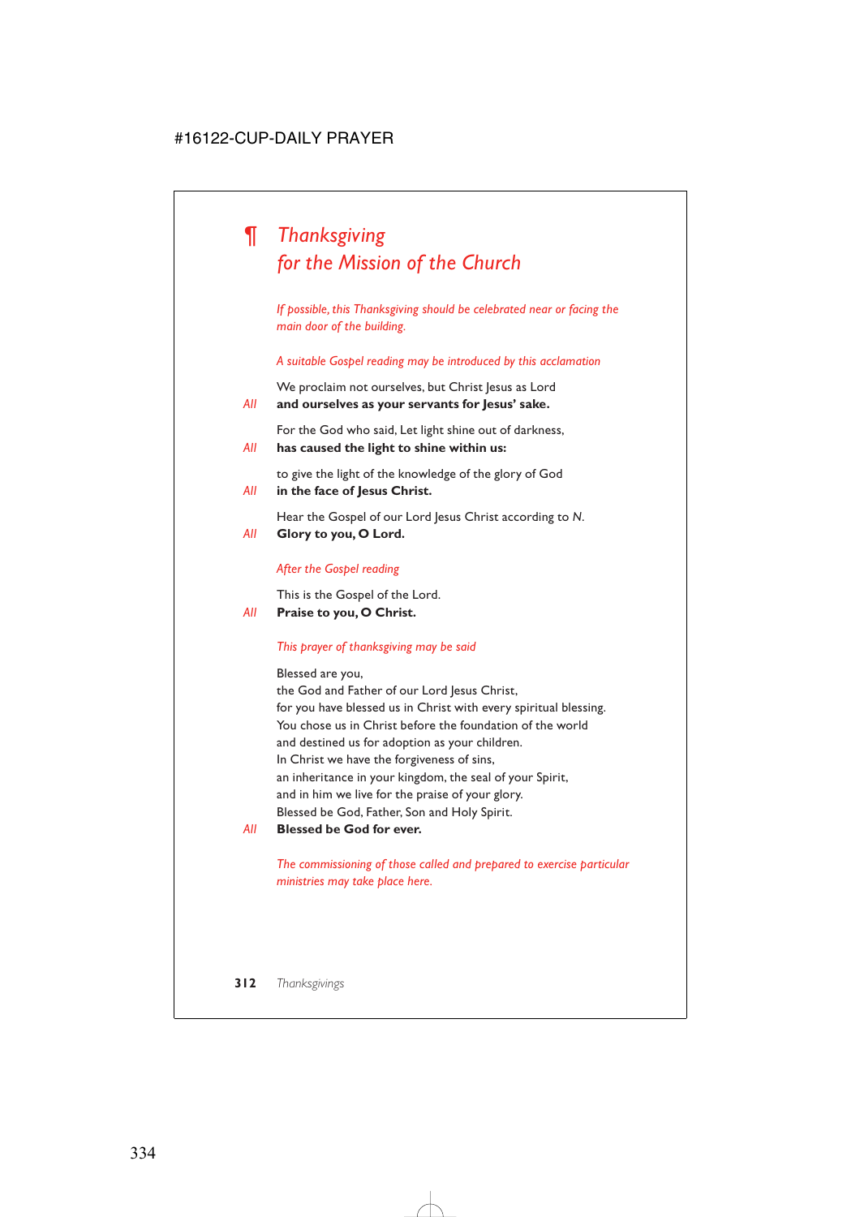# ¶ *Thanksgiving for the Mission of the Church*

*If possible, this Thanksgiving should be celebrated near or facing the main door of the building.*

*A suitable Gospel reading may be introduced by this acclamation*

We proclaim not ourselves, but Christ Jesus as Lord
*All* **and ourselves as your servants for Jesus' sake.**

For the God who said, Let light shine out of darkness,
*All* **has caused the light to shine within us:**

to give the light of the knowledge of the glory of God
*All* **in the face of Jesus Christ.**

Hear the Gospel of our Lord Jesus Christ according to *N*.
*All* **Glory to you, O Lord.**

*After the Gospel reading*

This is the Gospel of the Lord.
*All* **Praise to you, O Christ.**

*This prayer of thanksgiving may be said*

Blessed are you,
the God and Father of our Lord Jesus Christ,
for you have blessed us in Christ with every spiritual blessing.
You chose us in Christ before the foundation of the world
and destined us for adoption as your children.
In Christ we have the forgiveness of sins,
an inheritance in your kingdom, the seal of your Spirit,
and in him we live for the praise of your glory.
Blessed be God, Father, Son and Holy Spirit.
*All* **Blessed be God for ever.**

*The commissioning of those called and prepared to exercise particular ministries may take place here.*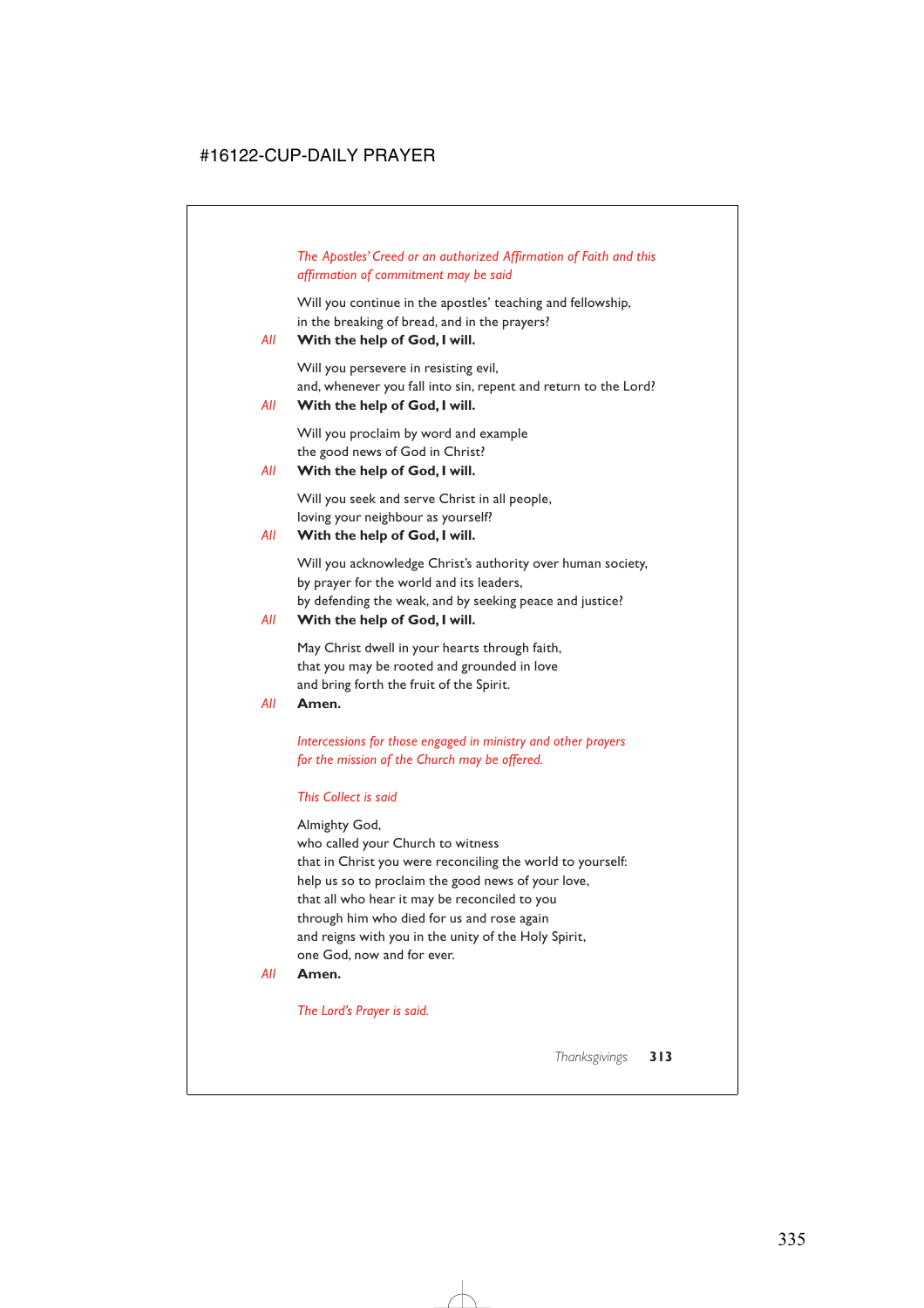*The Apostles' Creed or an authorized Affirmation of Faith and this affirmation of commitment may be said*

Will you continue in the apostles' teaching and fellowship,
in the breaking of bread, and in the prayers?

*All* **With the help of God, I will.**

Will you persevere in resisting evil,
and, whenever you fall into sin, repent and return to the Lord?

*All* **With the help of God, I will.**

Will you proclaim by word and example
the good news of God in Christ?

*All* **With the help of God, I will.**

Will you seek and serve Christ in all people,
loving your neighbour as yourself?

*All* **With the help of God, I will.**

Will you acknowledge Christ's authority over human society,
by prayer for the world and its leaders,
by defending the weak, and by seeking peace and justice?

*All* **With the help of God, I will.**

May Christ dwell in your hearts through faith,
that you may be rooted and grounded in love
and bring forth the fruit of the Spirit.

*All* **Amen.**

*Intercessions for those engaged in ministry and other prayers for the mission of the Church may be offered.*

*This Collect is said*

Almighty God,
who called your Church to witness
that in Christ you were reconciling the world to yourself:
help us so to proclaim the good news of your love,
that all who hear it may be reconciled to you
through him who died for us and rose again
and reigns with you in the unity of the Holy Spirit,
one God, now and for ever.

*All* **Amen.**

*The Lord's Prayer is said.*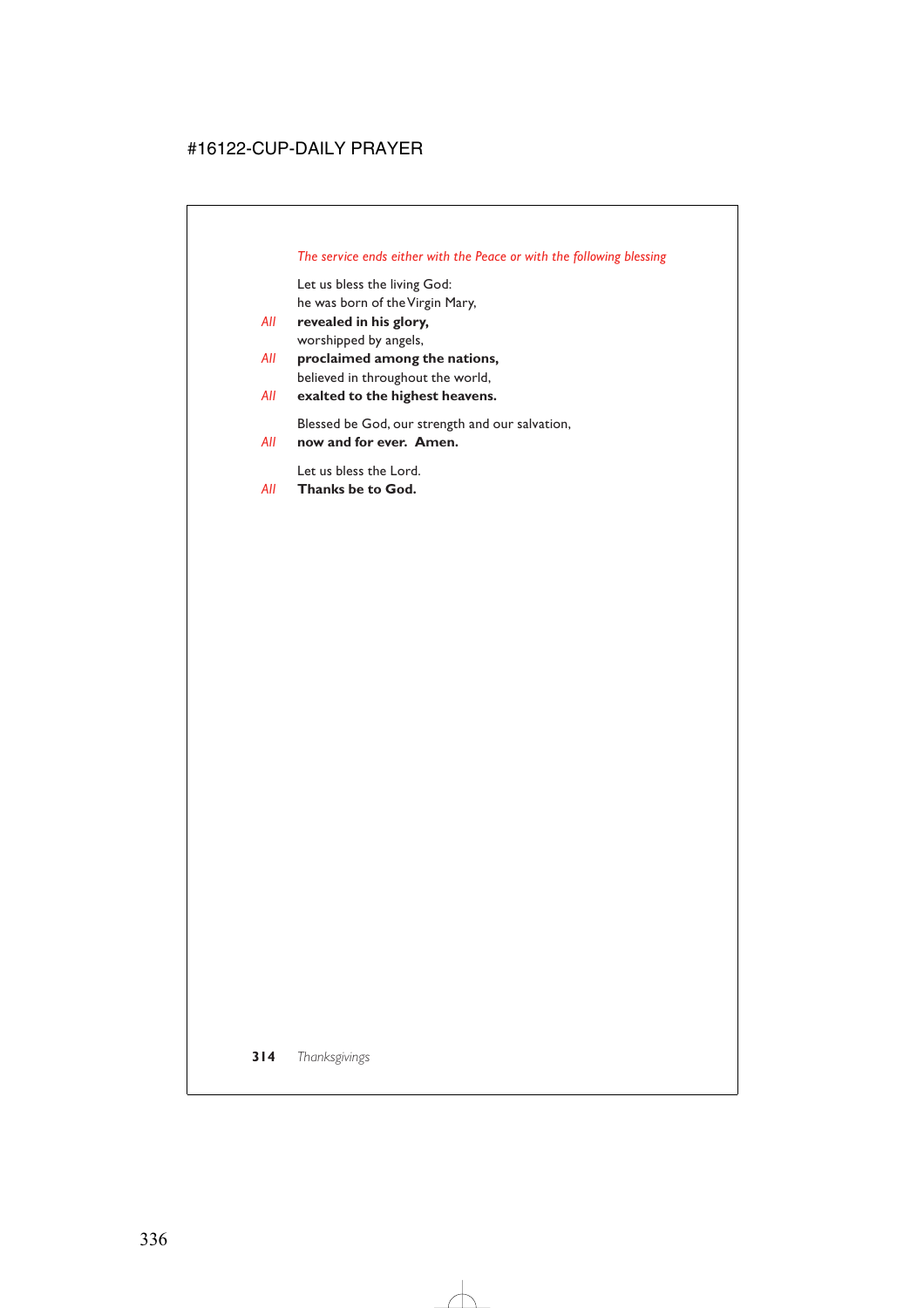*The service ends either with the Peace or with the following blessing*

Let us bless the living God:
he was born of the Virgin Mary,

*All* **revealed in his glory,**

worshipped by angels,

*All* **proclaimed among the nations,**

believed in throughout the world,

*All* **exalted to the highest heavens.**

Blessed be God, our strength and our salvation,

*All* **now and for ever. Amen.**

Let us bless the Lord.

*All* **Thanks be to God.**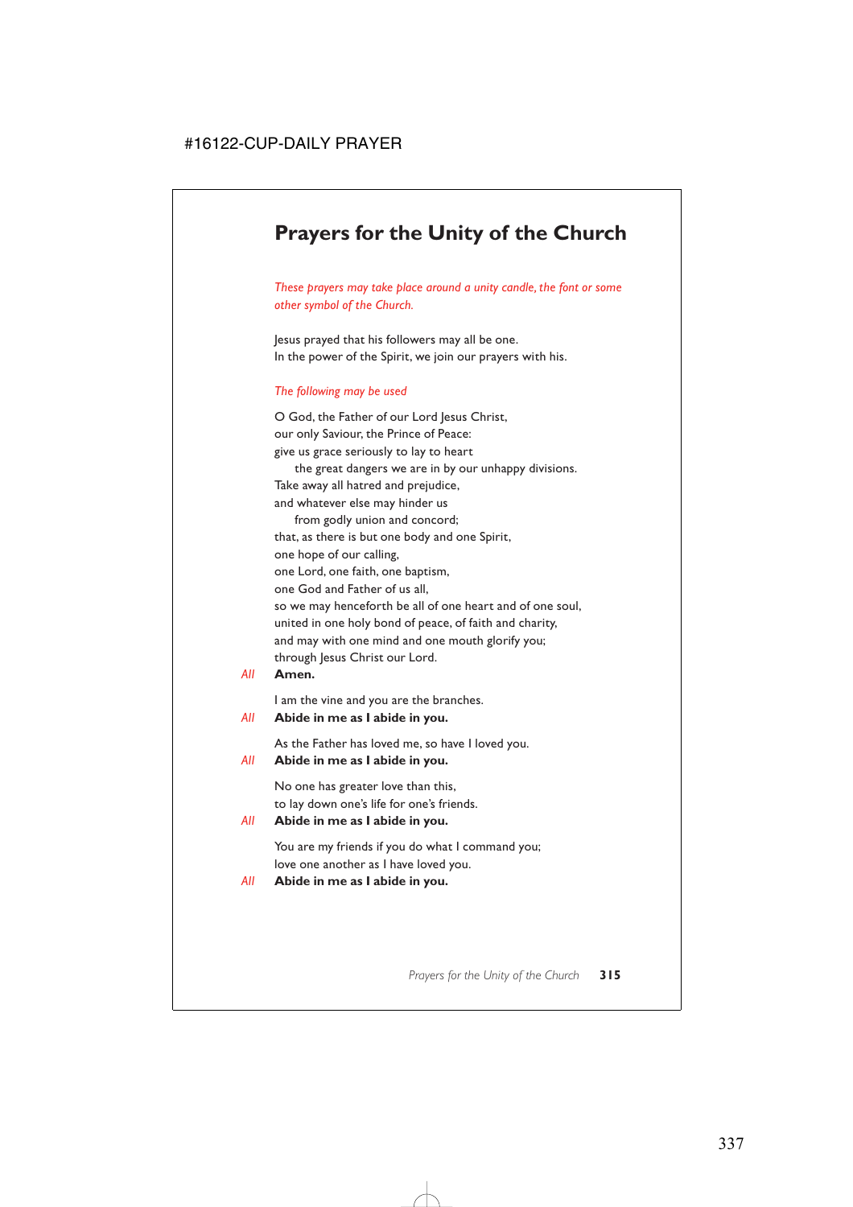# Prayers for the Unity of the Church

*These prayers may take place around a unity candle, the font or some other symbol of the Church.*

Jesus prayed that his followers may all be one.
In the power of the Spirit, we join our prayers with his.

*The following may be used*

O God, the Father of our Lord Jesus Christ,
our only Saviour, the Prince of Peace:
give us grace seriously to lay to heart
    the great dangers we are in by our unhappy divisions.
Take away all hatred and prejudice,
and whatever else may hinder us
    from godly union and concord;
that, as there is but one body and one Spirit,
one hope of our calling,
one Lord, one faith, one baptism,
one God and Father of us all,
so we may henceforth be all of one heart and of one soul,
united in one holy bond of peace, of faith and charity,
and may with one mind and one mouth glorify you;
through Jesus Christ our Lord.

*All* **Amen.**

I am the vine and you are the branches.

*All* **Abide in me as I abide in you.**

As the Father has loved me, so have I loved you.

*All* **Abide in me as I abide in you.**

No one has greater love than this,
to lay down one's life for one's friends.

*All* **Abide in me as I abide in you.**

You are my friends if you do what I command you;
love one another as I have loved you.

*All* **Abide in me as I abide in you.**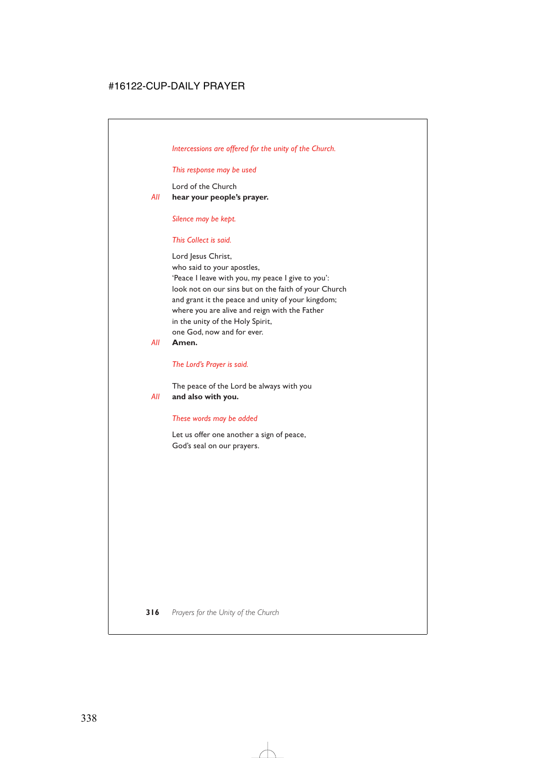*Intercessions are offered for the unity of the Church.*

*This response may be used*

Lord of the Church
*All* **hear your people's prayer.**

*Silence may be kept.*

*This Collect is said.*

Lord Jesus Christ,
who said to your apostles,
'Peace I leave with you, my peace I give to you':
look not on our sins but on the faith of your Church
and grant it the peace and unity of your kingdom;
where you are alive and reign with the Father
in the unity of the Holy Spirit,
one God, now and for ever.
*All* **Amen.**

*The Lord's Prayer is said.*

The peace of the Lord be always with you
*All* **and also with you.**

*These words may be added*

Let us offer one another a sign of peace,
God's seal on our prayers.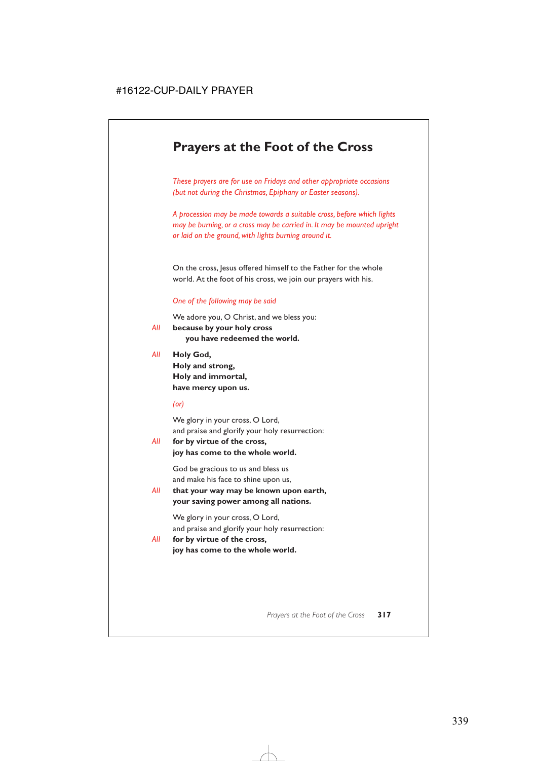# Prayers at the Foot of the Cross

*These prayers are for use on Fridays and other appropriate occasions (but not during the Christmas, Epiphany or Easter seasons).*

*A procession may be made towards a suitable cross, before which lights may be burning, or a cross may be carried in. It may be mounted upright or laid on the ground, with lights burning around it.*

On the cross, Jesus offered himself to the Father for the whole world. At the foot of his cross, we join our prayers with his.

*One of the following may be said*

We adore you, O Christ, and we bless you:

*All* **because by your holy cross**
**you have redeemed the world.**

*All* **Holy God,**
**Holy and strong,**
**Holy and immortal,**
**have mercy upon us.**

*(or)*

We glory in your cross, O Lord,
and praise and glorify your holy resurrection:

*All* **for by virtue of the cross,**
**joy has come to the whole world.**

God be gracious to us and bless us
and make his face to shine upon us,

*All* **that your way may be known upon earth,**
**your saving power among all nations.**

We glory in your cross, O Lord,
and praise and glorify your holy resurrection:

*All* **for by virtue of the cross,**
**joy has come to the whole world.**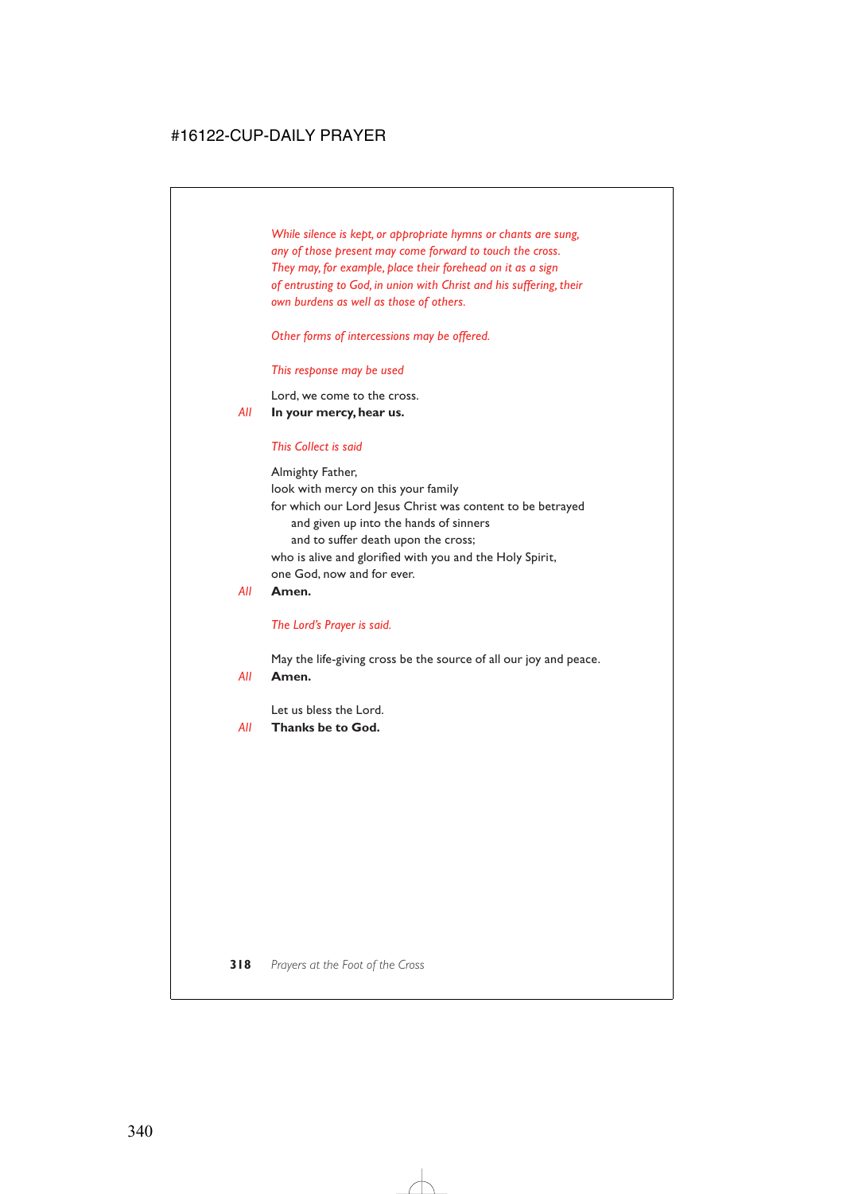*While silence is kept, or appropriate hymns or chants are sung, any of those present may come forward to touch the cross. They may, for example, place their forehead on it as a sign of entrusting to God, in union with Christ and his suffering, their own burdens as well as those of others.*

*Other forms of intercessions may be offered.*

*This response may be used*

Lord, we come to the cross.

*All* **In your mercy, hear us.**

*This Collect is said*

Almighty Father,
look with mercy on this your family
for which our Lord Jesus Christ was content to be betrayed
  and given up into the hands of sinners
  and to suffer death upon the cross;
who is alive and glorified with you and the Holy Spirit,
one God, now and for ever.

*All* **Amen.**

*The Lord's Prayer is said.*

May the life-giving cross be the source of all our joy and peace.

*All* **Amen.**

Let us bless the Lord.

*All* **Thanks be to God.**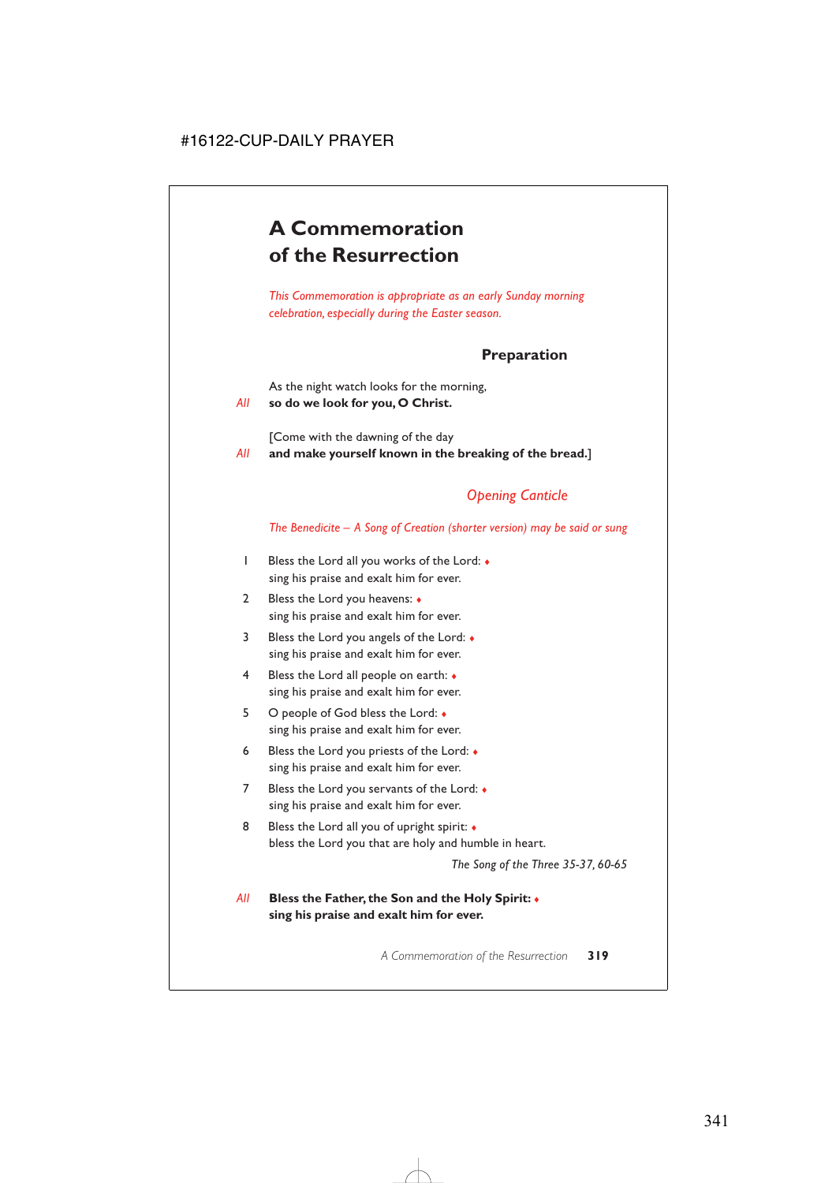# A Commemoration of the Resurrection

*This Commemoration is appropriate as an early Sunday morning celebration, especially during the Easter season.*

## Preparation

As the night watch looks for the morning,
*All* **so do we look for you, O Christ.**

[Come with the dawning of the day
*All* **and make yourself known in the breaking of the bread.**]

### *Opening Canticle*

*The Benedicite – A Song of Creation (shorter version) may be said or sung*

1 Bless the Lord all you works of the Lord: ♦
sing his praise and exalt him for ever.

2 Bless the Lord you heavens: ♦
sing his praise and exalt him for ever.

3 Bless the Lord you angels of the Lord: ♦
sing his praise and exalt him for ever.

4 Bless the Lord all people on earth: ♦
sing his praise and exalt him for ever.

5 O people of God bless the Lord: ♦
sing his praise and exalt him for ever.

6 Bless the Lord you priests of the Lord: ♦
sing his praise and exalt him for ever.

7 Bless the Lord you servants of the Lord: ♦
sing his praise and exalt him for ever.

8 Bless the Lord all you of upright spirit: ♦
bless the Lord you that are holy and humble in heart.

*The Song of the Three 35-37, 60-65*

*All* **Bless the Father, the Son and the Holy Spirit: ♦
sing his praise and exalt him for ever.**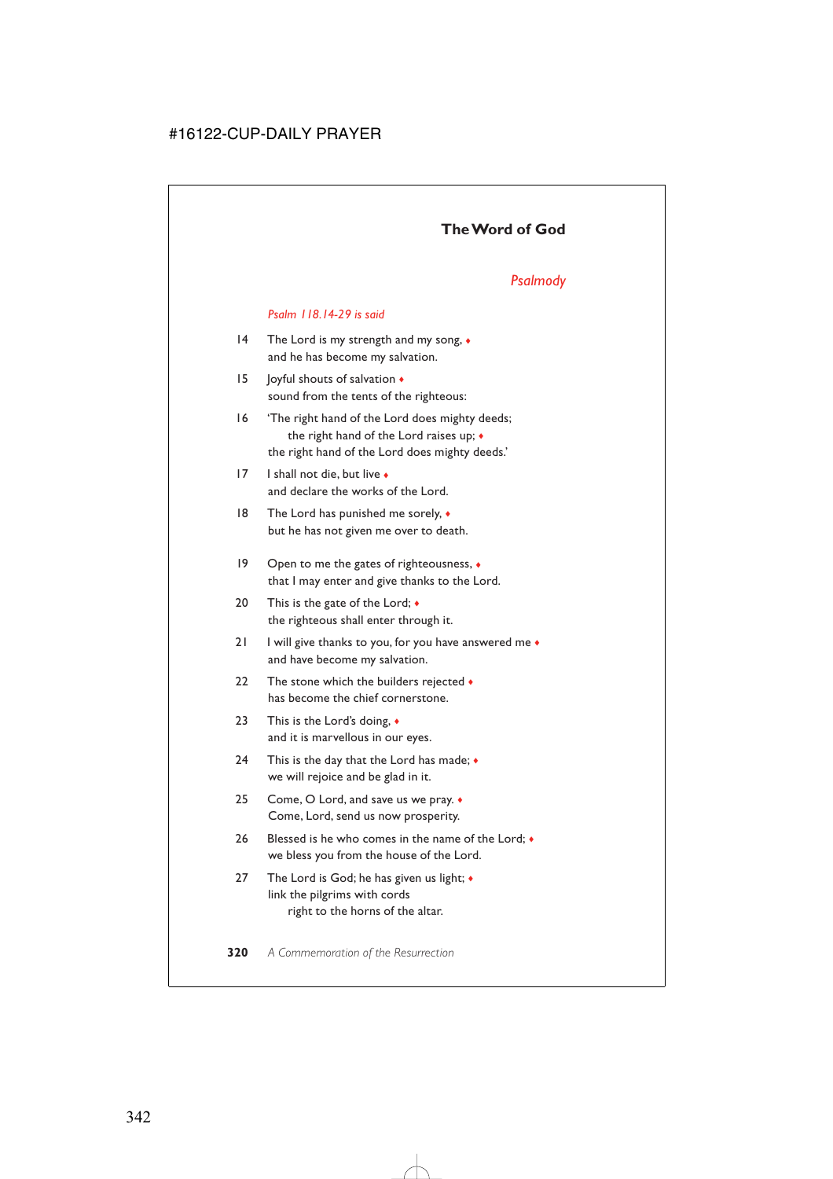## The Word of God

### *Psalmody*

*Psalm 118.14-29 is said*

14 The Lord is my strength and my song, ♦
and he has become my salvation.

15 Joyful shouts of salvation ♦
sound from the tents of the righteous:

16 'The right hand of the Lord does mighty deeds;
the right hand of the Lord raises up; ♦
the right hand of the Lord does mighty deeds.'

17 I shall not die, but live ♦
and declare the works of the Lord.

18 The Lord has punished me sorely, ♦
but he has not given me over to death.

19 Open to me the gates of righteousness, ♦
that I may enter and give thanks to the Lord.

20 This is the gate of the Lord; ♦
the righteous shall enter through it.

21 I will give thanks to you, for you have answered me ♦
and have become my salvation.

22 The stone which the builders rejected ♦
has become the chief cornerstone.

23 This is the Lord's doing, ♦
and it is marvellous in our eyes.

24 This is the day that the Lord has made; ♦
we will rejoice and be glad in it.

25 Come, O Lord, and save us we pray. ♦
Come, Lord, send us now prosperity.

26 Blessed is he who comes in the name of the Lord; ♦
we bless you from the house of the Lord.

27 The Lord is God; he has given us light; ♦
link the pilgrims with cords
right to the horns of the altar.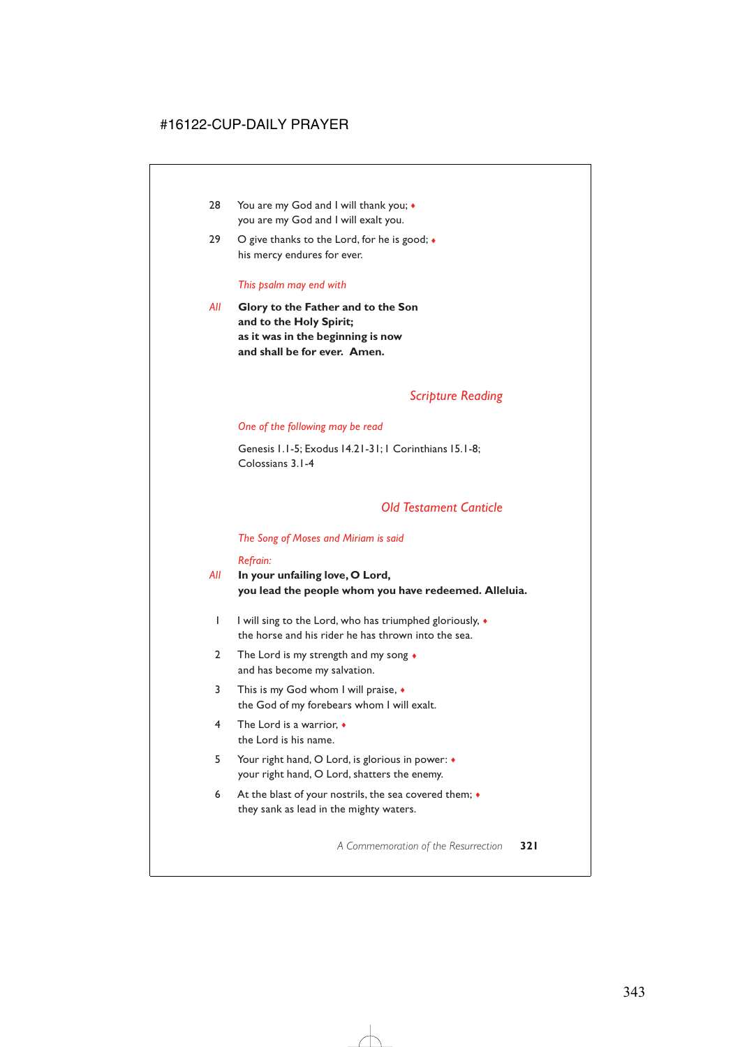28 You are my God and I will thank you; ♦
you are my God and I will exalt you.

29 O give thanks to the Lord, for he is good; ♦
his mercy endures for ever.

*This psalm may end with*

*All* **Glory to the Father and to the Son**
**and to the Holy Spirit;**
**as it was in the beginning is now**
**and shall be for ever. Amen.**

## *Scripture Reading*

*One of the following may be read*

Genesis 1.1-5; Exodus 14.21-31; 1 Corinthians 15.1-8;
Colossians 3.1-4

## *Old Testament Canticle*

*The Song of Moses and Miriam is said*

*Refrain:*

*All* **In your unfailing love, O Lord,**
**you lead the people whom you have redeemed. Alleluia.**

1 I will sing to the Lord, who has triumphed gloriously, ♦
the horse and his rider he has thrown into the sea.

2 The Lord is my strength and my song ♦
and has become my salvation.

3 This is my God whom I will praise, ♦
the God of my forebears whom I will exalt.

4 The Lord is a warrior, ♦
the Lord is his name.

5 Your right hand, O Lord, is glorious in power: ♦
your right hand, O Lord, shatters the enemy.

6 At the blast of your nostrils, the sea covered them; ♦
they sank as lead in the mighty waters.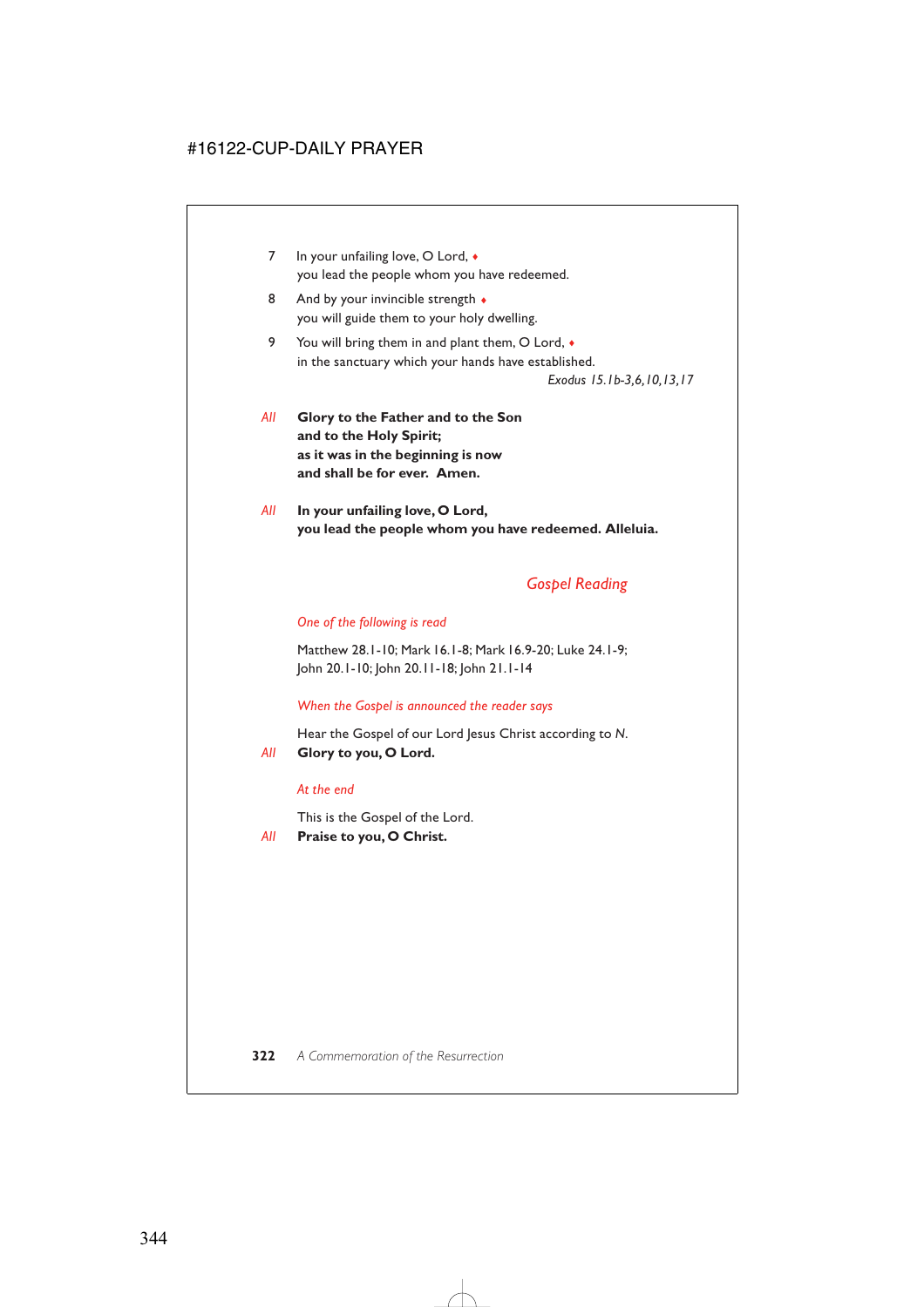7 In your unfailing love, O Lord, ♦
you lead the people whom you have redeemed.

8 And by your invincible strength ♦
you will guide them to your holy dwelling.

9 You will bring them in and plant them, O Lord, ♦
in the sanctuary which your hands have established.

*Exodus 15.1b-3,6,10,13,17*

*All* **Glory to the Father and to the Son
and to the Holy Spirit;
as it was in the beginning is now
and shall be for ever. Amen.**

*All* **In your unfailing love, O Lord,
you lead the people whom you have redeemed. Alleluia.**

## *Gospel Reading*

*One of the following is read*

Matthew 28.1-10; Mark 16.1-8; Mark 16.9-20; Luke 24.1-9;
John 20.1-10; John 20.11-18; John 21.1-14

*When the Gospel is announced the reader says*

Hear the Gospel of our Lord Jesus Christ according to *N*.

*All* **Glory to you, O Lord.**

*At the end*

This is the Gospel of the Lord.

*All* **Praise to you, O Christ.**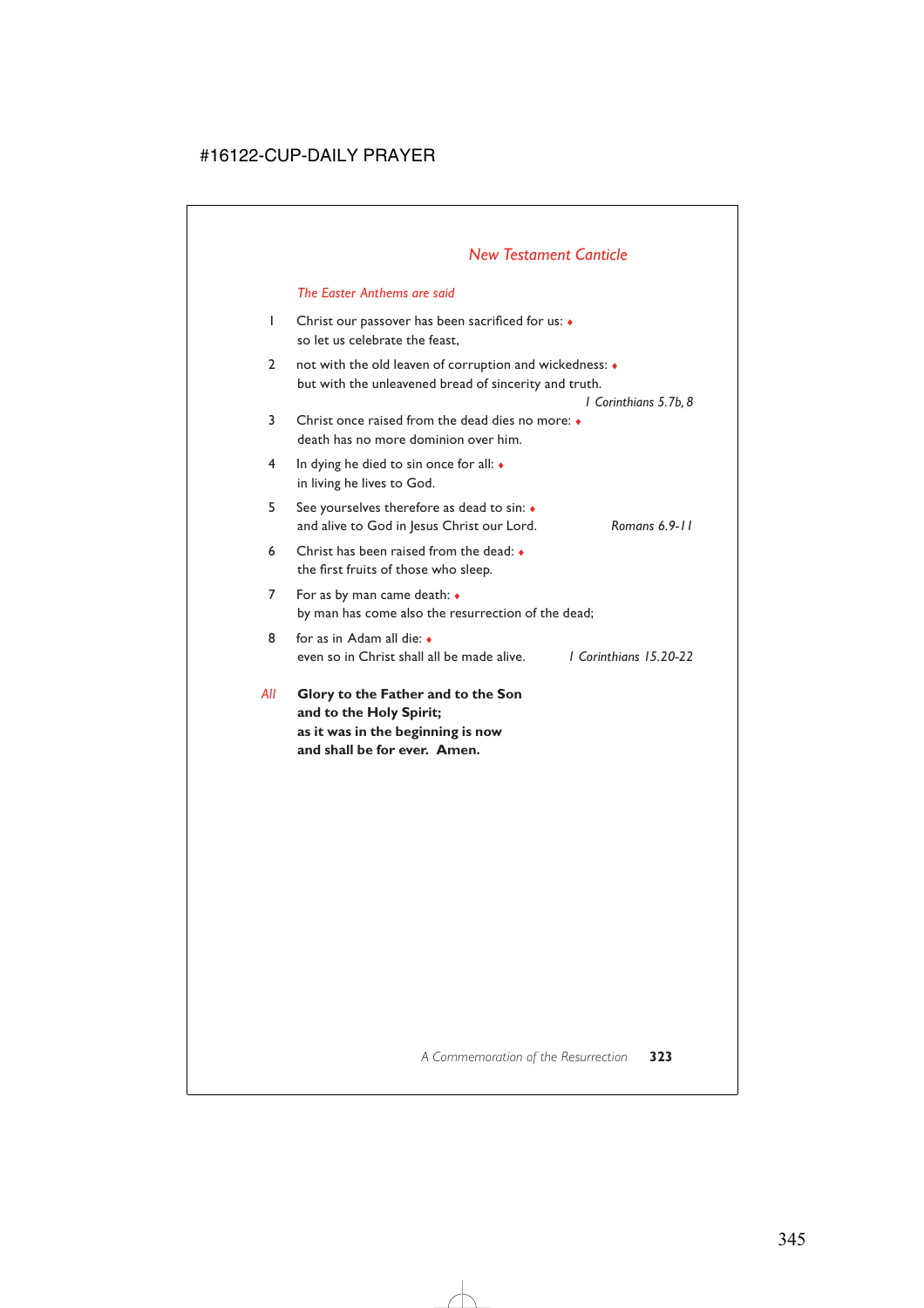## *New Testament Canticle*

*The Easter Anthems are said*

1 Christ our passover has been sacrificed for us: ♦
so let us celebrate the feast,

2 not with the old leaven of corruption and wickedness: ♦
but with the unleavened bread of sincerity and truth.
*1 Corinthians 5.7b, 8*

3 Christ once raised from the dead dies no more: ♦
death has no more dominion over him.

4 In dying he died to sin once for all: ♦
in living he lives to God.

5 See yourselves therefore as dead to sin: ♦
and alive to God in Jesus Christ our Lord. *Romans 6.9-11*

6 Christ has been raised from the dead: ♦
the first fruits of those who sleep.

7 For as by man came death: ♦
by man has come also the resurrection of the dead;

8 for as in Adam all die: ♦
even so in Christ shall all be made alive. *1 Corinthians 15.20-22*

*All* **Glory to the Father and to the Son**
**and to the Holy Spirit;**
**as it was in the beginning is now**
**and shall be for ever. Amen.**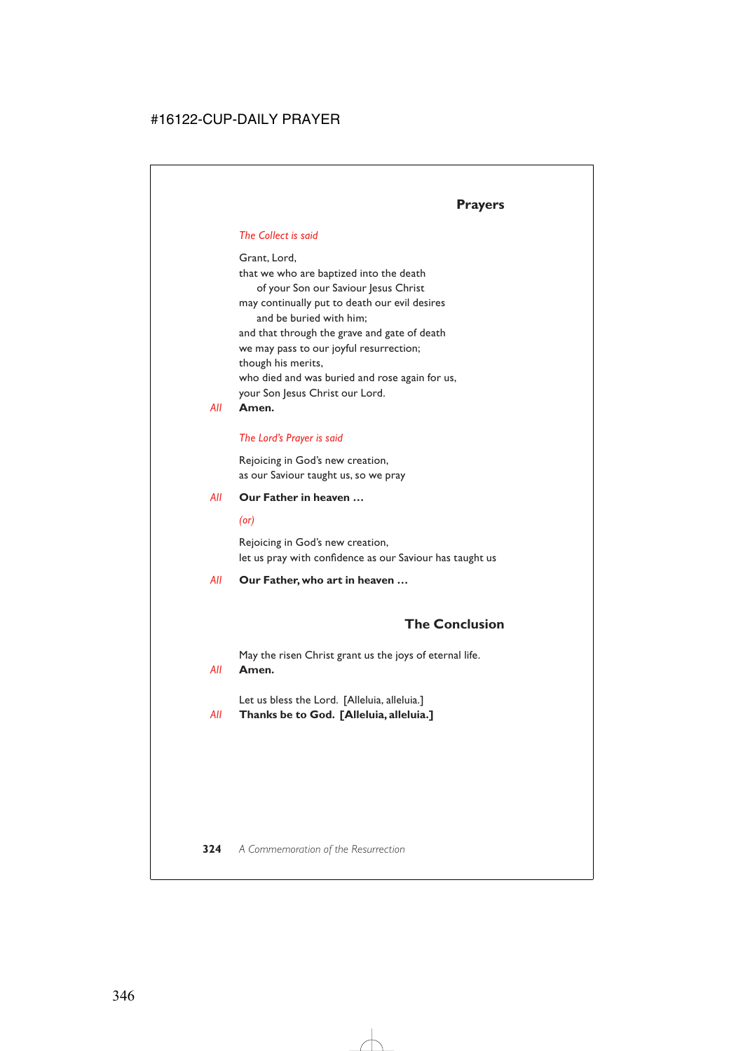## Prayers

*The Collect is said*

Grant, Lord,
that we who are baptized into the death
of your Son our Saviour Jesus Christ
may continually put to death our evil desires
and be buried with him;
and that through the grave and gate of death
we may pass to our joyful resurrection;
though his merits,
who died and was buried and rose again for us,
your Son Jesus Christ our Lord.

*All* **Amen.**

*The Lord's Prayer is said*

Rejoicing in God's new creation,
as our Saviour taught us, so we pray

*All* **Our Father in heaven …**

*(or)*

Rejoicing in God's new creation,
let us pray with confidence as our Saviour has taught us

*All* **Our Father, who art in heaven …**

## The Conclusion

May the risen Christ grant us the joys of eternal life.

*All* **Amen.**

Let us bless the Lord. [Alleluia, alleluia.]

*All* **Thanks be to God. [Alleluia, alleluia.]**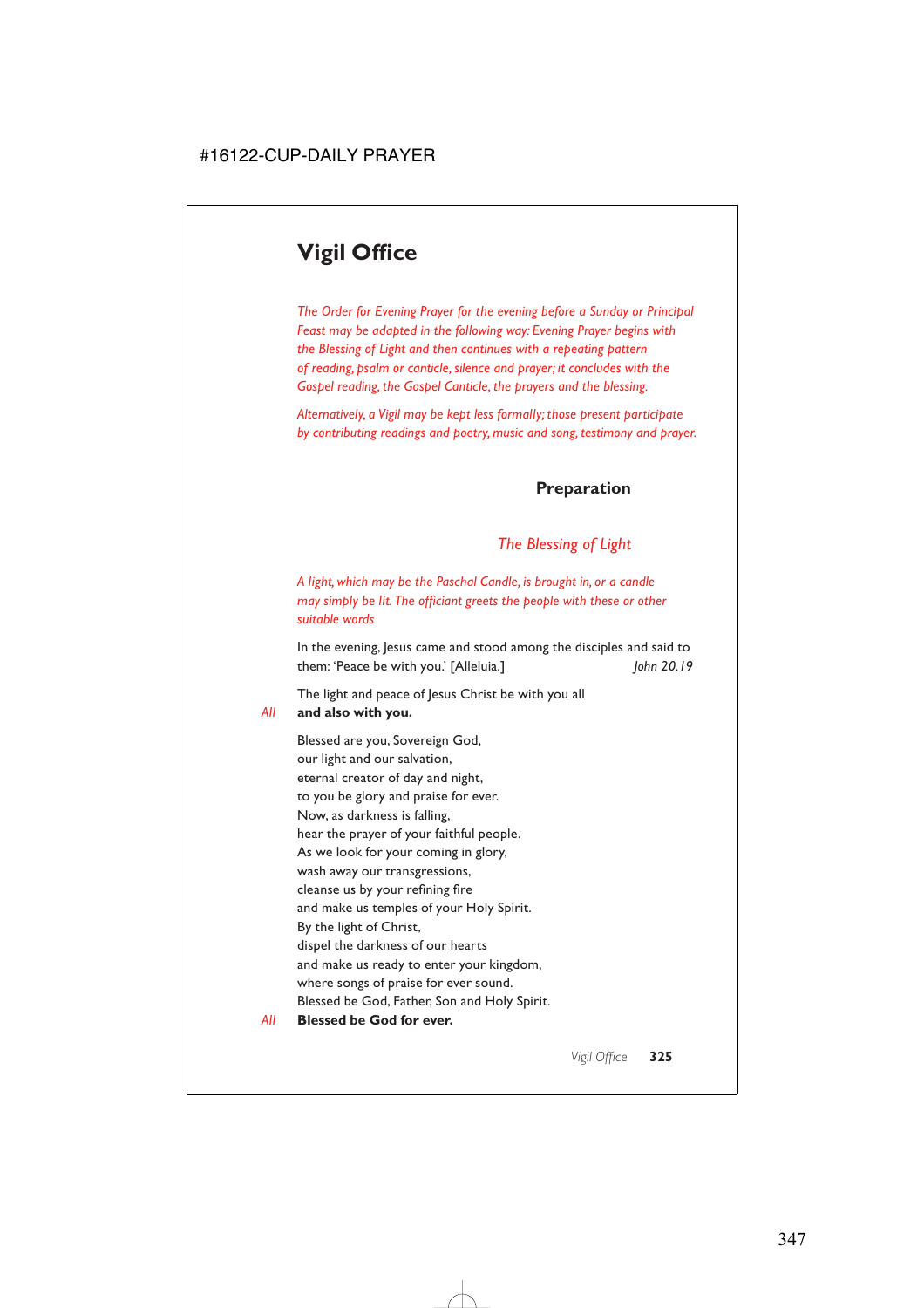# Vigil Office

*The Order for Evening Prayer for the evening before a Sunday or Principal Feast may be adapted in the following way: Evening Prayer begins with the Blessing of Light and then continues with a repeating pattern of reading, psalm or canticle, silence and prayer; it concludes with the Gospel reading, the Gospel Canticle, the prayers and the blessing.*

*Alternatively, a Vigil may be kept less formally; those present participate by contributing readings and poetry, music and song, testimony and prayer.*

## Preparation

### *The Blessing of Light*

*A light, which may be the Paschal Candle, is brought in, or a candle may simply be lit. The officiant greets the people with these or other suitable words*

In the evening, Jesus came and stood among the disciples and said to them: 'Peace be with you.' [Alleluia.] *John 20.19*

The light and peace of Jesus Christ be with you all

*All* **and also with you.**

Blessed are you, Sovereign God,
our light and our salvation,
eternal creator of day and night,
to you be glory and praise for ever.
Now, as darkness is falling,
hear the prayer of your faithful people.
As we look for your coming in glory,
wash away our transgressions,
cleanse us by your refining fire
and make us temples of your Holy Spirit.
By the light of Christ,
dispel the darkness of our hearts
and make us ready to enter your kingdom,
where songs of praise for ever sound.
Blessed be God, Father, Son and Holy Spirit.

*All* **Blessed be God for ever.**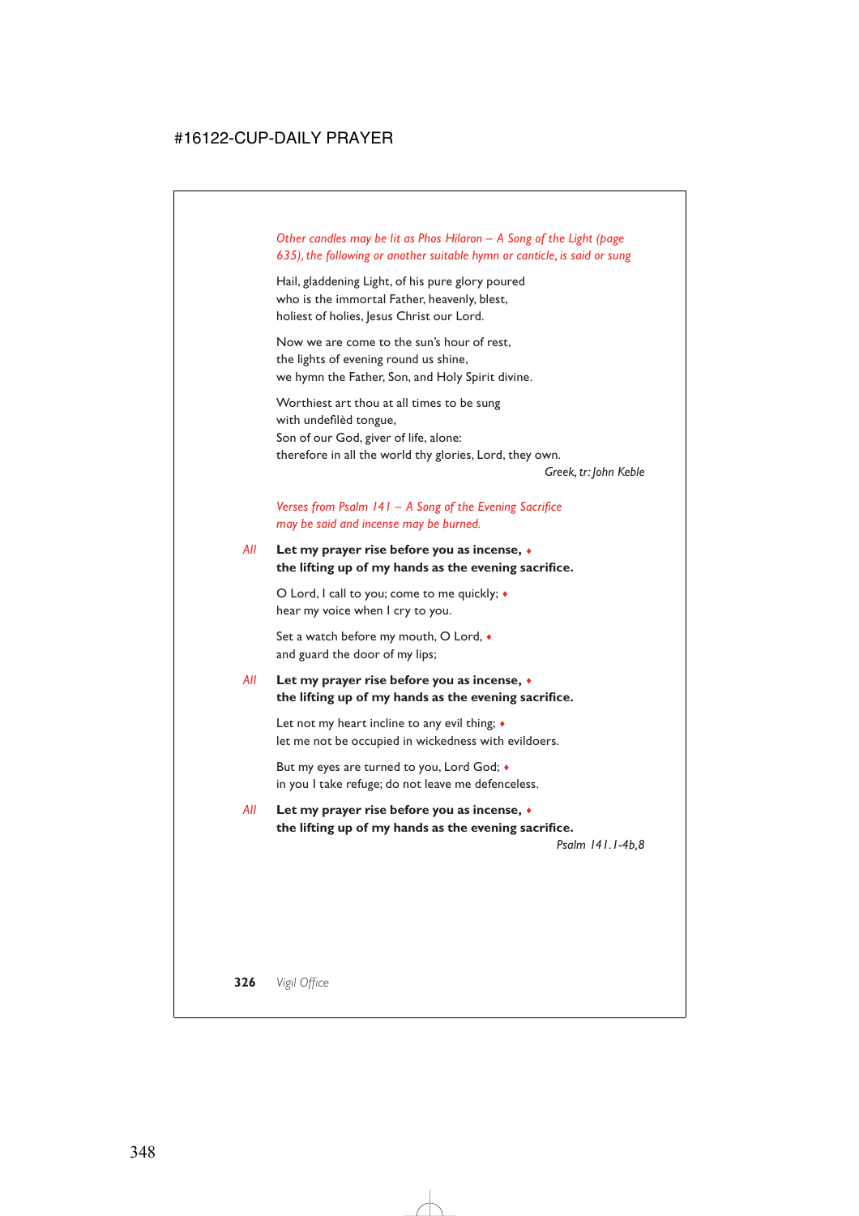*Other candles may be lit as Phos Hilaron – A Song of the Light (page 635), the following or another suitable hymn or canticle, is said or sung*

Hail, gladdening Light, of his pure glory poured
who is the immortal Father, heavenly, blest,
holiest of holies, Jesus Christ our Lord.

Now we are come to the sun's hour of rest,
the lights of evening round us shine,
we hymn the Father, Son, and Holy Spirit divine.

Worthiest art thou at all times to be sung
with undefilèd tongue,
Son of our God, giver of life, alone:
therefore in all the world thy glories, Lord, they own.

*Greek, tr: John Keble*

*Verses from Psalm 141 – A Song of the Evening Sacrifice may be said and incense may be burned.*

*All* **Let my prayer rise before you as incense, ♦**
**the lifting up of my hands as the evening sacrifice.**

O Lord, I call to you; come to me quickly; ♦
hear my voice when I cry to you.

Set a watch before my mouth, O Lord, ♦
and guard the door of my lips;

*All* **Let my prayer rise before you as incense, ♦**
**the lifting up of my hands as the evening sacrifice.**

Let not my heart incline to any evil thing; ♦
let me not be occupied in wickedness with evildoers.

But my eyes are turned to you, Lord God; ♦
in you I take refuge; do not leave me defenceless.

*All* **Let my prayer rise before you as incense, ♦**
**the lifting up of my hands as the evening sacrifice.**

*Psalm 141.1-4b,8*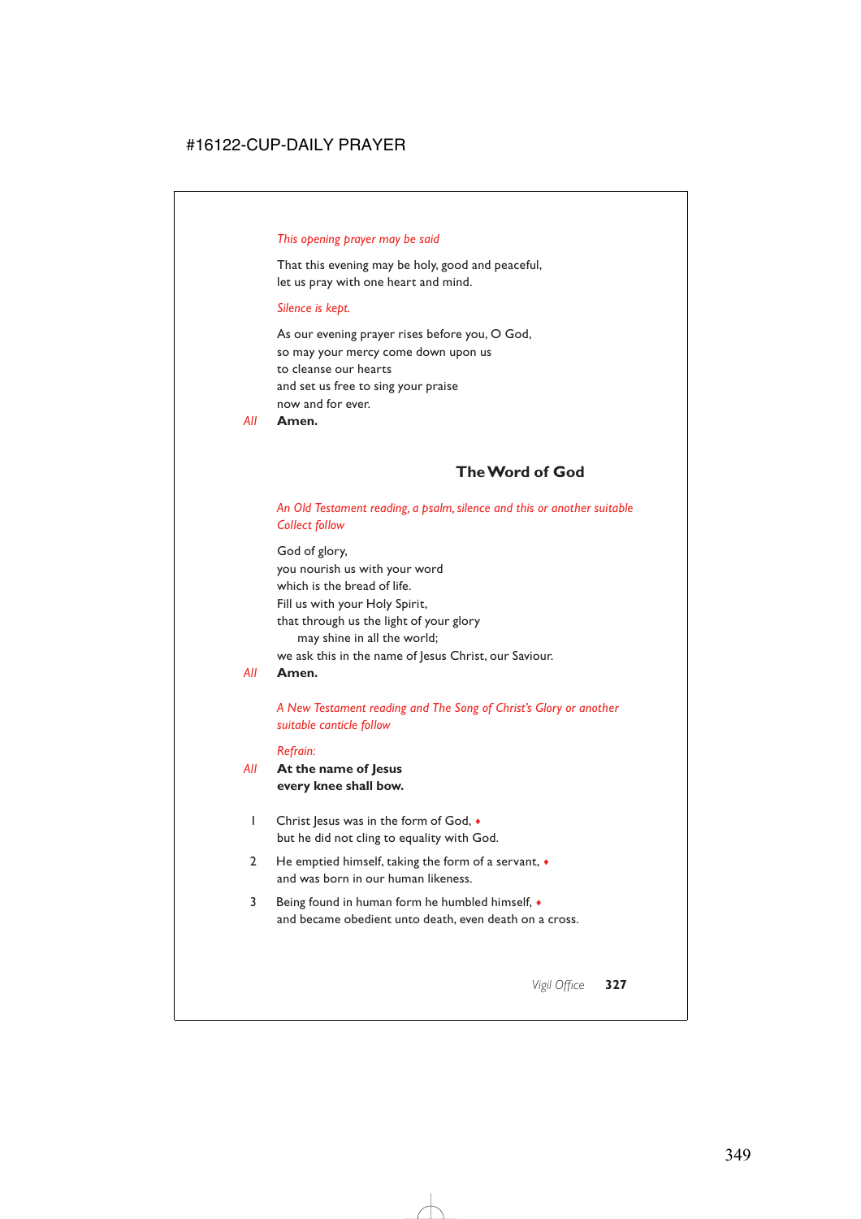*This opening prayer may be said*

That this evening may be holy, good and peaceful,
let us pray with one heart and mind.

*Silence is kept.*

As our evening prayer rises before you, O God,
so may your mercy come down upon us
to cleanse our hearts
and set us free to sing your praise
now and for ever.

*All* **Amen.**

## The Word of God

*An Old Testament reading, a psalm, silence and this or another suitable Collect follow*

God of glory,
you nourish us with your word
which is the bread of life.
Fill us with your Holy Spirit,
that through us the light of your glory
may shine in all the world;
we ask this in the name of Jesus Christ, our Saviour.

*All* **Amen.**

*A New Testament reading and The Song of Christ's Glory or another suitable canticle follow*

*Refrain:*

*All* **At the name of Jesus**
**every knee shall bow.**

1 Christ Jesus was in the form of God, ♦
but he did not cling to equality with God.

2 He emptied himself, taking the form of a servant, ♦
and was born in our human likeness.

3 Being found in human form he humbled himself, ♦
and became obedient unto death, even death on a cross.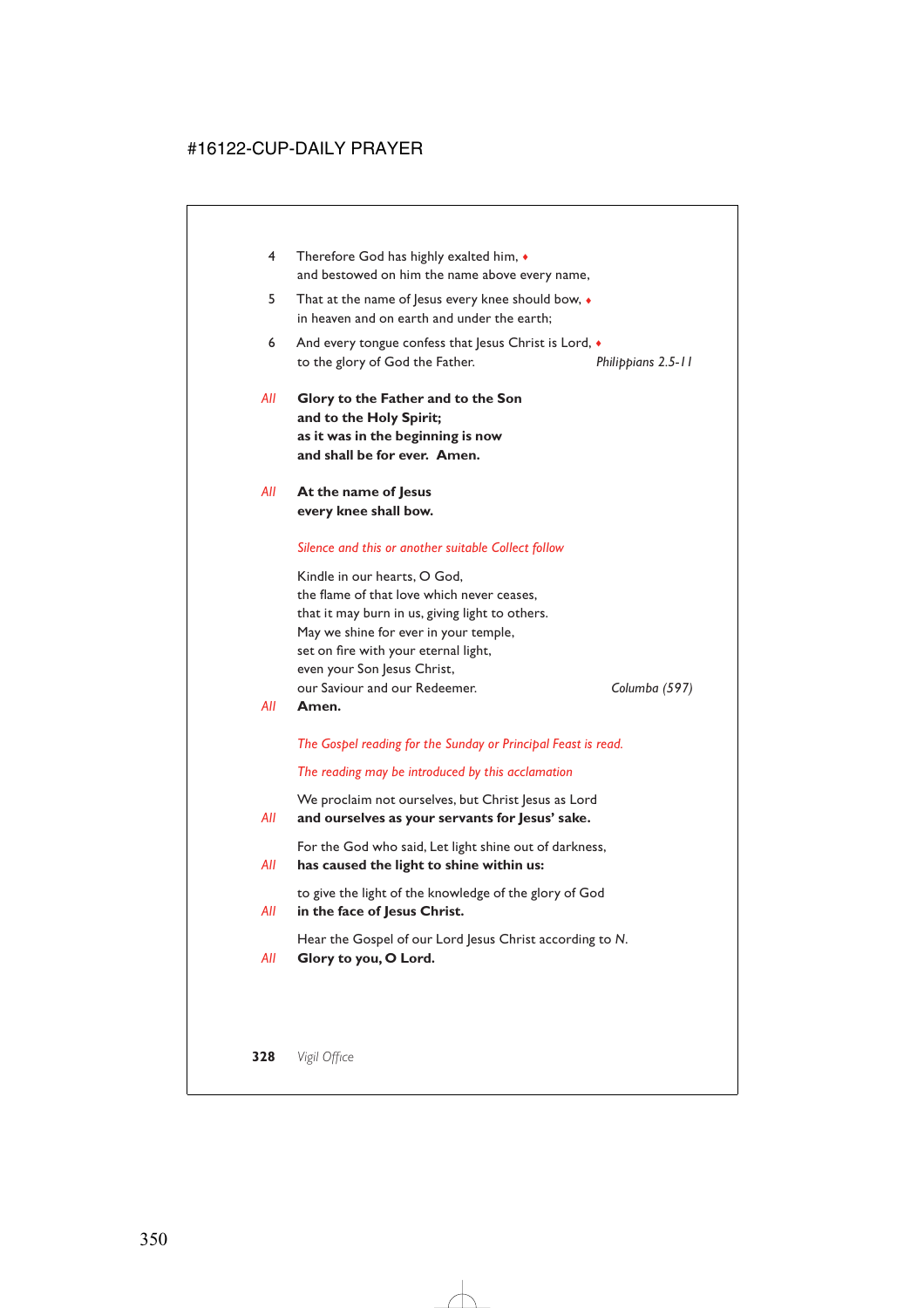4 Therefore God has highly exalted him, ♦
and bestowed on him the name above every name,

5 That at the name of Jesus every knee should bow, ♦
in heaven and on earth and under the earth;

6 And every tongue confess that Jesus Christ is Lord, ♦
to the glory of God the Father. *Philippians 2.5-11*

*All* **Glory to the Father and to the Son**
**and to the Holy Spirit;**
**as it was in the beginning is now**
**and shall be for ever. Amen.**

*All* **At the name of Jesus**
**every knee shall bow.**

*Silence and this or another suitable Collect follow*

Kindle in our hearts, O God,
the flame of that love which never ceases,
that it may burn in us, giving light to others.
May we shine for ever in your temple,
set on fire with your eternal light,
even your Son Jesus Christ,
our Saviour and our Redeemer. *Columba (597)*

*All* **Amen.**

*The Gospel reading for the Sunday or Principal Feast is read.*

*The reading may be introduced by this acclamation*

We proclaim not ourselves, but Christ Jesus as Lord
*All* **and ourselves as your servants for Jesus' sake.**

For the God who said, Let light shine out of darkness,
*All* **has caused the light to shine within us:**

to give the light of the knowledge of the glory of God
*All* **in the face of Jesus Christ.**

Hear the Gospel of our Lord Jesus Christ according to *N.*
*All* **Glory to you, O Lord.**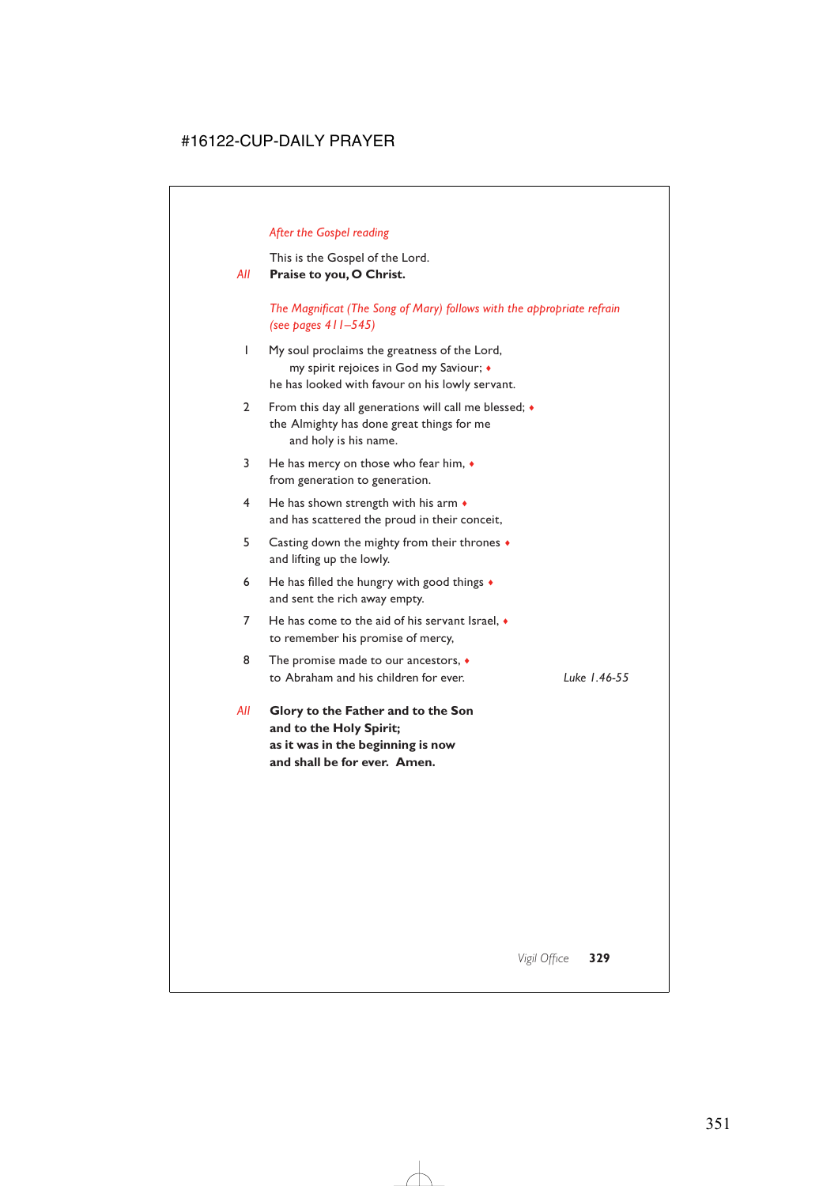*After the Gospel reading*

This is the Gospel of the Lord.

*All* **Praise to you, O Christ.**

*The Magnificat (The Song of Mary) follows with the appropriate refrain (see pages 411–545)*

1 My soul proclaims the greatness of the Lord,
  my spirit rejoices in God my Saviour; ♦
he has looked with favour on his lowly servant.

2 From this day all generations will call me blessed; ♦
the Almighty has done great things for me
  and holy is his name.

3 He has mercy on those who fear him, ♦
from generation to generation.

4 He has shown strength with his arm ♦
and has scattered the proud in their conceit,

5 Casting down the mighty from their thrones ♦
and lifting up the lowly.

6 He has filled the hungry with good things ♦
and sent the rich away empty.

7 He has come to the aid of his servant Israel, ♦
to remember his promise of mercy,

8 The promise made to our ancestors, ♦
to Abraham and his children for ever.

*Luke 1.46-55*

*All* **Glory to the Father and to the Son
and to the Holy Spirit;
as it was in the beginning is now
and shall be for ever. Amen.**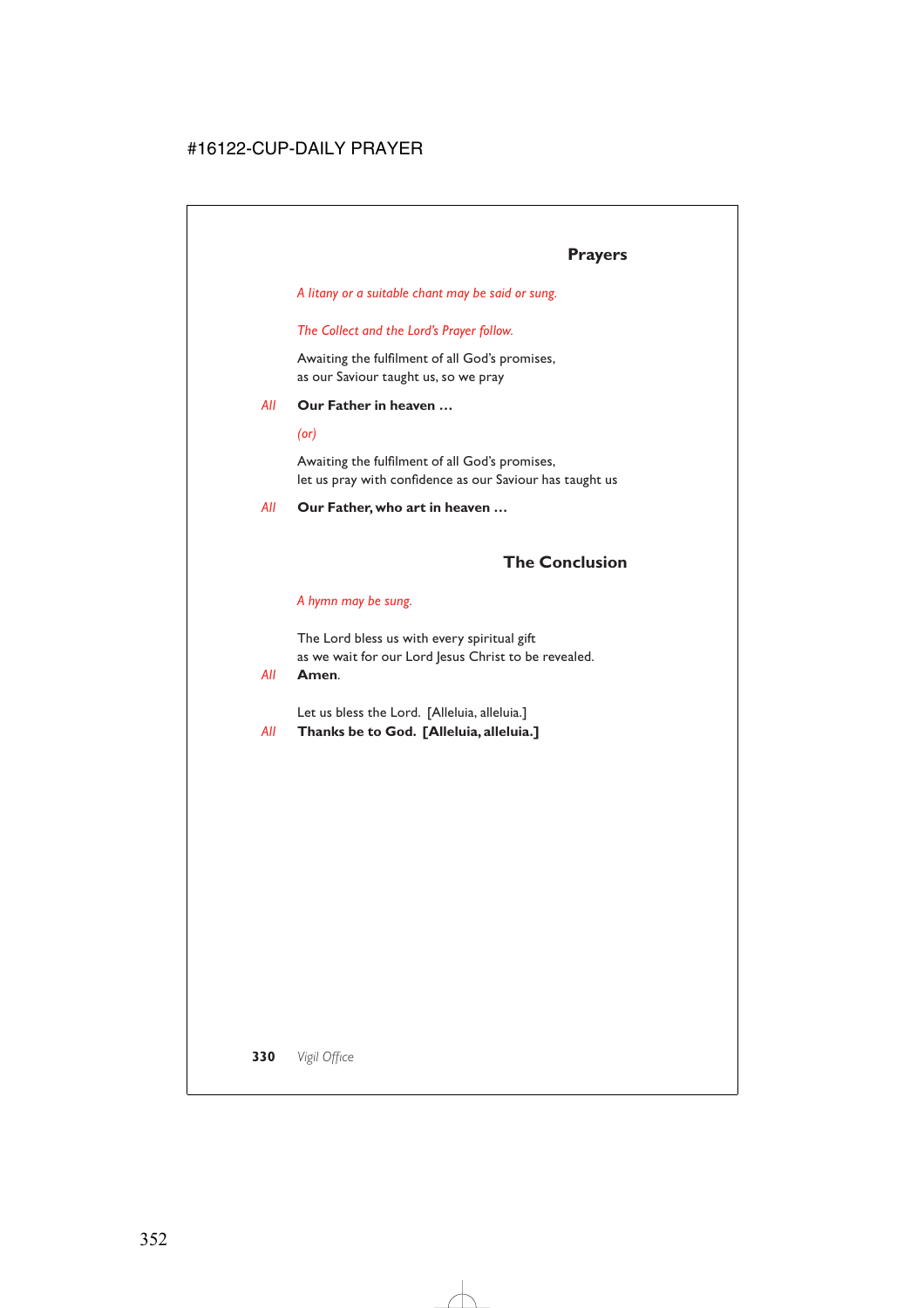## Prayers

*A litany or a suitable chant may be said or sung.*

*The Collect and the Lord's Prayer follow.*

Awaiting the fulfilment of all God's promises,
as our Saviour taught us, so we pray

*All* **Our Father in heaven …**

*(or)*

Awaiting the fulfilment of all God's promises,
let us pray with confidence as our Saviour has taught us

*All* **Our Father, who art in heaven …**

## The Conclusion

*A hymn may be sung.*

The Lord bless us with every spiritual gift
as we wait for our Lord Jesus Christ to be revealed.

*All* **Amen.**

Let us bless the Lord. [Alleluia, alleluia.]

*All* **Thanks be to God. [Alleluia, alleluia.]**